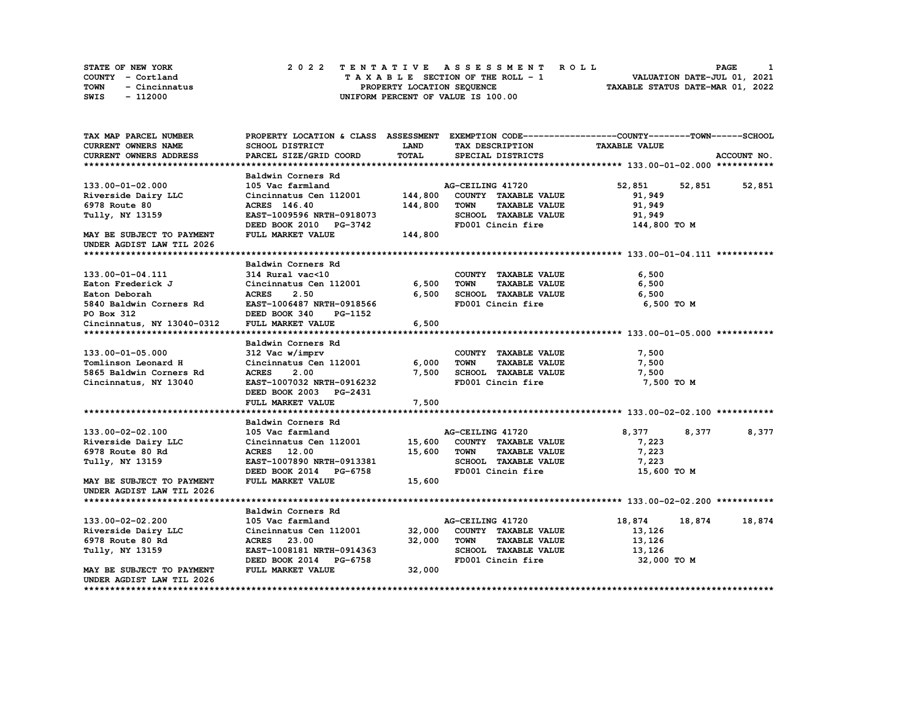STATE OF NEW YORK
COUNTY - Cortland
TOWN - Cincinnatus
SWIS - 112000

# 2022 TENTATIVE ASSESSMENT ROLL

TAXABLE SECTION OF THE ROLL - 1
PROPERTY LOCATION SEQUENCE
UNIFORM PERCENT OF VALUE IS 100.00

VALUATION DATE-JUL 01, 2021
TAXABLE STATUS DATE-MAR 01, 2022

| TAX MAP PARCEL NUMBER / CURRENT OWNERS NAME / CURRENT OWNERS ADDRESS | PROPERTY LOCATION & CLASS / SCHOOL DISTRICT / PARCEL SIZE/GRID COORD | ASSESSMENT LAND / TOTAL | EXEMPTION CODE / TAX DESCRIPTION / SPECIAL DISTRICTS | COUNTY | TOWN | SCHOOL |
|---|---|---|---|---|---|---|
| **133.00-01-02.000** | Baldwin Corners Rd | | | | | |
| 133.00-01-02.000 | 105 Vac farmland | | AG-CEILING 41720 | 52,851 | 52,851 | 52,851 |
| Riverside Dairy LLC | Cincinnatus Cen 112001 | 144,800 | COUNTY TAXABLE VALUE | 91,949 | | |
| 6978 Route 80 | ACRES 146.40 | 144,800 | TOWN TAXABLE VALUE | 91,949 | | |
| Tully, NY 13159 | EAST-1009596 NRTH-0918073 | | SCHOOL TAXABLE VALUE | 91,949 | | |
| | DEED BOOK 2010 PG-3742 | | FD001 Cincin fire | 144,800 TO M | | |
| MAY BE SUBJECT TO PAYMENT UNDER AGDIST LAW TIL 2026 | FULL MARKET VALUE | 144,800 | | | | |
| **133.00-01-04.111** | Baldwin Corners Rd | | | | | |
| 133.00-01-04.111 | 314 Rural vac<10 | | COUNTY TAXABLE VALUE | 6,500 | | |
| Eaton Frederick J | Cincinnatus Cen 112001 | 6,500 | TOWN TAXABLE VALUE | 6,500 | | |
| Eaton Deborah | ACRES 2.50 | 6,500 | SCHOOL TAXABLE VALUE | 6,500 | | |
| 5840 Baldwin Corners Rd | EAST-1006487 NRTH-0918566 | | FD001 Cincin fire | 6,500 TO M | | |
| PO Box 312 | DEED BOOK 340 PG-1152 | | | | | |
| Cincinnatus, NY 13040-0312 | FULL MARKET VALUE | 6,500 | | | | |
| **133.00-01-05.000** | Baldwin Corners Rd | | | | | |
| 133.00-01-05.000 | 312 Vac w/imprv | | COUNTY TAXABLE VALUE | 7,500 | | |
| Tomlinson Leonard H | Cincinnatus Cen 112001 | 6,000 | TOWN TAXABLE VALUE | 7,500 | | |
| 5865 Baldwin Corners Rd | ACRES 2.00 | 7,500 | SCHOOL TAXABLE VALUE | 7,500 | | |
| Cincinnatus, NY 13040 | EAST-1007032 NRTH-0916232 | | FD001 Cincin fire | 7,500 TO M | | |
| | DEED BOOK 2003 PG-2431 | | | | | |
| | FULL MARKET VALUE | 7,500 | | | | |
| **133.00-02-02.100** | Baldwin Corners Rd | | | | | |
| 133.00-02-02.100 | 105 Vac farmland | | AG-CEILING 41720 | 8,377 | 8,377 | 8,377 |
| Riverside Dairy LLC | Cincinnatus Cen 112001 | 15,600 | COUNTY TAXABLE VALUE | 7,223 | | |
| 6978 Route 80 Rd | ACRES 12.00 | 15,600 | TOWN TAXABLE VALUE | 7,223 | | |
| Tully, NY 13159 | EAST-1007890 NRTH-0913381 | | SCHOOL TAXABLE VALUE | 7,223 | | |
| | DEED BOOK 2014 PG-6758 | | FD001 Cincin fire | 15,600 TO M | | |
| MAY BE SUBJECT TO PAYMENT UNDER AGDIST LAW TIL 2026 | FULL MARKET VALUE | 15,600 | | | | |
| **133.00-02-02.200** | Baldwin Corners Rd | | | | | |
| 133.00-02-02.200 | 105 Vac farmland | | AG-CEILING 41720 | 18,874 | 18,874 | 18,874 |
| Riverside Dairy LLC | Cincinnatus Cen 112001 | 32,000 | COUNTY TAXABLE VALUE | 13,126 | | |
| 6978 Route 80 Rd | ACRES 23.00 | 32,000 | TOWN TAXABLE VALUE | 13,126 | | |
| Tully, NY 13159 | EAST-1008181 NRTH-0914363 | | SCHOOL TAXABLE VALUE | 13,126 | | |
| | DEED BOOK 2014 PG-6758 | | FD001 Cincin fire | 32,000 TO M | | |
| MAY BE SUBJECT TO PAYMENT UNDER AGDIST LAW TIL 2026 | FULL MARKET VALUE | 32,000 | | | | |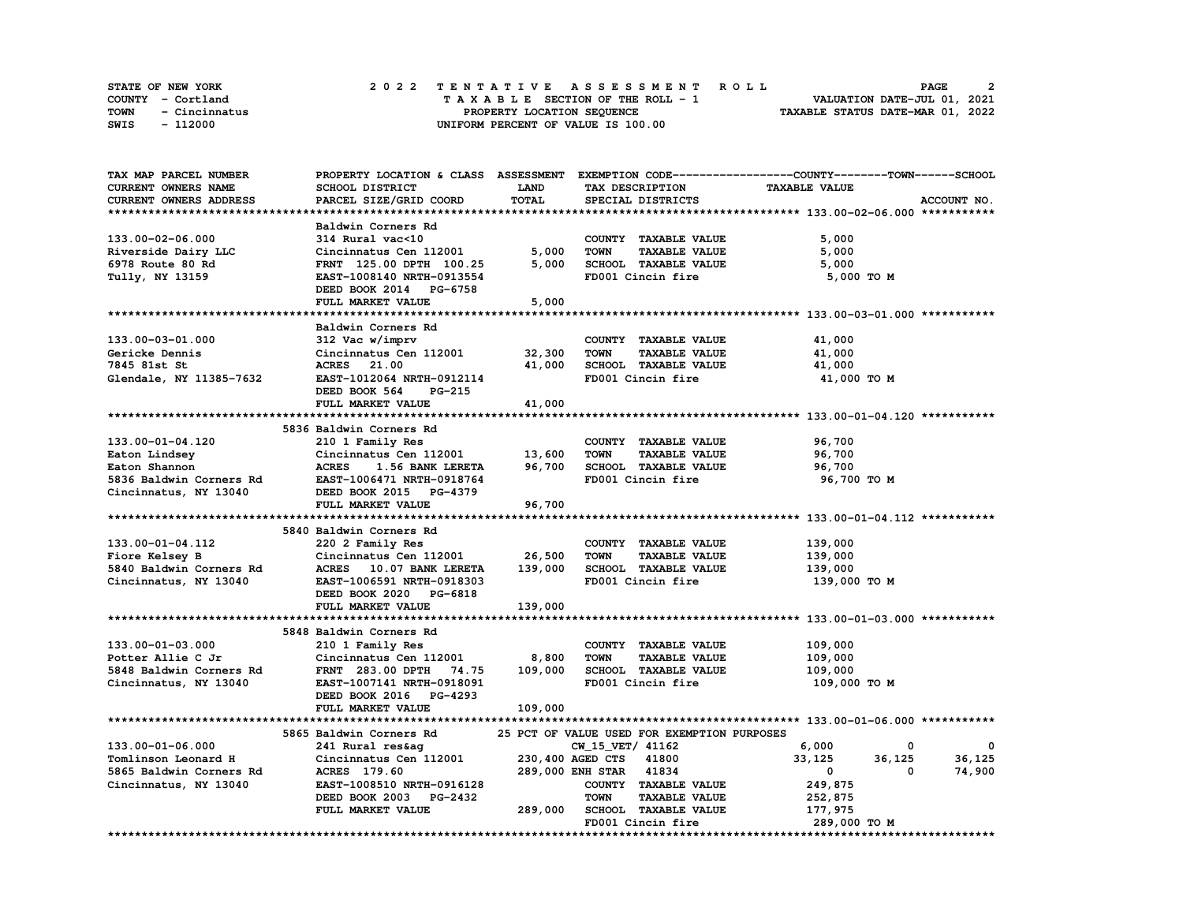STATE OF NEW YORK — COUNTY - Cortland — TOWN - Cincinnatus — SWIS - 112000

# 2022 TENTATIVE ASSESSMENT ROLL

TAXABLE SECTION OF THE ROLL - 1
PROPERTY LOCATION SEQUENCE
UNIFORM PERCENT OF VALUE IS 100.00

VALUATION DATE-JUL 01, 2021
TAXABLE STATUS DATE-MAR 01, 2022

| TAX MAP PARCEL NUMBER / CURRENT OWNERS NAME / CURRENT OWNERS ADDRESS | PROPERTY LOCATION & CLASS / SCHOOL DISTRICT / PARCEL SIZE/GRID COORD | ASSESSMENT LAND / TOTAL | EXEMPTION CODE / TAX DESCRIPTION / SPECIAL DISTRICTS | COUNTY TAXABLE VALUE | TOWN | SCHOOL |
|---|---|---|---|---|---|---|
| **133.00-02-06.000** | Baldwin Corners Rd | | | | | |
| 133.00-02-06.000 | 314 Rural vac<10 | | COUNTY TAXABLE VALUE | 5,000 | | |
| Riverside Dairy LLC | Cincinnatus Cen 112001 | 5,000 | TOWN TAXABLE VALUE | 5,000 | | |
| 6978 Route 80 Rd | FRNT 125.00 DPTH 100.25 | 5,000 | SCHOOL TAXABLE VALUE | 5,000 | | |
| Tully, NY 13159 | EAST-1008140 NRTH-0913554 | | FD001 Cincin fire | 5,000 TO M | | |
| | DEED BOOK 2014 PG-6758 | | | | | |
| | FULL MARKET VALUE | 5,000 | | | | |
| **133.00-03-01.000** | Baldwin Corners Rd | | | | | |
| 133.00-03-01.000 | 312 Vac w/imprv | | COUNTY TAXABLE VALUE | 41,000 | | |
| Gericke Dennis | Cincinnatus Cen 112001 | 32,300 | TOWN TAXABLE VALUE | 41,000 | | |
| 7845 81st St | ACRES 21.00 | 41,000 | SCHOOL TAXABLE VALUE | 41,000 | | |
| Glendale, NY 11385-7632 | EAST-1012064 NRTH-0912114 | | FD001 Cincin fire | 41,000 TO M | | |
| | DEED BOOK 564 PG-215 | | | | | |
| | FULL MARKET VALUE | 41,000 | | | | |
| **133.00-01-04.120** | 5836 Baldwin Corners Rd | | | | | |
| 133.00-01-04.120 | 210 1 Family Res | | COUNTY TAXABLE VALUE | 96,700 | | |
| Eaton Lindsey | Cincinnatus Cen 112001 | 13,600 | TOWN TAXABLE VALUE | 96,700 | | |
| Eaton Shannon | ACRES 1.56 BANK LERETA | 96,700 | SCHOOL TAXABLE VALUE | 96,700 | | |
| 5836 Baldwin Corners Rd | EAST-1006471 NRTH-0918764 | | FD001 Cincin fire | 96,700 TO M | | |
| Cincinnatus, NY 13040 | DEED BOOK 2015 PG-4379 | | | | | |
| | FULL MARKET VALUE | 96,700 | | | | |
| **133.00-01-04.112** | 5840 Baldwin Corners Rd | | | | | |
| 133.00-01-04.112 | 220 2 Family Res | | COUNTY TAXABLE VALUE | 139,000 | | |
| Fiore Kelsey B | Cincinnatus Cen 112001 | 26,500 | TOWN TAXABLE VALUE | 139,000 | | |
| 5840 Baldwin Corners Rd | ACRES 10.07 BANK LERETA | 139,000 | SCHOOL TAXABLE VALUE | 139,000 | | |
| Cincinnatus, NY 13040 | EAST-1006591 NRTH-0918303 | | FD001 Cincin fire | 139,000 TO M | | |
| | DEED BOOK 2020 PG-6818 | | | | | |
| | FULL MARKET VALUE | 139,000 | | | | |
| **133.00-01-03.000** | 5848 Baldwin Corners Rd | | | | | |
| 133.00-01-03.000 | 210 1 Family Res | | COUNTY TAXABLE VALUE | 109,000 | | |
| Potter Allie C Jr | Cincinnatus Cen 112001 | 8,800 | TOWN TAXABLE VALUE | 109,000 | | |
| 5848 Baldwin Corners Rd | FRNT 283.00 DPTH 74.75 | 109,000 | SCHOOL TAXABLE VALUE | 109,000 | | |
| Cincinnatus, NY 13040 | EAST-1007141 NRTH-0918091 | | FD001 Cincin fire | 109,000 TO M | | |
| | DEED BOOK 2016 PG-4293 | | | | | |
| | FULL MARKET VALUE | 109,000 | | | | |
| **133.00-01-06.000** | 5865 Baldwin Corners Rd | | 25 PCT OF VALUE USED FOR EXEMPTION PURPOSES | | | |
| 133.00-01-06.000 | 241 Rural res&ag | | CW_15_VET/ 41162 | 6,000 | 0 | 0 |
| Tomlinson Leonard H | Cincinnatus Cen 112001 | 230,400 | AGED CTS 41800 | 33,125 | 36,125 | 36,125 |
| 5865 Baldwin Corners Rd | ACRES 179.60 | 289,000 | ENH STAR 41834 | 0 | 0 | 74,900 |
| Cincinnatus, NY 13040 | EAST-1008510 NRTH-0916128 | | COUNTY TAXABLE VALUE | 249,875 | | |
| | DEED BOOK 2003 PG-2432 | | TOWN TAXABLE VALUE | 252,875 | | |
| | FULL MARKET VALUE | 289,000 | SCHOOL TAXABLE VALUE | 177,975 | | |
| | | | FD001 Cincin fire | 289,000 TO M | | |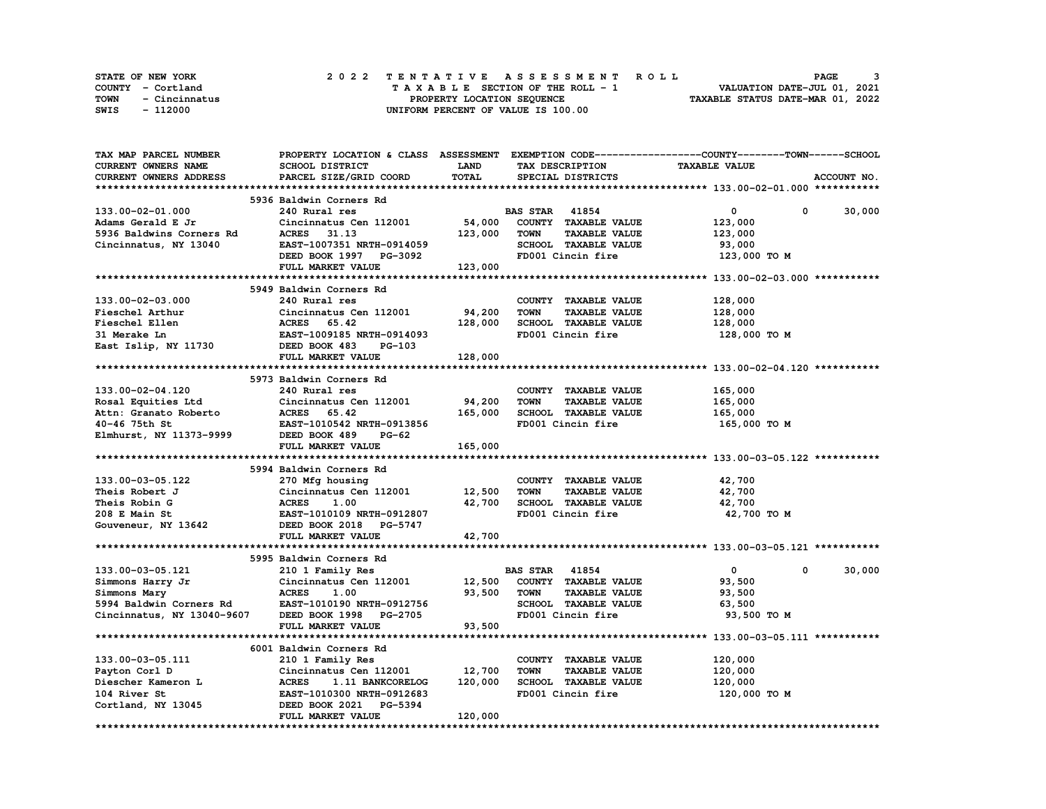STATE OF NEW YORK — 2022 TENTATIVE ASSESSMENT ROLL
COUNTY - Cortland — TAXABLE SECTION OF THE ROLL - 1 — VALUATION DATE-JUL 01, 2021
TOWN - Cincinnatus — PROPERTY LOCATION SEQUENCE — TAXABLE STATUS DATE-MAR 01, 2022
SWIS - 112000 — UNIFORM PERCENT OF VALUE IS 100.00

| TAX MAP PARCEL NUMBER / CURRENT OWNERS NAME / CURRENT OWNERS ADDRESS | PROPERTY LOCATION & CLASS / SCHOOL DISTRICT / PARCEL SIZE/GRID COORD | ASSESSMENT LAND / TOTAL | EXEMPTION CODE / TAX DESCRIPTION / SPECIAL DISTRICTS | COUNTY | TOWN | SCHOOL / TAXABLE VALUE |
|---|---|---|---|---|---|---|
| **133.00-02-01.000** | 5936 Baldwin Corners Rd | | | | | |
| 133.00-02-01.000 | 240 Rural res | | BAS STAR 41854 | 0 | 0 | 30,000 |
| Adams Gerald E Jr | Cincinnatus Cen 112001 | 54,000 | COUNTY TAXABLE VALUE | 123,000 | | |
| 5936 Baldwins Corners Rd | ACRES 31.13 | 123,000 | TOWN TAXABLE VALUE | | 123,000 | |
| Cincinnatus, NY 13040 | EAST-1007351 NRTH-0914059 | | SCHOOL TAXABLE VALUE | | | 93,000 |
| | DEED BOOK 1997 PG-3092 | | FD001 Cincin fire | 123,000 TO M | | |
| | FULL MARKET VALUE | 123,000 | | | | |
| **133.00-02-03.000** | 5949 Baldwin Corners Rd | | | | | |
| 133.00-02-03.000 | 240 Rural res | | COUNTY TAXABLE VALUE | 128,000 | | |
| Fieschel Arthur | Cincinnatus Cen 112001 | 94,200 | TOWN TAXABLE VALUE | | 128,000 | |
| Fieschel Ellen | ACRES 65.42 | 128,000 | SCHOOL TAXABLE VALUE | | | 128,000 |
| 31 Merake Ln | EAST-1009185 NRTH-0914093 | | FD001 Cincin fire | 128,000 TO M | | |
| East Islip, NY 11730 | DEED BOOK 483 PG-103 | | | | | |
| | FULL MARKET VALUE | 128,000 | | | | |
| **133.00-02-04.120** | 5973 Baldwin Corners Rd | | | | | |
| 133.00-02-04.120 | 240 Rural res | | COUNTY TAXABLE VALUE | 165,000 | | |
| Rosal Equities Ltd | Cincinnatus Cen 112001 | 94,200 | TOWN TAXABLE VALUE | | 165,000 | |
| Attn: Granato Roberto | ACRES 65.42 | 165,000 | SCHOOL TAXABLE VALUE | | | 165,000 |
| 40-46 75th St | EAST-1010542 NRTH-0913856 | | FD001 Cincin fire | 165,000 TO M | | |
| Elmhurst, NY 11373-9999 | DEED BOOK 489 PG-62 | | | | | |
| | FULL MARKET VALUE | 165,000 | | | | |
| **133.00-03-05.122** | 5994 Baldwin Corners Rd | | | | | |
| 133.00-03-05.122 | 270 Mfg housing | | COUNTY TAXABLE VALUE | 42,700 | | |
| Theis Robert J | Cincinnatus Cen 112001 | 12,500 | TOWN TAXABLE VALUE | | 42,700 | |
| Theis Robin G | ACRES 1.00 | 42,700 | SCHOOL TAXABLE VALUE | | | 42,700 |
| 208 E Main St | EAST-1010109 NRTH-0912807 | | FD001 Cincin fire | 42,700 TO M | | |
| Gouveneur, NY 13642 | DEED BOOK 2018 PG-5747 | | | | | |
| | FULL MARKET VALUE | 42,700 | | | | |
| **133.00-03-05.121** | 5995 Baldwin Corners Rd | | | | | |
| 133.00-03-05.121 | 210 1 Family Res | | BAS STAR 41854 | 0 | 0 | 30,000 |
| Simmons Harry Jr | Cincinnatus Cen 112001 | 12,500 | COUNTY TAXABLE VALUE | 93,500 | | |
| Simmons Mary | ACRES 1.00 | 93,500 | TOWN TAXABLE VALUE | | 93,500 | |
| 5994 Baldwin Corners Rd | EAST-1010190 NRTH-0912756 | | SCHOOL TAXABLE VALUE | | | 63,500 |
| Cincinnatus, NY 13040-9607 | DEED BOOK 1998 PG-2705 | | FD001 Cincin fire | 93,500 TO M | | |
| | FULL MARKET VALUE | 93,500 | | | | |
| **133.00-03-05.111** | 6001 Baldwin Corners Rd | | | | | |
| 133.00-03-05.111 | 210 1 Family Res | | COUNTY TAXABLE VALUE | 120,000 | | |
| Payton Corl D | Cincinnatus Cen 112001 | 12,700 | TOWN TAXABLE VALUE | | 120,000 | |
| Diescher Kameron L | ACRES 1.11 BANKCORELOG | 120,000 | SCHOOL TAXABLE VALUE | | | 120,000 |
| 104 River St | EAST-1010300 NRTH-0912683 | | FD001 Cincin fire | 120,000 TO M | | |
| Cortland, NY 13045 | DEED BOOK 2021 PG-5394 | | | | | |
| | FULL MARKET VALUE | 120,000 | | | | |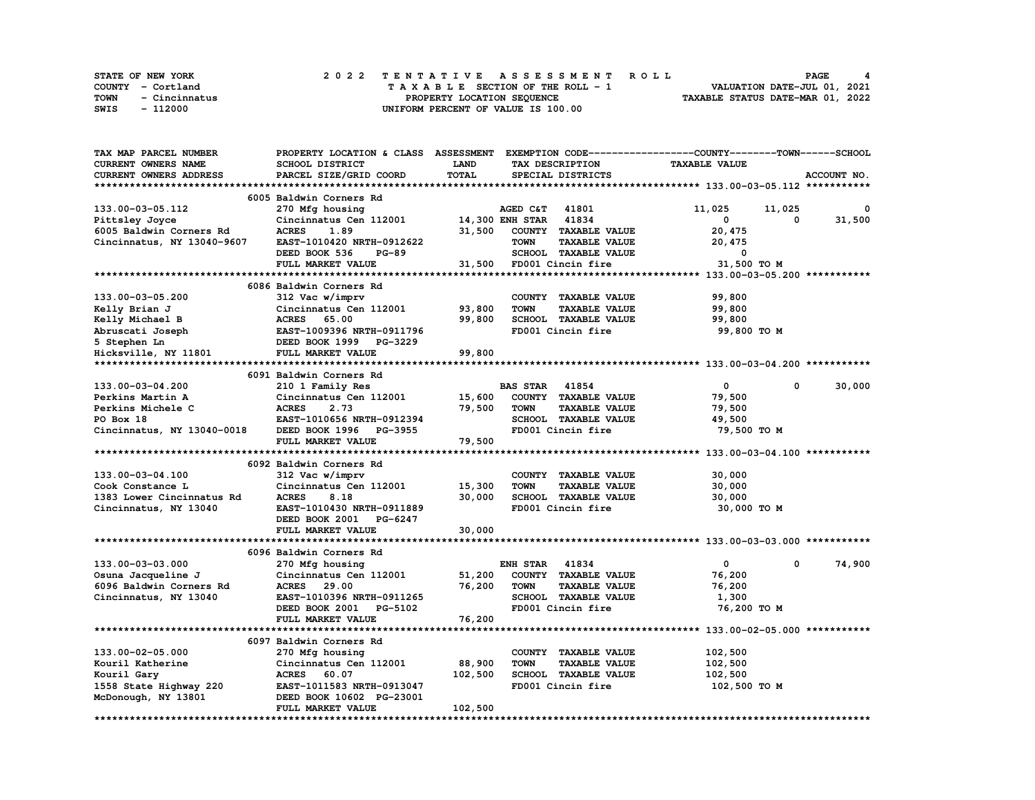STATE OF NEW YORK — 2022 TENTATIVE ASSESSMENT ROLL
COUNTY - Cortland — TAXABLE SECTION OF THE ROLL - 1 — VALUATION DATE-JUL 01, 2021
TOWN - Cincinnatus — PROPERTY LOCATION SEQUENCE — TAXABLE STATUS DATE-MAR 01, 2022
SWIS - 112000 — UNIFORM PERCENT OF VALUE IS 100.00

| TAX MAP PARCEL NUMBER / CURRENT OWNERS NAME / CURRENT OWNERS ADDRESS | PROPERTY LOCATION & CLASS / SCHOOL DISTRICT / PARCEL SIZE/GRID COORD | ASSESSMENT LAND | TOTAL | EXEMPTION CODE / TAX DESCRIPTION / SPECIAL DISTRICTS | COUNTY | TOWN | SCHOOL |
|---|---|---|---|---|---|---|---|
| **133.00-03-05.112** | 6005 Baldwin Corners Rd | | | | | | |
| 133.00-03-05.112 | 270 Mfg housing | | | AGED C&T 41801 | 11,025 | 11,025 | 0 |
| Pittsley Joyce | Cincinnatus Cen 112001 | 14,300 | | ENH STAR 41834 | 0 | 0 | 31,500 |
| 6005 Baldwin Corners Rd | ACRES 1.89 | | 31,500 | COUNTY TAXABLE VALUE | 20,475 | | |
| Cincinnatus, NY 13040-9607 | EAST-1010420 NRTH-0912622 | | | TOWN TAXABLE VALUE | | 20,475 | |
| | DEED BOOK 536 PG-89 | | | SCHOOL TAXABLE VALUE | | | 0 |
| | FULL MARKET VALUE | | 31,500 | FD001 Cincin fire | 31,500 TO M | | |
| **133.00-03-05.200** | 6086 Baldwin Corners Rd | | | | | | |
| 133.00-03-05.200 | 312 Vac w/imprv | | | COUNTY TAXABLE VALUE | 99,800 | | |
| Kelly Brian J | Cincinnatus Cen 112001 | 93,800 | | TOWN TAXABLE VALUE | | 99,800 | |
| Kelly Michael B | ACRES 65.00 | | 99,800 | SCHOOL TAXABLE VALUE | | | 99,800 |
| Abruscati Joseph | EAST-1009396 NRTH-0911796 | | | FD001 Cincin fire | 99,800 TO M | | |
| 5 Stephen Ln | DEED BOOK 1999 PG-3229 | | | | | | |
| Hicksville, NY 11801 | FULL MARKET VALUE | | 99,800 | | | | |
| **133.00-03-04.200** | 6091 Baldwin Corners Rd | | | | | | |
| 133.00-03-04.200 | 210 1 Family Res | | | BAS STAR 41854 | 0 | 0 | 30,000 |
| Perkins Martin A | Cincinnatus Cen 112001 | 15,600 | | COUNTY TAXABLE VALUE | 79,500 | | |
| Perkins Michele C | ACRES 2.73 | | 79,500 | TOWN TAXABLE VALUE | | 79,500 | |
| PO Box 18 | EAST-1010656 NRTH-0912394 | | | SCHOOL TAXABLE VALUE | | | 49,500 |
| Cincinnatus, NY 13040-0018 | DEED BOOK 1996 PG-3955 | | | FD001 Cincin fire | 79,500 TO M | | |
| | FULL MARKET VALUE | | 79,500 | | | | |
| **133.00-03-04.100** | 6092 Baldwin Corners Rd | | | | | | |
| 133.00-03-04.100 | 312 Vac w/imprv | | | COUNTY TAXABLE VALUE | 30,000 | | |
| Cook Constance L | Cincinnatus Cen 112001 | 15,300 | | TOWN TAXABLE VALUE | | 30,000 | |
| 1383 Lower Cincinnatus Rd | ACRES 8.18 | | 30,000 | SCHOOL TAXABLE VALUE | | | 30,000 |
| Cincinnatus, NY 13040 | EAST-1010430 NRTH-0911889 | | | FD001 Cincin fire | 30,000 TO M | | |
| | DEED BOOK 2001 PG-6247 | | | | | | |
| | FULL MARKET VALUE | | 30,000 | | | | |
| **133.00-03-03.000** | 6096 Baldwin Corners Rd | | | | | | |
| 133.00-03-03.000 | 270 Mfg housing | | | ENH STAR 41834 | 0 | 0 | 74,900 |
| Osuna Jacqueline J | Cincinnatus Cen 112001 | 51,200 | | COUNTY TAXABLE VALUE | 76,200 | | |
| 6096 Baldwin Corners Rd | ACRES 29.00 | | 76,200 | TOWN TAXABLE VALUE | | 76,200 | |
| Cincinnatus, NY 13040 | EAST-1010396 NRTH-0911265 | | | SCHOOL TAXABLE VALUE | | | 1,300 |
| | DEED BOOK 2001 PG-5102 | | | FD001 Cincin fire | 76,200 TO M | | |
| | FULL MARKET VALUE | | 76,200 | | | | |
| **133.00-02-05.000** | 6097 Baldwin Corners Rd | | | | | | |
| 133.00-02-05.000 | 270 Mfg housing | | | COUNTY TAXABLE VALUE | 102,500 | | |
| Kouril Katherine | Cincinnatus Cen 112001 | 88,900 | | TOWN TAXABLE VALUE | | 102,500 | |
| Kouril Gary | ACRES 60.07 | | 102,500 | SCHOOL TAXABLE VALUE | | | 102,500 |
| 1558 State Highway 220 | EAST-1011583 NRTH-0913047 | | | FD001 Cincin fire | 102,500 TO M | | |
| McDonough, NY 13801 | DEED BOOK 10602 PG-23001 | | | | | | |
| | FULL MARKET VALUE | | 102,500 | | | | |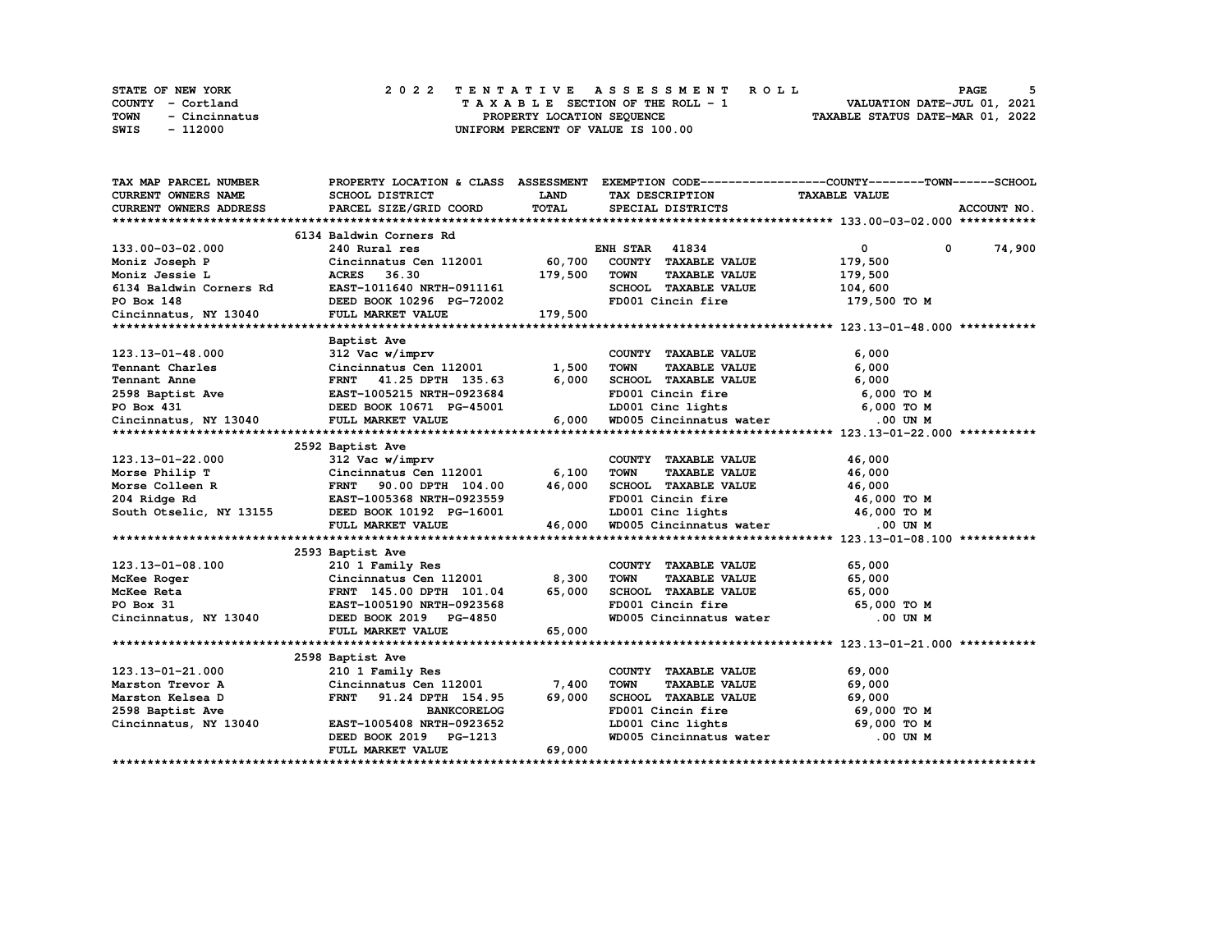STATE OF NEW YORK
COUNTY - Cortland
TOWN - Cincinnatus
SWIS - 112000

# 2022 TENTATIVE ASSESSMENT ROLL

TAXABLE SECTION OF THE ROLL - 1
PROPERTY LOCATION SEQUENCE
UNIFORM PERCENT OF VALUE IS 100.00

VALUATION DATE-JUL 01, 2021
TAXABLE STATUS DATE-MAR 01, 2022

| TAX MAP PARCEL NUMBER / CURRENT OWNERS NAME / CURRENT OWNERS ADDRESS | PROPERTY LOCATION & CLASS / SCHOOL DISTRICT / PARCEL SIZE/GRID COORD | ASSESSMENT LAND / TOTAL | EXEMPTION CODE / TAX DESCRIPTION / SPECIAL DISTRICTS | COUNTY / TAXABLE VALUE | TOWN | SCHOOL | ACCOUNT NO. |
|---|---|---|---|---|---|---|---|
| **133.00-03-02.000** | 6134 Baldwin Corners Rd | | | | | | |
| 133.00-03-02.000 | 240 Rural res | | ENH STAR 41834 | 0 | 0 | 74,900 | |
| Moniz Joseph P | Cincinnatus Cen 112001 | 60,700 | COUNTY TAXABLE VALUE | 179,500 | | | |
| Moniz Jessie L | ACRES 36.30 | 179,500 | TOWN TAXABLE VALUE | 179,500 | | | |
| 6134 Baldwin Corners Rd | EAST-1011640 NRTH-0911161 | | SCHOOL TAXABLE VALUE | 104,600 | | | |
| PO Box 148 | DEED BOOK 10296 PG-72002 | | FD001 Cincin fire | 179,500 TO M | | | |
| Cincinnatus, NY 13040 | FULL MARKET VALUE | 179,500 | | | | | |
| **123.13-01-48.000** | Baptist Ave | | | | | | |
| 123.13-01-48.000 | 312 Vac w/imprv | | COUNTY TAXABLE VALUE | 6,000 | | | |
| Tennant Charles | Cincinnatus Cen 112001 | 1,500 | TOWN TAXABLE VALUE | 6,000 | | | |
| Tennant Anne | FRNT 41.25 DPTH 135.63 | 6,000 | SCHOOL TAXABLE VALUE | 6,000 | | | |
| 2598 Baptist Ave | EAST-1005215 NRTH-0923684 | | FD001 Cincin fire | 6,000 TO M | | | |
| PO Box 431 | DEED BOOK 10671 PG-45001 | | LD001 Cinc lights | 6,000 TO M | | | |
| Cincinnatus, NY 13040 | FULL MARKET VALUE | 6,000 | WD005 Cincinnatus water | .00 UN M | | | |
| **123.13-01-22.000** | 2592 Baptist Ave | | | | | | |
| 123.13-01-22.000 | 312 Vac w/imprv | | COUNTY TAXABLE VALUE | 46,000 | | | |
| Morse Philip T | Cincinnatus Cen 112001 | 6,100 | TOWN TAXABLE VALUE | 46,000 | | | |
| Morse Colleen R | FRNT 90.00 DPTH 104.00 | 46,000 | SCHOOL TAXABLE VALUE | 46,000 | | | |
| 204 Ridge Rd | EAST-1005368 NRTH-0923559 | | FD001 Cincin fire | 46,000 TO M | | | |
| South Otselic, NY 13155 | DEED BOOK 10192 PG-16001 | | LD001 Cinc lights | 46,000 TO M | | | |
| | FULL MARKET VALUE | 46,000 | WD005 Cincinnatus water | .00 UN M | | | |
| **123.13-01-08.100** | 2593 Baptist Ave | | | | | | |
| 123.13-01-08.100 | 210 1 Family Res | | COUNTY TAXABLE VALUE | 65,000 | | | |
| McKee Roger | Cincinnatus Cen 112001 | 8,300 | TOWN TAXABLE VALUE | 65,000 | | | |
| McKee Reta | FRNT 145.00 DPTH 101.04 | 65,000 | SCHOOL TAXABLE VALUE | 65,000 | | | |
| PO Box 31 | EAST-1005190 NRTH-0923568 | | FD001 Cincin fire | 65,000 TO M | | | |
| Cincinnatus, NY 13040 | DEED BOOK 2019 PG-4850 | | WD005 Cincinnatus water | .00 UN M | | | |
| | FULL MARKET VALUE | 65,000 | | | | | |
| **123.13-01-21.000** | 2598 Baptist Ave | | | | | | |
| 123.13-01-21.000 | 210 1 Family Res | | COUNTY TAXABLE VALUE | 69,000 | | | |
| Marston Trevor A | Cincinnatus Cen 112001 | 7,400 | TOWN TAXABLE VALUE | 69,000 | | | |
| Marston Kelsea D | FRNT 91.24 DPTH 154.95 | 69,000 | SCHOOL TAXABLE VALUE | 69,000 | | | |
| 2598 Baptist Ave | BANKCORELOG | | FD001 Cincin fire | 69,000 TO M | | | |
| Cincinnatus, NY 13040 | EAST-1005408 NRTH-0923652 | | LD001 Cinc lights | 69,000 TO M | | | |
| | DEED BOOK 2019 PG-1213 | | WD005 Cincinnatus water | .00 UN M | | | |
| | FULL MARKET VALUE | 69,000 | | | | | |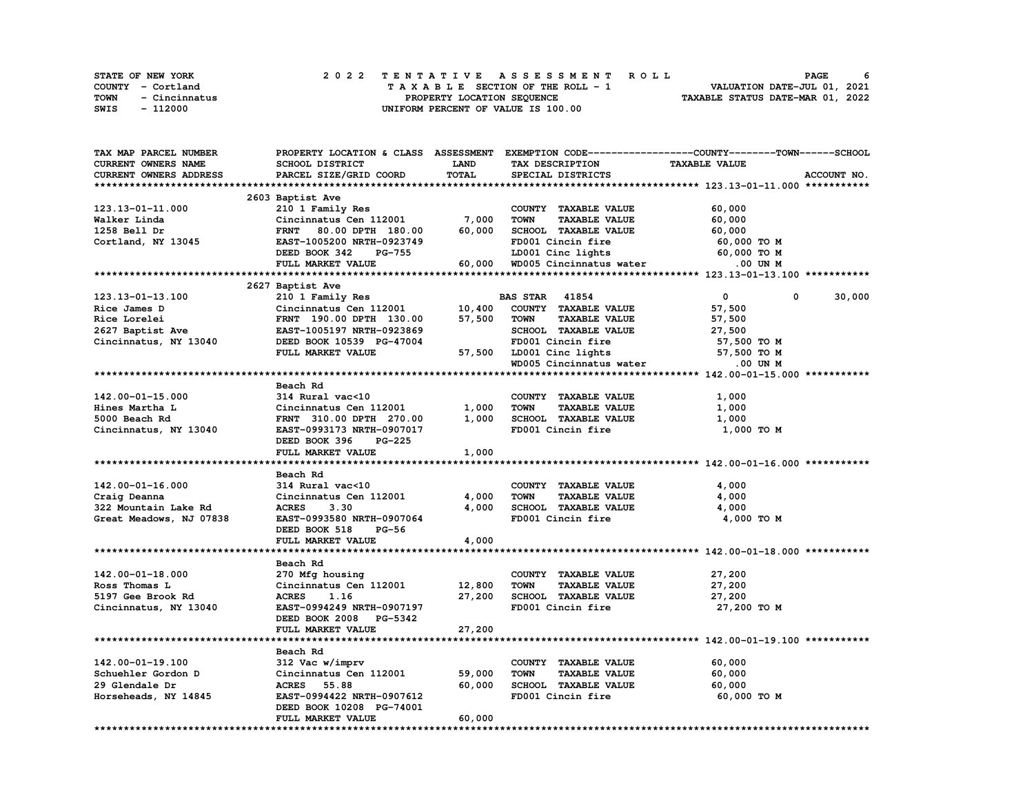STATE OF NEW YORK
COUNTY - Cortland
TOWN - Cincinnatus
SWIS - 112000

2022 TENTATIVE ASSESSMENT ROLL
TAXABLE SECTION OF THE ROLL - 1
PROPERTY LOCATION SEQUENCE
UNIFORM PERCENT OF VALUE IS 100.00

VALUATION DATE-JUL 01, 2021
TAXABLE STATUS DATE-MAR 01, 2022

| TAX MAP PARCEL NUMBER / CURRENT OWNERS NAME / CURRENT OWNERS ADDRESS | PROPERTY LOCATION & CLASS / SCHOOL DISTRICT / PARCEL SIZE/GRID COORD | ASSESSMENT LAND | ASSESSMENT TOTAL | EXEMPTION CODE / TAX DESCRIPTION / SPECIAL DISTRICTS | COUNTY | TOWN | SCHOOL / TAXABLE VALUE |
|---|---|---|---|---|---|---|---|
| **123.13-01-11.000** | 2603 Baptist Ave | | | | | | |
| 123.13-01-11.000 | 210 1 Family Res | | | COUNTY TAXABLE VALUE | 60,000 | | |
| Walker Linda | Cincinnatus Cen 112001 | 7,000 | | TOWN TAXABLE VALUE | | 60,000 | |
| 1258 Bell Dr | FRNT 80.00 DPTH 180.00 | | 60,000 | SCHOOL TAXABLE VALUE | | | 60,000 |
| Cortland, NY 13045 | EAST-1005200 NRTH-0923749 | | | FD001 Cincin fire | | | 60,000 TO M |
| | DEED BOOK 342 PG-755 | | | LD001 Cinc lights | | | 60,000 TO M |
| | FULL MARKET VALUE | | 60,000 | WD005 Cincinnatus water | | | .00 UN M |
| **123.13-01-13.100** | 2627 Baptist Ave | | | | | | |
| 123.13-01-13.100 | 210 1 Family Res | | | BAS STAR 41854 | 0 | 0 | 30,000 |
| Rice James D | Cincinnatus Cen 112001 | 10,400 | | COUNTY TAXABLE VALUE | 57,500 | | |
| Rice Lorelei | FRNT 190.00 DPTH 130.00 | | 57,500 | TOWN TAXABLE VALUE | | 57,500 | |
| 2627 Baptist Ave | EAST-1005197 NRTH-0923869 | | | SCHOOL TAXABLE VALUE | | | 27,500 |
| Cincinnatus, NY 13040 | DEED BOOK 10539 PG-47004 | | | FD001 Cincin fire | | | 57,500 TO M |
| | FULL MARKET VALUE | | 57,500 | LD001 Cinc lights | | | 57,500 TO M |
| | | | | WD005 Cincinnatus water | | | .00 UN M |
| **142.00-01-15.000** | Beach Rd | | | | | | |
| 142.00-01-15.000 | 314 Rural vac<10 | | | COUNTY TAXABLE VALUE | 1,000 | | |
| Hines Martha L | Cincinnatus Cen 112001 | 1,000 | | TOWN TAXABLE VALUE | | 1,000 | |
| 5000 Beach Rd | FRNT 310.00 DPTH 270.00 | | 1,000 | SCHOOL TAXABLE VALUE | | | 1,000 |
| Cincinnatus, NY 13040 | EAST-0993173 NRTH-0907017 | | | FD001 Cincin fire | | | 1,000 TO M |
| | DEED BOOK 396 PG-225 | | | | | | |
| | FULL MARKET VALUE | | 1,000 | | | | |
| **142.00-01-16.000** | Beach Rd | | | | | | |
| 142.00-01-16.000 | 314 Rural vac<10 | | | COUNTY TAXABLE VALUE | 4,000 | | |
| Craig Deanna | Cincinnatus Cen 112001 | 4,000 | | TOWN TAXABLE VALUE | | 4,000 | |
| 322 Mountain Lake Rd | ACRES 3.30 | | 4,000 | SCHOOL TAXABLE VALUE | | | 4,000 |
| Great Meadows, NJ 07838 | EAST-0993580 NRTH-0907064 | | | FD001 Cincin fire | | | 4,000 TO M |
| | DEED BOOK 518 PG-56 | | | | | | |
| | FULL MARKET VALUE | | 4,000 | | | | |
| **142.00-01-18.000** | Beach Rd | | | | | | |
| 142.00-01-18.000 | 270 Mfg housing | | | COUNTY TAXABLE VALUE | 27,200 | | |
| Ross Thomas L | Cincinnatus Cen 112001 | 12,800 | | TOWN TAXABLE VALUE | | 27,200 | |
| 5197 Gee Brook Rd | ACRES 1.16 | | 27,200 | SCHOOL TAXABLE VALUE | | | 27,200 |
| Cincinnatus, NY 13040 | EAST-0994249 NRTH-0907197 | | | FD001 Cincin fire | | | 27,200 TO M |
| | DEED BOOK 2008 PG-5342 | | | | | | |
| | FULL MARKET VALUE | | 27,200 | | | | |
| **142.00-01-19.100** | Beach Rd | | | | | | |
| 142.00-01-19.100 | 312 Vac w/imprv | | | COUNTY TAXABLE VALUE | 60,000 | | |
| Schuehler Gordon D | Cincinnatus Cen 112001 | 59,000 | | TOWN TAXABLE VALUE | | 60,000 | |
| 29 Glendale Dr | ACRES 55.88 | | 60,000 | SCHOOL TAXABLE VALUE | | | 60,000 |
| Horseheads, NY 14845 | EAST-0994422 NRTH-0907612 | | | FD001 Cincin fire | | | 60,000 TO M |
| | DEED BOOK 10208 PG-74001 | | | | | | |
| | FULL MARKET VALUE | | 60,000 | | | | |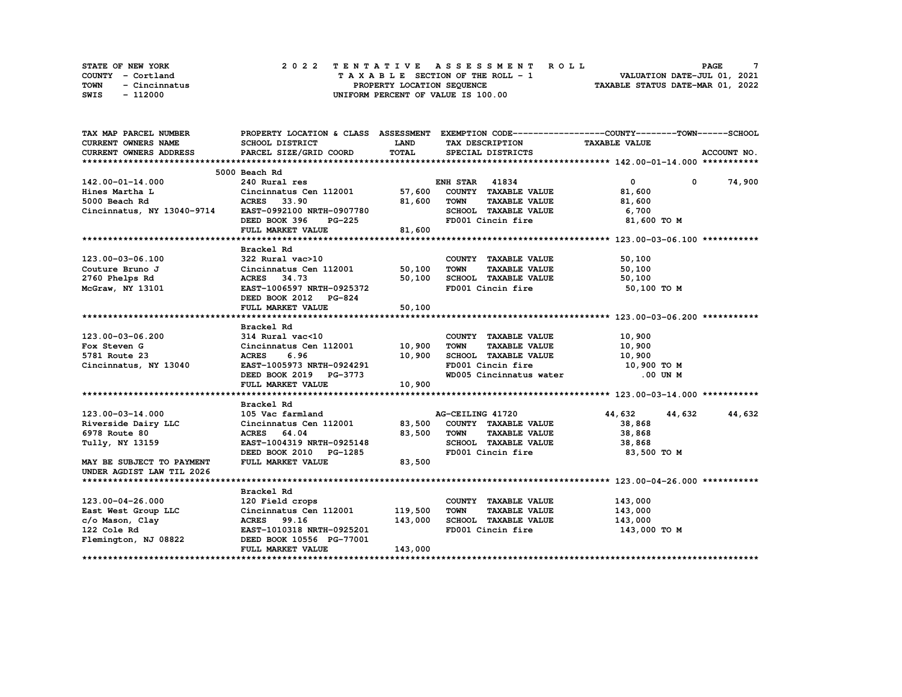STATE OF NEW YORK
COUNTY - Cortland
TOWN - Cincinnatus
SWIS - 112000

# 2022 TENTATIVE ASSESSMENT ROLL

TAXABLE SECTION OF THE ROLL - 1
PROPERTY LOCATION SEQUENCE
UNIFORM PERCENT OF VALUE IS 100.00

VALUATION DATE-JUL 01, 2021
TAXABLE STATUS DATE-MAR 01, 2022

| TAX MAP PARCEL NUMBER / CURRENT OWNERS NAME / CURRENT OWNERS ADDRESS | PROPERTY LOCATION & CLASS / SCHOOL DISTRICT / PARCEL SIZE/GRID COORD | ASSESSMENT LAND | TOTAL | EXEMPTION CODE / TAX DESCRIPTION / SPECIAL DISTRICTS | COUNTY TAXABLE VALUE | TOWN | SCHOOL | ACCOUNT NO. |
|---|---|---|---|---|---|---|---|---|
| **142.00-01-14.000** | 5000 Beach Rd | | | | | | | |
| 142.00-01-14.000 | 240 Rural res | | | ENH STAR 41834 | 0 | 0 | 74,900 | |
| Hines Martha L | Cincinnatus Cen 112001 | 57,600 | | COUNTY TAXABLE VALUE | 81,600 | | | |
| 5000 Beach Rd | ACRES 33.90 | | 81,600 | TOWN TAXABLE VALUE | 81,600 | | | |
| Cincinnatus, NY 13040-9714 | EAST-0992100 NRTH-0907780 | | | SCHOOL TAXABLE VALUE | 6,700 | | | |
| | DEED BOOK 396 PG-225 | | | FD001 Cincin fire | 81,600 TO M | | | |
| | FULL MARKET VALUE | | 81,600 | | | | | |
| **123.00-03-06.100** | Brackel Rd | | | | | | | |
| 123.00-03-06.100 | 322 Rural vac>10 | | | COUNTY TAXABLE VALUE | 50,100 | | | |
| Couture Bruno J | Cincinnatus Cen 112001 | 50,100 | | TOWN TAXABLE VALUE | 50,100 | | | |
| 2760 Phelps Rd | ACRES 34.73 | | 50,100 | SCHOOL TAXABLE VALUE | 50,100 | | | |
| McGraw, NY 13101 | EAST-1006597 NRTH-0925372 | | | FD001 Cincin fire | 50,100 TO M | | | |
| | DEED BOOK 2012 PG-824 | | | | | | | |
| | FULL MARKET VALUE | | 50,100 | | | | | |
| **123.00-03-06.200** | Brackel Rd | | | | | | | |
| 123.00-03-06.200 | 314 Rural vac<10 | | | COUNTY TAXABLE VALUE | 10,900 | | | |
| Fox Steven G | Cincinnatus Cen 112001 | 10,900 | | TOWN TAXABLE VALUE | 10,900 | | | |
| 5781 Route 23 | ACRES 6.96 | | 10,900 | SCHOOL TAXABLE VALUE | 10,900 | | | |
| Cincinnatus, NY 13040 | EAST-1005973 NRTH-0924291 | | | FD001 Cincin fire | 10,900 TO M | | | |
| | DEED BOOK 2019 PG-3773 | | | WD005 Cincinnatus water | .00 UN M | | | |
| | FULL MARKET VALUE | | 10,900 | | | | | |
| **123.00-03-14.000** | Brackel Rd | | | | | | | |
| 123.00-03-14.000 | 105 Vac farmland | | | AG-CEILING 41720 | 44,632 | 44,632 | 44,632 | |
| Riverside Dairy LLC | Cincinnatus Cen 112001 | 83,500 | | COUNTY TAXABLE VALUE | 38,868 | | | |
| 6978 Route 80 | ACRES 64.04 | | 83,500 | TOWN TAXABLE VALUE | 38,868 | | | |
| Tully, NY 13159 | EAST-1004319 NRTH-0925148 | | | SCHOOL TAXABLE VALUE | 38,868 | | | |
| | DEED BOOK 2010 PG-1285 | | | FD001 Cincin fire | 83,500 TO M | | | |
| MAY BE SUBJECT TO PAYMENT | FULL MARKET VALUE | | 83,500 | | | | | |
| UNDER AGDIST LAW TIL 2026 | | | | | | | | |
| **123.00-04-26.000** | Brackel Rd | | | | | | | |
| 123.00-04-26.000 | 120 Field crops | | | COUNTY TAXABLE VALUE | 143,000 | | | |
| East West Group LLC | Cincinnatus Cen 112001 | 119,500 | | TOWN TAXABLE VALUE | 143,000 | | | |
| c/o Mason, Clay | ACRES 99.16 | | 143,000 | SCHOOL TAXABLE VALUE | 143,000 | | | |
| 122 Cole Rd | EAST-1010318 NRTH-0925201 | | | FD001 Cincin fire | 143,000 TO M | | | |
| Flemington, NJ 08822 | DEED BOOK 10556 PG-77001 | | | | | | | |
| | FULL MARKET VALUE | | 143,000 | | | | | |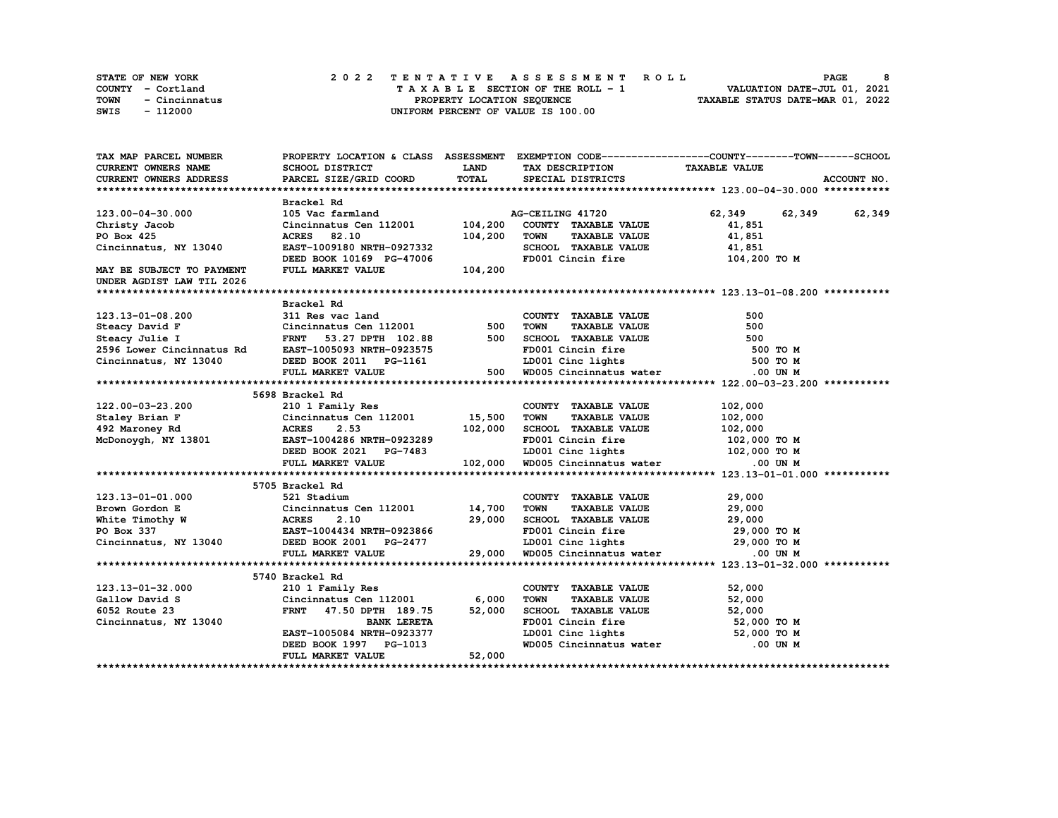STATE OF NEW YORK — 2022 TENTATIVE ASSESSMENT ROLL
COUNTY - Cortland — TAXABLE SECTION OF THE ROLL - 1 — VALUATION DATE-JUL 01, 2021
TOWN - Cincinnatus — PROPERTY LOCATION SEQUENCE — TAXABLE STATUS DATE-MAR 01, 2022
SWIS - 112000 — UNIFORM PERCENT OF VALUE IS 100.00

| TAX MAP PARCEL NUMBER / CURRENT OWNERS NAME / CURRENT OWNERS ADDRESS | PROPERTY LOCATION & CLASS / SCHOOL DISTRICT / PARCEL SIZE/GRID COORD | ASSESSMENT LAND | TOTAL | EXEMPTION CODE / TAX DESCRIPTION / SPECIAL DISTRICTS | COUNTY TAXABLE VALUE | TOWN | SCHOOL | ACCOUNT NO. |
|---|---|---|---|---|---|---|---|---|
| **123.00-04-30.000** | Brackel Rd | | | | | | | |
| 123.00-04-30.000 | 105 Vac farmland | | | AG-CEILING 41720 | 62,349 | 62,349 | 62,349 | |
| Christy Jacob | Cincinnatus Cen 112001 | 104,200 | | COUNTY TAXABLE VALUE | 41,851 | | | |
| PO Box 425 | ACRES 82.10 | | 104,200 | TOWN TAXABLE VALUE | 41,851 | | | |
| Cincinnatus, NY 13040 | EAST-1009180 NRTH-0927332 | | | SCHOOL TAXABLE VALUE | 41,851 | | | |
| | DEED BOOK 10169 PG-47006 | | | FD001 Cincin fire | 104,200 TO M | | | |
| MAY BE SUBJECT TO PAYMENT UNDER AGDIST LAW TIL 2026 | FULL MARKET VALUE | | 104,200 | | | | | |
| **123.13-01-08.200** | Brackel Rd | | | | | | | |
| 123.13-01-08.200 | 311 Res vac land | | | COUNTY TAXABLE VALUE | 500 | | | |
| Steacy David F | Cincinnatus Cen 112001 | 500 | | TOWN TAXABLE VALUE | 500 | | | |
| Steacy Julie I | FRNT 53.27 DPTH 102.88 | | 500 | SCHOOL TAXABLE VALUE | 500 | | | |
| 2596 Lower Cincinnatus Rd | EAST-1005093 NRTH-0923575 | | | FD001 Cincin fire | 500 TO M | | | |
| Cincinnatus, NY 13040 | DEED BOOK 2011 PG-1161 | | | LD001 Cinc lights | 500 TO M | | | |
| | FULL MARKET VALUE | | 500 | WD005 Cincinnatus water | .00 UN M | | | |
| **122.00-03-23.200** | 5698 Brackel Rd | | | | | | | |
| 122.00-03-23.200 | 210 1 Family Res | | | COUNTY TAXABLE VALUE | 102,000 | | | |
| Staley Brian F | Cincinnatus Cen 112001 | 15,500 | | TOWN TAXABLE VALUE | 102,000 | | | |
| 492 Maroney Rd | ACRES 2.53 | | 102,000 | SCHOOL TAXABLE VALUE | 102,000 | | | |
| McDonoygh, NY 13801 | EAST-1004286 NRTH-0923289 | | | FD001 Cincin fire | 102,000 TO M | | | |
| | DEED BOOK 2021 PG-7483 | | | LD001 Cinc lights | 102,000 TO M | | | |
| | FULL MARKET VALUE | | 102,000 | WD005 Cincinnatus water | .00 UN M | | | |
| **123.13-01-01.000** | 5705 Brackel Rd | | | | | | | |
| 123.13-01-01.000 | 521 Stadium | | | COUNTY TAXABLE VALUE | 29,000 | | | |
| Brown Gordon E | Cincinnatus Cen 112001 | 14,700 | | TOWN TAXABLE VALUE | 29,000 | | | |
| White Timothy W | ACRES 2.10 | | 29,000 | SCHOOL TAXABLE VALUE | 29,000 | | | |
| PO Box 337 | EAST-1004434 NRTH-0923866 | | | FD001 Cincin fire | 29,000 TO M | | | |
| Cincinnatus, NY 13040 | DEED BOOK 2001 PG-2477 | | | LD001 Cinc lights | 29,000 TO M | | | |
| | FULL MARKET VALUE | | 29,000 | WD005 Cincinnatus water | .00 UN M | | | |
| **123.13-01-32.000** | 5740 Brackel Rd | | | | | | | |
| 123.13-01-32.000 | 210 1 Family Res | | | COUNTY TAXABLE VALUE | 52,000 | | | |
| Gallow David S | Cincinnatus Cen 112001 | 6,000 | | TOWN TAXABLE VALUE | 52,000 | | | |
| 6052 Route 23 | FRNT 47.50 DPTH 189.75 | | 52,000 | SCHOOL TAXABLE VALUE | 52,000 | | | |
| Cincinnatus, NY 13040 | BANK LERETA | | | FD001 Cincin fire | 52,000 TO M | | | |
| | EAST-1005084 NRTH-0923377 | | | LD001 Cinc lights | 52,000 TO M | | | |
| | DEED BOOK 1997 PG-1013 | | | WD005 Cincinnatus water | .00 UN M | | | |
| | FULL MARKET VALUE | | 52,000 | | | | | |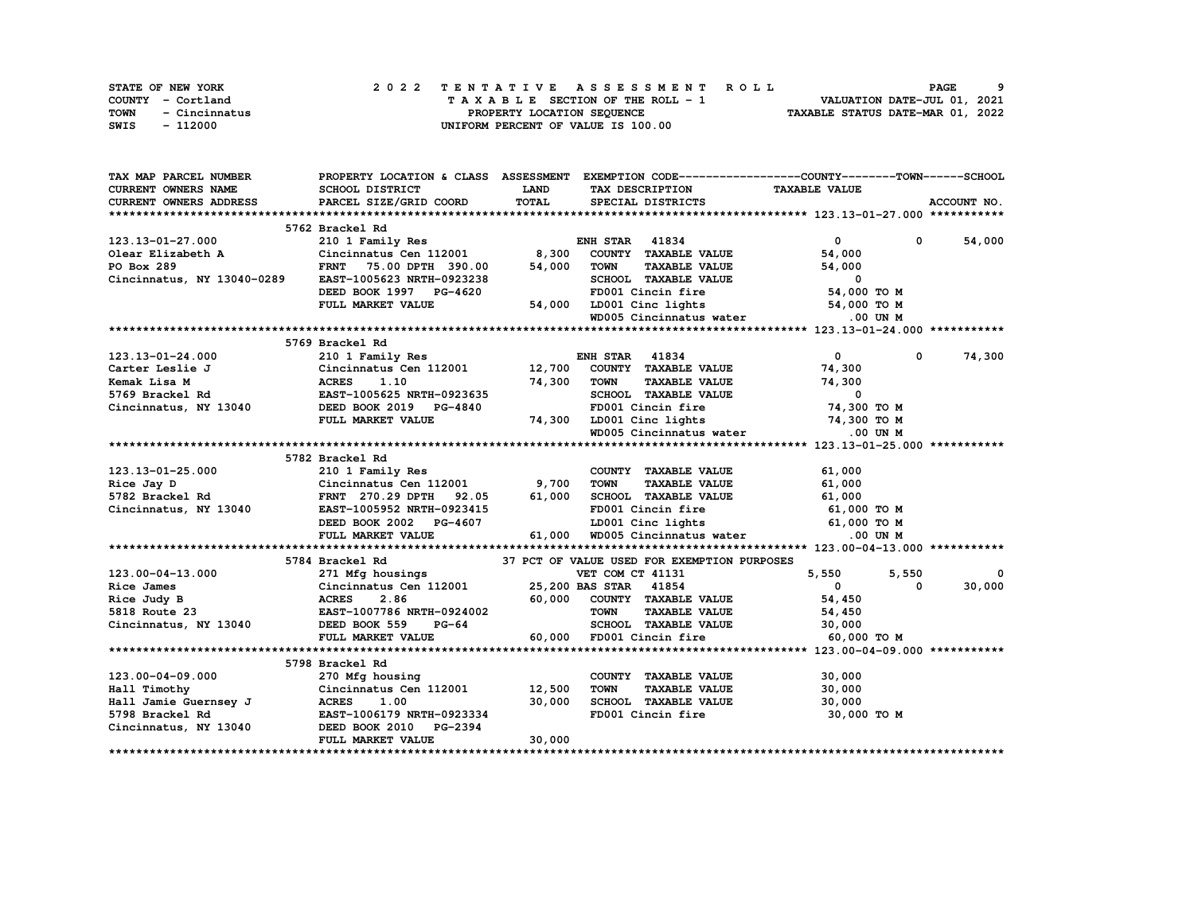STATE OF NEW YORK
COUNTY - Cortland
TOWN - Cincinnatus
SWIS - 112000

2022 TENTATIVE ASSESSMENT ROLL
TAXABLE SECTION OF THE ROLL - 1
PROPERTY LOCATION SEQUENCE
UNIFORM PERCENT OF VALUE IS 100.00

VALUATION DATE-JUL 01, 2021
TAXABLE STATUS DATE-MAR 01, 2022

| TAX MAP PARCEL NUMBER / CURRENT OWNERS NAME / CURRENT OWNERS ADDRESS | PROPERTY LOCATION & CLASS / SCHOOL DISTRICT / PARCEL SIZE/GRID COORD | ASSESSMENT LAND | TOTAL | EXEMPTION CODE / TAX DESCRIPTION / SPECIAL DISTRICTS | COUNTY TAXABLE VALUE | TOWN | SCHOOL | ACCOUNT NO. |
|---|---|---|---|---|---|---|---|---|
| **123.13-01-27.000** | 5762 Brackel Rd | | | | | | | |
| 123.13-01-27.000 | 210 1 Family Res | | | ENH STAR 41834 | 0 | 0 | 54,000 | |
| Olear Elizabeth A | Cincinnatus Cen 112001 | 8,300 | | COUNTY TAXABLE VALUE | 54,000 | | | |
| PO Box 289 | FRNT 75.00 DPTH 390.00 | | 54,000 | TOWN TAXABLE VALUE | 54,000 | | | |
| Cincinnatus, NY 13040-0289 | EAST-1005623 NRTH-0923238 | | | SCHOOL TAXABLE VALUE | 0 | | | |
| | DEED BOOK 1997 PG-4620 | | | FD001 Cincin fire | 54,000 TO M | | | |
| | FULL MARKET VALUE | | 54,000 | LD001 Cinc lights | 54,000 TO M | | | |
| | | | | WD005 Cincinnatus water | .00 UN M | | | |
| **123.13-01-24.000** | 5769 Brackel Rd | | | | | | | |
| 123.13-01-24.000 | 210 1 Family Res | | | ENH STAR 41834 | 0 | 0 | 74,300 | |
| Carter Leslie J | Cincinnatus Cen 112001 | 12,700 | | COUNTY TAXABLE VALUE | 74,300 | | | |
| Kemak Lisa M | ACRES 1.10 | | 74,300 | TOWN TAXABLE VALUE | 74,300 | | | |
| 5769 Brackel Rd | EAST-1005625 NRTH-0923635 | | | SCHOOL TAXABLE VALUE | 0 | | | |
| Cincinnatus, NY 13040 | DEED BOOK 2019 PG-4840 | | | FD001 Cincin fire | 74,300 TO M | | | |
| | FULL MARKET VALUE | | 74,300 | LD001 Cinc lights | 74,300 TO M | | | |
| | | | | WD005 Cincinnatus water | .00 UN M | | | |
| **123.13-01-25.000** | 5782 Brackel Rd | | | | | | | |
| 123.13-01-25.000 | 210 1 Family Res | | | COUNTY TAXABLE VALUE | 61,000 | | | |
| Rice Jay D | Cincinnatus Cen 112001 | 9,700 | | TOWN TAXABLE VALUE | 61,000 | | | |
| 5782 Brackel Rd | FRNT 270.29 DPTH 92.05 | | 61,000 | SCHOOL TAXABLE VALUE | 61,000 | | | |
| Cincinnatus, NY 13040 | EAST-1005952 NRTH-0923415 | | | FD001 Cincin fire | 61,000 TO M | | | |
| | DEED BOOK 2002 PG-4607 | | | LD001 Cinc lights | 61,000 TO M | | | |
| | FULL MARKET VALUE | | 61,000 | WD005 Cincinnatus water | .00 UN M | | | |
| **123.00-04-13.000** | 5784 Brackel Rd | | | 37 PCT OF VALUE USED FOR EXEMPTION PURPOSES | | | | |
| 123.00-04-13.000 | 271 Mfg housings | | | VET COM CT 41131 | 5,550 | 5,550 | 0 | |
| Rice James | Cincinnatus Cen 112001 | 25,200 | | BAS STAR 41854 | 0 | 0 | 30,000 | |
| Rice Judy B | ACRES 2.86 | | 60,000 | COUNTY TAXABLE VALUE | 54,450 | | | |
| 5818 Route 23 | EAST-1007786 NRTH-0924002 | | | TOWN TAXABLE VALUE | 54,450 | | | |
| Cincinnatus, NY 13040 | DEED BOOK 559 PG-64 | | | SCHOOL TAXABLE VALUE | 30,000 | | | |
| | FULL MARKET VALUE | | 60,000 | FD001 Cincin fire | 60,000 TO M | | | |
| **123.00-04-09.000** | 5798 Brackel Rd | | | | | | | |
| 123.00-04-09.000 | 270 Mfg housing | | | COUNTY TAXABLE VALUE | 30,000 | | | |
| Hall Timothy | Cincinnatus Cen 112001 | 12,500 | | TOWN TAXABLE VALUE | 30,000 | | | |
| Hall Jamie Guernsey J | ACRES 1.00 | | 30,000 | SCHOOL TAXABLE VALUE | 30,000 | | | |
| 5798 Brackel Rd | EAST-1006179 NRTH-0923334 | | | FD001 Cincin fire | 30,000 TO M | | | |
| Cincinnatus, NY 13040 | DEED BOOK 2010 PG-2394 | | | | | | | |
| | FULL MARKET VALUE | | 30,000 | | | | | |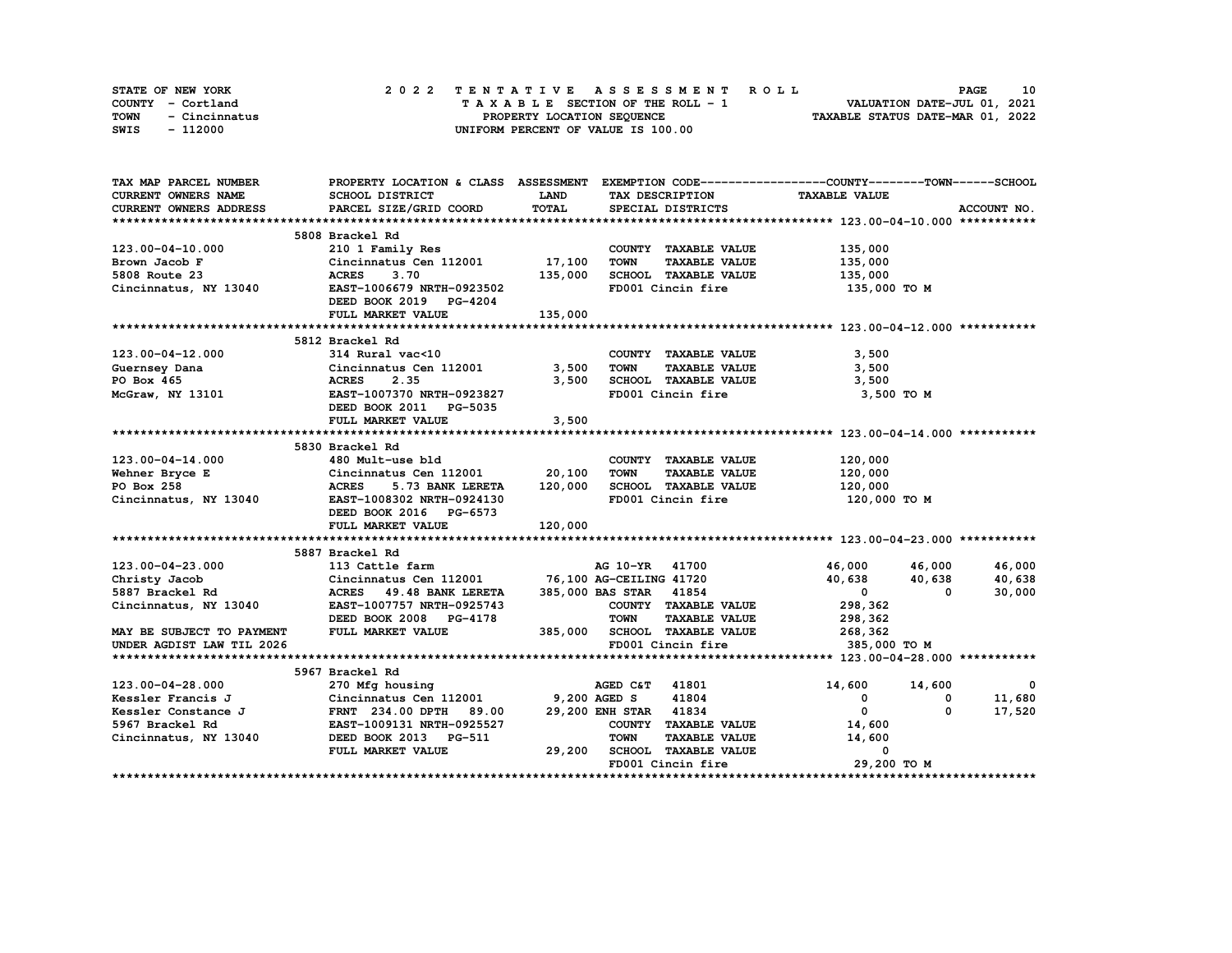STATE OF NEW YORK
COUNTY - Cortland
TOWN - Cincinnatus
SWIS - 112000

2 0 2 2 T E N T A T I V E A S S E S S M E N T R O L L
T A X A B L E SECTION OF THE ROLL - 1
PROPERTY LOCATION SEQUENCE
UNIFORM PERCENT OF VALUE IS 100.00

VALUATION DATE-JUL 01, 2021
TAXABLE STATUS DATE-MAR 01, 2022

| TAX MAP PARCEL NUMBER / CURRENT OWNERS NAME / CURRENT OWNERS ADDRESS | PROPERTY LOCATION & CLASS / SCHOOL DISTRICT / PARCEL SIZE/GRID COORD | ASSESSMENT LAND / TOTAL | EXEMPTION CODE / TAX DESCRIPTION / SPECIAL DISTRICTS | COUNTY TAXABLE VALUE | TOWN | SCHOOL | ACCOUNT NO. |
|---|---|---|---|---|---|---|---|
| ********** 123.00-04-10.000 ********** | | | | | | | |
| | 5808 Brackel Rd | | | | | | |
| 123.00-04-10.000 | 210 1 Family Res | | COUNTY TAXABLE VALUE | 135,000 | | | |
| Brown Jacob F | Cincinnatus Cen 112001 | 17,100 | TOWN TAXABLE VALUE | 135,000 | | | |
| 5808 Route 23 | ACRES 3.70 | 135,000 | SCHOOL TAXABLE VALUE | 135,000 | | | |
| Cincinnatus, NY 13040 | EAST-1006679 NRTH-0923502 | | FD001 Cincin fire | 135,000 TO M | | | |
| | DEED BOOK 2019 PG-4204 | | | | | | |
| | FULL MARKET VALUE | 135,000 | | | | | |
| ********** 123.00-04-12.000 ********** | | | | | | | |
| | 5812 Brackel Rd | | | | | | |
| 123.00-04-12.000 | 314 Rural vac<10 | | COUNTY TAXABLE VALUE | 3,500 | | | |
| Guernsey Dana | Cincinnatus Cen 112001 | 3,500 | TOWN TAXABLE VALUE | 3,500 | | | |
| PO Box 465 | ACRES 2.35 | 3,500 | SCHOOL TAXABLE VALUE | 3,500 | | | |
| McGraw, NY 13101 | EAST-1007370 NRTH-0923827 | | FD001 Cincin fire | 3,500 TO M | | | |
| | DEED BOOK 2011 PG-5035 | | | | | | |
| | FULL MARKET VALUE | 3,500 | | | | | |
| ********** 123.00-04-14.000 ********** | | | | | | | |
| | 5830 Brackel Rd | | | | | | |
| 123.00-04-14.000 | 480 Mult-use bld | | COUNTY TAXABLE VALUE | 120,000 | | | |
| Wehner Bryce E | Cincinnatus Cen 112001 | 20,100 | TOWN TAXABLE VALUE | 120,000 | | | |
| PO Box 258 | ACRES 5.73 BANK LERETA | 120,000 | SCHOOL TAXABLE VALUE | 120,000 | | | |
| Cincinnatus, NY 13040 | EAST-1008302 NRTH-0924130 | | FD001 Cincin fire | 120,000 TO M | | | |
| | DEED BOOK 2016 PG-6573 | | | | | | |
| | FULL MARKET VALUE | 120,000 | | | | | |
| ********** 123.00-04-23.000 ********** | | | | | | | |
| | 5887 Brackel Rd | | | | | | |
| 123.00-04-23.000 | 113 Cattle farm | | AG 10-YR 41700 | 46,000 | 46,000 | 46,000 | |
| Christy Jacob | Cincinnatus Cen 112001 | 76,100 | AG-CEILING 41720 | 40,638 | 40,638 | 40,638 | |
| 5887 Brackel Rd | ACRES 49.48 BANK LERETA | 385,000 | BAS STAR 41854 | 0 | 0 | 30,000 | |
| Cincinnatus, NY 13040 | EAST-1007757 NRTH-0925743 | | COUNTY TAXABLE VALUE | 298,362 | | | |
| | DEED BOOK 2008 PG-4178 | | TOWN TAXABLE VALUE | 298,362 | | | |
| MAY BE SUBJECT TO PAYMENT | FULL MARKET VALUE | 385,000 | SCHOOL TAXABLE VALUE | 268,362 | | | |
| UNDER AGDIST LAW TIL 2026 | | | FD001 Cincin fire | 385,000 TO M | | | |
| ********** 123.00-04-28.000 ********** | | | | | | | |
| | 5967 Brackel Rd | | | | | | |
| 123.00-04-28.000 | 270 Mfg housing | | AGED C&T 41801 | 14,600 | 14,600 | 0 | |
| Kessler Francis J | Cincinnatus Cen 112001 | 9,200 | AGED S 41804 | 0 | 0 | 11,680 | |
| Kessler Constance J | FRNT 234.00 DPTH 89.00 | 29,200 | ENH STAR 41834 | 0 | 0 | 17,520 | |
| 5967 Brackel Rd | EAST-1009131 NRTH-0925527 | | COUNTY TAXABLE VALUE | 14,600 | | | |
| Cincinnatus, NY 13040 | DEED BOOK 2013 PG-511 | | TOWN TAXABLE VALUE | 14,600 | | | |
| | FULL MARKET VALUE | 29,200 | SCHOOL TAXABLE VALUE | 0 | | | |
| | | | FD001 Cincin fire | 29,200 TO M | | | |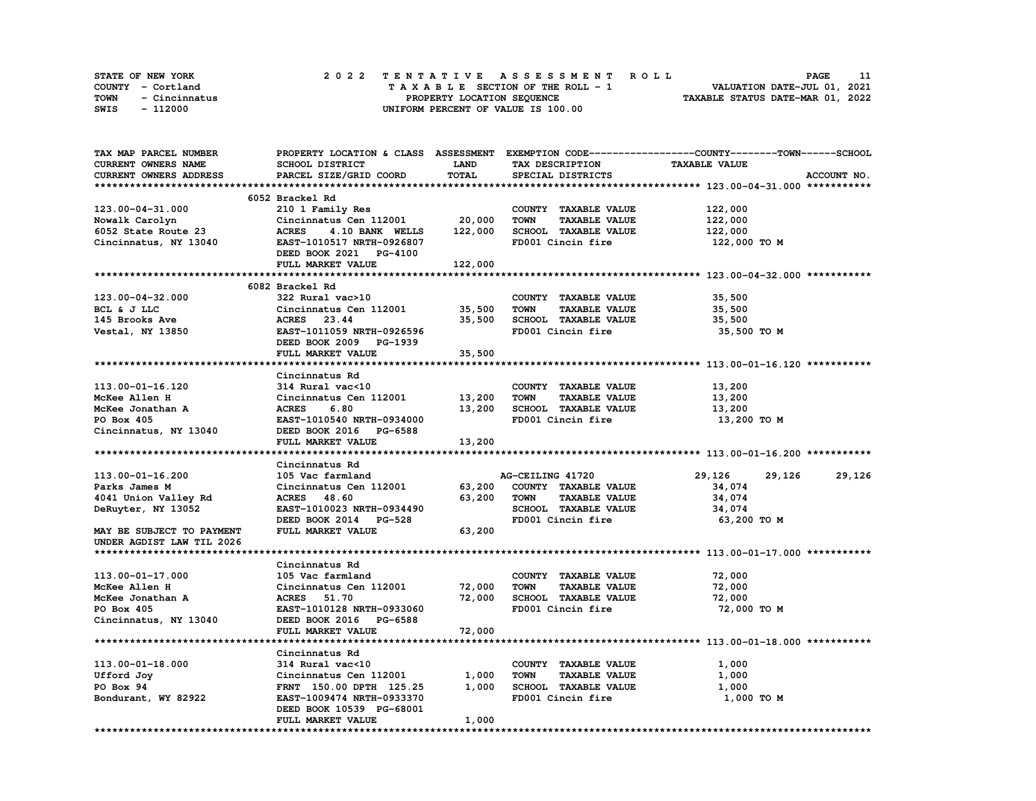STATE OF NEW YORK | COUNTY - Cortland | TOWN - Cincinnatus | SWIS - 112000

**2022 TENTATIVE ASSESSMENT ROLL**
TAXABLE SECTION OF THE ROLL - 1
PROPERTY LOCATION SEQUENCE
UNIFORM PERCENT OF VALUE IS 100.00

VALUATION DATE-JUL 01, 2021
TAXABLE STATUS DATE-MAR 01, 2022

| TAX MAP PARCEL NUMBER / CURRENT OWNERS NAME / CURRENT OWNERS ADDRESS | PROPERTY LOCATION & CLASS / SCHOOL DISTRICT / PARCEL SIZE/GRID COORD | ASSESSMENT LAND | TOTAL | EXEMPTION CODE / TAX DESCRIPTION / SPECIAL DISTRICTS | COUNTY TAXABLE VALUE | TOWN | SCHOOL |
|---|---|---|---|---|---|---|---|
| **123.00-04-31.000** | 6052 Brackel Rd | | | | | | |
| Nowalk Carolyn | 210 1 Family Res | | | COUNTY TAXABLE VALUE | 122,000 | | |
| 6052 State Route 23 | Cincinnatus Cen 112001 | 20,000 | | TOWN TAXABLE VALUE | 122,000 | | |
| Cincinnatus, NY 13040 | ACRES 4.10 BANK WELLS | | 122,000 | SCHOOL TAXABLE VALUE | 122,000 | | |
| | EAST-1010517 NRTH-0926807 | | | FD001 Cincin fire | 122,000 TO M | | |
| | DEED BOOK 2021 PG-4100 | | | | | | |
| | FULL MARKET VALUE | | 122,000 | | | | |
| **123.00-04-32.000** | 6082 Brackel Rd | | | | | | |
| BCL & J LLC | 322 Rural vac>10 | | | COUNTY TAXABLE VALUE | 35,500 | | |
| 145 Brooks Ave | Cincinnatus Cen 112001 | 35,500 | | TOWN TAXABLE VALUE | 35,500 | | |
| Vestal, NY 13850 | ACRES 23.44 | | 35,500 | SCHOOL TAXABLE VALUE | 35,500 | | |
| | EAST-1011059 NRTH-0926596 | | | FD001 Cincin fire | 35,500 TO M | | |
| | DEED BOOK 2009 PG-1939 | | | | | | |
| | FULL MARKET VALUE | | 35,500 | | | | |
| **113.00-01-16.120** | Cincinnatus Rd | | | | | | |
| McKee Allen H | 314 Rural vac<10 | | | COUNTY TAXABLE VALUE | 13,200 | | |
| McKee Jonathan A | Cincinnatus Cen 112001 | 13,200 | | TOWN TAXABLE VALUE | 13,200 | | |
| PO Box 405 | ACRES 6.80 | | 13,200 | SCHOOL TAXABLE VALUE | 13,200 | | |
| Cincinnatus, NY 13040 | EAST-1010540 NRTH-0934000 | | | FD001 Cincin fire | 13,200 TO M | | |
| | DEED BOOK 2016 PG-6588 | | | | | | |
| | FULL MARKET VALUE | | 13,200 | | | | |
| **113.00-01-16.200** | Cincinnatus Rd | | | | | | |
| Parks James M | 105 Vac farmland | | | AG-CEILING 41720 | 29,126 | 29,126 | 29,126 |
| 4041 Union Valley Rd | Cincinnatus Cen 112001 | 63,200 | | COUNTY TAXABLE VALUE | 34,074 | | |
| DeRuyter, NY 13052 | ACRES 48.60 | | 63,200 | TOWN TAXABLE VALUE | 34,074 | | |
| | EAST-1010023 NRTH-0934490 | | | SCHOOL TAXABLE VALUE | 34,074 | | |
| | DEED BOOK 2014 PG-528 | | | FD001 Cincin fire | 63,200 TO M | | |
| MAY BE SUBJECT TO PAYMENT UNDER AGDIST LAW TIL 2026 | FULL MARKET VALUE | | 63,200 | | | | |
| **113.00-01-17.000** | Cincinnatus Rd | | | | | | |
| McKee Allen H | 105 Vac farmland | | | COUNTY TAXABLE VALUE | 72,000 | | |
| McKee Jonathan A | Cincinnatus Cen 112001 | 72,000 | | TOWN TAXABLE VALUE | 72,000 | | |
| PO Box 405 | ACRES 51.70 | | 72,000 | SCHOOL TAXABLE VALUE | 72,000 | | |
| Cincinnatus, NY 13040 | EAST-1010128 NRTH-0933060 | | | FD001 Cincin fire | 72,000 TO M | | |
| | DEED BOOK 2016 PG-6588 | | | | | | |
| | FULL MARKET VALUE | | 72,000 | | | | |
| **113.00-01-18.000** | Cincinnatus Rd | | | | | | |
| Ufford Joy | 314 Rural vac<10 | | | COUNTY TAXABLE VALUE | 1,000 | | |
| PO Box 94 | Cincinnatus Cen 112001 | 1,000 | | TOWN TAXABLE VALUE | 1,000 | | |
| Bondurant, WY 82922 | FRNT 150.00 DPTH 125.25 | | 1,000 | SCHOOL TAXABLE VALUE | 1,000 | | |
| | EAST-1009474 NRTH-0933370 | | | FD001 Cincin fire | 1,000 TO M | | |
| | DEED BOOK 10539 PG-68001 | | | | | | |
| | FULL MARKET VALUE | | 1,000 | | | | |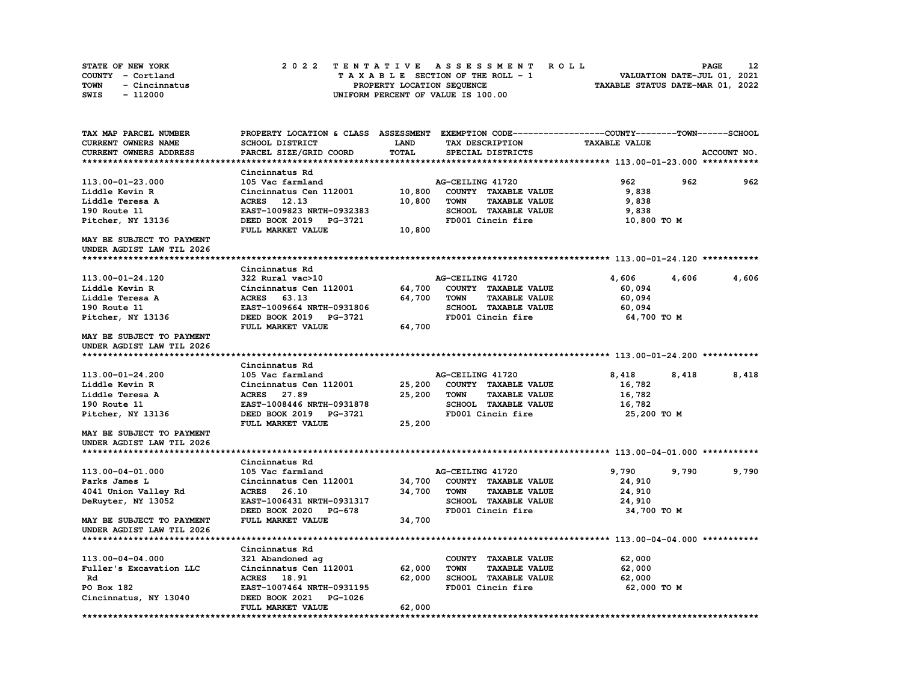STATE OF NEW YORK
COUNTY - Cortland
TOWN - Cincinnatus
SWIS - 112000

2022 TENTATIVE ASSESSMENT ROLL
TAXABLE SECTION OF THE ROLL - 1
PROPERTY LOCATION SEQUENCE
UNIFORM PERCENT OF VALUE IS 100.00

VALUATION DATE-JUL 01, 2021
TAXABLE STATUS DATE-MAR 01, 2022

| TAX MAP PARCEL NUMBER / CURRENT OWNERS NAME / CURRENT OWNERS ADDRESS | PROPERTY LOCATION & CLASS / SCHOOL DISTRICT / PARCEL SIZE/GRID COORD | ASSESSMENT LAND | TOTAL | EXEMPTION CODE / TAX DESCRIPTION / SPECIAL DISTRICTS | COUNTY TAXABLE VALUE | TOWN | SCHOOL |
|---|---|---|---|---|---|---|---|
| **113.00-01-23.000** | Cincinnatus Rd | | | | | | |
| 113.00-01-23.000 | 105 Vac farmland | | | AG-CEILING 41720 | 962 | 962 | 962 |
| Liddle Kevin R | Cincinnatus Cen 112001 | 10,800 | | COUNTY TAXABLE VALUE | 9,838 | | |
| Liddle Teresa A | ACRES 12.13 | | 10,800 | TOWN TAXABLE VALUE | 9,838 | | |
| 190 Route 11 | EAST-1009823 NRTH-0932383 | | | SCHOOL TAXABLE VALUE | 9,838 | | |
| Pitcher, NY 13136 | DEED BOOK 2019 PG-3721 | | | FD001 Cincin fire | 10,800 TO M | | |
| | FULL MARKET VALUE | | 10,800 | | | | |
| MAY BE SUBJECT TO PAYMENT UNDER AGDIST LAW TIL 2026 | | | | | | | |
| **113.00-01-24.120** | Cincinnatus Rd | | | | | | |
| 113.00-01-24.120 | 322 Rural vac>10 | | | AG-CEILING 41720 | 4,606 | 4,606 | 4,606 |
| Liddle Kevin R | Cincinnatus Cen 112001 | 64,700 | | COUNTY TAXABLE VALUE | 60,094 | | |
| Liddle Teresa A | ACRES 63.13 | | 64,700 | TOWN TAXABLE VALUE | 60,094 | | |
| 190 Route 11 | EAST-1009664 NRTH-0931806 | | | SCHOOL TAXABLE VALUE | 60,094 | | |
| Pitcher, NY 13136 | DEED BOOK 2019 PG-3721 | | | FD001 Cincin fire | 64,700 TO M | | |
| | FULL MARKET VALUE | | 64,700 | | | | |
| MAY BE SUBJECT TO PAYMENT UNDER AGDIST LAW TIL 2026 | | | | | | | |
| **113.00-01-24.200** | Cincinnatus Rd | | | | | | |
| 113.00-01-24.200 | 105 Vac farmland | | | AG-CEILING 41720 | 8,418 | 8,418 | 8,418 |
| Liddle Kevin R | Cincinnatus Cen 112001 | 25,200 | | COUNTY TAXABLE VALUE | 16,782 | | |
| Liddle Teresa A | ACRES 27.89 | | 25,200 | TOWN TAXABLE VALUE | 16,782 | | |
| 190 Route 11 | EAST-1008446 NRTH-0931878 | | | SCHOOL TAXABLE VALUE | 16,782 | | |
| Pitcher, NY 13136 | DEED BOOK 2019 PG-3721 | | | FD001 Cincin fire | 25,200 TO M | | |
| | FULL MARKET VALUE | | 25,200 | | | | |
| MAY BE SUBJECT TO PAYMENT UNDER AGDIST LAW TIL 2026 | | | | | | | |
| **113.00-04-01.000** | Cincinnatus Rd | | | | | | |
| 113.00-04-01.000 | 105 Vac farmland | | | AG-CEILING 41720 | 9,790 | 9,790 | 9,790 |
| Parks James L | Cincinnatus Cen 112001 | 34,700 | | COUNTY TAXABLE VALUE | 24,910 | | |
| 4041 Union Valley Rd | ACRES 26.10 | | 34,700 | TOWN TAXABLE VALUE | 24,910 | | |
| DeRuyter, NY 13052 | EAST-1006431 NRTH-0931317 | | | SCHOOL TAXABLE VALUE | 24,910 | | |
| | DEED BOOK 2020 PG-678 | | | FD001 Cincin fire | 34,700 TO M | | |
| MAY BE SUBJECT TO PAYMENT | FULL MARKET VALUE | | 34,700 | | | | |
| UNDER AGDIST LAW TIL 2026 | | | | | | | |
| **113.00-04-04.000** | Cincinnatus Rd | | | | | | |
| 113.00-04-04.000 | 321 Abandoned ag | | | COUNTY TAXABLE VALUE | 62,000 | | |
| Fuller's Excavation LLC | Cincinnatus Cen 112001 | 62,000 | | TOWN TAXABLE VALUE | 62,000 | | |
| Rd | ACRES 18.91 | | 62,000 | SCHOOL TAXABLE VALUE | 62,000 | | |
| PO Box 182 | EAST-1007464 NRTH-0931195 | | | FD001 Cincin fire | 62,000 TO M | | |
| Cincinnatus, NY 13040 | DEED BOOK 2021 PG-1026 | | | | | | |
| | FULL MARKET VALUE | | 62,000 | | | | |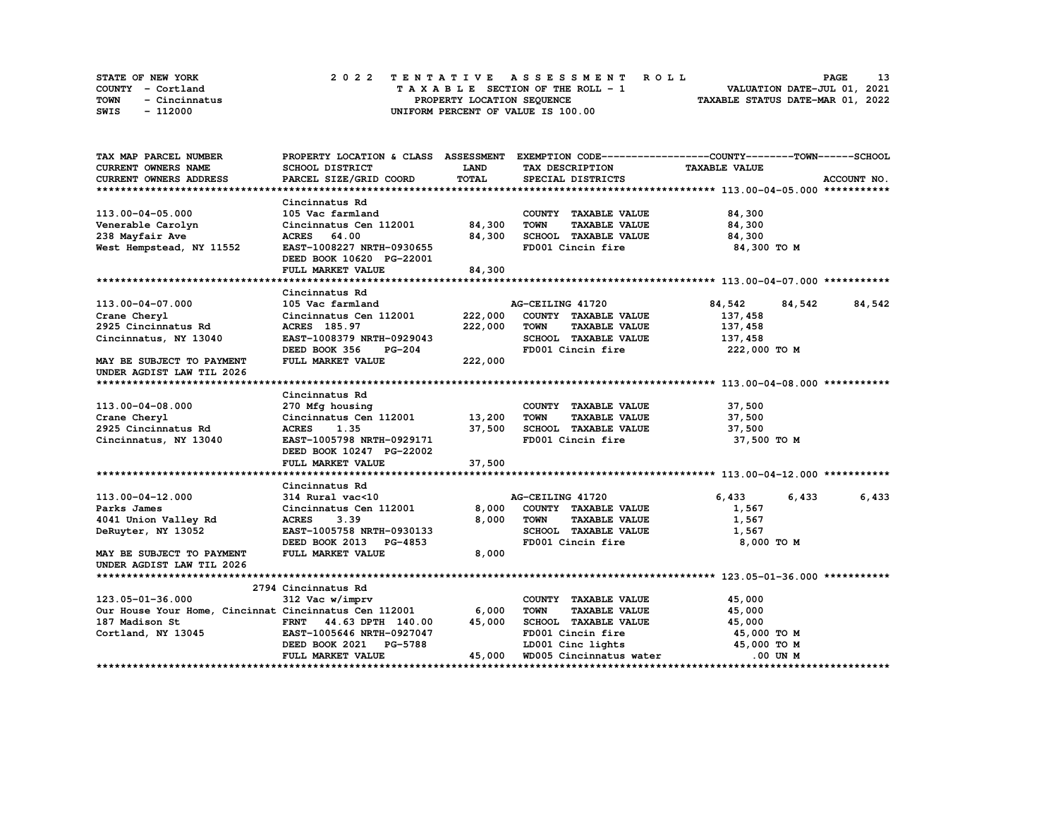STATE OF NEW YORK                    2022 TENTATIVE ASSESSMENT ROLL
COUNTY - Cortland                    TAXABLE SECTION OF THE ROLL - 1                    VALUATION DATE-JUL 01, 2021
TOWN - Cincinnatus                   PROPERTY LOCATION SEQUENCE                         TAXABLE STATUS DATE-MAR 01, 2022
SWIS - 112000                        UNIFORM PERCENT OF VALUE IS 100.00

| TAX MAP PARCEL NUMBER / CURRENT OWNERS NAME / CURRENT OWNERS ADDRESS | PROPERTY LOCATION & CLASS / SCHOOL DISTRICT / PARCEL SIZE/GRID COORD | ASSESSMENT LAND | ASSESSMENT TOTAL | EXEMPTION CODE / TAX DESCRIPTION / SPECIAL DISTRICTS | COUNTY TAXABLE VALUE | TOWN | SCHOOL | ACCOUNT NO. |
|---|---|---|---|---|---|---|---|---|
| **113.00-04-05.000** | Cincinnatus Rd | | | | | | | |
| 113.00-04-05.000 | 105 Vac farmland | | | COUNTY TAXABLE VALUE | 84,300 | | | |
| Venerable Carolyn | Cincinnatus Cen 112001 | 84,300 | | TOWN TAXABLE VALUE | 84,300 | | | |
| 238 Mayfair Ave | ACRES 64.00 | | 84,300 | SCHOOL TAXABLE VALUE | 84,300 | | | |
| West Hempstead, NY 11552 | EAST-1008227 NRTH-0930655 | | | FD001 Cincin fire | 84,300 TO M | | | |
| | DEED BOOK 10620 PG-22001 | | | | | | | |
| | FULL MARKET VALUE | | 84,300 | | | | | |
| **113.00-04-07.000** | Cincinnatus Rd | | | | | | | |
| 113.00-04-07.000 | 105 Vac farmland | | | AG-CEILING 41720 | 84,542 | 84,542 | 84,542 | |
| Crane Cheryl | Cincinnatus Cen 112001 | 222,000 | | COUNTY TAXABLE VALUE | 137,458 | | | |
| 2925 Cincinnatus Rd | ACRES 185.97 | | 222,000 | TOWN TAXABLE VALUE | 137,458 | | | |
| Cincinnatus, NY 13040 | EAST-1008379 NRTH-0929043 | | | SCHOOL TAXABLE VALUE | 137,458 | | | |
| | DEED BOOK 356 PG-204 | | | FD001 Cincin fire | 222,000 TO M | | | |
| MAY BE SUBJECT TO PAYMENT UNDER AGDIST LAW TIL 2026 | FULL MARKET VALUE | | 222,000 | | | | | |
| **113.00-04-08.000** | Cincinnatus Rd | | | | | | | |
| 113.00-04-08.000 | 270 Mfg housing | | | COUNTY TAXABLE VALUE | 37,500 | | | |
| Crane Cheryl | Cincinnatus Cen 112001 | 13,200 | | TOWN TAXABLE VALUE | 37,500 | | | |
| 2925 Cincinnatus Rd | ACRES 1.35 | | 37,500 | SCHOOL TAXABLE VALUE | 37,500 | | | |
| Cincinnatus, NY 13040 | EAST-1005798 NRTH-0929171 | | | FD001 Cincin fire | 37,500 TO M | | | |
| | DEED BOOK 10247 PG-22002 | | | | | | | |
| | FULL MARKET VALUE | | 37,500 | | | | | |
| **113.00-04-12.000** | Cincinnatus Rd | | | | | | | |
| 113.00-04-12.000 | 314 Rural vac<10 | | | AG-CEILING 41720 | 6,433 | 6,433 | 6,433 | |
| Parks James | Cincinnatus Cen 112001 | 8,000 | | COUNTY TAXABLE VALUE | 1,567 | | | |
| 4041 Union Valley Rd | ACRES 3.39 | | 8,000 | TOWN TAXABLE VALUE | 1,567 | | | |
| DeRuyter, NY 13052 | EAST-1005758 NRTH-0930133 | | | SCHOOL TAXABLE VALUE | 1,567 | | | |
| | DEED BOOK 2013 PG-4853 | | | FD001 Cincin fire | 8,000 TO M | | | |
| MAY BE SUBJECT TO PAYMENT UNDER AGDIST LAW TIL 2026 | FULL MARKET VALUE | | 8,000 | | | | | |
| **123.05-01-36.000** | 2794 Cincinnatus Rd | | | | | | | |
| 123.05-01-36.000 | 312 Vac w/imprv | | | COUNTY TAXABLE VALUE | 45,000 | | | |
| Our House Your Home, Cincinnat | Cincinnatus Cen 112001 | 6,000 | | TOWN TAXABLE VALUE | 45,000 | | | |
| 187 Madison St | FRNT 44.63 DPTH 140.00 | | 45,000 | SCHOOL TAXABLE VALUE | 45,000 | | | |
| Cortland, NY 13045 | EAST-1005646 NRTH-0927047 | | | FD001 Cincin fire | 45,000 TO M | | | |
| | DEED BOOK 2021 PG-5788 | | | LD001 Cinc lights | 45,000 TO M | | | |
| | FULL MARKET VALUE | | 45,000 | WD005 Cincinnatus water | .00 UN M | | | |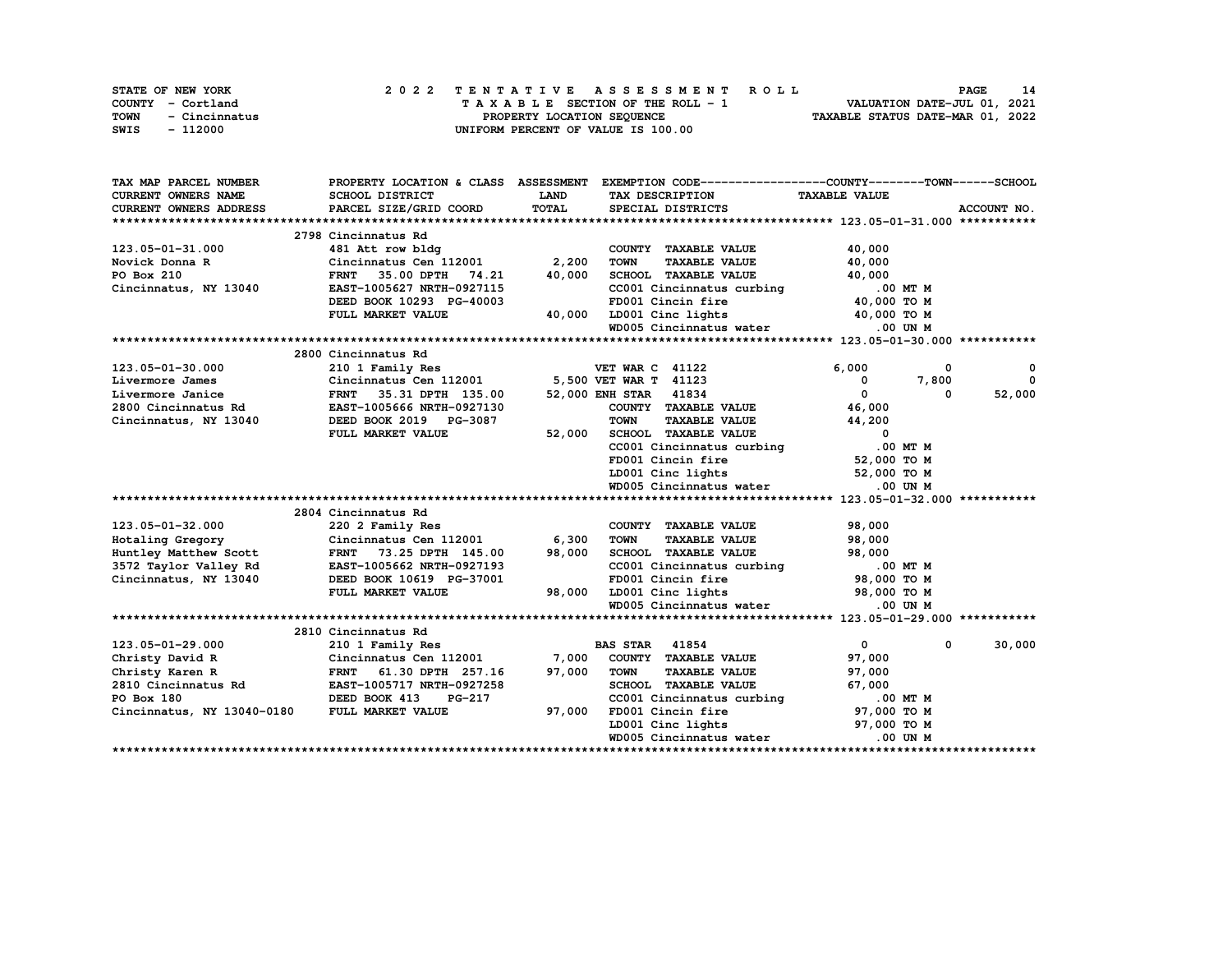STATE OF NEW YORK | COUNTY - Cortland | TOWN - Cincinnatus | SWIS - 112000

**2022 TENTATIVE ASSESSMENT ROLL**
TAXABLE SECTION OF THE ROLL - 1
PROPERTY LOCATION SEQUENCE
UNIFORM PERCENT OF VALUE IS 100.00

VALUATION DATE-JUL 01, 2021
TAXABLE STATUS DATE-MAR 01, 2022

```
TAX MAP PARCEL NUMBER          PROPERTY LOCATION & CLASS  ASSESSMENT  EXEMPTION CODE------------------COUNTY--------TOWN------SCHOOL
CURRENT OWNERS NAME            SCHOOL DISTRICT               LAND      TAX DESCRIPTION              TAXABLE VALUE
CURRENT OWNERS ADDRESS         PARCEL SIZE/GRID COORD        TOTAL     SPECIAL DISTRICTS                                       ACCOUNT NO.
******************************************************************************************************* 123.05-01-31.000 ***********
                               2798 Cincinnatus Rd
123.05-01-31.000               481 Att row bldg                        COUNTY  TAXABLE VALUE            40,000
Novick Donna R                 Cincinnatus Cen 112001        2,200     TOWN    TAXABLE VALUE            40,000
PO Box 210                     FRNT   35.00 DPTH   74.21    40,000     SCHOOL  TAXABLE VALUE            40,000
Cincinnatus, NY 13040          EAST-1005627 NRTH-0927115               CC001 Cincinnatus curbing           .00 MT M
                               DEED BOOK 10293  PG-40003               FD001 Cincin fire                40,000 TO M
                               FULL MARKET VALUE            40,000     LD001 Cinc lights                40,000 TO M
                                                                       WD005 Cincinnatus water             .00 UN M
******************************************************************************************************* 123.05-01-30.000 ***********
                               2800 Cincinnatus Rd
123.05-01-30.000               210 1 Family Res                        VET WAR C  41122                  6,000          0            0
Livermore James                Cincinnatus Cen 112001        5,500     VET WAR T  41123                      0      7,800            0
Livermore Janice               FRNT   35.31 DPTH  135.00    52,000     ENH STAR   41834                      0          0       52,000
2800 Cincinnatus Rd            EAST-1005666 NRTH-0927130               COUNTY  TAXABLE VALUE            46,000
Cincinnatus, NY 13040          DEED BOOK 2019   PG-3087                TOWN    TAXABLE VALUE            44,200
                               FULL MARKET VALUE            52,000     SCHOOL  TAXABLE VALUE                 0
                                                                       CC001 Cincinnatus curbing           .00 MT M
                                                                       FD001 Cincin fire                52,000 TO M
                                                                       LD001 Cinc lights                52,000 TO M
                                                                       WD005 Cincinnatus water             .00 UN M
******************************************************************************************************* 123.05-01-32.000 ***********
                               2804 Cincinnatus Rd
123.05-01-32.000               220 2 Family Res                        COUNTY  TAXABLE VALUE            98,000
Hotaling Gregory               Cincinnatus Cen 112001        6,300     TOWN    TAXABLE VALUE            98,000
Huntley Matthew Scott          FRNT   73.25 DPTH  145.00    98,000     SCHOOL  TAXABLE VALUE            98,000
3572 Taylor Valley Rd          EAST-1005662 NRTH-0927193               CC001 Cincinnatus curbing           .00 MT M
Cincinnatus, NY 13040          DEED BOOK 10619  PG-37001               FD001 Cincin fire                98,000 TO M
                               FULL MARKET VALUE            98,000     LD001 Cinc lights                98,000 TO M
                                                                       WD005 Cincinnatus water             .00 UN M
******************************************************************************************************* 123.05-01-29.000 ***********
                               2810 Cincinnatus Rd
123.05-01-29.000               210 1 Family Res                        BAS STAR   41854                      0          0       30,000
Christy David R                Cincinnatus Cen 112001        7,000     COUNTY  TAXABLE VALUE            97,000
Christy Karen R                FRNT   61.30 DPTH  257.16    97,000     TOWN    TAXABLE VALUE            97,000
2810 Cincinnatus Rd            EAST-1005717 NRTH-0927258               SCHOOL  TAXABLE VALUE            67,000
PO Box 180                     DEED BOOK 413    PG-217                 CC001 Cincinnatus curbing           .00 MT M
Cincinnatus, NY 13040-0180     FULL MARKET VALUE            97,000     FD001 Cincin fire                97,000 TO M
                                                                       LD001 Cinc lights                97,000 TO M
                                                                       WD005 Cincinnatus water             .00 UN M
************************************************************************************************************************************
```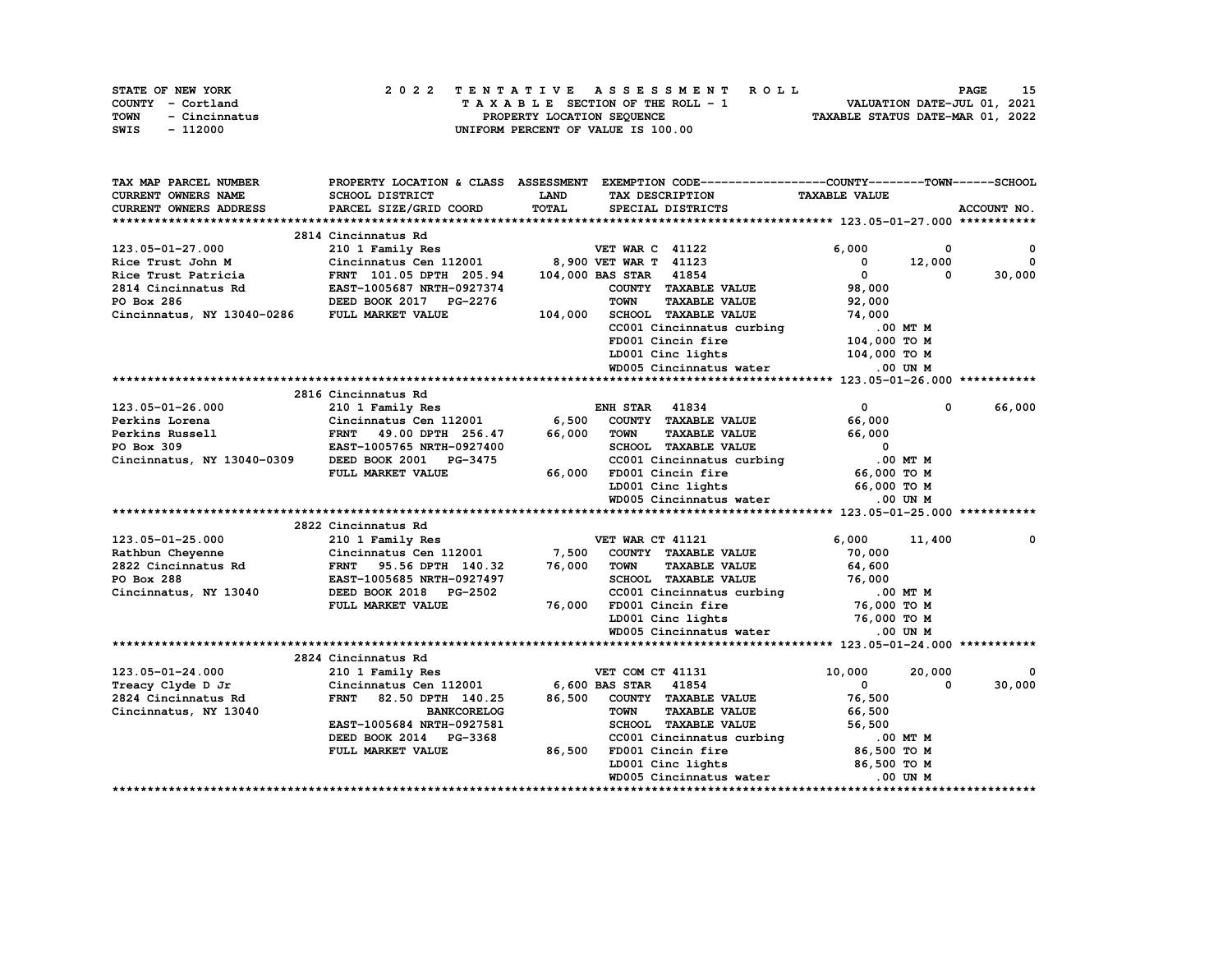STATE OF NEW YORK
COUNTY - Cortland
TOWN - Cincinnatus
SWIS - 112000

# 2022 TENTATIVE ASSESSMENT ROLL

TAXABLE SECTION OF THE ROLL - 1
PROPERTY LOCATION SEQUENCE
UNIFORM PERCENT OF VALUE IS 100.00

VALUATION DATE-JUL 01, 2021
TAXABLE STATUS DATE-MAR 01, 2022

| TAX MAP PARCEL NUMBER / CURRENT OWNERS NAME / CURRENT OWNERS ADDRESS | PROPERTY LOCATION & CLASS / SCHOOL DISTRICT / PARCEL SIZE/GRID COORD | ASSESSMENT LAND / TOTAL | EXEMPTION CODE / TAX DESCRIPTION / SPECIAL DISTRICTS | COUNTY | TOWN | SCHOOL |
|---|---|---|---|---|---|---|
| **123.05-01-27.000** | 2814 Cincinnatus Rd | | | | | |
| 123.05-01-27.000 | 210 1 Family Res | | VET WAR C 41122 | 6,000 | 0 | 0 |
| Rice Trust John M | Cincinnatus Cen 112001 | 8,900 | VET WAR T 41123 | 0 | 12,000 | 0 |
| Rice Trust Patricia | FRNT 101.05 DPTH 205.94 | 104,000 | BAS STAR 41854 | 0 | 0 | 30,000 |
| 2814 Cincinnatus Rd | EAST-1005687 NRTH-0927374 | | COUNTY TAXABLE VALUE | 98,000 | | |
| PO Box 286 | DEED BOOK 2017 PG-2276 | | TOWN TAXABLE VALUE | 92,000 | | |
| Cincinnatus, NY 13040-0286 | FULL MARKET VALUE | 104,000 | SCHOOL TAXABLE VALUE | 74,000 | | |
| | | | CC001 Cincinnatus curbing | .00 MT M | | |
| | | | FD001 Cincin fire | 104,000 TO M | | |
| | | | LD001 Cinc lights | 104,000 TO M | | |
| | | | WD005 Cincinnatus water | .00 UN M | | |
| **123.05-01-26.000** | 2816 Cincinnatus Rd | | | | | |
| 123.05-01-26.000 | 210 1 Family Res | | ENH STAR 41834 | 0 | 0 | 66,000 |
| Perkins Lorena | Cincinnatus Cen 112001 | 6,500 | COUNTY TAXABLE VALUE | 66,000 | | |
| Perkins Russell | FRNT 49.00 DPTH 256.47 | 66,000 | TOWN TAXABLE VALUE | 66,000 | | |
| PO Box 309 | EAST-1005765 NRTH-0927400 | | SCHOOL TAXABLE VALUE | 0 | | |
| Cincinnatus, NY 13040-0309 | DEED BOOK 2001 PG-3475 | | CC001 Cincinnatus curbing | .00 MT M | | |
| | FULL MARKET VALUE | 66,000 | FD001 Cincin fire | 66,000 TO M | | |
| | | | LD001 Cinc lights | 66,000 TO M | | |
| | | | WD005 Cincinnatus water | .00 UN M | | |
| **123.05-01-25.000** | 2822 Cincinnatus Rd | | | | | |
| 123.05-01-25.000 | 210 1 Family Res | | VET WAR CT 41121 | 6,000 | 11,400 | 0 |
| Rathbun Cheyenne | Cincinnatus Cen 112001 | 7,500 | COUNTY TAXABLE VALUE | 70,000 | | |
| 2822 Cincinnatus Rd | FRNT 95.56 DPTH 140.32 | 76,000 | TOWN TAXABLE VALUE | 64,600 | | |
| PO Box 288 | EAST-1005685 NRTH-0927497 | | SCHOOL TAXABLE VALUE | 76,000 | | |
| Cincinnatus, NY 13040 | DEED BOOK 2018 PG-2502 | | CC001 Cincinnatus curbing | .00 MT M | | |
| | FULL MARKET VALUE | 76,000 | FD001 Cincin fire | 76,000 TO M | | |
| | | | LD001 Cinc lights | 76,000 TO M | | |
| | | | WD005 Cincinnatus water | .00 UN M | | |
| **123.05-01-24.000** | 2824 Cincinnatus Rd | | | | | |
| 123.05-01-24.000 | 210 1 Family Res | | VET COM CT 41131 | 10,000 | 20,000 | 0 |
| Treacy Clyde D Jr | Cincinnatus Cen 112001 | 6,600 | BAS STAR 41854 | 0 | 0 | 30,000 |
| 2824 Cincinnatus Rd | FRNT 82.50 DPTH 140.25 | 86,500 | COUNTY TAXABLE VALUE | 76,500 | | |
| Cincinnatus, NY 13040 | BANKCORELOG | | TOWN TAXABLE VALUE | 66,500 | | |
| | EAST-1005684 NRTH-0927581 | | SCHOOL TAXABLE VALUE | 56,500 | | |
| | DEED BOOK 2014 PG-3368 | | CC001 Cincinnatus curbing | .00 MT M | | |
| | FULL MARKET VALUE | 86,500 | FD001 Cincin fire | 86,500 TO M | | |
| | | | LD001 Cinc lights | 86,500 TO M | | |
| | | | WD005 Cincinnatus water | .00 UN M | | |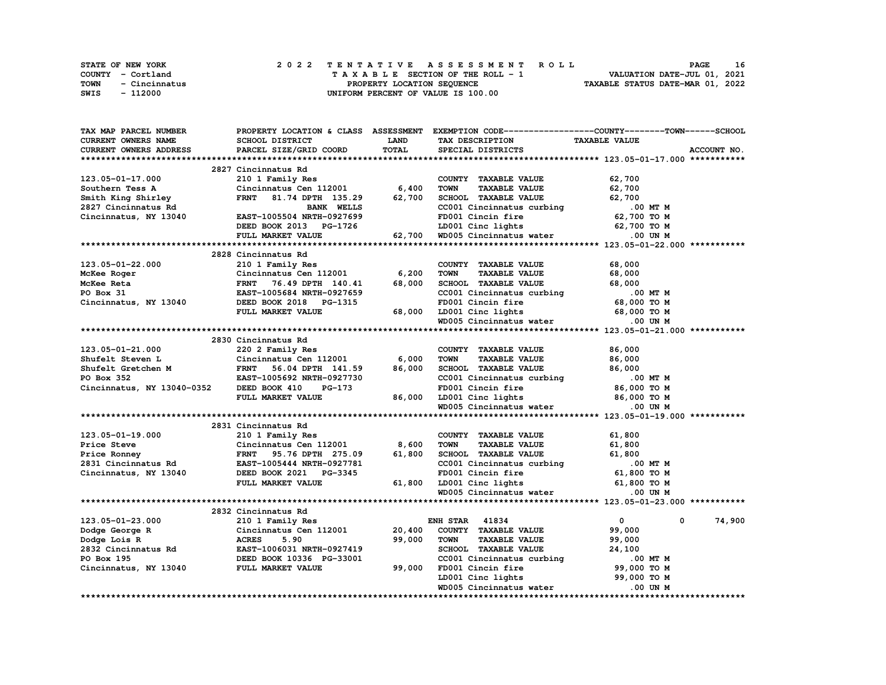STATE OF NEW YORK | COUNTY - Cortland | TOWN - Cincinnatus | SWIS - 112000

**2022 TENTATIVE ASSESSMENT ROLL**
TAXABLE SECTION OF THE ROLL - 1
PROPERTY LOCATION SEQUENCE
UNIFORM PERCENT OF VALUE IS 100.00

VALUATION DATE-JUL 01, 2021
TAXABLE STATUS DATE-MAR 01, 2022

| TAX MAP PARCEL NUMBER / CURRENT OWNERS NAME / CURRENT OWNERS ADDRESS | PROPERTY LOCATION & CLASS / SCHOOL DISTRICT / PARCEL SIZE/GRID COORD | ASSESSMENT LAND | TOTAL | EXEMPTION CODE / TAX DESCRIPTION / SPECIAL DISTRICTS | COUNTY / TOWN TAXABLE VALUE | SCHOOL / ACCOUNT NO. |
|---|---|---|---|---|---|---|
| **123.05-01-17.000** | 2827 Cincinnatus Rd | | | | | |
| 123.05-01-17.000 | 210 1 Family Res | | | COUNTY TAXABLE VALUE | 62,700 | |
| Southern Tess A | Cincinnatus Cen 112001 | 6,400 | | TOWN TAXABLE VALUE | 62,700 | |
| Smith King Shirley | FRNT 81.74 DPTH 135.29 | | 62,700 | SCHOOL TAXABLE VALUE | 62,700 | |
| 2827 Cincinnatus Rd | BANK WELLS | | | CC001 Cincinnatus curbing | .00 MT M | |
| Cincinnatus, NY 13040 | EAST-1005504 NRTH-0927699 | | | FD001 Cincin fire | 62,700 TO M | |
| | DEED BOOK 2013 PG-1726 | | | LD001 Cinc lights | 62,700 TO M | |
| | FULL MARKET VALUE | | 62,700 | WD005 Cincinnatus water | .00 UN M | |
| **123.05-01-22.000** | 2828 Cincinnatus Rd | | | | | |
| 123.05-01-22.000 | 210 1 Family Res | | | COUNTY TAXABLE VALUE | 68,000 | |
| McKee Roger | Cincinnatus Cen 112001 | 6,200 | | TOWN TAXABLE VALUE | 68,000 | |
| McKee Reta | FRNT 76.49 DPTH 140.41 | | 68,000 | SCHOOL TAXABLE VALUE | 68,000 | |
| PO Box 31 | EAST-1005684 NRTH-0927659 | | | CC001 Cincinnatus curbing | .00 MT M | |
| Cincinnatus, NY 13040 | DEED BOOK 2018 PG-1315 | | | FD001 Cincin fire | 68,000 TO M | |
| | FULL MARKET VALUE | | 68,000 | LD001 Cinc lights | 68,000 TO M | |
| | | | | WD005 Cincinnatus water | .00 UN M | |
| **123.05-01-21.000** | 2830 Cincinnatus Rd | | | | | |
| 123.05-01-21.000 | 220 2 Family Res | | | COUNTY TAXABLE VALUE | 86,000 | |
| Shufelt Steven L | Cincinnatus Cen 112001 | 6,000 | | TOWN TAXABLE VALUE | 86,000 | |
| Shufelt Gretchen M | FRNT 56.04 DPTH 141.59 | | 86,000 | SCHOOL TAXABLE VALUE | 86,000 | |
| PO Box 352 | EAST-1005692 NRTH-0927730 | | | CC001 Cincinnatus curbing | .00 MT M | |
| Cincinnatus, NY 13040-0352 | DEED BOOK 410 PG-173 | | | FD001 Cincin fire | 86,000 TO M | |
| | FULL MARKET VALUE | | 86,000 | LD001 Cinc lights | 86,000 TO M | |
| | | | | WD005 Cincinnatus water | .00 UN M | |
| **123.05-01-19.000** | 2831 Cincinnatus Rd | | | | | |
| 123.05-01-19.000 | 210 1 Family Res | | | COUNTY TAXABLE VALUE | 61,800 | |
| Price Steve | Cincinnatus Cen 112001 | 8,600 | | TOWN TAXABLE VALUE | 61,800 | |
| Price Ronney | FRNT 95.76 DPTH 275.09 | | 61,800 | SCHOOL TAXABLE VALUE | 61,800 | |
| 2831 Cincinnatus Rd | EAST-1005444 NRTH-0927781 | | | CC001 Cincinnatus curbing | .00 MT M | |
| Cincinnatus, NY 13040 | DEED BOOK 2021 PG-3345 | | | FD001 Cincin fire | 61,800 TO M | |
| | FULL MARKET VALUE | | 61,800 | LD001 Cinc lights | 61,800 TO M | |
| | | | | WD005 Cincinnatus water | .00 UN M | |
| **123.05-01-23.000** | 2832 Cincinnatus Rd | | | | | |
| 123.05-01-23.000 | 210 1 Family Res | | | ENH STAR 41834 | 0 / 0 | 74,900 |
| Dodge George R | Cincinnatus Cen 112001 | 20,400 | | COUNTY TAXABLE VALUE | 99,000 | |
| Dodge Lois R | ACRES 5.90 | | 99,000 | TOWN TAXABLE VALUE | 99,000 | |
| 2832 Cincinnatus Rd | EAST-1006031 NRTH-0927419 | | | SCHOOL TAXABLE VALUE | 24,100 | |
| PO Box 195 | DEED BOOK 10336 PG-33001 | | | CC001 Cincinnatus curbing | .00 MT M | |
| Cincinnatus, NY 13040 | FULL MARKET VALUE | | 99,000 | FD001 Cincin fire | 99,000 TO M | |
| | | | | LD001 Cinc lights | 99,000 TO M | |
| | | | | WD005 Cincinnatus water | .00 UN M | |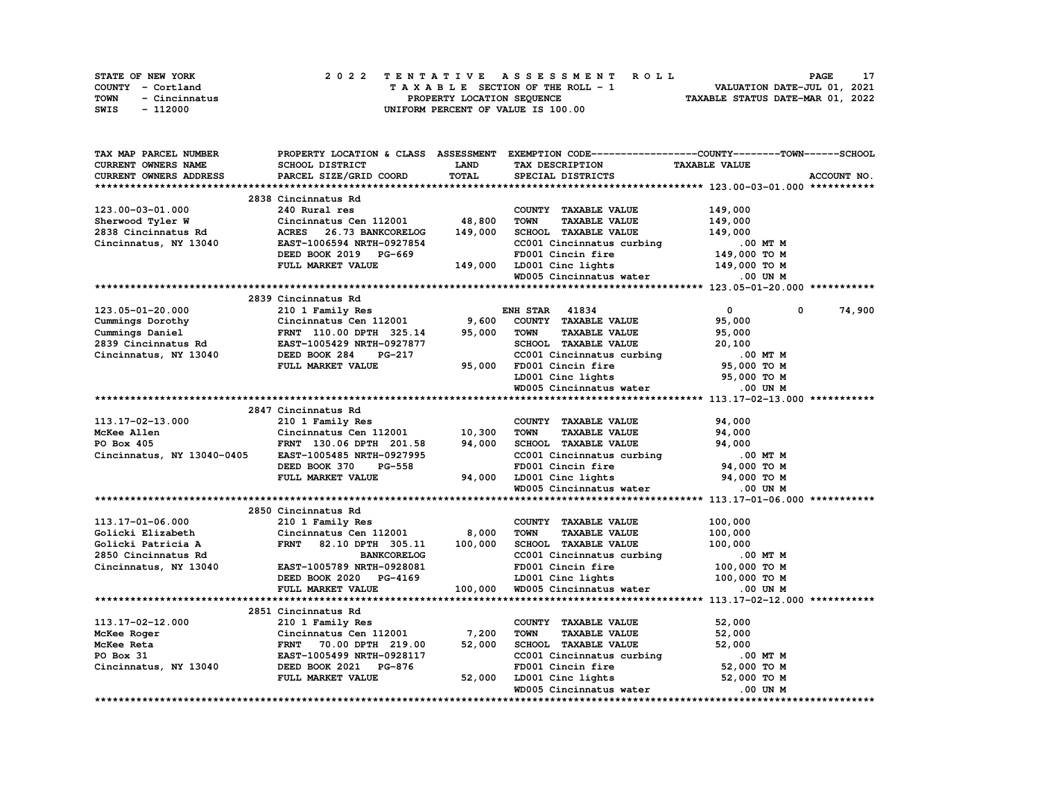STATE OF NEW YORK
COUNTY - Cortland
TOWN - Cincinnatus
SWIS - 112000

2022 TENTATIVE ASSESSMENT ROLL
TAXABLE SECTION OF THE ROLL - 1
PROPERTY LOCATION SEQUENCE
UNIFORM PERCENT OF VALUE IS 100.00

VALUATION DATE-JUL 01, 2021
TAXABLE STATUS DATE-MAR 01, 2022

| TAX MAP PARCEL NUMBER / CURRENT OWNERS NAME / CURRENT OWNERS ADDRESS | PROPERTY LOCATION & CLASS / SCHOOL DISTRICT / PARCEL SIZE/GRID COORD | ASSESSMENT LAND | TOTAL | EXEMPTION CODE / TAX DESCRIPTION / SPECIAL DISTRICTS | COUNTY TAXABLE VALUE | TOWN | SCHOOL | ACCOUNT NO. |
|---|---|---|---|---|---|---|---|---|
| **123.00-03-01.000** | 2838 Cincinnatus Rd | | | | | | | |
| 123.00-03-01.000 | 240 Rural res | | | COUNTY TAXABLE VALUE | 149,000 | | | |
| Sherwood Tyler W | Cincinnatus Cen 112001 | 48,800 | | TOWN TAXABLE VALUE | 149,000 | | | |
| 2838 Cincinnatus Rd | ACRES 26.73 BANKCORELOG | | 149,000 | SCHOOL TAXABLE VALUE | 149,000 | | | |
| Cincinnatus, NY 13040 | EAST-1006594 NRTH-0927854 | | | CC001 Cincinnatus curbing | .00 MT M | | | |
| | DEED BOOK 2019 PG-669 | | | FD001 Cincin fire | 149,000 TO M | | | |
| | FULL MARKET VALUE | | 149,000 | LD001 Cinc lights | 149,000 TO M | | | |
| | | | | WD005 Cincinnatus water | .00 UN M | | | |
| **123.05-01-20.000** | 2839 Cincinnatus Rd | | | | | | | |
| 123.05-01-20.000 | 210 1 Family Res | | | ENH STAR 41834 | 0 | 0 | 74,900 | |
| Cummings Dorothy | Cincinnatus Cen 112001 | 9,600 | | COUNTY TAXABLE VALUE | 95,000 | | | |
| Cummings Daniel | FRNT 110.00 DPTH 325.14 | | 95,000 | TOWN TAXABLE VALUE | 95,000 | | | |
| 2839 Cincinnatus Rd | EAST-1005429 NRTH-0927877 | | | SCHOOL TAXABLE VALUE | 20,100 | | | |
| Cincinnatus, NY 13040 | DEED BOOK 284 PG-217 | | | CC001 Cincinnatus curbing | .00 MT M | | | |
| | FULL MARKET VALUE | | 95,000 | FD001 Cincin fire | 95,000 TO M | | | |
| | | | | LD001 Cinc lights | 95,000 TO M | | | |
| | | | | WD005 Cincinnatus water | .00 UN M | | | |
| **113.17-02-13.000** | 2847 Cincinnatus Rd | | | | | | | |
| 113.17-02-13.000 | 210 1 Family Res | | | COUNTY TAXABLE VALUE | 94,000 | | | |
| McKee Allen | Cincinnatus Cen 112001 | 10,300 | | TOWN TAXABLE VALUE | 94,000 | | | |
| PO Box 405 | FRNT 130.06 DPTH 201.58 | | 94,000 | SCHOOL TAXABLE VALUE | 94,000 | | | |
| Cincinnatus, NY 13040-0405 | EAST-1005485 NRTH-0927995 | | | CC001 Cincinnatus curbing | .00 MT M | | | |
| | DEED BOOK 370 PG-558 | | | FD001 Cincin fire | 94,000 TO M | | | |
| | FULL MARKET VALUE | | 94,000 | LD001 Cinc lights | 94,000 TO M | | | |
| | | | | WD005 Cincinnatus water | .00 UN M | | | |
| **113.17-01-06.000** | 2850 Cincinnatus Rd | | | | | | | |
| 113.17-01-06.000 | 210 1 Family Res | | | COUNTY TAXABLE VALUE | 100,000 | | | |
| Golicki Elizabeth | Cincinnatus Cen 112001 | 8,000 | | TOWN TAXABLE VALUE | 100,000 | | | |
| Golicki Patricia A | FRNT 82.10 DPTH 305.11 | | 100,000 | SCHOOL TAXABLE VALUE | 100,000 | | | |
| 2850 Cincinnatus Rd | BANKCORELOG | | | CC001 Cincinnatus curbing | .00 MT M | | | |
| Cincinnatus, NY 13040 | EAST-1005789 NRTH-0928081 | | | FD001 Cincin fire | 100,000 TO M | | | |
| | DEED BOOK 2020 PG-4169 | | | LD001 Cinc lights | 100,000 TO M | | | |
| | FULL MARKET VALUE | | 100,000 | WD005 Cincinnatus water | .00 UN M | | | |
| **113.17-02-12.000** | 2851 Cincinnatus Rd | | | | | | | |
| 113.17-02-12.000 | 210 1 Family Res | | | COUNTY TAXABLE VALUE | 52,000 | | | |
| McKee Roger | Cincinnatus Cen 112001 | 7,200 | | TOWN TAXABLE VALUE | 52,000 | | | |
| McKee Reta | FRNT 70.00 DPTH 219.00 | | 52,000 | SCHOOL TAXABLE VALUE | 52,000 | | | |
| PO Box 31 | EAST-1005499 NRTH-0928117 | | | CC001 Cincinnatus curbing | .00 MT M | | | |
| Cincinnatus, NY 13040 | DEED BOOK 2021 PG-876 | | | FD001 Cincin fire | 52,000 TO M | | | |
| | FULL MARKET VALUE | | 52,000 | LD001 Cinc lights | 52,000 TO M | | | |
| | | | | WD005 Cincinnatus water | .00 UN M | | | |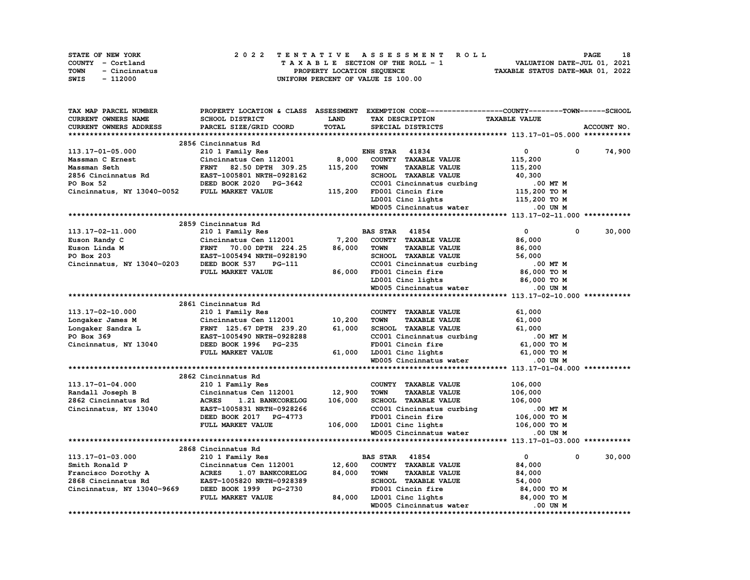STATE OF NEW YORK
COUNTY - Cortland
TOWN - Cincinnatus
SWIS - 112000

# 2022 TENTATIVE ASSESSMENT ROLL

TAXABLE SECTION OF THE ROLL - 1
PROPERTY LOCATION SEQUENCE
UNIFORM PERCENT OF VALUE IS 100.00

VALUATION DATE-JUL 01, 2021
TAXABLE STATUS DATE-MAR 01, 2022

| TAX MAP PARCEL NUMBER / CURRENT OWNERS NAME / CURRENT OWNERS ADDRESS | PROPERTY LOCATION & CLASS / SCHOOL DISTRICT / PARCEL SIZE/GRID COORD | ASSESSMENT LAND / TOTAL | EXEMPTION CODE / TAX DESCRIPTION / SPECIAL DISTRICTS | COUNTY TAXABLE VALUE | TOWN | SCHOOL / ACCOUNT NO. |
|---|---|---|---|---|---|---|
| **113.17-01-05.000** | 2856 Cincinnatus Rd | | | | | |
| 113.17-01-05.000 | 210 1 Family Res | | ENH STAR 41834 | 0 | 0 | 74,900 |
| Massman C Ernest | Cincinnatus Cen 112001 | 8,000 | COUNTY TAXABLE VALUE | 115,200 | | |
| Massman Seth | FRNT 82.50 DPTH 309.25 | 115,200 | TOWN TAXABLE VALUE | 115,200 | | |
| 2856 Cincinnatus Rd | EAST-1005801 NRTH-0928162 | | SCHOOL TAXABLE VALUE | 40,300 | | |
| PO Box 52 | DEED BOOK 2020 PG-3642 | | CC001 Cincinnatus curbing | .00 MT M | | |
| Cincinnatus, NY 13040-0052 | FULL MARKET VALUE | 115,200 | FD001 Cincin fire | 115,200 TO M | | |
| | | | LD001 Cinc lights | 115,200 TO M | | |
| | | | WD005 Cincinnatus water | .00 UN M | | |
| **113.17-02-11.000** | 2859 Cincinnatus Rd | | | | | |
| 113.17-02-11.000 | 210 1 Family Res | | BAS STAR 41854 | 0 | 0 | 30,000 |
| Euson Randy C | Cincinnatus Cen 112001 | 7,200 | COUNTY TAXABLE VALUE | 86,000 | | |
| Euson Linda M | FRNT 70.00 DPTH 224.25 | 86,000 | TOWN TAXABLE VALUE | 86,000 | | |
| PO Box 203 | EAST-1005494 NRTH-0928190 | | SCHOOL TAXABLE VALUE | 56,000 | | |
| Cincinnatus, NY 13040-0203 | DEED BOOK 537 PG-111 | | CC001 Cincinnatus curbing | .00 MT M | | |
| | FULL MARKET VALUE | 86,000 | FD001 Cincin fire | 86,000 TO M | | |
| | | | LD001 Cinc lights | 86,000 TO M | | |
| | | | WD005 Cincinnatus water | .00 UN M | | |
| **113.17-02-10.000** | 2861 Cincinnatus Rd | | | | | |
| 113.17-02-10.000 | 210 1 Family Res | | COUNTY TAXABLE VALUE | 61,000 | | |
| Longaker James M | Cincinnatus Cen 112001 | 10,200 | TOWN TAXABLE VALUE | 61,000 | | |
| Longaker Sandra L | FRNT 125.67 DPTH 239.20 | 61,000 | SCHOOL TAXABLE VALUE | 61,000 | | |
| PO Box 369 | EAST-1005490 NRTH-0928288 | | CC001 Cincinnatus curbing | .00 MT M | | |
| Cincinnatus, NY 13040 | DEED BOOK 1996 PG-235 | | FD001 Cincin fire | 61,000 TO M | | |
| | FULL MARKET VALUE | 61,000 | LD001 Cinc lights | 61,000 TO M | | |
| | | | WD005 Cincinnatus water | .00 UN M | | |
| **113.17-01-04.000** | 2862 Cincinnatus Rd | | | | | |
| 113.17-01-04.000 | 210 1 Family Res | | COUNTY TAXABLE VALUE | 106,000 | | |
| Randall Joseph B | Cincinnatus Cen 112001 | 12,900 | TOWN TAXABLE VALUE | 106,000 | | |
| 2862 Cincinnatus Rd | ACRES 1.21 BANKCORELOG | 106,000 | SCHOOL TAXABLE VALUE | 106,000 | | |
| Cincinnatus, NY 13040 | EAST-1005831 NRTH-0928266 | | CC001 Cincinnatus curbing | .00 MT M | | |
| | DEED BOOK 2017 PG-4773 | | FD001 Cincin fire | 106,000 TO M | | |
| | FULL MARKET VALUE | 106,000 | LD001 Cinc lights | 106,000 TO M | | |
| | | | WD005 Cincinnatus water | .00 UN M | | |
| **113.17-01-03.000** | 2868 Cincinnatus Rd | | | | | |
| 113.17-01-03.000 | 210 1 Family Res | | BAS STAR 41854 | 0 | 0 | 30,000 |
| Smith Ronald P | Cincinnatus Cen 112001 | 12,600 | COUNTY TAXABLE VALUE | 84,000 | | |
| Francisco Dorothy A | ACRES 1.07 BANKCORELOG | 84,000 | TOWN TAXABLE VALUE | 84,000 | | |
| 2868 Cincinnatus Rd | EAST-1005820 NRTH-0928389 | | SCHOOL TAXABLE VALUE | 54,000 | | |
| Cincinnatus, NY 13040-9669 | DEED BOOK 1999 PG-2730 | | FD001 Cincin fire | 84,000 TO M | | |
| | FULL MARKET VALUE | 84,000 | LD001 Cinc lights | 84,000 TO M | | |
| | | | WD005 Cincinnatus water | .00 UN M | | |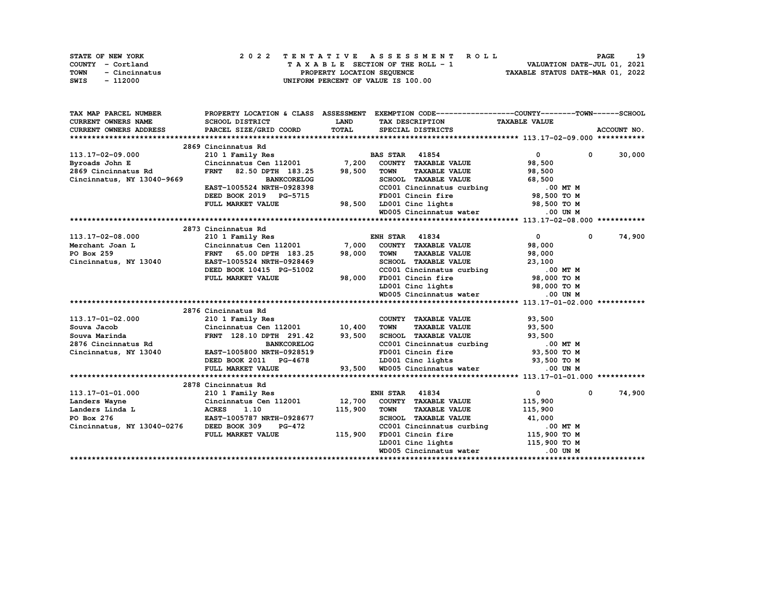STATE OF NEW YORK
COUNTY - Cortland
TOWN - Cincinnatus
SWIS - 112000

**2022 TENTATIVE ASSESSMENT ROLL**
TAXABLE SECTION OF THE ROLL - 1
PROPERTY LOCATION SEQUENCE
UNIFORM PERCENT OF VALUE IS 100.00

VALUATION DATE-JUL 01, 2021
TAXABLE STATUS DATE-MAR 01, 2022

| TAX MAP PARCEL NUMBER / CURRENT OWNERS NAME / CURRENT OWNERS ADDRESS | PROPERTY LOCATION & CLASS / SCHOOL DISTRICT / PARCEL SIZE/GRID COORD | ASSESSMENT LAND / TOTAL | EXEMPTION CODE / TAX DESCRIPTION / SPECIAL DISTRICTS | COUNTY | TOWN | SCHOOL |
|---|---|---|---|---|---|---|
| **113.17-02-09.000** | 2869 Cincinnatus Rd | | | | | |
| 113.17-02-09.000 | 210 1 Family Res | | BAS STAR 41854 | 0 | 0 | 30,000 |
| Byroads John E | Cincinnatus Cen 112001 | 7,200 | COUNTY TAXABLE VALUE | 98,500 | | |
| 2869 Cincinnatus Rd | FRNT 82.50 DPTH 183.25 | 98,500 | TOWN TAXABLE VALUE | 98,500 | | |
| Cincinnatus, NY 13040-9669 | BANKCORELOG | | SCHOOL TAXABLE VALUE | 68,500 | | |
| | EAST-1005524 NRTH-0928398 | | CC001 Cincinnatus curbing | .00 MT M | | |
| | DEED BOOK 2019 PG-5715 | | FD001 Cincin fire | 98,500 TO M | | |
| | FULL MARKET VALUE | 98,500 | LD001 Cinc lights | 98,500 TO M | | |
| | | | WD005 Cincinnatus water | .00 UN M | | |
| **113.17-02-08.000** | 2873 Cincinnatus Rd | | | | | |
| 113.17-02-08.000 | 210 1 Family Res | | ENH STAR 41834 | 0 | 0 | 74,900 |
| Merchant Joan L | Cincinnatus Cen 112001 | 7,000 | COUNTY TAXABLE VALUE | 98,000 | | |
| PO Box 259 | FRNT 65.00 DPTH 183.25 | 98,000 | TOWN TAXABLE VALUE | 98,000 | | |
| Cincinnatus, NY 13040 | EAST-1005524 NRTH-0928469 | | SCHOOL TAXABLE VALUE | 23,100 | | |
| | DEED BOOK 10415 PG-51002 | | CC001 Cincinnatus curbing | .00 MT M | | |
| | FULL MARKET VALUE | 98,000 | FD001 Cincin fire | 98,000 TO M | | |
| | | | LD001 Cinc lights | 98,000 TO M | | |
| | | | WD005 Cincinnatus water | .00 UN M | | |
| **113.17-01-02.000** | 2876 Cincinnatus Rd | | | | | |
| 113.17-01-02.000 | 210 1 Family Res | | COUNTY TAXABLE VALUE | 93,500 | | |
| Souva Jacob | Cincinnatus Cen 112001 | 10,400 | TOWN TAXABLE VALUE | 93,500 | | |
| Souva Marinda | FRNT 128.10 DPTH 291.42 | 93,500 | SCHOOL TAXABLE VALUE | 93,500 | | |
| 2876 Cincinnatus Rd | BANKCORELOG | | CC001 Cincinnatus curbing | .00 MT M | | |
| Cincinnatus, NY 13040 | EAST-1005800 NRTH-0928519 | | FD001 Cincin fire | 93,500 TO M | | |
| | DEED BOOK 2011 PG-4678 | | LD001 Cinc lights | 93,500 TO M | | |
| | FULL MARKET VALUE | 93,500 | WD005 Cincinnatus water | .00 UN M | | |
| **113.17-01-01.000** | 2878 Cincinnatus Rd | | | | | |
| 113.17-01-01.000 | 210 1 Family Res | | ENH STAR 41834 | 0 | 0 | 74,900 |
| Landers Wayne | Cincinnatus Cen 112001 | 12,700 | COUNTY TAXABLE VALUE | 115,900 | | |
| Landers Linda L | ACRES 1.10 | 115,900 | TOWN TAXABLE VALUE | 115,900 | | |
| PO Box 276 | EAST-1005787 NRTH-0928677 | | SCHOOL TAXABLE VALUE | 41,000 | | |
| Cincinnatus, NY 13040-0276 | DEED BOOK 309 PG-472 | | CC001 Cincinnatus curbing | .00 MT M | | |
| | FULL MARKET VALUE | 115,900 | FD001 Cincin fire | 115,900 TO M | | |
| | | | LD001 Cinc lights | 115,900 TO M | | |
| | | | WD005 Cincinnatus water | .00 UN M | | |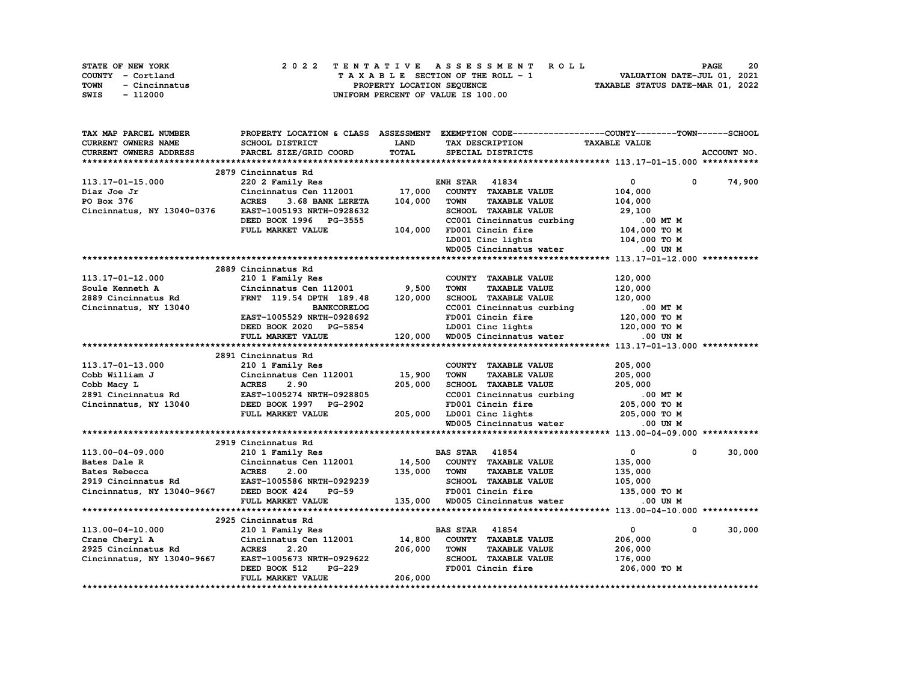STATE OF NEW YORK
COUNTY - Cortland
TOWN - Cincinnatus
SWIS - 112000

2022 TENTATIVE ASSESSMENT ROLL
TAXABLE SECTION OF THE ROLL - 1
PROPERTY LOCATION SEQUENCE
UNIFORM PERCENT OF VALUE IS 100.00

VALUATION DATE-JUL 01, 2021
TAXABLE STATUS DATE-MAR 01, 2022

| TAX MAP PARCEL NUMBER / CURRENT OWNERS NAME / CURRENT OWNERS ADDRESS | PROPERTY LOCATION & CLASS / SCHOOL DISTRICT / PARCEL SIZE/GRID COORD | ASSESSMENT LAND / TOTAL | EXEMPTION CODE / TAX DESCRIPTION / SPECIAL DISTRICTS | COUNTY TAXABLE VALUE | TOWN | SCHOOL | ACCOUNT NO. |
|---|---|---|---|---|---|---|---|
| **113.17-01-15.000** | 2879 Cincinnatus Rd | | | | | | |
| 113.17-01-15.000 | 220 2 Family Res | | ENH STAR 41834 | 0 | 0 | 74,900 | |
| Diaz Joe Jr | Cincinnatus Cen 112001 | 17,000 | COUNTY TAXABLE VALUE | 104,000 | | | |
| PO Box 376 | ACRES 3.68 BANK LERETA | 104,000 | TOWN TAXABLE VALUE | 104,000 | | | |
| Cincinnatus, NY 13040-0376 | EAST-1005193 NRTH-0928632 | | SCHOOL TAXABLE VALUE | 29,100 | | | |
| | DEED BOOK 1996 PG-3555 | | CC001 Cincinnatus curbing | .00 MT M | | | |
| | FULL MARKET VALUE | 104,000 | FD001 Cincin fire | 104,000 TO M | | | |
| | | | LD001 Cinc lights | 104,000 TO M | | | |
| | | | WD005 Cincinnatus water | .00 UN M | | | |
| **113.17-01-12.000** | 2889 Cincinnatus Rd | | | | | | |
| 113.17-01-12.000 | 210 1 Family Res | | COUNTY TAXABLE VALUE | 120,000 | | | |
| Soule Kenneth A | Cincinnatus Cen 112001 | 9,500 | TOWN TAXABLE VALUE | 120,000 | | | |
| 2889 Cincinnatus Rd | FRNT 119.54 DPTH 189.48 | 120,000 | SCHOOL TAXABLE VALUE | 120,000 | | | |
| Cincinnatus, NY 13040 | BANKCORELOG | | CC001 Cincinnatus curbing | .00 MT M | | | |
| | EAST-1005529 NRTH-0928692 | | FD001 Cincin fire | 120,000 TO M | | | |
| | DEED BOOK 2020 PG-5854 | | LD001 Cinc lights | 120,000 TO M | | | |
| | FULL MARKET VALUE | 120,000 | WD005 Cincinnatus water | .00 UN M | | | |
| **113.17-01-13.000** | 2891 Cincinnatus Rd | | | | | | |
| 113.17-01-13.000 | 210 1 Family Res | | COUNTY TAXABLE VALUE | 205,000 | | | |
| Cobb William J | Cincinnatus Cen 112001 | 15,900 | TOWN TAXABLE VALUE | 205,000 | | | |
| Cobb Macy L | ACRES 2.90 | 205,000 | SCHOOL TAXABLE VALUE | 205,000 | | | |
| 2891 Cincinnatus Rd | EAST-1005274 NRTH-0928805 | | CC001 Cincinnatus curbing | .00 MT M | | | |
| Cincinnatus, NY 13040 | DEED BOOK 1997 PG-2902 | | FD001 Cincin fire | 205,000 TO M | | | |
| | FULL MARKET VALUE | 205,000 | LD001 Cinc lights | 205,000 TO M | | | |
| | | | WD005 Cincinnatus water | .00 UN M | | | |
| **113.00-04-09.000** | 2919 Cincinnatus Rd | | | | | | |
| 113.00-04-09.000 | 210 1 Family Res | | BAS STAR 41854 | 0 | 0 | 30,000 | |
| Bates Dale R | Cincinnatus Cen 112001 | 14,500 | COUNTY TAXABLE VALUE | 135,000 | | | |
| Bates Rebecca | ACRES 2.00 | 135,000 | TOWN TAXABLE VALUE | 135,000 | | | |
| 2919 Cincinnatus Rd | EAST-1005586 NRTH-0929239 | | SCHOOL TAXABLE VALUE | 105,000 | | | |
| Cincinnatus, NY 13040-9667 | DEED BOOK 424 PG-59 | | FD001 Cincin fire | 135,000 TO M | | | |
| | FULL MARKET VALUE | 135,000 | WD005 Cincinnatus water | .00 UN M | | | |
| **113.00-04-10.000** | 2925 Cincinnatus Rd | | | | | | |
| 113.00-04-10.000 | 210 1 Family Res | | BAS STAR 41854 | 0 | 0 | 30,000 | |
| Crane Cheryl A | Cincinnatus Cen 112001 | 14,800 | COUNTY TAXABLE VALUE | 206,000 | | | |
| 2925 Cincinnatus Rd | ACRES 2.20 | 206,000 | TOWN TAXABLE VALUE | 206,000 | | | |
| Cincinnatus, NY 13040-9667 | EAST-1005673 NRTH-0929622 | | SCHOOL TAXABLE VALUE | 176,000 | | | |
| | DEED BOOK 512 PG-229 | | FD001 Cincin fire | 206,000 TO M | | | |
| | FULL MARKET VALUE | 206,000 | | | | | |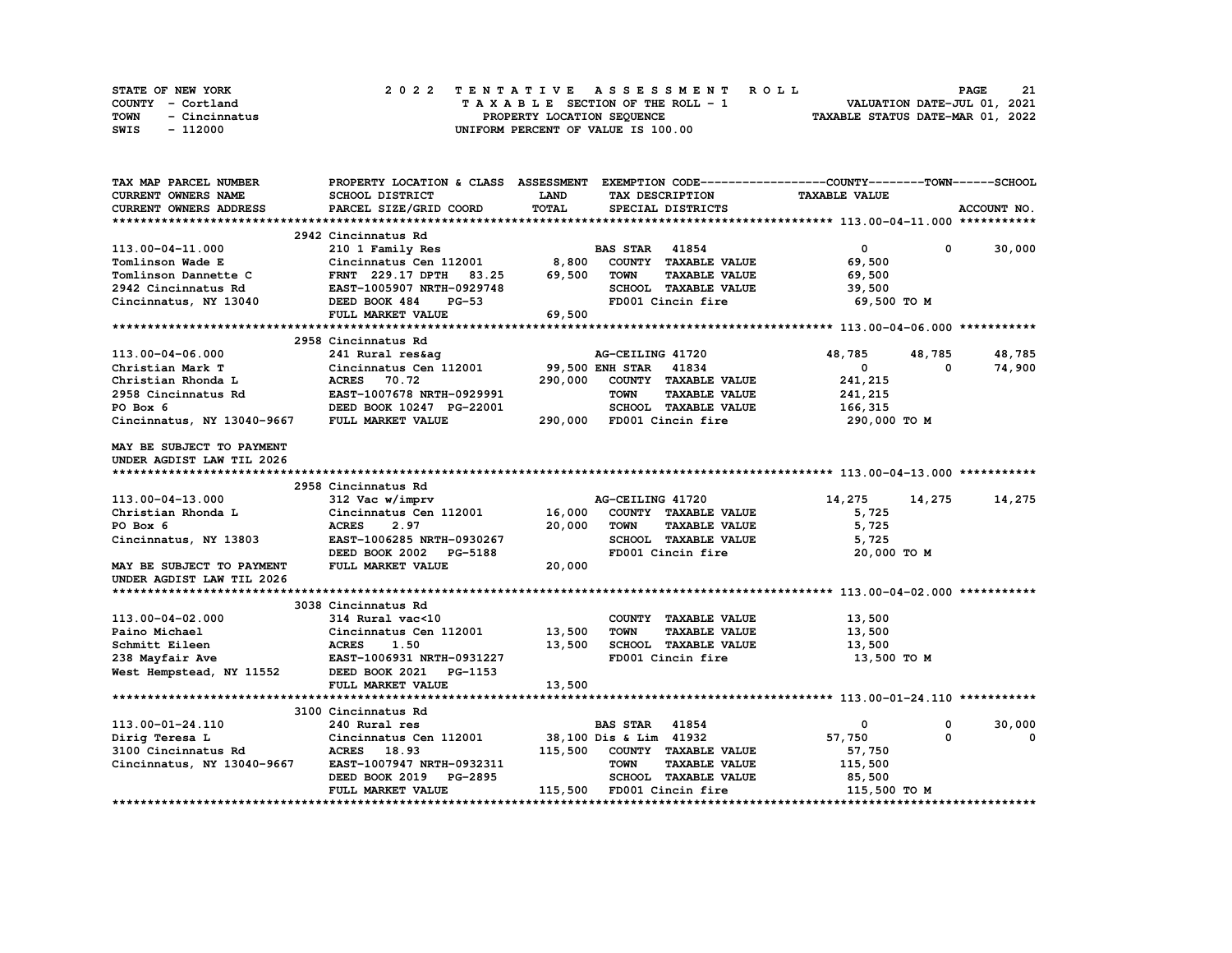STATE OF NEW YORK
COUNTY - Cortland
TOWN - Cincinnatus
SWIS - 112000

# 2022 TENTATIVE ASSESSMENT ROLL

TAXABLE SECTION OF THE ROLL - 1
PROPERTY LOCATION SEQUENCE
UNIFORM PERCENT OF VALUE IS 100.00

VALUATION DATE-JUL 01, 2021
TAXABLE STATUS DATE-MAR 01, 2022

| TAX MAP PARCEL NUMBER / CURRENT OWNERS NAME / CURRENT OWNERS ADDRESS | PROPERTY LOCATION & CLASS / SCHOOL DISTRICT / PARCEL SIZE/GRID COORD | ASSESSMENT LAND | TOTAL | EXEMPTION CODE / TAX DESCRIPTION / SPECIAL DISTRICTS | COUNTY | TOWN | SCHOOL / TAXABLE VALUE |
|---|---|---|---|---|---|---|---|
| **113.00-04-11.000** | 2942 Cincinnatus Rd | | | | | | |
| 113.00-04-11.000 | 210 1 Family Res | | | BAS STAR 41854 | 0 | 0 | 30,000 |
| Tomlinson Wade E | Cincinnatus Cen 112001 | 8,800 | | COUNTY TAXABLE VALUE | 69,500 | | |
| Tomlinson Dannette C | FRNT 229.17 DPTH 83.25 | | 69,500 | TOWN TAXABLE VALUE | | 69,500 | |
| 2942 Cincinnatus Rd | EAST-1005907 NRTH-0929748 | | | SCHOOL TAXABLE VALUE | | | 39,500 |
| Cincinnatus, NY 13040 | DEED BOOK 484 PG-53 | | | FD001 Cincin fire | 69,500 TO M | | |
| | FULL MARKET VALUE | | 69,500 | | | | |
| **113.00-04-06.000** | 2958 Cincinnatus Rd | | | | | | |
| 113.00-04-06.000 | 241 Rural res&ag | | | AG-CEILING 41720 | 48,785 | 48,785 | 48,785 |
| Christian Mark T | Cincinnatus Cen 112001 | 99,500 | | ENH STAR 41834 | 0 | 0 | 74,900 |
| Christian Rhonda L | ACRES 70.72 | | 290,000 | COUNTY TAXABLE VALUE | 241,215 | | |
| 2958 Cincinnatus Rd | EAST-1007678 NRTH-0929991 | | | TOWN TAXABLE VALUE | | 241,215 | |
| PO Box 6 | DEED BOOK 10247 PG-22001 | | | SCHOOL TAXABLE VALUE | | | 166,315 |
| Cincinnatus, NY 13040-9667 | FULL MARKET VALUE | | 290,000 | FD001 Cincin fire | 290,000 TO M | | |
| MAY BE SUBJECT TO PAYMENT UNDER AGDIST LAW TIL 2026 | | | | | | | |
| **113.00-04-13.000** | 2958 Cincinnatus Rd | | | | | | |
| 113.00-04-13.000 | 312 Vac w/imprv | | | AG-CEILING 41720 | 14,275 | 14,275 | 14,275 |
| Christian Rhonda L | Cincinnatus Cen 112001 | 16,000 | | COUNTY TAXABLE VALUE | 5,725 | | |
| PO Box 6 | ACRES 2.97 | | 20,000 | TOWN TAXABLE VALUE | | 5,725 | |
| Cincinnatus, NY 13803 | EAST-1006285 NRTH-0930267 | | | SCHOOL TAXABLE VALUE | | | 5,725 |
| | DEED BOOK 2002 PG-5188 | | | FD001 Cincin fire | 20,000 TO M | | |
| MAY BE SUBJECT TO PAYMENT UNDER AGDIST LAW TIL 2026 | FULL MARKET VALUE | | 20,000 | | | | |
| **113.00-04-02.000** | 3038 Cincinnatus Rd | | | | | | |
| 113.00-04-02.000 | 314 Rural vac<10 | | | COUNTY TAXABLE VALUE | 13,500 | | |
| Paino Michael | Cincinnatus Cen 112001 | 13,500 | | TOWN TAXABLE VALUE | | 13,500 | |
| Schmitt Eileen | ACRES 1.50 | | 13,500 | SCHOOL TAXABLE VALUE | | | 13,500 |
| 238 Mayfair Ave | EAST-1006931 NRTH-0931227 | | | FD001 Cincin fire | 13,500 TO M | | |
| West Hempstead, NY 11552 | DEED BOOK 2021 PG-1153 | | | | | | |
| | FULL MARKET VALUE | | 13,500 | | | | |
| **113.00-01-24.110** | 3100 Cincinnatus Rd | | | | | | |
| 113.00-01-24.110 | 240 Rural res | | | BAS STAR 41854 | 0 | 0 | 30,000 |
| Dirig Teresa L | Cincinnatus Cen 112001 | 38,100 | | Dis & Lim 41932 | 57,750 | 0 | 0 |
| 3100 Cincinnatus Rd | ACRES 18.93 | | 115,500 | COUNTY TAXABLE VALUE | 57,750 | | |
| Cincinnatus, NY 13040-9667 | EAST-1007947 NRTH-0932311 | | | TOWN TAXABLE VALUE | | 115,500 | |
| | DEED BOOK 2019 PG-2895 | | | SCHOOL TAXABLE VALUE | | | 85,500 |
| | FULL MARKET VALUE | | 115,500 | FD001 Cincin fire | 115,500 TO M | | |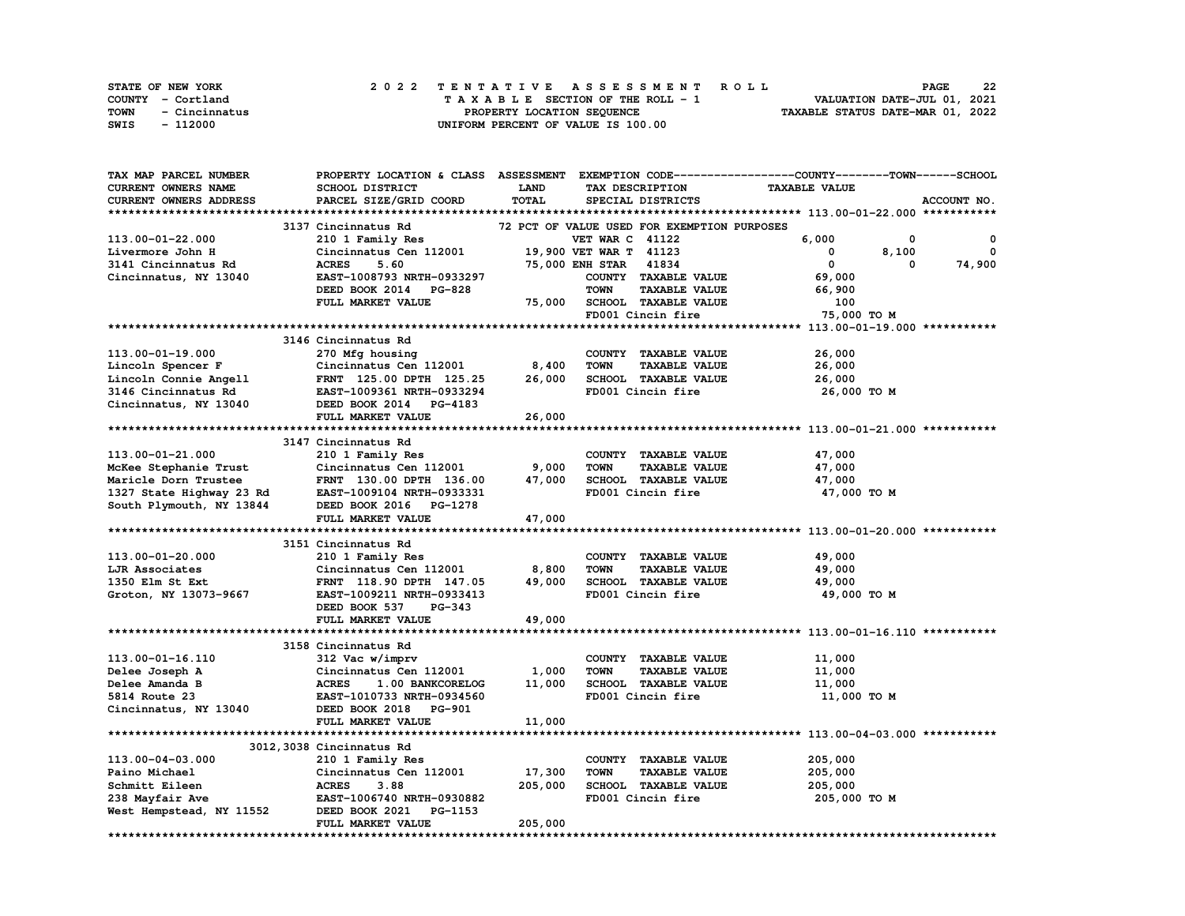STATE OF NEW YORK
COUNTY - Cortland
TOWN - Cincinnatus
SWIS - 112000

# 2022 TENTATIVE ASSESSMENT ROLL

TAXABLE SECTION OF THE ROLL - 1
PROPERTY LOCATION SEQUENCE
UNIFORM PERCENT OF VALUE IS 100.00

VALUATION DATE-JUL 01, 2021
TAXABLE STATUS DATE-MAR 01, 2022

| TAX MAP PARCEL NUMBER / CURRENT OWNERS NAME / CURRENT OWNERS ADDRESS | PROPERTY LOCATION & CLASS / SCHOOL DISTRICT / PARCEL SIZE/GRID COORD | ASSESSMENT LAND / TOTAL | EXEMPTION CODE / TAX DESCRIPTION / SPECIAL DISTRICTS | COUNTY TAXABLE VALUE | TOWN | SCHOOL | ACCOUNT NO. |
|---|---|---|---|---|---|---|---|
| **113.00-01-22.000** | 3137 Cincinnatus Rd | | 72 PCT OF VALUE USED FOR EXEMPTION PURPOSES | | | | |
| | 210 1 Family Res | | VET WAR C 41122 | 6,000 | 0 | 0 | |
| Livermore John H | Cincinnatus Cen 112001 | 19,900 | VET WAR T 41123 | 0 | 8,100 | 0 | |
| 3141 Cincinnatus Rd | ACRES 5.60 | 75,000 | ENH STAR 41834 | 0 | 0 | 74,900 | |
| Cincinnatus, NY 13040 | EAST-1008793 NRTH-0933297 | | COUNTY TAXABLE VALUE | 69,000 | | | |
| | DEED BOOK 2014 PG-828 | | TOWN TAXABLE VALUE | 66,900 | | | |
| | FULL MARKET VALUE | 75,000 | SCHOOL TAXABLE VALUE | 100 | | | |
| | | | FD001 Cincin fire | 75,000 TO M | | | |
| **113.00-01-19.000** | 3146 Cincinnatus Rd | | | | | | |
| | 270 Mfg housing | | COUNTY TAXABLE VALUE | 26,000 | | | |
| Lincoln Spencer F | Cincinnatus Cen 112001 | 8,400 | TOWN TAXABLE VALUE | 26,000 | | | |
| Lincoln Connie Angell | FRNT 125.00 DPTH 125.25 | 26,000 | SCHOOL TAXABLE VALUE | 26,000 | | | |
| 3146 Cincinnatus Rd | EAST-1009361 NRTH-0933294 | | FD001 Cincin fire | 26,000 TO M | | | |
| Cincinnatus, NY 13040 | DEED BOOK 2014 PG-4183 | | | | | | |
| | FULL MARKET VALUE | 26,000 | | | | | |
| **113.00-01-21.000** | 3147 Cincinnatus Rd | | | | | | |
| | 210 1 Family Res | | COUNTY TAXABLE VALUE | 47,000 | | | |
| McKee Stephanie Trust | Cincinnatus Cen 112001 | 9,000 | TOWN TAXABLE VALUE | 47,000 | | | |
| Maricle Dorn Trustee | FRNT 130.00 DPTH 136.00 | 47,000 | SCHOOL TAXABLE VALUE | 47,000 | | | |
| 1327 State Highway 23 Rd | EAST-1009104 NRTH-0933331 | | FD001 Cincin fire | 47,000 TO M | | | |
| South Plymouth, NY 13844 | DEED BOOK 2016 PG-1278 | | | | | | |
| | FULL MARKET VALUE | 47,000 | | | | | |
| **113.00-01-20.000** | 3151 Cincinnatus Rd | | | | | | |
| | 210 1 Family Res | | COUNTY TAXABLE VALUE | 49,000 | | | |
| LJR Associates | Cincinnatus Cen 112001 | 8,800 | TOWN TAXABLE VALUE | 49,000 | | | |
| 1350 Elm St Ext | FRNT 118.90 DPTH 147.05 | 49,000 | SCHOOL TAXABLE VALUE | 49,000 | | | |
| Groton, NY 13073-9667 | EAST-1009211 NRTH-0933413 | | FD001 Cincin fire | 49,000 TO M | | | |
| | DEED BOOK 537 PG-343 | | | | | | |
| | FULL MARKET VALUE | 49,000 | | | | | |
| **113.00-01-16.110** | 3158 Cincinnatus Rd | | | | | | |
| | 312 Vac w/imprv | | COUNTY TAXABLE VALUE | 11,000 | | | |
| Delee Joseph A | Cincinnatus Cen 112001 | 1,000 | TOWN TAXABLE VALUE | 11,000 | | | |
| Delee Amanda B | ACRES 1.00 BANKCORELOG | 11,000 | SCHOOL TAXABLE VALUE | 11,000 | | | |
| 5814 Route 23 | EAST-1010733 NRTH-0934560 | | FD001 Cincin fire | 11,000 TO M | | | |
| Cincinnatus, NY 13040 | DEED BOOK 2018 PG-901 | | | | | | |
| | FULL MARKET VALUE | 11,000 | | | | | |
| **113.00-04-03.000** | 3012,3038 Cincinnatus Rd | | | | | | |
| | 210 1 Family Res | | COUNTY TAXABLE VALUE | 205,000 | | | |
| Paino Michael | Cincinnatus Cen 112001 | 17,300 | TOWN TAXABLE VALUE | 205,000 | | | |
| Schmitt Eileen | ACRES 3.88 | 205,000 | SCHOOL TAXABLE VALUE | 205,000 | | | |
| 238 Mayfair Ave | EAST-1006740 NRTH-0930882 | | FD001 Cincin fire | 205,000 TO M | | | |
| West Hempstead, NY 11552 | DEED BOOK 2021 PG-1153 | | | | | | |
| | FULL MARKET VALUE | 205,000 | | | | | |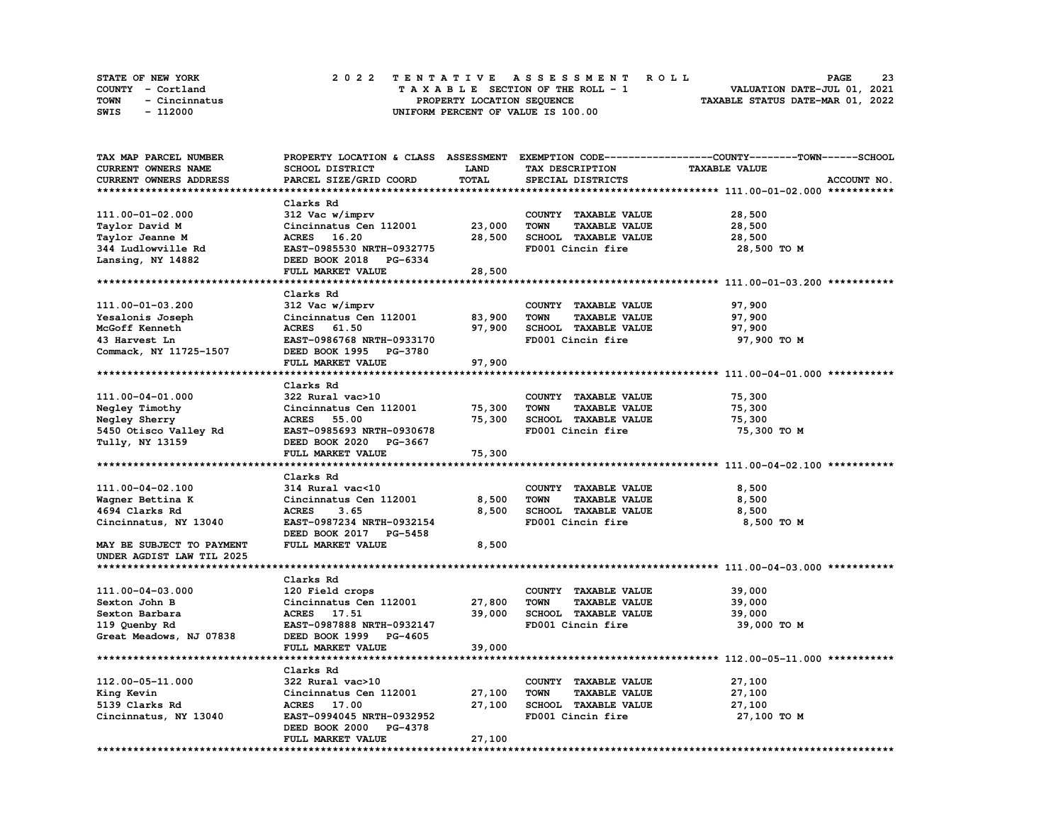STATE OF NEW YORK
COUNTY - Cortland
TOWN - Cincinnatus
SWIS - 112000

# 2022 TENTATIVE ASSESSMENT ROLL

TAXABLE SECTION OF THE ROLL - 1
PROPERTY LOCATION SEQUENCE
UNIFORM PERCENT OF VALUE IS 100.00

VALUATION DATE-JUL 01, 2021
TAXABLE STATUS DATE-MAR 01, 2022

| TAX MAP PARCEL NUMBER / CURRENT OWNERS NAME / CURRENT OWNERS ADDRESS | PROPERTY LOCATION & CLASS / SCHOOL DISTRICT / PARCEL SIZE/GRID COORD | ASSESSMENT LAND | ASSESSMENT TOTAL | EXEMPTION CODE / TAX DESCRIPTION / SPECIAL DISTRICTS | TAXABLE VALUE (COUNTY / TOWN / SCHOOL) | ACCOUNT NO. |
|---|---|---|---|---|---|---|
| **111.00-01-02.000** | Clarks Rd | | | | | |
| 111.00-01-02.000 | 312 Vac w/imprv | | | COUNTY TAXABLE VALUE | 28,500 | |
| Taylor David M | Cincinnatus Cen 112001 | 23,000 | | TOWN TAXABLE VALUE | 28,500 | |
| Taylor Jeanne M | ACRES 16.20 | | 28,500 | SCHOOL TAXABLE VALUE | 28,500 | |
| 344 Ludlowville Rd | EAST-0985530 NRTH-0932775 | | | FD001 Cincin fire | 28,500 TO M | |
| Lansing, NY 14882 | DEED BOOK 2018 PG-6334 | | | | | |
| | FULL MARKET VALUE | | 28,500 | | | |
| **111.00-01-03.200** | Clarks Rd | | | | | |
| 111.00-01-03.200 | 312 Vac w/imprv | | | COUNTY TAXABLE VALUE | 97,900 | |
| Yesalonis Joseph | Cincinnatus Cen 112001 | 83,900 | | TOWN TAXABLE VALUE | 97,900 | |
| McGoff Kenneth | ACRES 61.50 | | 97,900 | SCHOOL TAXABLE VALUE | 97,900 | |
| 43 Harvest Ln | EAST-0986768 NRTH-0933170 | | | FD001 Cincin fire | 97,900 TO M | |
| Commack, NY 11725-1507 | DEED BOOK 1995 PG-3780 | | | | | |
| | FULL MARKET VALUE | | 97,900 | | | |
| **111.00-04-01.000** | Clarks Rd | | | | | |
| 111.00-04-01.000 | 322 Rural vac>10 | | | COUNTY TAXABLE VALUE | 75,300 | |
| Negley Timothy | Cincinnatus Cen 112001 | 75,300 | | TOWN TAXABLE VALUE | 75,300 | |
| Negley Sherry | ACRES 55.00 | | 75,300 | SCHOOL TAXABLE VALUE | 75,300 | |
| 5450 Otisco Valley Rd | EAST-0985693 NRTH-0930678 | | | FD001 Cincin fire | 75,300 TO M | |
| Tully, NY 13159 | DEED BOOK 2020 PG-3667 | | | | | |
| | FULL MARKET VALUE | | 75,300 | | | |
| **111.00-04-02.100** | Clarks Rd | | | | | |
| 111.00-04-02.100 | 314 Rural vac<10 | | | COUNTY TAXABLE VALUE | 8,500 | |
| Wagner Bettina K | Cincinnatus Cen 112001 | 8,500 | | TOWN TAXABLE VALUE | 8,500 | |
| 4694 Clarks Rd | ACRES 3.65 | | 8,500 | SCHOOL TAXABLE VALUE | 8,500 | |
| Cincinnatus, NY 13040 | EAST-0987234 NRTH-0932154 | | | FD001 Cincin fire | 8,500 TO M | |
| | DEED BOOK 2017 PG-5458 | | | | | |
| MAY BE SUBJECT TO PAYMENT | FULL MARKET VALUE | | 8,500 | | | |
| UNDER AGDIST LAW TIL 2025 | | | | | | |
| **111.00-04-03.000** | Clarks Rd | | | | | |
| 111.00-04-03.000 | 120 Field crops | | | COUNTY TAXABLE VALUE | 39,000 | |
| Sexton John B | Cincinnatus Cen 112001 | 27,800 | | TOWN TAXABLE VALUE | 39,000 | |
| Sexton Barbara | ACRES 17.51 | | 39,000 | SCHOOL TAXABLE VALUE | 39,000 | |
| 119 Quenby Rd | EAST-0987888 NRTH-0932147 | | | FD001 Cincin fire | 39,000 TO M | |
| Great Meadows, NJ 07838 | DEED BOOK 1999 PG-4605 | | | | | |
| | FULL MARKET VALUE | | 39,000 | | | |
| **112.00-05-11.000** | Clarks Rd | | | | | |
| 112.00-05-11.000 | 322 Rural vac>10 | | | COUNTY TAXABLE VALUE | 27,100 | |
| King Kevin | Cincinnatus Cen 112001 | 27,100 | | TOWN TAXABLE VALUE | 27,100 | |
| 5139 Clarks Rd | ACRES 17.00 | | 27,100 | SCHOOL TAXABLE VALUE | 27,100 | |
| Cincinnatus, NY 13040 | EAST-0994045 NRTH-0932952 | | | FD001 Cincin fire | 27,100 TO M | |
| | DEED BOOK 2000 PG-4378 | | | | | |
| | FULL MARKET VALUE | | 27,100 | | | |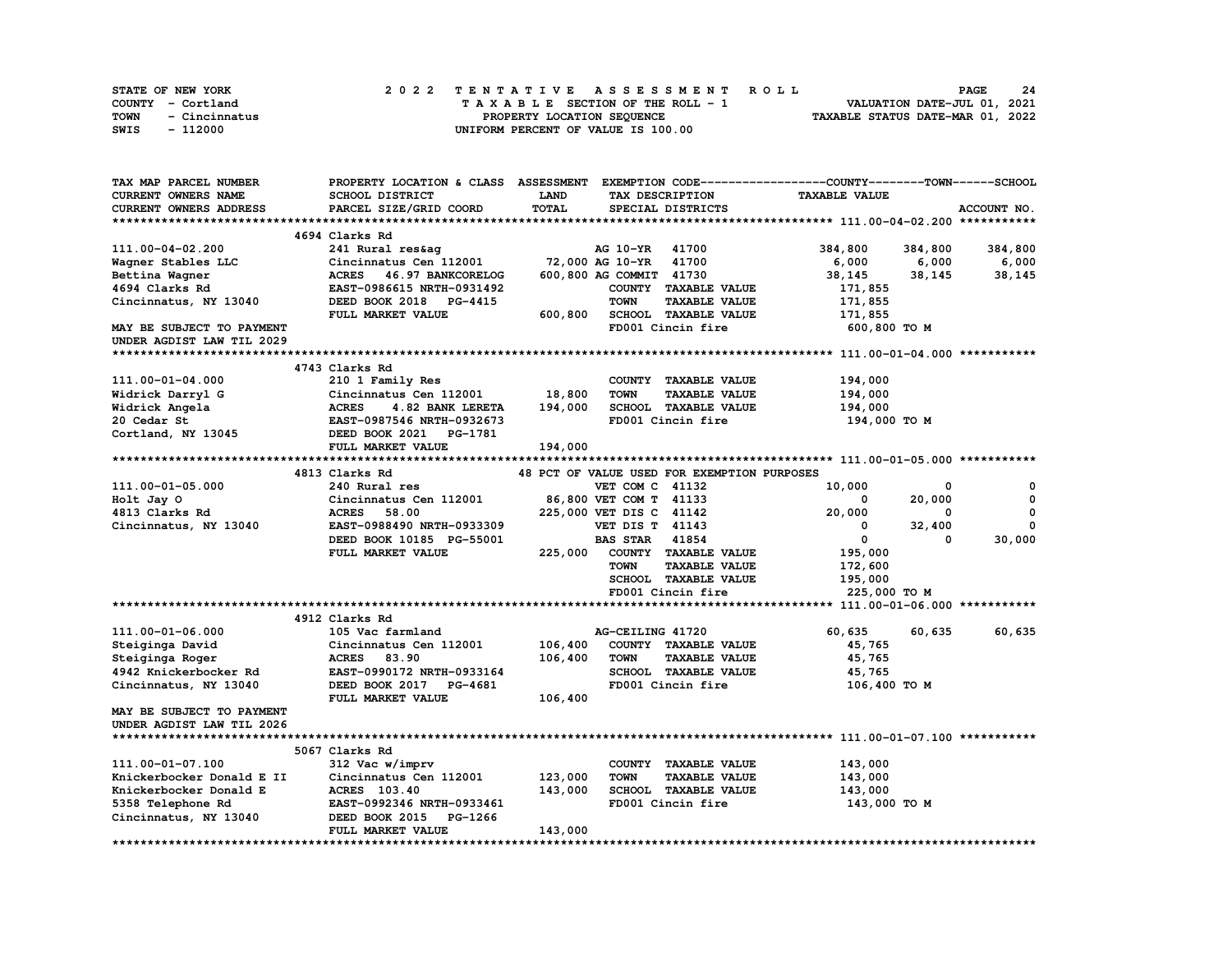STATE OF NEW YORK
COUNTY - Cortland
TOWN - Cincinnatus
SWIS - 112000

2022 TENTATIVE ASSESSMENT ROLL
TAXABLE SECTION OF THE ROLL - 1
PROPERTY LOCATION SEQUENCE
UNIFORM PERCENT OF VALUE IS 100.00

VALUATION DATE-JUL 01, 2021
TAXABLE STATUS DATE-MAR 01, 2022

```
TAX MAP PARCEL NUMBER          PROPERTY LOCATION & CLASS  ASSESSMENT  EXEMPTION CODE------------------COUNTY--------TOWN------SCHOOL
CURRENT OWNERS NAME            SCHOOL DISTRICT            LAND        TAX DESCRIPTION              TAXABLE VALUE
CURRENT OWNERS ADDRESS         PARCEL SIZE/GRID COORD     TOTAL       SPECIAL DISTRICTS                                    ACCOUNT NO.
******************************************************************************************************* 111.00-04-02.200 ***********
                               4694 Clarks Rd
111.00-04-02.200               241 Rural res&ag                 AG 10-YR   41700             384,800     384,800     384,800
Wagner Stables LLC             Cincinnatus Cen 112001     72,000 AG 10-YR   41700               6,000       6,000       6,000
Bettina Wagner                 ACRES  46.97 BANKCORELOG  600,800 AG COMMIT  41730              38,145      38,145      38,145
4694 Clarks Rd                 EAST-0986615 NRTH-0931492          COUNTY  TAXABLE VALUE       171,855
Cincinnatus, NY 13040          DEED BOOK 2018   PG-4415           TOWN    TAXABLE VALUE       171,855
                               FULL MARKET VALUE          600,800 SCHOOL  TAXABLE VALUE       171,855
MAY BE SUBJECT TO PAYMENT                                         FD001 Cincin fire             600,800 TO M
UNDER AGDIST LAW TIL 2029
******************************************************************************************************* 111.00-01-04.000 ***********
                               4743 Clarks Rd
111.00-01-04.000               210 1 Family Res                   COUNTY  TAXABLE VALUE       194,000
Widrick Darryl G               Cincinnatus Cen 112001     18,800  TOWN    TAXABLE VALUE       194,000
Widrick Angela                 ACRES    4.82 BANK LERETA  194,000 SCHOOL  TAXABLE VALUE       194,000
20 Cedar St                    EAST-0987546 NRTH-0932673          FD001 Cincin fire             194,000 TO M
Cortland, NY 13045             DEED BOOK 2021   PG-1781
                               FULL MARKET VALUE          194,000
******************************************************************************************************* 111.00-01-05.000 ***********
                               4813 Clarks Rd             48 PCT OF VALUE USED FOR EXEMPTION PURPOSES
111.00-01-05.000               240 Rural res                    VET COM C  41132              10,000           0           0
Holt Jay O                     Cincinnatus Cen 112001     86,800 VET COM T  41133                   0      20,000           0
4813 Clarks Rd                 ACRES  58.00              225,000 VET DIS C  41142              20,000           0           0
Cincinnatus, NY 13040          EAST-0988490 NRTH-0933309         VET DIS T  41143                   0      32,400           0
                               DEED BOOK 10185 PG-55001          BAS STAR   41854                   0           0      30,000
                               FULL MARKET VALUE          225,000 COUNTY  TAXABLE VALUE       195,000
                                                                  TOWN    TAXABLE VALUE       172,600
                                                                  SCHOOL  TAXABLE VALUE       195,000
                                                                  FD001 Cincin fire             225,000 TO M
******************************************************************************************************* 111.00-01-06.000 ***********
                               4912 Clarks Rd
111.00-01-06.000               105 Vac farmland                 AG-CEILING 41720              60,635      60,635      60,635
Steiginga David                Cincinnatus Cen 112001    106,400  COUNTY  TAXABLE VALUE        45,765
Steiginga Roger                ACRES  83.90              106,400  TOWN    TAXABLE VALUE        45,765
4942 Knickerbocker Rd          EAST-0990172 NRTH-0933164          SCHOOL  TAXABLE VALUE        45,765
Cincinnatus, NY 13040          DEED BOOK 2017   PG-4681           FD001 Cincin fire             106,400 TO M
                               FULL MARKET VALUE          106,400
MAY BE SUBJECT TO PAYMENT
UNDER AGDIST LAW TIL 2026
******************************************************************************************************* 111.00-01-07.100 ***********
                               5067 Clarks Rd
111.00-01-07.100               312 Vac w/imprv                    COUNTY  TAXABLE VALUE       143,000
Knickerbocker Donald E II      Cincinnatus Cen 112001    123,000  TOWN    TAXABLE VALUE       143,000
Knickerbocker Donald E         ACRES 103.40              143,000  SCHOOL  TAXABLE VALUE       143,000
5358 Telephone Rd              EAST-0992346 NRTH-0933461          FD001 Cincin fire             143,000 TO M
Cincinnatus, NY 13040          DEED BOOK 2015   PG-1266
                               FULL MARKET VALUE          143,000
************************************************************************************************************************************
```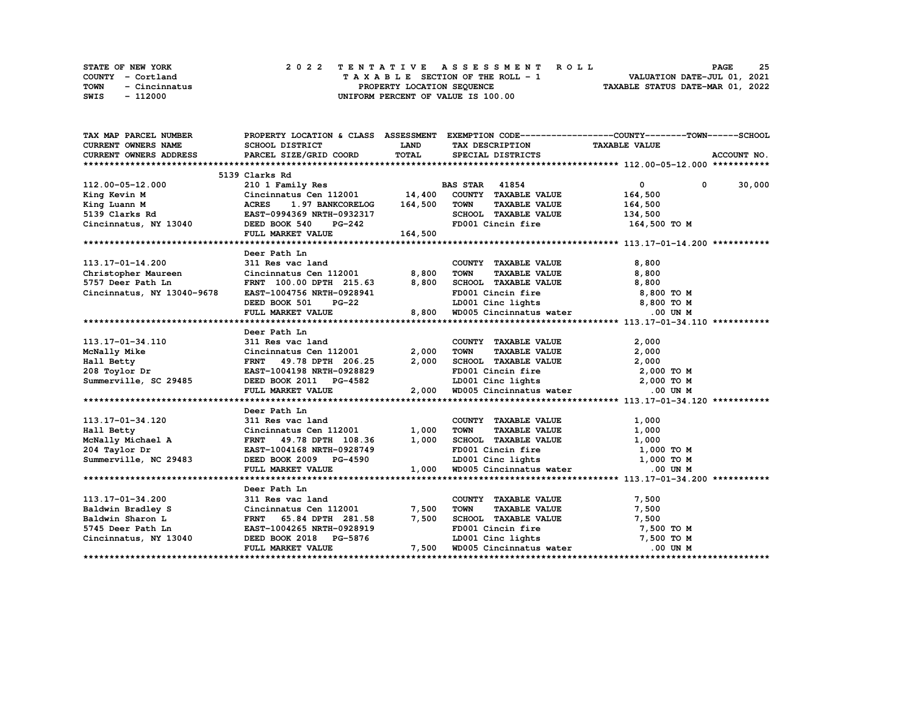STATE OF NEW YORK — 2022 TENTATIVE ASSESSMENT ROLL
COUNTY - Cortland — TAXABLE SECTION OF THE ROLL - 1 — VALUATION DATE-JUL 01, 2021
TOWN - Cincinnatus — PROPERTY LOCATION SEQUENCE — TAXABLE STATUS DATE-MAR 01, 2022
SWIS - 112000 — UNIFORM PERCENT OF VALUE IS 100.00

| TAX MAP PARCEL NUMBER / CURRENT OWNERS NAME / CURRENT OWNERS ADDRESS | PROPERTY LOCATION & CLASS / SCHOOL DISTRICT / PARCEL SIZE/GRID COORD | ASSESSMENT LAND / TOTAL | EXEMPTION CODE / TAX DESCRIPTION / SPECIAL DISTRICTS | COUNTY | TOWN | SCHOOL / TAXABLE VALUE / ACCOUNT NO. |
|---|---|---|---|---|---|---|
| **112.00-05-12.000** | 5139 Clarks Rd | | | | | |
| 112.00-05-12.000 | 210 1 Family Res | | BAS STAR 41854 | 0 | 0 | 30,000 |
| King Kevin M | Cincinnatus Cen 112001 | 14,400 | COUNTY TAXABLE VALUE | 164,500 | | |
| King Luann M | ACRES 1.97 BANKCORELOG | 164,500 | TOWN TAXABLE VALUE | 164,500 | | |
| 5139 Clarks Rd | EAST-0994369 NRTH-0932317 | | SCHOOL TAXABLE VALUE | 134,500 | | |
| Cincinnatus, NY 13040 | DEED BOOK 540 PG-242 | | FD001 Cincin fire | 164,500 TO M | | |
| | FULL MARKET VALUE | 164,500 | | | | |
| **113.17-01-14.200** | Deer Path Ln | | | | | |
| 113.17-01-14.200 | 311 Res vac land | | COUNTY TAXABLE VALUE | 8,800 | | |
| Christopher Maureen | Cincinnatus Cen 112001 | 8,800 | TOWN TAXABLE VALUE | 8,800 | | |
| 5757 Deer Path Ln | FRNT 100.00 DPTH 215.63 | 8,800 | SCHOOL TAXABLE VALUE | 8,800 | | |
| Cincinnatus, NY 13040-9678 | EAST-1004756 NRTH-0928941 | | FD001 Cincin fire | 8,800 TO M | | |
| | DEED BOOK 501 PG-22 | | LD001 Cinc lights | 8,800 TO M | | |
| | FULL MARKET VALUE | 8,800 | WD005 Cincinnatus water | .00 UN M | | |
| **113.17-01-34.110** | Deer Path Ln | | | | | |
| 113.17-01-34.110 | 311 Res vac land | | COUNTY TAXABLE VALUE | 2,000 | | |
| McNally Mike | Cincinnatus Cen 112001 | 2,000 | TOWN TAXABLE VALUE | 2,000 | | |
| Hall Betty | FRNT 49.78 DPTH 206.25 | 2,000 | SCHOOL TAXABLE VALUE | 2,000 | | |
| 208 Toylor Dr | EAST-1004198 NRTH-0928829 | | FD001 Cincin fire | 2,000 TO M | | |
| Summerville, SC 29485 | DEED BOOK 2011 PG-4582 | | LD001 Cinc lights | 2,000 TO M | | |
| | FULL MARKET VALUE | 2,000 | WD005 Cincinnatus water | .00 UN M | | |
| **113.17-01-34.120** | Deer Path Ln | | | | | |
| 113.17-01-34.120 | 311 Res vac land | | COUNTY TAXABLE VALUE | 1,000 | | |
| Hall Betty | Cincinnatus Cen 112001 | 1,000 | TOWN TAXABLE VALUE | 1,000 | | |
| McNally Michael A | FRNT 49.78 DPTH 108.36 | 1,000 | SCHOOL TAXABLE VALUE | 1,000 | | |
| 204 Taylor Dr | EAST-1004168 NRTH-0928749 | | FD001 Cincin fire | 1,000 TO M | | |
| Summerville, NC 29483 | DEED BOOK 2009 PG-4590 | | LD001 Cinc lights | 1,000 TO M | | |
| | FULL MARKET VALUE | 1,000 | WD005 Cincinnatus water | .00 UN M | | |
| **113.17-01-34.200** | Deer Path Ln | | | | | |
| 113.17-01-34.200 | 311 Res vac land | | COUNTY TAXABLE VALUE | 7,500 | | |
| Baldwin Bradley S | Cincinnatus Cen 112001 | 7,500 | TOWN TAXABLE VALUE | 7,500 | | |
| Baldwin Sharon L | FRNT 65.84 DPTH 281.58 | 7,500 | SCHOOL TAXABLE VALUE | 7,500 | | |
| 5745 Deer Path Ln | EAST-1004265 NRTH-0928919 | | FD001 Cincin fire | 7,500 TO M | | |
| Cincinnatus, NY 13040 | DEED BOOK 2018 PG-5876 | | LD001 Cinc lights | 7,500 TO M | | |
| | FULL MARKET VALUE | 7,500 | WD005 Cincinnatus water | .00 UN M | | |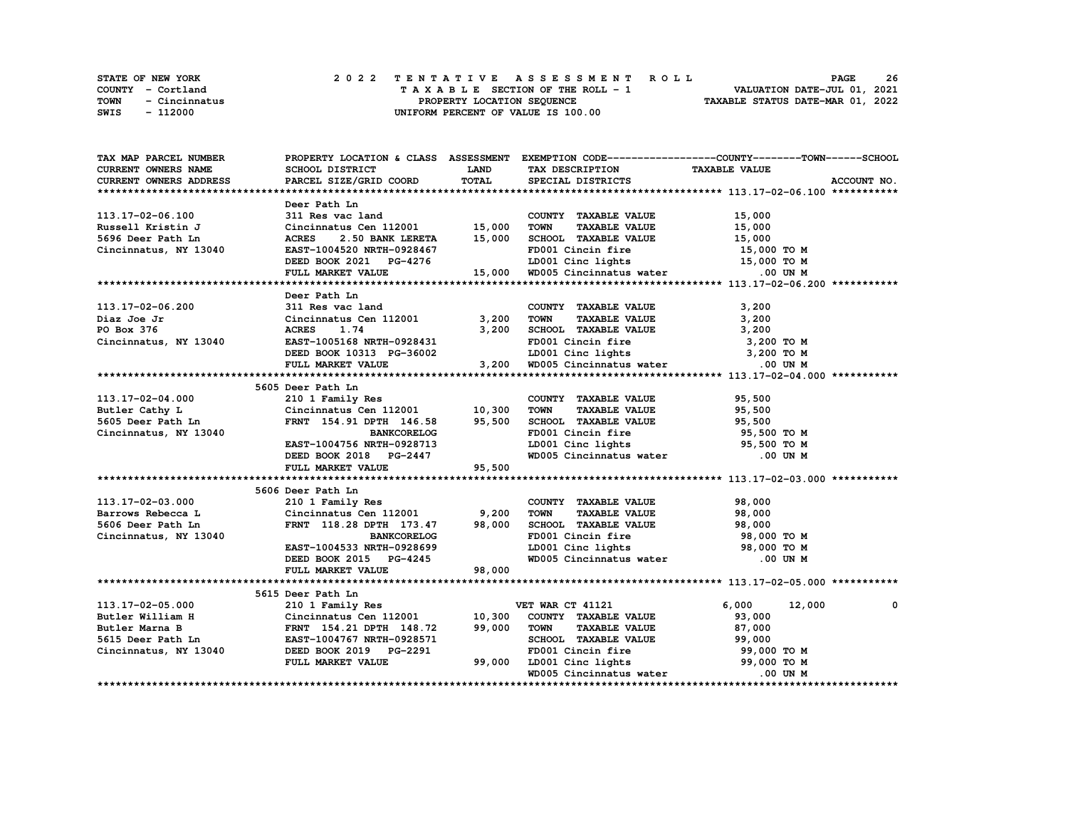STATE OF NEW YORK 2 0 2 2 T E N T A T I V E A S S E S S M E N T R O L L PAGE 26
COUNTY - Cortland T A X A B L E SECTION OF THE ROLL - 1 VALUATION DATE-JUL 01, 2021
TOWN - Cincinnatus PROPERTY LOCATION SEQUENCE TAXABLE STATUS DATE-MAR 01, 2022
SWIS - 112000 UNIFORM PERCENT OF VALUE IS 100.00

| TAX MAP PARCEL NUMBER / CURRENT OWNERS NAME / CURRENT OWNERS ADDRESS | PROPERTY LOCATION & CLASS / SCHOOL DISTRICT / PARCEL SIZE/GRID COORD | ASSESSMENT LAND | TOTAL | EXEMPTION CODE / TAX DESCRIPTION / SPECIAL DISTRICTS | COUNTY | TOWN | SCHOOL / TAXABLE VALUE |
|---|---|---|---|---|---|---|---|
| **113.17-02-06.100** | Deer Path Ln | | | | | | |
| 113.17-02-06.100 | 311 Res vac land | | | COUNTY TAXABLE VALUE | 15,000 | | |
| Russell Kristin J | Cincinnatus Cen 112001 | 15,000 | | TOWN TAXABLE VALUE | | 15,000 | |
| 5696 Deer Path Ln | ACRES 2.50 BANK LERETA | | 15,000 | SCHOOL TAXABLE VALUE | | | 15,000 |
| Cincinnatus, NY 13040 | EAST-1004520 NRTH-0928467 | | | FD001 Cincin fire | 15,000 TO M | | |
| | DEED BOOK 2021 PG-4276 | | | LD001 Cinc lights | 15,000 TO M | | |
| | FULL MARKET VALUE | | 15,000 | WD005 Cincinnatus water | .00 UN M | | |
| **113.17-02-06.200** | Deer Path Ln | | | | | | |
| 113.17-02-06.200 | 311 Res vac land | | | COUNTY TAXABLE VALUE | 3,200 | | |
| Diaz Joe Jr | Cincinnatus Cen 112001 | 3,200 | | TOWN TAXABLE VALUE | | 3,200 | |
| PO Box 376 | ACRES 1.74 | | 3,200 | SCHOOL TAXABLE VALUE | | | 3,200 |
| Cincinnatus, NY 13040 | EAST-1005168 NRTH-0928431 | | | FD001 Cincin fire | 3,200 TO M | | |
| | DEED BOOK 10313 PG-36002 | | | LD001 Cinc lights | 3,200 TO M | | |
| | FULL MARKET VALUE | | 3,200 | WD005 Cincinnatus water | .00 UN M | | |
| **113.17-02-04.000** | 5605 Deer Path Ln | | | | | | |
| 113.17-02-04.000 | 210 1 Family Res | | | COUNTY TAXABLE VALUE | 95,500 | | |
| Butler Cathy L | Cincinnatus Cen 112001 | 10,300 | | TOWN TAXABLE VALUE | | 95,500 | |
| 5605 Deer Path Ln | FRNT 154.91 DPTH 146.58 | | 95,500 | SCHOOL TAXABLE VALUE | | | 95,500 |
| Cincinnatus, NY 13040 | BANKCORELOG | | | FD001 Cincin fire | 95,500 TO M | | |
| | EAST-1004756 NRTH-0928713 | | | LD001 Cinc lights | 95,500 TO M | | |
| | DEED BOOK 2018 PG-2447 | | | WD005 Cincinnatus water | .00 UN M | | |
| | FULL MARKET VALUE | | 95,500 | | | | |
| **113.17-02-03.000** | 5606 Deer Path Ln | | | | | | |
| 113.17-02-03.000 | 210 1 Family Res | | | COUNTY TAXABLE VALUE | 98,000 | | |
| Barrows Rebecca L | Cincinnatus Cen 112001 | 9,200 | | TOWN TAXABLE VALUE | | 98,000 | |
| 5606 Deer Path Ln | FRNT 118.28 DPTH 173.47 | | 98,000 | SCHOOL TAXABLE VALUE | | | 98,000 |
| Cincinnatus, NY 13040 | BANKCORELOG | | | FD001 Cincin fire | 98,000 TO M | | |
| | EAST-1004533 NRTH-0928699 | | | LD001 Cinc lights | 98,000 TO M | | |
| | DEED BOOK 2015 PG-4245 | | | WD005 Cincinnatus water | .00 UN M | | |
| | FULL MARKET VALUE | | 98,000 | | | | |
| **113.17-02-05.000** | 5615 Deer Path Ln | | | | | | |
| 113.17-02-05.000 | 210 1 Family Res | | | VET WAR CT 41121 | 6,000 | 12,000 | 0 |
| Butler William H | Cincinnatus Cen 112001 | 10,300 | | COUNTY TAXABLE VALUE | 93,000 | | |
| Butler Marna B | FRNT 154.21 DPTH 148.72 | | 99,000 | TOWN TAXABLE VALUE | | 87,000 | |
| 5615 Deer Path Ln | EAST-1004767 NRTH-0928571 | | | SCHOOL TAXABLE VALUE | | | 99,000 |
| Cincinnatus, NY 13040 | DEED BOOK 2019 PG-2291 | | | FD001 Cincin fire | 99,000 TO M | | |
| | FULL MARKET VALUE | | 99,000 | LD001 Cinc lights | 99,000 TO M | | |
| | | | | WD005 Cincinnatus water | .00 UN M | | |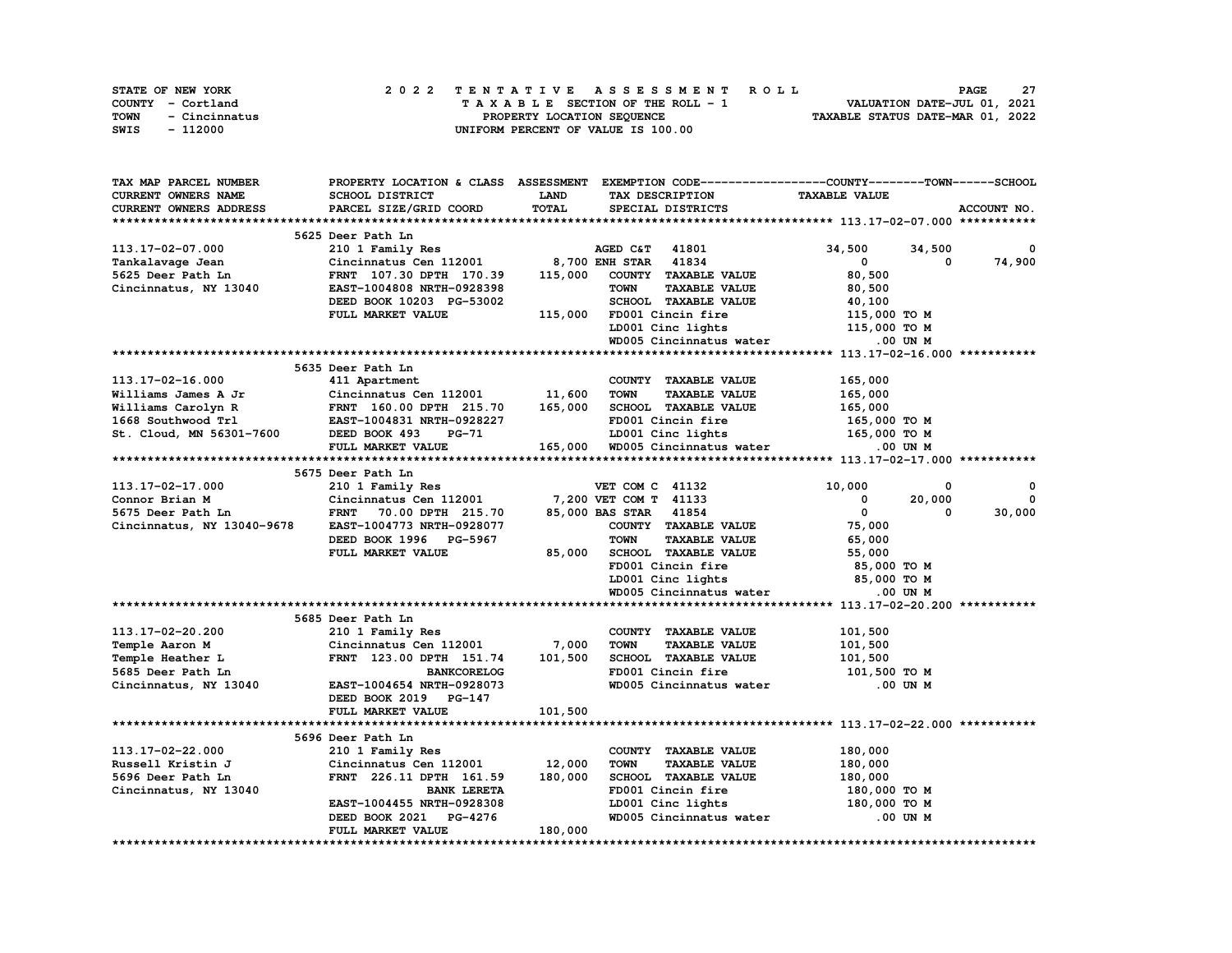STATE OF NEW YORK
COUNTY - Cortland
TOWN - Cincinnatus
SWIS - 112000

# 2022 TENTATIVE ASSESSMENT ROLL

TAXABLE SECTION OF THE ROLL - 1
PROPERTY LOCATION SEQUENCE
UNIFORM PERCENT OF VALUE IS 100.00

VALUATION DATE-JUL 01, 2021
TAXABLE STATUS DATE-MAR 01, 2022

| TAX MAP PARCEL NUMBER / CURRENT OWNERS NAME / CURRENT OWNERS ADDRESS | PROPERTY LOCATION & CLASS / SCHOOL DISTRICT / PARCEL SIZE/GRID COORD | ASSESSMENT LAND / TOTAL | EXEMPTION CODE / TAX DESCRIPTION / SPECIAL DISTRICTS | COUNTY | TOWN | SCHOOL | ACCOUNT NO. |
|---|---|---|---|---|---|---|---|
| **113.17-02-07.000** | 5625 Deer Path Ln | | | | | | |
| 113.17-02-07.000 | 210 1 Family Res | | AGED C&T 41801 | 34,500 | 34,500 | 0 | |
| Tankalavage Jean | Cincinnatus Cen 112001 | 8,700 | ENH STAR 41834 | 0 | 0 | 74,900 | |
| 5625 Deer Path Ln | FRNT 107.30 DPTH 170.39 | 115,000 | COUNTY TAXABLE VALUE | 80,500 | | | |
| Cincinnatus, NY 13040 | EAST-1004808 NRTH-0928398 | | TOWN TAXABLE VALUE | 80,500 | | | |
| | DEED BOOK 10203 PG-53002 | | SCHOOL TAXABLE VALUE | 40,100 | | | |
| | FULL MARKET VALUE | 115,000 | FD001 Cincin fire | 115,000 TO M | | | |
| | | | LD001 Cinc lights | 115,000 TO M | | | |
| | | | WD005 Cincinnatus water | .00 UN M | | | |
| **113.17-02-16.000** | 5635 Deer Path Ln | | | | | | |
| 113.17-02-16.000 | 411 Apartment | | COUNTY TAXABLE VALUE | 165,000 | | | |
| Williams James A Jr | Cincinnatus Cen 112001 | 11,600 | TOWN TAXABLE VALUE | 165,000 | | | |
| Williams Carolyn R | FRNT 160.00 DPTH 215.70 | 165,000 | SCHOOL TAXABLE VALUE | 165,000 | | | |
| 1668 Southwood Trl | EAST-1004831 NRTH-0928227 | | FD001 Cincin fire | 165,000 TO M | | | |
| St. Cloud, MN 56301-7600 | DEED BOOK 493 PG-71 | | LD001 Cinc lights | 165,000 TO M | | | |
| | FULL MARKET VALUE | 165,000 | WD005 Cincinnatus water | .00 UN M | | | |
| **113.17-02-17.000** | 5675 Deer Path Ln | | | | | | |
| 113.17-02-17.000 | 210 1 Family Res | | VET COM C 41132 | 10,000 | 0 | 0 | |
| Connor Brian M | Cincinnatus Cen 112001 | 7,200 | VET COM T 41133 | 0 | 20,000 | 0 | |
| 5675 Deer Path Ln | FRNT 70.00 DPTH 215.70 | 85,000 | BAS STAR 41854 | 0 | 0 | 30,000 | |
| Cincinnatus, NY 13040-9678 | EAST-1004773 NRTH-0928077 | | COUNTY TAXABLE VALUE | 75,000 | | | |
| | DEED BOOK 1996 PG-5967 | | TOWN TAXABLE VALUE | 65,000 | | | |
| | FULL MARKET VALUE | 85,000 | SCHOOL TAXABLE VALUE | 55,000 | | | |
| | | | FD001 Cincin fire | 85,000 TO M | | | |
| | | | LD001 Cinc lights | 85,000 TO M | | | |
| | | | WD005 Cincinnatus water | .00 UN M | | | |
| **113.17-02-20.200** | 5685 Deer Path Ln | | | | | | |
| 113.17-02-20.200 | 210 1 Family Res | | COUNTY TAXABLE VALUE | 101,500 | | | |
| Temple Aaron M | Cincinnatus Cen 112001 | 7,000 | TOWN TAXABLE VALUE | 101,500 | | | |
| Temple Heather L | FRNT 123.00 DPTH 151.74 | 101,500 | SCHOOL TAXABLE VALUE | 101,500 | | | |
| 5685 Deer Path Ln | BANKCORELOG | | FD001 Cincin fire | 101,500 TO M | | | |
| Cincinnatus, NY 13040 | EAST-1004654 NRTH-0928073 | | WD005 Cincinnatus water | .00 UN M | | | |
| | DEED BOOK 2019 PG-147 | | | | | | |
| | FULL MARKET VALUE | 101,500 | | | | | |
| **113.17-02-22.000** | 5696 Deer Path Ln | | | | | | |
| 113.17-02-22.000 | 210 1 Family Res | | COUNTY TAXABLE VALUE | 180,000 | | | |
| Russell Kristin J | Cincinnatus Cen 112001 | 12,000 | TOWN TAXABLE VALUE | 180,000 | | | |
| 5696 Deer Path Ln | FRNT 226.11 DPTH 161.59 | 180,000 | SCHOOL TAXABLE VALUE | 180,000 | | | |
| Cincinnatus, NY 13040 | BANK LERETA | | FD001 Cincin fire | 180,000 TO M | | | |
| | EAST-1004455 NRTH-0928308 | | LD001 Cinc lights | 180,000 TO M | | | |
| | DEED BOOK 2021 PG-4276 | | WD005 Cincinnatus water | .00 UN M | | | |
| | FULL MARKET VALUE | 180,000 | | | | | |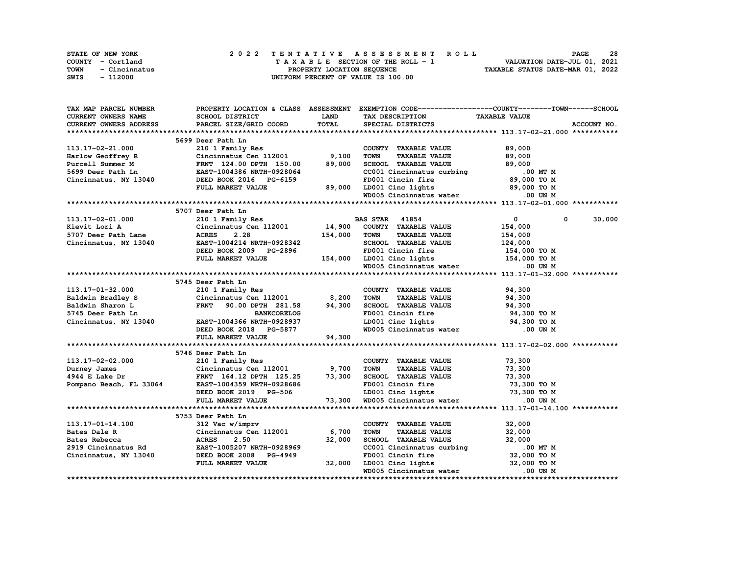STATE OF NEW YORK
COUNTY - Cortland
TOWN - Cincinnatus
SWIS - 112000

# 2022 TENTATIVE ASSESSMENT ROLL

TAXABLE SECTION OF THE ROLL - 1
PROPERTY LOCATION SEQUENCE
UNIFORM PERCENT OF VALUE IS 100.00

VALUATION DATE-JUL 01, 2021
TAXABLE STATUS DATE-MAR 01, 2022

| TAX MAP PARCEL NUMBER / CURRENT OWNERS NAME / CURRENT OWNERS ADDRESS | PROPERTY LOCATION & CLASS / SCHOOL DISTRICT / PARCEL SIZE/GRID COORD | ASSESSMENT LAND / TOTAL | EXEMPTION CODE / TAX DESCRIPTION / SPECIAL DISTRICTS | COUNTY | TOWN | SCHOOL / TAXABLE VALUE / ACCOUNT NO. |
|---|---|---|---|---|---|---|
| **113.17-02-21.000** | 5699 Deer Path Ln | | | | | |
| 113.17-02-21.000 | 210 1 Family Res | | COUNTY TAXABLE VALUE | 89,000 | | |
| Harlow Geoffrey R | Cincinnatus Cen 112001 | 9,100 | TOWN TAXABLE VALUE | 89,000 | | |
| Purcell Summer M | FRNT 124.00 DPTH 150.00 | 89,000 | SCHOOL TAXABLE VALUE | 89,000 | | |
| 5699 Deer Path Ln | EAST-1004386 NRTH-0928064 | | CC001 Cincinnatus curbing | .00 MT M | | |
| Cincinnatus, NY 13040 | DEED BOOK 2016 PG-6159 | | FD001 Cincin fire | 89,000 TO M | | |
| | FULL MARKET VALUE | 89,000 | LD001 Cinc lights | 89,000 TO M | | |
| | | | WD005 Cincinnatus water | .00 UN M | | |
| **113.17-02-01.000** | 5707 Deer Path Ln | | | | | |
| 113.17-02-01.000 | 210 1 Family Res | | BAS STAR 41854 | 0 | 0 | 30,000 |
| Kievit Lori A | Cincinnatus Cen 112001 | 14,900 | COUNTY TAXABLE VALUE | 154,000 | | |
| 5707 Deer Path Lane | ACRES 2.28 | 154,000 | TOWN TAXABLE VALUE | 154,000 | | |
| Cincinnatus, NY 13040 | EAST-1004214 NRTH-0928342 | | SCHOOL TAXABLE VALUE | 124,000 | | |
| | DEED BOOK 2009 PG-2896 | | FD001 Cincin fire | 154,000 TO M | | |
| | FULL MARKET VALUE | 154,000 | LD001 Cinc lights | 154,000 TO M | | |
| | | | WD005 Cincinnatus water | .00 UN M | | |
| **113.17-01-32.000** | 5745 Deer Path Ln | | | | | |
| 113.17-01-32.000 | 210 1 Family Res | | COUNTY TAXABLE VALUE | 94,300 | | |
| Baldwin Bradley S | Cincinnatus Cen 112001 | 8,200 | TOWN TAXABLE VALUE | 94,300 | | |
| Baldwin Sharon L | FRNT 90.00 DPTH 281.58 | 94,300 | SCHOOL TAXABLE VALUE | 94,300 | | |
| 5745 Deer Path Ln | BANKCORELOG | | FD001 Cincin fire | 94,300 TO M | | |
| Cincinnatus, NY 13040 | EAST-1004366 NRTH-0928937 | | LD001 Cinc lights | 94,300 TO M | | |
| | DEED BOOK 2018 PG-5877 | | WD005 Cincinnatus water | .00 UN M | | |
| | FULL MARKET VALUE | 94,300 | | | | |
| **113.17-02-02.000** | 5746 Deer Path Ln | | | | | |
| 113.17-02-02.000 | 210 1 Family Res | | COUNTY TAXABLE VALUE | 73,300 | | |
| Durney James | Cincinnatus Cen 112001 | 9,700 | TOWN TAXABLE VALUE | 73,300 | | |
| 4944 E Lake Dr | FRNT 164.12 DPTH 125.25 | 73,300 | SCHOOL TAXABLE VALUE | 73,300 | | |
| Pompano Beach, FL 33064 | EAST-1004359 NRTH-0928686 | | FD001 Cincin fire | 73,300 TO M | | |
| | DEED BOOK 2019 PG-506 | | LD001 Cinc lights | 73,300 TO M | | |
| | FULL MARKET VALUE | 73,300 | WD005 Cincinnatus water | .00 UN M | | |
| **113.17-01-14.100** | 5753 Deer Path Ln | | | | | |
| 113.17-01-14.100 | 312 Vac w/imprv | | COUNTY TAXABLE VALUE | 32,000 | | |
| Bates Dale R | Cincinnatus Cen 112001 | 6,700 | TOWN TAXABLE VALUE | 32,000 | | |
| Bates Rebecca | ACRES 2.50 | 32,000 | SCHOOL TAXABLE VALUE | 32,000 | | |
| 2919 Cincinnatus Rd | EAST-1005207 NRTH-0928969 | | CC001 Cincinnatus curbing | .00 MT M | | |
| Cincinnatus, NY 13040 | DEED BOOK 2008 PG-4949 | | FD001 Cincin fire | 32,000 TO M | | |
| | FULL MARKET VALUE | 32,000 | LD001 Cinc lights | 32,000 TO M | | |
| | | | WD005 Cincinnatus water | .00 UN M | | |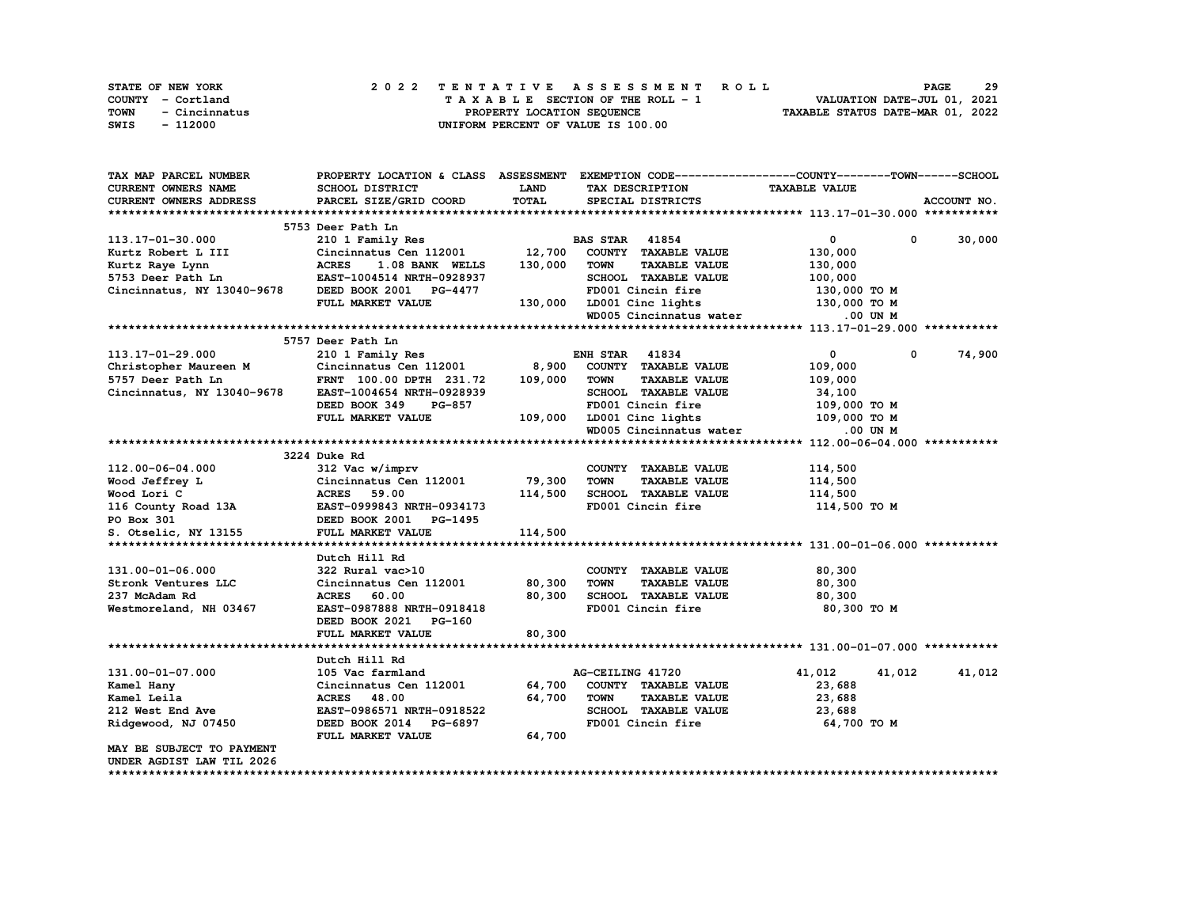STATE OF NEW YORK
COUNTY - Cortland
TOWN - Cincinnatus
SWIS - 112000

# 2022 TENTATIVE ASSESSMENT ROLL

TAXABLE SECTION OF THE ROLL - 1
PROPERTY LOCATION SEQUENCE
UNIFORM PERCENT OF VALUE IS 100.00

VALUATION DATE-JUL 01, 2021
TAXABLE STATUS DATE-MAR 01, 2022

| TAX MAP PARCEL NUMBER<br>CURRENT OWNERS NAME<br>CURRENT OWNERS ADDRESS | PROPERTY LOCATION & CLASS<br>SCHOOL DISTRICT<br>PARCEL SIZE/GRID COORD | ASSESSMENT<br>LAND<br>TOTAL | EXEMPTION CODE / TAX DESCRIPTION / SPECIAL DISTRICTS | COUNTY | TOWN | SCHOOL |
|---|---|---|---|---|---|---|
| **113.17-01-30.000** | 5753 Deer Path Ln | | | | | |
| 113.17-01-30.000 | 210 1 Family Res | | BAS STAR 41854 | 0 | 0 | 30,000 |
| Kurtz Robert L III | Cincinnatus Cen 112001 | 12,700 | COUNTY TAXABLE VALUE | 130,000 | | |
| Kurtz Raye Lynn | ACRES 1.08 BANK WELLS | 130,000 | TOWN TAXABLE VALUE | 130,000 | | |
| 5753 Deer Path Ln | EAST-1004514 NRTH-0928937 | | SCHOOL TAXABLE VALUE | 100,000 | | |
| Cincinnatus, NY 13040-9678 | DEED BOOK 2001 PG-4477 | | FD001 Cincin fire | 130,000 TO M | | |
| | FULL MARKET VALUE | 130,000 | LD001 Cinc lights | 130,000 TO M | | |
| | | | WD005 Cincinnatus water | .00 UN M | | |
| **113.17-01-29.000** | 5757 Deer Path Ln | | | | | |
| 113.17-01-29.000 | 210 1 Family Res | | ENH STAR 41834 | 0 | 0 | 74,900 |
| Christopher Maureen M | Cincinnatus Cen 112001 | 8,900 | COUNTY TAXABLE VALUE | 109,000 | | |
| 5757 Deer Path Ln | FRNT 100.00 DPTH 231.72 | 109,000 | TOWN TAXABLE VALUE | 109,000 | | |
| Cincinnatus, NY 13040-9678 | EAST-1004654 NRTH-0928939 | | SCHOOL TAXABLE VALUE | 34,100 | | |
| | DEED BOOK 349 PG-857 | | FD001 Cincin fire | 109,000 TO M | | |
| | FULL MARKET VALUE | 109,000 | LD001 Cinc lights | 109,000 TO M | | |
| | | | WD005 Cincinnatus water | .00 UN M | | |
| **112.00-06-04.000** | 3224 Duke Rd | | | | | |
| 112.00-06-04.000 | 312 Vac w/imprv | | COUNTY TAXABLE VALUE | 114,500 | | |
| Wood Jeffrey L | Cincinnatus Cen 112001 | 79,300 | TOWN TAXABLE VALUE | 114,500 | | |
| Wood Lori C | ACRES 59.00 | 114,500 | SCHOOL TAXABLE VALUE | 114,500 | | |
| 116 County Road 13A | EAST-0999843 NRTH-0934173 | | FD001 Cincin fire | 114,500 TO M | | |
| PO Box 301 | DEED BOOK 2001 PG-1495 | | | | | |
| S. Otselic, NY 13155 | FULL MARKET VALUE | 114,500 | | | | |
| **131.00-01-06.000** | Dutch Hill Rd | | | | | |
| 131.00-01-06.000 | 322 Rural vac>10 | | COUNTY TAXABLE VALUE | 80,300 | | |
| Stronk Ventures LLC | Cincinnatus Cen 112001 | 80,300 | TOWN TAXABLE VALUE | 80,300 | | |
| 237 McAdam Rd | ACRES 60.00 | 80,300 | SCHOOL TAXABLE VALUE | 80,300 | | |
| Westmoreland, NH 03467 | EAST-0987888 NRTH-0918418 | | FD001 Cincin fire | 80,300 TO M | | |
| | DEED BOOK 2021 PG-160 | | | | | |
| | FULL MARKET VALUE | 80,300 | | | | |
| **131.00-01-07.000** | Dutch Hill Rd | | | | | |
| 131.00-01-07.000 | 105 Vac farmland | | AG-CEILING 41720 | 41,012 | 41,012 | 41,012 |
| Kamel Hany | Cincinnatus Cen 112001 | 64,700 | COUNTY TAXABLE VALUE | 23,688 | | |
| Kamel Leila | ACRES 48.00 | 64,700 | TOWN TAXABLE VALUE | 23,688 | | |
| 212 West End Ave | EAST-0986571 NRTH-0918522 | | SCHOOL TAXABLE VALUE | 23,688 | | |
| Ridgewood, NJ 07450 | DEED BOOK 2014 PG-6897 | | FD001 Cincin fire | 64,700 TO M | | |
| | FULL MARKET VALUE | 64,700 | | | | |
| MAY BE SUBJECT TO PAYMENT UNDER AGDIST LAW TIL 2026 | | | | | | |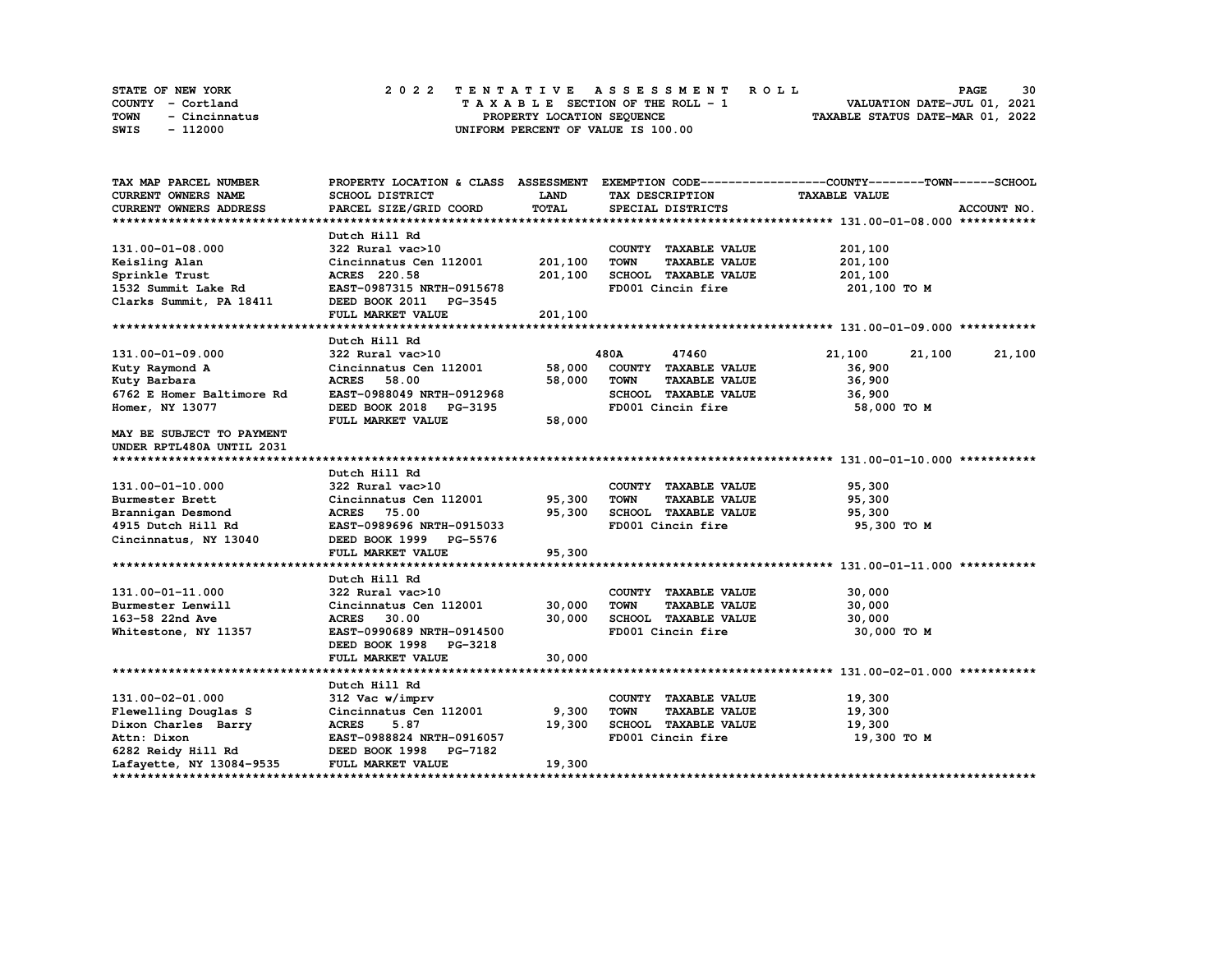STATE OF NEW YORK | COUNTY - Cortland | TOWN - Cincinnatus | SWIS - 112000

# 2022 TENTATIVE ASSESSMENT ROLL

TAXABLE SECTION OF THE ROLL - 1
PROPERTY LOCATION SEQUENCE
UNIFORM PERCENT OF VALUE IS 100.00

VALUATION DATE-JUL 01, 2021
TAXABLE STATUS DATE-MAR 01, 2022

| TAX MAP PARCEL NUMBER / CURRENT OWNERS NAME / CURRENT OWNERS ADDRESS | PROPERTY LOCATION & CLASS / SCHOOL DISTRICT / PARCEL SIZE/GRID COORD | ASSESSMENT LAND / TOTAL | EXEMPTION CODE / TAX DESCRIPTION / SPECIAL DISTRICTS | COUNTY TAXABLE VALUE | TOWN | SCHOOL | ACCOUNT NO. |
|---|---|---|---|---|---|---|---|
| **131.00-01-08.000** | Dutch Hill Rd | | | | | | |
| 131.00-01-08.000 | 322 Rural vac>10 | | COUNTY TAXABLE VALUE | 201,100 | | | |
| Keisling Alan | Cincinnatus Cen 112001 | 201,100 | TOWN TAXABLE VALUE | 201,100 | | | |
| Sprinkle Trust | ACRES 220.58 | 201,100 | SCHOOL TAXABLE VALUE | 201,100 | | | |
| 1532 Summit Lake Rd | EAST-0987315 NRTH-0915678 | | FD001 Cincin fire | 201,100 TO M | | | |
| Clarks Summit, PA 18411 | DEED BOOK 2011 PG-3545 | | | | | | |
| | FULL MARKET VALUE | 201,100 | | | | | |
| **131.00-01-09.000** | Dutch Hill Rd | | | | | | |
| 131.00-01-09.000 | 322 Rural vac>10 | | 480A 47460 | 21,100 | 21,100 | 21,100 | |
| Kuty Raymond A | Cincinnatus Cen 112001 | 58,000 | COUNTY TAXABLE VALUE | 36,900 | | | |
| Kuty Barbara | ACRES 58.00 | 58,000 | TOWN TAXABLE VALUE | 36,900 | | | |
| 6762 E Homer Baltimore Rd | EAST-0988049 NRTH-0912968 | | SCHOOL TAXABLE VALUE | 36,900 | | | |
| Homer, NY 13077 | DEED BOOK 2018 PG-3195 | | FD001 Cincin fire | 58,000 TO M | | | |
| | FULL MARKET VALUE | 58,000 | | | | | |
| MAY BE SUBJECT TO PAYMENT UNDER RPTL480A UNTIL 2031 | | | | | | | |
| **131.00-01-10.000** | Dutch Hill Rd | | | | | | |
| 131.00-01-10.000 | 322 Rural vac>10 | | COUNTY TAXABLE VALUE | 95,300 | | | |
| Burmester Brett | Cincinnatus Cen 112001 | 95,300 | TOWN TAXABLE VALUE | 95,300 | | | |
| Brannigan Desmond | ACRES 75.00 | 95,300 | SCHOOL TAXABLE VALUE | 95,300 | | | |
| 4915 Dutch Hill Rd | EAST-0989696 NRTH-0915033 | | FD001 Cincin fire | 95,300 TO M | | | |
| Cincinnatus, NY 13040 | DEED BOOK 1999 PG-5576 | | | | | | |
| | FULL MARKET VALUE | 95,300 | | | | | |
| **131.00-01-11.000** | Dutch Hill Rd | | | | | | |
| 131.00-01-11.000 | 322 Rural vac>10 | | COUNTY TAXABLE VALUE | 30,000 | | | |
| Burmester Lenwill | Cincinnatus Cen 112001 | 30,000 | TOWN TAXABLE VALUE | 30,000 | | | |
| 163-58 22nd Ave | ACRES 30.00 | 30,000 | SCHOOL TAXABLE VALUE | 30,000 | | | |
| Whitestone, NY 11357 | EAST-0990689 NRTH-0914500 | | FD001 Cincin fire | 30,000 TO M | | | |
| | DEED BOOK 1998 PG-3218 | | | | | | |
| | FULL MARKET VALUE | 30,000 | | | | | |
| **131.00-02-01.000** | Dutch Hill Rd | | | | | | |
| 131.00-02-01.000 | 312 Vac w/imprv | | COUNTY TAXABLE VALUE | 19,300 | | | |
| Flewelling Douglas S | Cincinnatus Cen 112001 | 9,300 | TOWN TAXABLE VALUE | 19,300 | | | |
| Dixon Charles Barry | ACRES 5.87 | 19,300 | SCHOOL TAXABLE VALUE | 19,300 | | | |
| Attn: Dixon | EAST-0988824 NRTH-0916057 | | FD001 Cincin fire | 19,300 TO M | | | |
| 6282 Reidy Hill Rd | DEED BOOK 1998 PG-7182 | | | | | | |
| Lafayette, NY 13084-9535 | FULL MARKET VALUE | 19,300 | | | | | |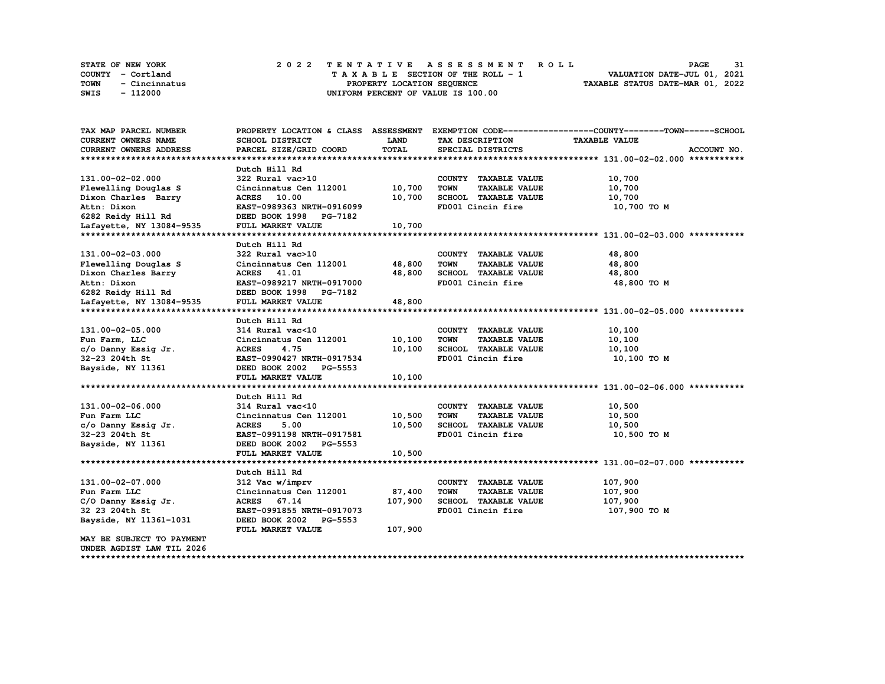STATE OF NEW YORK | COUNTY - Cortland | TOWN - Cincinnatus | SWIS - 112000

**2022 TENTATIVE ASSESSMENT ROLL**
TAXABLE SECTION OF THE ROLL - 1
PROPERTY LOCATION SEQUENCE
UNIFORM PERCENT OF VALUE IS 100.00

VALUATION DATE-JUL 01, 2021
TAXABLE STATUS DATE-MAR 01, 2022

| TAX MAP PARCEL NUMBER / CURRENT OWNERS NAME / CURRENT OWNERS ADDRESS | PROPERTY LOCATION & CLASS / SCHOOL DISTRICT / PARCEL SIZE/GRID COORD | ASSESSMENT LAND | TOTAL | EXEMPTION CODE / TAX DESCRIPTION / SPECIAL DISTRICTS | TAXABLE VALUE (COUNTY / TOWN / SCHOOL) | ACCOUNT NO. |
|---|---|---|---|---|---|---|
| **131.00-02-02.000** | Dutch Hill Rd | | | | | |
| 131.00-02-02.000 | 322 Rural vac>10 | | | COUNTY TAXABLE VALUE | 10,700 | |
| Flewelling Douglas S | Cincinnatus Cen 112001 | 10,700 | | TOWN TAXABLE VALUE | 10,700 | |
| Dixon Charles Barry | ACRES 10.00 | | 10,700 | SCHOOL TAXABLE VALUE | 10,700 | |
| Attn: Dixon | EAST-0989363 NRTH-0916099 | | | FD001 Cincin fire | 10,700 TO M | |
| 6282 Reidy Hill Rd | DEED BOOK 1998 PG-7182 | | | | | |
| Lafayette, NY 13084-9535 | FULL MARKET VALUE | | 10,700 | | | |
| **131.00-02-03.000** | Dutch Hill Rd | | | | | |
| 131.00-02-03.000 | 322 Rural vac>10 | | | COUNTY TAXABLE VALUE | 48,800 | |
| Flewelling Douglas S | Cincinnatus Cen 112001 | 48,800 | | TOWN TAXABLE VALUE | 48,800 | |
| Dixon Charles Barry | ACRES 41.01 | | 48,800 | SCHOOL TAXABLE VALUE | 48,800 | |
| Attn: Dixon | EAST-0989217 NRTH-0917000 | | | FD001 Cincin fire | 48,800 TO M | |
| 6282 Reidy Hill Rd | DEED BOOK 1998 PG-7182 | | | | | |
| Lafayette, NY 13084-9535 | FULL MARKET VALUE | | 48,800 | | | |
| **131.00-02-05.000** | Dutch Hill Rd | | | | | |
| 131.00-02-05.000 | 314 Rural vac<10 | | | COUNTY TAXABLE VALUE | 10,100 | |
| Fun Farm, LLC | Cincinnatus Cen 112001 | 10,100 | | TOWN TAXABLE VALUE | 10,100 | |
| c/o Danny Essig Jr. | ACRES 4.75 | | 10,100 | SCHOOL TAXABLE VALUE | 10,100 | |
| 32-23 204th St | EAST-0990427 NRTH-0917534 | | | FD001 Cincin fire | 10,100 TO M | |
| Bayside, NY 11361 | DEED BOOK 2002 PG-5553 | | | | | |
| | FULL MARKET VALUE | | 10,100 | | | |
| **131.00-02-06.000** | Dutch Hill Rd | | | | | |
| 131.00-02-06.000 | 314 Rural vac<10 | | | COUNTY TAXABLE VALUE | 10,500 | |
| Fun Farm LLC | Cincinnatus Cen 112001 | 10,500 | | TOWN TAXABLE VALUE | 10,500 | |
| c/o Danny Essig Jr. | ACRES 5.00 | | 10,500 | SCHOOL TAXABLE VALUE | 10,500 | |
| 32-23 204th St | EAST-0991198 NRTH-0917581 | | | FD001 Cincin fire | 10,500 TO M | |
| Bayside, NY 11361 | DEED BOOK 2002 PG-5553 | | | | | |
| | FULL MARKET VALUE | | 10,500 | | | |
| **131.00-02-07.000** | Dutch Hill Rd | | | | | |
| 131.00-02-07.000 | 312 Vac w/imprv | | | COUNTY TAXABLE VALUE | 107,900 | |
| Fun Farm LLC | Cincinnatus Cen 112001 | 87,400 | | TOWN TAXABLE VALUE | 107,900 | |
| C/O Danny Essig Jr. | ACRES 67.14 | | 107,900 | SCHOOL TAXABLE VALUE | 107,900 | |
| 32 23 204th St | EAST-0991855 NRTH-0917073 | | | FD001 Cincin fire | 107,900 TO M | |
| Bayside, NY 11361-1031 | DEED BOOK 2002 PG-5553 | | | | | |
| | FULL MARKET VALUE | | 107,900 | | | |
| MAY BE SUBJECT TO PAYMENT UNDER AGDIST LAW TIL 2026 | | | | | | |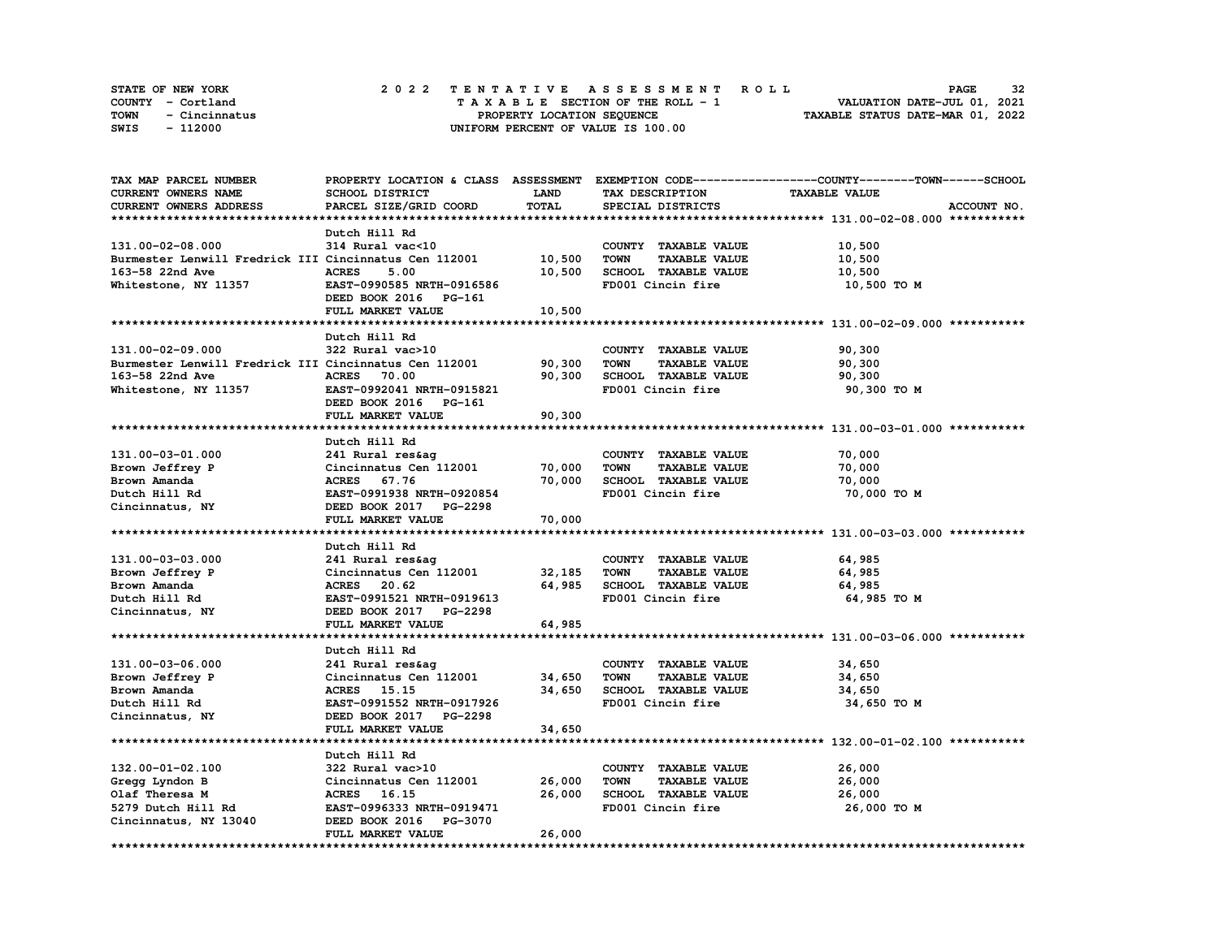STATE OF NEW YORK
COUNTY - Cortland
TOWN - Cincinnatus
SWIS - 112000

2022 TENTATIVE ASSESSMENT ROLL
TAXABLE SECTION OF THE ROLL - 1
PROPERTY LOCATION SEQUENCE
UNIFORM PERCENT OF VALUE IS 100.00

VALUATION DATE-JUL 01, 2021
TAXABLE STATUS DATE-MAR 01, 2022

| TAX MAP PARCEL NUMBER / CURRENT OWNERS NAME / CURRENT OWNERS ADDRESS | PROPERTY LOCATION & CLASS / SCHOOL DISTRICT / PARCEL SIZE/GRID COORD | ASSESSMENT LAND | ASSESSMENT TOTAL | EXEMPTION CODE / TAX DESCRIPTION / SPECIAL DISTRICTS | TAXABLE VALUE (COUNTY / TOWN / SCHOOL) | ACCOUNT NO. |
|---|---|---|---|---|---|---|
| **131.00-02-08.000** | Dutch Hill Rd | | | | | |
| 131.00-02-08.000 | 314 Rural vac<10 | | | COUNTY TAXABLE VALUE | 10,500 | |
| Burmester Lenwill Fredrick III | Cincinnatus Cen 112001 | 10,500 | | TOWN TAXABLE VALUE | 10,500 | |
| 163-58 22nd Ave | ACRES 5.00 | | 10,500 | SCHOOL TAXABLE VALUE | 10,500 | |
| Whitestone, NY 11357 | EAST-0990585 NRTH-0916586 | | | FD001 Cincin fire | 10,500 TO M | |
| | DEED BOOK 2016 PG-161 | | | | | |
| | FULL MARKET VALUE | | 10,500 | | | |
| **131.00-02-09.000** | Dutch Hill Rd | | | | | |
| 131.00-02-09.000 | 322 Rural vac>10 | | | COUNTY TAXABLE VALUE | 90,300 | |
| Burmester Lenwill Fredrick III | Cincinnatus Cen 112001 | 90,300 | | TOWN TAXABLE VALUE | 90,300 | |
| 163-58 22nd Ave | ACRES 70.00 | | 90,300 | SCHOOL TAXABLE VALUE | 90,300 | |
| Whitestone, NY 11357 | EAST-0992041 NRTH-0915821 | | | FD001 Cincin fire | 90,300 TO M | |
| | DEED BOOK 2016 PG-161 | | | | | |
| | FULL MARKET VALUE | | 90,300 | | | |
| **131.00-03-01.000** | Dutch Hill Rd | | | | | |
| 131.00-03-01.000 | 241 Rural res&ag | | | COUNTY TAXABLE VALUE | 70,000 | |
| Brown Jeffrey P | Cincinnatus Cen 112001 | 70,000 | | TOWN TAXABLE VALUE | 70,000 | |
| Brown Amanda | ACRES 67.76 | | 70,000 | SCHOOL TAXABLE VALUE | 70,000 | |
| Dutch Hill Rd | EAST-0991938 NRTH-0920854 | | | FD001 Cincin fire | 70,000 TO M | |
| Cincinnatus, NY | DEED BOOK 2017 PG-2298 | | | | | |
| | FULL MARKET VALUE | | 70,000 | | | |
| **131.00-03-03.000** | Dutch Hill Rd | | | | | |
| 131.00-03-03.000 | 241 Rural res&ag | | | COUNTY TAXABLE VALUE | 64,985 | |
| Brown Jeffrey P | Cincinnatus Cen 112001 | 32,185 | | TOWN TAXABLE VALUE | 64,985 | |
| Brown Amanda | ACRES 20.62 | | 64,985 | SCHOOL TAXABLE VALUE | 64,985 | |
| Dutch Hill Rd | EAST-0991521 NRTH-0919613 | | | FD001 Cincin fire | 64,985 TO M | |
| Cincinnatus, NY | DEED BOOK 2017 PG-2298 | | | | | |
| | FULL MARKET VALUE | | 64,985 | | | |
| **131.00-03-06.000** | Dutch Hill Rd | | | | | |
| 131.00-03-06.000 | 241 Rural res&ag | | | COUNTY TAXABLE VALUE | 34,650 | |
| Brown Jeffrey P | Cincinnatus Cen 112001 | 34,650 | | TOWN TAXABLE VALUE | 34,650 | |
| Brown Amanda | ACRES 15.15 | | 34,650 | SCHOOL TAXABLE VALUE | 34,650 | |
| Dutch Hill Rd | EAST-0991552 NRTH-0917926 | | | FD001 Cincin fire | 34,650 TO M | |
| Cincinnatus, NY | DEED BOOK 2017 PG-2298 | | | | | |
| | FULL MARKET VALUE | | 34,650 | | | |
| **132.00-01-02.100** | Dutch Hill Rd | | | | | |
| 132.00-01-02.100 | 322 Rural vac>10 | | | COUNTY TAXABLE VALUE | 26,000 | |
| Gregg Lyndon B | Cincinnatus Cen 112001 | 26,000 | | TOWN TAXABLE VALUE | 26,000 | |
| Olaf Theresa M | ACRES 16.15 | | 26,000 | SCHOOL TAXABLE VALUE | 26,000 | |
| 5279 Dutch Hill Rd | EAST-0996333 NRTH-0919471 | | | FD001 Cincin fire | 26,000 TO M | |
| Cincinnatus, NY 13040 | DEED BOOK 2016 PG-3070 | | | | | |
| | FULL MARKET VALUE | | 26,000 | | | |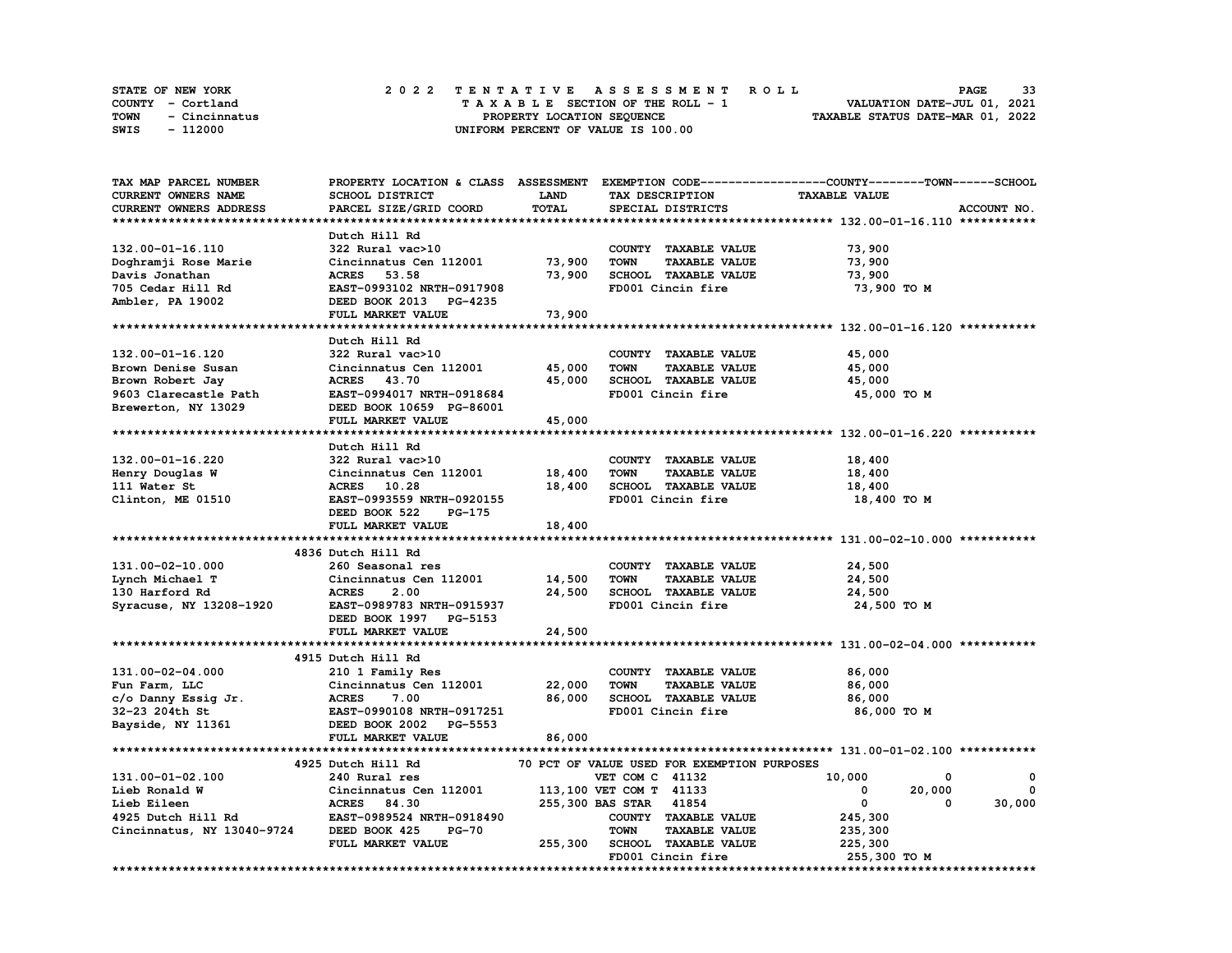STATE OF NEW YORK — COUNTY - Cortland — TOWN - Cincinnatus — SWIS - 112000

**2022 TENTATIVE ASSESSMENT ROLL**
TAXABLE SECTION OF THE ROLL - 1
PROPERTY LOCATION SEQUENCE
UNIFORM PERCENT OF VALUE IS 100.00

VALUATION DATE-JUL 01, 2021
TAXABLE STATUS DATE-MAR 01, 2022

| TAX MAP PARCEL NUMBER / CURRENT OWNERS NAME / CURRENT OWNERS ADDRESS | PROPERTY LOCATION & CLASS / SCHOOL DISTRICT / PARCEL SIZE/GRID COORD | ASSESSMENT LAND / TOTAL | EXEMPTION CODE / TAX DESCRIPTION / SPECIAL DISTRICTS | COUNTY TAXABLE VALUE | TOWN | SCHOOL | ACCOUNT NO. |
|---|---|---|---|---|---|---|---|
| **132.00-01-16.110** | Dutch Hill Rd | | | | | | |
| 132.00-01-16.110 | 322 Rural vac>10 | | COUNTY TAXABLE VALUE | 73,900 | | | |
| Doghramji Rose Marie | Cincinnatus Cen 112001 | 73,900 | TOWN TAXABLE VALUE | 73,900 | | | |
| Davis Jonathan | ACRES 53.58 | 73,900 | SCHOOL TAXABLE VALUE | 73,900 | | | |
| 705 Cedar Hill Rd | EAST-0993102 NRTH-0917908 | | FD001 Cincin fire | 73,900 TO M | | | |
| Ambler, PA 19002 | DEED BOOK 2013 PG-4235 | | | | | | |
| | FULL MARKET VALUE | 73,900 | | | | | |
| **132.00-01-16.120** | Dutch Hill Rd | | | | | | |
| 132.00-01-16.120 | 322 Rural vac>10 | | COUNTY TAXABLE VALUE | 45,000 | | | |
| Brown Denise Susan | Cincinnatus Cen 112001 | 45,000 | TOWN TAXABLE VALUE | 45,000 | | | |
| Brown Robert Jay | ACRES 43.70 | 45,000 | SCHOOL TAXABLE VALUE | 45,000 | | | |
| 9603 Clarecastle Path | EAST-0994017 NRTH-0918684 | | FD001 Cincin fire | 45,000 TO M | | | |
| Brewerton, NY 13029 | DEED BOOK 10659 PG-86001 | | | | | | |
| | FULL MARKET VALUE | 45,000 | | | | | |
| **132.00-01-16.220** | Dutch Hill Rd | | | | | | |
| 132.00-01-16.220 | 322 Rural vac>10 | | COUNTY TAXABLE VALUE | 18,400 | | | |
| Henry Douglas W | Cincinnatus Cen 112001 | 18,400 | TOWN TAXABLE VALUE | 18,400 | | | |
| 111 Water St | ACRES 10.28 | 18,400 | SCHOOL TAXABLE VALUE | 18,400 | | | |
| Clinton, ME 01510 | EAST-0993559 NRTH-0920155 | | FD001 Cincin fire | 18,400 TO M | | | |
| | DEED BOOK 522 PG-175 | | | | | | |
| | FULL MARKET VALUE | 18,400 | | | | | |
| **131.00-02-10.000** | 4836 Dutch Hill Rd | | | | | | |
| 131.00-02-10.000 | 260 Seasonal res | | COUNTY TAXABLE VALUE | 24,500 | | | |
| Lynch Michael T | Cincinnatus Cen 112001 | 14,500 | TOWN TAXABLE VALUE | 24,500 | | | |
| 130 Harford Rd | ACRES 2.00 | 24,500 | SCHOOL TAXABLE VALUE | 24,500 | | | |
| Syracuse, NY 13208-1920 | EAST-0989783 NRTH-0915937 | | FD001 Cincin fire | 24,500 TO M | | | |
| | DEED BOOK 1997 PG-5153 | | | | | | |
| | FULL MARKET VALUE | 24,500 | | | | | |
| **131.00-02-04.000** | 4915 Dutch Hill Rd | | | | | | |
| 131.00-02-04.000 | 210 1 Family Res | | COUNTY TAXABLE VALUE | 86,000 | | | |
| Fun Farm, LLC | Cincinnatus Cen 112001 | 22,000 | TOWN TAXABLE VALUE | 86,000 | | | |
| c/o Danny Essig Jr. | ACRES 7.00 | 86,000 | SCHOOL TAXABLE VALUE | 86,000 | | | |
| 32-23 204th St | EAST-0990108 NRTH-0917251 | | FD001 Cincin fire | 86,000 TO M | | | |
| Bayside, NY 11361 | DEED BOOK 2002 PG-5553 | | | | | | |
| | FULL MARKET VALUE | 86,000 | | | | | |
| **131.00-01-02.100** | 4925 Dutch Hill Rd | | 70 PCT OF VALUE USED FOR EXEMPTION PURPOSES | | | | |
| 131.00-01-02.100 | 240 Rural res | | VET COM C 41132 | 10,000 | 0 | 0 | |
| Lieb Ronald W | Cincinnatus Cen 112001 | 113,100 | VET COM T 41133 | 0 | 20,000 | 0 | |
| Lieb Eileen | ACRES 84.30 | 255,300 | BAS STAR 41854 | 0 | 0 | 30,000 | |
| 4925 Dutch Hill Rd | EAST-0989524 NRTH-0918490 | | COUNTY TAXABLE VALUE | 245,300 | | | |
| Cincinnatus, NY 13040-9724 | DEED BOOK 425 PG-70 | | TOWN TAXABLE VALUE | 235,300 | | | |
| | FULL MARKET VALUE | 255,300 | SCHOOL TAXABLE VALUE | 225,300 | | | |
| | | | FD001 Cincin fire | 255,300 TO M | | | |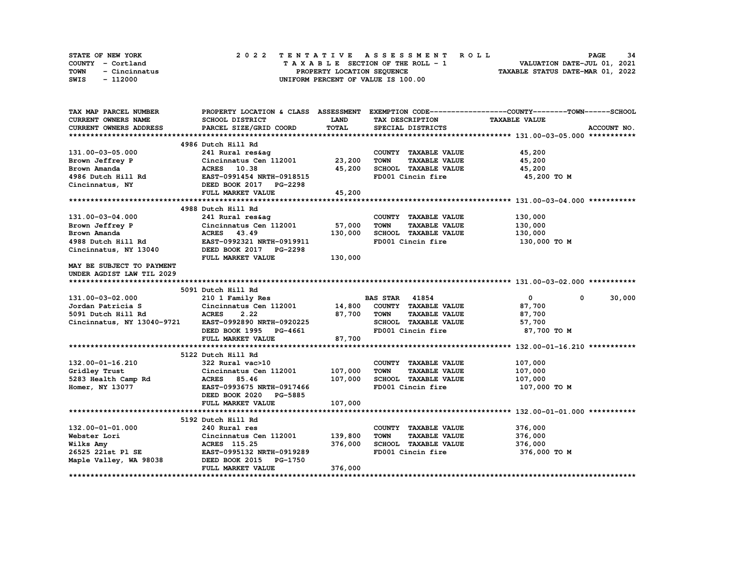STATE OF NEW YORK
COUNTY - Cortland
TOWN - Cincinnatus
SWIS - 112000

2022 TENTATIVE ASSESSMENT ROLL
TAXABLE SECTION OF THE ROLL - 1
PROPERTY LOCATION SEQUENCE
UNIFORM PERCENT OF VALUE IS 100.00

VALUATION DATE-JUL 01, 2021
TAXABLE STATUS DATE-MAR 01, 2022

| TAX MAP PARCEL NUMBER / CURRENT OWNERS NAME / CURRENT OWNERS ADDRESS | PROPERTY LOCATION & CLASS / SCHOOL DISTRICT / PARCEL SIZE/GRID COORD | ASSESSMENT LAND / TOTAL | EXEMPTION CODE / TAX DESCRIPTION / SPECIAL DISTRICTS | COUNTY | TOWN | SCHOOL / TAXABLE VALUE / ACCOUNT NO. |
|---|---|---|---|---|---|---|
| **131.00-03-05.000** | 4986 Dutch Hill Rd | | | | | |
| 131.00-03-05.000 | 241 Rural res&ag | | COUNTY TAXABLE VALUE | 45,200 | | |
| Brown Jeffrey P | Cincinnatus Cen 112001 | 23,200 | TOWN TAXABLE VALUE | 45,200 | | |
| Brown Amanda | ACRES 10.38 | 45,200 | SCHOOL TAXABLE VALUE | 45,200 | | |
| 4986 Dutch Hill Rd | EAST-0991454 NRTH-0918515 | | FD001 Cincin fire | 45,200 TO M | | |
| Cincinnatus, NY | DEED BOOK 2017 PG-2298 | | | | | |
| | FULL MARKET VALUE | 45,200 | | | | |
| **131.00-03-04.000** | 4988 Dutch Hill Rd | | | | | |
| 131.00-03-04.000 | 241 Rural res&ag | | COUNTY TAXABLE VALUE | 130,000 | | |
| Brown Jeffrey P | Cincinnatus Cen 112001 | 57,000 | TOWN TAXABLE VALUE | 130,000 | | |
| Brown Amanda | ACRES 43.49 | 130,000 | SCHOOL TAXABLE VALUE | 130,000 | | |
| 4988 Dutch Hill Rd | EAST-0992321 NRTH-0919911 | | FD001 Cincin fire | 130,000 TO M | | |
| Cincinnatus, NY 13040 | DEED BOOK 2017 PG-2298 | | | | | |
| | FULL MARKET VALUE | 130,000 | | | | |
| MAY BE SUBJECT TO PAYMENT | | | | | | |
| UNDER AGDIST LAW TIL 2029 | | | | | | |
| **131.00-03-02.000** | 5091 Dutch Hill Rd | | | | | |
| 131.00-03-02.000 | 210 1 Family Res | | BAS STAR 41854 | 0 | 0 | 30,000 |
| Jordan Patricia S | Cincinnatus Cen 112001 | 14,800 | COUNTY TAXABLE VALUE | 87,700 | | |
| 5091 Dutch Hill Rd | ACRES 2.22 | 87,700 | TOWN TAXABLE VALUE | 87,700 | | |
| Cincinnatus, NY 13040-9721 | EAST-0992890 NRTH-0920225 | | SCHOOL TAXABLE VALUE | 57,700 | | |
| | DEED BOOK 1995 PG-4661 | | FD001 Cincin fire | 87,700 TO M | | |
| | FULL MARKET VALUE | 87,700 | | | | |
| **132.00-01-16.210** | 5122 Dutch Hill Rd | | | | | |
| 132.00-01-16.210 | 322 Rural vac>10 | | COUNTY TAXABLE VALUE | 107,000 | | |
| Gridley Trust | Cincinnatus Cen 112001 | 107,000 | TOWN TAXABLE VALUE | 107,000 | | |
| 5283 Health Camp Rd | ACRES 85.46 | 107,000 | SCHOOL TAXABLE VALUE | 107,000 | | |
| Homer, NY 13077 | EAST-0993675 NRTH-0917466 | | FD001 Cincin fire | 107,000 TO M | | |
| | DEED BOOK 2020 PG-5885 | | | | | |
| | FULL MARKET VALUE | 107,000 | | | | |
| **132.00-01-01.000** | 5192 Dutch Hill Rd | | | | | |
| 132.00-01-01.000 | 240 Rural res | | COUNTY TAXABLE VALUE | 376,000 | | |
| Webster Lori | Cincinnatus Cen 112001 | 139,800 | TOWN TAXABLE VALUE | 376,000 | | |
| Wilks Amy | ACRES 115.25 | 376,000 | SCHOOL TAXABLE VALUE | 376,000 | | |
| 26525 221st Pl SE | EAST-0995132 NRTH-0919289 | | FD001 Cincin fire | 376,000 TO M | | |
| Maple Valley, WA 98038 | DEED BOOK 2015 PG-1750 | | | | | |
| | FULL MARKET VALUE | 376,000 | | | | |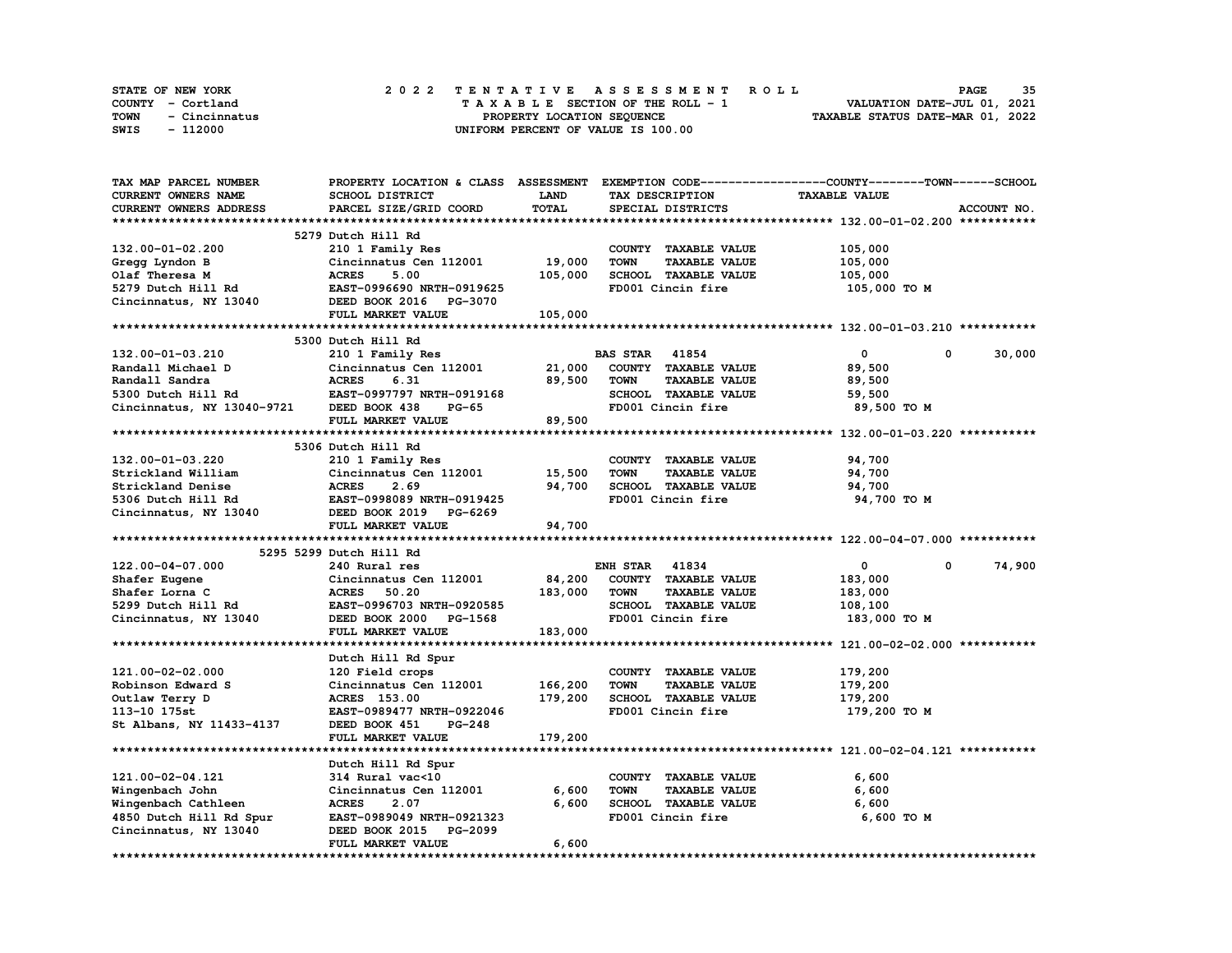STATE OF NEW YORK                2 0 2 2   T E N T A T I V E   A S S E S S M E N T   R O L L
COUNTY - Cortland                T A X A B L E SECTION OF THE ROLL - 1                VALUATION DATE-JUL 01, 2021
TOWN - Cincinnatus               PROPERTY LOCATION SEQUENCE                           TAXABLE STATUS DATE-MAR 01, 2022
SWIS - 112000                    UNIFORM PERCENT OF VALUE IS 100.00

| TAX MAP PARCEL NUMBER / CURRENT OWNERS NAME / CURRENT OWNERS ADDRESS | PROPERTY LOCATION & CLASS / SCHOOL DISTRICT / PARCEL SIZE/GRID COORD | ASSESSMENT LAND | ASSESSMENT TOTAL | EXEMPTION CODE / TAX DESCRIPTION / SPECIAL DISTRICTS | COUNTY TAXABLE VALUE | TOWN | SCHOOL |
|---|---|---|---|---|---|---|---|
| **132.00-01-02.200** | 5279 Dutch Hill Rd | | | | | | |
| 132.00-01-02.200 | 210 1 Family Res | | | COUNTY TAXABLE VALUE | 105,000 | | |
| Gregg Lyndon B | Cincinnatus Cen 112001 | 19,000 | | TOWN TAXABLE VALUE | 105,000 | | |
| Olaf Theresa M | ACRES 5.00 | | 105,000 | SCHOOL TAXABLE VALUE | 105,000 | | |
| 5279 Dutch Hill Rd | EAST-0996690 NRTH-0919625 | | | FD001 Cincin fire | 105,000 TO M | | |
| Cincinnatus, NY 13040 | DEED BOOK 2016 PG-3070 | | | | | | |
| | FULL MARKET VALUE | | 105,000 | | | | |
| **132.00-01-03.210** | 5300 Dutch Hill Rd | | | | | | |
| 132.00-01-03.210 | 210 1 Family Res | | | BAS STAR 41854 | 0 | 0 | 30,000 |
| Randall Michael D | Cincinnatus Cen 112001 | 21,000 | | COUNTY TAXABLE VALUE | 89,500 | | |
| Randall Sandra | ACRES 6.31 | | 89,500 | TOWN TAXABLE VALUE | 89,500 | | |
| 5300 Dutch Hill Rd | EAST-0997797 NRTH-0919168 | | | SCHOOL TAXABLE VALUE | 59,500 | | |
| Cincinnatus, NY 13040-9721 | DEED BOOK 438 PG-65 | | | FD001 Cincin fire | 89,500 TO M | | |
| | FULL MARKET VALUE | | 89,500 | | | | |
| **132.00-01-03.220** | 5306 Dutch Hill Rd | | | | | | |
| 132.00-01-03.220 | 210 1 Family Res | | | COUNTY TAXABLE VALUE | 94,700 | | |
| Strickland William | Cincinnatus Cen 112001 | 15,500 | | TOWN TAXABLE VALUE | 94,700 | | |
| Strickland Denise | ACRES 2.69 | | 94,700 | SCHOOL TAXABLE VALUE | 94,700 | | |
| 5306 Dutch Hill Rd | EAST-0998089 NRTH-0919425 | | | FD001 Cincin fire | 94,700 TO M | | |
| Cincinnatus, NY 13040 | DEED BOOK 2019 PG-6269 | | | | | | |
| | FULL MARKET VALUE | | 94,700 | | | | |
| **122.00-04-07.000** | 5295 5299 Dutch Hill Rd | | | | | | |
| 122.00-04-07.000 | 240 Rural res | | | ENH STAR 41834 | 0 | 0 | 74,900 |
| Shafer Eugene | Cincinnatus Cen 112001 | 84,200 | | COUNTY TAXABLE VALUE | 183,000 | | |
| Shafer Lorna C | ACRES 50.20 | | 183,000 | TOWN TAXABLE VALUE | 183,000 | | |
| 5299 Dutch Hill Rd | EAST-0996703 NRTH-0920585 | | | SCHOOL TAXABLE VALUE | 108,100 | | |
| Cincinnatus, NY 13040 | DEED BOOK 2000 PG-1568 | | | FD001 Cincin fire | 183,000 TO M | | |
| | FULL MARKET VALUE | | 183,000 | | | | |
| **121.00-02-02.000** | Dutch Hill Rd Spur | | | | | | |
| 121.00-02-02.000 | 120 Field crops | | | COUNTY TAXABLE VALUE | 179,200 | | |
| Robinson Edward S | Cincinnatus Cen 112001 | 166,200 | | TOWN TAXABLE VALUE | 179,200 | | |
| Outlaw Terry D | ACRES 153.00 | | 179,200 | SCHOOL TAXABLE VALUE | 179,200 | | |
| 113-10 175st | EAST-0989477 NRTH-0922046 | | | FD001 Cincin fire | 179,200 TO M | | |
| St Albans, NY 11433-4137 | DEED BOOK 451 PG-248 | | | | | | |
| | FULL MARKET VALUE | | 179,200 | | | | |
| **121.00-02-04.121** | Dutch Hill Rd Spur | | | | | | |
| 121.00-02-04.121 | 314 Rural vac<10 | | | COUNTY TAXABLE VALUE | 6,600 | | |
| Wingenbach John | Cincinnatus Cen 112001 | 6,600 | | TOWN TAXABLE VALUE | 6,600 | | |
| Wingenbach Cathleen | ACRES 2.07 | | 6,600 | SCHOOL TAXABLE VALUE | 6,600 | | |
| 4850 Dutch Hill Rd Spur | EAST-0989049 NRTH-0921323 | | | FD001 Cincin fire | 6,600 TO M | | |
| Cincinnatus, NY 13040 | DEED BOOK 2015 PG-2099 | | | | | | |
| | FULL MARKET VALUE | | 6,600 | | | | |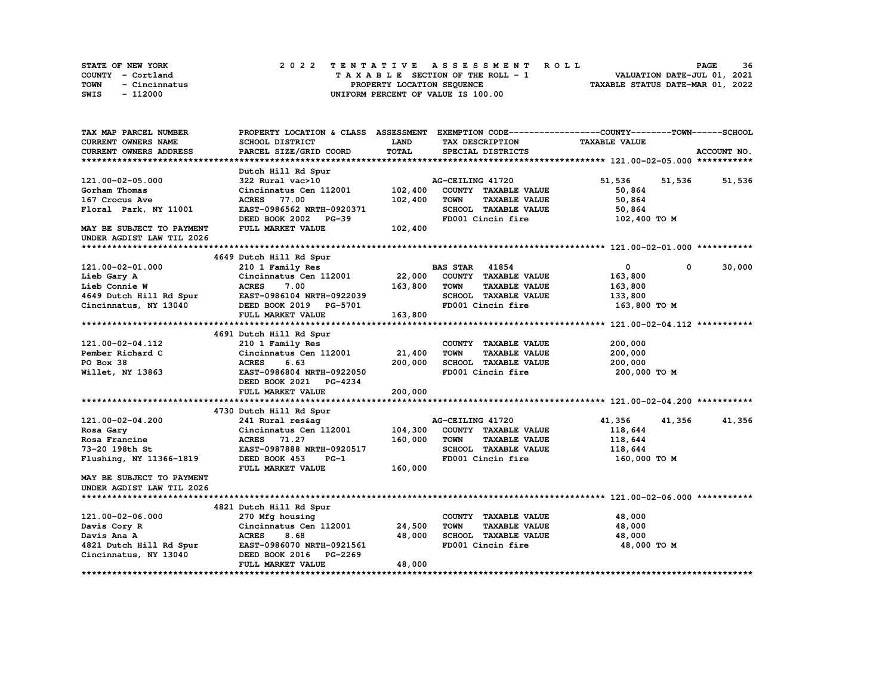STATE OF NEW YORK
COUNTY - Cortland
TOWN - Cincinnatus
SWIS - 112000

2022 TENTATIVE ASSESSMENT ROLL
TAXABLE SECTION OF THE ROLL - 1
PROPERTY LOCATION SEQUENCE
UNIFORM PERCENT OF VALUE IS 100.00

VALUATION DATE-JUL 01, 2021
TAXABLE STATUS DATE-MAR 01, 2022

| TAX MAP PARCEL NUMBER / CURRENT OWNERS NAME / CURRENT OWNERS ADDRESS | PROPERTY LOCATION & CLASS / SCHOOL DISTRICT / PARCEL SIZE/GRID COORD | ASSESSMENT LAND | TOTAL | EXEMPTION CODE / TAX DESCRIPTION / SPECIAL DISTRICTS | COUNTY | TOWN | SCHOOL |
|---|---|---|---|---|---|---|---|
| **121.00-02-05.000** | Dutch Hill Rd Spur | | | | | | |
| 121.00-02-05.000 | 322 Rural vac>10 | | | AG-CEILING 41720 | 51,536 | 51,536 | 51,536 |
| Gorham Thomas | Cincinnatus Cen 112001 | 102,400 | | COUNTY TAXABLE VALUE | 50,864 | | |
| 167 Crocus Ave | ACRES 77.00 | | 102,400 | TOWN TAXABLE VALUE | 50,864 | | |
| Floral Park, NY 11001 | EAST-0986562 NRTH-0920371 | | | SCHOOL TAXABLE VALUE | 50,864 | | |
| | DEED BOOK 2002 PG-39 | | | FD001 Cincin fire | 102,400 TO M | | |
| MAY BE SUBJECT TO PAYMENT UNDER AGDIST LAW TIL 2026 | FULL MARKET VALUE | | 102,400 | | | | |
| **121.00-02-01.000** | 4649 Dutch Hill Rd Spur | | | | | | |
| 121.00-02-01.000 | 210 1 Family Res | | | BAS STAR 41854 | 0 | 0 | 30,000 |
| Lieb Gary A | Cincinnatus Cen 112001 | 22,000 | | COUNTY TAXABLE VALUE | 163,800 | | |
| Lieb Connie W | ACRES 7.00 | | 163,800 | TOWN TAXABLE VALUE | 163,800 | | |
| 4649 Dutch Hill Rd Spur | EAST-0986104 NRTH-0922039 | | | SCHOOL TAXABLE VALUE | 133,800 | | |
| Cincinnatus, NY 13040 | DEED BOOK 2019 PG-5701 | | | FD001 Cincin fire | 163,800 TO M | | |
| | FULL MARKET VALUE | | 163,800 | | | | |
| **121.00-02-04.112** | 4691 Dutch Hill Rd Spur | | | | | | |
| 121.00-02-04.112 | 210 1 Family Res | | | COUNTY TAXABLE VALUE | 200,000 | | |
| Pember Richard C | Cincinnatus Cen 112001 | 21,400 | | TOWN TAXABLE VALUE | 200,000 | | |
| PO Box 38 | ACRES 6.63 | | 200,000 | SCHOOL TAXABLE VALUE | 200,000 | | |
| Willet, NY 13863 | EAST-0986804 NRTH-0922050 | | | FD001 Cincin fire | 200,000 TO M | | |
| | DEED BOOK 2021 PG-4234 | | | | | | |
| | FULL MARKET VALUE | | 200,000 | | | | |
| **121.00-02-04.200** | 4730 Dutch Hill Rd Spur | | | | | | |
| 121.00-02-04.200 | 241 Rural res&ag | | | AG-CEILING 41720 | 41,356 | 41,356 | 41,356 |
| Rosa Gary | Cincinnatus Cen 112001 | 104,300 | | COUNTY TAXABLE VALUE | 118,644 | | |
| Rosa Francine | ACRES 71.27 | | 160,000 | TOWN TAXABLE VALUE | 118,644 | | |
| 73-20 198th St | EAST-0987888 NRTH-0920517 | | | SCHOOL TAXABLE VALUE | 118,644 | | |
| Flushing, NY 11366-1819 | DEED BOOK 453 PG-1 | | | FD001 Cincin fire | 160,000 TO M | | |
| | FULL MARKET VALUE | | 160,000 | | | | |
| MAY BE SUBJECT TO PAYMENT UNDER AGDIST LAW TIL 2026 | | | | | | | |
| **121.00-02-06.000** | 4821 Dutch Hill Rd Spur | | | | | | |
| 121.00-02-06.000 | 270 Mfg housing | | | COUNTY TAXABLE VALUE | 48,000 | | |
| Davis Cory R | Cincinnatus Cen 112001 | 24,500 | | TOWN TAXABLE VALUE | 48,000 | | |
| Davis Ana A | ACRES 8.68 | | 48,000 | SCHOOL TAXABLE VALUE | 48,000 | | |
| 4821 Dutch Hill Rd Spur | EAST-0986070 NRTH-0921561 | | | FD001 Cincin fire | 48,000 TO M | | |
| Cincinnatus, NY 13040 | DEED BOOK 2016 PG-2269 | | | | | | |
| | FULL MARKET VALUE | | 48,000 | | | | |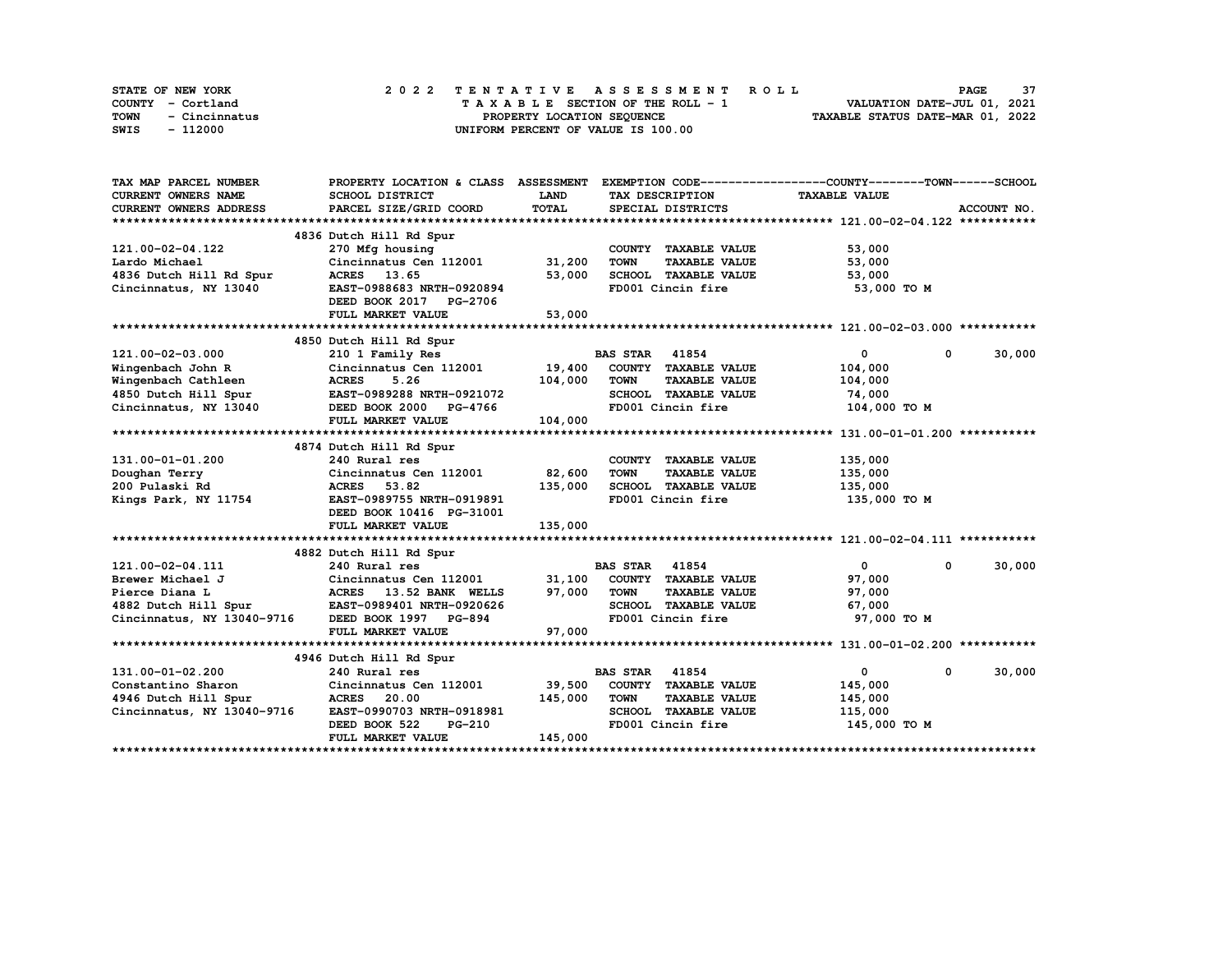STATE OF NEW YORK
COUNTY - Cortland
TOWN - Cincinnatus
SWIS - 112000

2 0 2 2 T E N T A T I V E A S S E S S M E N T R O L L
T A X A B L E SECTION OF THE ROLL - 1
PROPERTY LOCATION SEQUENCE
UNIFORM PERCENT OF VALUE IS 100.00

VALUATION DATE-JUL 01, 2021
TAXABLE STATUS DATE-MAR 01, 2022

| TAX MAP PARCEL NUMBER / CURRENT OWNERS NAME / CURRENT OWNERS ADDRESS | PROPERTY LOCATION & CLASS / SCHOOL DISTRICT / PARCEL SIZE/GRID COORD | ASSESSMENT LAND / TOTAL | EXEMPTION CODE / TAX DESCRIPTION / SPECIAL DISTRICTS | COUNTY TAXABLE VALUE | TOWN | SCHOOL / ACCOUNT NO. |
|---|---|---|---|---|---|---|
| **121.00-02-04.122** | 4836 Dutch Hill Rd Spur | | | | | |
| 121.00-02-04.122 | 270 Mfg housing | | COUNTY TAXABLE VALUE | 53,000 | | |
| Lardo Michael | Cincinnatus Cen 112001 | 31,200 | TOWN TAXABLE VALUE | 53,000 | | |
| 4836 Dutch Hill Rd Spur | ACRES 13.65 | 53,000 | SCHOOL TAXABLE VALUE | 53,000 | | |
| Cincinnatus, NY 13040 | EAST-0988683 NRTH-0920894 | | FD001 Cincin fire | 53,000 TO M | | |
| | DEED BOOK 2017 PG-2706 | | | | | |
| | FULL MARKET VALUE | 53,000 | | | | |
| **121.00-02-03.000** | 4850 Dutch Hill Rd Spur | | | | | |
| 121.00-02-03.000 | 210 1 Family Res | | BAS STAR 41854 | 0 | 0 | 30,000 |
| Wingenbach John R | Cincinnatus Cen 112001 | 19,400 | COUNTY TAXABLE VALUE | 104,000 | | |
| Wingenbach Cathleen | ACRES 5.26 | 104,000 | TOWN TAXABLE VALUE | 104,000 | | |
| 4850 Dutch Hill Spur | EAST-0989288 NRTH-0921072 | | SCHOOL TAXABLE VALUE | 74,000 | | |
| Cincinnatus, NY 13040 | DEED BOOK 2000 PG-4766 | | FD001 Cincin fire | 104,000 TO M | | |
| | FULL MARKET VALUE | 104,000 | | | | |
| **131.00-01-01.200** | 4874 Dutch Hill Rd Spur | | | | | |
| 131.00-01-01.200 | 240 Rural res | | COUNTY TAXABLE VALUE | 135,000 | | |
| Doughan Terry | Cincinnatus Cen 112001 | 82,600 | TOWN TAXABLE VALUE | 135,000 | | |
| 200 Pulaski Rd | ACRES 53.82 | 135,000 | SCHOOL TAXABLE VALUE | 135,000 | | |
| Kings Park, NY 11754 | EAST-0989755 NRTH-0919891 | | FD001 Cincin fire | 135,000 TO M | | |
| | DEED BOOK 10416 PG-31001 | | | | | |
| | FULL MARKET VALUE | 135,000 | | | | |
| **121.00-02-04.111** | 4882 Dutch Hill Rd Spur | | | | | |
| 121.00-02-04.111 | 240 Rural res | | BAS STAR 41854 | 0 | 0 | 30,000 |
| Brewer Michael J | Cincinnatus Cen 112001 | 31,100 | COUNTY TAXABLE VALUE | 97,000 | | |
| Pierce Diana L | ACRES 13.52 BANK WELLS | 97,000 | TOWN TAXABLE VALUE | 97,000 | | |
| 4882 Dutch Hill Spur | EAST-0989401 NRTH-0920626 | | SCHOOL TAXABLE VALUE | 67,000 | | |
| Cincinnatus, NY 13040-9716 | DEED BOOK 1997 PG-894 | | FD001 Cincin fire | 97,000 TO M | | |
| | FULL MARKET VALUE | 97,000 | | | | |
| **131.00-01-02.200** | 4946 Dutch Hill Rd Spur | | | | | |
| 131.00-01-02.200 | 240 Rural res | | BAS STAR 41854 | 0 | 0 | 30,000 |
| Constantino Sharon | Cincinnatus Cen 112001 | 39,500 | COUNTY TAXABLE VALUE | 145,000 | | |
| 4946 Dutch Hill Spur | ACRES 20.00 | 145,000 | TOWN TAXABLE VALUE | 145,000 | | |
| Cincinnatus, NY 13040-9716 | EAST-0990703 NRTH-0918981 | | SCHOOL TAXABLE VALUE | 115,000 | | |
| | DEED BOOK 522 PG-210 | | FD001 Cincin fire | 145,000 TO M | | |
| | FULL MARKET VALUE | 145,000 | | | | |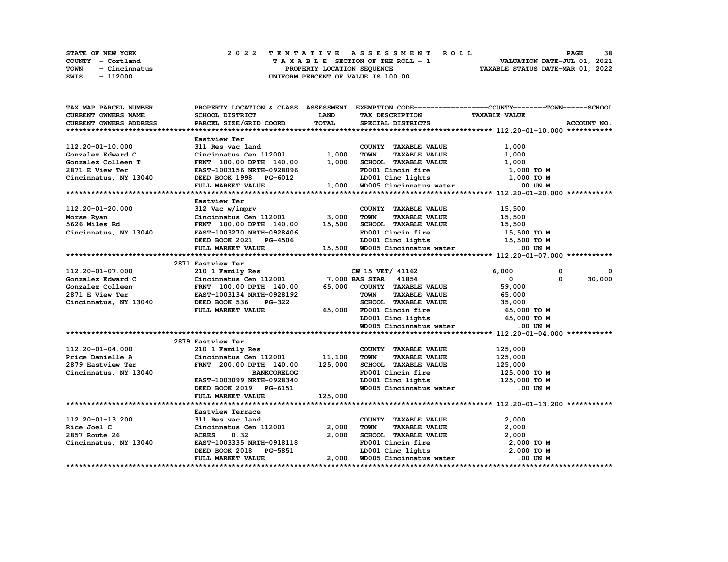STATE OF NEW YORK
COUNTY - Cortland
TOWN - Cincinnatus
SWIS - 112000

2022 TENTATIVE ASSESSMENT ROLL
TAXABLE SECTION OF THE ROLL - 1
PROPERTY LOCATION SEQUENCE
UNIFORM PERCENT OF VALUE IS 100.00

VALUATION DATE-JUL 01, 2021
TAXABLE STATUS DATE-MAR 01, 2022

```
TAX MAP PARCEL NUMBER        PROPERTY LOCATION & CLASS  ASSESSMENT  EXEMPTION CODE------------------COUNTY--------TOWN------SCHOOL
CURRENT OWNERS NAME          SCHOOL DISTRICT              LAND       TAX DESCRIPTION              TAXABLE VALUE
CURRENT OWNERS ADDRESS       PARCEL SIZE/GRID COORD       TOTAL      SPECIAL DISTRICTS                                    ACCOUNT NO.
******************************************************************************************************* 112.20-01-10.000 ***********
                             Eastview Ter
112.20-01-10.000             311 Res vac land                        COUNTY  TAXABLE VALUE              1,000
Gonzalez Edward C            Cincinnatus Cen 112001       1,000      TOWN    TAXABLE VALUE              1,000
Gonzalez Colleen T           FRNT 100.00 DPTH 140.00      1,000      SCHOOL  TAXABLE VALUE              1,000
2871 E View Ter              EAST-1003156 NRTH-0928096               FD001 Cincin fire                  1,000 TO M
Cincinnatus, NY 13040        DEED BOOK 1998   PG-6012                LD001 Cinc lights                  1,000 TO M
                             FULL MARKET VALUE            1,000      WD005 Cincinnatus water              .00 UN M
******************************************************************************************************* 112.20-01-20.000 ***********
                             Eastview Ter
112.20-01-20.000             312 Vac w/imprv                         COUNTY  TAXABLE VALUE             15,500
Morse Ryan                   Cincinnatus Cen 112001       3,000      TOWN    TAXABLE VALUE             15,500
5626 Miles Rd                FRNT 100.00 DPTH 140.00     15,500      SCHOOL  TAXABLE VALUE             15,500
Cincinnatus, NY 13040        EAST-1003270 NRTH-0928406               FD001 Cincin fire                 15,500 TO M
                             DEED BOOK 2021   PG-4506                LD001 Cinc lights                 15,500 TO M
                             FULL MARKET VALUE           15,500      WD005 Cincinnatus water              .00 UN M
******************************************************************************************************* 112.20-01-07.000 ***********
                             2871 Eastview Ter
112.20-01-07.000             210 1 Family Res                        CW_15_VET/ 41162                   6,000           0           0
Gonzalez Edward C            Cincinnatus Cen 112001       7,000 BAS STAR   41854                            0           0      30,000
Gonzalez Colleen             FRNT 100.00 DPTH 140.00     65,000      COUNTY  TAXABLE VALUE             59,000
2871 E View Ter              EAST-1003134 NRTH-0928192               TOWN    TAXABLE VALUE             65,000
Cincinnatus, NY 13040        DEED BOOK 536    PG-322                 SCHOOL  TAXABLE VALUE             35,000
                             FULL MARKET VALUE           65,000      FD001 Cincin fire                 65,000 TO M
                                                                     LD001 Cinc lights                 65,000 TO M
                                                                     WD005 Cincinnatus water              .00 UN M
******************************************************************************************************* 112.20-01-04.000 ***********
                             2879 Eastview Ter
112.20-01-04.000             210 1 Family Res                        COUNTY  TAXABLE VALUE            125,000
Price Danielle A             Cincinnatus Cen 112001      11,100      TOWN    TAXABLE VALUE            125,000
2879 Eastview Ter            FRNT 200.00 DPTH 140.00    125,000      SCHOOL  TAXABLE VALUE            125,000
Cincinnatus, NY 13040                       BANKCORELOG              FD001 Cincin fire                125,000 TO M
                             EAST-1003099 NRTH-0928340               LD001 Cinc lights                125,000 TO M
                             DEED BOOK 2019   PG-6151                WD005 Cincinnatus water              .00 UN M
                             FULL MARKET VALUE          125,000
******************************************************************************************************* 112.20-01-13.200 ***********
                             Eastview Terrace
112.20-01-13.200             311 Res vac land                        COUNTY  TAXABLE VALUE              2,000
Rice Joel C                  Cincinnatus Cen 112001       2,000      TOWN    TAXABLE VALUE              2,000
2857 Route 26                ACRES     0.32               2,000      SCHOOL  TAXABLE VALUE              2,000
Cincinnatus, NY 13040        EAST-1003335 NRTH-0918118               FD001 Cincin fire                  2,000 TO M
                             DEED BOOK 2018   PG-5851                LD001 Cinc lights                  2,000 TO M
                             FULL MARKET VALUE            2,000      WD005 Cincinnatus water              .00 UN M
************************************************************************************************************************************
```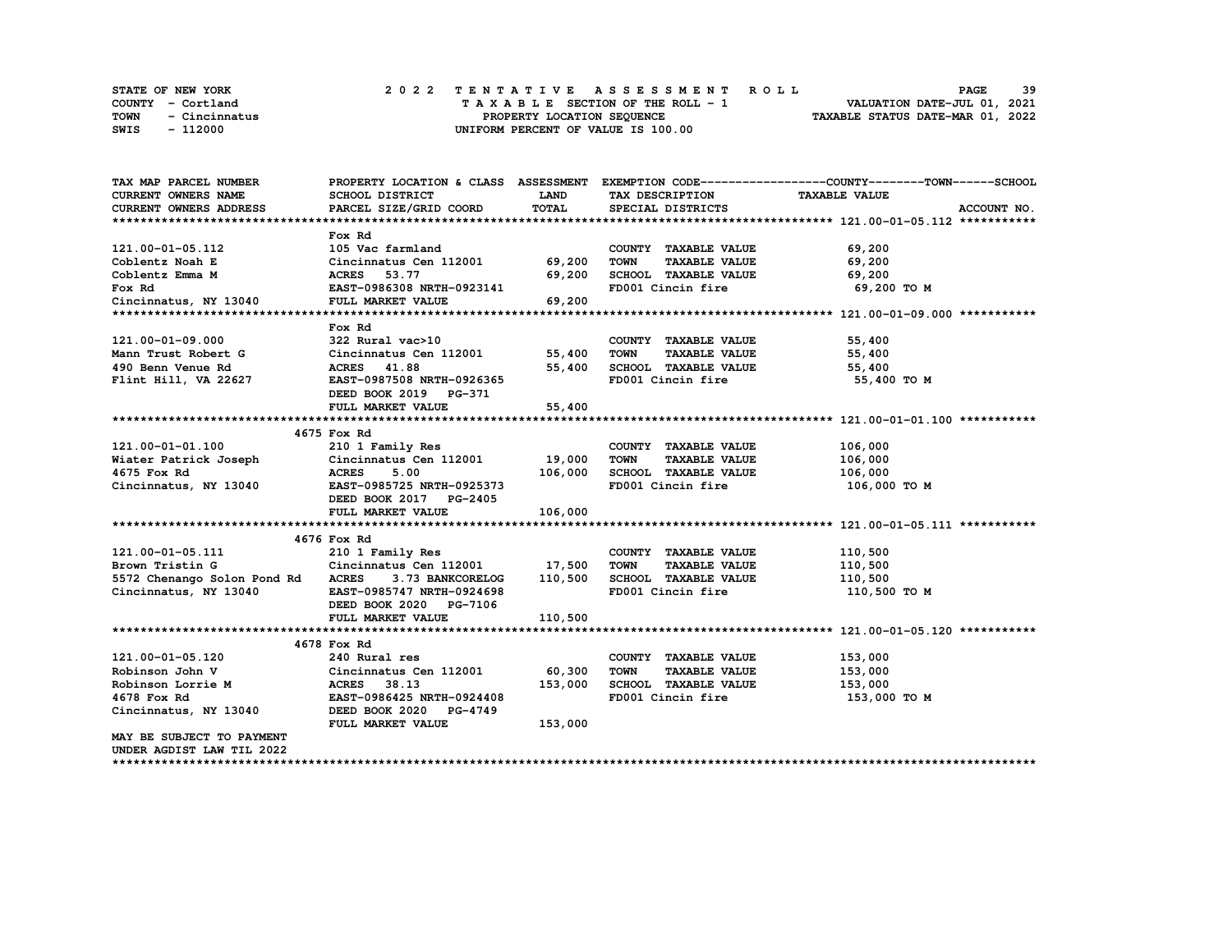STATE OF NEW YORK — 2022 TENTATIVE ASSESSMENT ROLL
COUNTY - Cortland — TAXABLE SECTION OF THE ROLL - 1 — VALUATION DATE-JUL 01, 2021
TOWN - Cincinnatus — PROPERTY LOCATION SEQUENCE — TAXABLE STATUS DATE-MAR 01, 2022
SWIS - 112000 — UNIFORM PERCENT OF VALUE IS 100.00

| TAX MAP PARCEL NUMBER / CURRENT OWNERS NAME / CURRENT OWNERS ADDRESS | PROPERTY LOCATION & CLASS / SCHOOL DISTRICT / PARCEL SIZE/GRID COORD | ASSESSMENT LAND / TOTAL | EXEMPTION CODE / TAX DESCRIPTION / SPECIAL DISTRICTS | COUNTY--TOWN--SCHOOL TAXABLE VALUE | ACCOUNT NO. |
|---|---|---|---|---|---|
| **121.00-01-05.112** | Fox Rd | | | | |
| 121.00-01-05.112 | 105 Vac farmland | | COUNTY TAXABLE VALUE | 69,200 | |
| Coblentz Noah E | Cincinnatus Cen 112001 | 69,200 | TOWN TAXABLE VALUE | 69,200 | |
| Coblentz Emma M | ACRES 53.77 | 69,200 | SCHOOL TAXABLE VALUE | 69,200 | |
| Fox Rd | EAST-0986308 NRTH-0923141 | | FD001 Cincin fire | 69,200 TO M | |
| Cincinnatus, NY 13040 | FULL MARKET VALUE | 69,200 | | | |
| **121.00-01-09.000** | Fox Rd | | | | |
| 121.00-01-09.000 | 322 Rural vac>10 | | COUNTY TAXABLE VALUE | 55,400 | |
| Mann Trust Robert G | Cincinnatus Cen 112001 | 55,400 | TOWN TAXABLE VALUE | 55,400 | |
| 490 Benn Venue Rd | ACRES 41.88 | 55,400 | SCHOOL TAXABLE VALUE | 55,400 | |
| Flint Hill, VA 22627 | EAST-0987508 NRTH-0926365 | | FD001 Cincin fire | 55,400 TO M | |
| | DEED BOOK 2019 PG-371 | | | | |
| | FULL MARKET VALUE | 55,400 | | | |
| **121.00-01-01.100** | 4675 Fox Rd | | | | |
| 121.00-01-01.100 | 210 1 Family Res | | COUNTY TAXABLE VALUE | 106,000 | |
| Wiater Patrick Joseph | Cincinnatus Cen 112001 | 19,000 | TOWN TAXABLE VALUE | 106,000 | |
| 4675 Fox Rd | ACRES 5.00 | 106,000 | SCHOOL TAXABLE VALUE | 106,000 | |
| Cincinnatus, NY 13040 | EAST-0985725 NRTH-0925373 | | FD001 Cincin fire | 106,000 TO M | |
| | DEED BOOK 2017 PG-2405 | | | | |
| | FULL MARKET VALUE | 106,000 | | | |
| **121.00-01-05.111** | 4676 Fox Rd | | | | |
| 121.00-01-05.111 | 210 1 Family Res | | COUNTY TAXABLE VALUE | 110,500 | |
| Brown Tristin G | Cincinnatus Cen 112001 | 17,500 | TOWN TAXABLE VALUE | 110,500 | |
| 5572 Chenango Solon Pond Rd | ACRES 3.73 BANKCORELOG | 110,500 | SCHOOL TAXABLE VALUE | 110,500 | |
| Cincinnatus, NY 13040 | EAST-0985747 NRTH-0924698 | | FD001 Cincin fire | 110,500 TO M | |
| | DEED BOOK 2020 PG-7106 | | | | |
| | FULL MARKET VALUE | 110,500 | | | |
| **121.00-01-05.120** | 4678 Fox Rd | | | | |
| 121.00-01-05.120 | 240 Rural res | | COUNTY TAXABLE VALUE | 153,000 | |
| Robinson John V | Cincinnatus Cen 112001 | 60,300 | TOWN TAXABLE VALUE | 153,000 | |
| Robinson Lorrie M | ACRES 38.13 | 153,000 | SCHOOL TAXABLE VALUE | 153,000 | |
| 4678 Fox Rd | EAST-0986425 NRTH-0924408 | | FD001 Cincin fire | 153,000 TO M | |
| Cincinnatus, NY 13040 | DEED BOOK 2020 PG-4749 | | | | |
| | FULL MARKET VALUE | 153,000 | | | |
| MAY BE SUBJECT TO PAYMENT UNDER AGDIST LAW TIL 2022 | | | | | |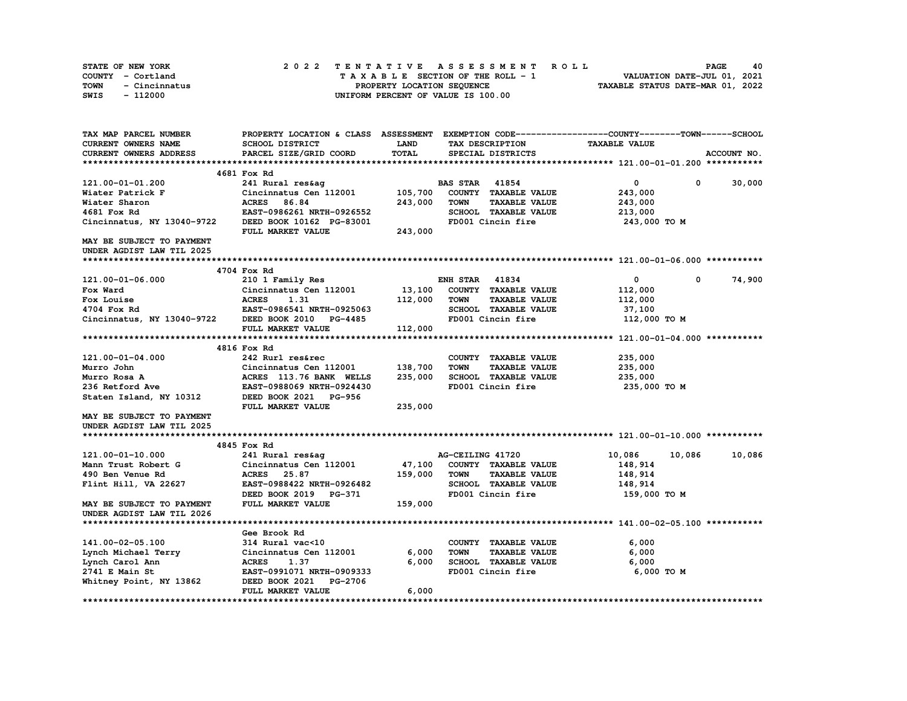STATE OF NEW YORK — 2022 TENTATIVE ASSESSMENT ROLL
COUNTY - Cortland — TAXABLE SECTION OF THE ROLL - 1 — VALUATION DATE-JUL 01, 2021
TOWN - Cincinnatus — PROPERTY LOCATION SEQUENCE — TAXABLE STATUS DATE-MAR 01, 2022
SWIS - 112000 — UNIFORM PERCENT OF VALUE IS 100.00

| TAX MAP PARCEL NUMBER / CURRENT OWNERS NAME / CURRENT OWNERS ADDRESS | PROPERTY LOCATION & CLASS / SCHOOL DISTRICT / PARCEL SIZE/GRID COORD | ASSESSMENT LAND / TOTAL | EXEMPTION CODE / TAX DESCRIPTION / SPECIAL DISTRICTS | COUNTY | TOWN | SCHOOL / TAXABLE VALUE |
|---|---|---|---|---|---|---|
| **121.00-01-01.200** | 4681 Fox Rd | | | | | |
| 121.00-01-01.200 | 241 Rural res&ag | | BAS STAR 41854 | 0 | 0 | 30,000 |
| Wiater Patrick F | Cincinnatus Cen 112001 | 105,700 | COUNTY TAXABLE VALUE | 243,000 | | |
| Wiater Sharon | ACRES 86.84 | 243,000 | TOWN TAXABLE VALUE | 243,000 | | |
| 4681 Fox Rd | EAST-0986261 NRTH-0926552 | | SCHOOL TAXABLE VALUE | 213,000 | | |
| Cincinnatus, NY 13040-9722 | DEED BOOK 10162 PG-83001 | | FD001 Cincin fire | 243,000 TO M | | |
| | FULL MARKET VALUE | 243,000 | | | | |
| MAY BE SUBJECT TO PAYMENT UNDER AGDIST LAW TIL 2025 | | | | | | |
| **121.00-01-06.000** | 4704 Fox Rd | | | | | |
| 121.00-01-06.000 | 210 1 Family Res | | ENH STAR 41834 | 0 | 0 | 74,900 |
| Fox Ward | Cincinnatus Cen 112001 | 13,100 | COUNTY TAXABLE VALUE | 112,000 | | |
| Fox Louise | ACRES 1.31 | 112,000 | TOWN TAXABLE VALUE | 112,000 | | |
| 4704 Fox Rd | EAST-0986541 NRTH-0925063 | | SCHOOL TAXABLE VALUE | 37,100 | | |
| Cincinnatus, NY 13040-9722 | DEED BOOK 2010 PG-4485 | | FD001 Cincin fire | 112,000 TO M | | |
| | FULL MARKET VALUE | 112,000 | | | | |
| **121.00-01-04.000** | 4816 Fox Rd | | | | | |
| 121.00-01-04.000 | 242 Rurl res&rec | | COUNTY TAXABLE VALUE | 235,000 | | |
| Murro John | Cincinnatus Cen 112001 | 138,700 | TOWN TAXABLE VALUE | 235,000 | | |
| Murro Rosa A | ACRES 113.76 BANK WELLS | 235,000 | SCHOOL TAXABLE VALUE | 235,000 | | |
| 236 Retford Ave | EAST-0988069 NRTH-0924430 | | FD001 Cincin fire | 235,000 TO M | | |
| Staten Island, NY 10312 | DEED BOOK 2021 PG-956 | | | | | |
| | FULL MARKET VALUE | 235,000 | | | | |
| MAY BE SUBJECT TO PAYMENT UNDER AGDIST LAW TIL 2025 | | | | | | |
| **121.00-01-10.000** | 4845 Fox Rd | | | | | |
| 121.00-01-10.000 | 241 Rural res&ag | | AG-CEILING 41720 | 10,086 | 10,086 | 10,086 |
| Mann Trust Robert G | Cincinnatus Cen 112001 | 47,100 | COUNTY TAXABLE VALUE | 148,914 | | |
| 490 Ben Venue Rd | ACRES 25.87 | 159,000 | TOWN TAXABLE VALUE | 148,914 | | |
| Flint Hill, VA 22627 | EAST-0988422 NRTH-0926482 | | SCHOOL TAXABLE VALUE | 148,914 | | |
| | DEED BOOK 2019 PG-371 | | FD001 Cincin fire | 159,000 TO M | | |
| MAY BE SUBJECT TO PAYMENT UNDER AGDIST LAW TIL 2026 | FULL MARKET VALUE | 159,000 | | | | |
| **141.00-02-05.100** | Gee Brook Rd | | | | | |
| 141.00-02-05.100 | 314 Rural vac<10 | | COUNTY TAXABLE VALUE | 6,000 | | |
| Lynch Michael Terry | Cincinnatus Cen 112001 | 6,000 | TOWN TAXABLE VALUE | 6,000 | | |
| Lynch Carol Ann | ACRES 1.37 | 6,000 | SCHOOL TAXABLE VALUE | 6,000 | | |
| 2741 E Main St | EAST-0991071 NRTH-0909333 | | FD001 Cincin fire | 6,000 TO M | | |
| Whitney Point, NY 13862 | DEED BOOK 2021 PG-2706 | | | | | |
| | FULL MARKET VALUE | 6,000 | | | | |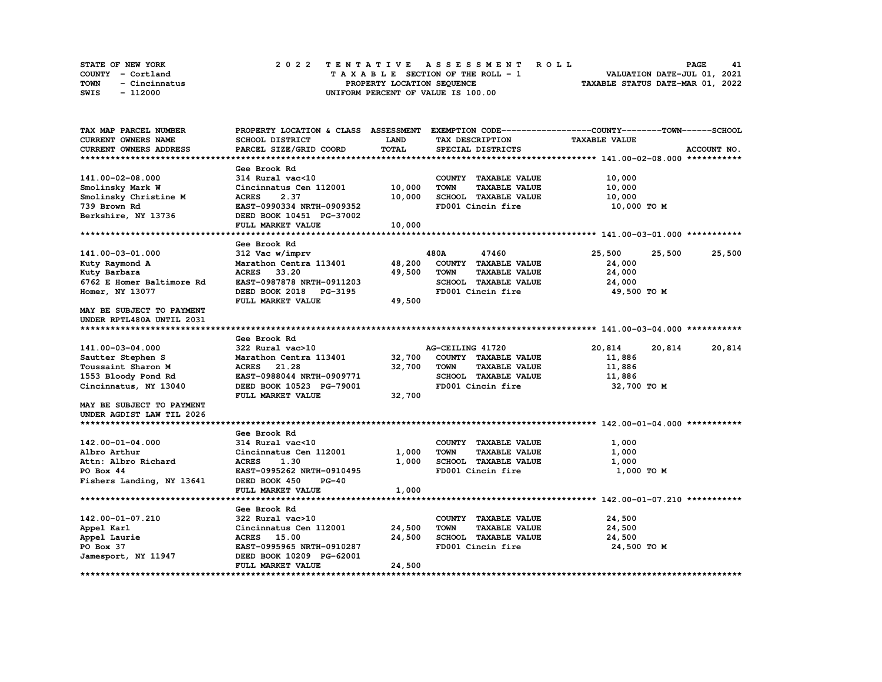STATE OF NEW YORK
COUNTY - Cortland
TOWN - Cincinnatus
SWIS - 112000

2022 TENTATIVE ASSESSMENT ROLL
TAXABLE SECTION OF THE ROLL - 1
PROPERTY LOCATION SEQUENCE
UNIFORM PERCENT OF VALUE IS 100.00

VALUATION DATE-JUL 01, 2021
TAXABLE STATUS DATE-MAR 01, 2022

| TAX MAP PARCEL NUMBER / CURRENT OWNERS NAME / CURRENT OWNERS ADDRESS | PROPERTY LOCATION & CLASS / SCHOOL DISTRICT / PARCEL SIZE/GRID COORD | ASSESSMENT LAND / TOTAL | EXEMPTION CODE / TAX DESCRIPTION / SPECIAL DISTRICTS | COUNTY | TOWN | SCHOOL / ACCOUNT NO. |
|---|---|---|---|---|---|---|
| **141.00-02-08.000** | Gee Brook Rd | | | | | |
| 141.00-02-08.000 | 314 Rural vac<10 | | COUNTY TAXABLE VALUE | 10,000 | | |
| Smolinsky Mark W | Cincinnatus Cen 112001 | 10,000 | TOWN TAXABLE VALUE | 10,000 | | |
| Smolinsky Christine M | ACRES 2.37 | 10,000 | SCHOOL TAXABLE VALUE | 10,000 | | |
| 739 Brown Rd | EAST-0990334 NRTH-0909352 | | FD001 Cincin fire | 10,000 TO M | | |
| Berkshire, NY 13736 | DEED BOOK 10451 PG-37002 | | | | | |
| | FULL MARKET VALUE | 10,000 | | | | |
| **141.00-03-01.000** | Gee Brook Rd | | | | | |
| 141.00-03-01.000 | 312 Vac w/imprv | | 480A 47460 | 25,500 | 25,500 | 25,500 |
| Kuty Raymond A | Marathon Centra 113401 | 48,200 | COUNTY TAXABLE VALUE | 24,000 | | |
| Kuty Barbara | ACRES 33.20 | 49,500 | TOWN TAXABLE VALUE | 24,000 | | |
| 6762 E Homer Baltimore Rd | EAST-0987878 NRTH-0911203 | | SCHOOL TAXABLE VALUE | 24,000 | | |
| Homer, NY 13077 | DEED BOOK 2018 PG-3195 | | FD001 Cincin fire | 49,500 TO M | | |
| | FULL MARKET VALUE | 49,500 | | | | |
| MAY BE SUBJECT TO PAYMENT UNDER RPTL480A UNTIL 2031 | | | | | | |
| **141.00-03-04.000** | Gee Brook Rd | | | | | |
| 141.00-03-04.000 | 322 Rural vac>10 | | AG-CEILING 41720 | 20,814 | 20,814 | 20,814 |
| Sautter Stephen S | Marathon Centra 113401 | 32,700 | COUNTY TAXABLE VALUE | 11,886 | | |
| Toussaint Sharon M | ACRES 21.28 | 32,700 | TOWN TAXABLE VALUE | 11,886 | | |
| 1553 Bloody Pond Rd | EAST-0988044 NRTH-0909771 | | SCHOOL TAXABLE VALUE | 11,886 | | |
| Cincinnatus, NY 13040 | DEED BOOK 10523 PG-79001 | | FD001 Cincin fire | 32,700 TO M | | |
| | FULL MARKET VALUE | 32,700 | | | | |
| MAY BE SUBJECT TO PAYMENT UNDER AGDIST LAW TIL 2026 | | | | | | |
| **142.00-01-04.000** | Gee Brook Rd | | | | | |
| 142.00-01-04.000 | 314 Rural vac<10 | | COUNTY TAXABLE VALUE | 1,000 | | |
| Albro Arthur | Cincinnatus Cen 112001 | 1,000 | TOWN TAXABLE VALUE | 1,000 | | |
| Attn: Albro Richard | ACRES 1.30 | 1,000 | SCHOOL TAXABLE VALUE | 1,000 | | |
| PO Box 44 | EAST-0995262 NRTH-0910495 | | FD001 Cincin fire | 1,000 TO M | | |
| Fishers Landing, NY 13641 | DEED BOOK 450 PG-40 | | | | | |
| | FULL MARKET VALUE | 1,000 | | | | |
| **142.00-01-07.210** | Gee Brook Rd | | | | | |
| 142.00-01-07.210 | 322 Rural vac>10 | | COUNTY TAXABLE VALUE | 24,500 | | |
| Appel Karl | Cincinnatus Cen 112001 | 24,500 | TOWN TAXABLE VALUE | 24,500 | | |
| Appel Laurie | ACRES 15.00 | 24,500 | SCHOOL TAXABLE VALUE | 24,500 | | |
| PO Box 37 | EAST-0995965 NRTH-0910287 | | FD001 Cincin fire | 24,500 TO M | | |
| Jamesport, NY 11947 | DEED BOOK 10209 PG-62001 | | | | | |
| | FULL MARKET VALUE | 24,500 | | | | |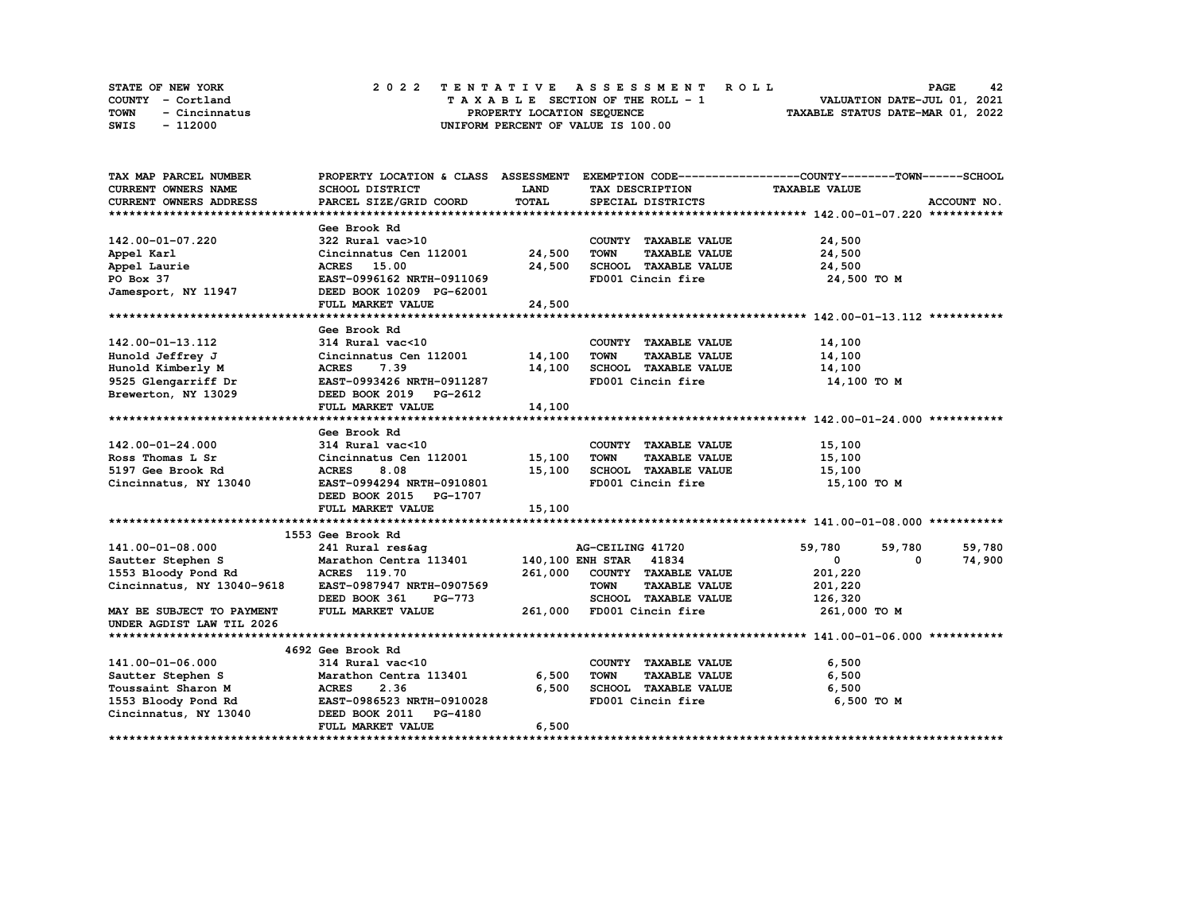STATE OF NEW YORK
COUNTY - Cortland
TOWN - Cincinnatus
SWIS - 112000

2022 TENTATIVE ASSESSMENT ROLL
TAXABLE SECTION OF THE ROLL - 1
PROPERTY LOCATION SEQUENCE
UNIFORM PERCENT OF VALUE IS 100.00

VALUATION DATE-JUL 01, 2021
TAXABLE STATUS DATE-MAR 01, 2022

| TAX MAP PARCEL NUMBER<br>CURRENT OWNERS NAME<br>CURRENT OWNERS ADDRESS | PROPERTY LOCATION & CLASS<br>SCHOOL DISTRICT<br>PARCEL SIZE/GRID COORD | ASSESSMENT<br>LAND<br>TOTAL | EXEMPTION CODE<br>TAX DESCRIPTION<br>SPECIAL DISTRICTS | COUNTY<br>TAXABLE VALUE | TOWN | SCHOOL<br>ACCOUNT NO. |
|---|---|---|---|---|---|---|
| **142.00-01-07.220** | Gee Brook Rd | | | | | |
| 142.00-01-07.220 | 322 Rural vac>10 | | COUNTY TAXABLE VALUE | 24,500 | | |
| Appel Karl | Cincinnatus Cen 112001 | 24,500 | TOWN TAXABLE VALUE | 24,500 | | |
| Appel Laurie | ACRES 15.00 | 24,500 | SCHOOL TAXABLE VALUE | 24,500 | | |
| PO Box 37 | EAST-0996162 NRTH-0911069 | | FD001 Cincin fire | 24,500 TO M | | |
| Jamesport, NY 11947 | DEED BOOK 10209 PG-62001 | | | | | |
| | FULL MARKET VALUE | 24,500 | | | | |
| **142.00-01-13.112** | Gee Brook Rd | | | | | |
| 142.00-01-13.112 | 314 Rural vac<10 | | COUNTY TAXABLE VALUE | 14,100 | | |
| Hunold Jeffrey J | Cincinnatus Cen 112001 | 14,100 | TOWN TAXABLE VALUE | 14,100 | | |
| Hunold Kimberly M | ACRES 7.39 | 14,100 | SCHOOL TAXABLE VALUE | 14,100 | | |
| 9525 Glengarriff Dr | EAST-0993426 NRTH-0911287 | | FD001 Cincin fire | 14,100 TO M | | |
| Brewerton, NY 13029 | DEED BOOK 2019 PG-2612 | | | | | |
| | FULL MARKET VALUE | 14,100 | | | | |
| **142.00-01-24.000** | Gee Brook Rd | | | | | |
| 142.00-01-24.000 | 314 Rural vac<10 | | COUNTY TAXABLE VALUE | 15,100 | | |
| Ross Thomas L Sr | Cincinnatus Cen 112001 | 15,100 | TOWN TAXABLE VALUE | 15,100 | | |
| 5197 Gee Brook Rd | ACRES 8.08 | 15,100 | SCHOOL TAXABLE VALUE | 15,100 | | |
| Cincinnatus, NY 13040 | EAST-0994294 NRTH-0910801 | | FD001 Cincin fire | 15,100 TO M | | |
| | DEED BOOK 2015 PG-1707 | | | | | |
| | FULL MARKET VALUE | 15,100 | | | | |
| **141.00-01-08.000** | 1553 Gee Brook Rd | | | | | |
| 141.00-01-08.000 | 241 Rural res&ag | | AG-CEILING 41720 | 59,780 | 59,780 | 59,780 |
| Sautter Stephen S | Marathon Centra 113401 | 140,100 | ENH STAR 41834 | 0 | 0 | 74,900 |
| 1553 Bloody Pond Rd | ACRES 119.70 | 261,000 | COUNTY TAXABLE VALUE | 201,220 | | |
| Cincinnatus, NY 13040-9618 | EAST-0987947 NRTH-0907569 | | TOWN TAXABLE VALUE | 201,220 | | |
| | DEED BOOK 361 PG-773 | | SCHOOL TAXABLE VALUE | 126,320 | | |
| MAY BE SUBJECT TO PAYMENT | FULL MARKET VALUE | 261,000 | FD001 Cincin fire | 261,000 TO M | | |
| UNDER AGDIST LAW TIL 2026 | | | | | | |
| **141.00-01-06.000** | 4692 Gee Brook Rd | | | | | |
| 141.00-01-06.000 | 314 Rural vac<10 | | COUNTY TAXABLE VALUE | 6,500 | | |
| Sautter Stephen S | Marathon Centra 113401 | 6,500 | TOWN TAXABLE VALUE | 6,500 | | |
| Toussaint Sharon M | ACRES 2.36 | 6,500 | SCHOOL TAXABLE VALUE | 6,500 | | |
| 1553 Bloody Pond Rd | EAST-0986523 NRTH-0910028 | | FD001 Cincin fire | 6,500 TO M | | |
| Cincinnatus, NY 13040 | DEED BOOK 2011 PG-4180 | | | | | |
| | FULL MARKET VALUE | 6,500 | | | | |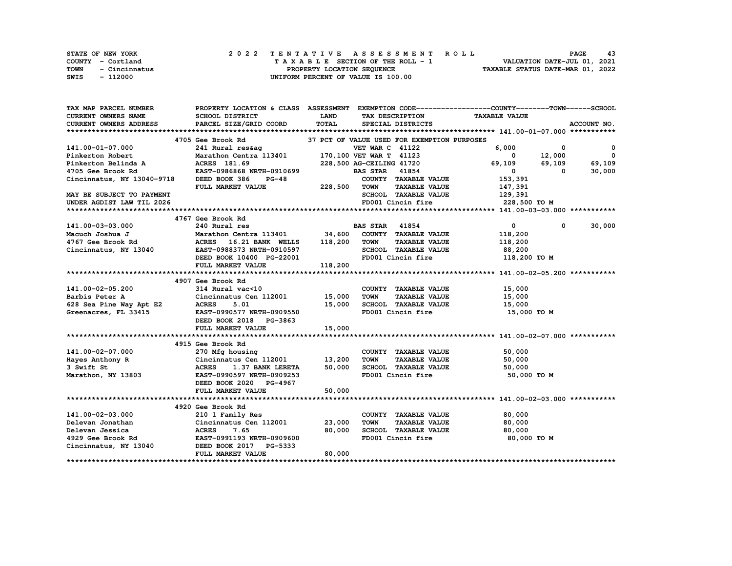STATE OF NEW YORK
COUNTY - Cortland
TOWN - Cincinnatus
SWIS - 112000

2 0 2 2 T E N T A T I V E A S S E S S M E N T R O L L
T A X A B L E SECTION OF THE ROLL - 1
PROPERTY LOCATION SEQUENCE
UNIFORM PERCENT OF VALUE IS 100.00

VALUATION DATE-JUL 01, 2021
TAXABLE STATUS DATE-MAR 01, 2022

```
TAX MAP PARCEL NUMBER          PROPERTY LOCATION & CLASS  ASSESSMENT  EXEMPTION CODE------------------COUNTY--------TOWN------SCHOOL
CURRENT OWNERS NAME            SCHOOL DISTRICT               LAND      TAX DESCRIPTION              TAXABLE VALUE
CURRENT OWNERS ADDRESS         PARCEL SIZE/GRID COORD        TOTAL     SPECIAL DISTRICTS                                     ACCOUNT NO.
******************************************************************************************************* 141.00-01-07.000 ***********
                               4705 Gee Brook Rd                   37 PCT OF VALUE USED FOR EXEMPTION PURPOSES
141.00-01-07.000               241 Rural res&ag                      VET WAR C 41122                 6,000          0            0
Pinkerton Robert               Marathon Centra 113401      170,100 VET WAR T 41123                    0       12,000            0
Pinkerton Belinda A            ACRES 181.69                228,500 AG-CEILING 41720              69,109       69,109       69,109
4705 Gee Brook Rd              EAST-0986868 NRTH-0910699             BAS STAR  41854                  0            0       30,000
Cincinnatus, NY 13040-9718     DEED BOOK 386     PG-48               COUNTY  TAXABLE VALUE          153,391
                               FULL MARKET VALUE           228,500   TOWN    TAXABLE VALUE          147,391
MAY BE SUBJECT TO PAYMENT                                            SCHOOL  TAXABLE VALUE          129,391
UNDER AGDIST LAW TIL 2026                                            FD001 Cincin fire              228,500 TO M
******************************************************************************************************* 141.00-03-03.000 ***********
                               4767 Gee Brook Rd
141.00-03-03.000               240 Rural res                         BAS STAR  41854                  0            0       30,000
Macuch Joshua J                Marathon Centra 113401       34,600   COUNTY  TAXABLE VALUE          118,200
4767 Gee Brook Rd              ACRES  16.21 BANK  WELLS    118,200   TOWN    TAXABLE VALUE          118,200
Cincinnatus, NY 13040          EAST-0988373 NRTH-0910597             SCHOOL  TAXABLE VALUE           88,200
                               DEED BOOK 10400  PG-22001             FD001 Cincin fire              118,200 TO M
                               FULL MARKET VALUE           118,200
******************************************************************************************************* 141.00-02-05.200 ***********
                               4907 Gee Brook Rd
141.00-02-05.200               314 Rural vac<10                      COUNTY  TAXABLE VALUE           15,000
Barbis Peter A                 Cincinnatus Cen 112001       15,000   TOWN    TAXABLE VALUE           15,000
628 Sea Pine Way Apt E2        ACRES    5.01                15,000   SCHOOL  TAXABLE VALUE           15,000
Greenacres, FL 33415           EAST-0990577 NRTH-0909550             FD001 Cincin fire               15,000 TO M
                               DEED BOOK 2018   PG-3863
                               FULL MARKET VALUE            15,000
******************************************************************************************************* 141.00-02-07.000 ***********
                               4915 Gee Brook Rd
141.00-02-07.000               270 Mfg housing                       COUNTY  TAXABLE VALUE           50,000
Hayes Anthony R                Cincinnatus Cen 112001       13,200   TOWN    TAXABLE VALUE           50,000
3 Swift St                     ACRES    1.37 BANK LERETA    50,000   SCHOOL  TAXABLE VALUE           50,000
Marathon, NY 13803             EAST-0990597 NRTH-0909253             FD001 Cincin fire               50,000 TO M
                               DEED BOOK 2020   PG-4967
                               FULL MARKET VALUE            50,000
******************************************************************************************************* 141.00-02-03.000 ***********
                               4920 Gee Brook Rd
141.00-02-03.000               210 1 Family Res                      COUNTY  TAXABLE VALUE           80,000
Delevan Jonathan               Cincinnatus Cen 112001       23,000   TOWN    TAXABLE VALUE           80,000
Delevan Jessica                ACRES    7.65                80,000   SCHOOL  TAXABLE VALUE           80,000
4929 Gee Brook Rd              EAST-0991193 NRTH-0909600             FD001 Cincin fire               80,000 TO M
Cincinnatus, NY 13040          DEED BOOK 2017   PG-5333
                               FULL MARKET VALUE            80,000
************************************************************************************************************************************
```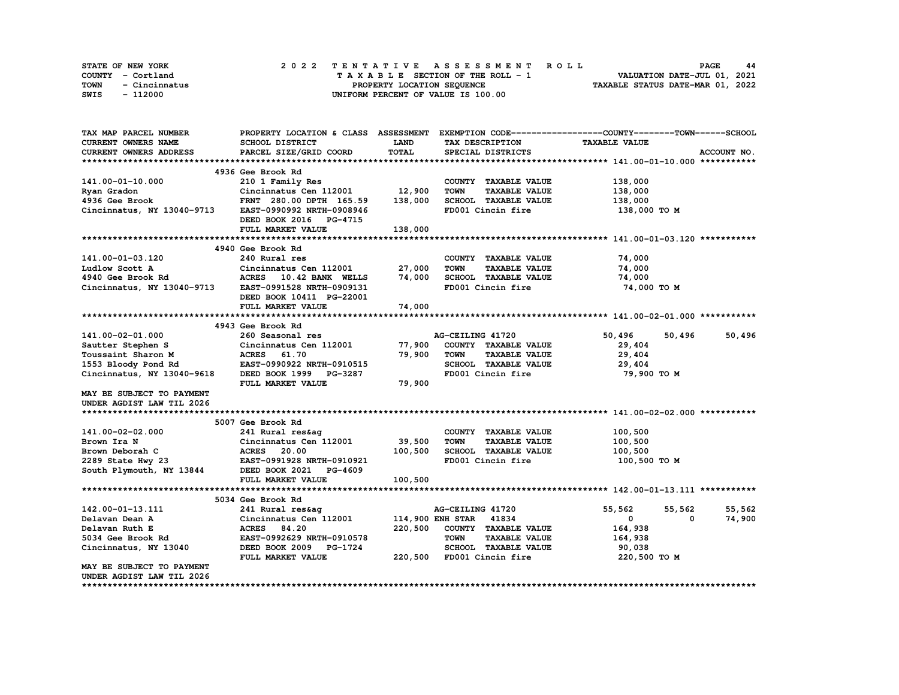STATE OF NEW YORK
COUNTY - Cortland
TOWN - Cincinnatus
SWIS - 112000

# 2022 TENTATIVE ASSESSMENT ROLL

TAXABLE SECTION OF THE ROLL - 1
PROPERTY LOCATION SEQUENCE
UNIFORM PERCENT OF VALUE IS 100.00

VALUATION DATE-JUL 01, 2021
TAXABLE STATUS DATE-MAR 01, 2022

| TAX MAP PARCEL NUMBER / CURRENT OWNERS NAME / CURRENT OWNERS ADDRESS | PROPERTY LOCATION & CLASS / SCHOOL DISTRICT / PARCEL SIZE/GRID COORD | ASSESSMENT LAND / TOTAL | EXEMPTION CODE / TAX DESCRIPTION / SPECIAL DISTRICTS | COUNTY TAXABLE VALUE | TOWN | SCHOOL / ACCOUNT NO. |
|---|---|---|---|---|---|---|
| **141.00-01-10.000** | 4936 Gee Brook Rd | | | | | |
| 141.00-01-10.000 | 210 1 Family Res | | COUNTY TAXABLE VALUE | 138,000 | | |
| Ryan Gradon | Cincinnatus Cen 112001 | 12,900 | TOWN TAXABLE VALUE | 138,000 | | |
| 4936 Gee Brook | FRNT 280.00 DPTH 165.59 | 138,000 | SCHOOL TAXABLE VALUE | 138,000 | | |
| Cincinnatus, NY 13040-9713 | EAST-0990992 NRTH-0908946 | | FD001 Cincin fire | 138,000 TO M | | |
| | DEED BOOK 2016 PG-4715 | | | | | |
| | FULL MARKET VALUE | 138,000 | | | | |
| **141.00-01-03.120** | 4940 Gee Brook Rd | | | | | |
| 141.00-01-03.120 | 240 Rural res | | COUNTY TAXABLE VALUE | 74,000 | | |
| Ludlow Scott A | Cincinnatus Cen 112001 | 27,000 | TOWN TAXABLE VALUE | 74,000 | | |
| 4940 Gee Brook Rd | ACRES 10.42 BANK WELLS | 74,000 | SCHOOL TAXABLE VALUE | 74,000 | | |
| Cincinnatus, NY 13040-9713 | EAST-0991528 NRTH-0909131 | | FD001 Cincin fire | 74,000 TO M | | |
| | DEED BOOK 10411 PG-22001 | | | | | |
| | FULL MARKET VALUE | 74,000 | | | | |
| **141.00-02-01.000** | 4943 Gee Brook Rd | | | | | |
| 141.00-02-01.000 | 260 Seasonal res | | AG-CEILING 41720 | 50,496 | 50,496 | 50,496 |
| Sautter Stephen S | Cincinnatus Cen 112001 | 77,900 | COUNTY TAXABLE VALUE | 29,404 | | |
| Toussaint Sharon M | ACRES 61.70 | 79,900 | TOWN TAXABLE VALUE | 29,404 | | |
| 1553 Bloody Pond Rd | EAST-0990922 NRTH-0910515 | | SCHOOL TAXABLE VALUE | 29,404 | | |
| Cincinnatus, NY 13040-9618 | DEED BOOK 1999 PG-3287 | | FD001 Cincin fire | 79,900 TO M | | |
| | FULL MARKET VALUE | 79,900 | | | | |
| MAY BE SUBJECT TO PAYMENT UNDER AGDIST LAW TIL 2026 | | | | | | |
| **141.00-02-02.000** | 5007 Gee Brook Rd | | | | | |
| 141.00-02-02.000 | 241 Rural res&ag | | COUNTY TAXABLE VALUE | 100,500 | | |
| Brown Ira N | Cincinnatus Cen 112001 | 39,500 | TOWN TAXABLE VALUE | 100,500 | | |
| Brown Deborah C | ACRES 20.00 | 100,500 | SCHOOL TAXABLE VALUE | 100,500 | | |
| 2289 State Hwy 23 | EAST-0991928 NRTH-0910921 | | FD001 Cincin fire | 100,500 TO M | | |
| South Plymouth, NY 13844 | DEED BOOK 2021 PG-4609 | | | | | |
| | FULL MARKET VALUE | 100,500 | | | | |
| **142.00-01-13.111** | 5034 Gee Brook Rd | | | | | |
| 142.00-01-13.111 | 241 Rural res&ag | | AG-CEILING 41720 | 55,562 | 55,562 | 55,562 |
| Delavan Dean A | Cincinnatus Cen 112001 | 114,900 | ENH STAR 41834 | 0 | 0 | 74,900 |
| Delavan Ruth E | ACRES 84.20 | 220,500 | COUNTY TAXABLE VALUE | 164,938 | | |
| 5034 Gee Brook Rd | EAST-0992629 NRTH-0910578 | | TOWN TAXABLE VALUE | 164,938 | | |
| Cincinnatus, NY 13040 | DEED BOOK 2009 PG-1724 | | SCHOOL TAXABLE VALUE | 90,038 | | |
| | FULL MARKET VALUE | 220,500 | FD001 Cincin fire | 220,500 TO M | | |
| MAY BE SUBJECT TO PAYMENT UNDER AGDIST LAW TIL 2026 | | | | | | |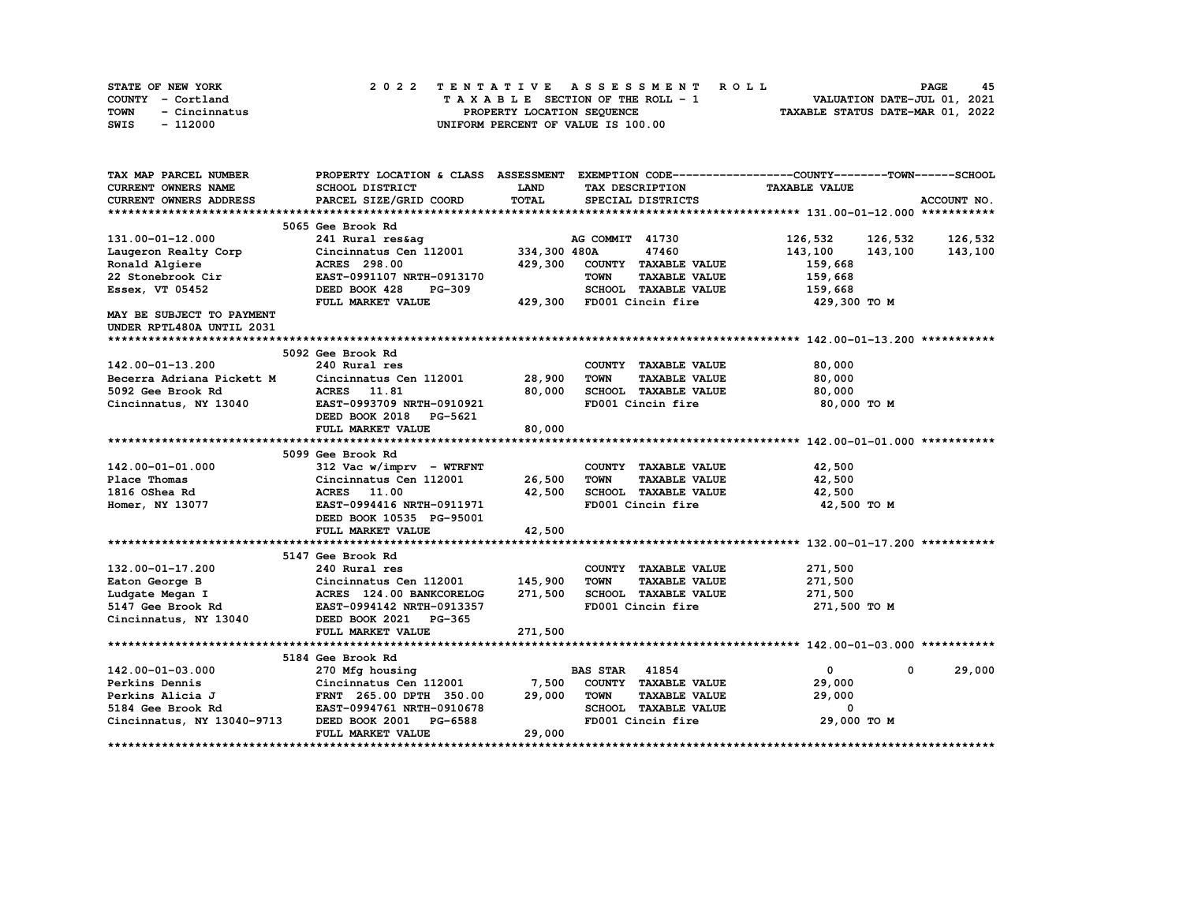STATE OF NEW YORK — 2022 TENTATIVE ASSESSMENT ROLL

COUNTY - Cortland — TAXABLE SECTION OF THE ROLL - 1 — VALUATION DATE-JUL 01, 2021

TOWN - Cincinnatus — PROPERTY LOCATION SEQUENCE — TAXABLE STATUS DATE-MAR 01, 2022

SWIS - 112000 — UNIFORM PERCENT OF VALUE IS 100.00

| TAX MAP PARCEL NUMBER / CURRENT OWNERS NAME / CURRENT OWNERS ADDRESS | PROPERTY LOCATION & CLASS / SCHOOL DISTRICT / PARCEL SIZE/GRID COORD | ASSESSMENT LAND / TOTAL | EXEMPTION CODE / TAX DESCRIPTION / SPECIAL DISTRICTS | COUNTY TAXABLE VALUE | TOWN | SCHOOL / ACCOUNT NO. |
|---|---|---|---|---|---|---|
| **131.00-01-12.000** | 5065 Gee Brook Rd | | | | | |
| 131.00-01-12.000 | 241 Rural res&ag | | AG COMMIT 41730 | 126,532 | 126,532 | 126,532 |
| Laugeron Realty Corp | Cincinnatus Cen 112001 | 334,300 | 480A 47460 | 143,100 | 143,100 | 143,100 |
| Ronald Algiere | ACRES 298.00 | 429,300 | COUNTY TAXABLE VALUE | 159,668 | | |
| 22 Stonebrook Cir | EAST-0991107 NRTH-0913170 | | TOWN TAXABLE VALUE | 159,668 | | |
| Essex, VT 05452 | DEED BOOK 428 PG-309 | | SCHOOL TAXABLE VALUE | 159,668 | | |
| | FULL MARKET VALUE | 429,300 | FD001 Cincin fire | 429,300 TO M | | |
| MAY BE SUBJECT TO PAYMENT UNDER RPTL480A UNTIL 2031 | | | | | | |
| **142.00-01-13.200** | 5092 Gee Brook Rd | | | | | |
| 142.00-01-13.200 | 240 Rural res | | COUNTY TAXABLE VALUE | 80,000 | | |
| Becerra Adriana Pickett M | Cincinnatus Cen 112001 | 28,900 | TOWN TAXABLE VALUE | 80,000 | | |
| 5092 Gee Brook Rd | ACRES 11.81 | 80,000 | SCHOOL TAXABLE VALUE | 80,000 | | |
| Cincinnatus, NY 13040 | EAST-0993709 NRTH-0910921 | | FD001 Cincin fire | 80,000 TO M | | |
| | DEED BOOK 2018 PG-5621 | | | | | |
| | FULL MARKET VALUE | 80,000 | | | | |
| **142.00-01-01.000** | 5099 Gee Brook Rd | | | | | |
| 142.00-01-01.000 | 312 Vac w/imprv - WTRFNT | | COUNTY TAXABLE VALUE | 42,500 | | |
| Place Thomas | Cincinnatus Cen 112001 | 26,500 | TOWN TAXABLE VALUE | 42,500 | | |
| 1816 OShea Rd | ACRES 11.00 | 42,500 | SCHOOL TAXABLE VALUE | 42,500 | | |
| Homer, NY 13077 | EAST-0994416 NRTH-0911971 | | FD001 Cincin fire | 42,500 TO M | | |
| | DEED BOOK 10535 PG-95001 | | | | | |
| | FULL MARKET VALUE | 42,500 | | | | |
| **132.00-01-17.200** | 5147 Gee Brook Rd | | | | | |
| 132.00-01-17.200 | 240 Rural res | | COUNTY TAXABLE VALUE | 271,500 | | |
| Eaton George B | Cincinnatus Cen 112001 | 145,900 | TOWN TAXABLE VALUE | 271,500 | | |
| Ludgate Megan I | ACRES 124.00 BANKCORELOG | 271,500 | SCHOOL TAXABLE VALUE | 271,500 | | |
| 5147 Gee Brook Rd | EAST-0994142 NRTH-0913357 | | FD001 Cincin fire | 271,500 TO M | | |
| Cincinnatus, NY 13040 | DEED BOOK 2021 PG-365 | | | | | |
| | FULL MARKET VALUE | 271,500 | | | | |
| **142.00-01-03.000** | 5184 Gee Brook Rd | | | | | |
| 142.00-01-03.000 | 270 Mfg housing | | BAS STAR 41854 | 0 | 0 | 29,000 |
| Perkins Dennis | Cincinnatus Cen 112001 | 7,500 | COUNTY TAXABLE VALUE | 29,000 | | |
| Perkins Alicia J | FRNT 265.00 DPTH 350.00 | 29,000 | TOWN TAXABLE VALUE | 29,000 | | |
| 5184 Gee Brook Rd | EAST-0994761 NRTH-0910678 | | SCHOOL TAXABLE VALUE | 0 | | |
| Cincinnatus, NY 13040-9713 | DEED BOOK 2001 PG-6588 | | FD001 Cincin fire | 29,000 TO M | | |
| | FULL MARKET VALUE | 29,000 | | | | |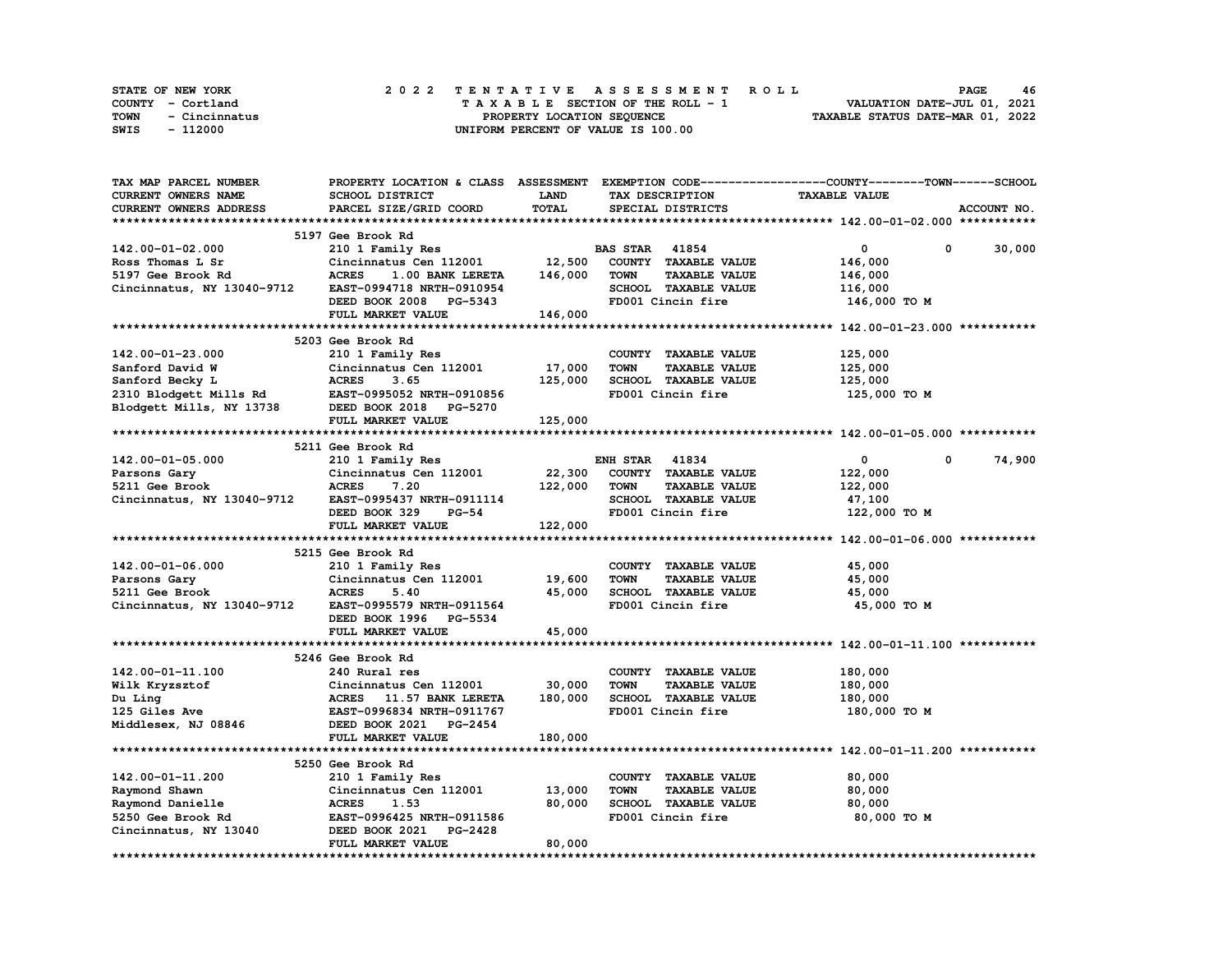STATE OF NEW YORK
COUNTY - Cortland
TOWN - Cincinnatus
SWIS - 112000

2022 TENTATIVE ASSESSMENT ROLL
TAXABLE SECTION OF THE ROLL - 1
PROPERTY LOCATION SEQUENCE
UNIFORM PERCENT OF VALUE IS 100.00

VALUATION DATE-JUL 01, 2021
TAXABLE STATUS DATE-MAR 01, 2022

| TAX MAP PARCEL NUMBER / CURRENT OWNERS NAME / CURRENT OWNERS ADDRESS | PROPERTY LOCATION & CLASS / SCHOOL DISTRICT / PARCEL SIZE/GRID COORD | ASSESSMENT LAND | TOTAL | EXEMPTION CODE / TAX DESCRIPTION / SPECIAL DISTRICTS | COUNTY | TOWN | SCHOOL / TAXABLE VALUE |
|---|---|---|---|---|---|---|---|
| **142.00-01-02.000** | 5197 Gee Brook Rd | | | | | | |
| 142.00-01-02.000 | 210 1 Family Res | | | BAS STAR 41854 | 0 | 0 | 30,000 |
| Ross Thomas L Sr | Cincinnatus Cen 112001 | 12,500 | | COUNTY TAXABLE VALUE | 146,000 | | |
| 5197 Gee Brook Rd | ACRES 1.00 BANK LERETA | | 146,000 | TOWN TAXABLE VALUE | | 146,000 | |
| Cincinnatus, NY 13040-9712 | EAST-0994718 NRTH-0910954 | | | SCHOOL TAXABLE VALUE | | | 116,000 |
| | DEED BOOK 2008 PG-5343 | | | FD001 Cincin fire | 146,000 TO M | | |
| | FULL MARKET VALUE | | 146,000 | | | | |
| **142.00-01-23.000** | 5203 Gee Brook Rd | | | | | | |
| 142.00-01-23.000 | 210 1 Family Res | | | COUNTY TAXABLE VALUE | 125,000 | | |
| Sanford David W | Cincinnatus Cen 112001 | 17,000 | | TOWN TAXABLE VALUE | | 125,000 | |
| Sanford Becky L | ACRES 3.65 | | 125,000 | SCHOOL TAXABLE VALUE | | | 125,000 |
| 2310 Blodgett Mills Rd | EAST-0995052 NRTH-0910856 | | | FD001 Cincin fire | 125,000 TO M | | |
| Blodgett Mills, NY 13738 | DEED BOOK 2018 PG-5270 | | | | | | |
| | FULL MARKET VALUE | | 125,000 | | | | |
| **142.00-01-05.000** | 5211 Gee Brook Rd | | | | | | |
| 142.00-01-05.000 | 210 1 Family Res | | | ENH STAR 41834 | 0 | 0 | 74,900 |
| Parsons Gary | Cincinnatus Cen 112001 | 22,300 | | COUNTY TAXABLE VALUE | 122,000 | | |
| 5211 Gee Brook | ACRES 7.20 | | 122,000 | TOWN TAXABLE VALUE | | 122,000 | |
| Cincinnatus, NY 13040-9712 | EAST-0995437 NRTH-0911114 | | | SCHOOL TAXABLE VALUE | | | 47,100 |
| | DEED BOOK 329 PG-54 | | | FD001 Cincin fire | 122,000 TO M | | |
| | FULL MARKET VALUE | | 122,000 | | | | |
| **142.00-01-06.000** | 5215 Gee Brook Rd | | | | | | |
| 142.00-01-06.000 | 210 1 Family Res | | | COUNTY TAXABLE VALUE | 45,000 | | |
| Parsons Gary | Cincinnatus Cen 112001 | 19,600 | | TOWN TAXABLE VALUE | | 45,000 | |
| 5211 Gee Brook | ACRES 5.40 | | 45,000 | SCHOOL TAXABLE VALUE | | | 45,000 |
| Cincinnatus, NY 13040-9712 | EAST-0995579 NRTH-0911564 | | | FD001 Cincin fire | 45,000 TO M | | |
| | DEED BOOK 1996 PG-5534 | | | | | | |
| | FULL MARKET VALUE | | 45,000 | | | | |
| **142.00-01-11.100** | 5246 Gee Brook Rd | | | | | | |
| 142.00-01-11.100 | 240 Rural res | | | COUNTY TAXABLE VALUE | 180,000 | | |
| Wilk Kryzsztof | Cincinnatus Cen 112001 | 30,000 | | TOWN TAXABLE VALUE | | 180,000 | |
| Du Ling | ACRES 11.57 BANK LERETA | | 180,000 | SCHOOL TAXABLE VALUE | | | 180,000 |
| 125 Giles Ave | EAST-0996834 NRTH-0911767 | | | FD001 Cincin fire | 180,000 TO M | | |
| Middlesex, NJ 08846 | DEED BOOK 2021 PG-2454 | | | | | | |
| | FULL MARKET VALUE | | 180,000 | | | | |
| **142.00-01-11.200** | 5250 Gee Brook Rd | | | | | | |
| 142.00-01-11.200 | 210 1 Family Res | | | COUNTY TAXABLE VALUE | 80,000 | | |
| Raymond Shawn | Cincinnatus Cen 112001 | 13,000 | | TOWN TAXABLE VALUE | | 80,000 | |
| Raymond Danielle | ACRES 1.53 | | 80,000 | SCHOOL TAXABLE VALUE | | | 80,000 |
| 5250 Gee Brook Rd | EAST-0996425 NRTH-0911586 | | | FD001 Cincin fire | 80,000 TO M | | |
| Cincinnatus, NY 13040 | DEED BOOK 2021 PG-2428 | | | | | | |
| | FULL MARKET VALUE | | 80,000 | | | | |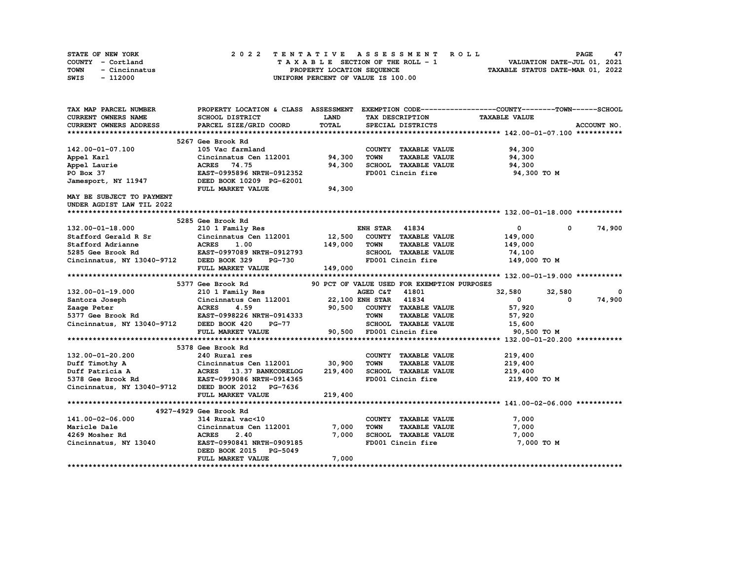STATE OF NEW YORK
COUNTY - Cortland
TOWN - Cincinnatus
SWIS - 112000

2022 TENTATIVE ASSESSMENT ROLL
TAXABLE SECTION OF THE ROLL - 1
PROPERTY LOCATION SEQUENCE
UNIFORM PERCENT OF VALUE IS 100.00

VALUATION DATE-JUL 01, 2021
TAXABLE STATUS DATE-MAR 01, 2022

| TAX MAP PARCEL NUMBER / CURRENT OWNERS NAME / CURRENT OWNERS ADDRESS | PROPERTY LOCATION & CLASS / SCHOOL DISTRICT / PARCEL SIZE/GRID COORD | ASSESSMENT LAND | TOTAL | EXEMPTION CODE / TAX DESCRIPTION / SPECIAL DISTRICTS | COUNTY TAXABLE VALUE | TOWN | SCHOOL | ACCOUNT NO. |
|---|---|---|---|---|---|---|---|---|
| **142.00-01-07.100** | 5267 Gee Brook Rd | | | | | | | |
| 142.00-01-07.100 | 105 Vac farmland | | | COUNTY TAXABLE VALUE | 94,300 | | | |
| Appel Karl | Cincinnatus Cen 112001 | 94,300 | | TOWN TAXABLE VALUE | 94,300 | | | |
| Appel Laurie | ACRES 74.75 | | 94,300 | SCHOOL TAXABLE VALUE | 94,300 | | | |
| PO Box 37 | EAST-0995896 NRTH-0912352 | | | FD001 Cincin fire | 94,300 TO M | | | |
| Jamesport, NY 11947 | DEED BOOK 10209 PG-62001 | | | | | | | |
| | FULL MARKET VALUE | | 94,300 | | | | | |
| MAY BE SUBJECT TO PAYMENT UNDER AGDIST LAW TIL 2022 | | | | | | | | |
| **132.00-01-18.000** | 5285 Gee Brook Rd | | | | | | | |
| 132.00-01-18.000 | 210 1 Family Res | | | ENH STAR 41834 | 0 | 0 | 74,900 | |
| Stafford Gerald R Sr | Cincinnatus Cen 112001 | 12,500 | | COUNTY TAXABLE VALUE | 149,000 | | | |
| Stafford Adrianne | ACRES 1.00 | | 149,000 | TOWN TAXABLE VALUE | 149,000 | | | |
| 5285 Gee Brook Rd | EAST-0997089 NRTH-0912793 | | | SCHOOL TAXABLE VALUE | 74,100 | | | |
| Cincinnatus, NY 13040-9712 | DEED BOOK 329 PG-730 | | | FD001 Cincin fire | 149,000 TO M | | | |
| | FULL MARKET VALUE | | 149,000 | | | | | |
| **132.00-01-19.000** | 5377 Gee Brook Rd | | | 90 PCT OF VALUE USED FOR EXEMPTION PURPOSES | | | | |
| 132.00-01-19.000 | 210 1 Family Res | | | AGED C&T 41801 | 32,580 | 32,580 | 0 | |
| Santora Joseph | Cincinnatus Cen 112001 | 22,100 | | ENH STAR 41834 | 0 | 0 | 74,900 | |
| Zaage Peter | ACRES 4.59 | | 90,500 | COUNTY TAXABLE VALUE | 57,920 | | | |
| 5377 Gee Brook Rd | EAST-0998226 NRTH-0914333 | | | TOWN TAXABLE VALUE | 57,920 | | | |
| Cincinnatus, NY 13040-9712 | DEED BOOK 420 PG-77 | | | SCHOOL TAXABLE VALUE | 15,600 | | | |
| | FULL MARKET VALUE | | 90,500 | FD001 Cincin fire | 90,500 TO M | | | |
| **132.00-01-20.200** | 5378 Gee Brook Rd | | | | | | | |
| 132.00-01-20.200 | 240 Rural res | | | COUNTY TAXABLE VALUE | 219,400 | | | |
| Duff Timothy A | Cincinnatus Cen 112001 | 30,900 | | TOWN TAXABLE VALUE | 219,400 | | | |
| Duff Patricia A | ACRES 13.37 BANKCORELOG | | 219,400 | SCHOOL TAXABLE VALUE | 219,400 | | | |
| 5378 Gee Brook Rd | EAST-0999086 NRTH-0914365 | | | FD001 Cincin fire | 219,400 TO M | | | |
| Cincinnatus, NY 13040-9712 | DEED BOOK 2012 PG-7636 | | | | | | | |
| | FULL MARKET VALUE | | 219,400 | | | | | |
| **141.00-02-06.000** | 4927-4929 Gee Brook Rd | | | | | | | |
| 141.00-02-06.000 | 314 Rural vac<10 | | | COUNTY TAXABLE VALUE | 7,000 | | | |
| Maricle Dale | Cincinnatus Cen 112001 | 7,000 | | TOWN TAXABLE VALUE | 7,000 | | | |
| 4269 Mosher Rd | ACRES 2.40 | | 7,000 | SCHOOL TAXABLE VALUE | 7,000 | | | |
| Cincinnatus, NY 13040 | EAST-0990841 NRTH-0909185 | | | FD001 Cincin fire | 7,000 TO M | | | |
| | DEED BOOK 2015 PG-5049 | | | | | | | |
| | FULL MARKET VALUE | | 7,000 | | | | | |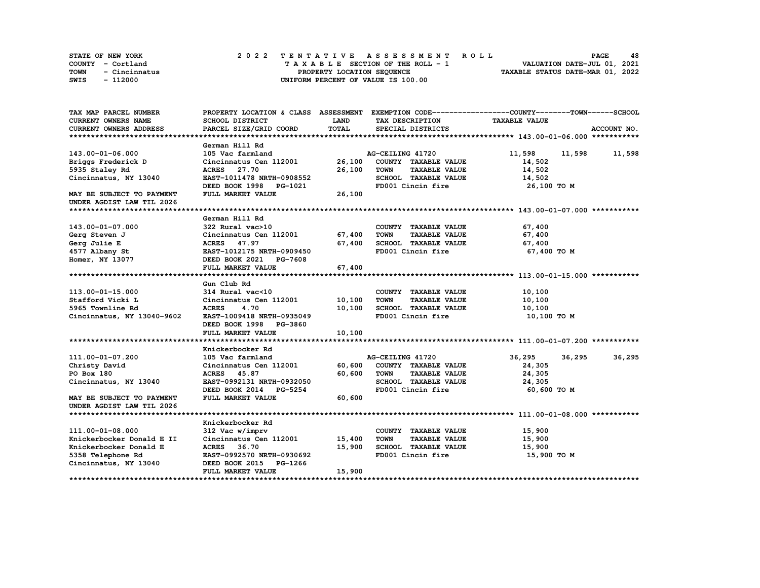STATE OF NEW YORK | COUNTY - Cortland | TOWN - Cincinnatus | SWIS - 112000

**2022 TENTATIVE ASSESSMENT ROLL**
TAXABLE SECTION OF THE ROLL - 1
PROPERTY LOCATION SEQUENCE
UNIFORM PERCENT OF VALUE IS 100.00

VALUATION DATE-JUL 01, 2021
TAXABLE STATUS DATE-MAR 01, 2022

| TAX MAP PARCEL NUMBER / CURRENT OWNERS NAME / CURRENT OWNERS ADDRESS | PROPERTY LOCATION & CLASS / SCHOOL DISTRICT / PARCEL SIZE/GRID COORD | ASSESSMENT LAND / TOTAL | EXEMPTION CODE / TAX DESCRIPTION / SPECIAL DISTRICTS | COUNTY | TOWN | SCHOOL |
|---|---|---|---|---|---|---|
| **143.00-01-06.000** | German Hill Rd | | | | | |
| 143.00-01-06.000 | 105 Vac farmland | | AG-CEILING 41720 | 11,598 | 11,598 | 11,598 |
| Briggs Frederick D | Cincinnatus Cen 112001 | 26,100 | COUNTY TAXABLE VALUE | 14,502 | | |
| 5935 Staley Rd | ACRES 27.70 | 26,100 | TOWN TAXABLE VALUE | 14,502 | | |
| Cincinnatus, NY 13040 | EAST-1011478 NRTH-0908552 | | SCHOOL TAXABLE VALUE | 14,502 | | |
| | DEED BOOK 1998 PG-1021 | | FD001 Cincin fire | 26,100 TO M | | |
| MAY BE SUBJECT TO PAYMENT UNDER AGDIST LAW TIL 2026 | FULL MARKET VALUE | 26,100 | | | | |
| **143.00-01-07.000** | German Hill Rd | | | | | |
| 143.00-01-07.000 | 322 Rural vac>10 | | COUNTY TAXABLE VALUE | 67,400 | | |
| Gerg Steven J | Cincinnatus Cen 112001 | 67,400 | TOWN TAXABLE VALUE | 67,400 | | |
| Gerg Julie E | ACRES 47.97 | 67,400 | SCHOOL TAXABLE VALUE | 67,400 | | |
| 4577 Albany St | EAST-1012175 NRTH-0909450 | | FD001 Cincin fire | 67,400 TO M | | |
| Homer, NY 13077 | DEED BOOK 2021 PG-7608 | | | | | |
| | FULL MARKET VALUE | 67,400 | | | | |
| **113.00-01-15.000** | Gun Club Rd | | | | | |
| 113.00-01-15.000 | 314 Rural vac<10 | | COUNTY TAXABLE VALUE | 10,100 | | |
| Stafford Vicki L | Cincinnatus Cen 112001 | 10,100 | TOWN TAXABLE VALUE | 10,100 | | |
| 5965 Townline Rd | ACRES 4.70 | 10,100 | SCHOOL TAXABLE VALUE | 10,100 | | |
| Cincinnatus, NY 13040-9602 | EAST-1009418 NRTH-0935049 | | FD001 Cincin fire | 10,100 TO M | | |
| | DEED BOOK 1998 PG-3860 | | | | | |
| | FULL MARKET VALUE | 10,100 | | | | |
| **111.00-01-07.200** | Knickerbocker Rd | | | | | |
| 111.00-01-07.200 | 105 Vac farmland | | AG-CEILING 41720 | 36,295 | 36,295 | 36,295 |
| Christy David | Cincinnatus Cen 112001 | 60,600 | COUNTY TAXABLE VALUE | 24,305 | | |
| PO Box 180 | ACRES 45.87 | 60,600 | TOWN TAXABLE VALUE | 24,305 | | |
| Cincinnatus, NY 13040 | EAST-0992131 NRTH-0932050 | | SCHOOL TAXABLE VALUE | 24,305 | | |
| | DEED BOOK 2014 PG-5254 | | FD001 Cincin fire | 60,600 TO M | | |
| MAY BE SUBJECT TO PAYMENT UNDER AGDIST LAW TIL 2026 | FULL MARKET VALUE | 60,600 | | | | |
| **111.00-01-08.000** | Knickerbocker Rd | | | | | |
| 111.00-01-08.000 | 312 Vac w/imprv | | COUNTY TAXABLE VALUE | 15,900 | | |
| Knickerbocker Donald E II | Cincinnatus Cen 112001 | 15,400 | TOWN TAXABLE VALUE | 15,900 | | |
| Knickerbocker Donald E | ACRES 36.70 | 15,900 | SCHOOL TAXABLE VALUE | 15,900 | | |
| 5358 Telephone Rd | EAST-0992570 NRTH-0930692 | | FD001 Cincin fire | 15,900 TO M | | |
| Cincinnatus, NY 13040 | DEED BOOK 2015 PG-1266 | | | | | |
| | FULL MARKET VALUE | 15,900 | | | | |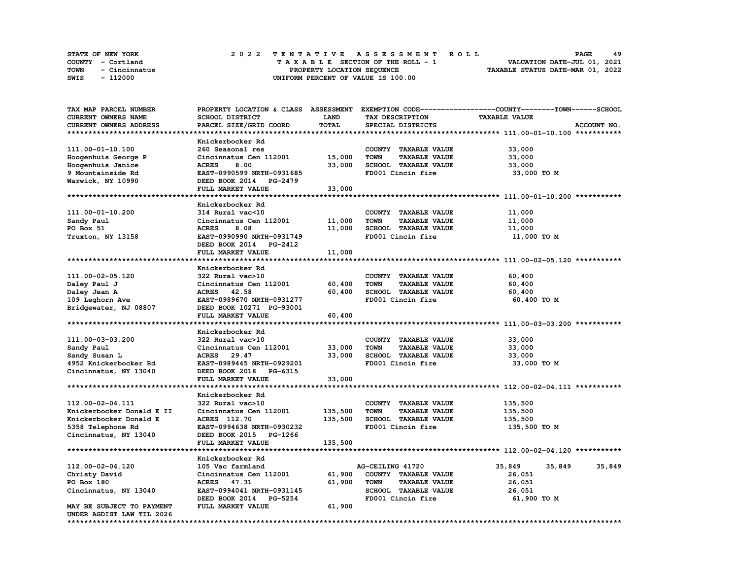STATE OF NEW YORK
COUNTY - Cortland
TOWN - Cincinnatus
SWIS - 112000

# 2022 TENTATIVE ASSESSMENT ROLL

TAXABLE SECTION OF THE ROLL - 1
PROPERTY LOCATION SEQUENCE
UNIFORM PERCENT OF VALUE IS 100.00

VALUATION DATE-JUL 01, 2021
TAXABLE STATUS DATE-MAR 01, 2022

| TAX MAP PARCEL NUMBER / CURRENT OWNERS NAME / CURRENT OWNERS ADDRESS | PROPERTY LOCATION & CLASS / SCHOOL DISTRICT / PARCEL SIZE/GRID COORD | ASSESSMENT LAND / TOTAL | EXEMPTION CODE / TAX DESCRIPTION / SPECIAL DISTRICTS | COUNTY TAXABLE VALUE | TOWN | SCHOOL |
|---|---|---|---|---|---|---|
| **111.00-01-10.100** | Knickerbocker Rd | | | | | |
| 111.00-01-10.100 | 260 Seasonal res | | COUNTY TAXABLE VALUE | 33,000 | | |
| Hoogenhuis George P | Cincinnatus Cen 112001 | 15,000 | TOWN TAXABLE VALUE | 33,000 | | |
| Hoogenhuis Janice | ACRES 8.00 | 33,000 | SCHOOL TAXABLE VALUE | 33,000 | | |
| 9 Mountainside Rd | EAST-0990599 NRTH-0931685 | | FD001 Cincin fire | 33,000 TO M | | |
| Warwick, NY 10990 | DEED BOOK 2014 PG-2479 | | | | | |
| | FULL MARKET VALUE | 33,000 | | | | |
| **111.00-01-10.200** | Knickerbocker Rd | | | | | |
| 111.00-01-10.200 | 314 Rural vac<10 | | COUNTY TAXABLE VALUE | 11,000 | | |
| Sandy Paul | Cincinnatus Cen 112001 | 11,000 | TOWN TAXABLE VALUE | 11,000 | | |
| PO Box 51 | ACRES 8.08 | 11,000 | SCHOOL TAXABLE VALUE | 11,000 | | |
| Truxton, NY 13158 | EAST-0990990 NRTH-0931749 | | FD001 Cincin fire | 11,000 TO M | | |
| | DEED BOOK 2014 PG-2412 | | | | | |
| | FULL MARKET VALUE | 11,000 | | | | |
| **111.00-02-05.120** | Knickerbocker Rd | | | | | |
| 111.00-02-05.120 | 322 Rural vac>10 | | COUNTY TAXABLE VALUE | 60,400 | | |
| Daley Paul J | Cincinnatus Cen 112001 | 60,400 | TOWN TAXABLE VALUE | 60,400 | | |
| Daley Jean A | ACRES 42.58 | 60,400 | SCHOOL TAXABLE VALUE | 60,400 | | |
| 109 Leghorn Ave | EAST-0989670 NRTH-0931277 | | FD001 Cincin fire | 60,400 TO M | | |
| Bridgewater, NJ 08807 | DEED BOOK 10271 PG-93001 | | | | | |
| | FULL MARKET VALUE | 60,400 | | | | |
| **111.00-03-03.200** | Knickerbocker Rd | | | | | |
| 111.00-03-03.200 | 322 Rural vac>10 | | COUNTY TAXABLE VALUE | 33,000 | | |
| Sandy Paul | Cincinnatus Cen 112001 | 33,000 | TOWN TAXABLE VALUE | 33,000 | | |
| Sandy Susan L | ACRES 29.47 | 33,000 | SCHOOL TAXABLE VALUE | 33,000 | | |
| 4952 Knickerbocker Rd | EAST-0989445 NRTH-0929201 | | FD001 Cincin fire | 33,000 TO M | | |
| Cincinnatus, NY 13040 | DEED BOOK 2018 PG-6315 | | | | | |
| | FULL MARKET VALUE | 33,000 | | | | |
| **112.00-02-04.111** | Knickerbocker Rd | | | | | |
| 112.00-02-04.111 | 322 Rural vac>10 | | COUNTY TAXABLE VALUE | 135,500 | | |
| Knickerbocker Donald E II | Cincinnatus Cen 112001 | 135,500 | TOWN TAXABLE VALUE | 135,500 | | |
| Knickerbocker Donald E | ACRES 112.70 | 135,500 | SCHOOL TAXABLE VALUE | 135,500 | | |
| 5358 Telephone Rd | EAST-0994638 NRTH-0930232 | | FD001 Cincin fire | 135,500 TO M | | |
| Cincinnatus, NY 13040 | DEED BOOK 2015 PG-1266 | | | | | |
| | FULL MARKET VALUE | 135,500 | | | | |
| **112.00-02-04.120** | Knickerbocker Rd | | | | | |
| 112.00-02-04.120 | 105 Vac farmland | | AG-CEILING 41720 | 35,849 | 35,849 | 35,849 |
| Christy David | Cincinnatus Cen 112001 | 61,900 | COUNTY TAXABLE VALUE | 26,051 | | |
| PO Box 180 | ACRES 47.31 | 61,900 | TOWN TAXABLE VALUE | 26,051 | | |
| Cincinnatus, NY 13040 | EAST-0994041 NRTH-0931145 | | SCHOOL TAXABLE VALUE | 26,051 | | |
| | DEED BOOK 2014 PG-5254 | | FD001 Cincin fire | 61,900 TO M | | |
| MAY BE SUBJECT TO PAYMENT | FULL MARKET VALUE | 61,900 | | | | |
| UNDER AGDIST LAW TIL 2026 | | | | | | |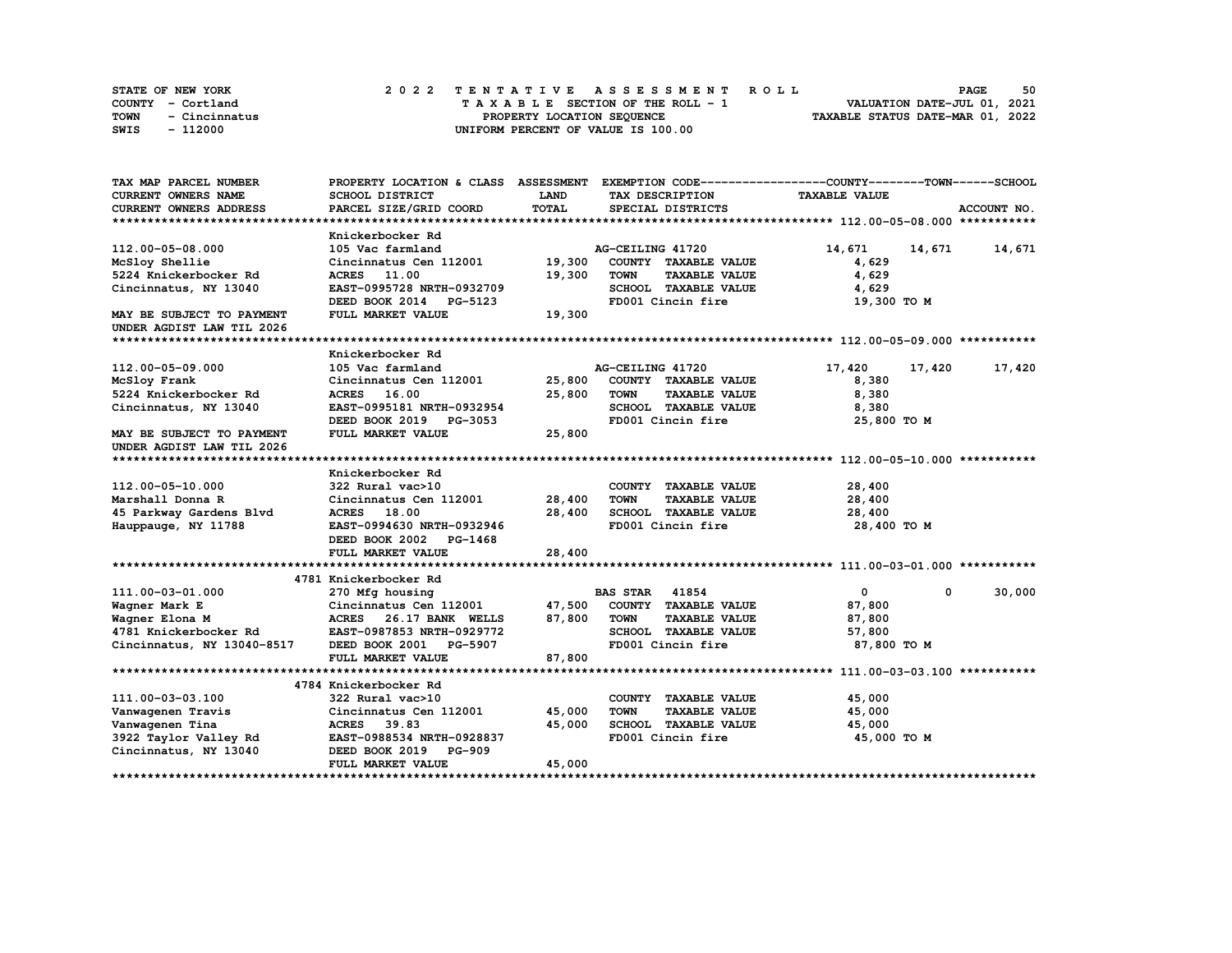STATE OF NEW YORK 2 0 2 2 T E N T A T I V E A S S E S S M E N T R O L L PAGE 50
COUNTY - Cortland T A X A B L E SECTION OF THE ROLL - 1 VALUATION DATE-JUL 01, 2021
TOWN - Cincinnatus PROPERTY LOCATION SEQUENCE TAXABLE STATUS DATE-MAR 01, 2022
SWIS - 112000 UNIFORM PERCENT OF VALUE IS 100.00

| TAX MAP PARCEL NUMBER / CURRENT OWNERS NAME / CURRENT OWNERS ADDRESS | PROPERTY LOCATION & CLASS / SCHOOL DISTRICT / PARCEL SIZE/GRID COORD | ASSESSMENT LAND | TOTAL | EXEMPTION CODE / TAX DESCRIPTION / SPECIAL DISTRICTS | COUNTY TAXABLE VALUE | TOWN | SCHOOL / ACCOUNT NO. |
|---|---|---|---|---|---|---|---|
| **112.00-05-08.000** | Knickerbocker Rd | | | | | | |
| 112.00-05-08.000 | 105 Vac farmland | | | AG-CEILING 41720 | 14,671 | 14,671 | 14,671 |
| McSloy Shellie | Cincinnatus Cen 112001 | 19,300 | | COUNTY TAXABLE VALUE | 4,629 | | |
| 5224 Knickerbocker Rd | ACRES 11.00 | | 19,300 | TOWN TAXABLE VALUE | 4,629 | | |
| Cincinnatus, NY 13040 | EAST-0995728 NRTH-0932709 | | | SCHOOL TAXABLE VALUE | 4,629 | | |
| | DEED BOOK 2014 PG-5123 | | | FD001 Cincin fire | 19,300 TO M | | |
| MAY BE SUBJECT TO PAYMENT UNDER AGDIST LAW TIL 2026 | FULL MARKET VALUE | | 19,300 | | | | |
| **112.00-05-09.000** | Knickerbocker Rd | | | | | | |
| 112.00-05-09.000 | 105 Vac farmland | | | AG-CEILING 41720 | 17,420 | 17,420 | 17,420 |
| McSloy Frank | Cincinnatus Cen 112001 | 25,800 | | COUNTY TAXABLE VALUE | 8,380 | | |
| 5224 Knickerbocker Rd | ACRES 16.00 | | 25,800 | TOWN TAXABLE VALUE | 8,380 | | |
| Cincinnatus, NY 13040 | EAST-0995181 NRTH-0932954 | | | SCHOOL TAXABLE VALUE | 8,380 | | |
| | DEED BOOK 2019 PG-3053 | | | FD001 Cincin fire | 25,800 TO M | | |
| MAY BE SUBJECT TO PAYMENT UNDER AGDIST LAW TIL 2026 | FULL MARKET VALUE | | 25,800 | | | | |
| **112.00-05-10.000** | Knickerbocker Rd | | | | | | |
| 112.00-05-10.000 | 322 Rural vac>10 | | | COUNTY TAXABLE VALUE | 28,400 | | |
| Marshall Donna R | Cincinnatus Cen 112001 | 28,400 | | TOWN TAXABLE VALUE | 28,400 | | |
| 45 Parkway Gardens Blvd | ACRES 18.00 | | 28,400 | SCHOOL TAXABLE VALUE | 28,400 | | |
| Hauppauge, NY 11788 | EAST-0994630 NRTH-0932946 | | | FD001 Cincin fire | 28,400 TO M | | |
| | DEED BOOK 2002 PG-1468 | | | | | | |
| | FULL MARKET VALUE | | 28,400 | | | | |
| **111.00-03-01.000** | 4781 Knickerbocker Rd | | | | | | |
| 111.00-03-01.000 | 270 Mfg housing | | | BAS STAR 41854 | 0 | 0 | 30,000 |
| Wagner Mark E | Cincinnatus Cen 112001 | 47,500 | | COUNTY TAXABLE VALUE | 87,800 | | |
| Wagner Elona M | ACRES 26.17 BANK WELLS | | 87,800 | TOWN TAXABLE VALUE | 87,800 | | |
| 4781 Knickerbocker Rd | EAST-0987853 NRTH-0929772 | | | SCHOOL TAXABLE VALUE | 57,800 | | |
| Cincinnatus, NY 13040-8517 | DEED BOOK 2001 PG-5907 | | | FD001 Cincin fire | 87,800 TO M | | |
| | FULL MARKET VALUE | | 87,800 | | | | |
| **111.00-03-03.100** | 4784 Knickerbocker Rd | | | | | | |
| 111.00-03-03.100 | 322 Rural vac>10 | | | COUNTY TAXABLE VALUE | 45,000 | | |
| Vanwagenen Travis | Cincinnatus Cen 112001 | 45,000 | | TOWN TAXABLE VALUE | 45,000 | | |
| Vanwagenen Tina | ACRES 39.83 | | 45,000 | SCHOOL TAXABLE VALUE | 45,000 | | |
| 3922 Taylor Valley Rd | EAST-0988534 NRTH-0928837 | | | FD001 Cincin fire | 45,000 TO M | | |
| Cincinnatus, NY 13040 | DEED BOOK 2019 PG-909 | | | | | | |
| | FULL MARKET VALUE | | 45,000 | | | | |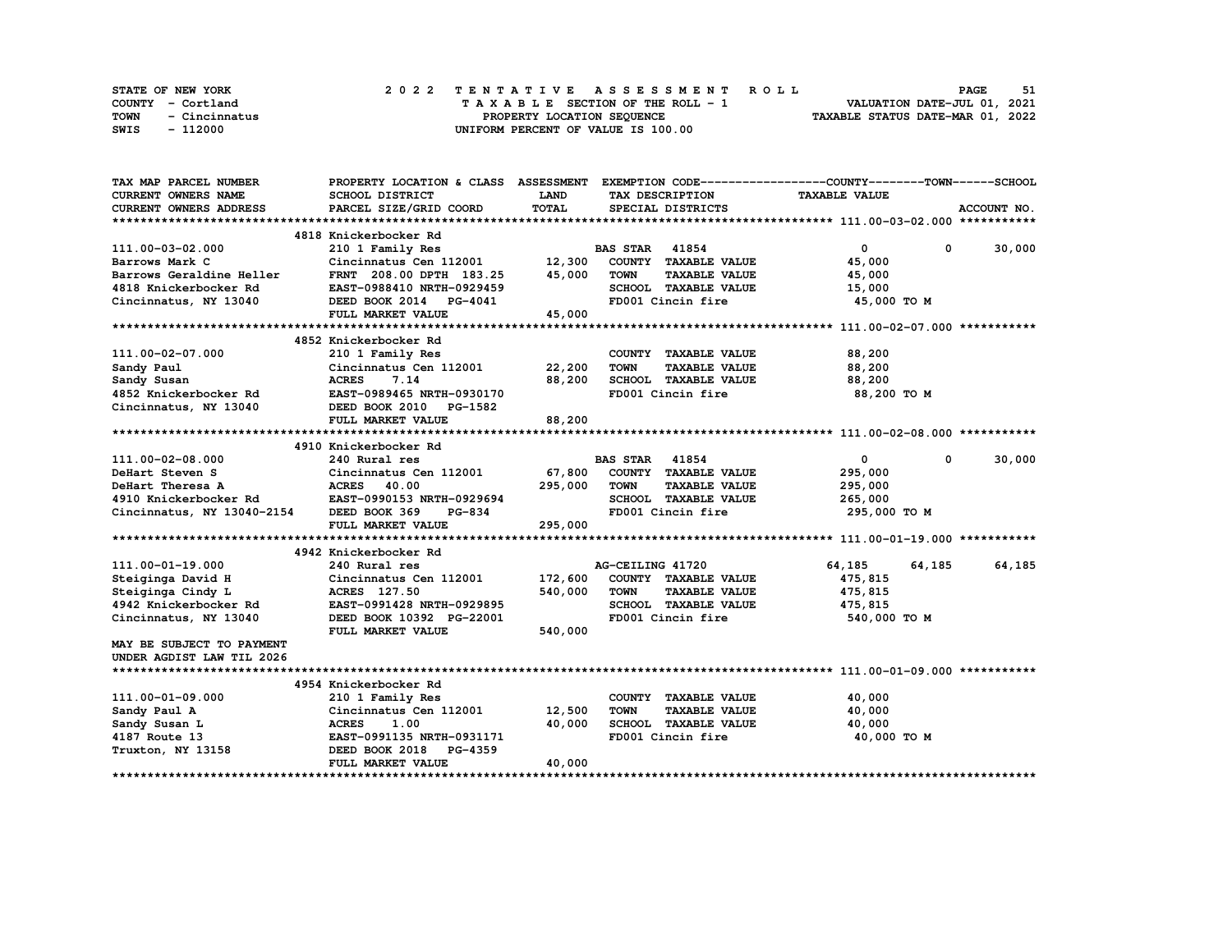STATE OF NEW YORK
COUNTY - Cortland
TOWN - Cincinnatus
SWIS - 112000

2022 TENTATIVE ASSESSMENT ROLL
TAXABLE SECTION OF THE ROLL - 1
PROPERTY LOCATION SEQUENCE
UNIFORM PERCENT OF VALUE IS 100.00

VALUATION DATE-JUL 01, 2021
TAXABLE STATUS DATE-MAR 01, 2022

| TAX MAP PARCEL NUMBER / CURRENT OWNERS NAME / CURRENT OWNERS ADDRESS | PROPERTY LOCATION & CLASS / SCHOOL DISTRICT / PARCEL SIZE/GRID COORD | ASSESSMENT LAND | TOTAL | EXEMPTION CODE / TAX DESCRIPTION / SPECIAL DISTRICTS | COUNTY TAXABLE VALUE | TOWN | SCHOOL / ACCOUNT NO. |
|---|---|---|---|---|---|---|---|
| **111.00-03-02.000** | 4818 Knickerbocker Rd | | | | | | |
| 111.00-03-02.000 | 210 1 Family Res | | | BAS STAR 41854 | 0 | 0 | 30,000 |
| Barrows Mark C | Cincinnatus Cen 112001 | 12,300 | | COUNTY TAXABLE VALUE | 45,000 | | |
| Barrows Geraldine Heller | FRNT 208.00 DPTH 183.25 | | 45,000 | TOWN TAXABLE VALUE | 45,000 | | |
| 4818 Knickerbocker Rd | EAST-0988410 NRTH-0929459 | | | SCHOOL TAXABLE VALUE | 15,000 | | |
| Cincinnatus, NY 13040 | DEED BOOK 2014 PG-4041 | | | FD001 Cincin fire | 45,000 TO M | | |
| | FULL MARKET VALUE | | 45,000 | | | | |
| **111.00-02-07.000** | 4852 Knickerbocker Rd | | | | | | |
| 111.00-02-07.000 | 210 1 Family Res | | | COUNTY TAXABLE VALUE | 88,200 | | |
| Sandy Paul | Cincinnatus Cen 112001 | 22,200 | | TOWN TAXABLE VALUE | 88,200 | | |
| Sandy Susan | ACRES 7.14 | | 88,200 | SCHOOL TAXABLE VALUE | 88,200 | | |
| 4852 Knickerbocker Rd | EAST-0989465 NRTH-0930170 | | | FD001 Cincin fire | 88,200 TO M | | |
| Cincinnatus, NY 13040 | DEED BOOK 2010 PG-1582 | | | | | | |
| | FULL MARKET VALUE | | 88,200 | | | | |
| **111.00-02-08.000** | 4910 Knickerbocker Rd | | | | | | |
| 111.00-02-08.000 | 240 Rural res | | | BAS STAR 41854 | 0 | 0 | 30,000 |
| DeHart Steven S | Cincinnatus Cen 112001 | 67,800 | | COUNTY TAXABLE VALUE | 295,000 | | |
| DeHart Theresa A | ACRES 40.00 | | 295,000 | TOWN TAXABLE VALUE | 295,000 | | |
| 4910 Knickerbocker Rd | EAST-0990153 NRTH-0929694 | | | SCHOOL TAXABLE VALUE | 265,000 | | |
| Cincinnatus, NY 13040-2154 | DEED BOOK 369 PG-834 | | | FD001 Cincin fire | 295,000 TO M | | |
| | FULL MARKET VALUE | | 295,000 | | | | |
| **111.00-01-19.000** | 4942 Knickerbocker Rd | | | | | | |
| 111.00-01-19.000 | 240 Rural res | | | AG-CEILING 41720 | 64,185 | 64,185 | 64,185 |
| Steiginga David H | Cincinnatus Cen 112001 | 172,600 | | COUNTY TAXABLE VALUE | 475,815 | | |
| Steiginga Cindy L | ACRES 127.50 | | 540,000 | TOWN TAXABLE VALUE | 475,815 | | |
| 4942 Knickerbocker Rd | EAST-0991428 NRTH-0929895 | | | SCHOOL TAXABLE VALUE | 475,815 | | |
| Cincinnatus, NY 13040 | DEED BOOK 10392 PG-22001 | | | FD001 Cincin fire | 540,000 TO M | | |
| | FULL MARKET VALUE | | 540,000 | | | | |
| MAY BE SUBJECT TO PAYMENT UNDER AGDIST LAW TIL 2026 | | | | | | | |
| **111.00-01-09.000** | 4954 Knickerbocker Rd | | | | | | |
| 111.00-01-09.000 | 210 1 Family Res | | | COUNTY TAXABLE VALUE | 40,000 | | |
| Sandy Paul A | Cincinnatus Cen 112001 | 12,500 | | TOWN TAXABLE VALUE | 40,000 | | |
| Sandy Susan L | ACRES 1.00 | | 40,000 | SCHOOL TAXABLE VALUE | 40,000 | | |
| 4187 Route 13 | EAST-0991135 NRTH-0931171 | | | FD001 Cincin fire | 40,000 TO M | | |
| Truxton, NY 13158 | DEED BOOK 2018 PG-4359 | | | | | | |
| | FULL MARKET VALUE | | 40,000 | | | | |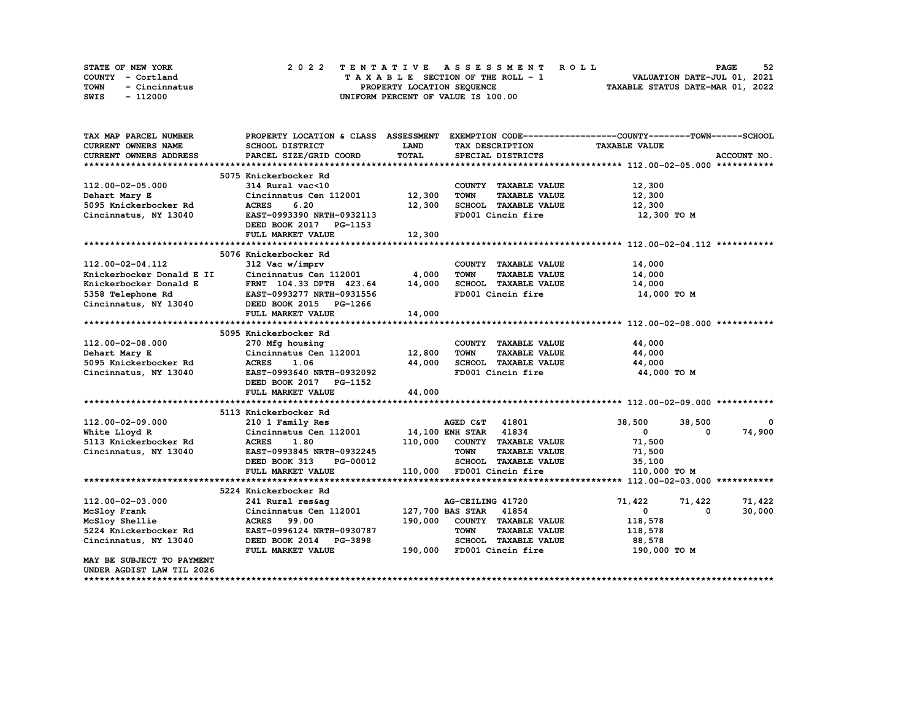STATE OF NEW YORK — 2 0 2 2 T E N T A T I V E A S S E S S M E N T R O L L

COUNTY - Cortland — T A X A B L E SECTION OF THE ROLL - 1 — VALUATION DATE-JUL 01, 2021

TOWN - Cincinnatus — PROPERTY LOCATION SEQUENCE — TAXABLE STATUS DATE-MAR 01, 2022

SWIS - 112000 — UNIFORM PERCENT OF VALUE IS 100.00

| TAX MAP PARCEL NUMBER / CURRENT OWNERS NAME / CURRENT OWNERS ADDRESS | PROPERTY LOCATION & CLASS / SCHOOL DISTRICT / PARCEL SIZE/GRID COORD | ASSESSMENT LAND / TOTAL | EXEMPTION CODE / TAX DESCRIPTION / SPECIAL DISTRICTS | COUNTY TAXABLE VALUE | TOWN | SCHOOL / ACCOUNT NO. |
|---|---|---|---|---|---|---|
| **112.00-02-05.000** | 5075 Knickerbocker Rd | | | | | |
| 112.00-02-05.000 | 314 Rural vac<10 | | COUNTY TAXABLE VALUE | 12,300 | | |
| Dehart Mary E | Cincinnatus Cen 112001 | 12,300 | TOWN TAXABLE VALUE | 12,300 | | |
| 5095 Knickerbocker Rd | ACRES 6.20 | 12,300 | SCHOOL TAXABLE VALUE | 12,300 | | |
| Cincinnatus, NY 13040 | EAST-0993390 NRTH-0932113 | | FD001 Cincin fire | 12,300 TO M | | |
| | DEED BOOK 2017 PG-1153 | | | | | |
| | FULL MARKET VALUE | 12,300 | | | | |
| **112.00-02-04.112** | 5076 Knickerbocker Rd | | | | | |
| 112.00-02-04.112 | 312 Vac w/imprv | | COUNTY TAXABLE VALUE | 14,000 | | |
| Knickerbocker Donald E II | Cincinnatus Cen 112001 | 4,000 | TOWN TAXABLE VALUE | 14,000 | | |
| Knickerbocker Donald E | FRNT 104.33 DPTH 423.64 | 14,000 | SCHOOL TAXABLE VALUE | 14,000 | | |
| 5358 Telephone Rd | EAST-0993277 NRTH-0931556 | | FD001 Cincin fire | 14,000 TO M | | |
| Cincinnatus, NY 13040 | DEED BOOK 2015 PG-1266 | | | | | |
| | FULL MARKET VALUE | 14,000 | | | | |
| **112.00-02-08.000** | 5095 Knickerbocker Rd | | | | | |
| 112.00-02-08.000 | 270 Mfg housing | | COUNTY TAXABLE VALUE | 44,000 | | |
| Dehart Mary E | Cincinnatus Cen 112001 | 12,800 | TOWN TAXABLE VALUE | 44,000 | | |
| 5095 Knickerbocker Rd | ACRES 1.06 | 44,000 | SCHOOL TAXABLE VALUE | 44,000 | | |
| Cincinnatus, NY 13040 | EAST-0993640 NRTH-0932092 | | FD001 Cincin fire | 44,000 TO M | | |
| | DEED BOOK 2017 PG-1152 | | | | | |
| | FULL MARKET VALUE | 44,000 | | | | |
| **112.00-02-09.000** | 5113 Knickerbocker Rd | | | | | |
| 112.00-02-09.000 | 210 1 Family Res | | AGED C&T 41801 | 38,500 | 38,500 | 0 |
| White Lloyd R | Cincinnatus Cen 112001 | 14,100 | ENH STAR 41834 | 0 | 0 | 74,900 |
| 5113 Knickerbocker Rd | ACRES 1.80 | 110,000 | COUNTY TAXABLE VALUE | 71,500 | | |
| Cincinnatus, NY 13040 | EAST-0993845 NRTH-0932245 | | TOWN TAXABLE VALUE | 71,500 | | |
| | DEED BOOK 313 PG-00012 | | SCHOOL TAXABLE VALUE | 35,100 | | |
| | FULL MARKET VALUE | 110,000 | FD001 Cincin fire | 110,000 TO M | | |
| **112.00-02-03.000** | 5224 Knickerbocker Rd | | | | | |
| 112.00-02-03.000 | 241 Rural res&ag | | AG-CEILING 41720 | 71,422 | 71,422 | 71,422 |
| McSloy Frank | Cincinnatus Cen 112001 | 127,700 | BAS STAR 41854 | 0 | 0 | 30,000 |
| McSloy Shellie | ACRES 99.00 | 190,000 | COUNTY TAXABLE VALUE | 118,578 | | |
| 5224 Knickerbocker Rd | EAST-0996124 NRTH-0930787 | | TOWN TAXABLE VALUE | 118,578 | | |
| Cincinnatus, NY 13040 | DEED BOOK 2014 PG-3898 | | SCHOOL TAXABLE VALUE | 88,578 | | |
| | FULL MARKET VALUE | 190,000 | FD001 Cincin fire | 190,000 TO M | | |
| MAY BE SUBJECT TO PAYMENT UNDER AGDIST LAW TIL 2026 | | | | | | |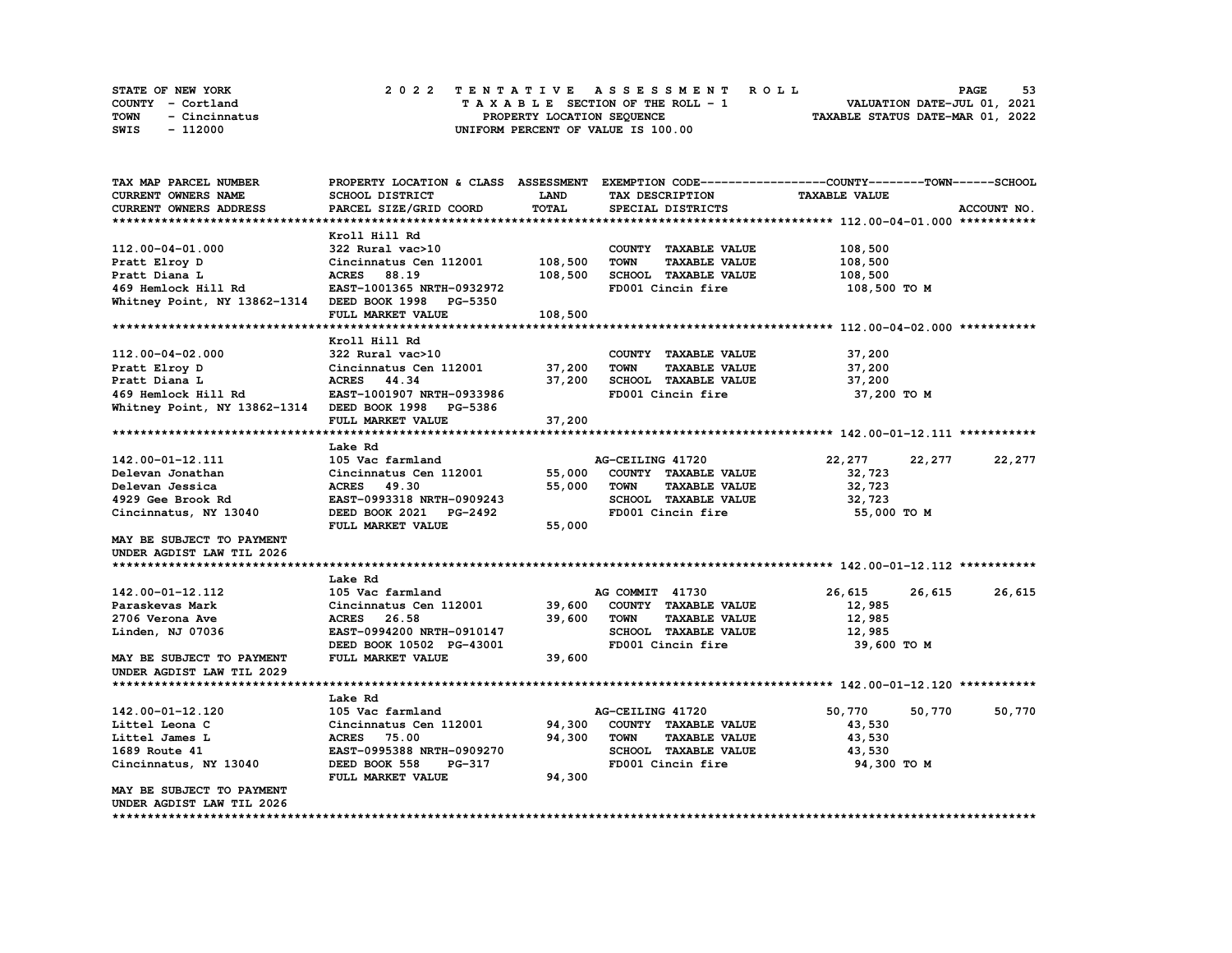STATE OF NEW YORK
COUNTY - Cortland
TOWN - Cincinnatus
SWIS - 112000

2022 TENTATIVE ASSESSMENT ROLL
TAXABLE SECTION OF THE ROLL - 1
PROPERTY LOCATION SEQUENCE
UNIFORM PERCENT OF VALUE IS 100.00

VALUATION DATE-JUL 01, 2021
TAXABLE STATUS DATE-MAR 01, 2022

| TAX MAP PARCEL NUMBER / CURRENT OWNERS NAME / CURRENT OWNERS ADDRESS | PROPERTY LOCATION & CLASS / SCHOOL DISTRICT / PARCEL SIZE/GRID COORD | ASSESSMENT LAND / TOTAL | EXEMPTION CODE / TAX DESCRIPTION / SPECIAL DISTRICTS | COUNTY TAXABLE VALUE | TOWN | SCHOOL |
|---|---|---|---|---|---|---|
| **112.00-04-01.000** | Kroll Hill Rd | | | | | |
| 112.00-04-01.000 | 322 Rural vac>10 | | COUNTY TAXABLE VALUE | 108,500 | | |
| Pratt Elroy D | Cincinnatus Cen 112001 | 108,500 | TOWN TAXABLE VALUE | 108,500 | | |
| Pratt Diana L | ACRES 88.19 | 108,500 | SCHOOL TAXABLE VALUE | 108,500 | | |
| 469 Hemlock Hill Rd | EAST-1001365 NRTH-0932972 | | FD001 Cincin fire | 108,500 TO M | | |
| Whitney Point, NY 13862-1314 | DEED BOOK 1998 PG-5350 | | | | | |
| | FULL MARKET VALUE | 108,500 | | | | |
| **112.00-04-02.000** | Kroll Hill Rd | | | | | |
| 112.00-04-02.000 | 322 Rural vac>10 | | COUNTY TAXABLE VALUE | 37,200 | | |
| Pratt Elroy D | Cincinnatus Cen 112001 | 37,200 | TOWN TAXABLE VALUE | 37,200 | | |
| Pratt Diana L | ACRES 44.34 | 37,200 | SCHOOL TAXABLE VALUE | 37,200 | | |
| 469 Hemlock Hill Rd | EAST-1001907 NRTH-0933986 | | FD001 Cincin fire | 37,200 TO M | | |
| Whitney Point, NY 13862-1314 | DEED BOOK 1998 PG-5386 | | | | | |
| | FULL MARKET VALUE | 37,200 | | | | |
| **142.00-01-12.111** | Lake Rd | | | | | |
| 142.00-01-12.111 | 105 Vac farmland | | AG-CEILING 41720 | 22,277 | 22,277 | 22,277 |
| Delevan Jonathan | Cincinnatus Cen 112001 | 55,000 | COUNTY TAXABLE VALUE | 32,723 | | |
| Delevan Jessica | ACRES 49.30 | 55,000 | TOWN TAXABLE VALUE | 32,723 | | |
| 4929 Gee Brook Rd | EAST-0993318 NRTH-0909243 | | SCHOOL TAXABLE VALUE | 32,723 | | |
| Cincinnatus, NY 13040 | DEED BOOK 2021 PG-2492 | | FD001 Cincin fire | 55,000 TO M | | |
| | FULL MARKET VALUE | 55,000 | | | | |
| MAY BE SUBJECT TO PAYMENT UNDER AGDIST LAW TIL 2026 | | | | | | |
| **142.00-01-12.112** | Lake Rd | | | | | |
| 142.00-01-12.112 | 105 Vac farmland | | AG COMMIT 41730 | 26,615 | 26,615 | 26,615 |
| Paraskevas Mark | Cincinnatus Cen 112001 | 39,600 | COUNTY TAXABLE VALUE | 12,985 | | |
| 2706 Verona Ave | ACRES 26.58 | 39,600 | TOWN TAXABLE VALUE | 12,985 | | |
| Linden, NJ 07036 | EAST-0994200 NRTH-0910147 | | SCHOOL TAXABLE VALUE | 12,985 | | |
| | DEED BOOK 10502 PG-43001 | | FD001 Cincin fire | 39,600 TO M | | |
| MAY BE SUBJECT TO PAYMENT UNDER AGDIST LAW TIL 2029 | FULL MARKET VALUE | 39,600 | | | | |
| **142.00-01-12.120** | Lake Rd | | | | | |
| 142.00-01-12.120 | 105 Vac farmland | | AG-CEILING 41720 | 50,770 | 50,770 | 50,770 |
| Littel Leona C | Cincinnatus Cen 112001 | 94,300 | COUNTY TAXABLE VALUE | 43,530 | | |
| Littel James L | ACRES 75.00 | 94,300 | TOWN TAXABLE VALUE | 43,530 | | |
| 1689 Route 41 | EAST-0995388 NRTH-0909270 | | SCHOOL TAXABLE VALUE | 43,530 | | |
| Cincinnatus, NY 13040 | DEED BOOK 558 PG-317 | | FD001 Cincin fire | 94,300 TO M | | |
| | FULL MARKET VALUE | 94,300 | | | | |
| MAY BE SUBJECT TO PAYMENT UNDER AGDIST LAW TIL 2026 | | | | | | |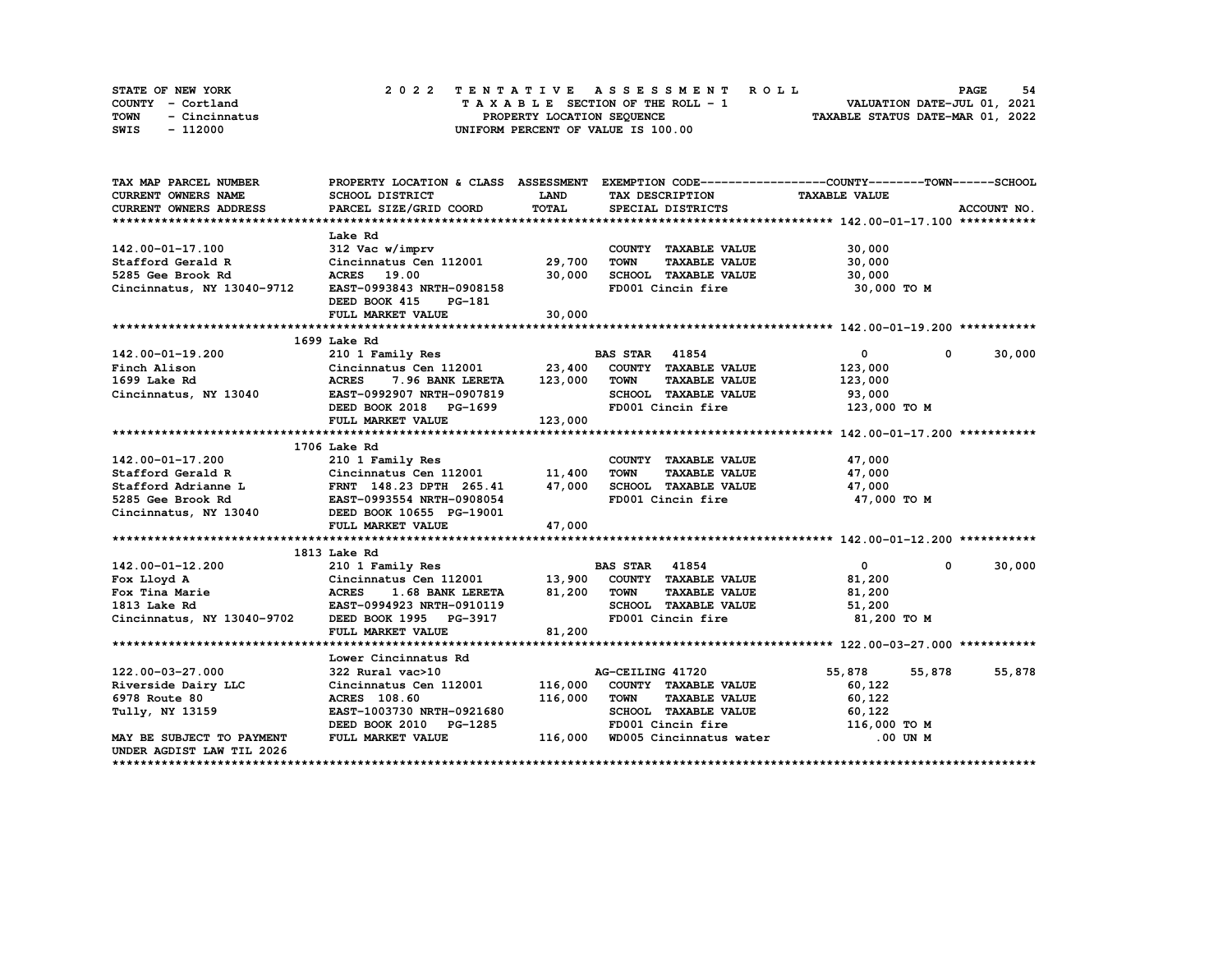STATE OF NEW YORK — COUNTY - Cortland — TOWN - Cincinnatus — SWIS - 112000

# 2022 TENTATIVE ASSESSMENT ROLL

TAXABLE SECTION OF THE ROLL - 1
PROPERTY LOCATION SEQUENCE
UNIFORM PERCENT OF VALUE IS 100.00

VALUATION DATE-JUL 01, 2021
TAXABLE STATUS DATE-MAR 01, 2022

| TAX MAP PARCEL NUMBER / CURRENT OWNERS NAME / CURRENT OWNERS ADDRESS | PROPERTY LOCATION & CLASS / SCHOOL DISTRICT / PARCEL SIZE/GRID COORD | ASSESSMENT LAND | TOTAL | EXEMPTION CODE / TAX DESCRIPTION / SPECIAL DISTRICTS | COUNTY TAXABLE VALUE | TOWN | SCHOOL |
|---|---|---|---|---|---|---|---|
| **142.00-01-17.100** | Lake Rd | | | | | | |
| 142.00-01-17.100 | 312 Vac w/imprv | | | COUNTY TAXABLE VALUE | 30,000 | | |
| Stafford Gerald R | Cincinnatus Cen 112001 | 29,700 | | TOWN TAXABLE VALUE | 30,000 | | |
| 5285 Gee Brook Rd | ACRES 19.00 | | 30,000 | SCHOOL TAXABLE VALUE | 30,000 | | |
| Cincinnatus, NY 13040-9712 | EAST-0993843 NRTH-0908158 | | | FD001 Cincin fire | 30,000 TO M | | |
| | DEED BOOK 415 PG-181 | | | | | | |
| | FULL MARKET VALUE | | 30,000 | | | | |
| **142.00-01-19.200** | 1699 Lake Rd | | | | | | |
| 142.00-01-19.200 | 210 1 Family Res | | | BAS STAR 41854 | 0 | 0 | 30,000 |
| Finch Alison | Cincinnatus Cen 112001 | 23,400 | | COUNTY TAXABLE VALUE | 123,000 | | |
| 1699 Lake Rd | ACRES 7.96 BANK LERETA | | 123,000 | TOWN TAXABLE VALUE | 123,000 | | |
| Cincinnatus, NY 13040 | EAST-0992907 NRTH-0907819 | | | SCHOOL TAXABLE VALUE | 93,000 | | |
| | DEED BOOK 2018 PG-1699 | | | FD001 Cincin fire | 123,000 TO M | | |
| | FULL MARKET VALUE | | 123,000 | | | | |
| **142.00-01-17.200** | 1706 Lake Rd | | | | | | |
| 142.00-01-17.200 | 210 1 Family Res | | | COUNTY TAXABLE VALUE | 47,000 | | |
| Stafford Gerald R | Cincinnatus Cen 112001 | 11,400 | | TOWN TAXABLE VALUE | 47,000 | | |
| Stafford Adrianne L | FRNT 148.23 DPTH 265.41 | | 47,000 | SCHOOL TAXABLE VALUE | 47,000 | | |
| 5285 Gee Brook Rd | EAST-0993554 NRTH-0908054 | | | FD001 Cincin fire | 47,000 TO M | | |
| Cincinnatus, NY 13040 | DEED BOOK 10655 PG-19001 | | | | | | |
| | FULL MARKET VALUE | | 47,000 | | | | |
| **142.00-01-12.200** | 1813 Lake Rd | | | | | | |
| 142.00-01-12.200 | 210 1 Family Res | | | BAS STAR 41854 | 0 | 0 | 30,000 |
| Fox Lloyd A | Cincinnatus Cen 112001 | 13,900 | | COUNTY TAXABLE VALUE | 81,200 | | |
| Fox Tina Marie | ACRES 1.68 BANK LERETA | | 81,200 | TOWN TAXABLE VALUE | 81,200 | | |
| 1813 Lake Rd | EAST-0994923 NRTH-0910119 | | | SCHOOL TAXABLE VALUE | 51,200 | | |
| Cincinnatus, NY 13040-9702 | DEED BOOK 1995 PG-3917 | | | FD001 Cincin fire | 81,200 TO M | | |
| | FULL MARKET VALUE | | 81,200 | | | | |
| **122.00-03-27.000** | Lower Cincinnatus Rd | | | | | | |
| 122.00-03-27.000 | 322 Rural vac>10 | | | AG-CEILING 41720 | 55,878 | 55,878 | 55,878 |
| Riverside Dairy LLC | Cincinnatus Cen 112001 | 116,000 | | COUNTY TAXABLE VALUE | 60,122 | | |
| 6978 Route 80 | ACRES 108.60 | | 116,000 | TOWN TAXABLE VALUE | 60,122 | | |
| Tully, NY 13159 | EAST-1003730 NRTH-0921680 | | | SCHOOL TAXABLE VALUE | 60,122 | | |
| | DEED BOOK 2010 PG-1285 | | | FD001 Cincin fire | 116,000 TO M | | |
| MAY BE SUBJECT TO PAYMENT | FULL MARKET VALUE | | 116,000 | WD005 Cincinnatus water | .00 UN M | | |
| UNDER AGDIST LAW TIL 2026 | | | | | | | |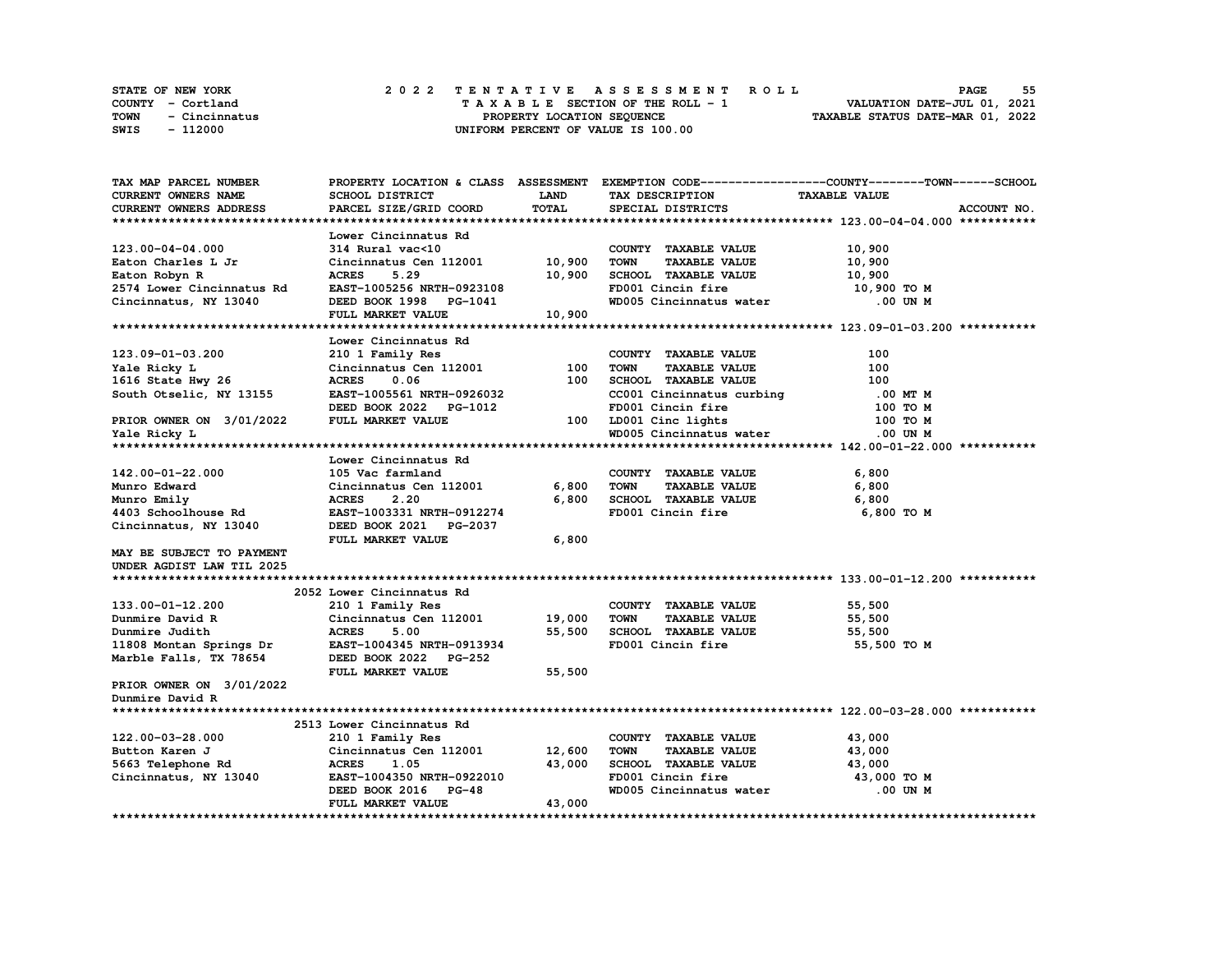STATE OF NEW YORK
COUNTY - Cortland
TOWN - Cincinnatus
SWIS - 112000

# 2022 TENTATIVE ASSESSMENT ROLL

TAXABLE SECTION OF THE ROLL - 1
PROPERTY LOCATION SEQUENCE
UNIFORM PERCENT OF VALUE IS 100.00

VALUATION DATE-JUL 01, 2021
TAXABLE STATUS DATE-MAR 01, 2022

| TAX MAP PARCEL NUMBER / CURRENT OWNERS NAME / CURRENT OWNERS ADDRESS | PROPERTY LOCATION & CLASS / SCHOOL DISTRICT / PARCEL SIZE/GRID COORD | ASSESSMENT LAND / TOTAL | EXEMPTION CODE / TAX DESCRIPTION / SPECIAL DISTRICTS | TAXABLE VALUE (COUNTY--TOWN--SCHOOL) | ACCOUNT NO. |
|---|---|---|---|---|---|
| **123.00-04-04.000** | Lower Cincinnatus Rd | | | | |
| 123.00-04-04.000 | 314 Rural vac<10 | | COUNTY TAXABLE VALUE | 10,900 | |
| Eaton Charles L Jr | Cincinnatus Cen 112001 | 10,900 | TOWN TAXABLE VALUE | 10,900 | |
| Eaton Robyn R | ACRES 5.29 | 10,900 | SCHOOL TAXABLE VALUE | 10,900 | |
| 2574 Lower Cincinnatus Rd | EAST-1005256 NRTH-0923108 | | FD001 Cincin fire | 10,900 TO M | |
| Cincinnatus, NY 13040 | DEED BOOK 1998 PG-1041 | | WD005 Cincinnatus water | .00 UN M | |
| | FULL MARKET VALUE | 10,900 | | | |
| **123.09-01-03.200** | Lower Cincinnatus Rd | | | | |
| 123.09-01-03.200 | 210 1 Family Res | | COUNTY TAXABLE VALUE | 100 | |
| Yale Ricky L | Cincinnatus Cen 112001 | 100 | TOWN TAXABLE VALUE | 100 | |
| 1616 State Hwy 26 | ACRES 0.06 | 100 | SCHOOL TAXABLE VALUE | 100 | |
| South Otselic, NY 13155 | EAST-1005561 NRTH-0926032 | | CC001 Cincinnatus curbing | .00 MT M | |
| | DEED BOOK 2022 PG-1012 | | FD001 Cincin fire | 100 TO M | |
| PRIOR OWNER ON 3/01/2022 | FULL MARKET VALUE | 100 | LD001 Cinc lights | 100 TO M | |
| Yale Ricky L | | | WD005 Cincinnatus water | .00 UN M | |
| **142.00-01-22.000** | Lower Cincinnatus Rd | | | | |
| 142.00-01-22.000 | 105 Vac farmland | | COUNTY TAXABLE VALUE | 6,800 | |
| Munro Edward | Cincinnatus Cen 112001 | 6,800 | TOWN TAXABLE VALUE | 6,800 | |
| Munro Emily | ACRES 2.20 | 6,800 | SCHOOL TAXABLE VALUE | 6,800 | |
| 4403 Schoolhouse Rd | EAST-1003331 NRTH-0912274 | | FD001 Cincin fire | 6,800 TO M | |
| Cincinnatus, NY 13040 | DEED BOOK 2021 PG-2037 | | | | |
| | FULL MARKET VALUE | 6,800 | | | |
| MAY BE SUBJECT TO PAYMENT UNDER AGDIST LAW TIL 2025 | | | | | |
| **133.00-01-12.200** | 2052 Lower Cincinnatus Rd | | | | |
| 133.00-01-12.200 | 210 1 Family Res | | COUNTY TAXABLE VALUE | 55,500 | |
| Dunmire David R | Cincinnatus Cen 112001 | 19,000 | TOWN TAXABLE VALUE | 55,500 | |
| Dunmire Judith | ACRES 5.00 | 55,500 | SCHOOL TAXABLE VALUE | 55,500 | |
| 11808 Montan Springs Dr | EAST-1004345 NRTH-0913934 | | FD001 Cincin fire | 55,500 TO M | |
| Marble Falls, TX 78654 | DEED BOOK 2022 PG-252 | | | | |
| | FULL MARKET VALUE | 55,500 | | | |
| PRIOR OWNER ON 3/01/2022 | | | | | |
| Dunmire David R | | | | | |
| **122.00-03-28.000** | 2513 Lower Cincinnatus Rd | | | | |
| 122.00-03-28.000 | 210 1 Family Res | | COUNTY TAXABLE VALUE | 43,000 | |
| Button Karen J | Cincinnatus Cen 112001 | 12,600 | TOWN TAXABLE VALUE | 43,000 | |
| 5663 Telephone Rd | ACRES 1.05 | 43,000 | SCHOOL TAXABLE VALUE | 43,000 | |
| Cincinnatus, NY 13040 | EAST-1004350 NRTH-0922010 | | FD001 Cincin fire | 43,000 TO M | |
| | DEED BOOK 2016 PG-48 | | WD005 Cincinnatus water | .00 UN M | |
| | FULL MARKET VALUE | 43,000 | | | |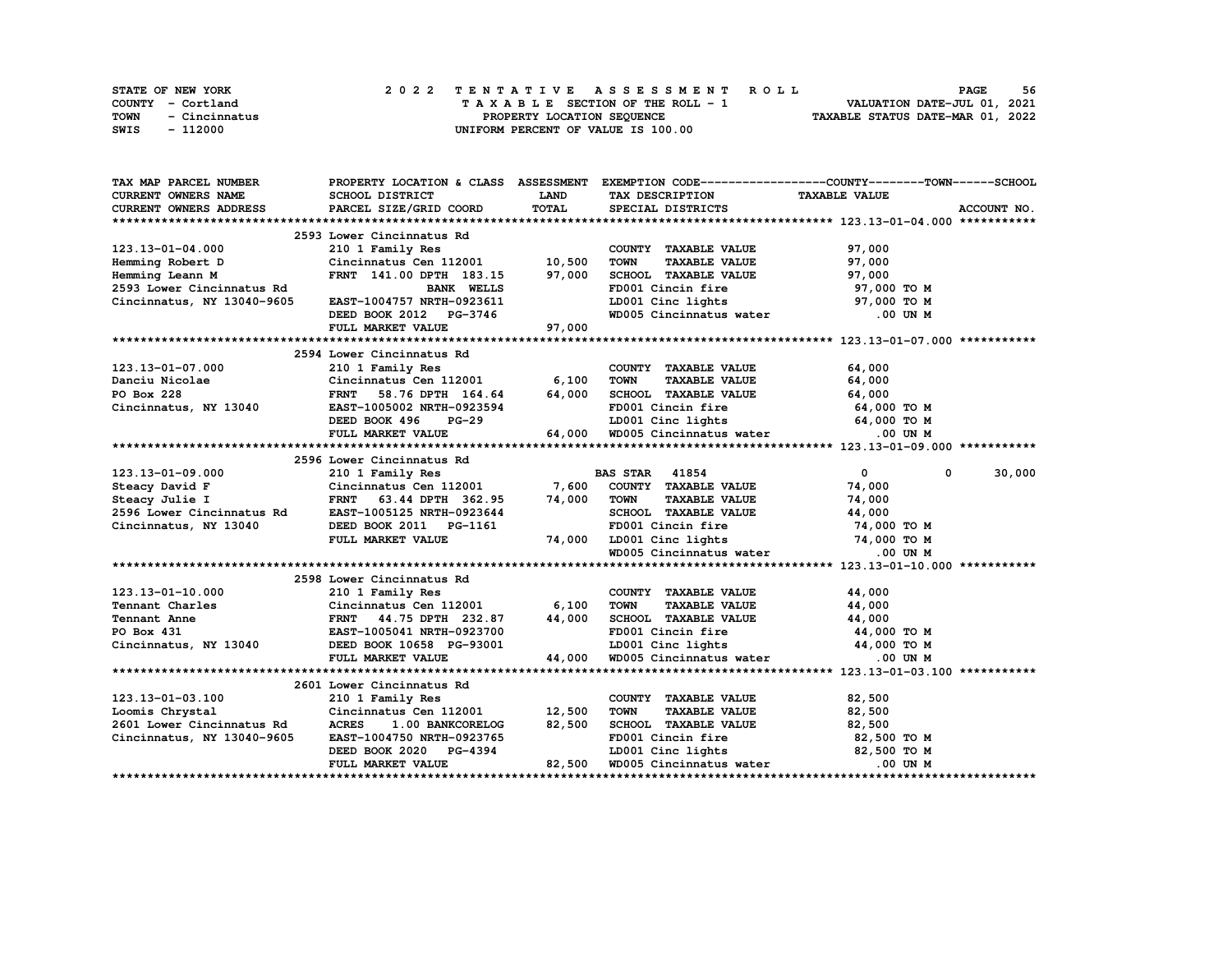STATE OF NEW YORK
COUNTY - Cortland
TOWN - Cincinnatus
SWIS - 112000

# 2022 TENTATIVE ASSESSMENT ROLL

TAXABLE SECTION OF THE ROLL - 1
PROPERTY LOCATION SEQUENCE
UNIFORM PERCENT OF VALUE IS 100.00

VALUATION DATE-JUL 01, 2021
TAXABLE STATUS DATE-MAR 01, 2022

| TAX MAP PARCEL NUMBER / CURRENT OWNERS NAME / CURRENT OWNERS ADDRESS | PROPERTY LOCATION & CLASS / SCHOOL DISTRICT / PARCEL SIZE/GRID COORD | ASSESSMENT LAND | TOTAL | EXEMPTION CODE / TAX DESCRIPTION / SPECIAL DISTRICTS | COUNTY | TOWN | SCHOOL / TAXABLE VALUE | ACCOUNT NO. |
|---|---|---|---|---|---|---|---|---|
| 123.13-01-04.000 | 2593 Lower Cincinnatus Rd | | | | | | | |
| 123.13-01-04.000 | 210 1 Family Res | | | COUNTY TAXABLE VALUE | 97,000 | | | |
| Hemming Robert D | Cincinnatus Cen 112001 | 10,500 | | TOWN TAXABLE VALUE | 97,000 | | | |
| Hemming Leann M | FRNT 141.00 DPTH 183.15 | | 97,000 | SCHOOL TAXABLE VALUE | 97,000 | | | |
| 2593 Lower Cincinnatus Rd | BANK WELLS | | | FD001 Cincin fire | 97,000 TO M | | | |
| Cincinnatus, NY 13040-9605 | EAST-1004757 NRTH-0923611 | | | LD001 Cinc lights | 97,000 TO M | | | |
| | DEED BOOK 2012 PG-3746 | | | WD005 Cincinnatus water | .00 UN M | | | |
| | FULL MARKET VALUE | | 97,000 | | | | | |
| 123.13-01-07.000 | 2594 Lower Cincinnatus Rd | | | | | | | |
| 123.13-01-07.000 | 210 1 Family Res | | | COUNTY TAXABLE VALUE | 64,000 | | | |
| Danciu Nicolae | Cincinnatus Cen 112001 | 6,100 | | TOWN TAXABLE VALUE | 64,000 | | | |
| PO Box 228 | FRNT 58.76 DPTH 164.64 | | 64,000 | SCHOOL TAXABLE VALUE | 64,000 | | | |
| Cincinnatus, NY 13040 | EAST-1005002 NRTH-0923594 | | | FD001 Cincin fire | 64,000 TO M | | | |
| | DEED BOOK 496 PG-29 | | | LD001 Cinc lights | 64,000 TO M | | | |
| | FULL MARKET VALUE | | 64,000 | WD005 Cincinnatus water | .00 UN M | | | |
| 123.13-01-09.000 | 2596 Lower Cincinnatus Rd | | | | | | | |
| 123.13-01-09.000 | 210 1 Family Res | | | BAS STAR 41854 | 0 | 0 | 30,000 | |
| Steacy David F | Cincinnatus Cen 112001 | 7,600 | | COUNTY TAXABLE VALUE | 74,000 | | | |
| Steacy Julie I | FRNT 63.44 DPTH 362.95 | | 74,000 | TOWN TAXABLE VALUE | 74,000 | | | |
| 2596 Lower Cincinnatus Rd | EAST-1005125 NRTH-0923644 | | | SCHOOL TAXABLE VALUE | 44,000 | | | |
| Cincinnatus, NY 13040 | DEED BOOK 2011 PG-1161 | | | FD001 Cincin fire | 74,000 TO M | | | |
| | FULL MARKET VALUE | | 74,000 | LD001 Cinc lights | 74,000 TO M | | | |
| | | | | WD005 Cincinnatus water | .00 UN M | | | |
| 123.13-01-10.000 | 2598 Lower Cincinnatus Rd | | | | | | | |
| 123.13-01-10.000 | 210 1 Family Res | | | COUNTY TAXABLE VALUE | 44,000 | | | |
| Tennant Charles | Cincinnatus Cen 112001 | 6,100 | | TOWN TAXABLE VALUE | 44,000 | | | |
| Tennant Anne | FRNT 44.75 DPTH 232.87 | | 44,000 | SCHOOL TAXABLE VALUE | 44,000 | | | |
| PO Box 431 | EAST-1005041 NRTH-0923700 | | | FD001 Cincin fire | 44,000 TO M | | | |
| Cincinnatus, NY 13040 | DEED BOOK 10658 PG-93001 | | | LD001 Cinc lights | 44,000 TO M | | | |
| | FULL MARKET VALUE | | 44,000 | WD005 Cincinnatus water | .00 UN M | | | |
| 123.13-01-03.100 | 2601 Lower Cincinnatus Rd | | | | | | | |
| 123.13-01-03.100 | 210 1 Family Res | | | COUNTY TAXABLE VALUE | 82,500 | | | |
| Loomis Chrystal | Cincinnatus Cen 112001 | 12,500 | | TOWN TAXABLE VALUE | 82,500 | | | |
| 2601 Lower Cincinnatus Rd | ACRES 1.00 BANKCORELOG | | 82,500 | SCHOOL TAXABLE VALUE | 82,500 | | | |
| Cincinnatus, NY 13040-9605 | EAST-1004750 NRTH-0923765 | | | FD001 Cincin fire | 82,500 TO M | | | |
| | DEED BOOK 2020 PG-4394 | | | LD001 Cinc lights | 82,500 TO M | | | |
| | FULL MARKET VALUE | | 82,500 | WD005 Cincinnatus water | .00 UN M | | | |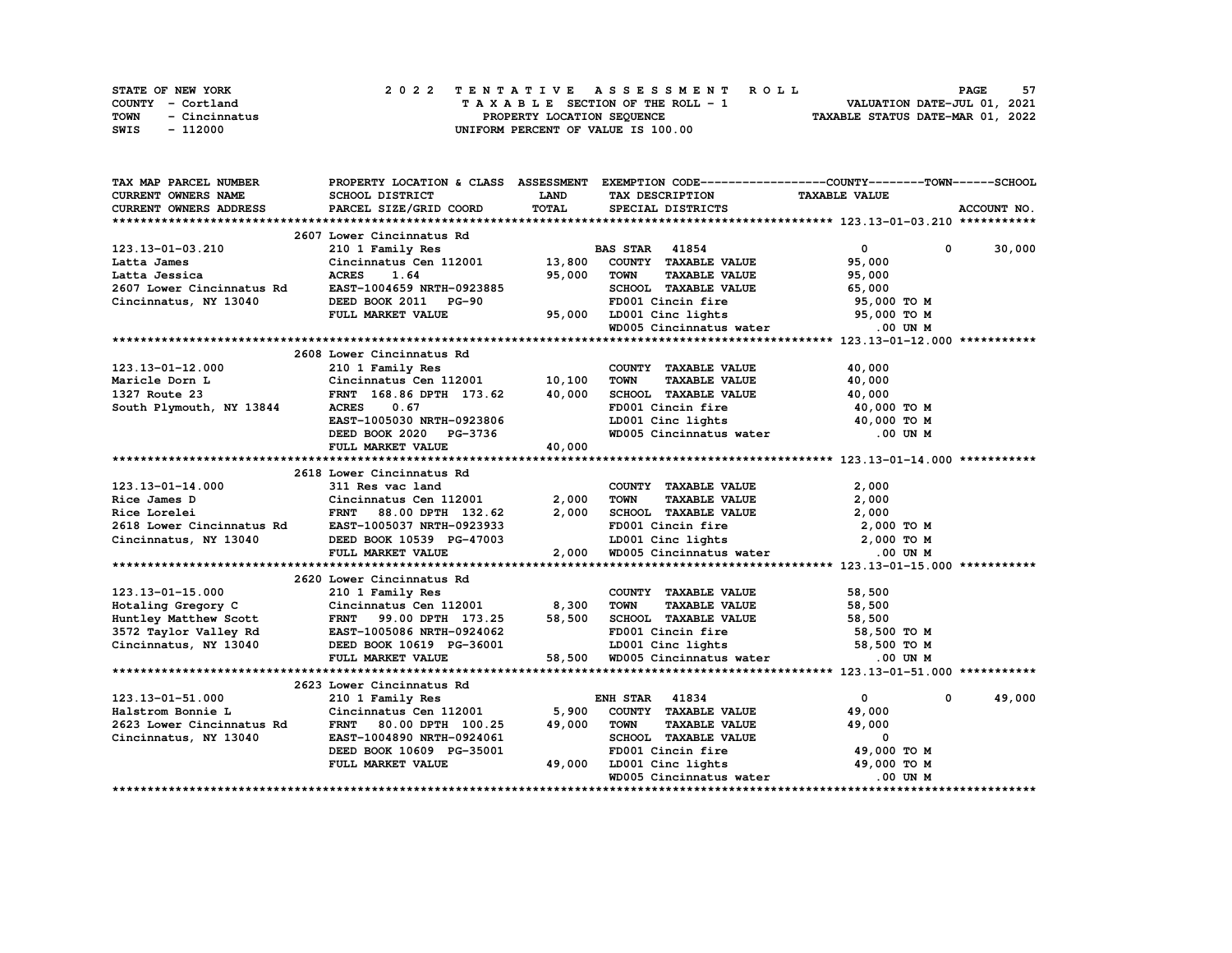STATE OF NEW YORK — 2022 TENTATIVE ASSESSMENT ROLL
COUNTY - Cortland — TAXABLE SECTION OF THE ROLL - 1 — VALUATION DATE-JUL 01, 2021
TOWN - Cincinnatus — PROPERTY LOCATION SEQUENCE — TAXABLE STATUS DATE-MAR 01, 2022
SWIS - 112000 — UNIFORM PERCENT OF VALUE IS 100.00

| TAX MAP PARCEL NUMBER / CURRENT OWNERS NAME / CURRENT OWNERS ADDRESS | PROPERTY LOCATION & CLASS / SCHOOL DISTRICT / PARCEL SIZE/GRID COORD | ASSESSMENT LAND | TOTAL | EXEMPTION CODE / TAX DESCRIPTION / SPECIAL DISTRICTS | COUNTY TAXABLE VALUE | TOWN | SCHOOL | ACCOUNT NO. |
|---|---|---|---|---|---|---|---|---|
| **123.13-01-03.210** | 2607 Lower Cincinnatus Rd | | | | | | | |
| 123.13-01-03.210 | 210 1 Family Res | | | BAS STAR 41854 | 0 | 0 | 30,000 | |
| Latta James | Cincinnatus Cen 112001 | 13,800 | | COUNTY TAXABLE VALUE | 95,000 | | | |
| Latta Jessica | ACRES 1.64 | | 95,000 | TOWN TAXABLE VALUE | 95,000 | | | |
| 2607 Lower Cincinnatus Rd | EAST-1004659 NRTH-0923885 | | | SCHOOL TAXABLE VALUE | 65,000 | | | |
| Cincinnatus, NY 13040 | DEED BOOK 2011 PG-90 | | | FD001 Cincin fire | 95,000 TO M | | | |
| | FULL MARKET VALUE | | 95,000 | LD001 Cinc lights | 95,000 TO M | | | |
| | | | | WD005 Cincinnatus water | .00 UN M | | | |
| **123.13-01-12.000** | 2608 Lower Cincinnatus Rd | | | | | | | |
| 123.13-01-12.000 | 210 1 Family Res | | | COUNTY TAXABLE VALUE | 40,000 | | | |
| Maricle Dorn L | Cincinnatus Cen 112001 | 10,100 | | TOWN TAXABLE VALUE | 40,000 | | | |
| 1327 Route 23 | FRNT 168.86 DPTH 173.62 | | 40,000 | SCHOOL TAXABLE VALUE | 40,000 | | | |
| South Plymouth, NY 13844 | ACRES 0.67 | | | FD001 Cincin fire | 40,000 TO M | | | |
| | EAST-1005030 NRTH-0923806 | | | LD001 Cinc lights | 40,000 TO M | | | |
| | DEED BOOK 2020 PG-3736 | | | WD005 Cincinnatus water | .00 UN M | | | |
| | FULL MARKET VALUE | | 40,000 | | | | | |
| **123.13-01-14.000** | 2618 Lower Cincinnatus Rd | | | | | | | |
| 123.13-01-14.000 | 311 Res vac land | | | COUNTY TAXABLE VALUE | 2,000 | | | |
| Rice James D | Cincinnatus Cen 112001 | 2,000 | | TOWN TAXABLE VALUE | 2,000 | | | |
| Rice Lorelei | FRNT 88.00 DPTH 132.62 | | 2,000 | SCHOOL TAXABLE VALUE | 2,000 | | | |
| 2618 Lower Cincinnatus Rd | EAST-1005037 NRTH-0923933 | | | FD001 Cincin fire | 2,000 TO M | | | |
| Cincinnatus, NY 13040 | DEED BOOK 10539 PG-47003 | | | LD001 Cinc lights | 2,000 TO M | | | |
| | FULL MARKET VALUE | | 2,000 | WD005 Cincinnatus water | .00 UN M | | | |
| **123.13-01-15.000** | 2620 Lower Cincinnatus Rd | | | | | | | |
| 123.13-01-15.000 | 210 1 Family Res | | | COUNTY TAXABLE VALUE | 58,500 | | | |
| Hotaling Gregory C | Cincinnatus Cen 112001 | 8,300 | | TOWN TAXABLE VALUE | 58,500 | | | |
| Huntley Matthew Scott | FRNT 99.00 DPTH 173.25 | | 58,500 | SCHOOL TAXABLE VALUE | 58,500 | | | |
| 3572 Taylor Valley Rd | EAST-1005086 NRTH-0924062 | | | FD001 Cincin fire | 58,500 TO M | | | |
| Cincinnatus, NY 13040 | DEED BOOK 10619 PG-36001 | | | LD001 Cinc lights | 58,500 TO M | | | |
| | FULL MARKET VALUE | | 58,500 | WD005 Cincinnatus water | .00 UN M | | | |
| **123.13-01-51.000** | 2623 Lower Cincinnatus Rd | | | | | | | |
| 123.13-01-51.000 | 210 1 Family Res | | | ENH STAR 41834 | 0 | 0 | 49,000 | |
| Halstrom Bonnie L | Cincinnatus Cen 112001 | 5,900 | | COUNTY TAXABLE VALUE | 49,000 | | | |
| 2623 Lower Cincinnatus Rd | FRNT 80.00 DPTH 100.25 | | 49,000 | TOWN TAXABLE VALUE | 49,000 | | | |
| Cincinnatus, NY 13040 | EAST-1004890 NRTH-0924061 | | | SCHOOL TAXABLE VALUE | 0 | | | |
| | DEED BOOK 10609 PG-35001 | | | FD001 Cincin fire | 49,000 TO M | | | |
| | FULL MARKET VALUE | | 49,000 | LD001 Cinc lights | 49,000 TO M | | | |
| | | | | WD005 Cincinnatus water | .00 UN M | | | |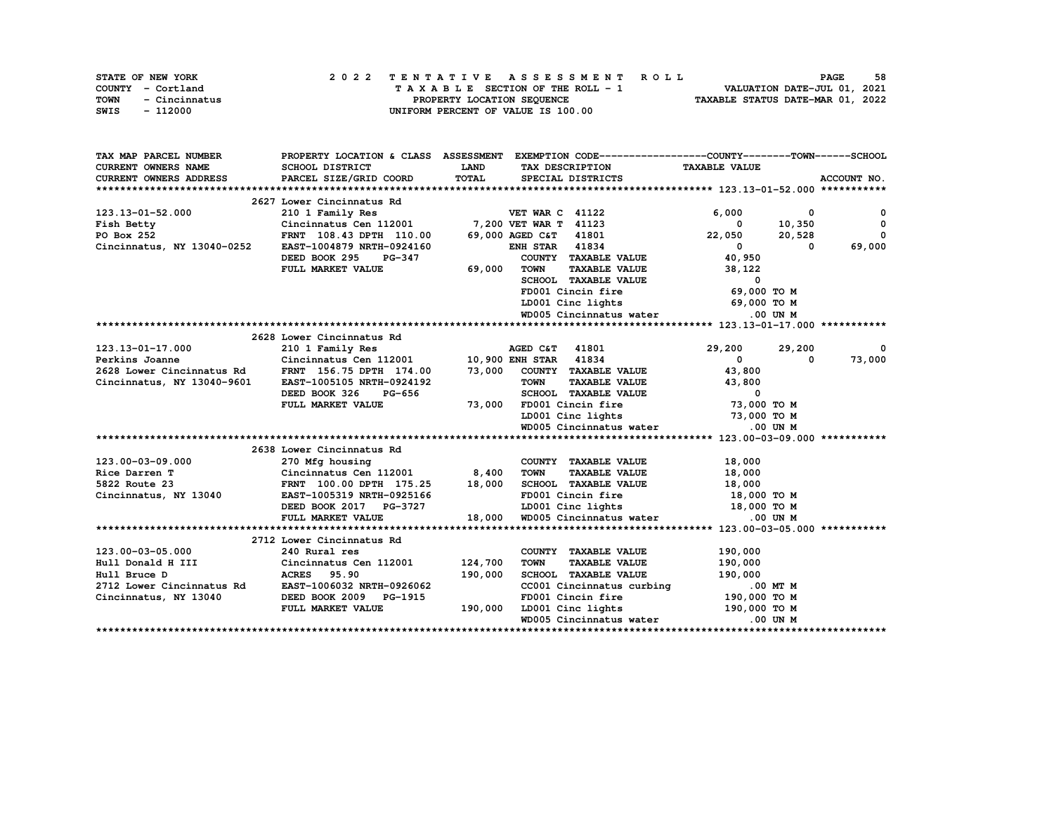STATE OF NEW YORK
COUNTY - Cortland
TOWN - Cincinnatus
SWIS - 112000

# 2022 TENTATIVE ASSESSMENT ROLL

TAXABLE SECTION OF THE ROLL - 1
PROPERTY LOCATION SEQUENCE
UNIFORM PERCENT OF VALUE IS 100.00

VALUATION DATE-JUL 01, 2021
TAXABLE STATUS DATE-MAR 01, 2022

| TAX MAP PARCEL NUMBER / CURRENT OWNERS NAME / CURRENT OWNERS ADDRESS | PROPERTY LOCATION & CLASS / SCHOOL DISTRICT / PARCEL SIZE/GRID COORD | ASSESSMENT LAND | TOTAL | EXEMPTION CODE / TAX DESCRIPTION / SPECIAL DISTRICTS | COUNTY TAXABLE VALUE | TOWN | SCHOOL | ACCOUNT NO. |
|---|---|---|---|---|---|---|---|---|
| **123.13-01-52.000** | 2627 Lower Cincinnatus Rd | | | | | | | |
| 123.13-01-52.000 | 210 1 Family Res | | | VET WAR C 41122 | 6,000 | 0 | 0 | |
| Fish Betty | Cincinnatus Cen 112001 | 7,200 | | VET WAR T 41123 | 0 | 10,350 | 0 | |
| PO Box 252 | FRNT 108.43 DPTH 110.00 | | 69,000 | AGED C&T 41801 | 22,050 | 20,528 | 0 | |
| Cincinnatus, NY 13040-0252 | EAST-1004879 NRTH-0924160 | | | ENH STAR 41834 | 0 | 0 | 69,000 | |
| | DEED BOOK 295 PG-347 | | | COUNTY TAXABLE VALUE | 40,950 | | | |
| | FULL MARKET VALUE | | 69,000 | TOWN TAXABLE VALUE | 38,122 | | | |
| | | | | SCHOOL TAXABLE VALUE | 0 | | | |
| | | | | FD001 Cincin fire | 69,000 TO M | | | |
| | | | | LD001 Cinc lights | 69,000 TO M | | | |
| | | | | WD005 Cincinnatus water | .00 UN M | | | |
| **123.13-01-17.000** | 2628 Lower Cincinnatus Rd | | | | | | | |
| 123.13-01-17.000 | 210 1 Family Res | | | AGED C&T 41801 | 29,200 | 29,200 | 0 | |
| Perkins Joanne | Cincinnatus Cen 112001 | 10,900 | | ENH STAR 41834 | 0 | 0 | 73,000 | |
| 2628 Lower Cincinnatus Rd | FRNT 156.75 DPTH 174.00 | | 73,000 | COUNTY TAXABLE VALUE | 43,800 | | | |
| Cincinnatus, NY 13040-9601 | EAST-1005105 NRTH-0924192 | | | TOWN TAXABLE VALUE | 43,800 | | | |
| | DEED BOOK 326 PG-656 | | | SCHOOL TAXABLE VALUE | 0 | | | |
| | FULL MARKET VALUE | | 73,000 | FD001 Cincin fire | 73,000 TO M | | | |
| | | | | LD001 Cinc lights | 73,000 TO M | | | |
| | | | | WD005 Cincinnatus water | .00 UN M | | | |
| **123.00-03-09.000** | 2638 Lower Cincinnatus Rd | | | | | | | |
| 123.00-03-09.000 | 270 Mfg housing | | | COUNTY TAXABLE VALUE | 18,000 | | | |
| Rice Darren T | Cincinnatus Cen 112001 | 8,400 | | TOWN TAXABLE VALUE | 18,000 | | | |
| 5822 Route 23 | FRNT 100.00 DPTH 175.25 | | 18,000 | SCHOOL TAXABLE VALUE | 18,000 | | | |
| Cincinnatus, NY 13040 | EAST-1005319 NRTH-0925166 | | | FD001 Cincin fire | 18,000 TO M | | | |
| | DEED BOOK 2017 PG-3727 | | | LD001 Cinc lights | 18,000 TO M | | | |
| | FULL MARKET VALUE | | 18,000 | WD005 Cincinnatus water | .00 UN M | | | |
| **123.00-03-05.000** | 2712 Lower Cincinnatus Rd | | | | | | | |
| 123.00-03-05.000 | 240 Rural res | | | COUNTY TAXABLE VALUE | 190,000 | | | |
| Hull Donald H III | Cincinnatus Cen 112001 | 124,700 | | TOWN TAXABLE VALUE | 190,000 | | | |
| Hull Bruce D | ACRES 95.90 | | 190,000 | SCHOOL TAXABLE VALUE | 190,000 | | | |
| 2712 Lower Cincinnatus Rd | EAST-1006032 NRTH-0926062 | | | CC001 Cincinnatus curbing | .00 MT M | | | |
| Cincinnatus, NY 13040 | DEED BOOK 2009 PG-1915 | | | FD001 Cincin fire | 190,000 TO M | | | |
| | FULL MARKET VALUE | | 190,000 | LD001 Cinc lights | 190,000 TO M | | | |
| | | | | WD005 Cincinnatus water | .00 UN M | | | |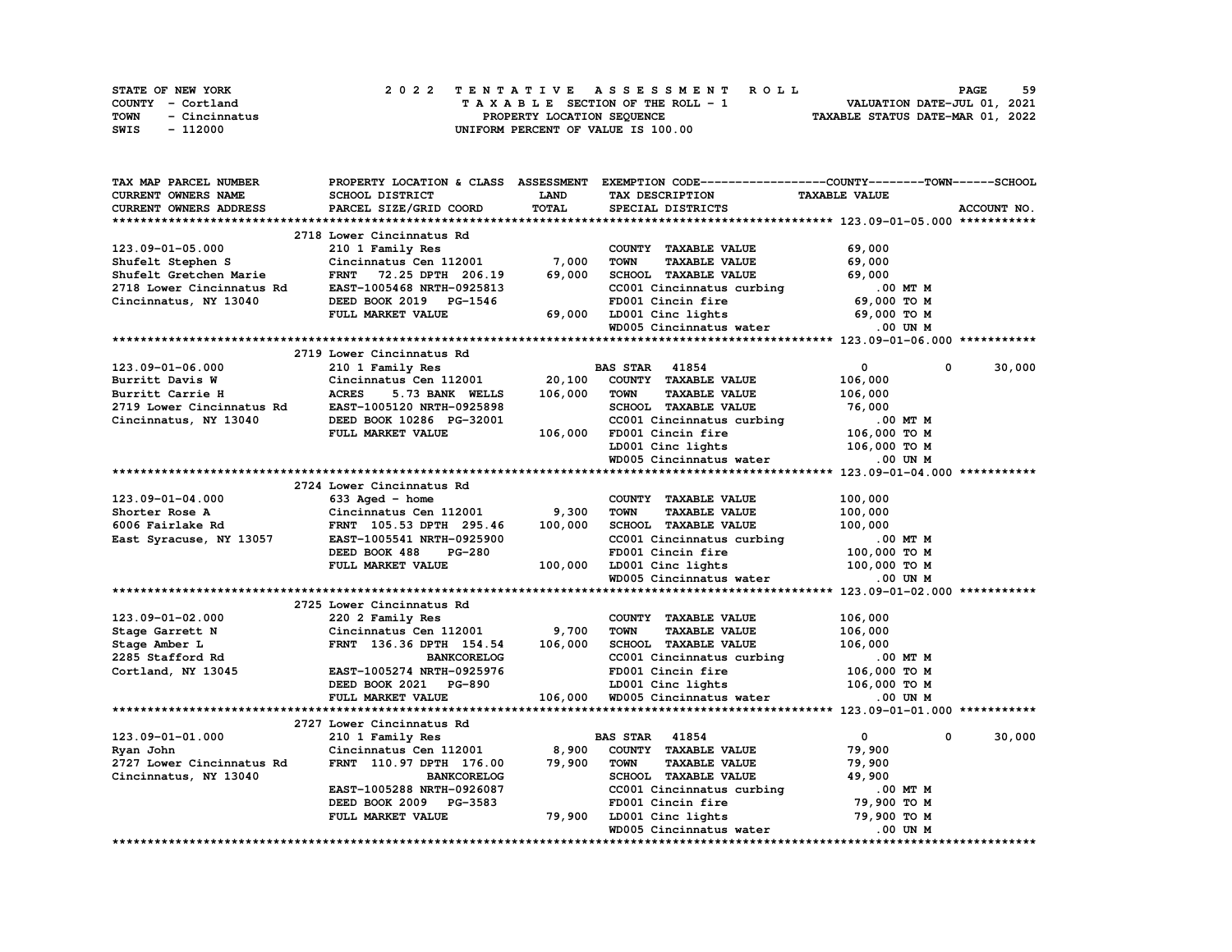STATE OF NEW YORK
COUNTY - Cortland
TOWN - Cincinnatus
SWIS - 112000

# 2022 TENTATIVE ASSESSMENT ROLL

TAXABLE SECTION OF THE ROLL - 1
PROPERTY LOCATION SEQUENCE
UNIFORM PERCENT OF VALUE IS 100.00

VALUATION DATE-JUL 01, 2021
TAXABLE STATUS DATE-MAR 01, 2022

| TAX MAP PARCEL NUMBER / CURRENT OWNERS NAME / CURRENT OWNERS ADDRESS | PROPERTY LOCATION & CLASS / SCHOOL DISTRICT / PARCEL SIZE/GRID COORD | ASSESSMENT LAND | TOTAL | EXEMPTION CODE / TAX DESCRIPTION / SPECIAL DISTRICTS | COUNTY | TOWN | SCHOOL (TAXABLE VALUE) |
|---|---|---|---|---|---|---|---|
| **123.09-01-05.000** | 2718 Lower Cincinnatus Rd | | | | | | |
| 123.09-01-05.000 | 210 1 Family Res | | | COUNTY TAXABLE VALUE | 69,000 | | |
| Shufelt Stephen S | Cincinnatus Cen 112001 | 7,000 | | TOWN TAXABLE VALUE | 69,000 | | |
| Shufelt Gretchen Marie | FRNT 72.25 DPTH 206.19 | | 69,000 | SCHOOL TAXABLE VALUE | 69,000 | | |
| 2718 Lower Cincinnatus Rd | EAST-1005468 NRTH-0925813 | | | CC001 Cincinnatus curbing | .00 MT M | | |
| Cincinnatus, NY 13040 | DEED BOOK 2019 PG-1546 | | | FD001 Cincin fire | 69,000 TO M | | |
| | FULL MARKET VALUE | | 69,000 | LD001 Cinc lights | 69,000 TO M | | |
| | | | | WD005 Cincinnatus water | .00 UN M | | |
| **123.09-01-06.000** | 2719 Lower Cincinnatus Rd | | | | | | |
| 123.09-01-06.000 | 210 1 Family Res | | | BAS STAR 41854 | 0 | 0 | 30,000 |
| Burritt Davis W | Cincinnatus Cen 112001 | 20,100 | | COUNTY TAXABLE VALUE | 106,000 | | |
| Burritt Carrie H | ACRES 5.73 BANK WELLS | | 106,000 | TOWN TAXABLE VALUE | 106,000 | | |
| 2719 Lower Cincinnatus Rd | EAST-1005120 NRTH-0925898 | | | SCHOOL TAXABLE VALUE | 76,000 | | |
| Cincinnatus, NY 13040 | DEED BOOK 10286 PG-32001 | | | CC001 Cincinnatus curbing | .00 MT M | | |
| | FULL MARKET VALUE | | 106,000 | FD001 Cincin fire | 106,000 TO M | | |
| | | | | LD001 Cinc lights | 106,000 TO M | | |
| | | | | WD005 Cincinnatus water | .00 UN M | | |
| **123.09-01-04.000** | 2724 Lower Cincinnatus Rd | | | | | | |
| 123.09-01-04.000 | 633 Aged - home | | | COUNTY TAXABLE VALUE | 100,000 | | |
| Shorter Rose A | Cincinnatus Cen 112001 | 9,300 | | TOWN TAXABLE VALUE | 100,000 | | |
| 6006 Fairlake Rd | FRNT 105.53 DPTH 295.46 | | 100,000 | SCHOOL TAXABLE VALUE | 100,000 | | |
| East Syracuse, NY 13057 | EAST-1005541 NRTH-0925900 | | | CC001 Cincinnatus curbing | .00 MT M | | |
| | DEED BOOK 488 PG-280 | | | FD001 Cincin fire | 100,000 TO M | | |
| | FULL MARKET VALUE | | 100,000 | LD001 Cinc lights | 100,000 TO M | | |
| | | | | WD005 Cincinnatus water | .00 UN M | | |
| **123.09-01-02.000** | 2725 Lower Cincinnatus Rd | | | | | | |
| 123.09-01-02.000 | 220 2 Family Res | | | COUNTY TAXABLE VALUE | 106,000 | | |
| Stage Garrett N | Cincinnatus Cen 112001 | 9,700 | | TOWN TAXABLE VALUE | 106,000 | | |
| Stage Amber L | FRNT 136.36 DPTH 154.54 | | 106,000 | SCHOOL TAXABLE VALUE | 106,000 | | |
| 2285 Stafford Rd | BANKCORELOG | | | CC001 Cincinnatus curbing | .00 MT M | | |
| Cortland, NY 13045 | EAST-1005274 NRTH-0925976 | | | FD001 Cincin fire | 106,000 TO M | | |
| | DEED BOOK 2021 PG-890 | | | LD001 Cinc lights | 106,000 TO M | | |
| | FULL MARKET VALUE | | 106,000 | WD005 Cincinnatus water | .00 UN M | | |
| **123.09-01-01.000** | 2727 Lower Cincinnatus Rd | | | | | | |
| 123.09-01-01.000 | 210 1 Family Res | | | BAS STAR 41854 | 0 | 0 | 30,000 |
| Ryan John | Cincinnatus Cen 112001 | 8,900 | | COUNTY TAXABLE VALUE | 79,900 | | |
| 2727 Lower Cincinnatus Rd | FRNT 110.97 DPTH 176.00 | | 79,900 | TOWN TAXABLE VALUE | 79,900 | | |
| Cincinnatus, NY 13040 | BANKCORELOG | | | SCHOOL TAXABLE VALUE | 49,900 | | |
| | EAST-1005288 NRTH-0926087 | | | CC001 Cincinnatus curbing | .00 MT M | | |
| | DEED BOOK 2009 PG-3583 | | | FD001 Cincin fire | 79,900 TO M | | |
| | FULL MARKET VALUE | | 79,900 | LD001 Cinc lights | 79,900 TO M | | |
| | | | | WD005 Cincinnatus water | .00 UN M | | |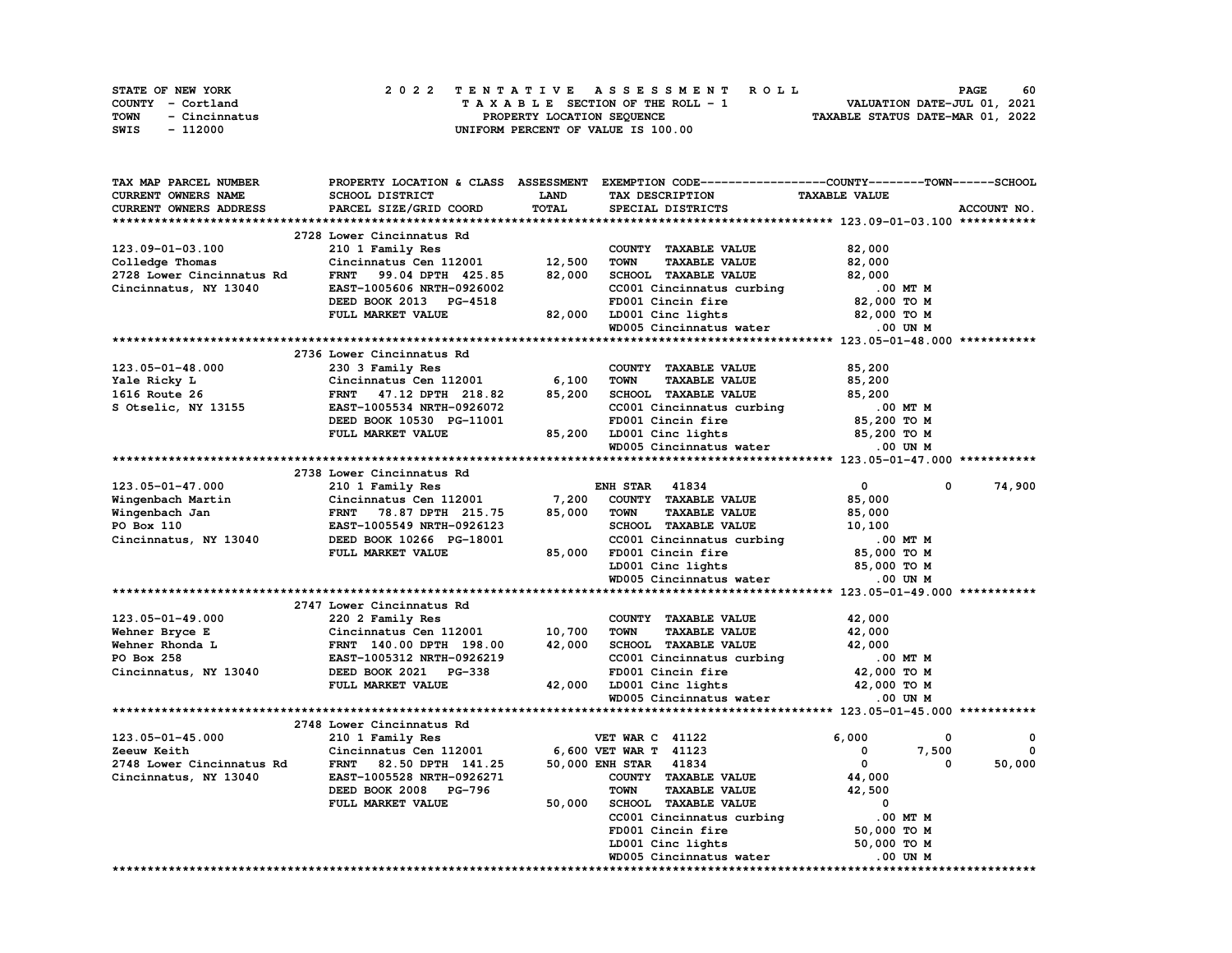STATE OF NEW YORK — 2022 TENTATIVE ASSESSMENT ROLL
COUNTY - Cortland — TAXABLE SECTION OF THE ROLL - 1 — VALUATION DATE-JUL 01, 2021
TOWN - Cincinnatus — PROPERTY LOCATION SEQUENCE — TAXABLE STATUS DATE-MAR 01, 2022
SWIS - 112000 — UNIFORM PERCENT OF VALUE IS 100.00

| TAX MAP PARCEL NUMBER / CURRENT OWNERS NAME / CURRENT OWNERS ADDRESS | PROPERTY LOCATION & CLASS / SCHOOL DISTRICT / PARCEL SIZE/GRID COORD | ASSESSMENT LAND | ASSESSMENT TOTAL | EXEMPTION CODE / TAX DESCRIPTION / SPECIAL DISTRICTS | COUNTY | TOWN | SCHOOL | ACCOUNT NO. |
|---|---|---|---|---|---|---|---|---|
| **123.09-01-03.100** | 2728 Lower Cincinnatus Rd | | | | | | | |
| 123.09-01-03.100 | 210 1 Family Res | | | COUNTY TAXABLE VALUE | 82,000 | | | |
| Colledge Thomas | Cincinnatus Cen 112001 | 12,500 | | TOWN TAXABLE VALUE | | 82,000 | | |
| 2728 Lower Cincinnatus Rd | FRNT 99.04 DPTH 425.85 | | 82,000 | SCHOOL TAXABLE VALUE | | | 82,000 | |
| Cincinnatus, NY 13040 | EAST-1005606 NRTH-0926002 | | | CC001 Cincinnatus curbing | .00 MT M | | | |
| | DEED BOOK 2013 PG-4518 | | | FD001 Cincin fire | 82,000 TO M | | | |
| | FULL MARKET VALUE | | 82,000 | LD001 Cinc lights | 82,000 TO M | | | |
| | | | | WD005 Cincinnatus water | .00 UN M | | | |
| **123.05-01-48.000** | 2736 Lower Cincinnatus Rd | | | | | | | |
| 123.05-01-48.000 | 230 3 Family Res | | | COUNTY TAXABLE VALUE | 85,200 | | | |
| Yale Ricky L | Cincinnatus Cen 112001 | 6,100 | | TOWN TAXABLE VALUE | | 85,200 | | |
| 1616 Route 26 | FRNT 47.12 DPTH 218.82 | | 85,200 | SCHOOL TAXABLE VALUE | | | 85,200 | |
| S Otselic, NY 13155 | EAST-1005534 NRTH-0926072 | | | CC001 Cincinnatus curbing | .00 MT M | | | |
| | DEED BOOK 10530 PG-11001 | | | FD001 Cincin fire | 85,200 TO M | | | |
| | FULL MARKET VALUE | | 85,200 | LD001 Cinc lights | 85,200 TO M | | | |
| | | | | WD005 Cincinnatus water | .00 UN M | | | |
| **123.05-01-47.000** | 2738 Lower Cincinnatus Rd | | | | | | | |
| 123.05-01-47.000 | 210 1 Family Res | | | ENH STAR 41834 | 0 | 0 | 74,900 | |
| Wingenbach Martin | Cincinnatus Cen 112001 | 7,200 | | COUNTY TAXABLE VALUE | 85,000 | | | |
| Wingenbach Jan | FRNT 78.87 DPTH 215.75 | | 85,000 | TOWN TAXABLE VALUE | | 85,000 | | |
| PO Box 110 | EAST-1005549 NRTH-0926123 | | | SCHOOL TAXABLE VALUE | | | 10,100 | |
| Cincinnatus, NY 13040 | DEED BOOK 10266 PG-18001 | | | CC001 Cincinnatus curbing | .00 MT M | | | |
| | FULL MARKET VALUE | | 85,000 | FD001 Cincin fire | 85,000 TO M | | | |
| | | | | LD001 Cinc lights | 85,000 TO M | | | |
| | | | | WD005 Cincinnatus water | .00 UN M | | | |
| **123.05-01-49.000** | 2747 Lower Cincinnatus Rd | | | | | | | |
| 123.05-01-49.000 | 220 2 Family Res | | | COUNTY TAXABLE VALUE | 42,000 | | | |
| Wehner Bryce E | Cincinnatus Cen 112001 | 10,700 | | TOWN TAXABLE VALUE | | 42,000 | | |
| Wehner Rhonda L | FRNT 140.00 DPTH 198.00 | | 42,000 | SCHOOL TAXABLE VALUE | | | 42,000 | |
| PO Box 258 | EAST-1005312 NRTH-0926219 | | | CC001 Cincinnatus curbing | .00 MT M | | | |
| Cincinnatus, NY 13040 | DEED BOOK 2021 PG-338 | | | FD001 Cincin fire | 42,000 TO M | | | |
| | FULL MARKET VALUE | | 42,000 | LD001 Cinc lights | 42,000 TO M | | | |
| | | | | WD005 Cincinnatus water | .00 UN M | | | |
| **123.05-01-45.000** | 2748 Lower Cincinnatus Rd | | | | | | | |
| 123.05-01-45.000 | 210 1 Family Res | | | VET WAR C 41122 | 6,000 | 0 | 0 | |
| Zeeuw Keith | Cincinnatus Cen 112001 | 6,600 | | VET WAR T 41123 | 0 | 7,500 | 0 | |
| 2748 Lower Cincinnatus Rd | FRNT 82.50 DPTH 141.25 | | 50,000 | ENH STAR 41834 | 0 | 0 | 50,000 | |
| Cincinnatus, NY 13040 | EAST-1005528 NRTH-0926271 | | | COUNTY TAXABLE VALUE | 44,000 | | | |
| | DEED BOOK 2008 PG-796 | | | TOWN TAXABLE VALUE | | 42,500 | | |
| | FULL MARKET VALUE | | 50,000 | SCHOOL TAXABLE VALUE | | | 0 | |
| | | | | CC001 Cincinnatus curbing | .00 MT M | | | |
| | | | | FD001 Cincin fire | 50,000 TO M | | | |
| | | | | LD001 Cinc lights | 50,000 TO M | | | |
| | | | | WD005 Cincinnatus water | .00 UN M | | | |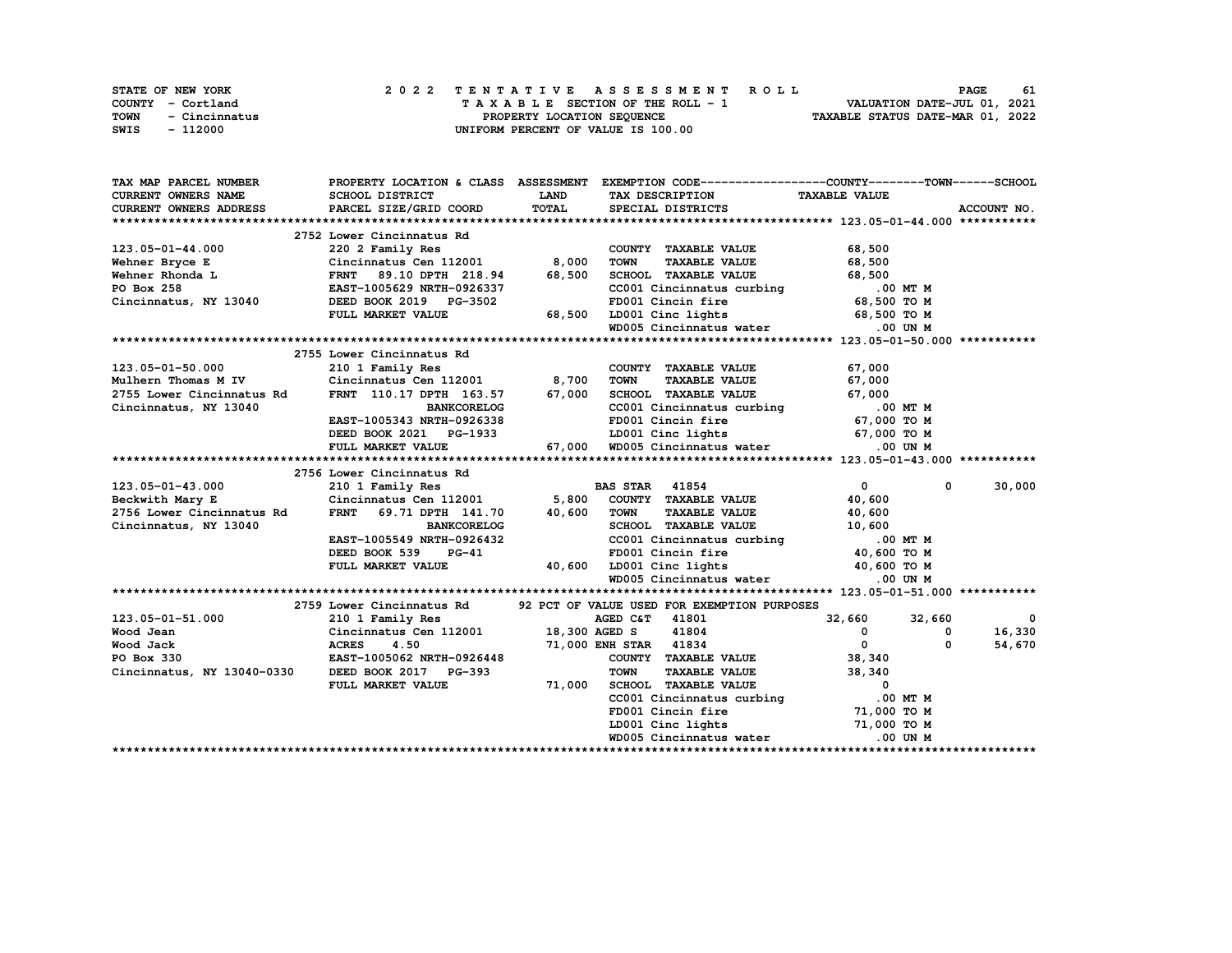STATE OF NEW YORK
COUNTY - Cortland
TOWN - Cincinnatus
SWIS - 112000

# 2022 TENTATIVE ASSESSMENT ROLL

TAXABLE SECTION OF THE ROLL - 1
PROPERTY LOCATION SEQUENCE
UNIFORM PERCENT OF VALUE IS 100.00

VALUATION DATE-JUL 01, 2021
TAXABLE STATUS DATE-MAR 01, 2022

| TAX MAP PARCEL NUMBER / CURRENT OWNERS NAME / CURRENT OWNERS ADDRESS | PROPERTY LOCATION & CLASS / SCHOOL DISTRICT / PARCEL SIZE/GRID COORD | ASSESSMENT LAND / TOTAL | EXEMPTION CODE / TAX DESCRIPTION / SPECIAL DISTRICTS | COUNTY TAXABLE VALUE | TOWN | SCHOOL / ACCOUNT NO. |
|---|---|---|---|---|---|---|
| **123.05-01-44.000** | 2752 Lower Cincinnatus Rd | | | | | |
| 123.05-01-44.000 | 220 2 Family Res | | COUNTY TAXABLE VALUE | 68,500 | | |
| Wehner Bryce E | Cincinnatus Cen 112001 | 8,000 | TOWN TAXABLE VALUE | 68,500 | | |
| Wehner Rhonda L | FRNT 89.10 DPTH 218.94 | 68,500 | SCHOOL TAXABLE VALUE | 68,500 | | |
| PO Box 258 | EAST-1005629 NRTH-0926337 | | CC001 Cincinnatus curbing | .00 MT M | | |
| Cincinnatus, NY 13040 | DEED BOOK 2019 PG-3502 | | FD001 Cincin fire | 68,500 TO M | | |
| | FULL MARKET VALUE | 68,500 | LD001 Cinc lights | 68,500 TO M | | |
| | | | WD005 Cincinnatus water | .00 UN M | | |
| **123.05-01-50.000** | 2755 Lower Cincinnatus Rd | | | | | |
| 123.05-01-50.000 | 210 1 Family Res | | COUNTY TAXABLE VALUE | 67,000 | | |
| Mulhern Thomas M IV | Cincinnatus Cen 112001 | 8,700 | TOWN TAXABLE VALUE | 67,000 | | |
| 2755 Lower Cincinnatus Rd | FRNT 110.17 DPTH 163.57 | 67,000 | SCHOOL TAXABLE VALUE | 67,000 | | |
| Cincinnatus, NY 13040 | BANKCORELOG | | CC001 Cincinnatus curbing | .00 MT M | | |
| | EAST-1005343 NRTH-0926338 | | FD001 Cincin fire | 67,000 TO M | | |
| | DEED BOOK 2021 PG-1933 | | LD001 Cinc lights | 67,000 TO M | | |
| | FULL MARKET VALUE | 67,000 | WD005 Cincinnatus water | .00 UN M | | |
| **123.05-01-43.000** | 2756 Lower Cincinnatus Rd | | | | | |
| 123.05-01-43.000 | 210 1 Family Res | | BAS STAR 41854 | 0 | 0 | 30,000 |
| Beckwith Mary E | Cincinnatus Cen 112001 | 5,800 | COUNTY TAXABLE VALUE | 40,600 | | |
| 2756 Lower Cincinnatus Rd | FRNT 69.71 DPTH 141.70 | 40,600 | TOWN TAXABLE VALUE | 40,600 | | |
| Cincinnatus, NY 13040 | BANKCORELOG | | SCHOOL TAXABLE VALUE | 10,600 | | |
| | EAST-1005549 NRTH-0926432 | | CC001 Cincinnatus curbing | .00 MT M | | |
| | DEED BOOK 539 PG-41 | | FD001 Cincin fire | 40,600 TO M | | |
| | FULL MARKET VALUE | 40,600 | LD001 Cinc lights | 40,600 TO M | | |
| | | | WD005 Cincinnatus water | .00 UN M | | |
| **123.05-01-51.000** | 2759 Lower Cincinnatus Rd | | 92 PCT OF VALUE USED FOR EXEMPTION PURPOSES | | | |
| 123.05-01-51.000 | 210 1 Family Res | | AGED C&T 41801 | 32,660 | 32,660 | 0 |
| Wood Jean | Cincinnatus Cen 112001 | 18,300 | AGED S 41804 | 0 | 0 | 16,330 |
| Wood Jack | ACRES 4.50 | 71,000 | ENH STAR 41834 | 0 | 0 | 54,670 |
| PO Box 330 | EAST-1005062 NRTH-0926448 | | COUNTY TAXABLE VALUE | 38,340 | | |
| Cincinnatus, NY 13040-0330 | DEED BOOK 2017 PG-393 | | TOWN TAXABLE VALUE | 38,340 | | |
| | FULL MARKET VALUE | 71,000 | SCHOOL TAXABLE VALUE | 0 | | |
| | | | CC001 Cincinnatus curbing | .00 MT M | | |
| | | | FD001 Cincin fire | 71,000 TO M | | |
| | | | LD001 Cinc lights | 71,000 TO M | | |
| | | | WD005 Cincinnatus water | .00 UN M | | |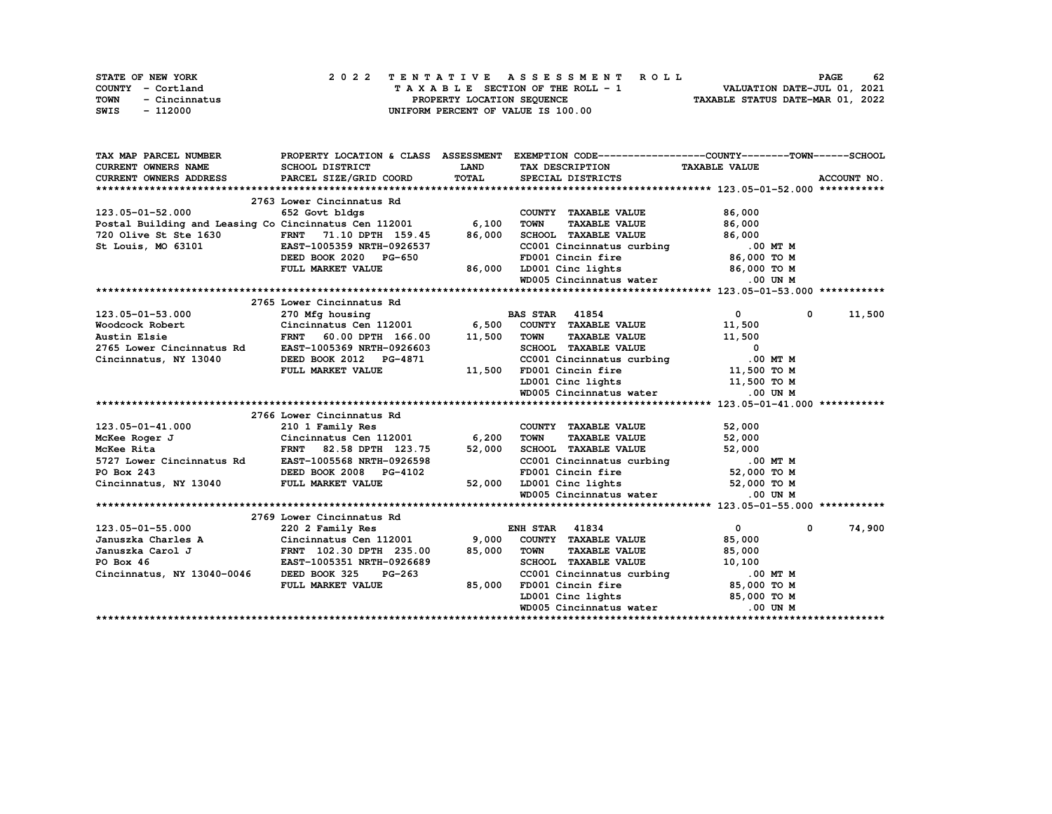STATE OF NEW YORK
COUNTY - Cortland
TOWN - Cincinnatus
SWIS - 112000

2 0 2 2 T E N T A T I V E A S S E S S M E N T R O L L
T A X A B L E SECTION OF THE ROLL - 1
PROPERTY LOCATION SEQUENCE
UNIFORM PERCENT OF VALUE IS 100.00

VALUATION DATE-JUL 01, 2021
TAXABLE STATUS DATE-MAR 01, 2022

| TAX MAP PARCEL NUMBER / CURRENT OWNERS NAME / CURRENT OWNERS ADDRESS | PROPERTY LOCATION & CLASS / SCHOOL DISTRICT / PARCEL SIZE/GRID COORD | ASSESSMENT LAND / TOTAL | EXEMPTION CODE / TAX DESCRIPTION / SPECIAL DISTRICTS | COUNTY / TAXABLE VALUE | TOWN | SCHOOL / ACCOUNT NO. |
|---|---|---|---|---|---|---|
| **123.05-01-52.000** | 2763 Lower Cincinnatus Rd | | | | | |
| 123.05-01-52.000 | 652 Govt bldgs | | COUNTY TAXABLE VALUE | 86,000 | | |
| Postal Building and Leasing Co | Cincinnatus Cen 112001 | 6,100 | TOWN TAXABLE VALUE | 86,000 | | |
| 720 Olive St Ste 1630 | FRNT 71.10 DPTH 159.45 | 86,000 | SCHOOL TAXABLE VALUE | 86,000 | | |
| St Louis, MO 63101 | EAST-1005359 NRTH-0926537 | | CC001 Cincinnatus curbing | .00 MT M | | |
| | DEED BOOK 2020 PG-650 | | FD001 Cincin fire | 86,000 TO M | | |
| | FULL MARKET VALUE | 86,000 | LD001 Cinc lights | 86,000 TO M | | |
| | | | WD005 Cincinnatus water | .00 UN M | | |
| **123.05-01-53.000** | 2765 Lower Cincinnatus Rd | | | | | |
| 123.05-01-53.000 | 270 Mfg housing | | BAS STAR 41854 | 0 | 0 | 11,500 |
| Woodcock Robert | Cincinnatus Cen 112001 | 6,500 | COUNTY TAXABLE VALUE | 11,500 | | |
| Austin Elsie | FRNT 60.00 DPTH 166.00 | 11,500 | TOWN TAXABLE VALUE | 11,500 | | |
| 2765 Lower Cincinnatus Rd | EAST-1005369 NRTH-0926603 | | SCHOOL TAXABLE VALUE | 0 | | |
| Cincinnatus, NY 13040 | DEED BOOK 2012 PG-4871 | | CC001 Cincinnatus curbing | .00 MT M | | |
| | FULL MARKET VALUE | 11,500 | FD001 Cincin fire | 11,500 TO M | | |
| | | | LD001 Cinc lights | 11,500 TO M | | |
| | | | WD005 Cincinnatus water | .00 UN M | | |
| **123.05-01-41.000** | 2766 Lower Cincinnatus Rd | | | | | |
| 123.05-01-41.000 | 210 1 Family Res | | COUNTY TAXABLE VALUE | 52,000 | | |
| McKee Roger J | Cincinnatus Cen 112001 | 6,200 | TOWN TAXABLE VALUE | 52,000 | | |
| McKee Rita | FRNT 82.58 DPTH 123.75 | 52,000 | SCHOOL TAXABLE VALUE | 52,000 | | |
| 5727 Lower Cincinnatus Rd | EAST-1005568 NRTH-0926598 | | CC001 Cincinnatus curbing | .00 MT M | | |
| PO Box 243 | DEED BOOK 2008 PG-4102 | | FD001 Cincin fire | 52,000 TO M | | |
| Cincinnatus, NY 13040 | FULL MARKET VALUE | 52,000 | LD001 Cinc lights | 52,000 TO M | | |
| | | | WD005 Cincinnatus water | .00 UN M | | |
| **123.05-01-55.000** | 2769 Lower Cincinnatus Rd | | | | | |
| 123.05-01-55.000 | 220 2 Family Res | | ENH STAR 41834 | 0 | 0 | 74,900 |
| Januszka Charles A | Cincinnatus Cen 112001 | 9,000 | COUNTY TAXABLE VALUE | 85,000 | | |
| Januszka Carol J | FRNT 102.30 DPTH 235.00 | 85,000 | TOWN TAXABLE VALUE | 85,000 | | |
| PO Box 46 | EAST-1005351 NRTH-0926689 | | SCHOOL TAXABLE VALUE | 10,100 | | |
| Cincinnatus, NY 13040-0046 | DEED BOOK 325 PG-263 | | CC001 Cincinnatus curbing | .00 MT M | | |
| | FULL MARKET VALUE | 85,000 | FD001 Cincin fire | 85,000 TO M | | |
| | | | LD001 Cinc lights | 85,000 TO M | | |
| | | | WD005 Cincinnatus water | .00 UN M | | |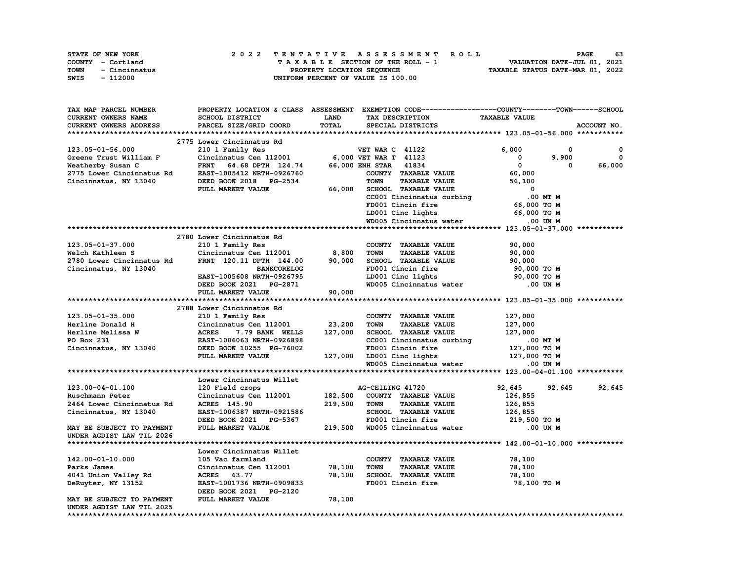STATE OF NEW YORK
COUNTY - Cortland
TOWN - Cincinnatus
SWIS - 112000

# 2022 TENTATIVE ASSESSMENT ROLL

TAXABLE SECTION OF THE ROLL - 1
PROPERTY LOCATION SEQUENCE
UNIFORM PERCENT OF VALUE IS 100.00

VALUATION DATE-JUL 01, 2021
TAXABLE STATUS DATE-MAR 01, 2022

| TAX MAP PARCEL NUMBER / CURRENT OWNERS NAME / CURRENT OWNERS ADDRESS | PROPERTY LOCATION & CLASS / SCHOOL DISTRICT / PARCEL SIZE/GRID COORD | ASSESSMENT LAND / TOTAL | EXEMPTION CODE / TAX DESCRIPTION / SPECIAL DISTRICTS | COUNTY TAXABLE VALUE | TOWN | SCHOOL / ACCOUNT NO. |
|---|---|---|---|---|---|---|
| **123.05-01-56.000** | 2775 Lower Cincinnatus Rd | | | | | |
| 123.05-01-56.000 | 210 1 Family Res | | VET WAR C 41122 | 6,000 | 0 | 0 |
| Greene Trust William F | Cincinnatus Cen 112001 | 6,000 | VET WAR T 41123 | 0 | 9,900 | 0 |
| Weatherby Susan C | FRNT 64.68 DPTH 124.74 | 66,000 | ENH STAR 41834 | 0 | 0 | 66,000 |
| 2775 Lower Cincinnatus Rd | EAST-1005412 NRTH-0926760 | | COUNTY TAXABLE VALUE | 60,000 | | |
| Cincinnatus, NY 13040 | DEED BOOK 2018 PG-2534 | | TOWN TAXABLE VALUE | 56,100 | | |
| | FULL MARKET VALUE | 66,000 | SCHOOL TAXABLE VALUE | 0 | | |
| | | | CC001 Cincinnatus curbing | .00 MT M | | |
| | | | FD001 Cincin fire | 66,000 TO M | | |
| | | | LD001 Cinc lights | 66,000 TO M | | |
| | | | WD005 Cincinnatus water | .00 UN M | | |
| **123.05-01-37.000** | 2780 Lower Cincinnatus Rd | | | | | |
| 123.05-01-37.000 | 210 1 Family Res | | COUNTY TAXABLE VALUE | 90,000 | | |
| Welch Kathleen S | Cincinnatus Cen 112001 | 8,800 | TOWN TAXABLE VALUE | 90,000 | | |
| 2780 Lower Cincinnatus Rd | FRNT 120.11 DPTH 144.00 | 90,000 | SCHOOL TAXABLE VALUE | 90,000 | | |
| Cincinnatus, NY 13040 | BANKCORELOG | | FD001 Cincin fire | 90,000 TO M | | |
| | EAST-1005608 NRTH-0926795 | | LD001 Cinc lights | 90,000 TO M | | |
| | DEED BOOK 2021 PG-2871 | | WD005 Cincinnatus water | .00 UN M | | |
| | FULL MARKET VALUE | 90,000 | | | | |
| **123.05-01-35.000** | 2788 Lower Cincinnatus Rd | | | | | |
| 123.05-01-35.000 | 210 1 Family Res | | COUNTY TAXABLE VALUE | 127,000 | | |
| Herline Donald H | Cincinnatus Cen 112001 | 23,200 | TOWN TAXABLE VALUE | 127,000 | | |
| Herline Melissa W | ACRES 7.79 BANK WELLS | 127,000 | SCHOOL TAXABLE VALUE | 127,000 | | |
| PO Box 231 | EAST-1006063 NRTH-0926898 | | CC001 Cincinnatus curbing | .00 MT M | | |
| Cincinnatus, NY 13040 | DEED BOOK 10255 PG-76002 | | FD001 Cincin fire | 127,000 TO M | | |
| | FULL MARKET VALUE | 127,000 | LD001 Cinc lights | 127,000 TO M | | |
| | | | WD005 Cincinnatus water | .00 UN M | | |
| **123.00-04-01.100** | Lower Cincinnatus Willet | | | | | |
| 123.00-04-01.100 | 120 Field crops | | AG-CEILING 41720 | 92,645 | 92,645 | 92,645 |
| Ruschmann Peter | Cincinnatus Cen 112001 | 182,500 | COUNTY TAXABLE VALUE | 126,855 | | |
| 2464 Lower Cincinnatus Rd | ACRES 145.90 | 219,500 | TOWN TAXABLE VALUE | 126,855 | | |
| Cincinnatus, NY 13040 | EAST-1006387 NRTH-0921586 | | SCHOOL TAXABLE VALUE | 126,855 | | |
| | DEED BOOK 2021 PG-5367 | | FD001 Cincin fire | 219,500 TO M | | |
| MAY BE SUBJECT TO PAYMENT | FULL MARKET VALUE | 219,500 | WD005 Cincinnatus water | .00 UN M | | |
| UNDER AGDIST LAW TIL 2026 | | | | | | |
| **142.00-01-10.000** | Lower Cincinnatus Willet | | | | | |
| 142.00-01-10.000 | 105 Vac farmland | | COUNTY TAXABLE VALUE | 78,100 | | |
| Parks James | Cincinnatus Cen 112001 | 78,100 | TOWN TAXABLE VALUE | 78,100 | | |
| 4041 Union Valley Rd | ACRES 63.77 | 78,100 | SCHOOL TAXABLE VALUE | 78,100 | | |
| DeRuyter, NY 13152 | EAST-1001736 NRTH-0909833 | | FD001 Cincin fire | 78,100 TO M | | |
| | DEED BOOK 2021 PG-2120 | | | | | |
| MAY BE SUBJECT TO PAYMENT | FULL MARKET VALUE | 78,100 | | | | |
| UNDER AGDIST LAW TIL 2025 | | | | | | |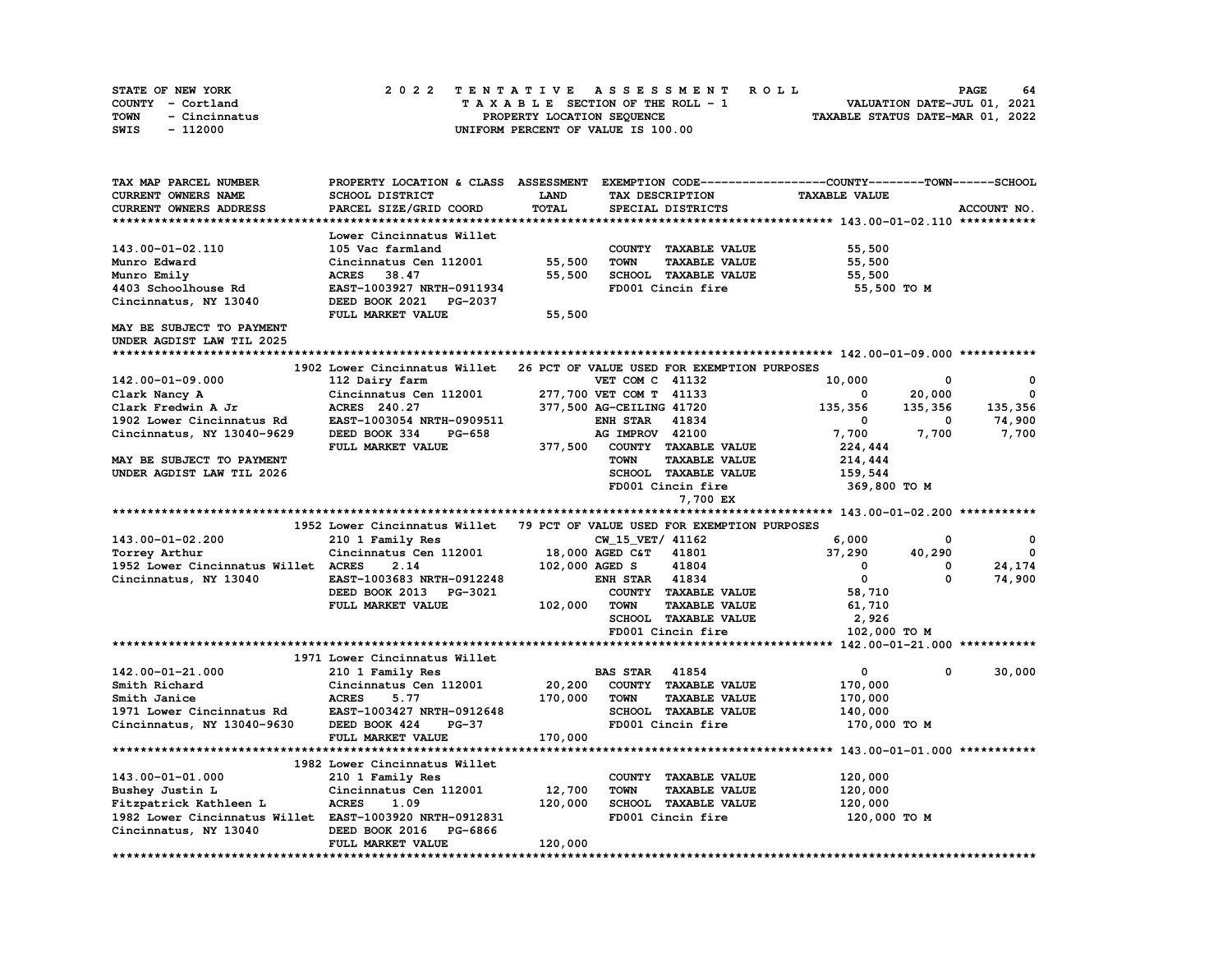STATE OF NEW YORK
COUNTY - Cortland
TOWN - Cincinnatus
SWIS - 112000

2022 TENTATIVE ASSESSMENT ROLL
TAXABLE SECTION OF THE ROLL - 1
PROPERTY LOCATION SEQUENCE
UNIFORM PERCENT OF VALUE IS 100.00

VALUATION DATE-JUL 01, 2021
TAXABLE STATUS DATE-MAR 01, 2022

```
TAX MAP PARCEL NUMBER          PROPERTY LOCATION & CLASS  ASSESSMENT  EXEMPTION CODE------------------COUNTY--------TOWN------SCHOOL
CURRENT OWNERS NAME            SCHOOL DISTRICT               LAND      TAX DESCRIPTION            TAXABLE VALUE
CURRENT OWNERS ADDRESS         PARCEL SIZE/GRID COORD        TOTAL     SPECIAL DISTRICTS                                   ACCOUNT NO.
******************************************************************************************************* 143.00-01-02.110 ***********
                               Lower Cincinnatus Willet
143.00-01-02.110               105 Vac farmland                         COUNTY  TAXABLE VALUE            55,500
Munro Edward                   Cincinnatus Cen 112001        55,500     TOWN    TAXABLE VALUE            55,500
Munro Emily                    ACRES   38.47                 55,500     SCHOOL  TAXABLE VALUE            55,500
4403 Schoolhouse Rd            EAST-1003927 NRTH-0911934                FD001 Cincin fire                 55,500 TO M
Cincinnatus, NY 13040          DEED BOOK 2021   PG-2037
                               FULL MARKET VALUE             55,500
MAY BE SUBJECT TO PAYMENT
UNDER AGDIST LAW TIL 2025
******************************************************************************************************* 142.00-01-09.000 ***********
                          1902 Lower Cincinnatus Willet   26 PCT OF VALUE USED FOR EXEMPTION PURPOSES
142.00-01-09.000               112 Dairy farm                          VET COM C  41132           10,000          0            0
Clark Nancy A                  Cincinnatus Cen 112001       277,700 VET COM T  41133                0     20,000            0
Clark Fredwin A Jr             ACRES  240.27                377,500 AG-CEILING 41720          135,356    135,356      135,356
1902 Lower Cincinnatus Rd      EAST-1003054 NRTH-0909511               ENH STAR   41834                0          0       74,900
Cincinnatus, NY 13040-9629     DEED BOOK 334    PG-658                 AG IMPROV  42100            7,700      7,700        7,700
                               FULL MARKET VALUE            377,500   COUNTY  TAXABLE VALUE          224,444
MAY BE SUBJECT TO PAYMENT                                              TOWN    TAXABLE VALUE          214,444
UNDER AGDIST LAW TIL 2026                                              SCHOOL  TAXABLE VALUE          159,544
                                                                       FD001 Cincin fire               369,800 TO M
                                                                             7,700 EX
******************************************************************************************************* 143.00-01-02.200 ***********
                          1952 Lower Cincinnatus Willet   79 PCT OF VALUE USED FOR EXEMPTION PURPOSES
143.00-01-02.200               210 1 Family Res                        CW_15_VET/ 41162            6,000          0            0
Torrey Arthur                  Cincinnatus Cen 112001        18,000 AGED C&T   41801           37,290     40,290            0
1952 Lower Cincinnatus Willet  ACRES    2.14                102,000 AGED S     41804                0          0       24,174
Cincinnatus, NY 13040          EAST-1003683 NRTH-0912248               ENH STAR   41834                0          0       74,900
                               DEED BOOK 2013   PG-3021                COUNTY  TAXABLE VALUE           58,710
                               FULL MARKET VALUE            102,000   TOWN    TAXABLE VALUE           61,710
                                                                       SCHOOL  TAXABLE VALUE            2,926
                                                                       FD001 Cincin fire               102,000 TO M
******************************************************************************************************* 142.00-01-21.000 ***********
                          1971 Lower Cincinnatus Willet
142.00-01-21.000               210 1 Family Res                        BAS STAR   41854                0          0       30,000
Smith Richard                  Cincinnatus Cen 112001        20,200   COUNTY  TAXABLE VALUE          170,000
Smith Janice                   ACRES    5.77                170,000   TOWN    TAXABLE VALUE          170,000
1971 Lower Cincinnatus Rd      EAST-1003427 NRTH-0912648               SCHOOL  TAXABLE VALUE          140,000
Cincinnatus, NY 13040-9630     DEED BOOK 424    PG-37                  FD001 Cincin fire               170,000 TO M
                               FULL MARKET VALUE            170,000
******************************************************************************************************* 143.00-01-01.000 ***********
                          1982 Lower Cincinnatus Willet
143.00-01-01.000               210 1 Family Res                        COUNTY  TAXABLE VALUE          120,000
Bushey Justin L                Cincinnatus Cen 112001        12,700   TOWN    TAXABLE VALUE          120,000
Fitzpatrick Kathleen L         ACRES    1.09                120,000   SCHOOL  TAXABLE VALUE          120,000
1982 Lower Cincinnatus Willet  EAST-1003920 NRTH-0912831               FD001 Cincin fire               120,000 TO M
Cincinnatus, NY 13040          DEED BOOK 2016   PG-6866
                               FULL MARKET VALUE            120,000
************************************************************************************************************************************
```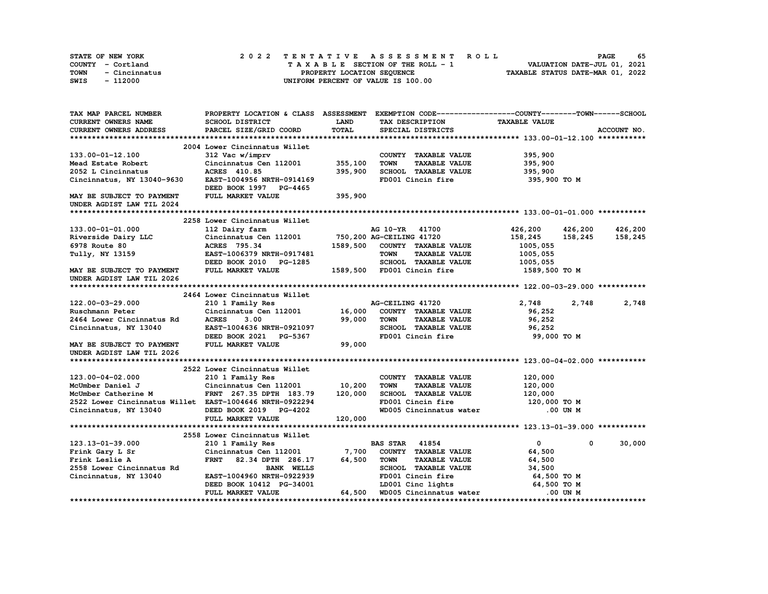STATE OF NEW YORK — 2022 TENTATIVE ASSESSMENT ROLL
COUNTY - Cortland — TAXABLE SECTION OF THE ROLL - 1 — VALUATION DATE-JUL 01, 2021
TOWN - Cincinnatus — PROPERTY LOCATION SEQUENCE — TAXABLE STATUS DATE-MAR 01, 2022
SWIS - 112000 — UNIFORM PERCENT OF VALUE IS 100.00

| TAX MAP PARCEL NUMBER / CURRENT OWNERS NAME / CURRENT OWNERS ADDRESS | PROPERTY LOCATION & CLASS / SCHOOL DISTRICT / PARCEL SIZE/GRID COORD | ASSESSMENT LAND | TOTAL | EXEMPTION CODE / TAX DESCRIPTION / SPECIAL DISTRICTS | COUNTY TAXABLE VALUE | TOWN | SCHOOL |
|---|---|---|---|---|---|---|---|
| **133.00-01-12.100** | 2004 Lower Cincinnatus Willet | | | | | | |
| 133.00-01-12.100 | 312 Vac w/imprv | | | COUNTY TAXABLE VALUE | 395,900 | | |
| Mead Estate Robert | Cincinnatus Cen 112001 | 355,100 | | TOWN TAXABLE VALUE | 395,900 | | |
| 2052 L Cincinnatus | ACRES 410.85 | | 395,900 | SCHOOL TAXABLE VALUE | 395,900 | | |
| Cincinnatus, NY 13040-9630 | EAST-1004956 NRTH-0914169 | | | FD001 Cincin fire | 395,900 TO M | | |
| | DEED BOOK 1997 PG-4465 | | | | | | |
| MAY BE SUBJECT TO PAYMENT UNDER AGDIST LAW TIL 2024 | FULL MARKET VALUE | | 395,900 | | | | |
| **133.00-01-01.000** | 2258 Lower Cincinnatus Willet | | | | | | |
| 133.00-01-01.000 | 112 Dairy farm | | | AG 10-YR 41700 | 426,200 | 426,200 | 426,200 |
| Riverside Dairy LLC | Cincinnatus Cen 112001 | 750,200 | | AG-CEILING 41720 | 158,245 | 158,245 | 158,245 |
| 6978 Route 80 | ACRES 795.34 | | 1589,500 | COUNTY TAXABLE VALUE | 1005,055 | | |
| Tully, NY 13159 | EAST-1006379 NRTH-0917481 | | | TOWN TAXABLE VALUE | 1005,055 | | |
| | DEED BOOK 2010 PG-1285 | | | SCHOOL TAXABLE VALUE | 1005,055 | | |
| MAY BE SUBJECT TO PAYMENT UNDER AGDIST LAW TIL 2026 | FULL MARKET VALUE | | 1589,500 | FD001 Cincin fire | 1589,500 TO M | | |
| **122.00-03-29.000** | 2464 Lower Cincinnatus Willet | | | | | | |
| 122.00-03-29.000 | 210 1 Family Res | | | AG-CEILING 41720 | 2,748 | 2,748 | 2,748 |
| Ruschmann Peter | Cincinnatus Cen 112001 | 16,000 | | COUNTY TAXABLE VALUE | 96,252 | | |
| 2464 Lower Cincinnatus Rd | ACRES 3.00 | | 99,000 | TOWN TAXABLE VALUE | 96,252 | | |
| Cincinnatus, NY 13040 | EAST-1004636 NRTH-0921097 | | | SCHOOL TAXABLE VALUE | 96,252 | | |
| | DEED BOOK 2021 PG-5367 | | | FD001 Cincin fire | 99,000 TO M | | |
| MAY BE SUBJECT TO PAYMENT UNDER AGDIST LAW TIL 2026 | FULL MARKET VALUE | | 99,000 | | | | |
| **123.00-04-02.000** | 2522 Lower Cincinnatus Willet | | | | | | |
| 123.00-04-02.000 | 210 1 Family Res | | | COUNTY TAXABLE VALUE | 120,000 | | |
| McUmber Daniel J | Cincinnatus Cen 112001 | 10,200 | | TOWN TAXABLE VALUE | 120,000 | | |
| McUmber Catherine M | FRNT 267.35 DPTH 183.79 | | 120,000 | SCHOOL TAXABLE VALUE | 120,000 | | |
| 2522 Lower Cincinnatus Willet | EAST-1004646 NRTH-0922294 | | | FD001 Cincin fire | 120,000 TO M | | |
| Cincinnatus, NY 13040 | DEED BOOK 2019 PG-4202 | | | WD005 Cincinnatus water | .00 UN M | | |
| | FULL MARKET VALUE | | 120,000 | | | | |
| **123.13-01-39.000** | 2558 Lower Cincinnatus Willet | | | | | | |
| 123.13-01-39.000 | 210 1 Family Res | | | BAS STAR 41854 | 0 | 0 | 30,000 |
| Frink Gary L Sr | Cincinnatus Cen 112001 | 7,700 | | COUNTY TAXABLE VALUE | 64,500 | | |
| Frink Leslie A | FRNT 82.34 DPTH 286.17 | | 64,500 | TOWN TAXABLE VALUE | 64,500 | | |
| 2558 Lower Cincinnatus Rd | BANK WELLS | | | SCHOOL TAXABLE VALUE | 34,500 | | |
| Cincinnatus, NY 13040 | EAST-1004960 NRTH-0922939 | | | FD001 Cincin fire | 64,500 TO M | | |
| | DEED BOOK 10412 PG-34001 | | | LD001 Cinc lights | 64,500 TO M | | |
| | FULL MARKET VALUE | | 64,500 | WD005 Cincinnatus water | .00 UN M | | |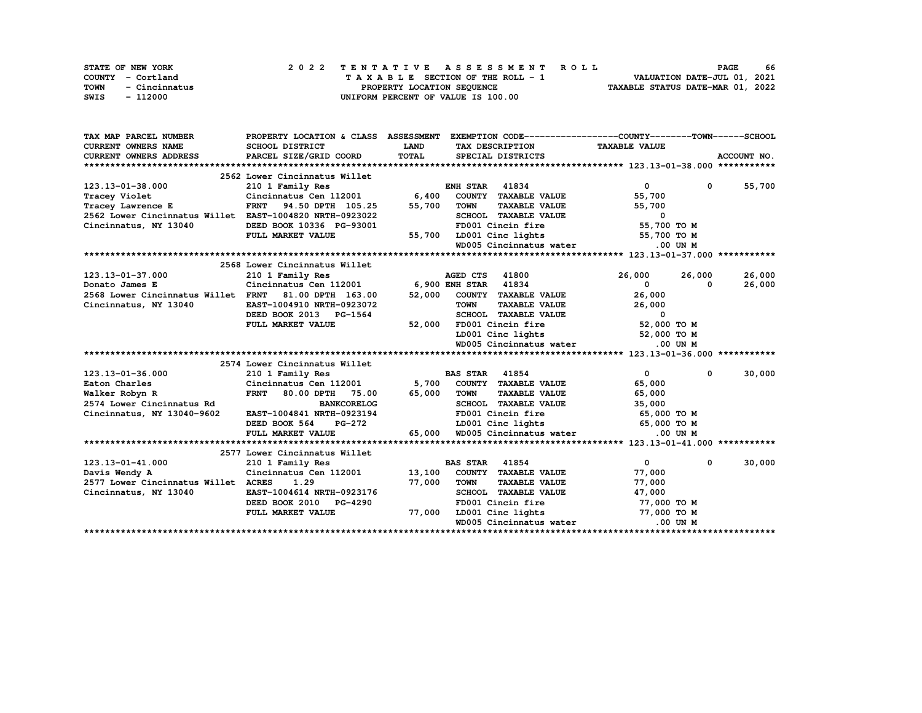STATE OF NEW YORK | COUNTY - Cortland | TOWN - Cincinnatus | SWIS - 112000

**2022 TENTATIVE ASSESSMENT ROLL**
TAXABLE SECTION OF THE ROLL - 1
PROPERTY LOCATION SEQUENCE
UNIFORM PERCENT OF VALUE IS 100.00

VALUATION DATE-JUL 01, 2021
TAXABLE STATUS DATE-MAR 01, 2022

| TAX MAP PARCEL NUMBER / CURRENT OWNERS NAME / CURRENT OWNERS ADDRESS | PROPERTY LOCATION & CLASS / SCHOOL DISTRICT / PARCEL SIZE/GRID COORD | ASSESSMENT LAND / TOTAL | EXEMPTION CODE / TAX DESCRIPTION / SPECIAL DISTRICTS | COUNTY TAXABLE VALUE | TOWN | SCHOOL |
|---|---|---|---|---|---|---|
| | **2562 Lower Cincinnatus Willet** | | | | | 123.13-01-38.000 |
| 123.13-01-38.000 | 210 1 Family Res | | ENH STAR 41834 | 0 | 0 | 55,700 |
| Tracey Violet | Cincinnatus Cen 112001 | 6,400 | COUNTY TAXABLE VALUE | 55,700 | | |
| Tracey Lawrence E | FRNT 94.50 DPTH 105.25 | 55,700 | TOWN TAXABLE VALUE | 55,700 | | |
| 2562 Lower Cincinnatus Willet | EAST-1004820 NRTH-0923022 | | SCHOOL TAXABLE VALUE | 0 | | |
| Cincinnatus, NY 13040 | DEED BOOK 10336 PG-93001 | | FD001 Cincin fire | 55,700 TO M | | |
| | FULL MARKET VALUE | 55,700 | LD001 Cinc lights | 55,700 TO M | | |
| | | | WD005 Cincinnatus water | .00 UN M | | |
| | **2568 Lower Cincinnatus Willet** | | | | | 123.13-01-37.000 |
| 123.13-01-37.000 | 210 1 Family Res | | AGED CTS 41800 | 26,000 | 26,000 | 26,000 |
| Donato James E | Cincinnatus Cen 112001 | 6,900 | ENH STAR 41834 | 0 | 0 | 26,000 |
| 2568 Lower Cincinnatus Willet | FRNT 81.00 DPTH 163.00 | 52,000 | COUNTY TAXABLE VALUE | 26,000 | | |
| Cincinnatus, NY 13040 | EAST-1004910 NRTH-0923072 | | TOWN TAXABLE VALUE | 26,000 | | |
| | DEED BOOK 2013 PG-1564 | | SCHOOL TAXABLE VALUE | 0 | | |
| | FULL MARKET VALUE | 52,000 | FD001 Cincin fire | 52,000 TO M | | |
| | | | LD001 Cinc lights | 52,000 TO M | | |
| | | | WD005 Cincinnatus water | .00 UN M | | |
| | **2574 Lower Cincinnatus Willet** | | | | | 123.13-01-36.000 |
| 123.13-01-36.000 | 210 1 Family Res | | BAS STAR 41854 | 0 | 0 | 30,000 |
| Eaton Charles | Cincinnatus Cen 112001 | 5,700 | COUNTY TAXABLE VALUE | 65,000 | | |
| Walker Robyn R | FRNT 80.00 DPTH 75.00 | 65,000 | TOWN TAXABLE VALUE | 65,000 | | |
| 2574 Lower Cincinnatus Rd | BANKCORELOG | | SCHOOL TAXABLE VALUE | 35,000 | | |
| Cincinnatus, NY 13040-9602 | EAST-1004841 NRTH-0923194 | | FD001 Cincin fire | 65,000 TO M | | |
| | DEED BOOK 564 PG-272 | | LD001 Cinc lights | 65,000 TO M | | |
| | FULL MARKET VALUE | 65,000 | WD005 Cincinnatus water | .00 UN M | | |
| | **2577 Lower Cincinnatus Willet** | | | | | 123.13-01-41.000 |
| 123.13-01-41.000 | 210 1 Family Res | | BAS STAR 41854 | 0 | 0 | 30,000 |
| Davis Wendy A | Cincinnatus Cen 112001 | 13,100 | COUNTY TAXABLE VALUE | 77,000 | | |
| 2577 Lower Cincinnatus Willet | ACRES 1.29 | 77,000 | TOWN TAXABLE VALUE | 77,000 | | |
| Cincinnatus, NY 13040 | EAST-1004614 NRTH-0923176 | | SCHOOL TAXABLE VALUE | 47,000 | | |
| | DEED BOOK 2010 PG-4290 | | FD001 Cincin fire | 77,000 TO M | | |
| | FULL MARKET VALUE | 77,000 | LD001 Cinc lights | 77,000 TO M | | |
| | | | WD005 Cincinnatus water | .00 UN M | | |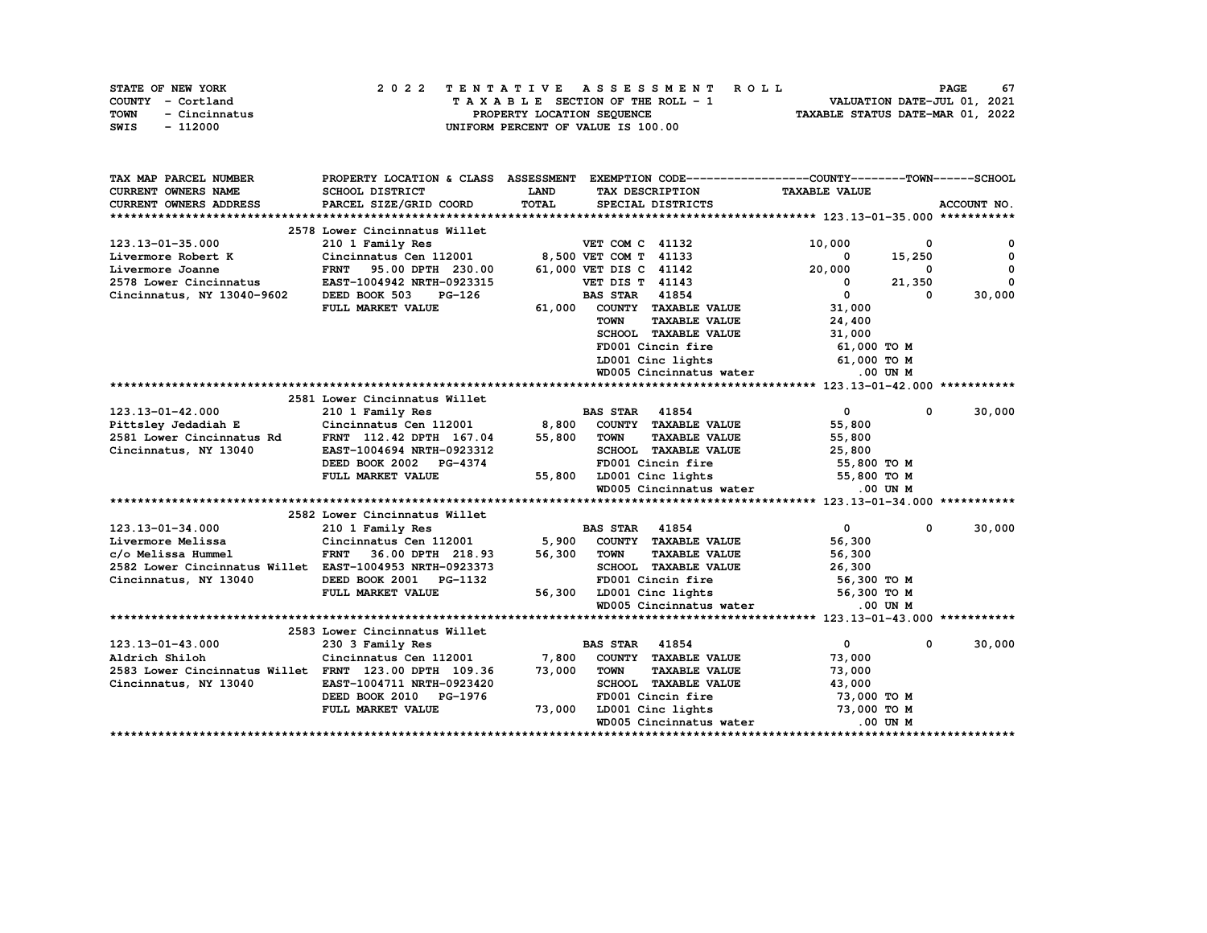STATE OF NEW YORK
COUNTY - Cortland
TOWN - Cincinnatus
SWIS - 112000

**2022 TENTATIVE ASSESSMENT ROLL**
TAXABLE SECTION OF THE ROLL - 1
PROPERTY LOCATION SEQUENCE
UNIFORM PERCENT OF VALUE IS 100.00

VALUATION DATE-JUL 01, 2021
TAXABLE STATUS DATE-MAR 01, 2022

| TAX MAP PARCEL NUMBER / CURRENT OWNERS NAME / CURRENT OWNERS ADDRESS | PROPERTY LOCATION & CLASS / SCHOOL DISTRICT / PARCEL SIZE/GRID COORD | ASSESSMENT LAND / TOTAL | EXEMPTION CODE / TAX DESCRIPTION / SPECIAL DISTRICTS | COUNTY / TAXABLE VALUE | TOWN | SCHOOL / ACCOUNT NO. |
|---|---|---|---|---|---|---|
| **123.13-01-35.000** | 2578 Lower Cincinnatus Willet | | | | | |
| 123.13-01-35.000 | 210 1 Family Res | | VET COM C 41132 | 10,000 | 0 | 0 |
| Livermore Robert K | Cincinnatus Cen 112001 | 8,500 | VET COM T 41133 | 0 | 15,250 | 0 |
| Livermore Joanne | FRNT 95.00 DPTH 230.00 | 61,000 | VET DIS C 41142 | 20,000 | 0 | 0 |
| 2578 Lower Cincinnatus | EAST-1004942 NRTH-0923315 | | VET DIS T 41143 | 0 | 21,350 | 0 |
| Cincinnatus, NY 13040-9602 | DEED BOOK 503 PG-126 | | BAS STAR 41854 | 0 | 0 | 30,000 |
| | FULL MARKET VALUE | 61,000 | COUNTY TAXABLE VALUE | 31,000 | | |
| | | | TOWN TAXABLE VALUE | 24,400 | | |
| | | | SCHOOL TAXABLE VALUE | 31,000 | | |
| | | | FD001 Cincin fire | 61,000 TO M | | |
| | | | LD001 Cinc lights | 61,000 TO M | | |
| | | | WD005 Cincinnatus water | .00 UN M | | |
| **123.13-01-42.000** | 2581 Lower Cincinnatus Willet | | | | | |
| 123.13-01-42.000 | 210 1 Family Res | | BAS STAR 41854 | 0 | 0 | 30,000 |
| Pittsley Jedadiah E | Cincinnatus Cen 112001 | 8,800 | COUNTY TAXABLE VALUE | 55,800 | | |
| 2581 Lower Cincinnatus Rd | FRNT 112.42 DPTH 167.04 | 55,800 | TOWN TAXABLE VALUE | 55,800 | | |
| Cincinnatus, NY 13040 | EAST-1004694 NRTH-0923312 | | SCHOOL TAXABLE VALUE | 25,800 | | |
| | DEED BOOK 2002 PG-4374 | | FD001 Cincin fire | 55,800 TO M | | |
| | FULL MARKET VALUE | 55,800 | LD001 Cinc lights | 55,800 TO M | | |
| | | | WD005 Cincinnatus water | .00 UN M | | |
| **123.13-01-34.000** | 2582 Lower Cincinnatus Willet | | | | | |
| 123.13-01-34.000 | 210 1 Family Res | | BAS STAR 41854 | 0 | 0 | 30,000 |
| Livermore Melissa | Cincinnatus Cen 112001 | 5,900 | COUNTY TAXABLE VALUE | 56,300 | | |
| c/o Melissa Hummel | FRNT 36.00 DPTH 218.93 | 56,300 | TOWN TAXABLE VALUE | 56,300 | | |
| 2582 Lower Cincinnatus Willet | EAST-1004953 NRTH-0923373 | | SCHOOL TAXABLE VALUE | 26,300 | | |
| Cincinnatus, NY 13040 | DEED BOOK 2001 PG-1132 | | FD001 Cincin fire | 56,300 TO M | | |
| | FULL MARKET VALUE | 56,300 | LD001 Cinc lights | 56,300 TO M | | |
| | | | WD005 Cincinnatus water | .00 UN M | | |
| **123.13-01-43.000** | 2583 Lower Cincinnatus Willet | | | | | |
| 123.13-01-43.000 | 230 3 Family Res | | BAS STAR 41854 | 0 | 0 | 30,000 |
| Aldrich Shiloh | Cincinnatus Cen 112001 | 7,800 | COUNTY TAXABLE VALUE | 73,000 | | |
| 2583 Lower Cincinnatus Willet | FRNT 123.00 DPTH 109.36 | 73,000 | TOWN TAXABLE VALUE | 73,000 | | |
| Cincinnatus, NY 13040 | EAST-1004711 NRTH-0923420 | | SCHOOL TAXABLE VALUE | 43,000 | | |
| | DEED BOOK 2010 PG-1976 | | FD001 Cincin fire | 73,000 TO M | | |
| | FULL MARKET VALUE | 73,000 | LD001 Cinc lights | 73,000 TO M | | |
| | | | WD005 Cincinnatus water | .00 UN M | | |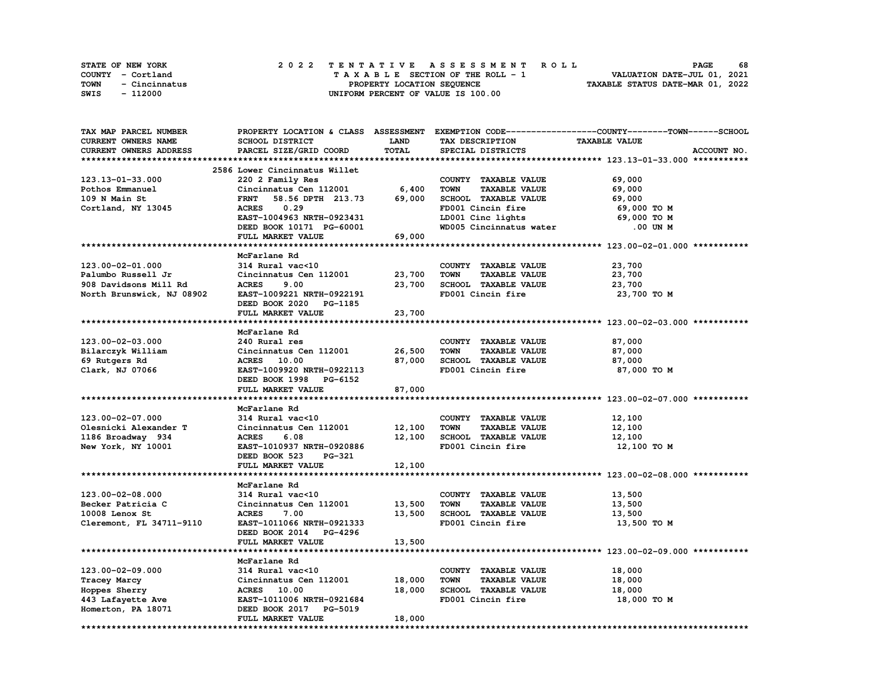STATE OF NEW YORK
COUNTY - Cortland
TOWN - Cincinnatus
SWIS - 112000

# 2022 TENTATIVE ASSESSMENT ROLL

TAXABLE SECTION OF THE ROLL - 1
PROPERTY LOCATION SEQUENCE
UNIFORM PERCENT OF VALUE IS 100.00

VALUATION DATE-JUL 01, 2021
TAXABLE STATUS DATE-MAR 01, 2022

| TAX MAP PARCEL NUMBER / CURRENT OWNERS NAME / CURRENT OWNERS ADDRESS | PROPERTY LOCATION & CLASS / SCHOOL DISTRICT / PARCEL SIZE/GRID COORD | ASSESSMENT LAND | TOTAL | EXEMPTION CODE / TAX DESCRIPTION / SPECIAL DISTRICTS | TAXABLE VALUE (COUNTY / TOWN / SCHOOL) | ACCOUNT NO. |
|---|---|---|---|---|---|---|
| **123.13-01-33.000** | 2586 Lower Cincinnatus Willet | | | | | |
| 123.13-01-33.000 | 220 2 Family Res | | | COUNTY TAXABLE VALUE | 69,000 | |
| Pothos Emmanuel | Cincinnatus Cen 112001 | 6,400 | | TOWN TAXABLE VALUE | 69,000 | |
| 109 N Main St | FRNT 58.56 DPTH 213.73 | | 69,000 | SCHOOL TAXABLE VALUE | 69,000 | |
| Cortland, NY 13045 | ACRES 0.29 | | | FD001 Cincin fire | 69,000 TO M | |
| | EAST-1004963 NRTH-0923431 | | | LD001 Cinc lights | 69,000 TO M | |
| | DEED BOOK 10171 PG-60001 | | | WD005 Cincinnatus water | .00 UN M | |
| | FULL MARKET VALUE | | 69,000 | | | |
| **123.00-02-01.000** | McFarlane Rd | | | | | |
| 123.00-02-01.000 | 314 Rural vac<10 | | | COUNTY TAXABLE VALUE | 23,700 | |
| Palumbo Russell Jr | Cincinnatus Cen 112001 | 23,700 | | TOWN TAXABLE VALUE | 23,700 | |
| 908 Davidsons Mill Rd | ACRES 9.00 | | 23,700 | SCHOOL TAXABLE VALUE | 23,700 | |
| North Brunswick, NJ 08902 | EAST-1009221 NRTH-0922191 | | | FD001 Cincin fire | 23,700 TO M | |
| | DEED BOOK 2020 PG-1185 | | | | | |
| | FULL MARKET VALUE | | 23,700 | | | |
| **123.00-02-03.000** | McFarlane Rd | | | | | |
| 123.00-02-03.000 | 240 Rural res | | | COUNTY TAXABLE VALUE | 87,000 | |
| Bilarczyk William | Cincinnatus Cen 112001 | 26,500 | | TOWN TAXABLE VALUE | 87,000 | |
| 69 Rutgers Rd | ACRES 10.00 | | 87,000 | SCHOOL TAXABLE VALUE | 87,000 | |
| Clark, NJ 07066 | EAST-1009920 NRTH-0922113 | | | FD001 Cincin fire | 87,000 TO M | |
| | DEED BOOK 1998 PG-6152 | | | | | |
| | FULL MARKET VALUE | | 87,000 | | | |
| **123.00-02-07.000** | McFarlane Rd | | | | | |
| 123.00-02-07.000 | 314 Rural vac<10 | | | COUNTY TAXABLE VALUE | 12,100 | |
| Olesnicki Alexander T | Cincinnatus Cen 112001 | 12,100 | | TOWN TAXABLE VALUE | 12,100 | |
| 1186 Broadway 934 | ACRES 6.08 | | 12,100 | SCHOOL TAXABLE VALUE | 12,100 | |
| New York, NY 10001 | EAST-1010937 NRTH-0920886 | | | FD001 Cincin fire | 12,100 TO M | |
| | DEED BOOK 523 PG-321 | | | | | |
| | FULL MARKET VALUE | | 12,100 | | | |
| **123.00-02-08.000** | McFarlane Rd | | | | | |
| 123.00-02-08.000 | 314 Rural vac<10 | | | COUNTY TAXABLE VALUE | 13,500 | |
| Becker Patricia C | Cincinnatus Cen 112001 | 13,500 | | TOWN TAXABLE VALUE | 13,500 | |
| 10008 Lenox St | ACRES 7.00 | | 13,500 | SCHOOL TAXABLE VALUE | 13,500 | |
| Cleremont, FL 34711-9110 | EAST-1011066 NRTH-0921333 | | | FD001 Cincin fire | 13,500 TO M | |
| | DEED BOOK 2014 PG-4296 | | | | | |
| | FULL MARKET VALUE | | 13,500 | | | |
| **123.00-02-09.000** | McFarlane Rd | | | | | |
| 123.00-02-09.000 | 314 Rural vac<10 | | | COUNTY TAXABLE VALUE | 18,000 | |
| Tracey Marcy | Cincinnatus Cen 112001 | 18,000 | | TOWN TAXABLE VALUE | 18,000 | |
| Hoppes Sherry | ACRES 10.00 | | 18,000 | SCHOOL TAXABLE VALUE | 18,000 | |
| 443 Lafayette Ave | EAST-1011006 NRTH-0921684 | | | FD001 Cincin fire | 18,000 TO M | |
| Homerton, PA 18071 | DEED BOOK 2017 PG-5019 | | | | | |
| | FULL MARKET VALUE | | 18,000 | | | |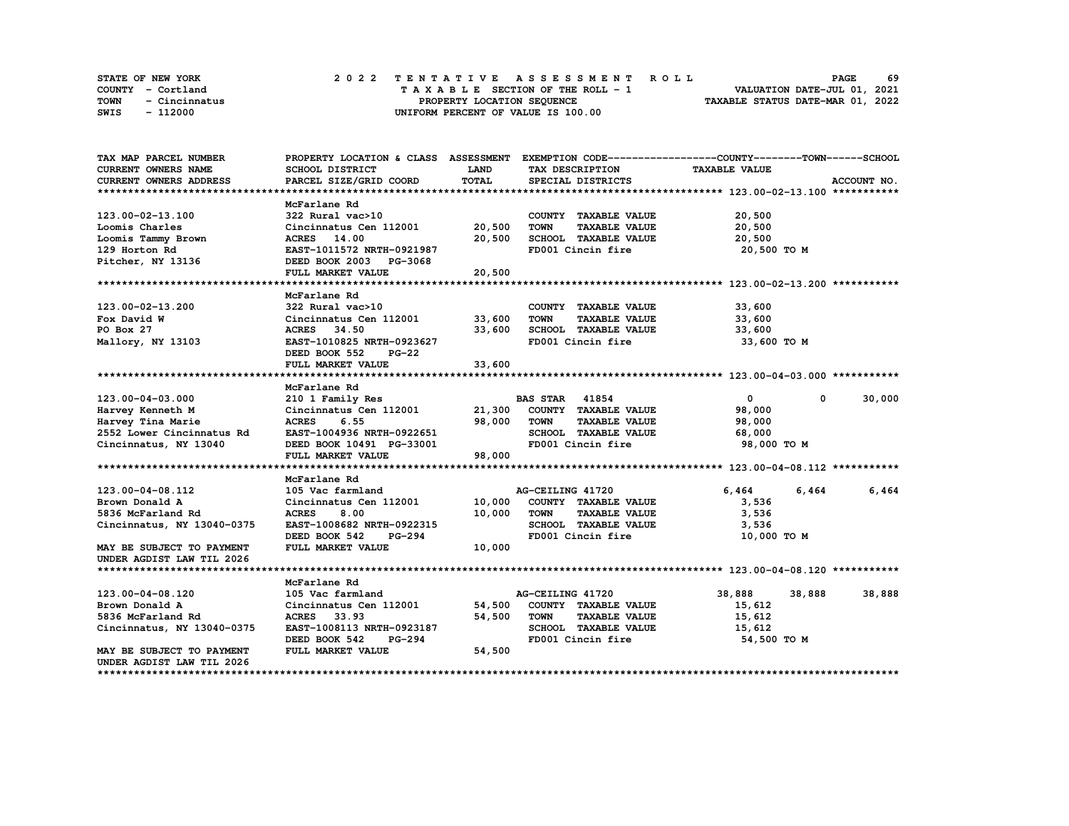STATE OF NEW YORK
COUNTY - Cortland
TOWN - Cincinnatus
SWIS - 112000

# 2022 TENTATIVE ASSESSMENT ROLL

TAXABLE SECTION OF THE ROLL - 1
PROPERTY LOCATION SEQUENCE
UNIFORM PERCENT OF VALUE IS 100.00

VALUATION DATE-JUL 01, 2021
TAXABLE STATUS DATE-MAR 01, 2022

| TAX MAP PARCEL NUMBER / CURRENT OWNERS NAME / CURRENT OWNERS ADDRESS | PROPERTY LOCATION & CLASS / SCHOOL DISTRICT / PARCEL SIZE/GRID COORD | ASSESSMENT LAND | TOTAL | EXEMPTION CODE / TAX DESCRIPTION / SPECIAL DISTRICTS | COUNTY TAXABLE VALUE | TOWN | SCHOOL | ACCOUNT NO. |
|---|---|---|---|---|---|---|---|---|
| **123.00-02-13.100** | McFarlane Rd | | | | | | | |
| 123.00-02-13.100 | 322 Rural vac>10 | | | COUNTY TAXABLE VALUE | 20,500 | | | |
| Loomis Charles | Cincinnatus Cen 112001 | 20,500 | | TOWN TAXABLE VALUE | 20,500 | | | |
| Loomis Tammy Brown | ACRES 14.00 | | 20,500 | SCHOOL TAXABLE VALUE | 20,500 | | | |
| 129 Horton Rd | EAST-1011572 NRTH-0921987 | | | FD001 Cincin fire | 20,500 TO M | | | |
| Pitcher, NY 13136 | DEED BOOK 2003 PG-3068 | | | | | | | |
| | FULL MARKET VALUE | | 20,500 | | | | | |
| **123.00-02-13.200** | McFarlane Rd | | | | | | | |
| 123.00-02-13.200 | 322 Rural vac>10 | | | COUNTY TAXABLE VALUE | 33,600 | | | |
| Fox David W | Cincinnatus Cen 112001 | 33,600 | | TOWN TAXABLE VALUE | 33,600 | | | |
| PO Box 27 | ACRES 34.50 | | 33,600 | SCHOOL TAXABLE VALUE | 33,600 | | | |
| Mallory, NY 13103 | EAST-1010825 NRTH-0923627 | | | FD001 Cincin fire | 33,600 TO M | | | |
| | DEED BOOK 552 PG-22 | | | | | | | |
| | FULL MARKET VALUE | | 33,600 | | | | | |
| **123.00-04-03.000** | McFarlane Rd | | | | | | | |
| 123.00-04-03.000 | 210 1 Family Res | | | BAS STAR 41854 | 0 | 0 | 30,000 | |
| Harvey Kenneth M | Cincinnatus Cen 112001 | 21,300 | | COUNTY TAXABLE VALUE | 98,000 | | | |
| Harvey Tina Marie | ACRES 6.55 | | 98,000 | TOWN TAXABLE VALUE | 98,000 | | | |
| 2552 Lower Cincinnatus Rd | EAST-1004936 NRTH-0922651 | | | SCHOOL TAXABLE VALUE | 68,000 | | | |
| Cincinnatus, NY 13040 | DEED BOOK 10491 PG-33001 | | | FD001 Cincin fire | 98,000 TO M | | | |
| | FULL MARKET VALUE | | 98,000 | | | | | |
| **123.00-04-08.112** | McFarlane Rd | | | | | | | |
| 123.00-04-08.112 | 105 Vac farmland | | | AG-CEILING 41720 | 6,464 | 6,464 | 6,464 | |
| Brown Donald A | Cincinnatus Cen 112001 | 10,000 | | COUNTY TAXABLE VALUE | 3,536 | | | |
| 5836 McFarland Rd | ACRES 8.00 | | 10,000 | TOWN TAXABLE VALUE | 3,536 | | | |
| Cincinnatus, NY 13040-0375 | EAST-1008682 NRTH-0922315 | | | SCHOOL TAXABLE VALUE | 3,536 | | | |
| | DEED BOOK 542 PG-294 | | | FD001 Cincin fire | 10,000 TO M | | | |
| MAY BE SUBJECT TO PAYMENT UNDER AGDIST LAW TIL 2026 | FULL MARKET VALUE | | 10,000 | | | | | |
| **123.00-04-08.120** | McFarlane Rd | | | | | | | |
| 123.00-04-08.120 | 105 Vac farmland | | | AG-CEILING 41720 | 38,888 | 38,888 | 38,888 | |
| Brown Donald A | Cincinnatus Cen 112001 | 54,500 | | COUNTY TAXABLE VALUE | 15,612 | | | |
| 5836 McFarland Rd | ACRES 33.93 | | 54,500 | TOWN TAXABLE VALUE | 15,612 | | | |
| Cincinnatus, NY 13040-0375 | EAST-1008113 NRTH-0923187 | | | SCHOOL TAXABLE VALUE | 15,612 | | | |
| | DEED BOOK 542 PG-294 | | | FD001 Cincin fire | 54,500 TO M | | | |
| MAY BE SUBJECT TO PAYMENT UNDER AGDIST LAW TIL 2026 | FULL MARKET VALUE | | 54,500 | | | | | |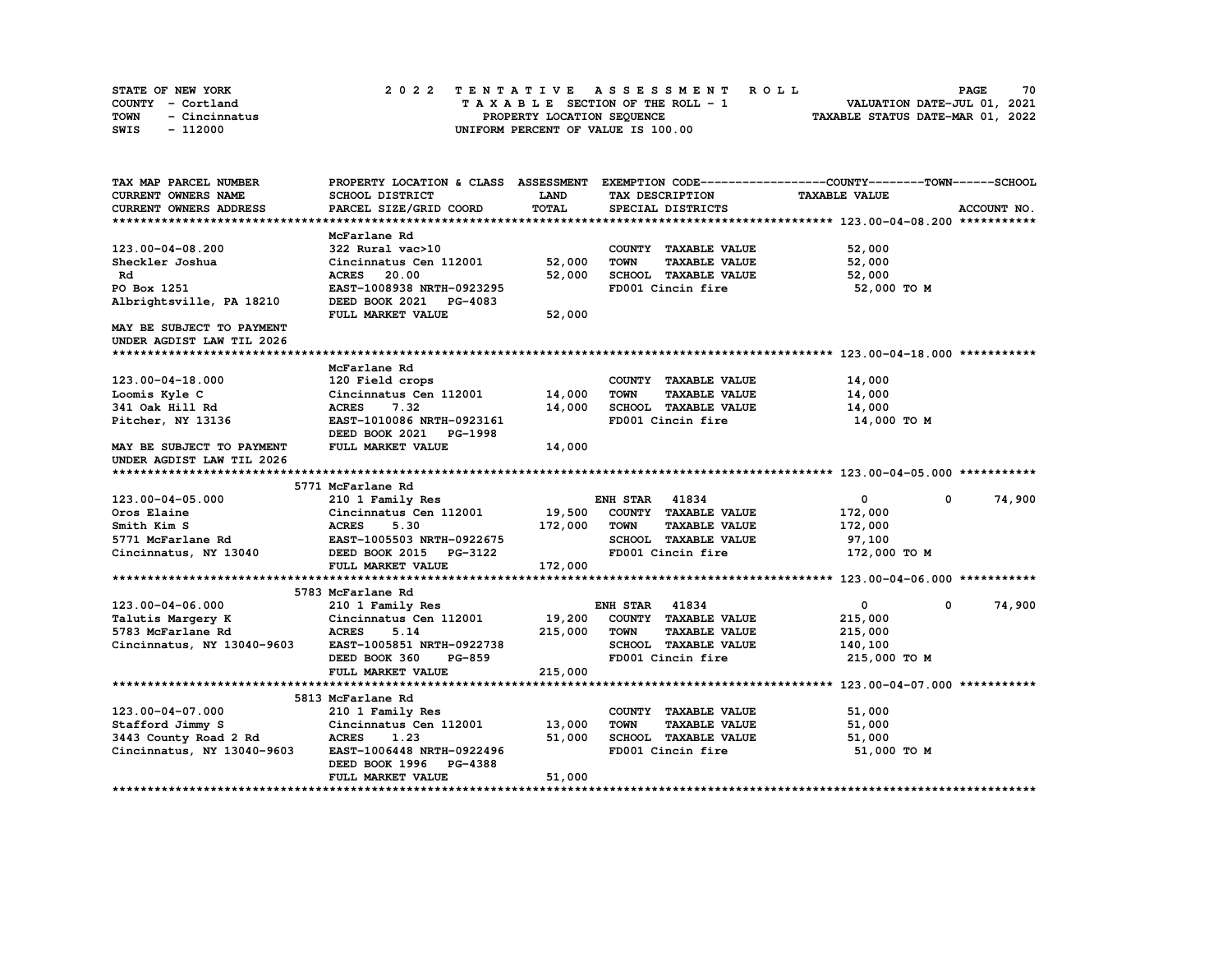STATE OF NEW YORK — 2022 TENTATIVE ASSESSMENT ROLL
COUNTY - Cortland — TAXABLE SECTION OF THE ROLL - 1 — VALUATION DATE-JUL 01, 2021
TOWN - Cincinnatus — PROPERTY LOCATION SEQUENCE — TAXABLE STATUS DATE-MAR 01, 2022
SWIS - 112000 — UNIFORM PERCENT OF VALUE IS 100.00

| TAX MAP PARCEL NUMBER / CURRENT OWNERS NAME / CURRENT OWNERS ADDRESS | PROPERTY LOCATION & CLASS / SCHOOL DISTRICT / PARCEL SIZE/GRID COORD | ASSESSMENT LAND / TOTAL | EXEMPTION CODE / TAX DESCRIPTION / SPECIAL DISTRICTS | COUNTY / TOWN / SCHOOL TAXABLE VALUE | ACCOUNT NO. |
|---|---|---|---|---|---|
| **123.00-04-08.200** | McFarlane Rd | | | | |
| 123.00-04-08.200 | 322 Rural vac>10 | | COUNTY TAXABLE VALUE | 52,000 | |
| Sheckler Joshua | Cincinnatus Cen 112001 | 52,000 | TOWN TAXABLE VALUE | 52,000 | |
| Rd | ACRES 20.00 | 52,000 | SCHOOL TAXABLE VALUE | 52,000 | |
| PO Box 1251 | EAST-1008938 NRTH-0923295 | | FD001 Cincin fire | 52,000 TO M | |
| Albrightsville, PA 18210 | DEED BOOK 2021 PG-4083 | | | | |
| | FULL MARKET VALUE | 52,000 | | | |
| MAY BE SUBJECT TO PAYMENT UNDER AGDIST LAW TIL 2026 | | | | | |
| **123.00-04-18.000** | McFarlane Rd | | | | |
| 123.00-04-18.000 | 120 Field crops | | COUNTY TAXABLE VALUE | 14,000 | |
| Loomis Kyle C | Cincinnatus Cen 112001 | 14,000 | TOWN TAXABLE VALUE | 14,000 | |
| 341 Oak Hill Rd | ACRES 7.32 | 14,000 | SCHOOL TAXABLE VALUE | 14,000 | |
| Pitcher, NY 13136 | EAST-1010086 NRTH-0923161 | | FD001 Cincin fire | 14,000 TO M | |
| | DEED BOOK 2021 PG-1998 | | | | |
| MAY BE SUBJECT TO PAYMENT UNDER AGDIST LAW TIL 2026 | FULL MARKET VALUE | 14,000 | | | |
| **123.00-04-05.000** | 5771 McFarlane Rd | | | | |
| 123.00-04-05.000 | 210 1 Family Res | | ENH STAR 41834 | 0 / 0 / 74,900 | |
| Oros Elaine | Cincinnatus Cen 112001 | 19,500 | COUNTY TAXABLE VALUE | 172,000 | |
| Smith Kim S | ACRES 5.30 | 172,000 | TOWN TAXABLE VALUE | 172,000 | |
| 5771 McFarlane Rd | EAST-1005503 NRTH-0922675 | | SCHOOL TAXABLE VALUE | 97,100 | |
| Cincinnatus, NY 13040 | DEED BOOK 2015 PG-3122 | | FD001 Cincin fire | 172,000 TO M | |
| | FULL MARKET VALUE | 172,000 | | | |
| **123.00-04-06.000** | 5783 McFarlane Rd | | | | |
| 123.00-04-06.000 | 210 1 Family Res | | ENH STAR 41834 | 0 / 0 / 74,900 | |
| Talutis Margery K | Cincinnatus Cen 112001 | 19,200 | COUNTY TAXABLE VALUE | 215,000 | |
| 5783 McFarlane Rd | ACRES 5.14 | 215,000 | TOWN TAXABLE VALUE | 215,000 | |
| Cincinnatus, NY 13040-9603 | EAST-1005851 NRTH-0922738 | | SCHOOL TAXABLE VALUE | 140,100 | |
| | DEED BOOK 360 PG-859 | | FD001 Cincin fire | 215,000 TO M | |
| | FULL MARKET VALUE | 215,000 | | | |
| **123.00-04-07.000** | 5813 McFarlane Rd | | | | |
| 123.00-04-07.000 | 210 1 Family Res | | COUNTY TAXABLE VALUE | 51,000 | |
| Stafford Jimmy S | Cincinnatus Cen 112001 | 13,000 | TOWN TAXABLE VALUE | 51,000 | |
| 3443 County Road 2 Rd | ACRES 1.23 | 51,000 | SCHOOL TAXABLE VALUE | 51,000 | |
| Cincinnatus, NY 13040-9603 | EAST-1006448 NRTH-0922496 | | FD001 Cincin fire | 51,000 TO M | |
| | DEED BOOK 1996 PG-4388 | | | | |
| | FULL MARKET VALUE | 51,000 | | | |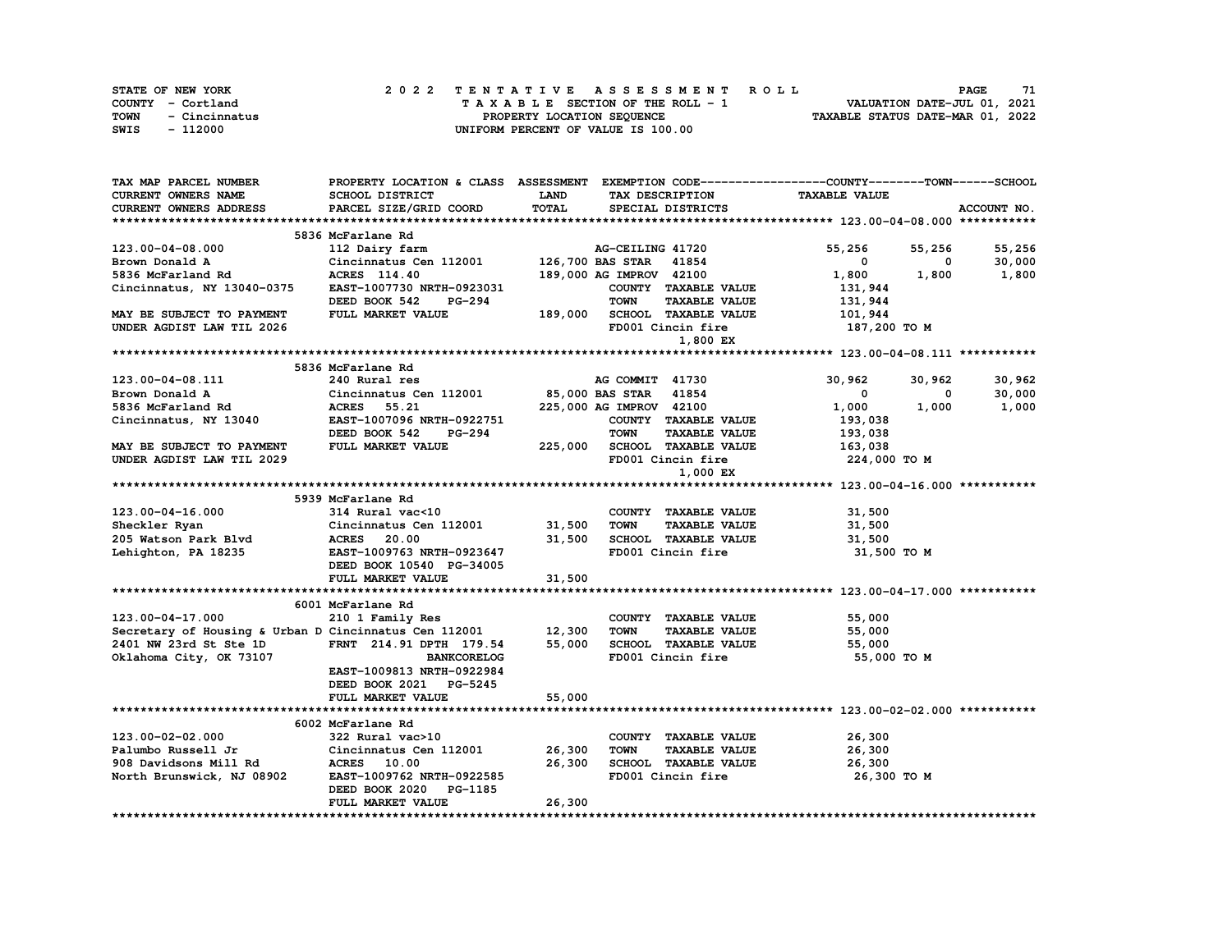STATE OF NEW YORK | COUNTY - Cortland | TOWN - Cincinnatus | SWIS - 112000

**2022 TENTATIVE ASSESSMENT ROLL**
TAXABLE SECTION OF THE ROLL - 1
PROPERTY LOCATION SEQUENCE
UNIFORM PERCENT OF VALUE IS 100.00

VALUATION DATE-JUL 01, 2021
TAXABLE STATUS DATE-MAR 01, 2022

| TAX MAP PARCEL NUMBER / CURRENT OWNERS NAME / CURRENT OWNERS ADDRESS | PROPERTY LOCATION & CLASS / SCHOOL DISTRICT / PARCEL SIZE/GRID COORD | ASSESSMENT LAND / TOTAL | EXEMPTION CODE / TAX DESCRIPTION / SPECIAL DISTRICTS | COUNTY TAXABLE VALUE | TOWN | SCHOOL / ACCOUNT NO. |
|---|---|---|---|---|---|---|
| **123.00-04-08.000** | 5836 McFarlane Rd | | | | | |
| 123.00-04-08.000 | 112 Dairy farm | | AG-CEILING 41720 | 55,256 | 55,256 | 55,256 |
| Brown Donald A | Cincinnatus Cen 112001 | 126,700 | BAS STAR 41854 | 0 | 0 | 30,000 |
| 5836 McFarland Rd | ACRES 114.40 | 189,000 | AG IMPROV 42100 | 1,800 | 1,800 | 1,800 |
| Cincinnatus, NY 13040-0375 | EAST-1007730 NRTH-0923031 | | COUNTY TAXABLE VALUE | 131,944 | | |
| | DEED BOOK 542 PG-294 | | TOWN TAXABLE VALUE | 131,944 | | |
| MAY BE SUBJECT TO PAYMENT | FULL MARKET VALUE | 189,000 | SCHOOL TAXABLE VALUE | 101,944 | | |
| UNDER AGDIST LAW TIL 2026 | | | FD001 Cincin fire | 187,200 TO M | | |
| | | | 1,800 EX | | | |
| **123.00-04-08.111** | 5836 McFarlane Rd | | | | | |
| 123.00-04-08.111 | 240 Rural res | | AG COMMIT 41730 | 30,962 | 30,962 | 30,962 |
| Brown Donald A | Cincinnatus Cen 112001 | 85,000 | BAS STAR 41854 | 0 | 0 | 30,000 |
| 5836 McFarland Rd | ACRES 55.21 | 225,000 | AG IMPROV 42100 | 1,000 | 1,000 | 1,000 |
| Cincinnatus, NY 13040 | EAST-1007096 NRTH-0922751 | | COUNTY TAXABLE VALUE | 193,038 | | |
| | DEED BOOK 542 PG-294 | | TOWN TAXABLE VALUE | 193,038 | | |
| MAY BE SUBJECT TO PAYMENT | FULL MARKET VALUE | 225,000 | SCHOOL TAXABLE VALUE | 163,038 | | |
| UNDER AGDIST LAW TIL 2029 | | | FD001 Cincin fire | 224,000 TO M | | |
| | | | 1,000 EX | | | |
| **123.00-04-16.000** | 5939 McFarlane Rd | | | | | |
| 123.00-04-16.000 | 314 Rural vac<10 | | COUNTY TAXABLE VALUE | 31,500 | | |
| Sheckler Ryan | Cincinnatus Cen 112001 | 31,500 | TOWN TAXABLE VALUE | 31,500 | | |
| 205 Watson Park Blvd | ACRES 20.00 | 31,500 | SCHOOL TAXABLE VALUE | 31,500 | | |
| Lehighton, PA 18235 | EAST-1009763 NRTH-0923647 | | FD001 Cincin fire | 31,500 TO M | | |
| | DEED BOOK 10540 PG-34005 | | | | | |
| | FULL MARKET VALUE | 31,500 | | | | |
| **123.00-04-17.000** | 6001 McFarlane Rd | | | | | |
| 123.00-04-17.000 | 210 1 Family Res | | COUNTY TAXABLE VALUE | 55,000 | | |
| Secretary of Housing & Urban D | Cincinnatus Cen 112001 | 12,300 | TOWN TAXABLE VALUE | 55,000 | | |
| 2401 NW 23rd St Ste 1D | FRNT 214.91 DPTH 179.54 | 55,000 | SCHOOL TAXABLE VALUE | 55,000 | | |
| Oklahoma City, OK 73107 | BANKCORELOG | | FD001 Cincin fire | 55,000 TO M | | |
| | EAST-1009813 NRTH-0922984 | | | | | |
| | DEED BOOK 2021 PG-5245 | | | | | |
| | FULL MARKET VALUE | 55,000 | | | | |
| **123.00-02-02.000** | 6002 McFarlane Rd | | | | | |
| 123.00-02-02.000 | 322 Rural vac>10 | | COUNTY TAXABLE VALUE | 26,300 | | |
| Palumbo Russell Jr | Cincinnatus Cen 112001 | 26,300 | TOWN TAXABLE VALUE | 26,300 | | |
| 908 Davidsons Mill Rd | ACRES 10.00 | 26,300 | SCHOOL TAXABLE VALUE | 26,300 | | |
| North Brunswick, NJ 08902 | EAST-1009762 NRTH-0922585 | | FD001 Cincin fire | 26,300 TO M | | |
| | DEED BOOK 2020 PG-1185 | | | | | |
| | FULL MARKET VALUE | 26,300 | | | | |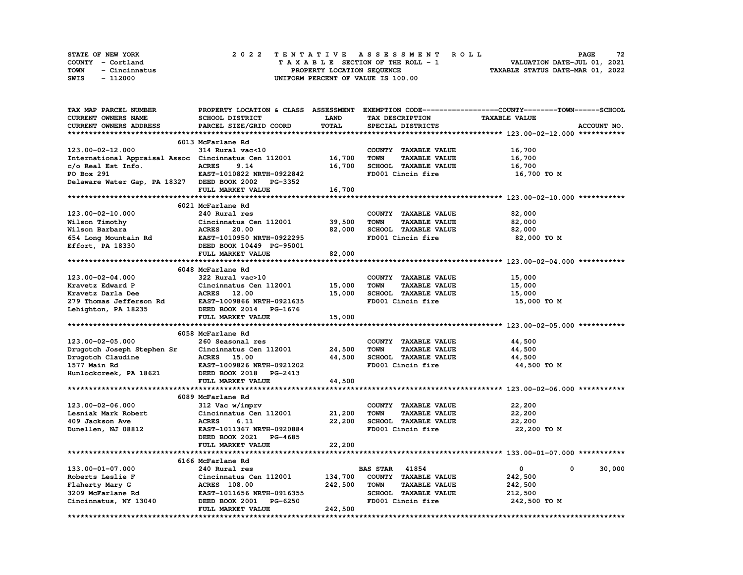STATE OF NEW YORK
COUNTY - Cortland
TOWN - Cincinnatus
SWIS - 112000

2 0 2 2 T E N T A T I V E A S S E S S M E N T R O L L
T A X A B L E SECTION OF THE ROLL - 1
PROPERTY LOCATION SEQUENCE
UNIFORM PERCENT OF VALUE IS 100.00

VALUATION DATE-JUL 01, 2021
TAXABLE STATUS DATE-MAR 01, 2022

| TAX MAP PARCEL NUMBER / CURRENT OWNERS NAME / CURRENT OWNERS ADDRESS | PROPERTY LOCATION & CLASS / SCHOOL DISTRICT / PARCEL SIZE/GRID COORD | ASSESSMENT LAND / TOTAL | EXEMPTION CODE / TAX DESCRIPTION / SPECIAL DISTRICTS | COUNTY | TOWN | SCHOOL / TAXABLE VALUE |
|---|---|---|---|---|---|---|
| | 6013 McFarlane Rd | | | | | |
| 123.00-02-12.000 | 314 Rural vac<10 | | COUNTY TAXABLE VALUE | 16,700 | | |
| International Appraisal Assoc | Cincinnatus Cen 112001 | 16,700 | TOWN TAXABLE VALUE | 16,700 | | |
| c/o Real Est Info. | ACRES 9.14 | 16,700 | SCHOOL TAXABLE VALUE | 16,700 | | |
| PO Box 291 | EAST-1010822 NRTH-0922842 | | FD001 Cincin fire | 16,700 TO M | | |
| Delaware Water Gap, PA 18327 | DEED BOOK 2002 PG-3352 | | | | | |
| | FULL MARKET VALUE | 16,700 | | | | |
| | 6021 McFarlane Rd | | | | | |
| 123.00-02-10.000 | 240 Rural res | | COUNTY TAXABLE VALUE | 82,000 | | |
| Wilson Timothy | Cincinnatus Cen 112001 | 39,500 | TOWN TAXABLE VALUE | 82,000 | | |
| Wilson Barbara | ACRES 20.00 | 82,000 | SCHOOL TAXABLE VALUE | 82,000 | | |
| 654 Long Mountain Rd | EAST-1010950 NRTH-0922295 | | FD001 Cincin fire | 82,000 TO M | | |
| Effort, PA 18330 | DEED BOOK 10449 PG-95001 | | | | | |
| | FULL MARKET VALUE | 82,000 | | | | |
| | 6048 McFarlane Rd | | | | | |
| 123.00-02-04.000 | 322 Rural vac>10 | | COUNTY TAXABLE VALUE | 15,000 | | |
| Kravetz Edward P | Cincinnatus Cen 112001 | 15,000 | TOWN TAXABLE VALUE | 15,000 | | |
| Kravetz Darla Dee | ACRES 12.00 | 15,000 | SCHOOL TAXABLE VALUE | 15,000 | | |
| 279 Thomas Jefferson Rd | EAST-1009866 NRTH-0921635 | | FD001 Cincin fire | 15,000 TO M | | |
| Lehighton, PA 18235 | DEED BOOK 2014 PG-1676 | | | | | |
| | FULL MARKET VALUE | 15,000 | | | | |
| | 6058 McFarlane Rd | | | | | |
| 123.00-02-05.000 | 260 Seasonal res | | COUNTY TAXABLE VALUE | 44,500 | | |
| Drugotch Joseph Stephen Sr | Cincinnatus Cen 112001 | 24,500 | TOWN TAXABLE VALUE | 44,500 | | |
| Drugotch Claudine | ACRES 15.00 | 44,500 | SCHOOL TAXABLE VALUE | 44,500 | | |
| 1577 Main Rd | EAST-1009826 NRTH-0921202 | | FD001 Cincin fire | 44,500 TO M | | |
| Hunlockcreek, PA 18621 | DEED BOOK 2018 PG-2413 | | | | | |
| | FULL MARKET VALUE | 44,500 | | | | |
| | 6089 McFarlane Rd | | | | | |
| 123.00-02-06.000 | 312 Vac w/imprv | | COUNTY TAXABLE VALUE | 22,200 | | |
| Lesniak Mark Robert | Cincinnatus Cen 112001 | 21,200 | TOWN TAXABLE VALUE | 22,200 | | |
| 409 Jackson Ave | ACRES 6.11 | 22,200 | SCHOOL TAXABLE VALUE | 22,200 | | |
| Dunellen, NJ 08812 | EAST-1011367 NRTH-0920884 | | FD001 Cincin fire | 22,200 TO M | | |
| | DEED BOOK 2021 PG-4685 | | | | | |
| | FULL MARKET VALUE | 22,200 | | | | |
| | 6166 McFarlane Rd | | | | | |
| 133.00-01-07.000 | 240 Rural res | | BAS STAR 41854 | 0 | 0 | 30,000 |
| Roberts Leslie F | Cincinnatus Cen 112001 | 134,700 | COUNTY TAXABLE VALUE | 242,500 | | |
| Flaherty Mary G | ACRES 108.00 | 242,500 | TOWN TAXABLE VALUE | 242,500 | | |
| 3209 McFarlane Rd | EAST-1011656 NRTH-0916355 | | SCHOOL TAXABLE VALUE | 212,500 | | |
| Cincinnatus, NY 13040 | DEED BOOK 2001 PG-6250 | | FD001 Cincin fire | 242,500 TO M | | |
| | FULL MARKET VALUE | 242,500 | | | | |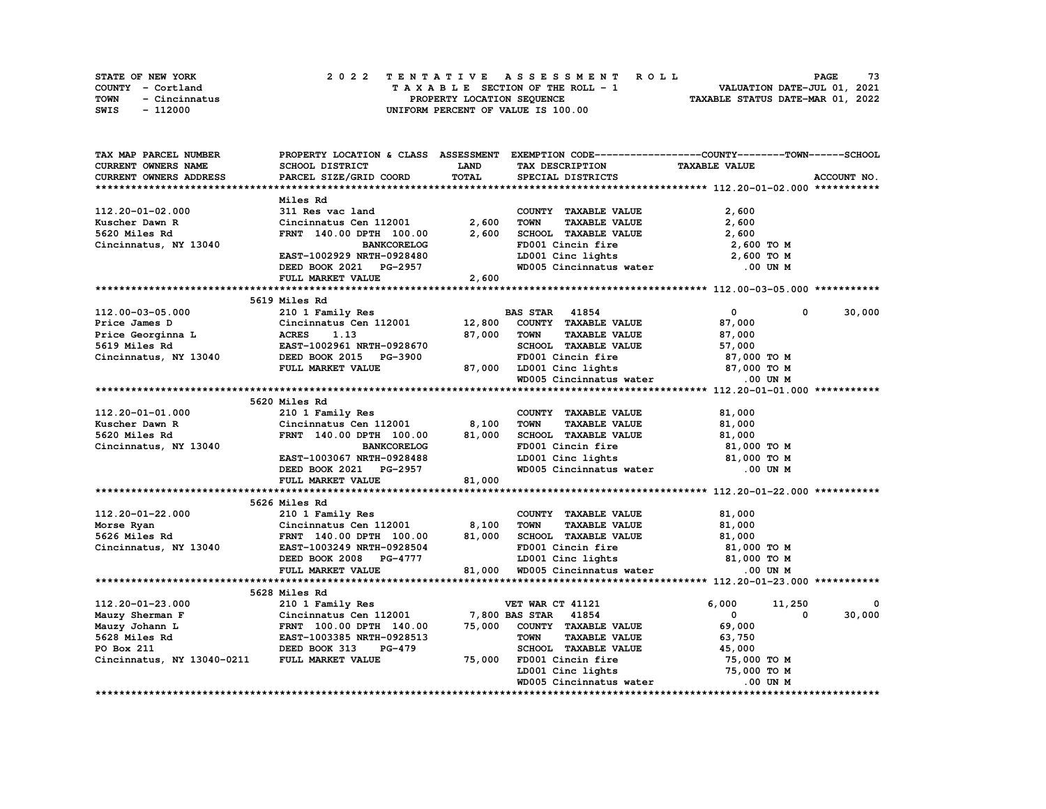STATE OF NEW YORK
COUNTY - Cortland
TOWN - Cincinnatus
SWIS - 112000

2022 TENTATIVE ASSESSMENT ROLL
TAXABLE SECTION OF THE ROLL - 1
PROPERTY LOCATION SEQUENCE
UNIFORM PERCENT OF VALUE IS 100.00

VALUATION DATE-JUL 01, 2021
TAXABLE STATUS DATE-MAR 01, 2022

| TAX MAP PARCEL NUMBER / CURRENT OWNERS NAME / CURRENT OWNERS ADDRESS | PROPERTY LOCATION & CLASS / SCHOOL DISTRICT / PARCEL SIZE/GRID COORD | ASSESSMENT LAND | TOTAL | EXEMPTION CODE / TAX DESCRIPTION / SPECIAL DISTRICTS | COUNTY TAXABLE VALUE | TOWN | SCHOOL | ACCOUNT NO. |
|---|---|---|---|---|---|---|---|---|
| **112.20-01-02.000** | Miles Rd | | | | | | | |
| 112.20-01-02.000 | 311 Res vac land | | | COUNTY TAXABLE VALUE | 2,600 | | | |
| Kuscher Dawn R | Cincinnatus Cen 112001 | 2,600 | | TOWN TAXABLE VALUE | 2,600 | | | |
| 5620 Miles Rd | FRNT 140.00 DPTH 100.00 | | 2,600 | SCHOOL TAXABLE VALUE | 2,600 | | | |
| Cincinnatus, NY 13040 | BANKCORELOG | | | FD001 Cincin fire | 2,600 TO M | | | |
| | EAST-1002929 NRTH-0928480 | | | LD001 Cinc lights | 2,600 TO M | | | |
| | DEED BOOK 2021 PG-2957 | | | WD005 Cincinnatus water | .00 UN M | | | |
| | FULL MARKET VALUE | | 2,600 | | | | | |
| **112.00-03-05.000** | 5619 Miles Rd | | | | | | | |
| 112.00-03-05.000 | 210 1 Family Res | | | BAS STAR 41854 | 0 | 0 | 30,000 | |
| Price James D | Cincinnatus Cen 112001 | 12,800 | | COUNTY TAXABLE VALUE | 87,000 | | | |
| Price Georginna L | ACRES 1.13 | | 87,000 | TOWN TAXABLE VALUE | 87,000 | | | |
| 5619 Miles Rd | EAST-1002961 NRTH-0928670 | | | SCHOOL TAXABLE VALUE | 57,000 | | | |
| Cincinnatus, NY 13040 | DEED BOOK 2015 PG-3900 | | | FD001 Cincin fire | 87,000 TO M | | | |
| | FULL MARKET VALUE | | 87,000 | LD001 Cinc lights | 87,000 TO M | | | |
| | | | | WD005 Cincinnatus water | .00 UN M | | | |
| **112.20-01-01.000** | 5620 Miles Rd | | | | | | | |
| 112.20-01-01.000 | 210 1 Family Res | | | COUNTY TAXABLE VALUE | 81,000 | | | |
| Kuscher Dawn R | Cincinnatus Cen 112001 | 8,100 | | TOWN TAXABLE VALUE | 81,000 | | | |
| 5620 Miles Rd | FRNT 140.00 DPTH 100.00 | | 81,000 | SCHOOL TAXABLE VALUE | 81,000 | | | |
| Cincinnatus, NY 13040 | BANKCORELOG | | | FD001 Cincin fire | 81,000 TO M | | | |
| | EAST-1003067 NRTH-0928488 | | | LD001 Cinc lights | 81,000 TO M | | | |
| | DEED BOOK 2021 PG-2957 | | | WD005 Cincinnatus water | .00 UN M | | | |
| | FULL MARKET VALUE | | 81,000 | | | | | |
| **112.20-01-22.000** | 5626 Miles Rd | | | | | | | |
| 112.20-01-22.000 | 210 1 Family Res | | | COUNTY TAXABLE VALUE | 81,000 | | | |
| Morse Ryan | Cincinnatus Cen 112001 | 8,100 | | TOWN TAXABLE VALUE | 81,000 | | | |
| 5626 Miles Rd | FRNT 140.00 DPTH 100.00 | | 81,000 | SCHOOL TAXABLE VALUE | 81,000 | | | |
| Cincinnatus, NY 13040 | EAST-1003249 NRTH-0928504 | | | FD001 Cincin fire | 81,000 TO M | | | |
| | DEED BOOK 2008 PG-4777 | | | LD001 Cinc lights | 81,000 TO M | | | |
| | FULL MARKET VALUE | | 81,000 | WD005 Cincinnatus water | .00 UN M | | | |
| **112.20-01-23.000** | 5628 Miles Rd | | | | | | | |
| 112.20-01-23.000 | 210 1 Family Res | | | VET WAR CT 41121 | 6,000 | 11,250 | 0 | |
| Mauzy Sherman F | Cincinnatus Cen 112001 | 7,800 | | BAS STAR 41854 | 0 | 0 | 30,000 | |
| Mauzy Johann L | FRNT 100.00 DPTH 140.00 | | 75,000 | COUNTY TAXABLE VALUE | 69,000 | | | |
| 5628 Miles Rd | EAST-1003385 NRTH-0928513 | | | TOWN TAXABLE VALUE | 63,750 | | | |
| PO Box 211 | DEED BOOK 313 PG-479 | | | SCHOOL TAXABLE VALUE | 45,000 | | | |
| Cincinnatus, NY 13040-0211 | FULL MARKET VALUE | | 75,000 | FD001 Cincin fire | 75,000 TO M | | | |
| | | | | LD001 Cinc lights | 75,000 TO M | | | |
| | | | | WD005 Cincinnatus water | .00 UN M | | | |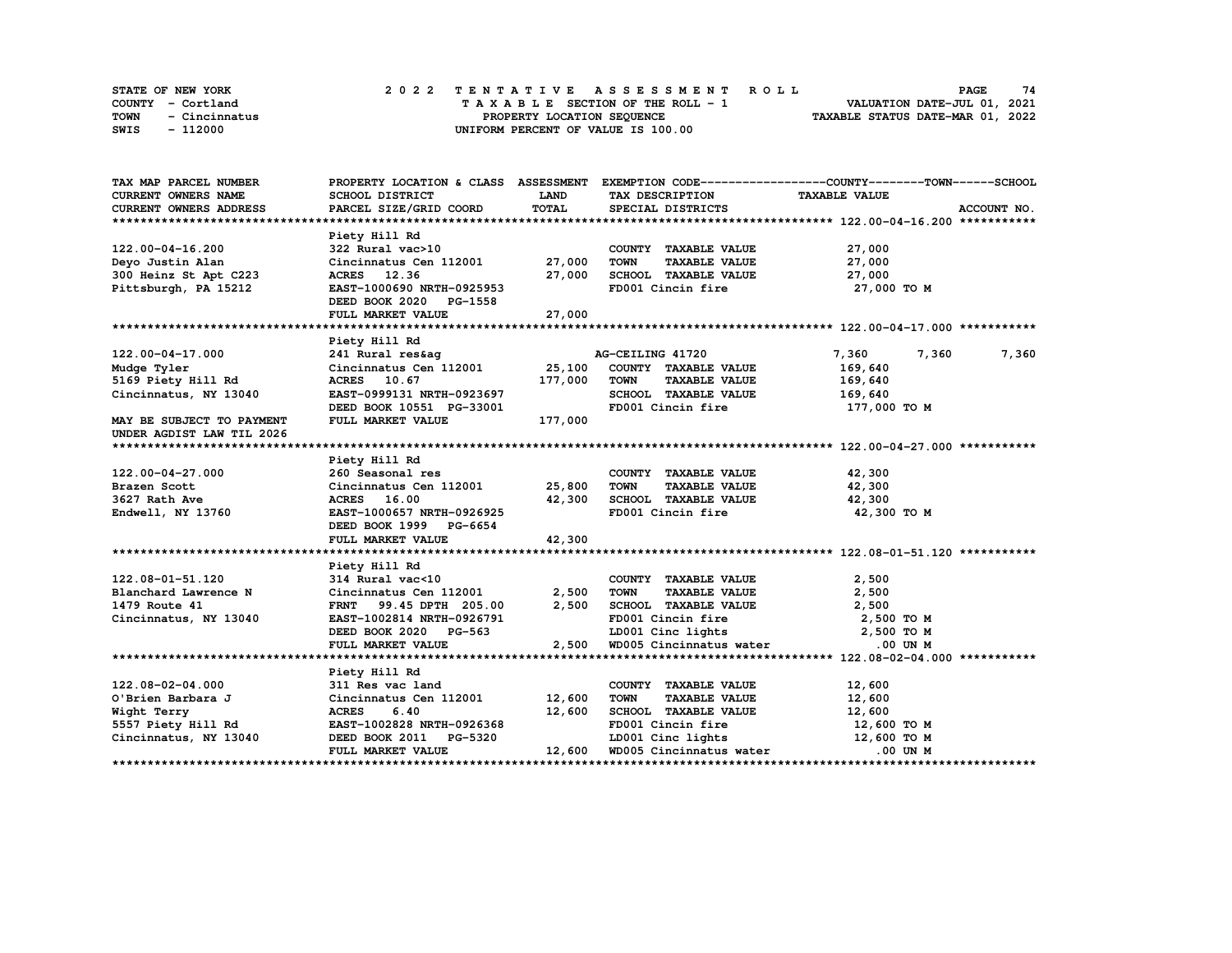STATE OF NEW YORK
COUNTY - Cortland
TOWN - Cincinnatus
SWIS - 112000

# 2022 TENTATIVE ASSESSMENT ROLL

TAXABLE SECTION OF THE ROLL - 1
PROPERTY LOCATION SEQUENCE
UNIFORM PERCENT OF VALUE IS 100.00

VALUATION DATE-JUL 01, 2021
TAXABLE STATUS DATE-MAR 01, 2022

| TAX MAP PARCEL NUMBER / CURRENT OWNERS NAME / CURRENT OWNERS ADDRESS | PROPERTY LOCATION & CLASS / SCHOOL DISTRICT / PARCEL SIZE/GRID COORD | ASSESSMENT LAND | TOTAL | EXEMPTION CODE / TAX DESCRIPTION / SPECIAL DISTRICTS | COUNTY TAXABLE VALUE | TOWN | SCHOOL |
|---|---|---|---|---|---|---|---|
| **122.00-04-16.200** | Piety Hill Rd | | | | | | |
| 122.00-04-16.200 | 322 Rural vac>10 | | | COUNTY TAXABLE VALUE | 27,000 | | |
| Deyo Justin Alan | Cincinnatus Cen 112001 | 27,000 | | TOWN TAXABLE VALUE | 27,000 | | |
| 300 Heinz St Apt C223 | ACRES 12.36 | | 27,000 | SCHOOL TAXABLE VALUE | 27,000 | | |
| Pittsburgh, PA 15212 | EAST-1000690 NRTH-0925953 | | | FD001 Cincin fire | 27,000 TO M | | |
| | DEED BOOK 2020 PG-1558 | | | | | | |
| | FULL MARKET VALUE | | 27,000 | | | | |
| **122.00-04-17.000** | Piety Hill Rd | | | | | | |
| 122.00-04-17.000 | 241 Rural res&ag | | | AG-CEILING 41720 | 7,360 | 7,360 | 7,360 |
| Mudge Tyler | Cincinnatus Cen 112001 | 25,100 | | COUNTY TAXABLE VALUE | 169,640 | | |
| 5169 Piety Hill Rd | ACRES 10.67 | | 177,000 | TOWN TAXABLE VALUE | 169,640 | | |
| Cincinnatus, NY 13040 | EAST-0999131 NRTH-0923697 | | | SCHOOL TAXABLE VALUE | 169,640 | | |
| | DEED BOOK 10551 PG-33001 | | | FD001 Cincin fire | 177,000 TO M | | |
| MAY BE SUBJECT TO PAYMENT | FULL MARKET VALUE | | 177,000 | | | | |
| UNDER AGDIST LAW TIL 2026 | | | | | | | |
| **122.00-04-27.000** | Piety Hill Rd | | | | | | |
| 122.00-04-27.000 | 260 Seasonal res | | | COUNTY TAXABLE VALUE | 42,300 | | |
| Brazen Scott | Cincinnatus Cen 112001 | 25,800 | | TOWN TAXABLE VALUE | 42,300 | | |
| 3627 Rath Ave | ACRES 16.00 | | 42,300 | SCHOOL TAXABLE VALUE | 42,300 | | |
| Endwell, NY 13760 | EAST-1000657 NRTH-0926925 | | | FD001 Cincin fire | 42,300 TO M | | |
| | DEED BOOK 1999 PG-6654 | | | | | | |
| | FULL MARKET VALUE | | 42,300 | | | | |
| **122.08-01-51.120** | Piety Hill Rd | | | | | | |
| 122.08-01-51.120 | 314 Rural vac<10 | | | COUNTY TAXABLE VALUE | 2,500 | | |
| Blanchard Lawrence N | Cincinnatus Cen 112001 | 2,500 | | TOWN TAXABLE VALUE | 2,500 | | |
| 1479 Route 41 | FRNT 99.45 DPTH 205.00 | | 2,500 | SCHOOL TAXABLE VALUE | 2,500 | | |
| Cincinnatus, NY 13040 | EAST-1002814 NRTH-0926791 | | | FD001 Cincin fire | 2,500 TO M | | |
| | DEED BOOK 2020 PG-563 | | | LD001 Cinc lights | 2,500 TO M | | |
| | FULL MARKET VALUE | | 2,500 | WD005 Cincinnatus water | .00 UN M | | |
| **122.08-02-04.000** | Piety Hill Rd | | | | | | |
| 122.08-02-04.000 | 311 Res vac land | | | COUNTY TAXABLE VALUE | 12,600 | | |
| O'Brien Barbara J | Cincinnatus Cen 112001 | 12,600 | | TOWN TAXABLE VALUE | 12,600 | | |
| Wight Terry | ACRES 6.40 | | 12,600 | SCHOOL TAXABLE VALUE | 12,600 | | |
| 5557 Piety Hill Rd | EAST-1002828 NRTH-0926368 | | | FD001 Cincin fire | 12,600 TO M | | |
| Cincinnatus, NY 13040 | DEED BOOK 2011 PG-5320 | | | LD001 Cinc lights | 12,600 TO M | | |
| | FULL MARKET VALUE | | 12,600 | WD005 Cincinnatus water | .00 UN M | | |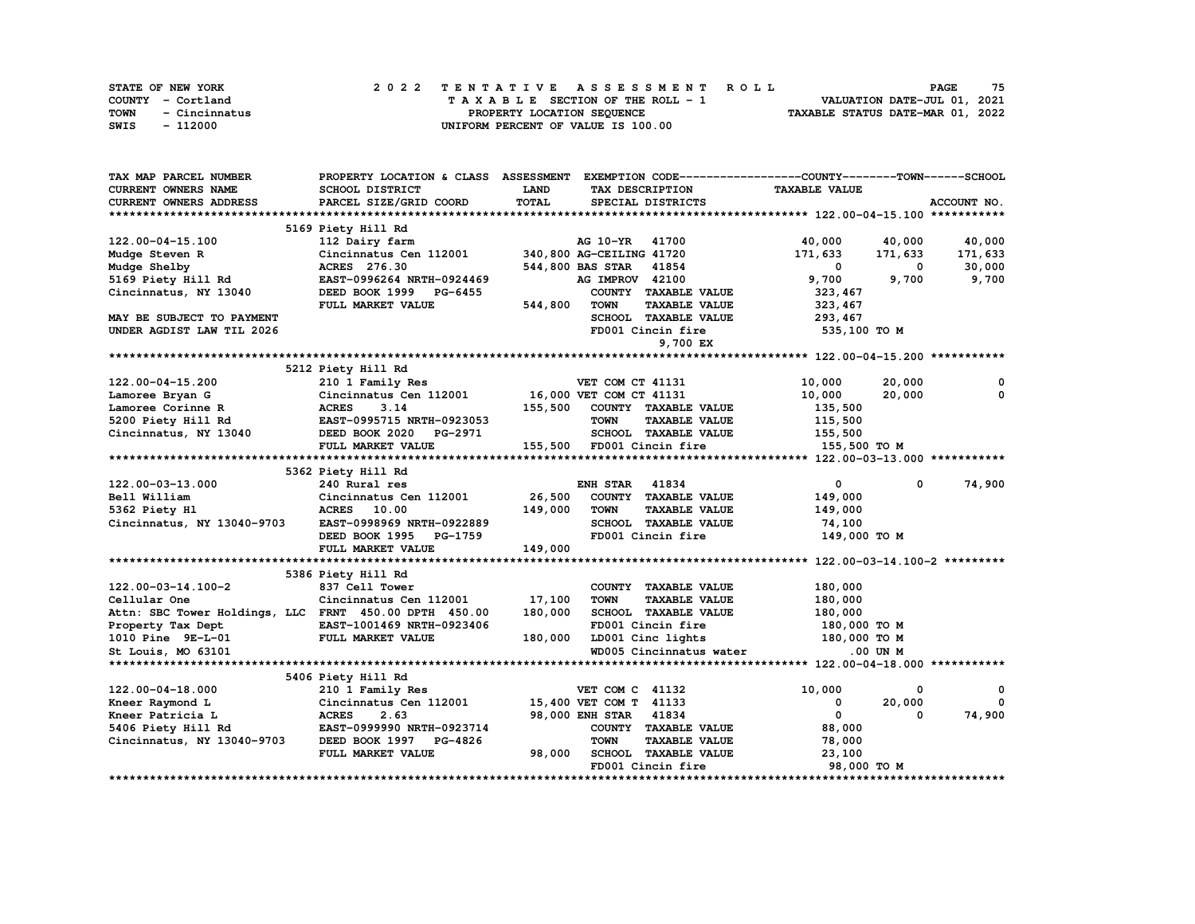STATE OF NEW YORK — COUNTY - Cortland — TOWN - Cincinnatus — SWIS - 112000

**2022 TENTATIVE ASSESSMENT ROLL**
TAXABLE SECTION OF THE ROLL - 1
PROPERTY LOCATION SEQUENCE
UNIFORM PERCENT OF VALUE IS 100.00

VALUATION DATE-JUL 01, 2021
TAXABLE STATUS DATE-MAR 01, 2022

```
TAX MAP PARCEL NUMBER          PROPERTY LOCATION & CLASS  ASSESSMENT  EXEMPTION CODE------------------COUNTY--------TOWN------SCHOOL
CURRENT OWNERS NAME            SCHOOL DISTRICT             LAND        TAX DESCRIPTION              TAXABLE VALUE
CURRENT OWNERS ADDRESS         PARCEL SIZE/GRID COORD      TOTAL       SPECIAL DISTRICTS                                       ACCOUNT NO.
******************************************************************************************************* 122.00-04-15.100 ***********
                               5169 Piety Hill Rd
122.00-04-15.100               112 Dairy farm                          AG 10-YR   41700            40,000      40,000      40,000
Mudge Steven R                 Cincinnatus Cen 112001      340,800 AG-CEILING 41720           171,633     171,633     171,633
Mudge Shelby                   ACRES  276.30               544,800 BAS STAR   41854                 0           0      30,000
5169 Piety Hill Rd             EAST-0996264 NRTH-0924469           AG IMPROV  42100             9,700       9,700       9,700
Cincinnatus, NY 13040          DEED BOOK 1999   PG-6455            COUNTY  TAXABLE VALUE        323,467
                               FULL MARKET VALUE           544,800 TOWN    TAXABLE VALUE        323,467
MAY BE SUBJECT TO PAYMENT                                          SCHOOL  TAXABLE VALUE        293,467
UNDER AGDIST LAW TIL 2026                                          FD001 Cincin fire             535,100 TO M
                                                                          9,700 EX
******************************************************************************************************* 122.00-04-15.200 ***********
                               5212 Piety Hill Rd
122.00-04-15.200               210 1 Family Res                        VET COM CT 41131            10,000      20,000           0
Lamoree Bryan G                Cincinnatus Cen 112001       16,000 VET COM CT 41131            10,000      20,000           0
Lamoree Corinne R              ACRES     3.14              155,500    COUNTY  TAXABLE VALUE     135,500
5200 Piety Hill Rd             EAST-0995715 NRTH-0923053              TOWN    TAXABLE VALUE     115,500
Cincinnatus, NY 13040          DEED BOOK 2020   PG-2971               SCHOOL  TAXABLE VALUE     155,500
                               FULL MARKET VALUE           155,500    FD001 Cincin fire          155,500 TO M
******************************************************************************************************* 122.00-03-13.000 ***********
                               5362 Piety Hill Rd
122.00-03-13.000               240 Rural res                           ENH STAR   41834                 0           0      74,900
Bell William                   Cincinnatus Cen 112001       26,500    COUNTY  TAXABLE VALUE     149,000
5362 Piety Hl                  ACRES    10.00              149,000    TOWN    TAXABLE VALUE     149,000
Cincinnatus, NY 13040-9703     EAST-0998969 NRTH-0922889              SCHOOL  TAXABLE VALUE      74,100
                               DEED BOOK 1995   PG-1759               FD001 Cincin fire          149,000 TO M
                               FULL MARKET VALUE           149,000
******************************************************************************************************* 122.00-03-14.100-2 *********
                               5386 Piety Hill Rd
122.00-03-14.100-2             837 Cell Tower                          COUNTY  TAXABLE VALUE        180,000
Cellular One                   Cincinnatus Cen 112001       17,100    TOWN    TAXABLE VALUE     180,000
Attn: SBC Tower Holdings, LLC  FRNT  450.00 DPTH  450.00   180,000    SCHOOL  TAXABLE VALUE     180,000
Property Tax Dept              EAST-1001469 NRTH-0923406              FD001 Cincin fire          180,000 TO M
1010 Pine  9E-L-01             FULL MARKET VALUE           180,000    LD001 Cinc lights          180,000 TO M
St Louis, MO 63101                                                    WD005 Cincinnatus water        .00 UN M
******************************************************************************************************* 122.00-04-18.000 ***********
                               5406 Piety Hill Rd
122.00-04-18.000               210 1 Family Res                        VET COM C  41132            10,000           0           0
Kneer Raymond L                Cincinnatus Cen 112001       15,400 VET COM T  41133                 0      20,000           0
Kneer Patricia L               ACRES     2.63               98,000 ENH STAR   41834                 0           0      74,900
5406 Piety Hill Rd             EAST-0999990 NRTH-0923714              COUNTY  TAXABLE VALUE      88,000
Cincinnatus, NY 13040-9703     DEED BOOK 1997   PG-4826               TOWN    TAXABLE VALUE      78,000
                               FULL MARKET VALUE            98,000    SCHOOL  TAXABLE VALUE      23,100
                                                                      FD001 Cincin fire           98,000 TO M
************************************************************************************************************************************
```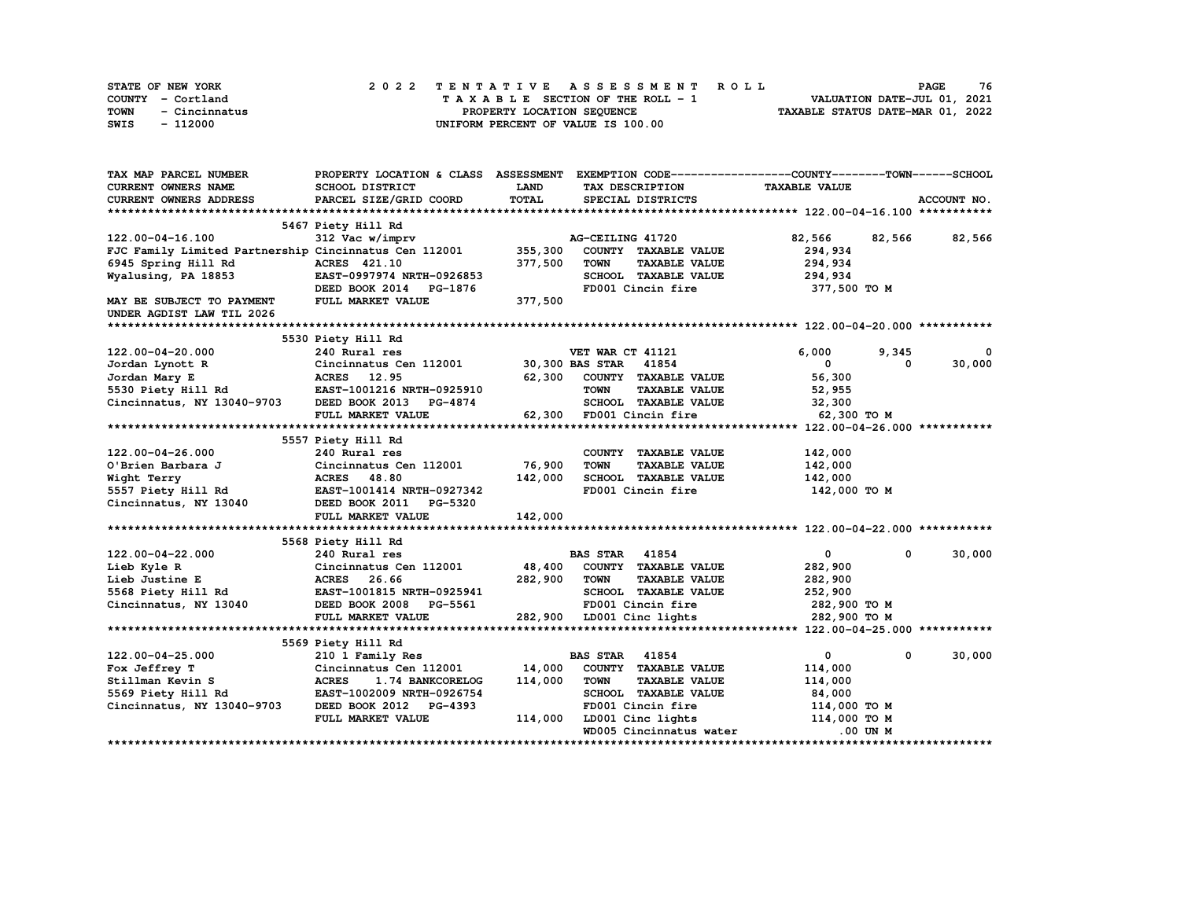STATE OF NEW YORK
COUNTY - Cortland
TOWN - Cincinnatus
SWIS - 112000

# 2022 TENTATIVE ASSESSMENT ROLL

TAXABLE SECTION OF THE ROLL - 1
PROPERTY LOCATION SEQUENCE
UNIFORM PERCENT OF VALUE IS 100.00

VALUATION DATE-JUL 01, 2021
TAXABLE STATUS DATE-MAR 01, 2022

| TAX MAP PARCEL NUMBER / CURRENT OWNERS NAME / CURRENT OWNERS ADDRESS | PROPERTY LOCATION & CLASS / SCHOOL DISTRICT / PARCEL SIZE/GRID COORD | ASSESSMENT LAND | TOTAL | EXEMPTION CODE / TAX DESCRIPTION / SPECIAL DISTRICTS | COUNTY TAXABLE VALUE | TOWN | SCHOOL |
|---|---|---|---|---|---|---|---|
| **122.00-04-16.100** | 5467 Piety Hill Rd | | | | | | |
| 122.00-04-16.100 | 312 Vac w/imprv | | | AG-CEILING 41720 | 82,566 | 82,566 | 82,566 |
| FJC Family Limited Partnership | Cincinnatus Cen 112001 | 355,300 | | COUNTY TAXABLE VALUE | 294,934 | | |
| 6945 Spring Hill Rd | ACRES 421.10 | | 377,500 | TOWN TAXABLE VALUE | 294,934 | | |
| Wyalusing, PA 18853 | EAST-0997974 NRTH-0926853 | | | SCHOOL TAXABLE VALUE | 294,934 | | |
| | DEED BOOK 2014 PG-1876 | | | FD001 Cincin fire | 377,500 TO M | | |
| MAY BE SUBJECT TO PAYMENT UNDER AGDIST LAW TIL 2026 | FULL MARKET VALUE | | 377,500 | | | | |
| **122.00-04-20.000** | 5530 Piety Hill Rd | | | | | | |
| 122.00-04-20.000 | 240 Rural res | | | VET WAR CT 41121 | 6,000 | 9,345 | 0 |
| Jordan Lynott R | Cincinnatus Cen 112001 | 30,300 | | BAS STAR 41854 | 0 | 0 | 30,000 |
| Jordan Mary E | ACRES 12.95 | | 62,300 | COUNTY TAXABLE VALUE | 56,300 | | |
| 5530 Piety Hill Rd | EAST-1001216 NRTH-0925910 | | | TOWN TAXABLE VALUE | 52,955 | | |
| Cincinnatus, NY 13040-9703 | DEED BOOK 2013 PG-4874 | | | SCHOOL TAXABLE VALUE | 32,300 | | |
| | FULL MARKET VALUE | | 62,300 | FD001 Cincin fire | 62,300 TO M | | |
| **122.00-04-26.000** | 5557 Piety Hill Rd | | | | | | |
| 122.00-04-26.000 | 240 Rural res | | | COUNTY TAXABLE VALUE | 142,000 | | |
| O'Brien Barbara J | Cincinnatus Cen 112001 | 76,900 | | TOWN TAXABLE VALUE | 142,000 | | |
| Wight Terry | ACRES 48.80 | | 142,000 | SCHOOL TAXABLE VALUE | 142,000 | | |
| 5557 Piety Hill Rd | EAST-1001414 NRTH-0927342 | | | FD001 Cincin fire | 142,000 TO M | | |
| Cincinnatus, NY 13040 | DEED BOOK 2011 PG-5320 | | | | | | |
| | FULL MARKET VALUE | | 142,000 | | | | |
| **122.00-04-22.000** | 5568 Piety Hill Rd | | | | | | |
| 122.00-04-22.000 | 240 Rural res | | | BAS STAR 41854 | 0 | 0 | 30,000 |
| Lieb Kyle R | Cincinnatus Cen 112001 | 48,400 | | COUNTY TAXABLE VALUE | 282,900 | | |
| Lieb Justine E | ACRES 26.66 | | 282,900 | TOWN TAXABLE VALUE | 282,900 | | |
| 5568 Piety Hill Rd | EAST-1001815 NRTH-0925941 | | | SCHOOL TAXABLE VALUE | 252,900 | | |
| Cincinnatus, NY 13040 | DEED BOOK 2008 PG-5561 | | | FD001 Cincin fire | 282,900 TO M | | |
| | FULL MARKET VALUE | | 282,900 | LD001 Cinc lights | 282,900 TO M | | |
| **122.00-04-25.000** | 5569 Piety Hill Rd | | | | | | |
| 122.00-04-25.000 | 210 1 Family Res | | | BAS STAR 41854 | 0 | 0 | 30,000 |
| Fox Jeffrey T | Cincinnatus Cen 112001 | 14,000 | | COUNTY TAXABLE VALUE | 114,000 | | |
| Stillman Kevin S | ACRES 1.74 BANKCORELOG | | 114,000 | TOWN TAXABLE VALUE | 114,000 | | |
| 5569 Piety Hill Rd | EAST-1002009 NRTH-0926754 | | | SCHOOL TAXABLE VALUE | 84,000 | | |
| Cincinnatus, NY 13040-9703 | DEED BOOK 2012 PG-4393 | | | FD001 Cincin fire | 114,000 TO M | | |
| | FULL MARKET VALUE | | 114,000 | LD001 Cinc lights | 114,000 TO M | | |
| | | | | WD005 Cincinnatus water | .00 UN M | | |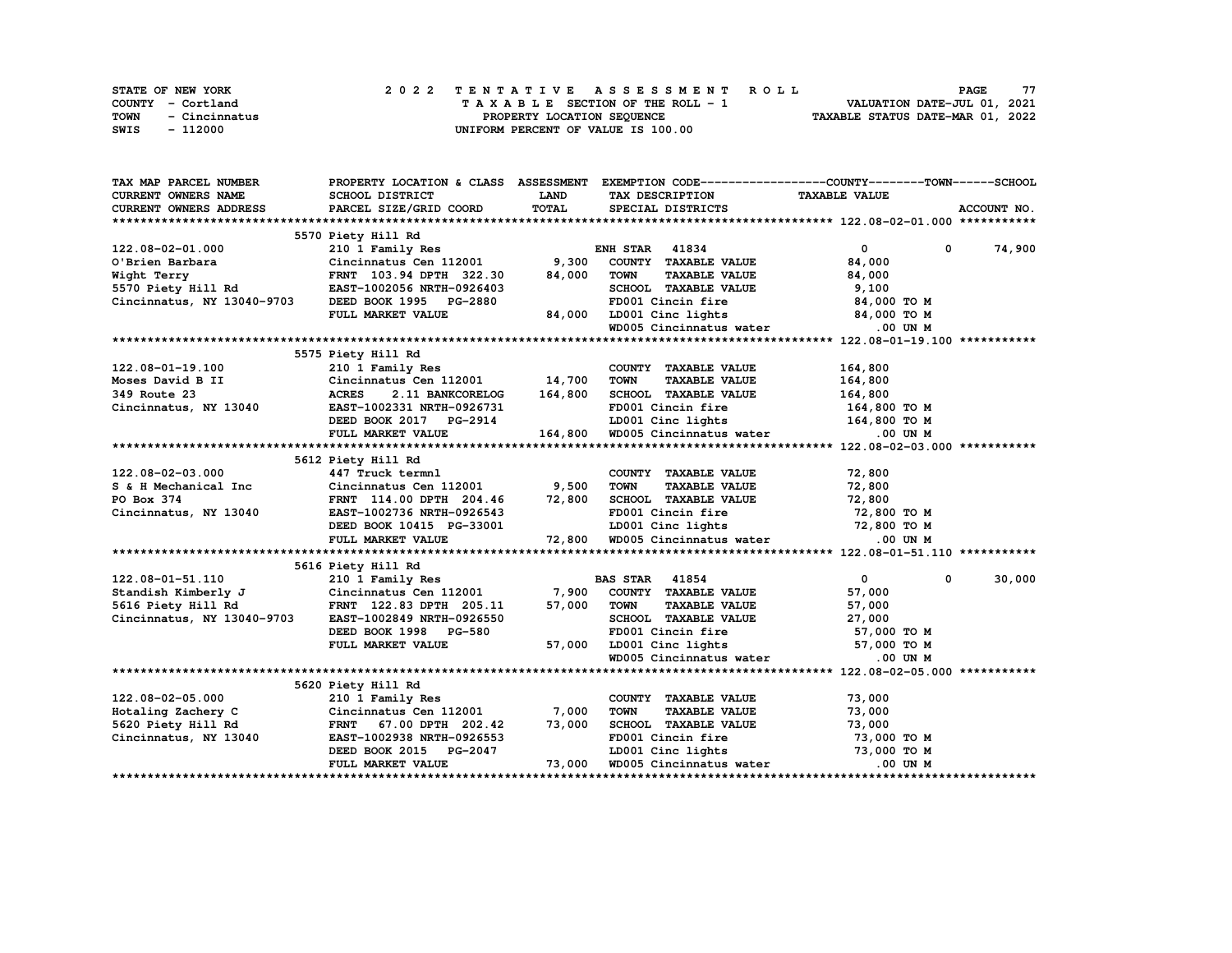STATE OF NEW YORK
COUNTY - Cortland
TOWN - Cincinnatus
SWIS - 112000

# 2022 TENTATIVE ASSESSMENT ROLL

TAXABLE SECTION OF THE ROLL - 1
PROPERTY LOCATION SEQUENCE
UNIFORM PERCENT OF VALUE IS 100.00

VALUATION DATE-JUL 01, 2021
TAXABLE STATUS DATE-MAR 01, 2022

| TAX MAP PARCEL NUMBER<br>CURRENT OWNERS NAME<br>CURRENT OWNERS ADDRESS | PROPERTY LOCATION & CLASS<br>SCHOOL DISTRICT<br>PARCEL SIZE/GRID COORD | ASSESSMENT<br>LAND<br>TOTAL | EXEMPTION CODE<br>TAX DESCRIPTION<br>SPECIAL DISTRICTS | COUNTY<br>TAXABLE VALUE | TOWN | SCHOOL<br>ACCOUNT NO. |
|---|---|---|---|---|---|---|
| **122.08-02-01.000** | 5570 Piety Hill Rd | | | | | |
| 122.08-02-01.000 | 210 1 Family Res | | ENH STAR 41834 | 0 | 0 | 74,900 |
| O'Brien Barbara | Cincinnatus Cen 112001 | 9,300 | COUNTY TAXABLE VALUE | 84,000 | | |
| Wight Terry | FRNT 103.94 DPTH 322.30 | 84,000 | TOWN TAXABLE VALUE | 84,000 | | |
| 5570 Piety Hill Rd | EAST-1002056 NRTH-0926403 | | SCHOOL TAXABLE VALUE | 9,100 | | |
| Cincinnatus, NY 13040-9703 | DEED BOOK 1995 PG-2880 | | FD001 Cincin fire | 84,000 TO M | | |
| | FULL MARKET VALUE | 84,000 | LD001 Cinc lights | 84,000 TO M | | |
| | | | WD005 Cincinnatus water | .00 UN M | | |
| **122.08-01-19.100** | 5575 Piety Hill Rd | | | | | |
| 122.08-01-19.100 | 210 1 Family Res | | COUNTY TAXABLE VALUE | 164,800 | | |
| Moses David B II | Cincinnatus Cen 112001 | 14,700 | TOWN TAXABLE VALUE | 164,800 | | |
| 349 Route 23 | ACRES 2.11 BANKCORELOG | 164,800 | SCHOOL TAXABLE VALUE | 164,800 | | |
| Cincinnatus, NY 13040 | EAST-1002331 NRTH-0926731 | | FD001 Cincin fire | 164,800 TO M | | |
| | DEED BOOK 2017 PG-2914 | | LD001 Cinc lights | 164,800 TO M | | |
| | FULL MARKET VALUE | 164,800 | WD005 Cincinnatus water | .00 UN M | | |
| **122.08-02-03.000** | 5612 Piety Hill Rd | | | | | |
| 122.08-02-03.000 | 447 Truck termnl | | COUNTY TAXABLE VALUE | 72,800 | | |
| S & H Mechanical Inc | Cincinnatus Cen 112001 | 9,500 | TOWN TAXABLE VALUE | 72,800 | | |
| PO Box 374 | FRNT 114.00 DPTH 204.46 | 72,800 | SCHOOL TAXABLE VALUE | 72,800 | | |
| Cincinnatus, NY 13040 | EAST-1002736 NRTH-0926543 | | FD001 Cincin fire | 72,800 TO M | | |
| | DEED BOOK 10415 PG-33001 | | LD001 Cinc lights | 72,800 TO M | | |
| | FULL MARKET VALUE | 72,800 | WD005 Cincinnatus water | .00 UN M | | |
| **122.08-01-51.110** | 5616 Piety Hill Rd | | | | | |
| 122.08-01-51.110 | 210 1 Family Res | | BAS STAR 41854 | 0 | 0 | 30,000 |
| Standish Kimberly J | Cincinnatus Cen 112001 | 7,900 | COUNTY TAXABLE VALUE | 57,000 | | |
| 5616 Piety Hill Rd | FRNT 122.83 DPTH 205.11 | 57,000 | TOWN TAXABLE VALUE | 57,000 | | |
| Cincinnatus, NY 13040-9703 | EAST-1002849 NRTH-0926550 | | SCHOOL TAXABLE VALUE | 27,000 | | |
| | DEED BOOK 1998 PG-580 | | FD001 Cincin fire | 57,000 TO M | | |
| | FULL MARKET VALUE | 57,000 | LD001 Cinc lights | 57,000 TO M | | |
| | | | WD005 Cincinnatus water | .00 UN M | | |
| **122.08-02-05.000** | 5620 Piety Hill Rd | | | | | |
| 122.08-02-05.000 | 210 1 Family Res | | COUNTY TAXABLE VALUE | 73,000 | | |
| Hotaling Zachery C | Cincinnatus Cen 112001 | 7,000 | TOWN TAXABLE VALUE | 73,000 | | |
| 5620 Piety Hill Rd | FRNT 67.00 DPTH 202.42 | 73,000 | SCHOOL TAXABLE VALUE | 73,000 | | |
| Cincinnatus, NY 13040 | EAST-1002938 NRTH-0926553 | | FD001 Cincin fire | 73,000 TO M | | |
| | DEED BOOK 2015 PG-2047 | | LD001 Cinc lights | 73,000 TO M | | |
| | FULL MARKET VALUE | 73,000 | WD005 Cincinnatus water | .00 UN M | | |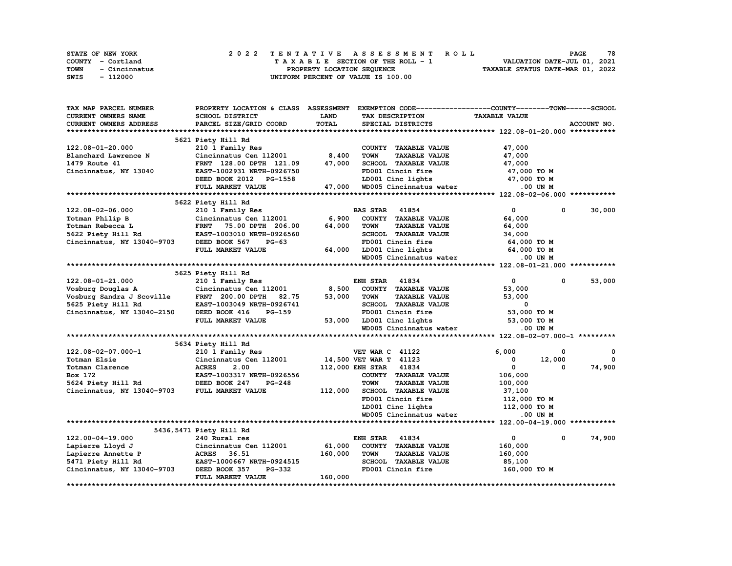STATE OF NEW YORK
COUNTY - Cortland
TOWN - Cincinnatus
SWIS - 112000

2022 TENTATIVE ASSESSMENT ROLL
TAXABLE SECTION OF THE ROLL - 1
PROPERTY LOCATION SEQUENCE
UNIFORM PERCENT OF VALUE IS 100.00

VALUATION DATE-JUL 01, 2021
TAXABLE STATUS DATE-MAR 01, 2022

| TAX MAP PARCEL NUMBER / CURRENT OWNERS NAME / CURRENT OWNERS ADDRESS | PROPERTY LOCATION & CLASS / SCHOOL DISTRICT / PARCEL SIZE/GRID COORD | ASSESSMENT LAND | TOTAL | EXEMPTION CODE / TAX DESCRIPTION / SPECIAL DISTRICTS | COUNTY TAXABLE VALUE | TOWN | SCHOOL |
|---|---|---|---|---|---|---|---|
| **122.08-01-20.000** | 5621 Piety Hill Rd | | | | | | |
| 122.08-01-20.000 | 210 1 Family Res | | | COUNTY TAXABLE VALUE | 47,000 | | |
| Blanchard Lawrence N | Cincinnatus Cen 112001 | 8,400 | | TOWN TAXABLE VALUE | 47,000 | | |
| 1479 Route 41 | FRNT 128.00 DPTH 121.09 | | 47,000 | SCHOOL TAXABLE VALUE | 47,000 | | |
| Cincinnatus, NY 13040 | EAST-1002931 NRTH-0926750 | | | FD001 Cincin fire | 47,000 TO M | | |
| | DEED BOOK 2012 PG-1558 | | | LD001 Cinc lights | 47,000 TO M | | |
| | FULL MARKET VALUE | | 47,000 | WD005 Cincinnatus water | .00 UN M | | |
| **122.08-02-06.000** | 5622 Piety Hill Rd | | | | | | |
| 122.08-02-06.000 | 210 1 Family Res | | | BAS STAR 41854 | 0 | 0 | 30,000 |
| Totman Philip B | Cincinnatus Cen 112001 | 6,900 | | COUNTY TAXABLE VALUE | 64,000 | | |
| Totman Rebecca L | FRNT 75.00 DPTH 206.00 | | 64,000 | TOWN TAXABLE VALUE | 64,000 | | |
| 5622 Piety Hill Rd | EAST-1003010 NRTH-0926560 | | | SCHOOL TAXABLE VALUE | 34,000 | | |
| Cincinnatus, NY 13040-9703 | DEED BOOK 567 PG-63 | | | FD001 Cincin fire | 64,000 TO M | | |
| | FULL MARKET VALUE | | 64,000 | LD001 Cinc lights | 64,000 TO M | | |
| | | | | WD005 Cincinnatus water | .00 UN M | | |
| **122.08-01-21.000** | 5625 Piety Hill Rd | | | | | | |
| 122.08-01-21.000 | 210 1 Family Res | | | ENH STAR 41834 | 0 | 0 | 53,000 |
| Vosburg Douglas A | Cincinnatus Cen 112001 | 8,500 | | COUNTY TAXABLE VALUE | 53,000 | | |
| Vosburg Sandra J Scoville | FRNT 200.00 DPTH 82.75 | | 53,000 | TOWN TAXABLE VALUE | 53,000 | | |
| 5625 Piety Hill Rd | EAST-1003049 NRTH-0926741 | | | SCHOOL TAXABLE VALUE | 0 | | |
| Cincinnatus, NY 13040-2150 | DEED BOOK 416 PG-159 | | | FD001 Cincin fire | 53,000 TO M | | |
| | FULL MARKET VALUE | | 53,000 | LD001 Cinc lights | 53,000 TO M | | |
| | | | | WD005 Cincinnatus water | .00 UN M | | |
| **122.08-02-07.000-1** | 5634 Piety Hill Rd | | | | | | |
| 122.08-02-07.000-1 | 210 1 Family Res | | | VET WAR C 41122 | 6,000 | 0 | 0 |
| Totman Elsie | Cincinnatus Cen 112001 | 14,500 | | VET WAR T 41123 | 0 | 12,000 | 0 |
| Totman Clarence | ACRES 2.00 | | 112,000 | ENH STAR 41834 | 0 | 0 | 74,900 |
| Box 172 | EAST-1003317 NRTH-0926556 | | | COUNTY TAXABLE VALUE | 106,000 | | |
| 5624 Piety Hill Rd | DEED BOOK 247 PG-248 | | | TOWN TAXABLE VALUE | 100,000 | | |
| Cincinnatus, NY 13040-9703 | FULL MARKET VALUE | | 112,000 | SCHOOL TAXABLE VALUE | 37,100 | | |
| | | | | FD001 Cincin fire | 112,000 TO M | | |
| | | | | LD001 Cinc lights | 112,000 TO M | | |
| | | | | WD005 Cincinnatus water | .00 UN M | | |
| **122.00-04-19.000** | 5436,5471 Piety Hill Rd | | | | | | |
| 122.00-04-19.000 | 240 Rural res | | | ENH STAR 41834 | 0 | 0 | 74,900 |
| Lapierre Lloyd J | Cincinnatus Cen 112001 | 61,000 | | COUNTY TAXABLE VALUE | 160,000 | | |
| Lapierre Annette P | ACRES 36.51 | | 160,000 | TOWN TAXABLE VALUE | 160,000 | | |
| 5471 Piety Hill Rd | EAST-1000667 NRTH-0924515 | | | SCHOOL TAXABLE VALUE | 85,100 | | |
| Cincinnatus, NY 13040-9703 | DEED BOOK 357 PG-332 | | | FD001 Cincin fire | 160,000 TO M | | |
| | FULL MARKET VALUE | | 160,000 | | | | |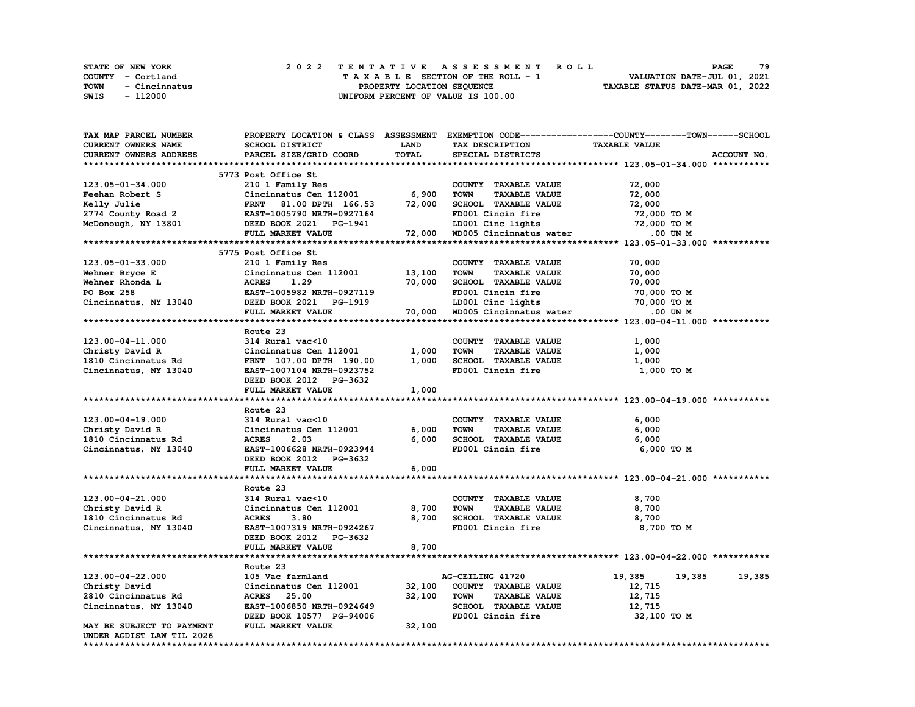STATE OF NEW YORK
COUNTY - Cortland
TOWN - Cincinnatus
SWIS - 112000

# 2022 TENTATIVE ASSESSMENT ROLL

TAXABLE SECTION OF THE ROLL - 1
PROPERTY LOCATION SEQUENCE
UNIFORM PERCENT OF VALUE IS 100.00

VALUATION DATE-JUL 01, 2021
TAXABLE STATUS DATE-MAR 01, 2022

| TAX MAP PARCEL NUMBER / CURRENT OWNERS NAME / CURRENT OWNERS ADDRESS | PROPERTY LOCATION & CLASS / SCHOOL DISTRICT / PARCEL SIZE/GRID COORD | ASSESSMENT LAND | TOTAL | EXEMPTION CODE / TAX DESCRIPTION / SPECIAL DISTRICTS | TAXABLE VALUE COUNTY | TOWN | SCHOOL |
|---|---|---|---|---|---|---|---|
| **123.05-01-34.000** | 5773 Post Office St | | | | | | |
| 123.05-01-34.000 | 210 1 Family Res | | | COUNTY TAXABLE VALUE | 72,000 | | |
| Feehan Robert S | Cincinnatus Cen 112001 | 6,900 | | TOWN TAXABLE VALUE | 72,000 | | |
| Kelly Julie | FRNT 81.00 DPTH 166.53 | | 72,000 | SCHOOL TAXABLE VALUE | 72,000 | | |
| 2774 County Road 2 | EAST-1005790 NRTH-0927164 | | | FD001 Cincin fire | 72,000 TO M | | |
| McDonough, NY 13801 | DEED BOOK 2021 PG-1941 | | | LD001 Cinc lights | 72,000 TO M | | |
| | FULL MARKET VALUE | | 72,000 | WD005 Cincinnatus water | .00 UN M | | |
| **123.05-01-33.000** | 5775 Post Office St | | | | | | |
| 123.05-01-33.000 | 210 1 Family Res | | | COUNTY TAXABLE VALUE | 70,000 | | |
| Wehner Bryce E | Cincinnatus Cen 112001 | 13,100 | | TOWN TAXABLE VALUE | 70,000 | | |
| Wehner Rhonda L | ACRES 1.29 | | 70,000 | SCHOOL TAXABLE VALUE | 70,000 | | |
| PO Box 258 | EAST-1005982 NRTH-0927119 | | | FD001 Cincin fire | 70,000 TO M | | |
| Cincinnatus, NY 13040 | DEED BOOK 2021 PG-1919 | | | LD001 Cinc lights | 70,000 TO M | | |
| | FULL MARKET VALUE | | 70,000 | WD005 Cincinnatus water | .00 UN M | | |
| **123.00-04-11.000** | Route 23 | | | | | | |
| 123.00-04-11.000 | 314 Rural vac<10 | | | COUNTY TAXABLE VALUE | 1,000 | | |
| Christy David R | Cincinnatus Cen 112001 | 1,000 | | TOWN TAXABLE VALUE | 1,000 | | |
| 1810 Cincinnatus Rd | FRNT 107.00 DPTH 190.00 | | 1,000 | SCHOOL TAXABLE VALUE | 1,000 | | |
| Cincinnatus, NY 13040 | EAST-1007104 NRTH-0923752 | | | FD001 Cincin fire | 1,000 TO M | | |
| | DEED BOOK 2012 PG-3632 | | | | | | |
| | FULL MARKET VALUE | | 1,000 | | | | |
| **123.00-04-19.000** | Route 23 | | | | | | |
| 123.00-04-19.000 | 314 Rural vac<10 | | | COUNTY TAXABLE VALUE | 6,000 | | |
| Christy David R | Cincinnatus Cen 112001 | 6,000 | | TOWN TAXABLE VALUE | 6,000 | | |
| 1810 Cincinnatus Rd | ACRES 2.03 | | 6,000 | SCHOOL TAXABLE VALUE | 6,000 | | |
| Cincinnatus, NY 13040 | EAST-1006628 NRTH-0923944 | | | FD001 Cincin fire | 6,000 TO M | | |
| | DEED BOOK 2012 PG-3632 | | | | | | |
| | FULL MARKET VALUE | | 6,000 | | | | |
| **123.00-04-21.000** | Route 23 | | | | | | |
| 123.00-04-21.000 | 314 Rural vac<10 | | | COUNTY TAXABLE VALUE | 8,700 | | |
| Christy David R | Cincinnatus Cen 112001 | 8,700 | | TOWN TAXABLE VALUE | 8,700 | | |
| 1810 Cincinnatus Rd | ACRES 3.80 | | 8,700 | SCHOOL TAXABLE VALUE | 8,700 | | |
| Cincinnatus, NY 13040 | EAST-1007319 NRTH-0924267 | | | FD001 Cincin fire | 8,700 TO M | | |
| | DEED BOOK 2012 PG-3632 | | | | | | |
| | FULL MARKET VALUE | | 8,700 | | | | |
| **123.00-04-22.000** | Route 23 | | | | | | |
| 123.00-04-22.000 | 105 Vac farmland | | | AG-CEILING 41720 | 19,385 | 19,385 | 19,385 |
| Christy David | Cincinnatus Cen 112001 | 32,100 | | COUNTY TAXABLE VALUE | 12,715 | | |
| 2810 Cincinnatus Rd | ACRES 25.00 | | 32,100 | TOWN TAXABLE VALUE | 12,715 | | |
| Cincinnatus, NY 13040 | EAST-1006850 NRTH-0924649 | | | SCHOOL TAXABLE VALUE | 12,715 | | |
| | DEED BOOK 10577 PG-94006 | | | FD001 Cincin fire | 32,100 TO M | | |
| MAY BE SUBJECT TO PAYMENT UNDER AGDIST LAW TIL 2026 | FULL MARKET VALUE | | 32,100 | | | | |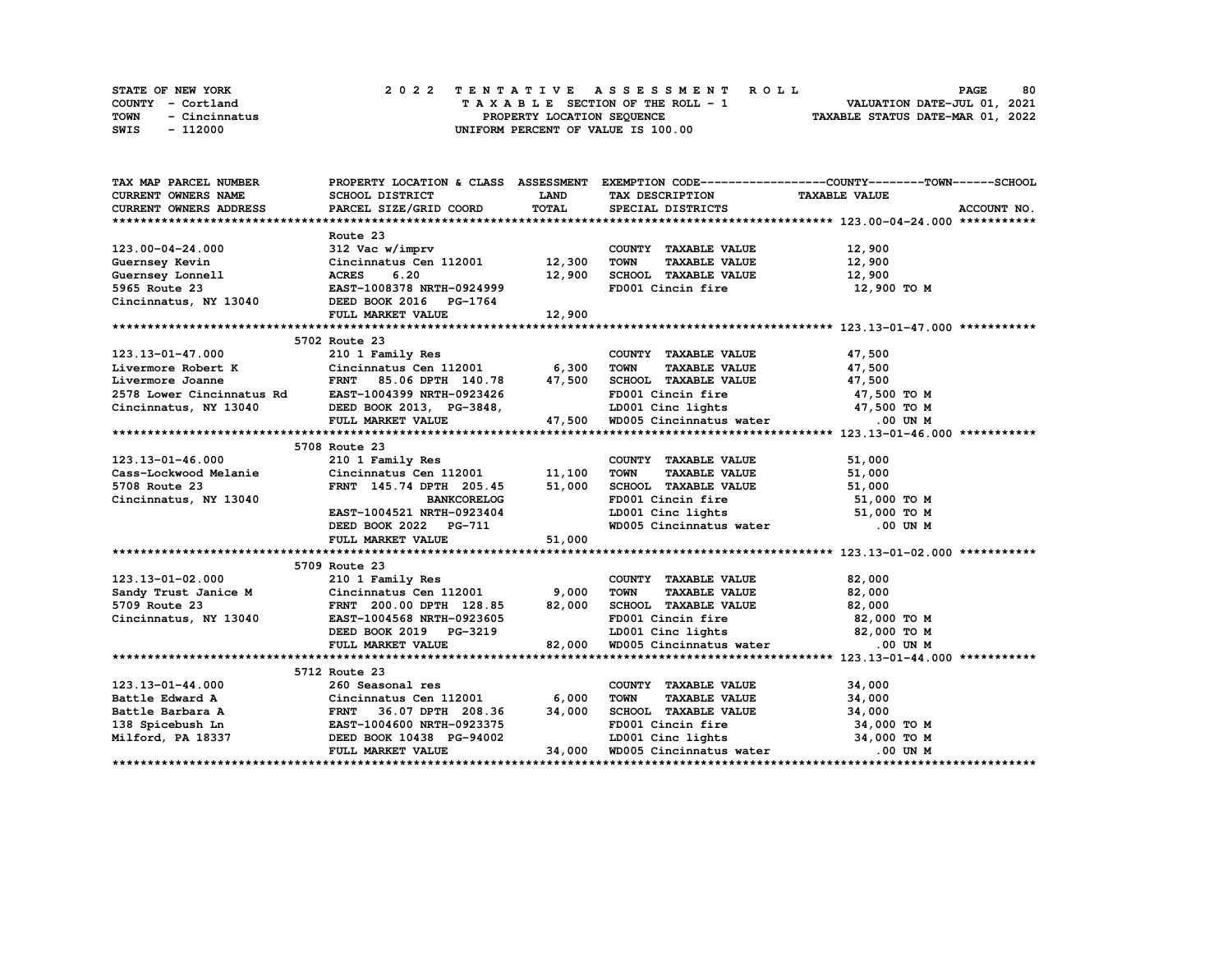STATE OF NEW YORK
COUNTY - Cortland
TOWN - Cincinnatus
SWIS - 112000

2 0 2 2 T E N T A T I V E A S S E S S M E N T R O L L
T A X A B L E SECTION OF THE ROLL - 1
PROPERTY LOCATION SEQUENCE
UNIFORM PERCENT OF VALUE IS 100.00

VALUATION DATE-JUL 01, 2021
TAXABLE STATUS DATE-MAR 01, 2022

| TAX MAP PARCEL NUMBER / CURRENT OWNERS NAME / CURRENT OWNERS ADDRESS | PROPERTY LOCATION & CLASS / SCHOOL DISTRICT / PARCEL SIZE/GRID COORD | ASSESSMENT LAND / TOTAL | EXEMPTION CODE / TAX DESCRIPTION / SPECIAL DISTRICTS | COUNTY--------TOWN------SCHOOL TAXABLE VALUE | ACCOUNT NO. |
|---|---|---|---|---|---|
| **123.00-04-24.000** | Route 23 | | | | |
| 123.00-04-24.000 | 312 Vac w/imprv | | COUNTY TAXABLE VALUE | 12,900 | |
| Guernsey Kevin | Cincinnatus Cen 112001 | 12,300 | TOWN TAXABLE VALUE | 12,900 | |
| Guernsey Lonnell | ACRES 6.20 | 12,900 | SCHOOL TAXABLE VALUE | 12,900 | |
| 5965 Route 23 | EAST-1008378 NRTH-0924999 | | FD001 Cincin fire | 12,900 TO M | |
| Cincinnatus, NY 13040 | DEED BOOK 2016 PG-1764 | | | | |
| | FULL MARKET VALUE | 12,900 | | | |
| **123.13-01-47.000** | 5702 Route 23 | | | | |
| 123.13-01-47.000 | 210 1 Family Res | | COUNTY TAXABLE VALUE | 47,500 | |
| Livermore Robert K | Cincinnatus Cen 112001 | 6,300 | TOWN TAXABLE VALUE | 47,500 | |
| Livermore Joanne | FRNT 85.06 DPTH 140.78 | 47,500 | SCHOOL TAXABLE VALUE | 47,500 | |
| 2578 Lower Cincinnatus Rd | EAST-1004399 NRTH-0923426 | | FD001 Cincin fire | 47,500 TO M | |
| Cincinnatus, NY 13040 | DEED BOOK 2013, PG-3848, | | LD001 Cinc lights | 47,500 TO M | |
| | FULL MARKET VALUE | 47,500 | WD005 Cincinnatus water | .00 UN M | |
| **123.13-01-46.000** | 5708 Route 23 | | | | |
| 123.13-01-46.000 | 210 1 Family Res | | COUNTY TAXABLE VALUE | 51,000 | |
| Cass-Lockwood Melanie | Cincinnatus Cen 112001 | 11,100 | TOWN TAXABLE VALUE | 51,000 | |
| 5708 Route 23 | FRNT 145.74 DPTH 205.45 | 51,000 | SCHOOL TAXABLE VALUE | 51,000 | |
| Cincinnatus, NY 13040 | BANKCORELOG | | FD001 Cincin fire | 51,000 TO M | |
| | EAST-1004521 NRTH-0923404 | | LD001 Cinc lights | 51,000 TO M | |
| | DEED BOOK 2022 PG-711 | | WD005 Cincinnatus water | .00 UN M | |
| | FULL MARKET VALUE | 51,000 | | | |
| **123.13-01-02.000** | 5709 Route 23 | | | | |
| 123.13-01-02.000 | 210 1 Family Res | | COUNTY TAXABLE VALUE | 82,000 | |
| Sandy Trust Janice M | Cincinnatus Cen 112001 | 9,000 | TOWN TAXABLE VALUE | 82,000 | |
| 5709 Route 23 | FRNT 200.00 DPTH 128.85 | 82,000 | SCHOOL TAXABLE VALUE | 82,000 | |
| Cincinnatus, NY 13040 | EAST-1004568 NRTH-0923605 | | FD001 Cincin fire | 82,000 TO M | |
| | DEED BOOK 2019 PG-3219 | | LD001 Cinc lights | 82,000 TO M | |
| | FULL MARKET VALUE | 82,000 | WD005 Cincinnatus water | .00 UN M | |
| **123.13-01-44.000** | 5712 Route 23 | | | | |
| 123.13-01-44.000 | 260 Seasonal res | | COUNTY TAXABLE VALUE | 34,000 | |
| Battle Edward A | Cincinnatus Cen 112001 | 6,000 | TOWN TAXABLE VALUE | 34,000 | |
| Battle Barbara A | FRNT 36.07 DPTH 208.36 | 34,000 | SCHOOL TAXABLE VALUE | 34,000 | |
| 138 Spicebush Ln | EAST-1004600 NRTH-0923375 | | FD001 Cincin fire | 34,000 TO M | |
| Milford, PA 18337 | DEED BOOK 10438 PG-94002 | | LD001 Cinc lights | 34,000 TO M | |
| | FULL MARKET VALUE | 34,000 | WD005 Cincinnatus water | .00 UN M | |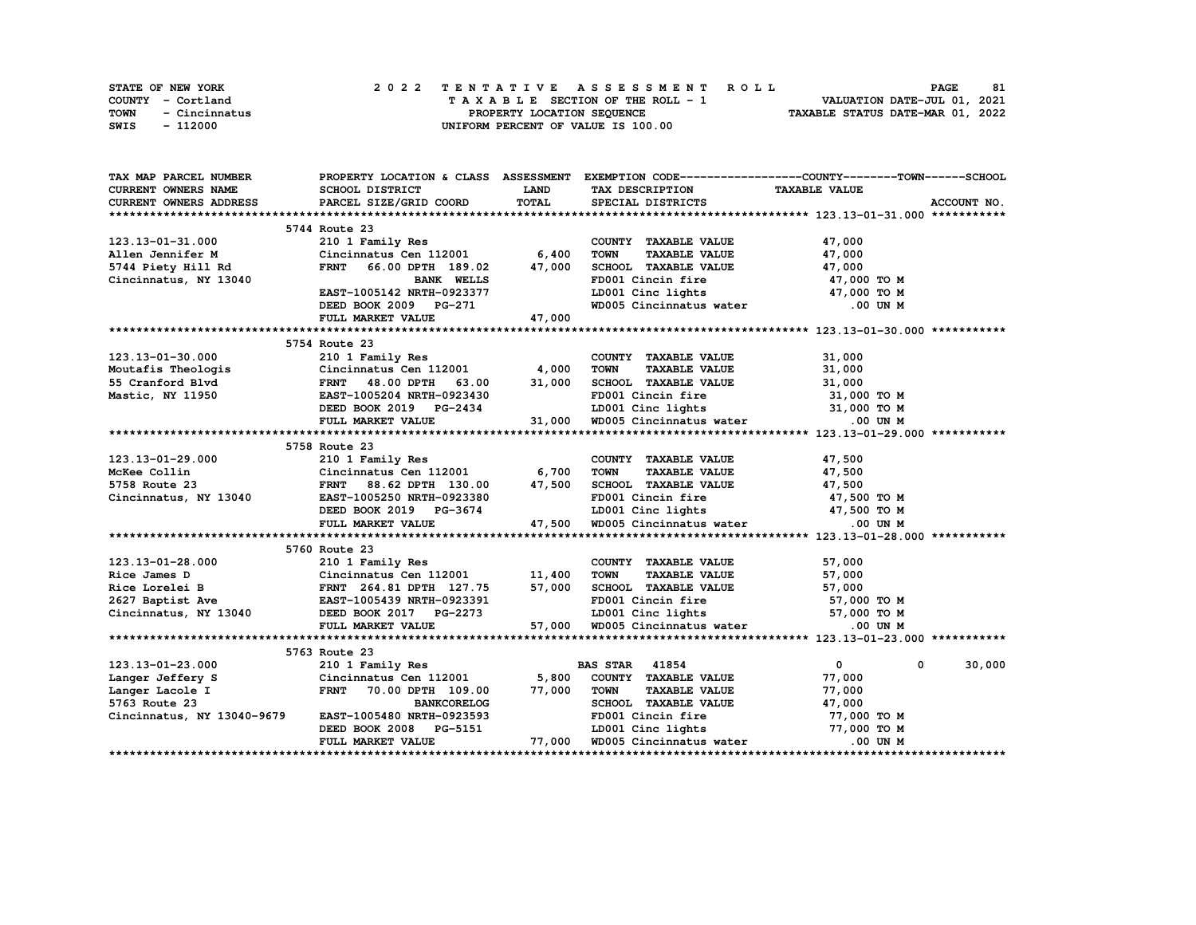STATE OF NEW YORK | COUNTY - Cortland | TOWN - Cincinnatus | SWIS - 112000

**2022 TENTATIVE ASSESSMENT ROLL**
TAXABLE SECTION OF THE ROLL - 1
PROPERTY LOCATION SEQUENCE
UNIFORM PERCENT OF VALUE IS 100.00

VALUATION DATE-JUL 01, 2021
TAXABLE STATUS DATE-MAR 01, 2022

| TAX MAP PARCEL NUMBER / CURRENT OWNERS NAME / CURRENT OWNERS ADDRESS | PROPERTY LOCATION & CLASS / SCHOOL DISTRICT / PARCEL SIZE/GRID COORD | ASSESSMENT LAND | TOTAL | EXEMPTION CODE / TAX DESCRIPTION / SPECIAL DISTRICTS | COUNTY | TOWN | SCHOOL / TAXABLE VALUE |
|---|---|---|---|---|---|---|---|
| **123.13-01-31.000** | 5744 Route 23 | | | | | | |
| 123.13-01-31.000 | 210 1 Family Res | | | COUNTY TAXABLE VALUE | 47,000 | | |
| Allen Jennifer M | Cincinnatus Cen 112001 | 6,400 | | TOWN TAXABLE VALUE | | 47,000 | |
| 5744 Piety Hill Rd | FRNT 66.00 DPTH 189.02 | | 47,000 | SCHOOL TAXABLE VALUE | | | 47,000 |
| Cincinnatus, NY 13040 | BANK WELLS | | | FD001 Cincin fire | 47,000 TO M | | |
| | EAST-1005142 NRTH-0923377 | | | LD001 Cinc lights | 47,000 TO M | | |
| | DEED BOOK 2009 PG-271 | | | WD005 Cincinnatus water | .00 UN M | | |
| | FULL MARKET VALUE | | 47,000 | | | | |
| **123.13-01-30.000** | 5754 Route 23 | | | | | | |
| 123.13-01-30.000 | 210 1 Family Res | | | COUNTY TAXABLE VALUE | 31,000 | | |
| Moutafis Theologis | Cincinnatus Cen 112001 | 4,000 | | TOWN TAXABLE VALUE | | 31,000 | |
| 55 Cranford Blvd | FRNT 48.00 DPTH 63.00 | | 31,000 | SCHOOL TAXABLE VALUE | | | 31,000 |
| Mastic, NY 11950 | EAST-1005204 NRTH-0923430 | | | FD001 Cincin fire | 31,000 TO M | | |
| | DEED BOOK 2019 PG-2434 | | | LD001 Cinc lights | 31,000 TO M | | |
| | FULL MARKET VALUE | | 31,000 | WD005 Cincinnatus water | .00 UN M | | |
| **123.13-01-29.000** | 5758 Route 23 | | | | | | |
| 123.13-01-29.000 | 210 1 Family Res | | | COUNTY TAXABLE VALUE | 47,500 | | |
| McKee Collin | Cincinnatus Cen 112001 | 6,700 | | TOWN TAXABLE VALUE | | 47,500 | |
| 5758 Route 23 | FRNT 88.62 DPTH 130.00 | | 47,500 | SCHOOL TAXABLE VALUE | | | 47,500 |
| Cincinnatus, NY 13040 | EAST-1005250 NRTH-0923380 | | | FD001 Cincin fire | 47,500 TO M | | |
| | DEED BOOK 2019 PG-3674 | | | LD001 Cinc lights | 47,500 TO M | | |
| | FULL MARKET VALUE | | 47,500 | WD005 Cincinnatus water | .00 UN M | | |
| **123.13-01-28.000** | 5760 Route 23 | | | | | | |
| 123.13-01-28.000 | 210 1 Family Res | | | COUNTY TAXABLE VALUE | 57,000 | | |
| Rice James D | Cincinnatus Cen 112001 | 11,400 | | TOWN TAXABLE VALUE | | 57,000 | |
| Rice Lorelei B | FRNT 264.81 DPTH 127.75 | | 57,000 | SCHOOL TAXABLE VALUE | | | 57,000 |
| 2627 Baptist Ave | EAST-1005439 NRTH-0923391 | | | FD001 Cincin fire | 57,000 TO M | | |
| Cincinnatus, NY 13040 | DEED BOOK 2017 PG-2273 | | | LD001 Cinc lights | 57,000 TO M | | |
| | FULL MARKET VALUE | | 57,000 | WD005 Cincinnatus water | .00 UN M | | |
| **123.13-01-23.000** | 5763 Route 23 | | | | | | |
| 123.13-01-23.000 | 210 1 Family Res | | | BAS STAR 41854 | 0 | 0 | 30,000 |
| Langer Jeffery S | Cincinnatus Cen 112001 | 5,800 | | COUNTY TAXABLE VALUE | 77,000 | | |
| Langer Lacole I | FRNT 70.00 DPTH 109.00 | | 77,000 | TOWN TAXABLE VALUE | | 77,000 | |
| 5763 Route 23 | BANKCORELOG | | | SCHOOL TAXABLE VALUE | | | 47,000 |
| Cincinnatus, NY 13040-9679 | EAST-1005480 NRTH-0923593 | | | FD001 Cincin fire | 77,000 TO M | | |
| | DEED BOOK 2008 PG-5151 | | | LD001 Cinc lights | 77,000 TO M | | |
| | FULL MARKET VALUE | | 77,000 | WD005 Cincinnatus water | .00 UN M | | |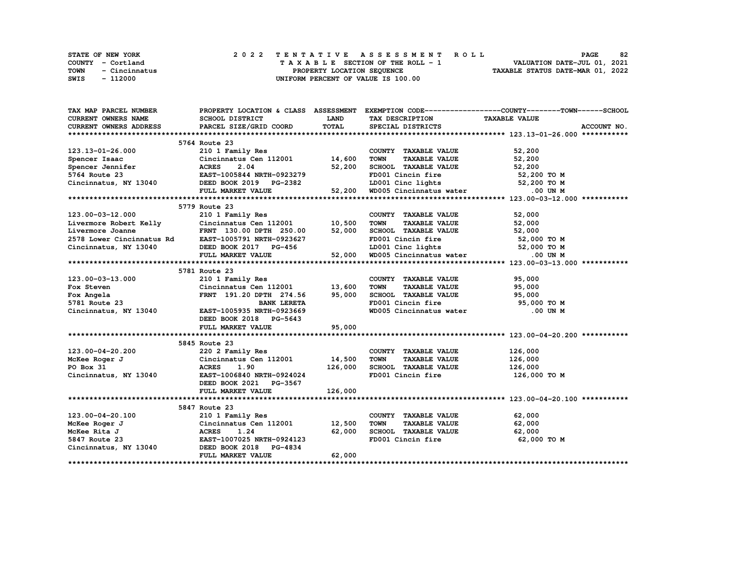STATE OF NEW YORK
COUNTY - Cortland
TOWN - Cincinnatus
SWIS - 112000

2022 TENTATIVE ASSESSMENT ROLL
TAXABLE SECTION OF THE ROLL - 1
PROPERTY LOCATION SEQUENCE
UNIFORM PERCENT OF VALUE IS 100.00

VALUATION DATE-JUL 01, 2021
TAXABLE STATUS DATE-MAR 01, 2022

| TAX MAP PARCEL NUMBER / CURRENT OWNERS NAME / CURRENT OWNERS ADDRESS | PROPERTY LOCATION & CLASS / SCHOOL DISTRICT / PARCEL SIZE/GRID COORD | ASSESSMENT LAND | TOTAL | EXEMPTION CODE / TAX DESCRIPTION / SPECIAL DISTRICTS | COUNTY--------TOWN------SCHOOL TAXABLE VALUE | ACCOUNT NO. |
|---|---|---|---|---|---|---|
| **123.13-01-26.000** | 5764 Route 23 | | | | | |
| 123.13-01-26.000 | 210 1 Family Res | | | COUNTY TAXABLE VALUE | 52,200 | |
| Spencer Isaac | Cincinnatus Cen 112001 | 14,600 | | TOWN TAXABLE VALUE | 52,200 | |
| Spencer Jennifer | ACRES 2.04 | | 52,200 | SCHOOL TAXABLE VALUE | 52,200 | |
| 5764 Route 23 | EAST-1005844 NRTH-0923279 | | | FD001 Cincin fire | 52,200 TO M | |
| Cincinnatus, NY 13040 | DEED BOOK 2019 PG-2382 | | | LD001 Cinc lights | 52,200 TO M | |
| | FULL MARKET VALUE | | 52,200 | WD005 Cincinnatus water | .00 UN M | |
| **123.00-03-12.000** | 5779 Route 23 | | | | | |
| 123.00-03-12.000 | 210 1 Family Res | | | COUNTY TAXABLE VALUE | 52,000 | |
| Livermore Robert Kelly | Cincinnatus Cen 112001 | 10,500 | | TOWN TAXABLE VALUE | 52,000 | |
| Livermore Joanne | FRNT 130.00 DPTH 250.00 | | 52,000 | SCHOOL TAXABLE VALUE | 52,000 | |
| 2578 Lower Cincinnatus Rd | EAST-1005791 NRTH-0923627 | | | FD001 Cincin fire | 52,000 TO M | |
| Cincinnatus, NY 13040 | DEED BOOK 2017 PG-456 | | | LD001 Cinc lights | 52,000 TO M | |
| | FULL MARKET VALUE | | 52,000 | WD005 Cincinnatus water | .00 UN M | |
| **123.00-03-13.000** | 5781 Route 23 | | | | | |
| 123.00-03-13.000 | 210 1 Family Res | | | COUNTY TAXABLE VALUE | 95,000 | |
| Fox Steven | Cincinnatus Cen 112001 | 13,600 | | TOWN TAXABLE VALUE | 95,000 | |
| Fox Angela | FRNT 191.20 DPTH 274.56 | | 95,000 | SCHOOL TAXABLE VALUE | 95,000 | |
| 5781 Route 23 | BANK LERETA | | | FD001 Cincin fire | 95,000 TO M | |
| Cincinnatus, NY 13040 | EAST-1005935 NRTH-0923669 | | | WD005 Cincinnatus water | .00 UN M | |
| | DEED BOOK 2018 PG-5643 | | | | | |
| | FULL MARKET VALUE | | 95,000 | | | |
| **123.00-04-20.200** | 5845 Route 23 | | | | | |
| 123.00-04-20.200 | 220 2 Family Res | | | COUNTY TAXABLE VALUE | 126,000 | |
| McKee Roger J | Cincinnatus Cen 112001 | 14,500 | | TOWN TAXABLE VALUE | 126,000 | |
| PO Box 31 | ACRES 1.90 | | 126,000 | SCHOOL TAXABLE VALUE | 126,000 | |
| Cincinnatus, NY 13040 | EAST-1006840 NRTH-0924024 | | | FD001 Cincin fire | 126,000 TO M | |
| | DEED BOOK 2021 PG-3567 | | | | | |
| | FULL MARKET VALUE | | 126,000 | | | |
| **123.00-04-20.100** | 5847 Route 23 | | | | | |
| 123.00-04-20.100 | 210 1 Family Res | | | COUNTY TAXABLE VALUE | 62,000 | |
| McKee Roger J | Cincinnatus Cen 112001 | 12,500 | | TOWN TAXABLE VALUE | 62,000 | |
| McKee Rita J | ACRES 1.24 | | 62,000 | SCHOOL TAXABLE VALUE | 62,000 | |
| 5847 Route 23 | EAST-1007025 NRTH-0924123 | | | FD001 Cincin fire | 62,000 TO M | |
| Cincinnatus, NY 13040 | DEED BOOK 2018 PG-4834 | | | | | |
| | FULL MARKET VALUE | | 62,000 | | | |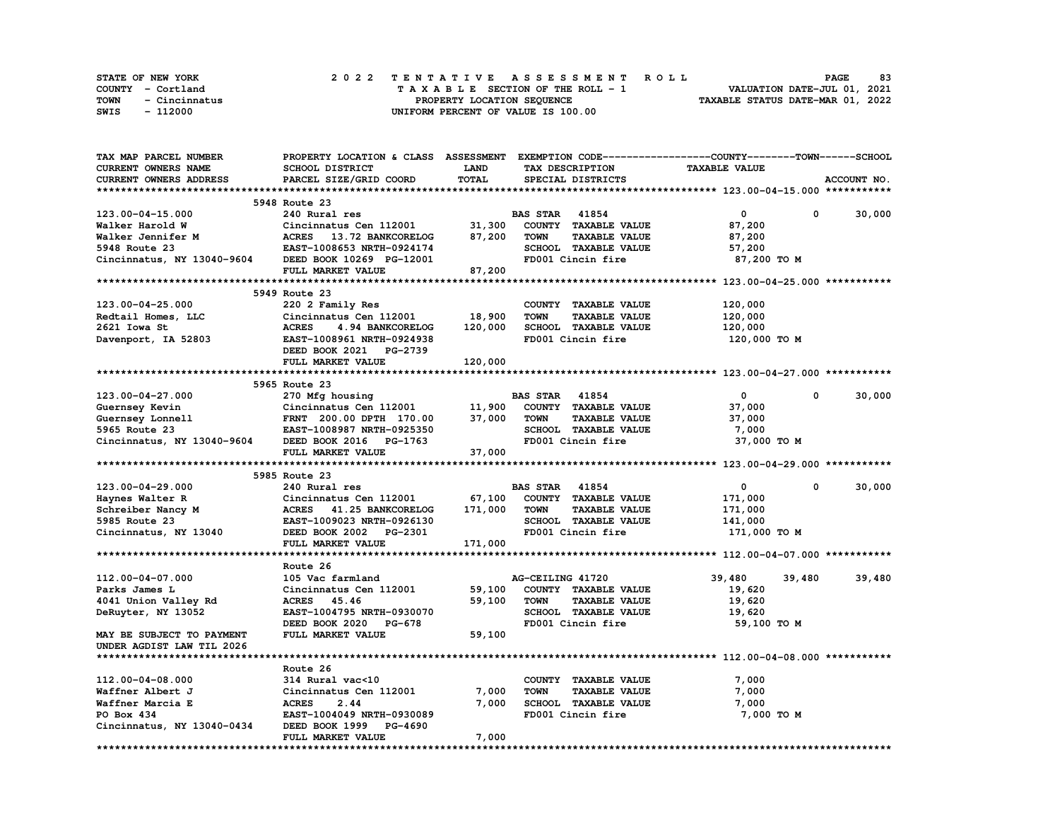STATE OF NEW YORK — 2022 TENTATIVE ASSESSMENT ROLL
COUNTY - Cortland — TAXABLE SECTION OF THE ROLL - 1 — VALUATION DATE-JUL 01, 2021
TOWN - Cincinnatus — PROPERTY LOCATION SEQUENCE — TAXABLE STATUS DATE-MAR 01, 2022
SWIS - 112000 — UNIFORM PERCENT OF VALUE IS 100.00

| TAX MAP PARCEL NUMBER / CURRENT OWNERS NAME / CURRENT OWNERS ADDRESS | PROPERTY LOCATION & CLASS / SCHOOL DISTRICT / PARCEL SIZE/GRID COORD | ASSESSMENT LAND / TOTAL | EXEMPTION CODE / TAX DESCRIPTION / SPECIAL DISTRICTS | COUNTY TAXABLE VALUE | TOWN | SCHOOL |
|---|---|---|---|---|---|---|
| **123.00-04-15.000** | 5948 Route 23 | | | | | |
| 123.00-04-15.000 | 240 Rural res | | BAS STAR 41854 | 0 | 0 | 30,000 |
| Walker Harold W | Cincinnatus Cen 112001 | 31,300 | COUNTY TAXABLE VALUE | 87,200 | | |
| Walker Jennifer M | ACRES 13.72 BANKCORELOG | 87,200 | TOWN TAXABLE VALUE | 87,200 | | |
| 5948 Route 23 | EAST-1008653 NRTH-0924174 | | SCHOOL TAXABLE VALUE | 57,200 | | |
| Cincinnatus, NY 13040-9604 | DEED BOOK 10269 PG-12001 | | FD001 Cincin fire | 87,200 TO M | | |
| | FULL MARKET VALUE | 87,200 | | | | |
| **123.00-04-25.000** | 5949 Route 23 | | | | | |
| 123.00-04-25.000 | 220 2 Family Res | | COUNTY TAXABLE VALUE | 120,000 | | |
| Redtail Homes, LLC | Cincinnatus Cen 112001 | 18,900 | TOWN TAXABLE VALUE | 120,000 | | |
| 2621 Iowa St | ACRES 4.94 BANKCORELOG | 120,000 | SCHOOL TAXABLE VALUE | 120,000 | | |
| Davenport, IA 52803 | EAST-1008961 NRTH-0924938 | | FD001 Cincin fire | 120,000 TO M | | |
| | DEED BOOK 2021 PG-2739 | | | | | |
| | FULL MARKET VALUE | 120,000 | | | | |
| **123.00-04-27.000** | 5965 Route 23 | | | | | |
| 123.00-04-27.000 | 270 Mfg housing | | BAS STAR 41854 | 0 | 0 | 30,000 |
| Guernsey Kevin | Cincinnatus Cen 112001 | 11,900 | COUNTY TAXABLE VALUE | 37,000 | | |
| Guernsey Lonnell | FRNT 200.00 DPTH 170.00 | 37,000 | TOWN TAXABLE VALUE | 37,000 | | |
| 5965 Route 23 | EAST-1008987 NRTH-0925350 | | SCHOOL TAXABLE VALUE | 7,000 | | |
| Cincinnatus, NY 13040-9604 | DEED BOOK 2016 PG-1763 | | FD001 Cincin fire | 37,000 TO M | | |
| | FULL MARKET VALUE | 37,000 | | | | |
| **123.00-04-29.000** | 5985 Route 23 | | | | | |
| 123.00-04-29.000 | 240 Rural res | | BAS STAR 41854 | 0 | 0 | 30,000 |
| Haynes Walter R | Cincinnatus Cen 112001 | 67,100 | COUNTY TAXABLE VALUE | 171,000 | | |
| Schreiber Nancy M | ACRES 41.25 BANKCORELOG | 171,000 | TOWN TAXABLE VALUE | 171,000 | | |
| 5985 Route 23 | EAST-1009023 NRTH-0926130 | | SCHOOL TAXABLE VALUE | 141,000 | | |
| Cincinnatus, NY 13040 | DEED BOOK 2002 PG-2301 | | FD001 Cincin fire | 171,000 TO M | | |
| | FULL MARKET VALUE | 171,000 | | | | |
| **112.00-04-07.000** | Route 26 | | | | | |
| 112.00-04-07.000 | 105 Vac farmland | | AG-CEILING 41720 | 39,480 | 39,480 | 39,480 |
| Parks James L | Cincinnatus Cen 112001 | 59,100 | COUNTY TAXABLE VALUE | 19,620 | | |
| 4041 Union Valley Rd | ACRES 45.46 | 59,100 | TOWN TAXABLE VALUE | 19,620 | | |
| DeRuyter, NY 13052 | EAST-1004795 NRTH-0930070 | | SCHOOL TAXABLE VALUE | 19,620 | | |
| | DEED BOOK 2020 PG-678 | | FD001 Cincin fire | 59,100 TO M | | |
| MAY BE SUBJECT TO PAYMENT | FULL MARKET VALUE | 59,100 | | | | |
| UNDER AGDIST LAW TIL 2026 | | | | | | |
| **112.00-04-08.000** | Route 26 | | | | | |
| 112.00-04-08.000 | 314 Rural vac<10 | | COUNTY TAXABLE VALUE | 7,000 | | |
| Waffner Albert J | Cincinnatus Cen 112001 | 7,000 | TOWN TAXABLE VALUE | 7,000 | | |
| Waffner Marcia E | ACRES 2.44 | 7,000 | SCHOOL TAXABLE VALUE | 7,000 | | |
| PO Box 434 | EAST-1004049 NRTH-0930089 | | FD001 Cincin fire | 7,000 TO M | | |
| Cincinnatus, NY 13040-0434 | DEED BOOK 1999 PG-4690 | | | | | |
| | FULL MARKET VALUE | 7,000 | | | | |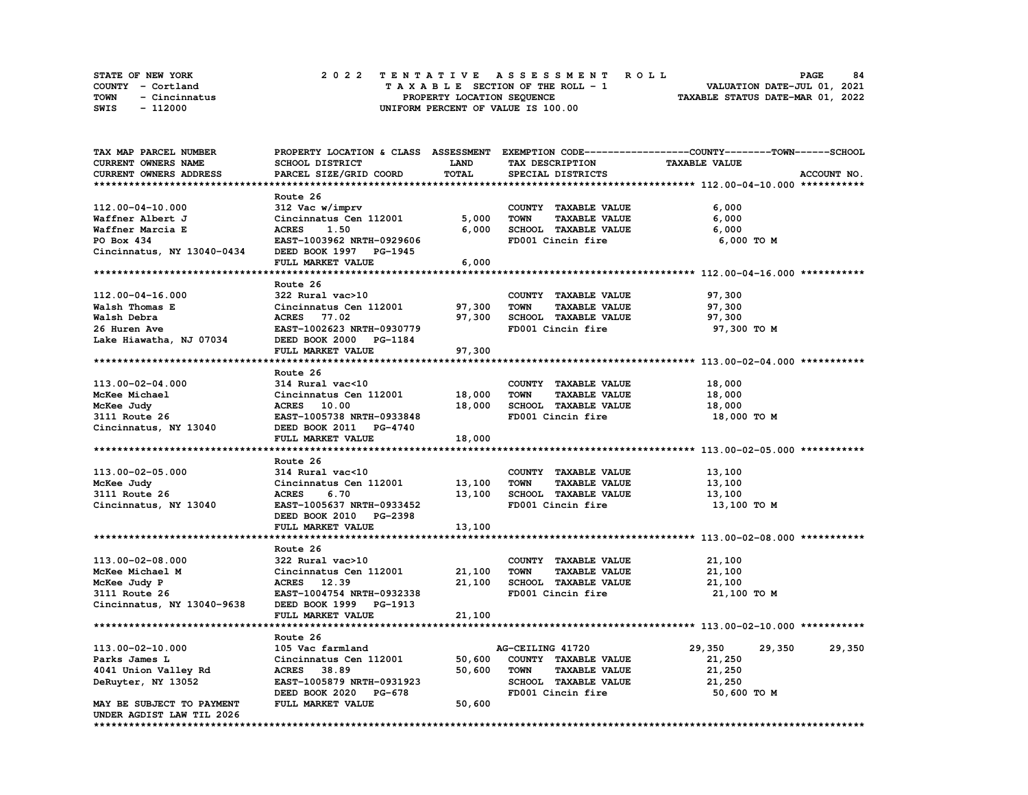STATE OF NEW YORK
COUNTY - Cortland
TOWN - Cincinnatus
SWIS - 112000

# 2022 TENTATIVE ASSESSMENT ROLL

TAXABLE SECTION OF THE ROLL - 1
PROPERTY LOCATION SEQUENCE
UNIFORM PERCENT OF VALUE IS 100.00

VALUATION DATE-JUL 01, 2021
TAXABLE STATUS DATE-MAR 01, 2022

| TAX MAP PARCEL NUMBER / CURRENT OWNERS NAME / CURRENT OWNERS ADDRESS | PROPERTY LOCATION & CLASS / SCHOOL DISTRICT / PARCEL SIZE/GRID COORD | ASSESSMENT LAND | TOTAL | EXEMPTION CODE / TAX DESCRIPTION / SPECIAL DISTRICTS | COUNTY | TOWN | SCHOOL |
|---|---|---|---|---|---|---|---|
| **112.00-04-10.000** | Route 26 | | | | | | |
| 112.00-04-10.000 | 312 Vac w/imprv | | | COUNTY TAXABLE VALUE | 6,000 | | |
| Waffner Albert J | Cincinnatus Cen 112001 | 5,000 | | TOWN TAXABLE VALUE | | 6,000 | |
| Waffner Marcia E | ACRES 1.50 | | 6,000 | SCHOOL TAXABLE VALUE | | | 6,000 |
| PO Box 434 | EAST-1003962 NRTH-0929606 | | | FD001 Cincin fire | 6,000 TO M | | |
| Cincinnatus, NY 13040-0434 | DEED BOOK 1997 PG-1945 | | | | | | |
| | FULL MARKET VALUE | | 6,000 | | | | |
| **112.00-04-16.000** | Route 26 | | | | | | |
| 112.00-04-16.000 | 322 Rural vac>10 | | | COUNTY TAXABLE VALUE | 97,300 | | |
| Walsh Thomas E | Cincinnatus Cen 112001 | 97,300 | | TOWN TAXABLE VALUE | | 97,300 | |
| Walsh Debra | ACRES 77.02 | | 97,300 | SCHOOL TAXABLE VALUE | | | 97,300 |
| 26 Huren Ave | EAST-1002623 NRTH-0930779 | | | FD001 Cincin fire | 97,300 TO M | | |
| Lake Hiawatha, NJ 07034 | DEED BOOK 2000 PG-1184 | | | | | | |
| | FULL MARKET VALUE | | 97,300 | | | | |
| **113.00-02-04.000** | Route 26 | | | | | | |
| 113.00-02-04.000 | 314 Rural vac<10 | | | COUNTY TAXABLE VALUE | 18,000 | | |
| McKee Michael | Cincinnatus Cen 112001 | 18,000 | | TOWN TAXABLE VALUE | | 18,000 | |
| McKee Judy | ACRES 10.00 | | 18,000 | SCHOOL TAXABLE VALUE | | | 18,000 |
| 3111 Route 26 | EAST-1005738 NRTH-0933848 | | | FD001 Cincin fire | 18,000 TO M | | |
| Cincinnatus, NY 13040 | DEED BOOK 2011 PG-4740 | | | | | | |
| | FULL MARKET VALUE | | 18,000 | | | | |
| **113.00-02-05.000** | Route 26 | | | | | | |
| 113.00-02-05.000 | 314 Rural vac<10 | | | COUNTY TAXABLE VALUE | 13,100 | | |
| McKee Judy | Cincinnatus Cen 112001 | 13,100 | | TOWN TAXABLE VALUE | | 13,100 | |
| 3111 Route 26 | ACRES 6.70 | | 13,100 | SCHOOL TAXABLE VALUE | | | 13,100 |
| Cincinnatus, NY 13040 | EAST-1005637 NRTH-0933452 | | | FD001 Cincin fire | 13,100 TO M | | |
| | DEED BOOK 2010 PG-2398 | | | | | | |
| | FULL MARKET VALUE | | 13,100 | | | | |
| **113.00-02-08.000** | Route 26 | | | | | | |
| 113.00-02-08.000 | 322 Rural vac>10 | | | COUNTY TAXABLE VALUE | 21,100 | | |
| McKee Michael M | Cincinnatus Cen 112001 | 21,100 | | TOWN TAXABLE VALUE | | 21,100 | |
| McKee Judy P | ACRES 12.39 | | 21,100 | SCHOOL TAXABLE VALUE | | | 21,100 |
| 3111 Route 26 | EAST-1004754 NRTH-0932338 | | | FD001 Cincin fire | 21,100 TO M | | |
| Cincinnatus, NY 13040-9638 | DEED BOOK 1999 PG-1913 | | | | | | |
| | FULL MARKET VALUE | | 21,100 | | | | |
| **113.00-02-10.000** | Route 26 | | | | | | |
| 113.00-02-10.000 | 105 Vac farmland | | | AG-CEILING 41720 | 29,350 | 29,350 | 29,350 |
| Parks James L | Cincinnatus Cen 112001 | 50,600 | | COUNTY TAXABLE VALUE | 21,250 | | |
| 4041 Union Valley Rd | ACRES 38.89 | | 50,600 | TOWN TAXABLE VALUE | | 21,250 | |
| DeRuyter, NY 13052 | EAST-1005879 NRTH-0931923 | | | SCHOOL TAXABLE VALUE | | | 21,250 |
| | DEED BOOK 2020 PG-678 | | | FD001 Cincin fire | 50,600 TO M | | |
| MAY BE SUBJECT TO PAYMENT | FULL MARKET VALUE | | 50,600 | | | | |
| UNDER AGDIST LAW TIL 2026 | | | | | | | |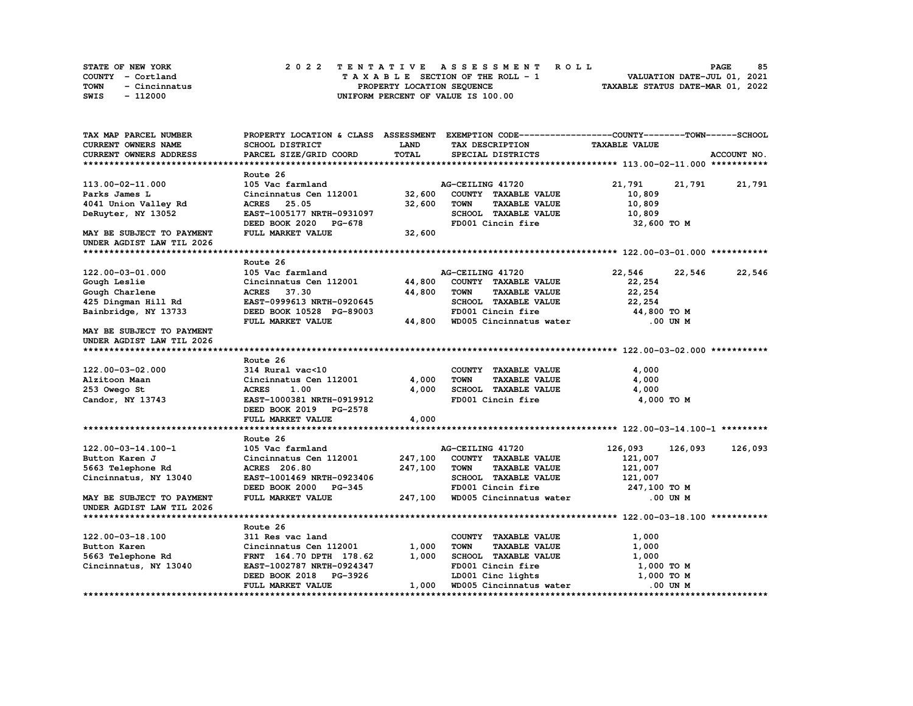STATE OF NEW YORK — 2022 TENTATIVE ASSESSMENT ROLL
COUNTY - Cortland — TAXABLE SECTION OF THE ROLL - 1 — VALUATION DATE-JUL 01, 2021
TOWN - Cincinnatus — PROPERTY LOCATION SEQUENCE — TAXABLE STATUS DATE-MAR 01, 2022
SWIS - 112000 — UNIFORM PERCENT OF VALUE IS 100.00

| TAX MAP PARCEL NUMBER / CURRENT OWNERS NAME / CURRENT OWNERS ADDRESS | PROPERTY LOCATION & CLASS / SCHOOL DISTRICT / PARCEL SIZE/GRID COORD | ASSESSMENT LAND / TOTAL | EXEMPTION CODE / TAX DESCRIPTION / SPECIAL DISTRICTS | COUNTY TAXABLE VALUE | TOWN | SCHOOL / ACCOUNT NO. |
|---|---|---|---|---|---|---|
| **113.00-02-11.000** | Route 26 | | | | | |
| 113.00-02-11.000 | 105 Vac farmland | | AG-CEILING 41720 | 21,791 | 21,791 | 21,791 |
| Parks James L | Cincinnatus Cen 112001 | 32,600 | COUNTY TAXABLE VALUE | 10,809 | | |
| 4041 Union Valley Rd | ACRES 25.05 | 32,600 | TOWN TAXABLE VALUE | 10,809 | | |
| DeRuyter, NY 13052 | EAST-1005177 NRTH-0931097 | | SCHOOL TAXABLE VALUE | 10,809 | | |
| | DEED BOOK 2020 PG-678 | | FD001 Cincin fire | 32,600 TO M | | |
| MAY BE SUBJECT TO PAYMENT UNDER AGDIST LAW TIL 2026 | FULL MARKET VALUE | 32,600 | | | | |
| **122.00-03-01.000** | Route 26 | | | | | |
| 122.00-03-01.000 | 105 Vac farmland | | AG-CEILING 41720 | 22,546 | 22,546 | 22,546 |
| Gough Leslie | Cincinnatus Cen 112001 | 44,800 | COUNTY TAXABLE VALUE | 22,254 | | |
| Gough Charlene | ACRES 37.30 | 44,800 | TOWN TAXABLE VALUE | 22,254 | | |
| 425 Dingman Hill Rd | EAST-0999613 NRTH-0920645 | | SCHOOL TAXABLE VALUE | 22,254 | | |
| Bainbridge, NY 13733 | DEED BOOK 10528 PG-89003 | | FD001 Cincin fire | 44,800 TO M | | |
| | FULL MARKET VALUE | 44,800 | WD005 Cincinnatus water | .00 UN M | | |
| MAY BE SUBJECT TO PAYMENT UNDER AGDIST LAW TIL 2026 | | | | | | |
| **122.00-03-02.000** | Route 26 | | | | | |
| 122.00-03-02.000 | 314 Rural vac<10 | | COUNTY TAXABLE VALUE | 4,000 | | |
| Alzitoon Maan | Cincinnatus Cen 112001 | 4,000 | TOWN TAXABLE VALUE | 4,000 | | |
| 253 Owego St | ACRES 1.00 | 4,000 | SCHOOL TAXABLE VALUE | 4,000 | | |
| Candor, NY 13743 | EAST-1000381 NRTH-0919912 | | FD001 Cincin fire | 4,000 TO M | | |
| | DEED BOOK 2019 PG-2578 | | | | | |
| | FULL MARKET VALUE | 4,000 | | | | |
| **122.00-03-14.100-1** | Route 26 | | | | | |
| 122.00-03-14.100-1 | 105 Vac farmland | | AG-CEILING 41720 | 126,093 | 126,093 | 126,093 |
| Button Karen J | Cincinnatus Cen 112001 | 247,100 | COUNTY TAXABLE VALUE | 121,007 | | |
| 5663 Telephone Rd | ACRES 206.80 | 247,100 | TOWN TAXABLE VALUE | 121,007 | | |
| Cincinnatus, NY 13040 | EAST-1001469 NRTH-0923406 | | SCHOOL TAXABLE VALUE | 121,007 | | |
| | DEED BOOK 2000 PG-345 | | FD001 Cincin fire | 247,100 TO M | | |
| MAY BE SUBJECT TO PAYMENT UNDER AGDIST LAW TIL 2026 | FULL MARKET VALUE | 247,100 | WD005 Cincinnatus water | .00 UN M | | |
| **122.00-03-18.100** | Route 26 | | | | | |
| 122.00-03-18.100 | 311 Res vac land | | COUNTY TAXABLE VALUE | 1,000 | | |
| Button Karen | Cincinnatus Cen 112001 | 1,000 | TOWN TAXABLE VALUE | 1,000 | | |
| 5663 Telephone Rd | FRNT 164.70 DPTH 178.62 | 1,000 | SCHOOL TAXABLE VALUE | 1,000 | | |
| Cincinnatus, NY 13040 | EAST-1002787 NRTH-0924347 | | FD001 Cincin fire | 1,000 TO M | | |
| | DEED BOOK 2018 PG-3926 | | LD001 Cinc lights | 1,000 TO M | | |
| | FULL MARKET VALUE | 1,000 | WD005 Cincinnatus water | .00 UN M | | |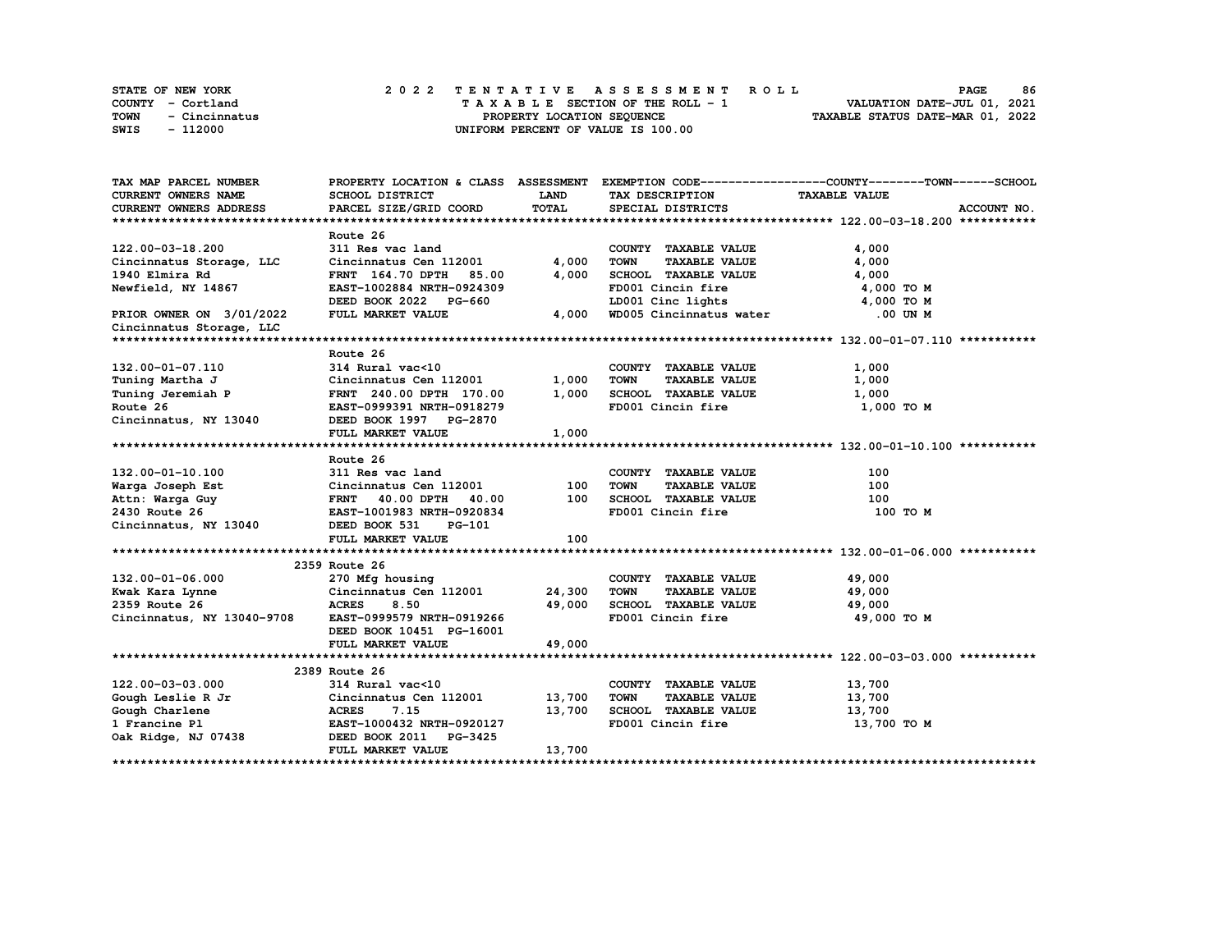STATE OF NEW YORK — COUNTY - Cortland — TOWN - Cincinnatus — SWIS - 112000

**2022 TENTATIVE ASSESSMENT ROLL**
TAXABLE SECTION OF THE ROLL - 1
PROPERTY LOCATION SEQUENCE
UNIFORM PERCENT OF VALUE IS 100.00

VALUATION DATE-JUL 01, 2021
TAXABLE STATUS DATE-MAR 01, 2022

| TAX MAP PARCEL NUMBER / CURRENT OWNERS NAME / CURRENT OWNERS ADDRESS | PROPERTY LOCATION & CLASS / SCHOOL DISTRICT / PARCEL SIZE/GRID COORD | ASSESSMENT LAND / TOTAL | EXEMPTION CODE / TAX DESCRIPTION / SPECIAL DISTRICTS | TAXABLE VALUE (COUNTY--TOWN--SCHOOL) | ACCOUNT NO. |
|---|---|---|---|---|---|
| **122.00-03-18.200** | Route 26 | | | | |
| 122.00-03-18.200 | 311 Res vac land | | COUNTY TAXABLE VALUE | 4,000 | |
| Cincinnatus Storage, LLC | Cincinnatus Cen 112001 | 4,000 | TOWN TAXABLE VALUE | 4,000 | |
| 1940 Elmira Rd | FRNT 164.70 DPTH 85.00 | 4,000 | SCHOOL TAXABLE VALUE | 4,000 | |
| Newfield, NY 14867 | EAST-1002884 NRTH-0924309 | | FD001 Cincin fire | 4,000 TO M | |
| | DEED BOOK 2022 PG-660 | | LD001 Cinc lights | 4,000 TO M | |
| PRIOR OWNER ON 3/01/2022 | FULL MARKET VALUE | 4,000 | WD005 Cincinnatus water | .00 UN M | |
| Cincinnatus Storage, LLC | | | | | |
| **132.00-01-07.110** | Route 26 | | | | |
| 132.00-01-07.110 | 314 Rural vac<10 | | COUNTY TAXABLE VALUE | 1,000 | |
| Tuning Martha J | Cincinnatus Cen 112001 | 1,000 | TOWN TAXABLE VALUE | 1,000 | |
| Tuning Jeremiah P | FRNT 240.00 DPTH 170.00 | 1,000 | SCHOOL TAXABLE VALUE | 1,000 | |
| Route 26 | EAST-0999391 NRTH-0918279 | | FD001 Cincin fire | 1,000 TO M | |
| Cincinnatus, NY 13040 | DEED BOOK 1997 PG-2870 | | | | |
| | FULL MARKET VALUE | 1,000 | | | |
| **132.00-01-10.100** | Route 26 | | | | |
| 132.00-01-10.100 | 311 Res vac land | | COUNTY TAXABLE VALUE | 100 | |
| Warga Joseph Est | Cincinnatus Cen 112001 | 100 | TOWN TAXABLE VALUE | 100 | |
| Attn: Warga Guy | FRNT 40.00 DPTH 40.00 | 100 | SCHOOL TAXABLE VALUE | 100 | |
| 2430 Route 26 | EAST-1001983 NRTH-0920834 | | FD001 Cincin fire | 100 TO M | |
| Cincinnatus, NY 13040 | DEED BOOK 531 PG-101 | | | | |
| | FULL MARKET VALUE | 100 | | | |
| **132.00-01-06.000** | 2359 Route 26 | | | | |
| 132.00-01-06.000 | 270 Mfg housing | | COUNTY TAXABLE VALUE | 49,000 | |
| Kwak Kara Lynne | Cincinnatus Cen 112001 | 24,300 | TOWN TAXABLE VALUE | 49,000 | |
| 2359 Route 26 | ACRES 8.50 | 49,000 | SCHOOL TAXABLE VALUE | 49,000 | |
| Cincinnatus, NY 13040-9708 | EAST-0999579 NRTH-0919266 | | FD001 Cincin fire | 49,000 TO M | |
| | DEED BOOK 10451 PG-16001 | | | | |
| | FULL MARKET VALUE | 49,000 | | | |
| **122.00-03-03.000** | 2389 Route 26 | | | | |
| 122.00-03-03.000 | 314 Rural vac<10 | | COUNTY TAXABLE VALUE | 13,700 | |
| Gough Leslie R Jr | Cincinnatus Cen 112001 | 13,700 | TOWN TAXABLE VALUE | 13,700 | |
| Gough Charlene | ACRES 7.15 | 13,700 | SCHOOL TAXABLE VALUE | 13,700 | |
| 1 Francine Pl | EAST-1000432 NRTH-0920127 | | FD001 Cincin fire | 13,700 TO M | |
| Oak Ridge, NJ 07438 | DEED BOOK 2011 PG-3425 | | | | |
| | FULL MARKET VALUE | 13,700 | | | |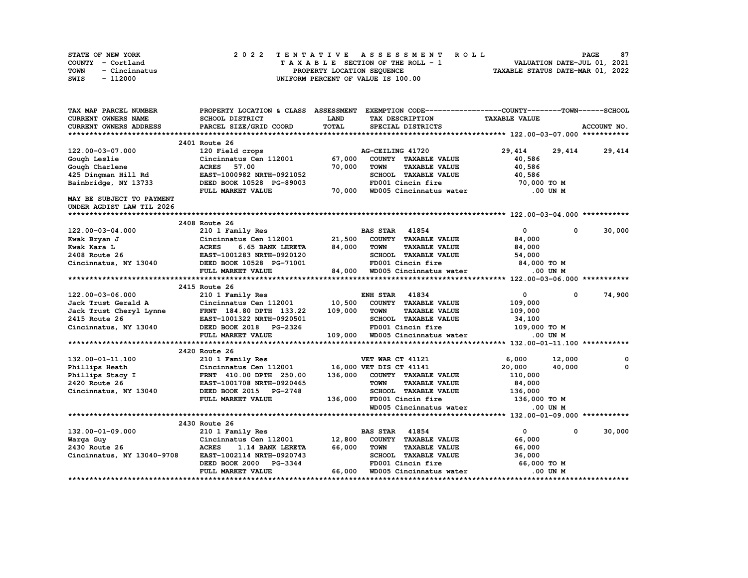STATE OF NEW YORK
COUNTY - Cortland
TOWN - Cincinnatus
SWIS - 112000

# 2022 TENTATIVE ASSESSMENT ROLL
TAXABLE SECTION OF THE ROLL - 1
PROPERTY LOCATION SEQUENCE
UNIFORM PERCENT OF VALUE IS 100.00

VALUATION DATE-JUL 01, 2021
TAXABLE STATUS DATE-MAR 01, 2022

| TAX MAP PARCEL NUMBER / CURRENT OWNERS NAME / CURRENT OWNERS ADDRESS | PROPERTY LOCATION & CLASS / SCHOOL DISTRICT / PARCEL SIZE/GRID COORD | ASSESSMENT LAND | TOTAL | EXEMPTION CODE / TAX DESCRIPTION / SPECIAL DISTRICTS | COUNTY TAXABLE VALUE | TOWN | SCHOOL |
|---|---|---|---|---|---|---|---|
| **122.00-03-07.000** | 2401 Route 26 | | | | | | |
| 122.00-03-07.000 | 120 Field crops | | | AG-CEILING 41720 | 29,414 | 29,414 | 29,414 |
| Gough Leslie | Cincinnatus Cen 112001 | 67,000 | | COUNTY TAXABLE VALUE | 40,586 | | |
| Gough Charlene | ACRES 57.00 | | 70,000 | TOWN TAXABLE VALUE | 40,586 | | |
| 425 Dingman Hill Rd | EAST-1000982 NRTH-0921052 | | | SCHOOL TAXABLE VALUE | 40,586 | | |
| Bainbridge, NY 13733 | DEED BOOK 10528 PG-89003 | | | FD001 Cincin fire | 70,000 TO M | | |
| | FULL MARKET VALUE | | 70,000 | WD005 Cincinnatus water | .00 UN M | | |
| MAY BE SUBJECT TO PAYMENT UNDER AGDIST LAW TIL 2026 | | | | | | | |
| **122.00-03-04.000** | 2408 Route 26 | | | | | | |
| 122.00-03-04.000 | 210 1 Family Res | | | BAS STAR 41854 | 0 | 0 | 30,000 |
| Kwak Bryan J | Cincinnatus Cen 112001 | 21,500 | | COUNTY TAXABLE VALUE | 84,000 | | |
| Kwak Kara L | ACRES 6.65 BANK LERETA | | 84,000 | TOWN TAXABLE VALUE | 84,000 | | |
| 2408 Route 26 | EAST-1001283 NRTH-0920120 | | | SCHOOL TAXABLE VALUE | 54,000 | | |
| Cincinnatus, NY 13040 | DEED BOOK 10528 PG-71001 | | | FD001 Cincin fire | 84,000 TO M | | |
| | FULL MARKET VALUE | | 84,000 | WD005 Cincinnatus water | .00 UN M | | |
| **122.00-03-06.000** | 2415 Route 26 | | | | | | |
| 122.00-03-06.000 | 210 1 Family Res | | | ENH STAR 41834 | 0 | 0 | 74,900 |
| Jack Trust Gerald A | Cincinnatus Cen 112001 | 10,500 | | COUNTY TAXABLE VALUE | 109,000 | | |
| Jack Trust Cheryl Lynne | FRNT 184.80 DPTH 133.22 | | 109,000 | TOWN TAXABLE VALUE | 109,000 | | |
| 2415 Route 26 | EAST-1001322 NRTH-0920501 | | | SCHOOL TAXABLE VALUE | 34,100 | | |
| Cincinnatus, NY 13040 | DEED BOOK 2018 PG-2326 | | | FD001 Cincin fire | 109,000 TO M | | |
| | FULL MARKET VALUE | | 109,000 | WD005 Cincinnatus water | .00 UN M | | |
| **132.00-01-11.100** | 2420 Route 26 | | | | | | |
| 132.00-01-11.100 | 210 1 Family Res | | | VET WAR CT 41121 | 6,000 | 12,000 | 0 |
| Phillips Heath | Cincinnatus Cen 112001 | 16,000 | | VET DIS CT 41141 | 20,000 | 40,000 | 0 |
| Phillips Stacy I | FRNT 410.00 DPTH 250.00 | | 136,000 | COUNTY TAXABLE VALUE | 110,000 | | |
| 2420 Route 26 | EAST-1001708 NRTH-0920465 | | | TOWN TAXABLE VALUE | 84,000 | | |
| Cincinnatus, NY 13040 | DEED BOOK 2015 PG-2748 | | | SCHOOL TAXABLE VALUE | 136,000 | | |
| | FULL MARKET VALUE | | 136,000 | FD001 Cincin fire | 136,000 TO M | | |
| | | | | WD005 Cincinnatus water | .00 UN M | | |
| **132.00-01-09.000** | 2430 Route 26 | | | | | | |
| 132.00-01-09.000 | 210 1 Family Res | | | BAS STAR 41854 | 0 | 0 | 30,000 |
| Warga Guy | Cincinnatus Cen 112001 | 12,800 | | COUNTY TAXABLE VALUE | 66,000 | | |
| 2430 Route 26 | ACRES 1.14 BANK LERETA | | 66,000 | TOWN TAXABLE VALUE | 66,000 | | |
| Cincinnatus, NY 13040-9708 | EAST-1002114 NRTH-0920743 | | | SCHOOL TAXABLE VALUE | 36,000 | | |
| | DEED BOOK 2000 PG-3344 | | | FD001 Cincin fire | 66,000 TO M | | |
| | FULL MARKET VALUE | | 66,000 | WD005 Cincinnatus water | .00 UN M | | |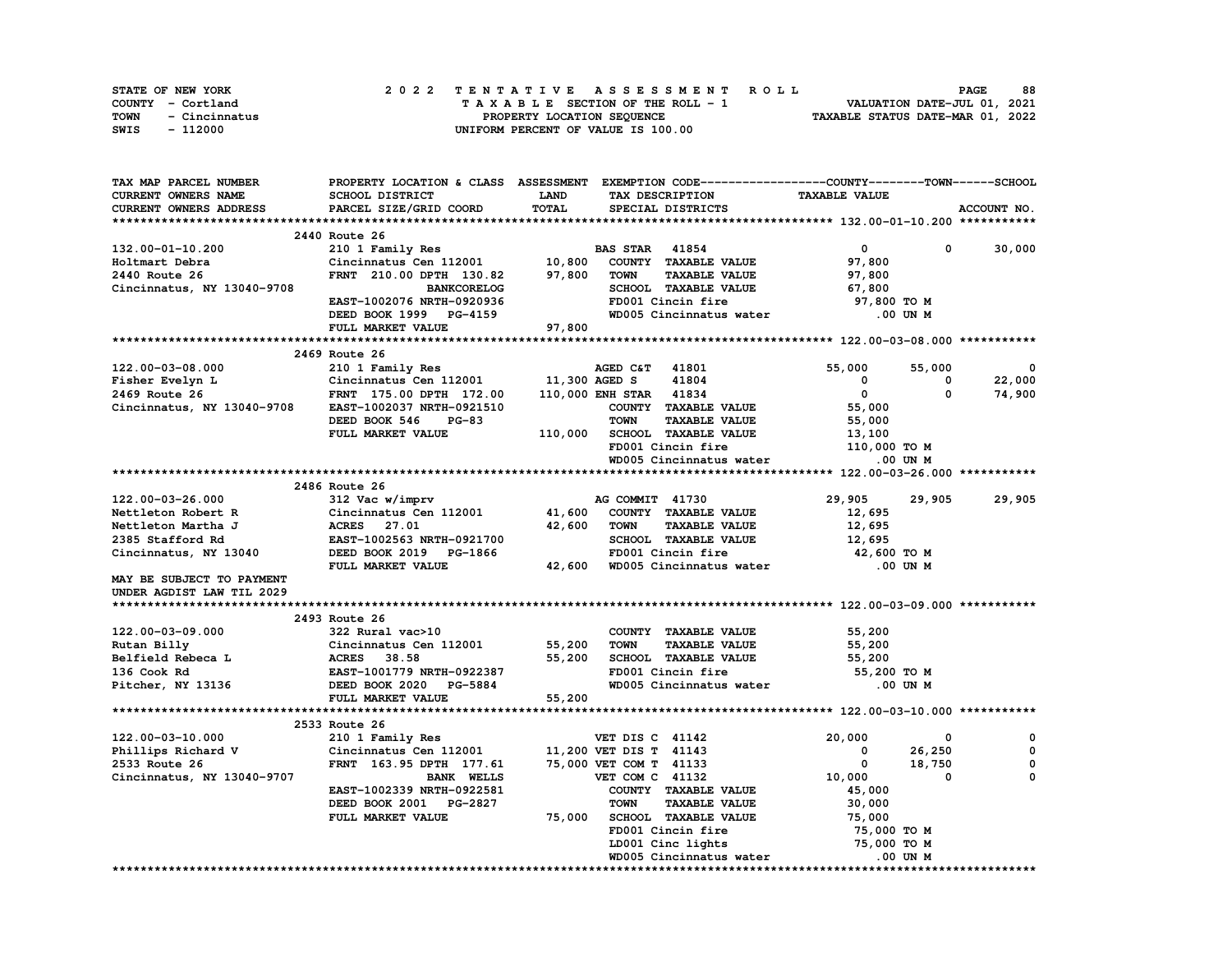STATE OF NEW YORK
COUNTY - Cortland
TOWN - Cincinnatus
SWIS - 112000

# 2022 TENTATIVE ASSESSMENT ROLL

TAXABLE SECTION OF THE ROLL - 1
PROPERTY LOCATION SEQUENCE
UNIFORM PERCENT OF VALUE IS 100.00

VALUATION DATE-JUL 01, 2021
TAXABLE STATUS DATE-MAR 01, 2022

| TAX MAP PARCEL NUMBER / CURRENT OWNERS NAME / CURRENT OWNERS ADDRESS | PROPERTY LOCATION & CLASS / SCHOOL DISTRICT / PARCEL SIZE/GRID COORD | ASSESSMENT LAND / TOTAL | EXEMPTION CODE / TAX DESCRIPTION / SPECIAL DISTRICTS | COUNTY | TOWN | SCHOOL |
|---|---|---|---|---|---|---|
| **132.00-01-10.200** | 2440 Route 26 | | | | | |
| 132.00-01-10.200 | 210 1 Family Res | | BAS STAR 41854 | 0 | 0 | 30,000 |
| Holtmart Debra | Cincinnatus Cen 112001 | 10,800 | COUNTY TAXABLE VALUE | 97,800 | | |
| 2440 Route 26 | FRNT 210.00 DPTH 130.82 | 97,800 | TOWN TAXABLE VALUE | 97,800 | | |
| Cincinnatus, NY 13040-9708 | BANKCORELOG | | SCHOOL TAXABLE VALUE | 67,800 | | |
| | EAST-1002076 NRTH-0920936 | | FD001 Cincin fire | 97,800 TO M | | |
| | DEED BOOK 1999 PG-4159 | | WD005 Cincinnatus water | .00 UN M | | |
| | FULL MARKET VALUE | 97,800 | | | | |
| **122.00-03-08.000** | 2469 Route 26 | | | | | |
| 122.00-03-08.000 | 210 1 Family Res | | AGED C&T 41801 | 55,000 | 55,000 | 0 |
| Fisher Evelyn L | Cincinnatus Cen 112001 | 11,300 | AGED S 41804 | 0 | 0 | 22,000 |
| 2469 Route 26 | FRNT 175.00 DPTH 172.00 | 110,000 | ENH STAR 41834 | 0 | 0 | 74,900 |
| Cincinnatus, NY 13040-9708 | EAST-1002037 NRTH-0921510 | | COUNTY TAXABLE VALUE | 55,000 | | |
| | DEED BOOK 546 PG-83 | | TOWN TAXABLE VALUE | 55,000 | | |
| | FULL MARKET VALUE | 110,000 | SCHOOL TAXABLE VALUE | 13,100 | | |
| | | | FD001 Cincin fire | 110,000 TO M | | |
| | | | WD005 Cincinnatus water | .00 UN M | | |
| **122.00-03-26.000** | 2486 Route 26 | | | | | |
| 122.00-03-26.000 | 312 Vac w/imprv | | AG COMMIT 41730 | 29,905 | 29,905 | 29,905 |
| Nettleton Robert R | Cincinnatus Cen 112001 | 41,600 | COUNTY TAXABLE VALUE | 12,695 | | |
| Nettleton Martha J | ACRES 27.01 | 42,600 | TOWN TAXABLE VALUE | 12,695 | | |
| 2385 Stafford Rd | EAST-1002563 NRTH-0921700 | | SCHOOL TAXABLE VALUE | 12,695 | | |
| Cincinnatus, NY 13040 | DEED BOOK 2019 PG-1866 | | FD001 Cincin fire | 42,600 TO M | | |
| | FULL MARKET VALUE | 42,600 | WD005 Cincinnatus water | .00 UN M | | |
| MAY BE SUBJECT TO PAYMENT UNDER AGDIST LAW TIL 2029 | | | | | | |
| **122.00-03-09.000** | 2493 Route 26 | | | | | |
| 122.00-03-09.000 | 322 Rural vac>10 | | COUNTY TAXABLE VALUE | 55,200 | | |
| Rutan Billy | Cincinnatus Cen 112001 | 55,200 | TOWN TAXABLE VALUE | 55,200 | | |
| Belfield Rebeca L | ACRES 38.58 | 55,200 | SCHOOL TAXABLE VALUE | 55,200 | | |
| 136 Cook Rd | EAST-1001779 NRTH-0922387 | | FD001 Cincin fire | 55,200 TO M | | |
| Pitcher, NY 13136 | DEED BOOK 2020 PG-5884 | | WD005 Cincinnatus water | .00 UN M | | |
| | FULL MARKET VALUE | 55,200 | | | | |
| **122.00-03-10.000** | 2533 Route 26 | | | | | |
| 122.00-03-10.000 | 210 1 Family Res | | VET DIS C 41142 | 20,000 | 0 | 0 |
| Phillips Richard V | Cincinnatus Cen 112001 | 11,200 | VET DIS T 41143 | 0 | 26,250 | 0 |
| 2533 Route 26 | FRNT 163.95 DPTH 177.61 | 75,000 | VET COM T 41133 | 0 | 18,750 | 0 |
| Cincinnatus, NY 13040-9707 | BANK WELLS | | VET COM C 41132 | 10,000 | 0 | 0 |
| | EAST-1002339 NRTH-0922581 | | COUNTY TAXABLE VALUE | 45,000 | | |
| | DEED BOOK 2001 PG-2827 | | TOWN TAXABLE VALUE | 30,000 | | |
| | FULL MARKET VALUE | 75,000 | SCHOOL TAXABLE VALUE | 75,000 | | |
| | | | FD001 Cincin fire | 75,000 TO M | | |
| | | | LD001 Cinc lights | 75,000 TO M | | |
| | | | WD005 Cincinnatus water | .00 UN M | | |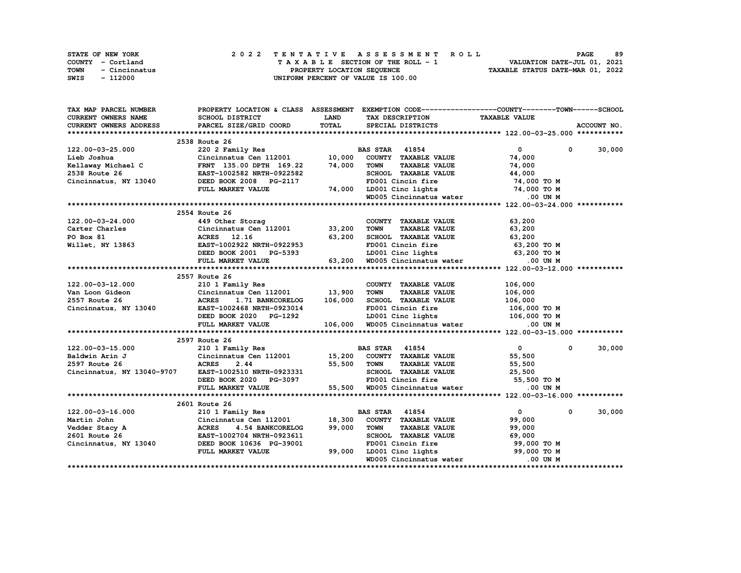STATE OF NEW YORK
COUNTY - Cortland
TOWN - Cincinnatus
SWIS - 112000

2 0 2 2 T E N T A T I V E A S S E S S M E N T R O L L
T A X A B L E SECTION OF THE ROLL - 1
PROPERTY LOCATION SEQUENCE
UNIFORM PERCENT OF VALUE IS 100.00

VALUATION DATE-JUL 01, 2021
TAXABLE STATUS DATE-MAR 01, 2022

| TAX MAP PARCEL NUMBER / CURRENT OWNERS NAME / CURRENT OWNERS ADDRESS | PROPERTY LOCATION & CLASS / SCHOOL DISTRICT / PARCEL SIZE/GRID COORD | ASSESSMENT LAND / TOTAL | EXEMPTION CODE / TAX DESCRIPTION / SPECIAL DISTRICTS | COUNTY | TOWN | SCHOOL TAXABLE VALUE | ACCOUNT NO. |
|---|---|---|---|---|---|---|---|
| **122.00-03-25.000** | 2538 Route 26 | | | | | | |
| 122.00-03-25.000 | 220 2 Family Res | | BAS STAR 41854 | 0 | 0 | 30,000 | |
| Lieb Joshua | Cincinnatus Cen 112001 | 10,000 | COUNTY TAXABLE VALUE | 74,000 | | | |
| Kellaway Michael C | FRNT 135.00 DPTH 169.22 | 74,000 | TOWN TAXABLE VALUE | | 74,000 | | |
| 2538 Route 26 | EAST-1002582 NRTH-0922582 | | SCHOOL TAXABLE VALUE | | | 44,000 | |
| Cincinnatus, NY 13040 | DEED BOOK 2008 PG-2117 | | FD001 Cincin fire | 74,000 TO M | | | |
| | FULL MARKET VALUE | 74,000 | LD001 Cinc lights | 74,000 TO M | | | |
| | | | WD005 Cincinnatus water | .00 UN M | | | |
| **122.00-03-24.000** | 2554 Route 26 | | | | | | |
| 122.00-03-24.000 | 449 Other Storag | | COUNTY TAXABLE VALUE | 63,200 | | | |
| Carter Charles | Cincinnatus Cen 112001 | 33,200 | TOWN TAXABLE VALUE | | 63,200 | | |
| PO Box 81 | ACRES 12.16 | 63,200 | SCHOOL TAXABLE VALUE | | | 63,200 | |
| Willet, NY 13863 | EAST-1002922 NRTH-0922953 | | FD001 Cincin fire | 63,200 TO M | | | |
| | DEED BOOK 2001 PG-5393 | | LD001 Cinc lights | 63,200 TO M | | | |
| | FULL MARKET VALUE | 63,200 | WD005 Cincinnatus water | .00 UN M | | | |
| **122.00-03-12.000** | 2557 Route 26 | | | | | | |
| 122.00-03-12.000 | 210 1 Family Res | | COUNTY TAXABLE VALUE | 106,000 | | | |
| Van Loon Gideon | Cincinnatus Cen 112001 | 13,900 | TOWN TAXABLE VALUE | | 106,000 | | |
| 2557 Route 26 | ACRES 1.71 BANKCORELOG | 106,000 | SCHOOL TAXABLE VALUE | | | 106,000 | |
| Cincinnatus, NY 13040 | EAST-1002468 NRTH-0923014 | | FD001 Cincin fire | 106,000 TO M | | | |
| | DEED BOOK 2020 PG-1292 | | LD001 Cinc lights | 106,000 TO M | | | |
| | FULL MARKET VALUE | 106,000 | WD005 Cincinnatus water | .00 UN M | | | |
| **122.00-03-15.000** | 2597 Route 26 | | | | | | |
| 122.00-03-15.000 | 210 1 Family Res | | BAS STAR 41854 | 0 | 0 | 30,000 | |
| Baldwin Arin J | Cincinnatus Cen 112001 | 15,200 | COUNTY TAXABLE VALUE | 55,500 | | | |
| 2597 Route 26 | ACRES 2.44 | 55,500 | TOWN TAXABLE VALUE | | 55,500 | | |
| Cincinnatus, NY 13040-9707 | EAST-1002510 NRTH-0923331 | | SCHOOL TAXABLE VALUE | | | 25,500 | |
| | DEED BOOK 2020 PG-3097 | | FD001 Cincin fire | 55,500 TO M | | | |
| | FULL MARKET VALUE | 55,500 | WD005 Cincinnatus water | .00 UN M | | | |
| **122.00-03-16.000** | 2601 Route 26 | | | | | | |
| 122.00-03-16.000 | 210 1 Family Res | | BAS STAR 41854 | 0 | 0 | 30,000 | |
| Martin John | Cincinnatus Cen 112001 | 18,300 | COUNTY TAXABLE VALUE | 99,000 | | | |
| Vedder Stacy A | ACRES 4.54 BANKCORELOG | 99,000 | TOWN TAXABLE VALUE | | 99,000 | | |
| 2601 Route 26 | EAST-1002704 NRTH-0923611 | | SCHOOL TAXABLE VALUE | | | 69,000 | |
| Cincinnatus, NY 13040 | DEED BOOK 10636 PG-39001 | | FD001 Cincin fire | 99,000 TO M | | | |
| | FULL MARKET VALUE | 99,000 | LD001 Cinc lights | 99,000 TO M | | | |
| | | | WD005 Cincinnatus water | .00 UN M | | | |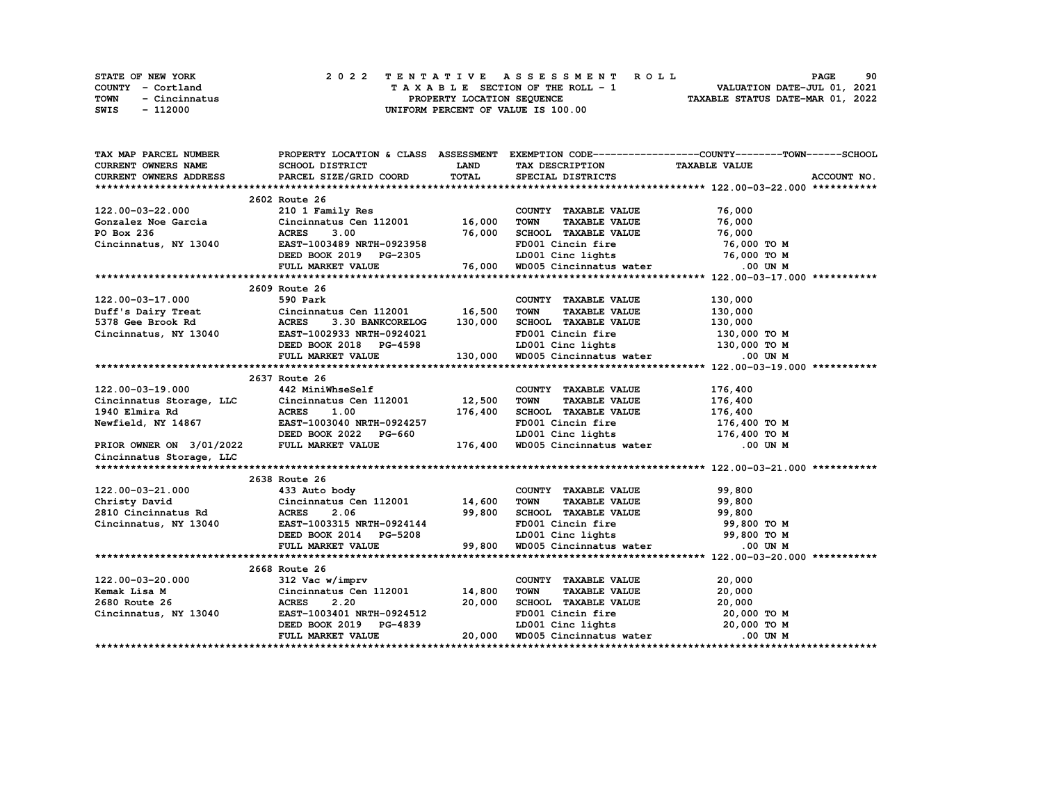STATE OF NEW YORK                    2 0 2 2   T E N T A T I V E   A S S E S S M E N T   R O L L
COUNTY - Cortland                    T A X A B L E  SECTION OF THE ROLL - 1                    VALUATION DATE-JUL 01, 2021
TOWN - Cincinnatus                   PROPERTY LOCATION SEQUENCE                                TAXABLE STATUS DATE-MAR 01, 2022
SWIS - 112000                        UNIFORM PERCENT OF VALUE IS 100.00

| TAX MAP PARCEL NUMBER / CURRENT OWNERS NAME / CURRENT OWNERS ADDRESS | PROPERTY LOCATION & CLASS / SCHOOL DISTRICT / PARCEL SIZE/GRID COORD | ASSESSMENT LAND / TOTAL | EXEMPTION CODE / TAX DESCRIPTION / SPECIAL DISTRICTS | TAXABLE VALUE (COUNTY / TOWN / SCHOOL) | ACCOUNT NO. |
|---|---|---|---|---|---|
| **122.00-03-22.000** | 2602 Route 26 | | | | |
| 122.00-03-22.000 | 210 1 Family Res | | COUNTY TAXABLE VALUE | 76,000 | |
| Gonzalez Noe Garcia | Cincinnatus Cen 112001 | 16,000 | TOWN TAXABLE VALUE | 76,000 | |
| PO Box 236 | ACRES 3.00 | 76,000 | SCHOOL TAXABLE VALUE | 76,000 | |
| Cincinnatus, NY 13040 | EAST-1003489 NRTH-0923958 | | FD001 Cincin fire | 76,000 TO M | |
| | DEED BOOK 2019 PG-2305 | | LD001 Cinc lights | 76,000 TO M | |
| | FULL MARKET VALUE | 76,000 | WD005 Cincinnatus water | .00 UN M | |
| **122.00-03-17.000** | 2609 Route 26 | | | | |
| 122.00-03-17.000 | 590 Park | | COUNTY TAXABLE VALUE | 130,000 | |
| Duff's Dairy Treat | Cincinnatus Cen 112001 | 16,500 | TOWN TAXABLE VALUE | 130,000 | |
| 5378 Gee Brook Rd | ACRES 3.30 BANKCORELOG | 130,000 | SCHOOL TAXABLE VALUE | 130,000 | |
| Cincinnatus, NY 13040 | EAST-1002933 NRTH-0924021 | | FD001 Cincin fire | 130,000 TO M | |
| | DEED BOOK 2018 PG-4598 | | LD001 Cinc lights | 130,000 TO M | |
| | FULL MARKET VALUE | 130,000 | WD005 Cincinnatus water | .00 UN M | |
| **122.00-03-19.000** | 2637 Route 26 | | | | |
| 122.00-03-19.000 | 442 MiniWhseSelf | | COUNTY TAXABLE VALUE | 176,400 | |
| Cincinnatus Storage, LLC | Cincinnatus Cen 112001 | 12,500 | TOWN TAXABLE VALUE | 176,400 | |
| 1940 Elmira Rd | ACRES 1.00 | 176,400 | SCHOOL TAXABLE VALUE | 176,400 | |
| Newfield, NY 14867 | EAST-1003040 NRTH-0924257 | | FD001 Cincin fire | 176,400 TO M | |
| | DEED BOOK 2022 PG-660 | | LD001 Cinc lights | 176,400 TO M | |
| PRIOR OWNER ON 3/01/2022 | FULL MARKET VALUE | 176,400 | WD005 Cincinnatus water | .00 UN M | |
| Cincinnatus Storage, LLC | | | | | |
| **122.00-03-21.000** | 2638 Route 26 | | | | |
| 122.00-03-21.000 | 433 Auto body | | COUNTY TAXABLE VALUE | 99,800 | |
| Christy David | Cincinnatus Cen 112001 | 14,600 | TOWN TAXABLE VALUE | 99,800 | |
| 2810 Cincinnatus Rd | ACRES 2.06 | 99,800 | SCHOOL TAXABLE VALUE | 99,800 | |
| Cincinnatus, NY 13040 | EAST-1003315 NRTH-0924144 | | FD001 Cincin fire | 99,800 TO M | |
| | DEED BOOK 2014 PG-5208 | | LD001 Cinc lights | 99,800 TO M | |
| | FULL MARKET VALUE | 99,800 | WD005 Cincinnatus water | .00 UN M | |
| **122.00-03-20.000** | 2668 Route 26 | | | | |
| 122.00-03-20.000 | 312 Vac w/imprv | | COUNTY TAXABLE VALUE | 20,000 | |
| Kemak Lisa M | Cincinnatus Cen 112001 | 14,800 | TOWN TAXABLE VALUE | 20,000 | |
| 2680 Route 26 | ACRES 2.20 | 20,000 | SCHOOL TAXABLE VALUE | 20,000 | |
| Cincinnatus, NY 13040 | EAST-1003401 NRTH-0924512 | | FD001 Cincin fire | 20,000 TO M | |
| | DEED BOOK 2019 PG-4839 | | LD001 Cinc lights | 20,000 TO M | |
| | FULL MARKET VALUE | 20,000 | WD005 Cincinnatus water | .00 UN M | |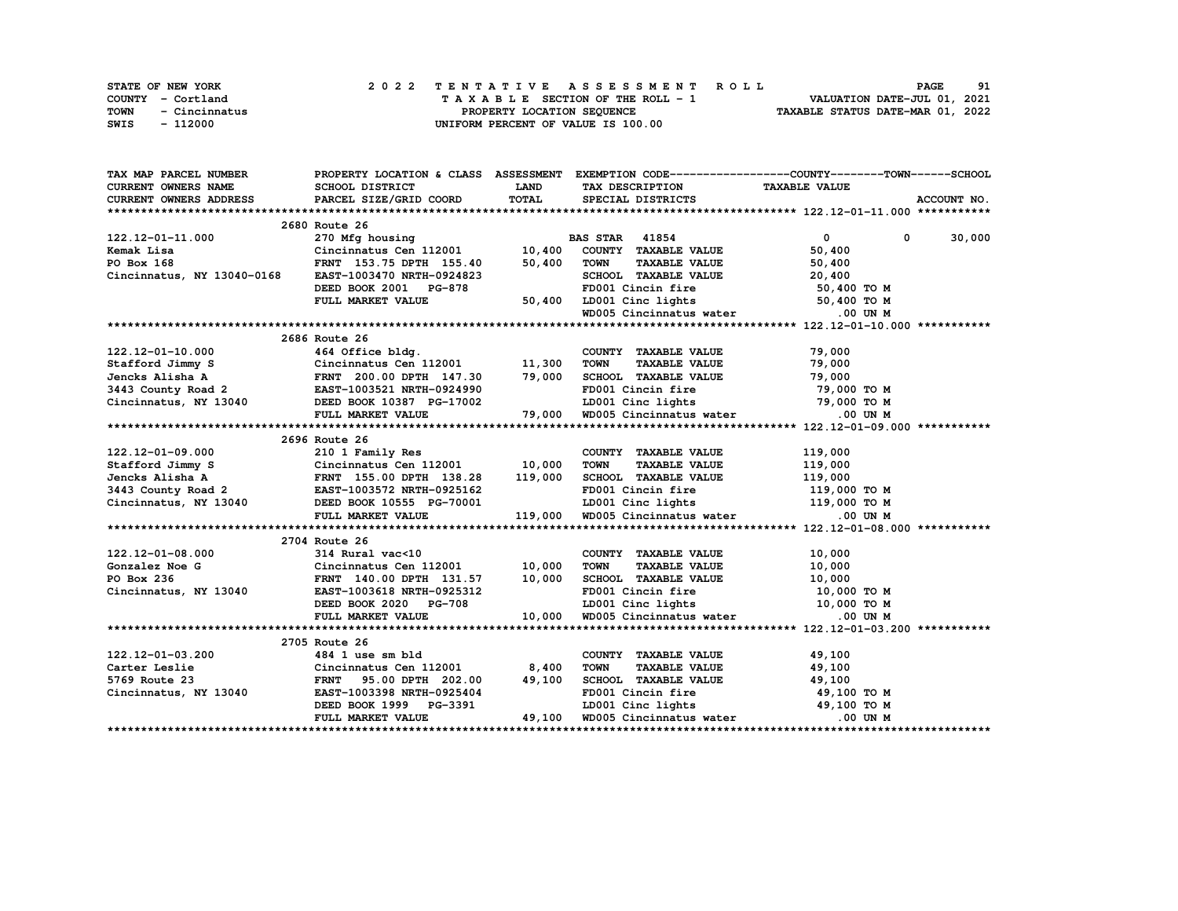STATE OF NEW YORK
COUNTY - Cortland
TOWN - Cincinnatus
SWIS - 112000

**2022 TENTATIVE ASSESSMENT ROLL**
TAXABLE SECTION OF THE ROLL - 1
PROPERTY LOCATION SEQUENCE
UNIFORM PERCENT OF VALUE IS 100.00

VALUATION DATE-JUL 01, 2021
TAXABLE STATUS DATE-MAR 01, 2022

| TAX MAP PARCEL NUMBER / CURRENT OWNERS NAME / CURRENT OWNERS ADDRESS | PROPERTY LOCATION & CLASS / SCHOOL DISTRICT / PARCEL SIZE/GRID COORD | ASSESSMENT LAND | TOTAL | EXEMPTION CODE / TAX DESCRIPTION / SPECIAL DISTRICTS | COUNTY TAXABLE VALUE | TOWN | SCHOOL | ACCOUNT NO. |
|---|---|---|---|---|---|---|---|---|
| **122.12-01-11.000** | 2680 Route 26 | | | | | | | |
| 122.12-01-11.000 | 270 Mfg housing | | | BAS STAR 41854 | 0 | 0 | 30,000 | |
| Kemak Lisa | Cincinnatus Cen 112001 | 10,400 | | COUNTY TAXABLE VALUE | 50,400 | | | |
| PO Box 168 | FRNT 153.75 DPTH 155.40 | | 50,400 | TOWN TAXABLE VALUE | 50,400 | | | |
| Cincinnatus, NY 13040-0168 | EAST-1003470 NRTH-0924823 | | | SCHOOL TAXABLE VALUE | 20,400 | | | |
| | DEED BOOK 2001 PG-878 | | | FD001 Cincin fire | 50,400 TO M | | | |
| | FULL MARKET VALUE | | 50,400 | LD001 Cinc lights | 50,400 TO M | | | |
| | | | | WD005 Cincinnatus water | .00 UN M | | | |
| **122.12-01-10.000** | 2686 Route 26 | | | | | | | |
| 122.12-01-10.000 | 464 Office bldg. | | | COUNTY TAXABLE VALUE | 79,000 | | | |
| Stafford Jimmy S | Cincinnatus Cen 112001 | 11,300 | | TOWN TAXABLE VALUE | 79,000 | | | |
| Jencks Alisha A | FRNT 200.00 DPTH 147.30 | | 79,000 | SCHOOL TAXABLE VALUE | 79,000 | | | |
| 3443 County Road 2 | EAST-1003521 NRTH-0924990 | | | FD001 Cincin fire | 79,000 TO M | | | |
| Cincinnatus, NY 13040 | DEED BOOK 10387 PG-17002 | | | LD001 Cinc lights | 79,000 TO M | | | |
| | FULL MARKET VALUE | | 79,000 | WD005 Cincinnatus water | .00 UN M | | | |
| **122.12-01-09.000** | 2696 Route 26 | | | | | | | |
| 122.12-01-09.000 | 210 1 Family Res | | | COUNTY TAXABLE VALUE | 119,000 | | | |
| Stafford Jimmy S | Cincinnatus Cen 112001 | 10,000 | | TOWN TAXABLE VALUE | 119,000 | | | |
| Jencks Alisha A | FRNT 155.00 DPTH 138.28 | | 119,000 | SCHOOL TAXABLE VALUE | 119,000 | | | |
| 3443 County Road 2 | EAST-1003572 NRTH-0925162 | | | FD001 Cincin fire | 119,000 TO M | | | |
| Cincinnatus, NY 13040 | DEED BOOK 10555 PG-70001 | | | LD001 Cinc lights | 119,000 TO M | | | |
| | FULL MARKET VALUE | | 119,000 | WD005 Cincinnatus water | .00 UN M | | | |
| **122.12-01-08.000** | 2704 Route 26 | | | | | | | |
| 122.12-01-08.000 | 314 Rural vac<10 | | | COUNTY TAXABLE VALUE | 10,000 | | | |
| Gonzalez Noe G | Cincinnatus Cen 112001 | 10,000 | | TOWN TAXABLE VALUE | 10,000 | | | |
| PO Box 236 | FRNT 140.00 DPTH 131.57 | | 10,000 | SCHOOL TAXABLE VALUE | 10,000 | | | |
| Cincinnatus, NY 13040 | EAST-1003618 NRTH-0925312 | | | FD001 Cincin fire | 10,000 TO M | | | |
| | DEED BOOK 2020 PG-708 | | | LD001 Cinc lights | 10,000 TO M | | | |
| | FULL MARKET VALUE | | 10,000 | WD005 Cincinnatus water | .00 UN M | | | |
| **122.12-01-03.200** | 2705 Route 26 | | | | | | | |
| 122.12-01-03.200 | 484 1 use sm bld | | | COUNTY TAXABLE VALUE | 49,100 | | | |
| Carter Leslie | Cincinnatus Cen 112001 | 8,400 | | TOWN TAXABLE VALUE | 49,100 | | | |
| 5769 Route 23 | FRNT 95.00 DPTH 202.00 | | 49,100 | SCHOOL TAXABLE VALUE | 49,100 | | | |
| Cincinnatus, NY 13040 | EAST-1003398 NRTH-0925404 | | | FD001 Cincin fire | 49,100 TO M | | | |
| | DEED BOOK 1999 PG-3391 | | | LD001 Cinc lights | 49,100 TO M | | | |
| | FULL MARKET VALUE | | 49,100 | WD005 Cincinnatus water | .00 UN M | | | |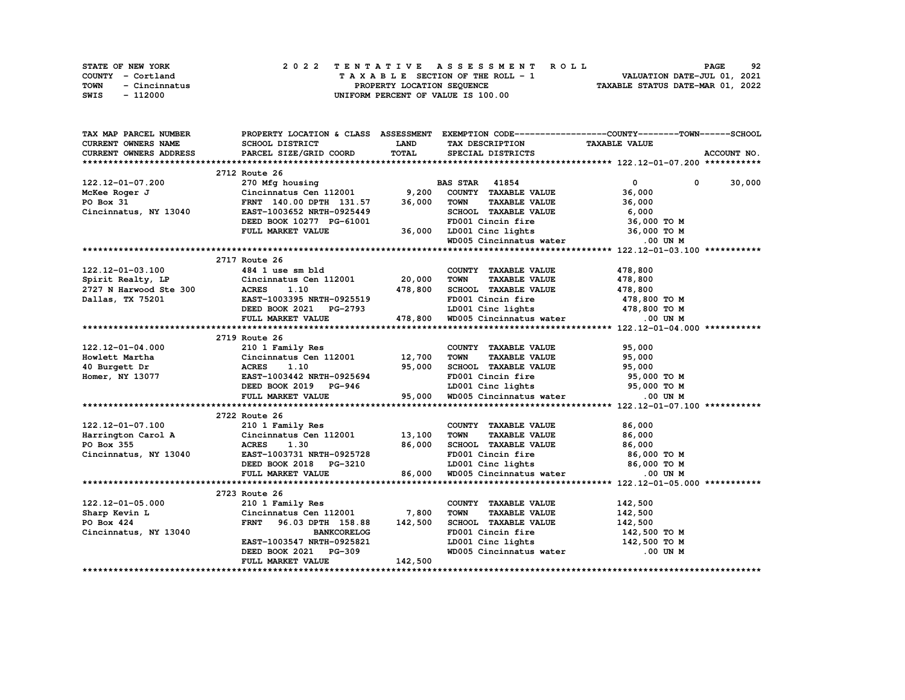STATE OF NEW YORK                2 0 2 2   T E N T A T I V E   A S S E S S M E N T   R O L L
COUNTY - Cortland                T A X A B L E SECTION OF THE ROLL - 1                VALUATION DATE-JUL 01, 2021
TOWN - Cincinnatus               PROPERTY LOCATION SEQUENCE                            TAXABLE STATUS DATE-MAR 01, 2022
SWIS - 112000                    UNIFORM PERCENT OF VALUE IS 100.00

| TAX MAP PARCEL NUMBER / CURRENT OWNERS NAME / CURRENT OWNERS ADDRESS | PROPERTY LOCATION & CLASS / SCHOOL DISTRICT / PARCEL SIZE/GRID COORD | ASSESSMENT LAND | TOTAL | EXEMPTION CODE / TAX DESCRIPTION / SPECIAL DISTRICTS | COUNTY | TOWN | SCHOOL / TAXABLE VALUE / ACCOUNT NO. |
|---|---|---|---|---|---|---|---|
| **122.12-01-07.200** | 2712 Route 26 | | | | | | |
| 122.12-01-07.200 | 270 Mfg housing | | | BAS STAR 41854 | 0 | 0 | 30,000 |
| McKee Roger J | Cincinnatus Cen 112001 | 9,200 | | COUNTY TAXABLE VALUE | 36,000 | | |
| PO Box 31 | FRNT 140.00 DPTH 131.57 | | 36,000 | TOWN TAXABLE VALUE | 36,000 | | |
| Cincinnatus, NY 13040 | EAST-1003652 NRTH-0925449 | | | SCHOOL TAXABLE VALUE | 6,000 | | |
| | DEED BOOK 10277 PG-61001 | | | FD001 Cincin fire | 36,000 TO M | | |
| | FULL MARKET VALUE | | 36,000 | LD001 Cinc lights | 36,000 TO M | | |
| | | | | WD005 Cincinnatus water | .00 UN M | | |
| **122.12-01-03.100** | 2717 Route 26 | | | | | | |
| 122.12-01-03.100 | 484 1 use sm bld | | | COUNTY TAXABLE VALUE | 478,800 | | |
| Spirit Realty, LP | Cincinnatus Cen 112001 | 20,000 | | TOWN TAXABLE VALUE | 478,800 | | |
| 2727 N Harwood Ste 300 | ACRES 1.10 | | 478,800 | SCHOOL TAXABLE VALUE | 478,800 | | |
| Dallas, TX 75201 | EAST-1003395 NRTH-0925519 | | | FD001 Cincin fire | 478,800 TO M | | |
| | DEED BOOK 2021 PG-2793 | | | LD001 Cinc lights | 478,800 TO M | | |
| | FULL MARKET VALUE | | 478,800 | WD005 Cincinnatus water | .00 UN M | | |
| **122.12-01-04.000** | 2719 Route 26 | | | | | | |
| 122.12-01-04.000 | 210 1 Family Res | | | COUNTY TAXABLE VALUE | 95,000 | | |
| Howlett Martha | Cincinnatus Cen 112001 | 12,700 | | TOWN TAXABLE VALUE | 95,000 | | |
| 40 Burgett Dr | ACRES 1.10 | | 95,000 | SCHOOL TAXABLE VALUE | 95,000 | | |
| Homer, NY 13077 | EAST-1003442 NRTH-0925694 | | | FD001 Cincin fire | 95,000 TO M | | |
| | DEED BOOK 2019 PG-946 | | | LD001 Cinc lights | 95,000 TO M | | |
| | FULL MARKET VALUE | | 95,000 | WD005 Cincinnatus water | .00 UN M | | |
| **122.12-01-07.100** | 2722 Route 26 | | | | | | |
| 122.12-01-07.100 | 210 1 Family Res | | | COUNTY TAXABLE VALUE | 86,000 | | |
| Harrington Carol A | Cincinnatus Cen 112001 | 13,100 | | TOWN TAXABLE VALUE | 86,000 | | |
| PO Box 355 | ACRES 1.30 | | 86,000 | SCHOOL TAXABLE VALUE | 86,000 | | |
| Cincinnatus, NY 13040 | EAST-1003731 NRTH-0925728 | | | FD001 Cincin fire | 86,000 TO M | | |
| | DEED BOOK 2018 PG-3210 | | | LD001 Cinc lights | 86,000 TO M | | |
| | FULL MARKET VALUE | | 86,000 | WD005 Cincinnatus water | .00 UN M | | |
| **122.12-01-05.000** | 2723 Route 26 | | | | | | |
| 122.12-01-05.000 | 210 1 Family Res | | | COUNTY TAXABLE VALUE | 142,500 | | |
| Sharp Kevin L | Cincinnatus Cen 112001 | 7,800 | | TOWN TAXABLE VALUE | 142,500 | | |
| PO Box 424 | FRNT 96.03 DPTH 158.88 | | 142,500 | SCHOOL TAXABLE VALUE | 142,500 | | |
| Cincinnatus, NY 13040 | BANKCORELOG | | | FD001 Cincin fire | 142,500 TO M | | |
| | EAST-1003547 NRTH-0925821 | | | LD001 Cinc lights | 142,500 TO M | | |
| | DEED BOOK 2021 PG-309 | | | WD005 Cincinnatus water | .00 UN M | | |
| | FULL MARKET VALUE | | 142,500 | | | | |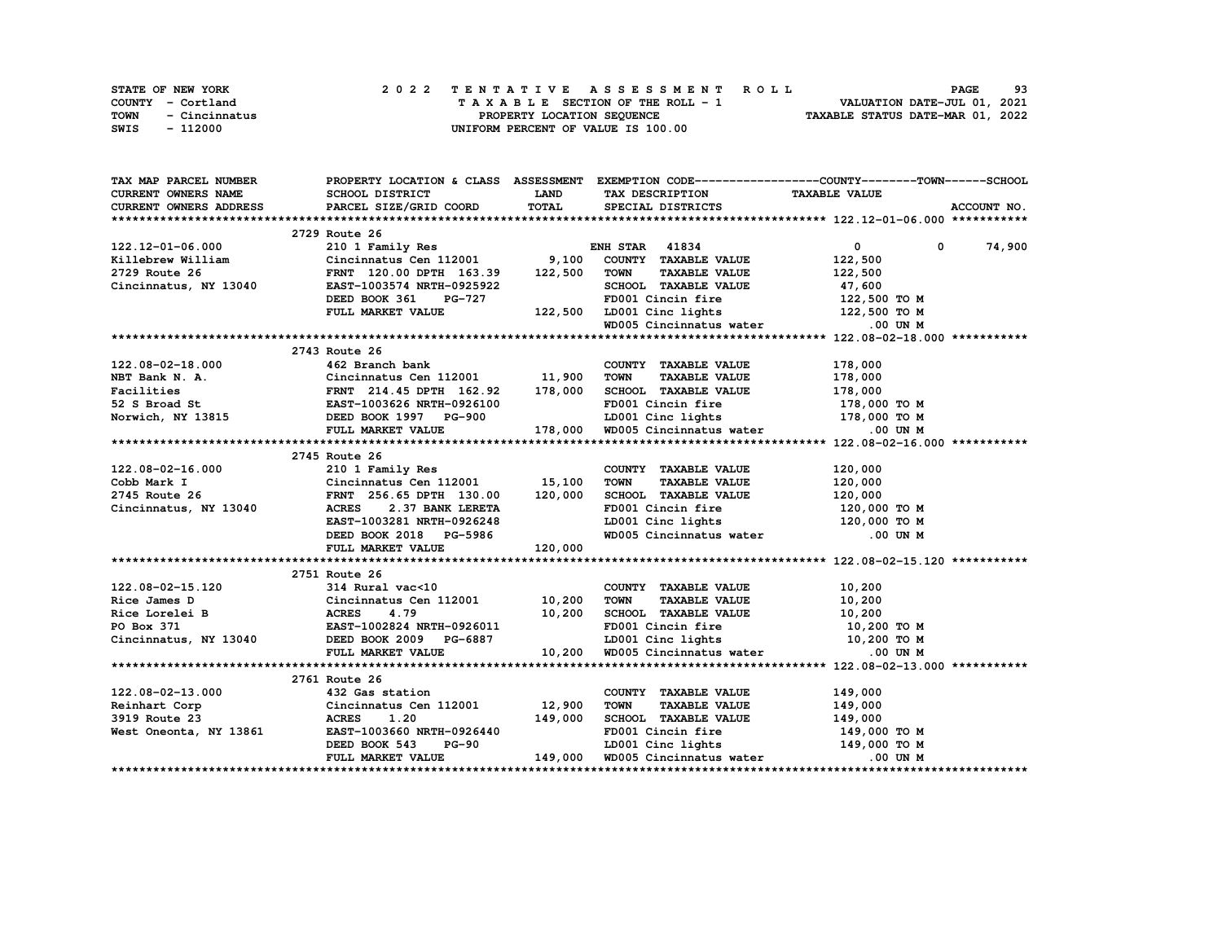STATE OF NEW YORK
COUNTY - Cortland
TOWN - Cincinnatus
SWIS - 112000

2 0 2 2 T E N T A T I V E A S S E S S M E N T R O L L
T A X A B L E SECTION OF THE ROLL - 1
PROPERTY LOCATION SEQUENCE
UNIFORM PERCENT OF VALUE IS 100.00

VALUATION DATE-JUL 01, 2021
TAXABLE STATUS DATE-MAR 01, 2022

| TAX MAP PARCEL NUMBER / CURRENT OWNERS NAME / CURRENT OWNERS ADDRESS | PROPERTY LOCATION & CLASS / SCHOOL DISTRICT / PARCEL SIZE/GRID COORD | ASSESSMENT LAND / TOTAL | EXEMPTION CODE / TAX DESCRIPTION / SPECIAL DISTRICTS | COUNTY | TOWN | SCHOOL | ACCOUNT NO. |
|---|---|---|---|---|---|---|---|
| **122.12-01-06.000** | 2729 Route 26 | | | | | | |
| 122.12-01-06.000 | 210 1 Family Res | | ENH STAR 41834 | 0 | 0 | 74,900 | |
| Killebrew William | Cincinnatus Cen 112001 | 9,100 | COUNTY TAXABLE VALUE | 122,500 | | | |
| 2729 Route 26 | FRNT 120.00 DPTH 163.39 | 122,500 | TOWN TAXABLE VALUE | | 122,500 | | |
| Cincinnatus, NY 13040 | EAST-1003574 NRTH-0925922 | | SCHOOL TAXABLE VALUE | | | 47,600 | |
| | DEED BOOK 361 PG-727 | | FD001 Cincin fire | 122,500 TO M | | | |
| | FULL MARKET VALUE | 122,500 | LD001 Cinc lights | 122,500 TO M | | | |
| | | | WD005 Cincinnatus water | .00 UN M | | | |
| **122.08-02-18.000** | 2743 Route 26 | | | | | | |
| 122.08-02-18.000 | 462 Branch bank | | COUNTY TAXABLE VALUE | 178,000 | | | |
| NBT Bank N. A. | Cincinnatus Cen 112001 | 11,900 | TOWN TAXABLE VALUE | | 178,000 | | |
| Facilities | FRNT 214.45 DPTH 162.92 | 178,000 | SCHOOL TAXABLE VALUE | | | 178,000 | |
| 52 S Broad St | EAST-1003626 NRTH-0926100 | | FD001 Cincin fire | 178,000 TO M | | | |
| Norwich, NY 13815 | DEED BOOK 1997 PG-900 | | LD001 Cinc lights | 178,000 TO M | | | |
| | FULL MARKET VALUE | 178,000 | WD005 Cincinnatus water | .00 UN M | | | |
| **122.08-02-16.000** | 2745 Route 26 | | | | | | |
| 122.08-02-16.000 | 210 1 Family Res | | COUNTY TAXABLE VALUE | 120,000 | | | |
| Cobb Mark I | Cincinnatus Cen 112001 | 15,100 | TOWN TAXABLE VALUE | | 120,000 | | |
| 2745 Route 26 | FRNT 256.65 DPTH 130.00 | 120,000 | SCHOOL TAXABLE VALUE | | | 120,000 | |
| Cincinnatus, NY 13040 | ACRES 2.37 BANK LERETA | | FD001 Cincin fire | 120,000 TO M | | | |
| | EAST-1003281 NRTH-0926248 | | LD001 Cinc lights | 120,000 TO M | | | |
| | DEED BOOK 2018 PG-5986 | | WD005 Cincinnatus water | .00 UN M | | | |
| | FULL MARKET VALUE | 120,000 | | | | | |
| **122.08-02-15.120** | 2751 Route 26 | | | | | | |
| 122.08-02-15.120 | 314 Rural vac<10 | | COUNTY TAXABLE VALUE | 10,200 | | | |
| Rice James D | Cincinnatus Cen 112001 | 10,200 | TOWN TAXABLE VALUE | | 10,200 | | |
| Rice Lorelei B | ACRES 4.79 | 10,200 | SCHOOL TAXABLE VALUE | | | 10,200 | |
| PO Box 371 | EAST-1002824 NRTH-0926011 | | FD001 Cincin fire | 10,200 TO M | | | |
| Cincinnatus, NY 13040 | DEED BOOK 2009 PG-6887 | | LD001 Cinc lights | 10,200 TO M | | | |
| | FULL MARKET VALUE | 10,200 | WD005 Cincinnatus water | .00 UN M | | | |
| **122.08-02-13.000** | 2761 Route 26 | | | | | | |
| 122.08-02-13.000 | 432 Gas station | | COUNTY TAXABLE VALUE | 149,000 | | | |
| Reinhart Corp | Cincinnatus Cen 112001 | 12,900 | TOWN TAXABLE VALUE | | 149,000 | | |
| 3919 Route 23 | ACRES 1.20 | 149,000 | SCHOOL TAXABLE VALUE | | | 149,000 | |
| West Oneonta, NY 13861 | EAST-1003660 NRTH-0926440 | | FD001 Cincin fire | 149,000 TO M | | | |
| | DEED BOOK 543 PG-90 | | LD001 Cinc lights | 149,000 TO M | | | |
| | FULL MARKET VALUE | 149,000 | WD005 Cincinnatus water | .00 UN M | | | |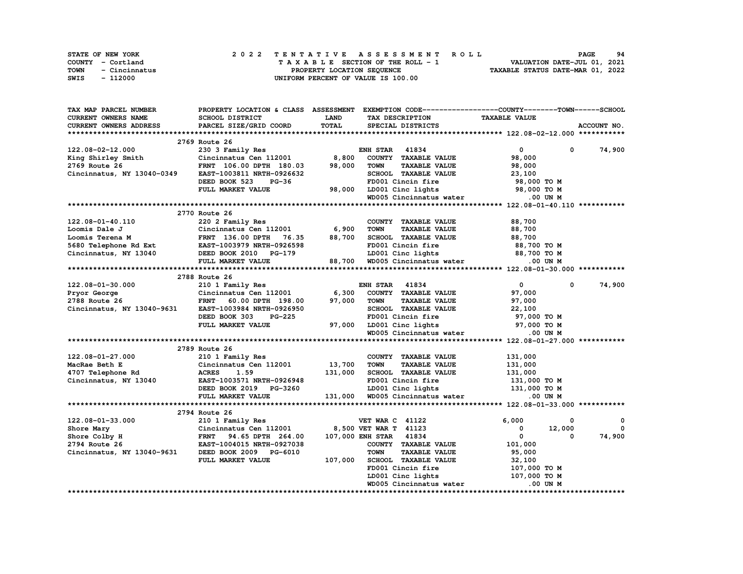STATE OF NEW YORK | COUNTY - Cortland | TOWN - Cincinnatus | SWIS - 112000

**2022 TENTATIVE ASSESSMENT ROLL**
TAXABLE SECTION OF THE ROLL - 1
PROPERTY LOCATION SEQUENCE
UNIFORM PERCENT OF VALUE IS 100.00

VALUATION DATE-JUL 01, 2021
TAXABLE STATUS DATE-MAR 01, 2022

| TAX MAP PARCEL NUMBER / CURRENT OWNERS NAME / CURRENT OWNERS ADDRESS | PROPERTY LOCATION & CLASS / SCHOOL DISTRICT / PARCEL SIZE/GRID COORD | ASSESSMENT LAND | TOTAL | EXEMPTION CODE / TAX DESCRIPTION / SPECIAL DISTRICTS | COUNTY TAXABLE VALUE | TOWN | SCHOOL |
|---|---|---|---|---|---|---|---|
| **122.08-02-12.000** | 2769 Route 26 | | | | | | |
| 122.08-02-12.000 | 230 3 Family Res | | | ENH STAR 41834 | 0 | 0 | 74,900 |
| King Shirley Smith | Cincinnatus Cen 112001 | 8,800 | | COUNTY TAXABLE VALUE | 98,000 | | |
| 2769 Route 26 | FRNT 106.00 DPTH 180.03 | | 98,000 | TOWN TAXABLE VALUE | 98,000 | | |
| Cincinnatus, NY 13040-0349 | EAST-1003811 NRTH-0926632 | | | SCHOOL TAXABLE VALUE | 23,100 | | |
| | DEED BOOK 523 PG-36 | | | FD001 Cincin fire | 98,000 TO M | | |
| | FULL MARKET VALUE | | 98,000 | LD001 Cinc lights | 98,000 TO M | | |
| | | | | WD005 Cincinnatus water | .00 UN M | | |
| **122.08-01-40.110** | 2770 Route 26 | | | | | | |
| 122.08-01-40.110 | 220 2 Family Res | | | COUNTY TAXABLE VALUE | 88,700 | | |
| Loomis Dale J | Cincinnatus Cen 112001 | 6,900 | | TOWN TAXABLE VALUE | 88,700 | | |
| Loomis Terena M | FRNT 136.00 DPTH 76.35 | | 88,700 | SCHOOL TAXABLE VALUE | 88,700 | | |
| 5680 Telephone Rd Ext | EAST-1003979 NRTH-0926598 | | | FD001 Cincin fire | 88,700 TO M | | |
| Cincinnatus, NY 13040 | DEED BOOK 2010 PG-179 | | | LD001 Cinc lights | 88,700 TO M | | |
| | FULL MARKET VALUE | | 88,700 | WD005 Cincinnatus water | .00 UN M | | |
| **122.08-01-30.000** | 2788 Route 26 | | | | | | |
| 122.08-01-30.000 | 210 1 Family Res | | | ENH STAR 41834 | 0 | 0 | 74,900 |
| Pryor George | Cincinnatus Cen 112001 | 6,300 | | COUNTY TAXABLE VALUE | 97,000 | | |
| 2788 Route 26 | FRNT 60.00 DPTH 198.00 | | 97,000 | TOWN TAXABLE VALUE | 97,000 | | |
| Cincinnatus, NY 13040-9631 | EAST-1003984 NRTH-0926950 | | | SCHOOL TAXABLE VALUE | 22,100 | | |
| | DEED BOOK 303 PG-225 | | | FD001 Cincin fire | 97,000 TO M | | |
| | FULL MARKET VALUE | | 97,000 | LD001 Cinc lights | 97,000 TO M | | |
| | | | | WD005 Cincinnatus water | .00 UN M | | |
| **122.08-01-27.000** | 2789 Route 26 | | | | | | |
| 122.08-01-27.000 | 210 1 Family Res | | | COUNTY TAXABLE VALUE | 131,000 | | |
| MacRae Beth E | Cincinnatus Cen 112001 | 13,700 | | TOWN TAXABLE VALUE | 131,000 | | |
| 4707 Telephone Rd | ACRES 1.59 | | 131,000 | SCHOOL TAXABLE VALUE | 131,000 | | |
| Cincinnatus, NY 13040 | EAST-1003571 NRTH-0926948 | | | FD001 Cincin fire | 131,000 TO M | | |
| | DEED BOOK 2019 PG-3260 | | | LD001 Cinc lights | 131,000 TO M | | |
| | FULL MARKET VALUE | | 131,000 | WD005 Cincinnatus water | .00 UN M | | |
| **122.08-01-33.000** | 2794 Route 26 | | | | | | |
| 122.08-01-33.000 | 210 1 Family Res | | | VET WAR C 41122 | 6,000 | 0 | 0 |
| Shore Mary | Cincinnatus Cen 112001 | 8,500 | | VET WAR T 41123 | 0 | 12,000 | 0 |
| Shore Colby H | FRNT 94.65 DPTH 264.00 | | 107,000 | ENH STAR 41834 | 0 | 0 | 74,900 |
| 2794 Route 26 | EAST-1004015 NRTH-0927038 | | | COUNTY TAXABLE VALUE | 101,000 | | |
| Cincinnatus, NY 13040-9631 | DEED BOOK 2009 PG-6010 | | | TOWN TAXABLE VALUE | 95,000 | | |
| | FULL MARKET VALUE | | 107,000 | SCHOOL TAXABLE VALUE | 32,100 | | |
| | | | | FD001 Cincin fire | 107,000 TO M | | |
| | | | | LD001 Cinc lights | 107,000 TO M | | |
| | | | | WD005 Cincinnatus water | .00 UN M | | |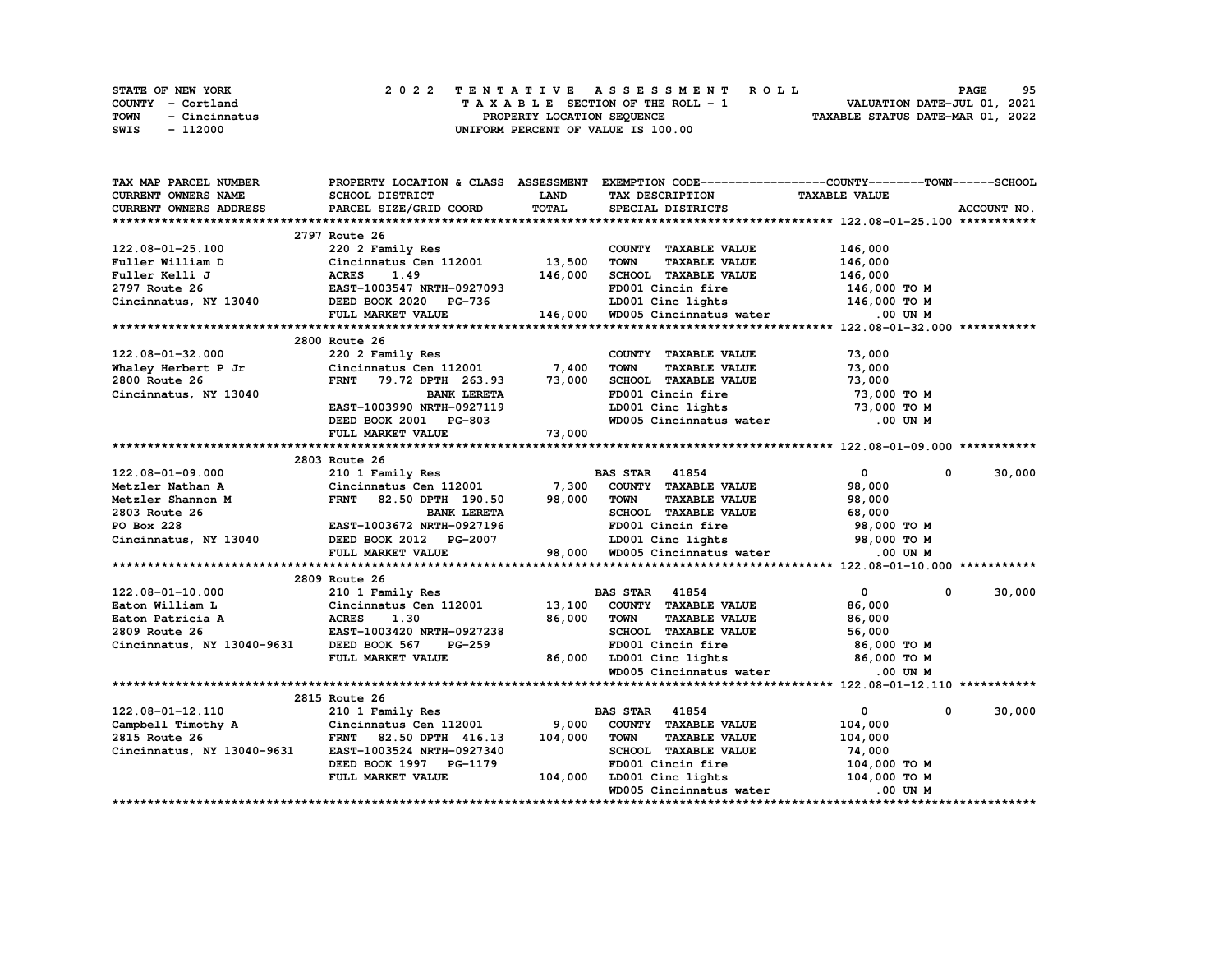STATE OF NEW YORK
COUNTY - Cortland
TOWN - Cincinnatus
SWIS - 112000

2022 TENTATIVE ASSESSMENT ROLL
TAXABLE SECTION OF THE ROLL - 1
PROPERTY LOCATION SEQUENCE
UNIFORM PERCENT OF VALUE IS 100.00

VALUATION DATE-JUL 01, 2021
TAXABLE STATUS DATE-MAR 01, 2022

| TAX MAP PARCEL NUMBER / CURRENT OWNERS NAME / CURRENT OWNERS ADDRESS | PROPERTY LOCATION & CLASS / SCHOOL DISTRICT / PARCEL SIZE/GRID COORD | ASSESSMENT LAND / TOTAL | EXEMPTION CODE / TAX DESCRIPTION / SPECIAL DISTRICTS | COUNTY / TOWN TAXABLE VALUE | SCHOOL |
|---|---|---|---|---|---|
| **122.08-01-25.100** | 2797 Route 26 | | | | |
| 122.08-01-25.100 | 220 2 Family Res | | COUNTY TAXABLE VALUE | 146,000 | |
| Fuller William D | Cincinnatus Cen 112001 | 13,500 | TOWN TAXABLE VALUE | 146,000 | |
| Fuller Kelli J | ACRES 1.49 | 146,000 | SCHOOL TAXABLE VALUE | 146,000 | |
| 2797 Route 26 | EAST-1003547 NRTH-0927093 | | FD001 Cincin fire | 146,000 TO M | |
| Cincinnatus, NY 13040 | DEED BOOK 2020 PG-736 | | LD001 Cinc lights | 146,000 TO M | |
| | FULL MARKET VALUE | 146,000 | WD005 Cincinnatus water | .00 UN M | |
| **122.08-01-32.000** | 2800 Route 26 | | | | |
| 122.08-01-32.000 | 220 2 Family Res | | COUNTY TAXABLE VALUE | 73,000 | |
| Whaley Herbert P Jr | Cincinnatus Cen 112001 | 7,400 | TOWN TAXABLE VALUE | 73,000 | |
| 2800 Route 26 | FRNT 79.72 DPTH 263.93 | 73,000 | SCHOOL TAXABLE VALUE | 73,000 | |
| Cincinnatus, NY 13040 | BANK LERETA | | FD001 Cincin fire | 73,000 TO M | |
| | EAST-1003990 NRTH-0927119 | | LD001 Cinc lights | 73,000 TO M | |
| | DEED BOOK 2001 PG-803 | | WD005 Cincinnatus water | .00 UN M | |
| | FULL MARKET VALUE | 73,000 | | | |
| **122.08-01-09.000** | 2803 Route 26 | | | | |
| 122.08-01-09.000 | 210 1 Family Res | | BAS STAR 41854 | 0 / 0 | 30,000 |
| Metzler Nathan A | Cincinnatus Cen 112001 | 7,300 | COUNTY TAXABLE VALUE | 98,000 | |
| Metzler Shannon M | FRNT 82.50 DPTH 190.50 | 98,000 | TOWN TAXABLE VALUE | 98,000 | |
| 2803 Route 26 | BANK LERETA | | SCHOOL TAXABLE VALUE | 68,000 | |
| PO Box 228 | EAST-1003672 NRTH-0927196 | | FD001 Cincin fire | 98,000 TO M | |
| Cincinnatus, NY 13040 | DEED BOOK 2012 PG-2007 | | LD001 Cinc lights | 98,000 TO M | |
| | FULL MARKET VALUE | 98,000 | WD005 Cincinnatus water | .00 UN M | |
| **122.08-01-10.000** | 2809 Route 26 | | | | |
| 122.08-01-10.000 | 210 1 Family Res | | BAS STAR 41854 | 0 / 0 | 30,000 |
| Eaton William L | Cincinnatus Cen 112001 | 13,100 | COUNTY TAXABLE VALUE | 86,000 | |
| Eaton Patricia A | ACRES 1.30 | 86,000 | TOWN TAXABLE VALUE | 86,000 | |
| 2809 Route 26 | EAST-1003420 NRTH-0927238 | | SCHOOL TAXABLE VALUE | 56,000 | |
| Cincinnatus, NY 13040-9631 | DEED BOOK 567 PG-259 | | FD001 Cincin fire | 86,000 TO M | |
| | FULL MARKET VALUE | 86,000 | LD001 Cinc lights | 86,000 TO M | |
| | | | WD005 Cincinnatus water | .00 UN M | |
| **122.08-01-12.110** | 2815 Route 26 | | | | |
| 122.08-01-12.110 | 210 1 Family Res | | BAS STAR 41854 | 0 / 0 | 30,000 |
| Campbell Timothy A | Cincinnatus Cen 112001 | 9,000 | COUNTY TAXABLE VALUE | 104,000 | |
| 2815 Route 26 | FRNT 82.50 DPTH 416.13 | 104,000 | TOWN TAXABLE VALUE | 104,000 | |
| Cincinnatus, NY 13040-9631 | EAST-1003524 NRTH-0927340 | | SCHOOL TAXABLE VALUE | 74,000 | |
| | DEED BOOK 1997 PG-1179 | | FD001 Cincin fire | 104,000 TO M | |
| | FULL MARKET VALUE | 104,000 | LD001 Cinc lights | 104,000 TO M | |
| | | | WD005 Cincinnatus water | .00 UN M | |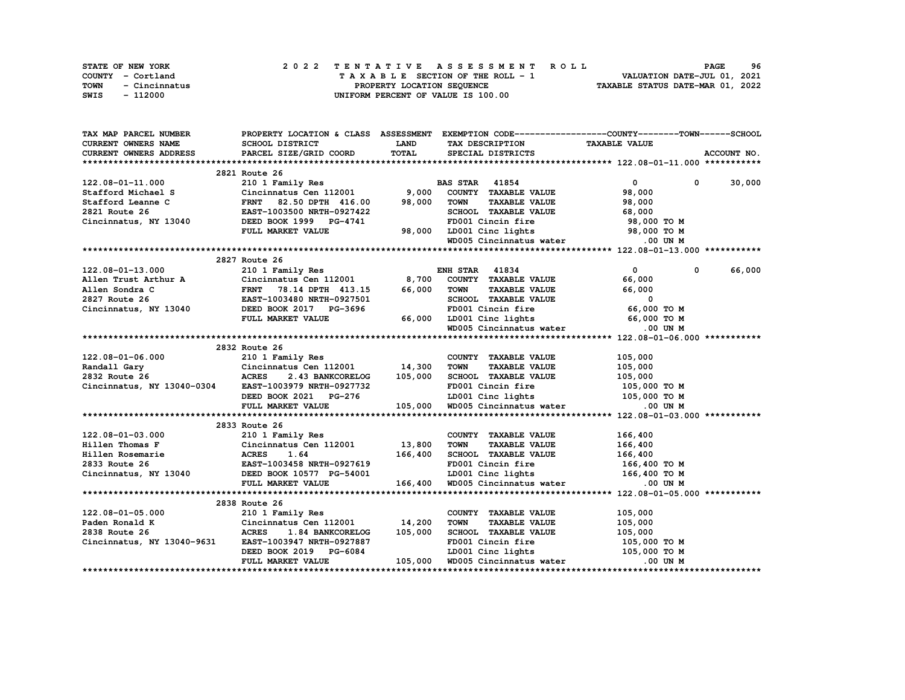STATE OF NEW YORK | COUNTY - Cortland | TOWN - Cincinnatus | SWIS - 112000

**2022 TENTATIVE ASSESSMENT ROLL**
TAXABLE SECTION OF THE ROLL - 1
PROPERTY LOCATION SEQUENCE
UNIFORM PERCENT OF VALUE IS 100.00

VALUATION DATE-JUL 01, 2021
TAXABLE STATUS DATE-MAR 01, 2022

| TAX MAP PARCEL NUMBER / CURRENT OWNERS NAME / CURRENT OWNERS ADDRESS | PROPERTY LOCATION & CLASS / SCHOOL DISTRICT / PARCEL SIZE/GRID COORD | ASSESSMENT LAND / TOTAL | EXEMPTION CODE / TAX DESCRIPTION / SPECIAL DISTRICTS | COUNTY / TAXABLE VALUE | TOWN | SCHOOL | ACCOUNT NO. |
|---|---|---|---|---|---|---|---|
| **122.08-01-11.000** | 2821 Route 26 | | | | | | |
| 122.08-01-11.000 | 210 1 Family Res | | BAS STAR 41854 | 0 | 0 | 30,000 | |
| Stafford Michael S | Cincinnatus Cen 112001 | 9,000 | COUNTY TAXABLE VALUE | 98,000 | | | |
| Stafford Leanne C | FRNT 82.50 DPTH 416.00 | 98,000 | TOWN TAXABLE VALUE | 98,000 | | | |
| 2821 Route 26 | EAST-1003500 NRTH-0927422 | | SCHOOL TAXABLE VALUE | 68,000 | | | |
| Cincinnatus, NY 13040 | DEED BOOK 1999 PG-4741 | | FD001 Cincin fire | 98,000 TO M | | | |
| | FULL MARKET VALUE | 98,000 | LD001 Cinc lights | 98,000 TO M | | | |
| | | | WD005 Cincinnatus water | .00 UN M | | | |
| **122.08-01-13.000** | 2827 Route 26 | | | | | | |
| 122.08-01-13.000 | 210 1 Family Res | | ENH STAR 41834 | 0 | 0 | 66,000 | |
| Allen Trust Arthur A | Cincinnatus Cen 112001 | 8,700 | COUNTY TAXABLE VALUE | 66,000 | | | |
| Allen Sondra C | FRNT 78.14 DPTH 413.15 | 66,000 | TOWN TAXABLE VALUE | 66,000 | | | |
| 2827 Route 26 | EAST-1003480 NRTH-0927501 | | SCHOOL TAXABLE VALUE | 0 | | | |
| Cincinnatus, NY 13040 | DEED BOOK 2017 PG-3696 | | FD001 Cincin fire | 66,000 TO M | | | |
| | FULL MARKET VALUE | 66,000 | LD001 Cinc lights | 66,000 TO M | | | |
| | | | WD005 Cincinnatus water | .00 UN M | | | |
| **122.08-01-06.000** | 2832 Route 26 | | | | | | |
| 122.08-01-06.000 | 210 1 Family Res | | COUNTY TAXABLE VALUE | 105,000 | | | |
| Randall Gary | Cincinnatus Cen 112001 | 14,300 | TOWN TAXABLE VALUE | 105,000 | | | |
| 2832 Route 26 | ACRES 2.43 BANKCORELOG | 105,000 | SCHOOL TAXABLE VALUE | 105,000 | | | |
| Cincinnatus, NY 13040-0304 | EAST-1003979 NRTH-0927732 | | FD001 Cincin fire | 105,000 TO M | | | |
| | DEED BOOK 2021 PG-276 | | LD001 Cinc lights | 105,000 TO M | | | |
| | FULL MARKET VALUE | 105,000 | WD005 Cincinnatus water | .00 UN M | | | |
| **122.08-01-03.000** | 2833 Route 26 | | | | | | |
| 122.08-01-03.000 | 210 1 Family Res | | COUNTY TAXABLE VALUE | 166,400 | | | |
| Hillen Thomas F | Cincinnatus Cen 112001 | 13,800 | TOWN TAXABLE VALUE | 166,400 | | | |
| Hillen Rosemarie | ACRES 1.64 | 166,400 | SCHOOL TAXABLE VALUE | 166,400 | | | |
| 2833 Route 26 | EAST-1003458 NRTH-0927619 | | FD001 Cincin fire | 166,400 TO M | | | |
| Cincinnatus, NY 13040 | DEED BOOK 10577 PG-54001 | | LD001 Cinc lights | 166,400 TO M | | | |
| | FULL MARKET VALUE | 166,400 | WD005 Cincinnatus water | .00 UN M | | | |
| **122.08-01-05.000** | 2838 Route 26 | | | | | | |
| 122.08-01-05.000 | 210 1 Family Res | | COUNTY TAXABLE VALUE | 105,000 | | | |
| Paden Ronald K | Cincinnatus Cen 112001 | 14,200 | TOWN TAXABLE VALUE | 105,000 | | | |
| 2838 Route 26 | ACRES 1.84 BANKCORELOG | 105,000 | SCHOOL TAXABLE VALUE | 105,000 | | | |
| Cincinnatus, NY 13040-9631 | EAST-1003947 NRTH-0927887 | | FD001 Cincin fire | 105,000 TO M | | | |
| | DEED BOOK 2019 PG-6084 | | LD001 Cinc lights | 105,000 TO M | | | |
| | FULL MARKET VALUE | 105,000 | WD005 Cincinnatus water | .00 UN M | | | |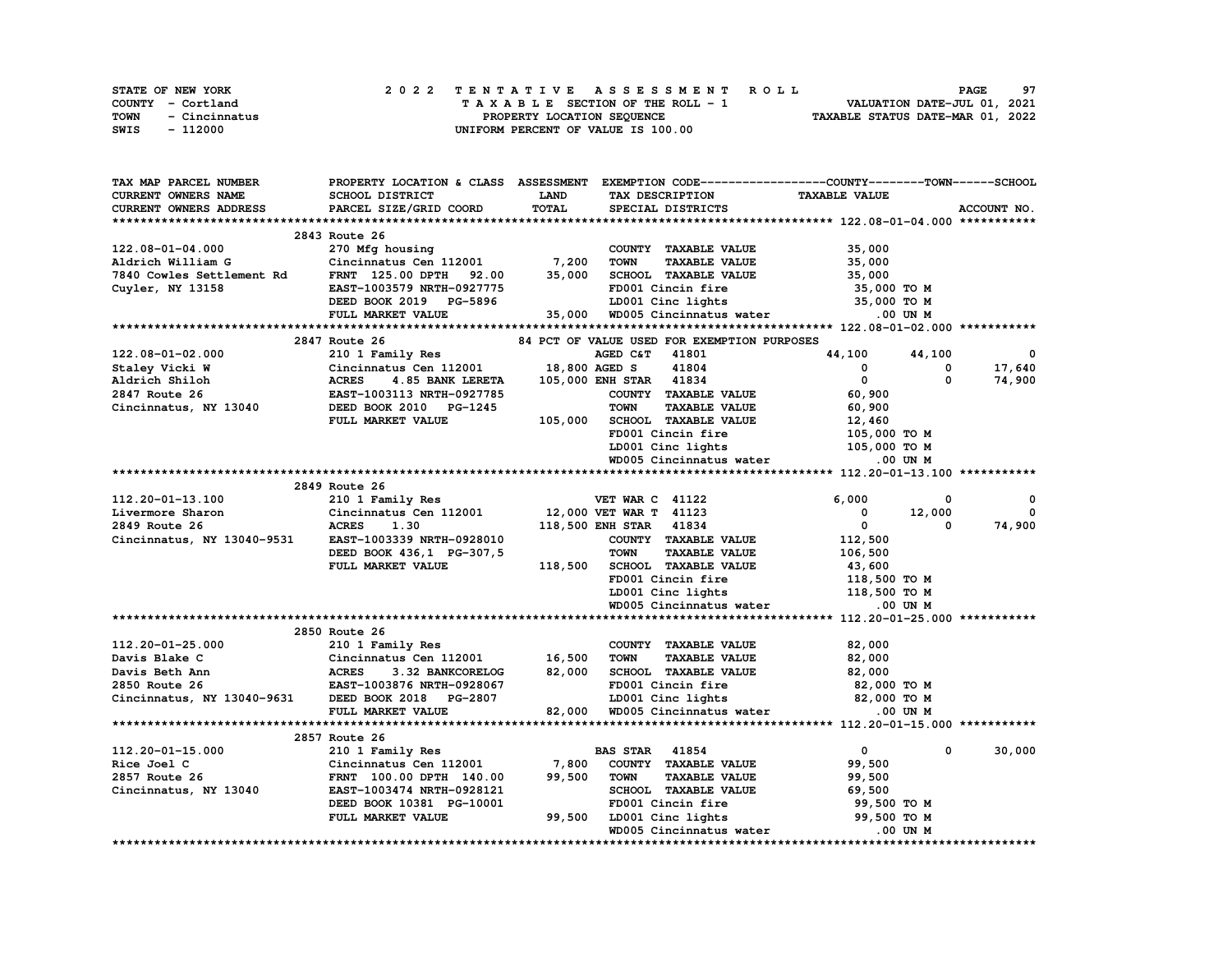STATE OF NEW YORK — 2022 TENTATIVE ASSESSMENT ROLL
COUNTY - Cortland — TAXABLE SECTION OF THE ROLL - 1 — VALUATION DATE-JUL 01, 2021
TOWN - Cincinnatus — PROPERTY LOCATION SEQUENCE — TAXABLE STATUS DATE-MAR 01, 2022
SWIS - 112000 — UNIFORM PERCENT OF VALUE IS 100.00

| TAX MAP PARCEL NUMBER / CURRENT OWNERS NAME / CURRENT OWNERS ADDRESS | PROPERTY LOCATION & CLASS / SCHOOL DISTRICT / PARCEL SIZE/GRID COORD | ASSESSMENT LAND | TOTAL | EXEMPTION CODE / TAX DESCRIPTION / SPECIAL DISTRICTS | COUNTY | TOWN | SCHOOL |
|---|---|---|---|---|---|---|---|
| **122.08-01-04.000** | 2843 Route 26 | | | | | | |
| 122.08-01-04.000 | 270 Mfg housing | | | COUNTY TAXABLE VALUE | 35,000 | | |
| Aldrich William G | Cincinnatus Cen 112001 | 7,200 | | TOWN TAXABLE VALUE | 35,000 | | |
| 7840 Cowles Settlement Rd | FRNT 125.00 DPTH 92.00 | | 35,000 | SCHOOL TAXABLE VALUE | 35,000 | | |
| Cuyler, NY 13158 | EAST-1003579 NRTH-0927775 | | | FD001 Cincin fire | 35,000 TO M | | |
| | DEED BOOK 2019 PG-5896 | | | LD001 Cinc lights | 35,000 TO M | | |
| | FULL MARKET VALUE | | 35,000 | WD005 Cincinnatus water | .00 UN M | | |
| **122.08-01-02.000** | 2847 Route 26 | | | 84 PCT OF VALUE USED FOR EXEMPTION PURPOSES | | | |
| 122.08-01-02.000 | 210 1 Family Res | | | AGED C&T 41801 | 44,100 | 44,100 | 0 |
| Staley Vicki W | Cincinnatus Cen 112001 | 18,800 | | AGED S 41804 | 0 | 0 | 17,640 |
| Aldrich Shiloh | ACRES 4.85 BANK LERETA | | 105,000 | ENH STAR 41834 | 0 | 0 | 74,900 |
| 2847 Route 26 | EAST-1003113 NRTH-0927785 | | | COUNTY TAXABLE VALUE | 60,900 | | |
| Cincinnatus, NY 13040 | DEED BOOK 2010 PG-1245 | | | TOWN TAXABLE VALUE | 60,900 | | |
| | FULL MARKET VALUE | | 105,000 | SCHOOL TAXABLE VALUE | 12,460 | | |
| | | | | FD001 Cincin fire | 105,000 TO M | | |
| | | | | LD001 Cinc lights | 105,000 TO M | | |
| | | | | WD005 Cincinnatus water | .00 UN M | | |
| **112.20-01-13.100** | 2849 Route 26 | | | | | | |
| 112.20-01-13.100 | 210 1 Family Res | | | VET WAR C 41122 | 6,000 | 0 | 0 |
| Livermore Sharon | Cincinnatus Cen 112001 | 12,000 | | VET WAR T 41123 | 0 | 12,000 | 0 |
| 2849 Route 26 | ACRES 1.30 | | 118,500 | ENH STAR 41834 | 0 | 0 | 74,900 |
| Cincinnatus, NY 13040-9531 | EAST-1003339 NRTH-0928010 | | | COUNTY TAXABLE VALUE | 112,500 | | |
| | DEED BOOK 436,1 PG-307,5 | | | TOWN TAXABLE VALUE | 106,500 | | |
| | FULL MARKET VALUE | | 118,500 | SCHOOL TAXABLE VALUE | 43,600 | | |
| | | | | FD001 Cincin fire | 118,500 TO M | | |
| | | | | LD001 Cinc lights | 118,500 TO M | | |
| | | | | WD005 Cincinnatus water | .00 UN M | | |
| **112.20-01-25.000** | 2850 Route 26 | | | | | | |
| 112.20-01-25.000 | 210 1 Family Res | | | COUNTY TAXABLE VALUE | 82,000 | | |
| Davis Blake C | Cincinnatus Cen 112001 | 16,500 | | TOWN TAXABLE VALUE | 82,000 | | |
| Davis Beth Ann | ACRES 3.32 BANKCORELOG | | 82,000 | SCHOOL TAXABLE VALUE | 82,000 | | |
| 2850 Route 26 | EAST-1003876 NRTH-0928067 | | | FD001 Cincin fire | 82,000 TO M | | |
| Cincinnatus, NY 13040-9631 | DEED BOOK 2018 PG-2807 | | | LD001 Cinc lights | 82,000 TO M | | |
| | FULL MARKET VALUE | | 82,000 | WD005 Cincinnatus water | .00 UN M | | |
| **112.20-01-15.000** | 2857 Route 26 | | | | | | |
| 112.20-01-15.000 | 210 1 Family Res | | | BAS STAR 41854 | 0 | 0 | 30,000 |
| Rice Joel C | Cincinnatus Cen 112001 | 7,800 | | COUNTY TAXABLE VALUE | 99,500 | | |
| 2857 Route 26 | FRNT 100.00 DPTH 140.00 | | 99,500 | TOWN TAXABLE VALUE | 99,500 | | |
| Cincinnatus, NY 13040 | EAST-1003474 NRTH-0928121 | | | SCHOOL TAXABLE VALUE | 69,500 | | |
| | DEED BOOK 10381 PG-10001 | | | FD001 Cincin fire | 99,500 TO M | | |
| | FULL MARKET VALUE | | 99,500 | LD001 Cinc lights | 99,500 TO M | | |
| | | | | WD005 Cincinnatus water | .00 UN M | | |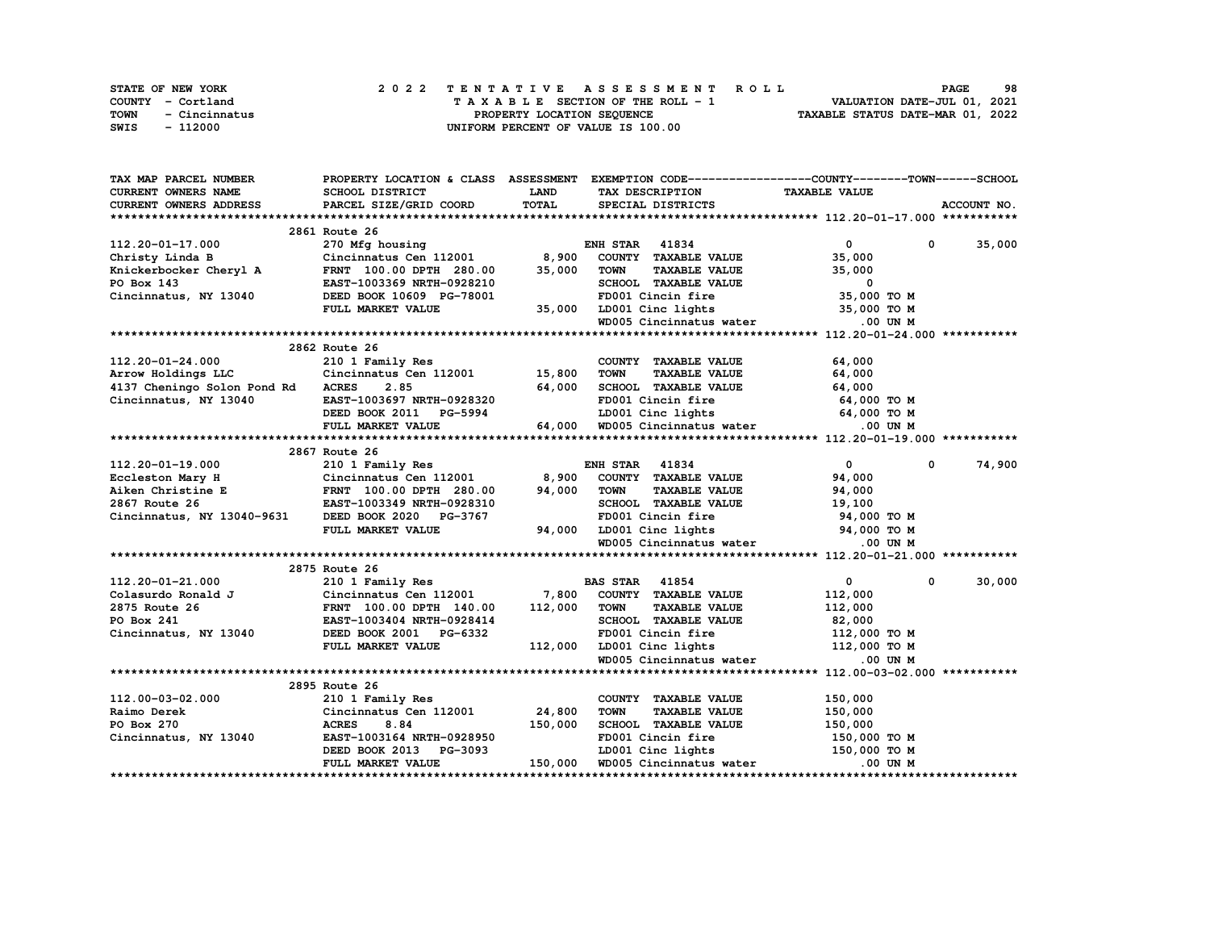STATE OF NEW YORK — 2022 TENTATIVE ASSESSMENT ROLL — PAGE 98
COUNTY - Cortland — TAXABLE SECTION OF THE ROLL - 1 — VALUATION DATE-JUL 01, 2021
TOWN - Cincinnatus — PROPERTY LOCATION SEQUENCE — TAXABLE STATUS DATE-MAR 01, 2022
SWIS - 112000 — UNIFORM PERCENT OF VALUE IS 100.00

| TAX MAP PARCEL NUMBER / CURRENT OWNERS NAME / CURRENT OWNERS ADDRESS | PROPERTY LOCATION & CLASS / SCHOOL DISTRICT / PARCEL SIZE/GRID COORD | ASSESSMENT LAND / TOTAL | EXEMPTION CODE / TAX DESCRIPTION / SPECIAL DISTRICTS | COUNTY / TAXABLE VALUE | TOWN | SCHOOL / ACCOUNT NO. |
|---|---|---|---|---|---|---|
| **112.20-01-17.000** | 2861 Route 26 | | | | | |
| 112.20-01-17.000 | 270 Mfg housing | | ENH STAR 41834 | 0 | 0 | 35,000 |
| Christy Linda B | Cincinnatus Cen 112001 | 8,900 | COUNTY TAXABLE VALUE | 35,000 | | |
| Knickerbocker Cheryl A | FRNT 100.00 DPTH 280.00 | 35,000 | TOWN TAXABLE VALUE | 35,000 | | |
| PO Box 143 | EAST-1003369 NRTH-0928210 | | SCHOOL TAXABLE VALUE | 0 | | |
| Cincinnatus, NY 13040 | DEED BOOK 10609 PG-78001 | | FD001 Cincin fire | 35,000 TO M | | |
| | FULL MARKET VALUE | 35,000 | LD001 Cinc lights | 35,000 TO M | | |
| | | | WD005 Cincinnatus water | .00 UN M | | |
| **112.20-01-24.000** | 2862 Route 26 | | | | | |
| 112.20-01-24.000 | 210 1 Family Res | | COUNTY TAXABLE VALUE | 64,000 | | |
| Arrow Holdings LLC | Cincinnatus Cen 112001 | 15,800 | TOWN TAXABLE VALUE | 64,000 | | |
| 4137 Cheningo Solon Pond Rd | ACRES 2.85 | 64,000 | SCHOOL TAXABLE VALUE | 64,000 | | |
| Cincinnatus, NY 13040 | EAST-1003697 NRTH-0928320 | | FD001 Cincin fire | 64,000 TO M | | |
| | DEED BOOK 2011 PG-5994 | | LD001 Cinc lights | 64,000 TO M | | |
| | FULL MARKET VALUE | 64,000 | WD005 Cincinnatus water | .00 UN M | | |
| **112.20-01-19.000** | 2867 Route 26 | | | | | |
| 112.20-01-19.000 | 210 1 Family Res | | ENH STAR 41834 | 0 | 0 | 74,900 |
| Eccleston Mary H | Cincinnatus Cen 112001 | 8,900 | COUNTY TAXABLE VALUE | 94,000 | | |
| Aiken Christine E | FRNT 100.00 DPTH 280.00 | 94,000 | TOWN TAXABLE VALUE | 94,000 | | |
| 2867 Route 26 | EAST-1003349 NRTH-0928310 | | SCHOOL TAXABLE VALUE | 19,100 | | |
| Cincinnatus, NY 13040-9631 | DEED BOOK 2020 PG-3767 | | FD001 Cincin fire | 94,000 TO M | | |
| | FULL MARKET VALUE | 94,000 | LD001 Cinc lights | 94,000 TO M | | |
| | | | WD005 Cincinnatus water | .00 UN M | | |
| **112.20-01-21.000** | 2875 Route 26 | | | | | |
| 112.20-01-21.000 | 210 1 Family Res | | BAS STAR 41854 | 0 | 0 | 30,000 |
| Colasurdo Ronald J | Cincinnatus Cen 112001 | 7,800 | COUNTY TAXABLE VALUE | 112,000 | | |
| 2875 Route 26 | FRNT 100.00 DPTH 140.00 | 112,000 | TOWN TAXABLE VALUE | 112,000 | | |
| PO Box 241 | EAST-1003404 NRTH-0928414 | | SCHOOL TAXABLE VALUE | 82,000 | | |
| Cincinnatus, NY 13040 | DEED BOOK 2001 PG-6332 | | FD001 Cincin fire | 112,000 TO M | | |
| | FULL MARKET VALUE | 112,000 | LD001 Cinc lights | 112,000 TO M | | |
| | | | WD005 Cincinnatus water | .00 UN M | | |
| **112.00-03-02.000** | 2895 Route 26 | | | | | |
| 112.00-03-02.000 | 210 1 Family Res | | COUNTY TAXABLE VALUE | 150,000 | | |
| Raimo Derek | Cincinnatus Cen 112001 | 24,800 | TOWN TAXABLE VALUE | 150,000 | | |
| PO Box 270 | ACRES 8.84 | 150,000 | SCHOOL TAXABLE VALUE | 150,000 | | |
| Cincinnatus, NY 13040 | EAST-1003164 NRTH-0928950 | | FD001 Cincin fire | 150,000 TO M | | |
| | DEED BOOK 2013 PG-3093 | | LD001 Cinc lights | 150,000 TO M | | |
| | FULL MARKET VALUE | 150,000 | WD005 Cincinnatus water | .00 UN M | | |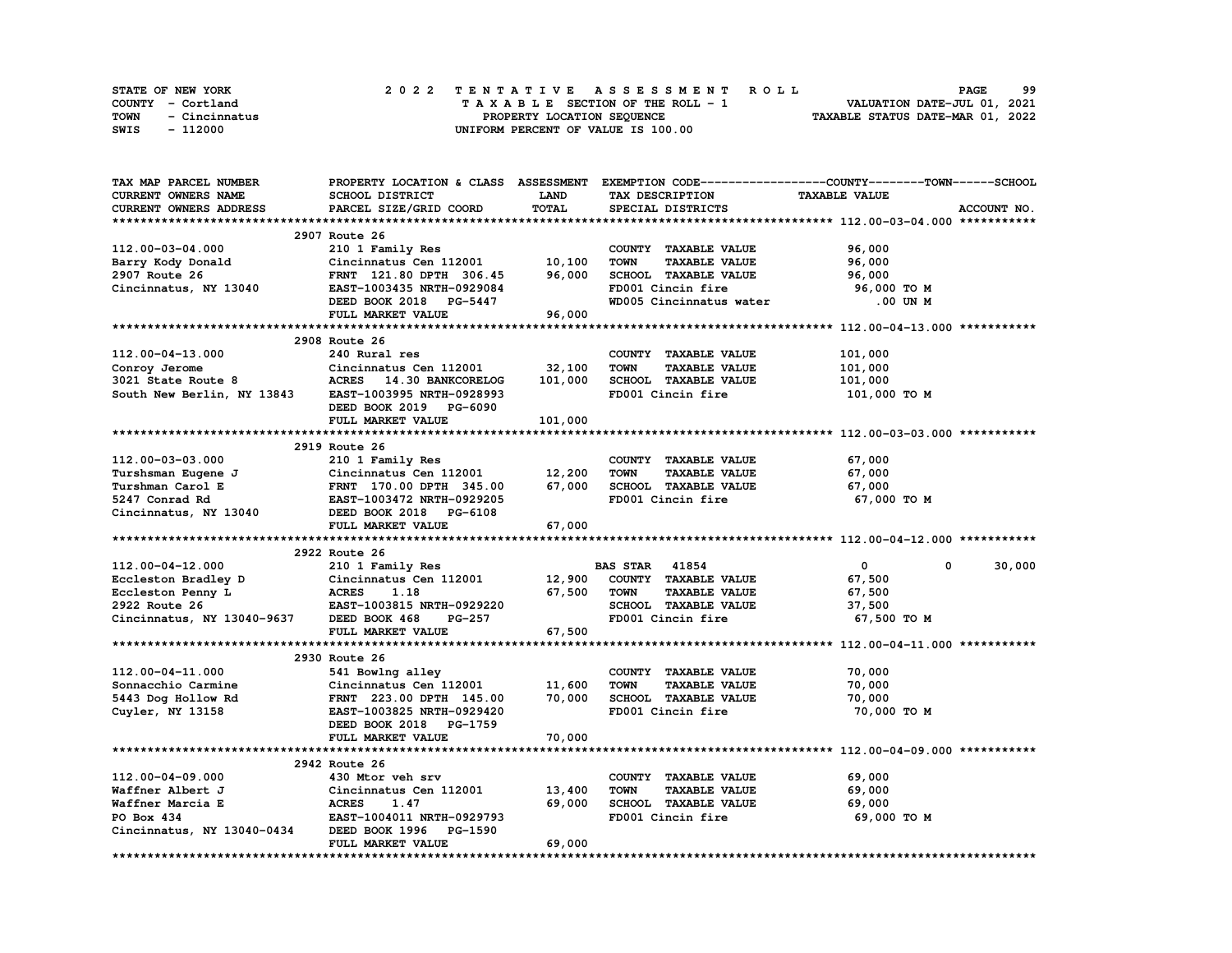STATE OF NEW YORK | COUNTY - Cortland | TOWN - Cincinnatus | SWIS - 112000

**2022 TENTATIVE ASSESSMENT ROLL**
TAXABLE SECTION OF THE ROLL - 1
PROPERTY LOCATION SEQUENCE
UNIFORM PERCENT OF VALUE IS 100.00

VALUATION DATE-JUL 01, 2021
TAXABLE STATUS DATE-MAR 01, 2022

| TAX MAP PARCEL NUMBER / CURRENT OWNERS NAME / CURRENT OWNERS ADDRESS | PROPERTY LOCATION & CLASS / SCHOOL DISTRICT / PARCEL SIZE/GRID COORD | ASSESSMENT LAND / TOTAL | EXEMPTION CODE / TAX DESCRIPTION / SPECIAL DISTRICTS | COUNTY | TOWN | SCHOOL (TAXABLE VALUE) |
|---|---|---|---|---|---|---|
| **112.00-03-04.000** | 2907 Route 26 | | | | | |
| 112.00-03-04.000 | 210 1 Family Res | | COUNTY TAXABLE VALUE | 96,000 | | |
| Barry Kody Donald | Cincinnatus Cen 112001 | 10,100 | TOWN TAXABLE VALUE | 96,000 | | |
| 2907 Route 26 | FRNT 121.80 DPTH 306.45 | 96,000 | SCHOOL TAXABLE VALUE | 96,000 | | |
| Cincinnatus, NY 13040 | EAST-1003435 NRTH-0929084 | | FD001 Cincin fire | 96,000 TO M | | |
| | DEED BOOK 2018 PG-5447 | | WD005 Cincinnatus water | .00 UN M | | |
| | FULL MARKET VALUE | 96,000 | | | | |
| **112.00-04-13.000** | 2908 Route 26 | | | | | |
| 112.00-04-13.000 | 240 Rural res | | COUNTY TAXABLE VALUE | 101,000 | | |
| Conroy Jerome | Cincinnatus Cen 112001 | 32,100 | TOWN TAXABLE VALUE | 101,000 | | |
| 3021 State Route 8 | ACRES 14.30 BANKCORELOG | 101,000 | SCHOOL TAXABLE VALUE | 101,000 | | |
| South New Berlin, NY 13843 | EAST-1003995 NRTH-0928993 | | FD001 Cincin fire | 101,000 TO M | | |
| | DEED BOOK 2019 PG-6090 | | | | | |
| | FULL MARKET VALUE | 101,000 | | | | |
| **112.00-03-03.000** | 2919 Route 26 | | | | | |
| 112.00-03-03.000 | 210 1 Family Res | | COUNTY TAXABLE VALUE | 67,000 | | |
| Turshsman Eugene J | Cincinnatus Cen 112001 | 12,200 | TOWN TAXABLE VALUE | 67,000 | | |
| Turshman Carol E | FRNT 170.00 DPTH 345.00 | 67,000 | SCHOOL TAXABLE VALUE | 67,000 | | |
| 5247 Conrad Rd | EAST-1003472 NRTH-0929205 | | FD001 Cincin fire | 67,000 TO M | | |
| Cincinnatus, NY 13040 | DEED BOOK 2018 PG-6108 | | | | | |
| | FULL MARKET VALUE | 67,000 | | | | |
| **112.00-04-12.000** | 2922 Route 26 | | | | | |
| 112.00-04-12.000 | 210 1 Family Res | | BAS STAR 41854 | 0 | 0 | 30,000 |
| Eccleston Bradley D | Cincinnatus Cen 112001 | 12,900 | COUNTY TAXABLE VALUE | 67,500 | | |
| Eccleston Penny L | ACRES 1.18 | 67,500 | TOWN TAXABLE VALUE | 67,500 | | |
| 2922 Route 26 | EAST-1003815 NRTH-0929220 | | SCHOOL TAXABLE VALUE | 37,500 | | |
| Cincinnatus, NY 13040-9637 | DEED BOOK 468 PG-257 | | FD001 Cincin fire | 67,500 TO M | | |
| | FULL MARKET VALUE | 67,500 | | | | |
| **112.00-04-11.000** | 2930 Route 26 | | | | | |
| 112.00-04-11.000 | 541 Bowlng alley | | COUNTY TAXABLE VALUE | 70,000 | | |
| Sonnacchio Carmine | Cincinnatus Cen 112001 | 11,600 | TOWN TAXABLE VALUE | 70,000 | | |
| 5443 Dog Hollow Rd | FRNT 223.00 DPTH 145.00 | 70,000 | SCHOOL TAXABLE VALUE | 70,000 | | |
| Cuyler, NY 13158 | EAST-1003825 NRTH-0929420 | | FD001 Cincin fire | 70,000 TO M | | |
| | DEED BOOK 2018 PG-1759 | | | | | |
| | FULL MARKET VALUE | 70,000 | | | | |
| **112.00-04-09.000** | 2942 Route 26 | | | | | |
| 112.00-04-09.000 | 430 Mtor veh srv | | COUNTY TAXABLE VALUE | 69,000 | | |
| Waffner Albert J | Cincinnatus Cen 112001 | 13,400 | TOWN TAXABLE VALUE | 69,000 | | |
| Waffner Marcia E | ACRES 1.47 | 69,000 | SCHOOL TAXABLE VALUE | 69,000 | | |
| PO Box 434 | EAST-1004011 NRTH-0929793 | | FD001 Cincin fire | 69,000 TO M | | |
| Cincinnatus, NY 13040-0434 | DEED BOOK 1996 PG-1590 | | | | | |
| | FULL MARKET VALUE | 69,000 | | | | |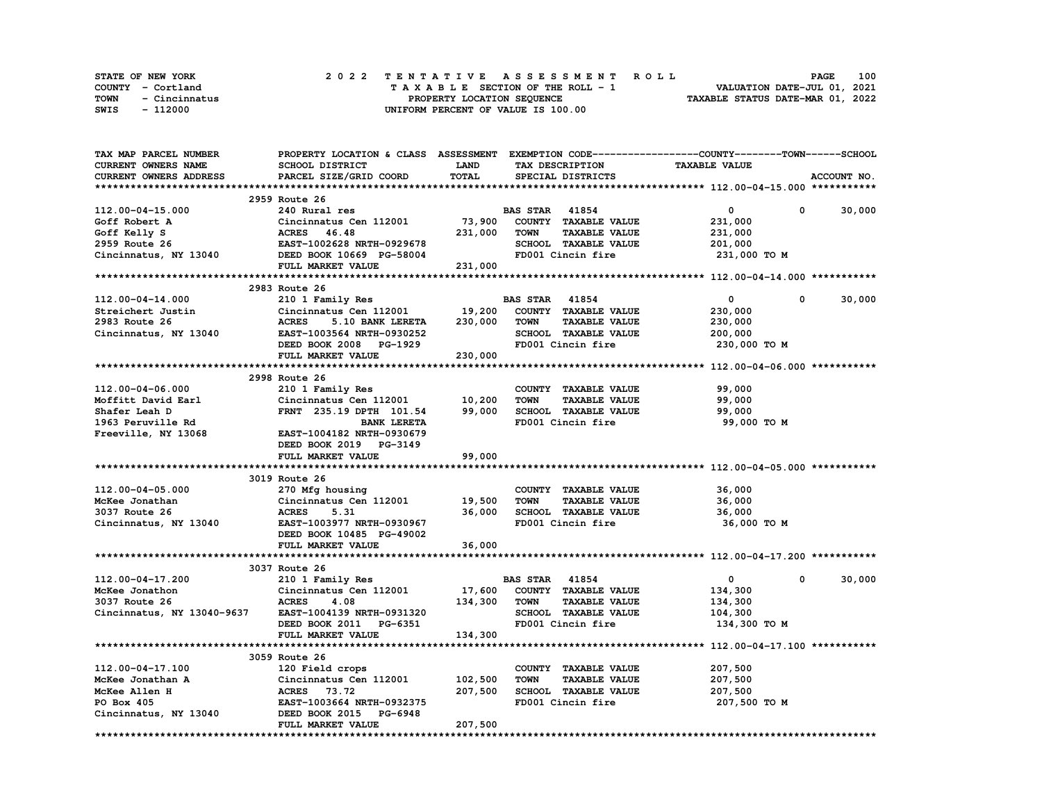STATE OF NEW YORK
COUNTY - Cortland
TOWN - Cincinnatus
SWIS - 112000

# 2022 TENTATIVE ASSESSMENT ROLL

TAXABLE SECTION OF THE ROLL - 1
PROPERTY LOCATION SEQUENCE
UNIFORM PERCENT OF VALUE IS 100.00

VALUATION DATE-JUL 01, 2021
TAXABLE STATUS DATE-MAR 01, 2022

| TAX MAP PARCEL NUMBER / CURRENT OWNERS NAME / CURRENT OWNERS ADDRESS | PROPERTY LOCATION & CLASS / SCHOOL DISTRICT / PARCEL SIZE/GRID COORD | ASSESSMENT LAND | TOTAL | EXEMPTION CODE / TAX DESCRIPTION / SPECIAL DISTRICTS | COUNTY TAXABLE VALUE | TOWN | SCHOOL |
|---|---|---|---|---|---|---|---|
| **112.00-04-15.000** | 2959 Route 26 | | | | | | |
| 112.00-04-15.000 | 240 Rural res | | | BAS STAR 41854 | 0 | 0 | 30,000 |
| Goff Robert A | Cincinnatus Cen 112001 | 73,900 | | COUNTY TAXABLE VALUE | 231,000 | | |
| Goff Kelly S | ACRES 46.48 | | 231,000 | TOWN TAXABLE VALUE | 231,000 | | |
| 2959 Route 26 | EAST-1002628 NRTH-0929678 | | | SCHOOL TAXABLE VALUE | 201,000 | | |
| Cincinnatus, NY 13040 | DEED BOOK 10669 PG-58004 | | | FD001 Cincin fire | 231,000 TO M | | |
| | FULL MARKET VALUE | | 231,000 | | | | |
| **112.00-04-14.000** | 2983 Route 26 | | | | | | |
| 112.00-04-14.000 | 210 1 Family Res | | | BAS STAR 41854 | 0 | 0 | 30,000 |
| Streichert Justin | Cincinnatus Cen 112001 | 19,200 | | COUNTY TAXABLE VALUE | 230,000 | | |
| 2983 Route 26 | ACRES 5.10 BANK LERETA | | 230,000 | TOWN TAXABLE VALUE | 230,000 | | |
| Cincinnatus, NY 13040 | EAST-1003564 NRTH-0930252 | | | SCHOOL TAXABLE VALUE | 200,000 | | |
| | DEED BOOK 2008 PG-1929 | | | FD001 Cincin fire | 230,000 TO M | | |
| | FULL MARKET VALUE | | 230,000 | | | | |
| **112.00-04-06.000** | 2998 Route 26 | | | | | | |
| 112.00-04-06.000 | 210 1 Family Res | | | COUNTY TAXABLE VALUE | 99,000 | | |
| Moffitt David Earl | Cincinnatus Cen 112001 | 10,200 | | TOWN TAXABLE VALUE | 99,000 | | |
| Shafer Leah D | FRNT 235.19 DPTH 101.54 | | 99,000 | SCHOOL TAXABLE VALUE | 99,000 | | |
| 1963 Peruville Rd | BANK LERETA | | | FD001 Cincin fire | 99,000 TO M | | |
| Freeville, NY 13068 | EAST-1004182 NRTH-0930679 | | | | | | |
| | DEED BOOK 2019 PG-3149 | | | | | | |
| | FULL MARKET VALUE | | 99,000 | | | | |
| **112.00-04-05.000** | 3019 Route 26 | | | | | | |
| 112.00-04-05.000 | 270 Mfg housing | | | COUNTY TAXABLE VALUE | 36,000 | | |
| McKee Jonathan | Cincinnatus Cen 112001 | 19,500 | | TOWN TAXABLE VALUE | 36,000 | | |
| 3037 Route 26 | ACRES 5.31 | | 36,000 | SCHOOL TAXABLE VALUE | 36,000 | | |
| Cincinnatus, NY 13040 | EAST-1003977 NRTH-0930967 | | | FD001 Cincin fire | 36,000 TO M | | |
| | DEED BOOK 10485 PG-49002 | | | | | | |
| | FULL MARKET VALUE | | 36,000 | | | | |
| **112.00-04-17.200** | 3037 Route 26 | | | | | | |
| 112.00-04-17.200 | 210 1 Family Res | | | BAS STAR 41854 | 0 | 0 | 30,000 |
| McKee Jonathon | Cincinnatus Cen 112001 | 17,600 | | COUNTY TAXABLE VALUE | 134,300 | | |
| 3037 Route 26 | ACRES 4.08 | | 134,300 | TOWN TAXABLE VALUE | 134,300 | | |
| Cincinnatus, NY 13040-9637 | EAST-1004139 NRTH-0931320 | | | SCHOOL TAXABLE VALUE | 104,300 | | |
| | DEED BOOK 2011 PG-6351 | | | FD001 Cincin fire | 134,300 TO M | | |
| | FULL MARKET VALUE | | 134,300 | | | | |
| **112.00-04-17.100** | 3059 Route 26 | | | | | | |
| 112.00-04-17.100 | 120 Field crops | | | COUNTY TAXABLE VALUE | 207,500 | | |
| McKee Jonathan A | Cincinnatus Cen 112001 | 102,500 | | TOWN TAXABLE VALUE | 207,500 | | |
| McKee Allen H | ACRES 73.72 | | 207,500 | SCHOOL TAXABLE VALUE | 207,500 | | |
| PO Box 405 | EAST-1003664 NRTH-0932375 | | | FD001 Cincin fire | 207,500 TO M | | |
| Cincinnatus, NY 13040 | DEED BOOK 2015 PG-6948 | | | | | | |
| | FULL MARKET VALUE | | 207,500 | | | | |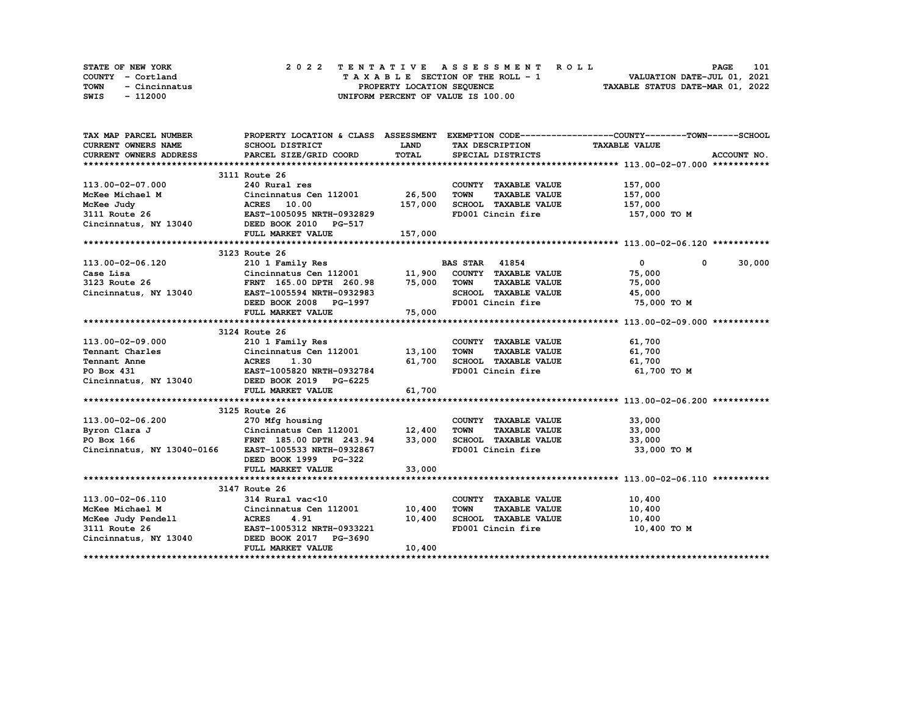STATE OF NEW YORK
COUNTY - Cortland
TOWN - Cincinnatus
SWIS - 112000

# 2022 TENTATIVE ASSESSMENT ROLL

TAXABLE SECTION OF THE ROLL - 1
PROPERTY LOCATION SEQUENCE
UNIFORM PERCENT OF VALUE IS 100.00

VALUATION DATE-JUL 01, 2021
TAXABLE STATUS DATE-MAR 01, 2022

| TAX MAP PARCEL NUMBER / CURRENT OWNERS NAME / CURRENT OWNERS ADDRESS | PROPERTY LOCATION & CLASS / SCHOOL DISTRICT / PARCEL SIZE/GRID COORD | ASSESSMENT LAND | TOTAL | EXEMPTION CODE / TAX DESCRIPTION / SPECIAL DISTRICTS | COUNTY | TOWN | SCHOOL | TAXABLE VALUE / ACCOUNT NO. |
|---|---|---|---|---|---|---|---|---|
| **113.00-02-07.000** | 3111 Route 26 | | | | | | | |
| 113.00-02-07.000 | 240 Rural res | | | COUNTY TAXABLE VALUE | | | | 157,000 |
| McKee Michael M | Cincinnatus Cen 112001 | 26,500 | | TOWN TAXABLE VALUE | | | | 157,000 |
| McKee Judy | ACRES 10.00 | | 157,000 | SCHOOL TAXABLE VALUE | | | | 157,000 |
| 3111 Route 26 | EAST-1005095 NRTH-0932829 | | | FD001 Cincin fire | | | | 157,000 TO M |
| Cincinnatus, NY 13040 | DEED BOOK 2010 PG-517 | | | | | | | |
| | FULL MARKET VALUE | | 157,000 | | | | | |
| **113.00-02-06.120** | 3123 Route 26 | | | | | | | |
| 113.00-02-06.120 | 210 1 Family Res | | | BAS STAR 41854 | 0 | 0 | 30,000 | |
| Case Lisa | Cincinnatus Cen 112001 | 11,900 | | COUNTY TAXABLE VALUE | | | | 75,000 |
| 3123 Route 26 | FRNT 165.00 DPTH 260.98 | | 75,000 | TOWN TAXABLE VALUE | | | | 75,000 |
| Cincinnatus, NY 13040 | EAST-1005594 NRTH-0932983 | | | SCHOOL TAXABLE VALUE | | | | 45,000 |
| | DEED BOOK 2008 PG-1997 | | | FD001 Cincin fire | | | | 75,000 TO M |
| | FULL MARKET VALUE | | 75,000 | | | | | |
| **113.00-02-09.000** | 3124 Route 26 | | | | | | | |
| 113.00-02-09.000 | 210 1 Family Res | | | COUNTY TAXABLE VALUE | | | | 61,700 |
| Tennant Charles | Cincinnatus Cen 112001 | 13,100 | | TOWN TAXABLE VALUE | | | | 61,700 |
| Tennant Anne | ACRES 1.30 | | 61,700 | SCHOOL TAXABLE VALUE | | | | 61,700 |
| PO Box 431 | EAST-1005820 NRTH-0932784 | | | FD001 Cincin fire | | | | 61,700 TO M |
| Cincinnatus, NY 13040 | DEED BOOK 2019 PG-6225 | | | | | | | |
| | FULL MARKET VALUE | | 61,700 | | | | | |
| **113.00-02-06.200** | 3125 Route 26 | | | | | | | |
| 113.00-02-06.200 | 270 Mfg housing | | | COUNTY TAXABLE VALUE | | | | 33,000 |
| Byron Clara J | Cincinnatus Cen 112001 | 12,400 | | TOWN TAXABLE VALUE | | | | 33,000 |
| PO Box 166 | FRNT 185.00 DPTH 243.94 | | 33,000 | SCHOOL TAXABLE VALUE | | | | 33,000 |
| Cincinnatus, NY 13040-0166 | EAST-1005533 NRTH-0932867 | | | FD001 Cincin fire | | | | 33,000 TO M |
| | DEED BOOK 1999 PG-322 | | | | | | | |
| | FULL MARKET VALUE | | 33,000 | | | | | |
| **113.00-02-06.110** | 3147 Route 26 | | | | | | | |
| 113.00-02-06.110 | 314 Rural vac<10 | | | COUNTY TAXABLE VALUE | | | | 10,400 |
| McKee Michael M | Cincinnatus Cen 112001 | 10,400 | | TOWN TAXABLE VALUE | | | | 10,400 |
| McKee Judy Pendell | ACRES 4.91 | | 10,400 | SCHOOL TAXABLE VALUE | | | | 10,400 |
| 3111 Route 26 | EAST-1005312 NRTH-0933221 | | | FD001 Cincin fire | | | | 10,400 TO M |
| Cincinnatus, NY 13040 | DEED BOOK 2017 PG-3690 | | | | | | | |
| | FULL MARKET VALUE | | 10,400 | | | | | |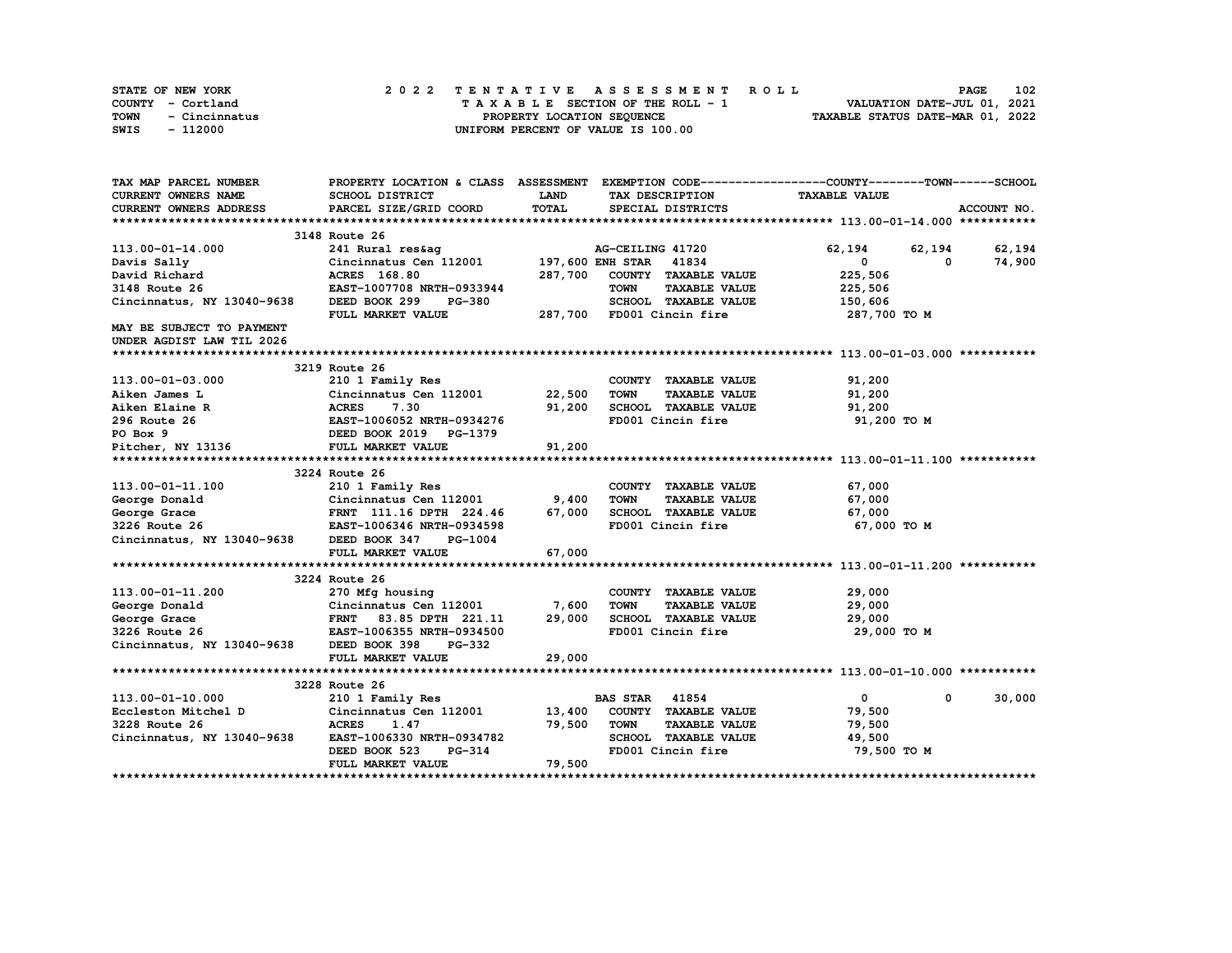STATE OF NEW YORK
COUNTY - Cortland
TOWN - Cincinnatus
SWIS - 112000

2 0 2 2 T E N T A T I V E A S S E S S M E N T R O L L
T A X A B L E SECTION OF THE ROLL - 1
PROPERTY LOCATION SEQUENCE
UNIFORM PERCENT OF VALUE IS 100.00

VALUATION DATE-JUL 01, 2021
TAXABLE STATUS DATE-MAR 01, 2022

```
TAX MAP PARCEL NUMBER          PROPERTY LOCATION & CLASS  ASSESSMENT  EXEMPTION CODE------------------COUNTY--------TOWN------SCHOOL
CURRENT OWNERS NAME            SCHOOL DISTRICT             LAND        TAX DESCRIPTION              TAXABLE VALUE
CURRENT OWNERS ADDRESS         PARCEL SIZE/GRID COORD      TOTAL       SPECIAL DISTRICTS                                     ACCOUNT NO.
******************************************************************************************************* 113.00-01-14.000 ***********
                               3148 Route 26
113.00-01-14.000               241 Rural res&ag                        AG-CEILING 41720             62,194      62,194      62,194
Davis Sally                    Cincinnatus Cen 112001     197,600 ENH STAR   41834                   0           0      74,900
David Richard                  ACRES  168.80              287,700    COUNTY  TAXABLE VALUE          225,506
3148 Route 26                  EAST-1007708 NRTH-0933944             TOWN    TAXABLE VALUE          225,506
Cincinnatus, NY 13040-9638     DEED BOOK 299    PG-380               SCHOOL  TAXABLE VALUE          150,606
                               FULL MARKET VALUE          287,700    FD001 Cincin fire              287,700 TO M
MAY BE SUBJECT TO PAYMENT
UNDER AGDIST LAW TIL 2026
******************************************************************************************************* 113.00-01-03.000 ***********
                               3219 Route 26
113.00-01-03.000               210 1 Family Res                        COUNTY  TAXABLE VALUE         91,200
Aiken James L                  Cincinnatus Cen 112001      22,500     TOWN    TAXABLE VALUE         91,200
Aiken Elaine R                 ACRES    7.30               91,200     SCHOOL  TAXABLE VALUE         91,200
296 Route 26                   EAST-1006052 NRTH-0934276              FD001 Cincin fire              91,200 TO M
PO Box 9                       DEED BOOK 2019   PG-1379
Pitcher, NY 13136              FULL MARKET VALUE           91,200
******************************************************************************************************* 113.00-01-11.100 ***********
                               3224 Route 26
113.00-01-11.100               210 1 Family Res                        COUNTY  TAXABLE VALUE         67,000
George Donald                  Cincinnatus Cen 112001       9,400     TOWN    TAXABLE VALUE         67,000
George Grace                   FRNT  111.16 DPTH  224.46   67,000     SCHOOL  TAXABLE VALUE         67,000
3226 Route 26                  EAST-1006346 NRTH-0934598              FD001 Cincin fire              67,000 TO M
Cincinnatus, NY 13040-9638     DEED BOOK 347    PG-1004
                               FULL MARKET VALUE           67,000
******************************************************************************************************* 113.00-01-11.200 ***********
                               3224 Route 26
113.00-01-11.200               270 Mfg housing                         COUNTY  TAXABLE VALUE         29,000
George Donald                  Cincinnatus Cen 112001       7,600     TOWN    TAXABLE VALUE         29,000
George Grace                   FRNT   83.85 DPTH  221.11   29,000     SCHOOL  TAXABLE VALUE         29,000
3226 Route 26                  EAST-1006355 NRTH-0934500              FD001 Cincin fire              29,000 TO M
Cincinnatus, NY 13040-9638     DEED BOOK 398    PG-332
                               FULL MARKET VALUE           29,000
******************************************************************************************************* 113.00-01-10.000 ***********
                               3228 Route 26
113.00-01-10.000               210 1 Family Res                        BAS STAR   41854                   0           0      30,000
Eccleston Mitchel D            Cincinnatus Cen 112001      13,400     COUNTY  TAXABLE VALUE         79,500
3228 Route 26                  ACRES    1.47               79,500     TOWN    TAXABLE VALUE         79,500
Cincinnatus, NY 13040-9638     EAST-1006330 NRTH-0934782              SCHOOL  TAXABLE VALUE         49,500
                               DEED BOOK 523    PG-314                FD001 Cincin fire              79,500 TO M
                               FULL MARKET VALUE           79,500
************************************************************************************************************************************
```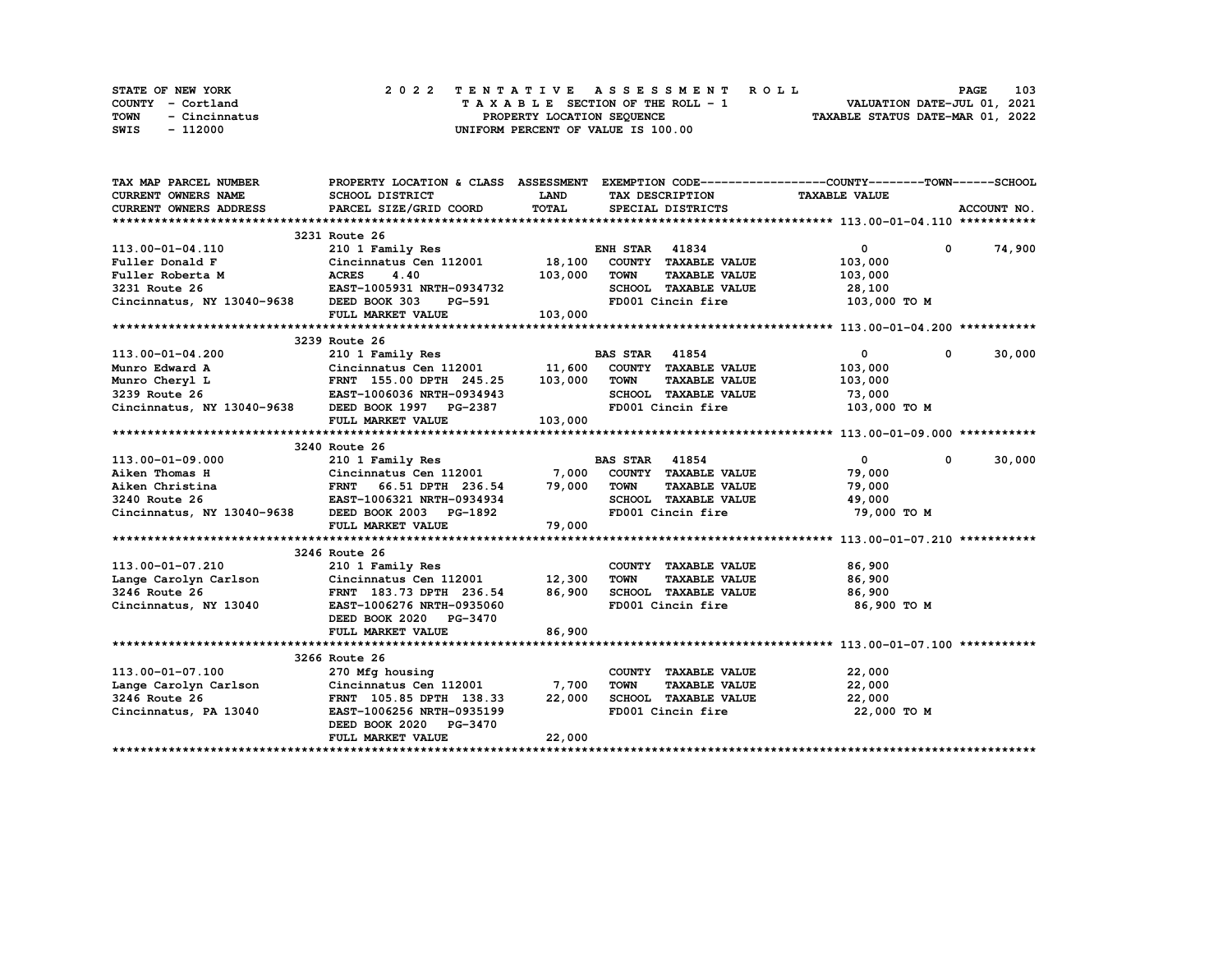STATE OF NEW YORK — 2022 TENTATIVE ASSESSMENT ROLL

COUNTY - Cortland — TAXABLE SECTION OF THE ROLL - 1 — VALUATION DATE-JUL 01, 2021

TOWN - Cincinnatus — PROPERTY LOCATION SEQUENCE — TAXABLE STATUS DATE-MAR 01, 2022

SWIS - 112000 — UNIFORM PERCENT OF VALUE IS 100.00

| TAX MAP PARCEL NUMBER / CURRENT OWNERS NAME / CURRENT OWNERS ADDRESS | PROPERTY LOCATION & CLASS / SCHOOL DISTRICT / PARCEL SIZE/GRID COORD | ASSESSMENT LAND | TOTAL | EXEMPTION CODE / TAX DESCRIPTION / SPECIAL DISTRICTS | COUNTY TAXABLE VALUE | TOWN | SCHOOL / ACCOUNT NO. |
|---|---|---|---|---|---|---|---|
| **113.00-01-04.110** | 3231 Route 26 | | | | | | |
| 113.00-01-04.110 | 210 1 Family Res | | | ENH STAR 41834 | 0 | 0 | 74,900 |
| Fuller Donald F | Cincinnatus Cen 112001 | 18,100 | | COUNTY TAXABLE VALUE | 103,000 | | |
| Fuller Roberta M | ACRES 4.40 | | 103,000 | TOWN TAXABLE VALUE | 103,000 | | |
| 3231 Route 26 | EAST-1005931 NRTH-0934732 | | | SCHOOL TAXABLE VALUE | 28,100 | | |
| Cincinnatus, NY 13040-9638 | DEED BOOK 303 PG-591 | | | FD001 Cincin fire | 103,000 TO M | | |
| | FULL MARKET VALUE | | 103,000 | | | | |
| **113.00-01-04.200** | 3239 Route 26 | | | | | | |
| 113.00-01-04.200 | 210 1 Family Res | | | BAS STAR 41854 | 0 | 0 | 30,000 |
| Munro Edward A | Cincinnatus Cen 112001 | 11,600 | | COUNTY TAXABLE VALUE | 103,000 | | |
| Munro Cheryl L | FRNT 155.00 DPTH 245.25 | | 103,000 | TOWN TAXABLE VALUE | 103,000 | | |
| 3239 Route 26 | EAST-1006036 NRTH-0934943 | | | SCHOOL TAXABLE VALUE | 73,000 | | |
| Cincinnatus, NY 13040-9638 | DEED BOOK 1997 PG-2387 | | | FD001 Cincin fire | 103,000 TO M | | |
| | FULL MARKET VALUE | | 103,000 | | | | |
| **113.00-01-09.000** | 3240 Route 26 | | | | | | |
| 113.00-01-09.000 | 210 1 Family Res | | | BAS STAR 41854 | 0 | 0 | 30,000 |
| Aiken Thomas H | Cincinnatus Cen 112001 | 7,000 | | COUNTY TAXABLE VALUE | 79,000 | | |
| Aiken Christina | FRNT 66.51 DPTH 236.54 | | 79,000 | TOWN TAXABLE VALUE | 79,000 | | |
| 3240 Route 26 | EAST-1006321 NRTH-0934934 | | | SCHOOL TAXABLE VALUE | 49,000 | | |
| Cincinnatus, NY 13040-9638 | DEED BOOK 2003 PG-1892 | | | FD001 Cincin fire | 79,000 TO M | | |
| | FULL MARKET VALUE | | 79,000 | | | | |
| **113.00-01-07.210** | 3246 Route 26 | | | | | | |
| 113.00-01-07.210 | 210 1 Family Res | | | COUNTY TAXABLE VALUE | 86,900 | | |
| Lange Carolyn Carlson | Cincinnatus Cen 112001 | 12,300 | | TOWN TAXABLE VALUE | 86,900 | | |
| 3246 Route 26 | FRNT 183.73 DPTH 236.54 | | 86,900 | SCHOOL TAXABLE VALUE | 86,900 | | |
| Cincinnatus, NY 13040 | EAST-1006276 NRTH-0935060 | | | FD001 Cincin fire | 86,900 TO M | | |
| | DEED BOOK 2020 PG-3470 | | | | | | |
| | FULL MARKET VALUE | | 86,900 | | | | |
| **113.00-01-07.100** | 3266 Route 26 | | | | | | |
| 113.00-01-07.100 | 270 Mfg housing | | | COUNTY TAXABLE VALUE | 22,000 | | |
| Lange Carolyn Carlson | Cincinnatus Cen 112001 | 7,700 | | TOWN TAXABLE VALUE | 22,000 | | |
| 3246 Route 26 | FRNT 105.85 DPTH 138.33 | | 22,000 | SCHOOL TAXABLE VALUE | 22,000 | | |
| Cincinnatus, PA 13040 | EAST-1006256 NRTH-0935199 | | | FD001 Cincin fire | 22,000 TO M | | |
| | DEED BOOK 2020 PG-3470 | | | | | | |
| | FULL MARKET VALUE | | 22,000 | | | | |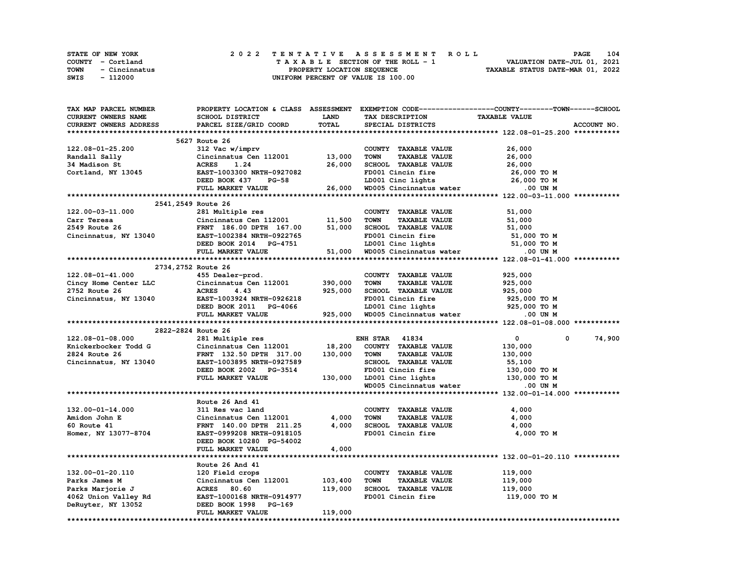STATE OF NEW YORK
COUNTY - Cortland
TOWN - Cincinnatus
SWIS - 112000

2022 TENTATIVE ASSESSMENT ROLL
TAXABLE SECTION OF THE ROLL - 1
PROPERTY LOCATION SEQUENCE
UNIFORM PERCENT OF VALUE IS 100.00

VALUATION DATE-JUL 01, 2021
TAXABLE STATUS DATE-MAR 01, 2022

| TAX MAP PARCEL NUMBER / CURRENT OWNERS NAME / CURRENT OWNERS ADDRESS | PROPERTY LOCATION & CLASS / SCHOOL DISTRICT / PARCEL SIZE/GRID COORD | ASSESSMENT LAND / TOTAL | EXEMPTION CODE / TAX DESCRIPTION / SPECIAL DISTRICTS | COUNTY / TAXABLE VALUE | TOWN | SCHOOL / ACCOUNT NO. |
|---|---|---|---|---|---|---|
| **122.08-01-25.200** | 5627 Route 26 | | | | | |
| 122.08-01-25.200 | 312 Vac w/imprv | | COUNTY TAXABLE VALUE | 26,000 | | |
| Randall Sally | Cincinnatus Cen 112001 | 13,000 | TOWN TAXABLE VALUE | 26,000 | | |
| 34 Madison St | ACRES 1.24 | 26,000 | SCHOOL TAXABLE VALUE | 26,000 | | |
| Cortland, NY 13045 | EAST-1003300 NRTH-0927082 | | FD001 Cincin fire | 26,000 TO M | | |
| | DEED BOOK 437 PG-58 | | LD001 Cinc lights | 26,000 TO M | | |
| | FULL MARKET VALUE | 26,000 | WD005 Cincinnatus water | .00 UN M | | |
| **122.00-03-11.000** | 2541,2549 Route 26 | | | | | |
| 122.00-03-11.000 | 281 Multiple res | | COUNTY TAXABLE VALUE | 51,000 | | |
| Carr Teresa | Cincinnatus Cen 112001 | 11,500 | TOWN TAXABLE VALUE | 51,000 | | |
| 2549 Route 26 | FRNT 186.00 DPTH 167.00 | 51,000 | SCHOOL TAXABLE VALUE | 51,000 | | |
| Cincinnatus, NY 13040 | EAST-1002384 NRTH-0922765 | | FD001 Cincin fire | 51,000 TO M | | |
| | DEED BOOK 2014 PG-4751 | | LD001 Cinc lights | 51,000 TO M | | |
| | FULL MARKET VALUE | 51,000 | WD005 Cincinnatus water | .00 UN M | | |
| **122.08-01-41.000** | 2734,2752 Route 26 | | | | | |
| 122.08-01-41.000 | 455 Dealer-prod. | | COUNTY TAXABLE VALUE | 925,000 | | |
| Cincy Home Center LLC | Cincinnatus Cen 112001 | 390,000 | TOWN TAXABLE VALUE | 925,000 | | |
| 2752 Route 26 | ACRES 4.43 | 925,000 | SCHOOL TAXABLE VALUE | 925,000 | | |
| Cincinnatus, NY 13040 | EAST-1003924 NRTH-0926218 | | FD001 Cincin fire | 925,000 TO M | | |
| | DEED BOOK 2011 PG-4066 | | LD001 Cinc lights | 925,000 TO M | | |
| | FULL MARKET VALUE | 925,000 | WD005 Cincinnatus water | .00 UN M | | |
| **122.08-01-08.000** | 2822-2824 Route 26 | | | | | |
| 122.08-01-08.000 | 281 Multiple res | | ENH STAR 41834 | 0 | 0 | 74,900 |
| Knickerbocker Todd G | Cincinnatus Cen 112001 | 18,200 | COUNTY TAXABLE VALUE | 130,000 | | |
| 2824 Route 26 | FRNT 132.50 DPTH 317.00 | 130,000 | TOWN TAXABLE VALUE | 130,000 | | |
| Cincinnatus, NY 13040 | EAST-1003895 NRTH-0927589 | | SCHOOL TAXABLE VALUE | 55,100 | | |
| | DEED BOOK 2002 PG-3514 | | FD001 Cincin fire | 130,000 TO M | | |
| | FULL MARKET VALUE | 130,000 | LD001 Cinc lights | 130,000 TO M | | |
| | | | WD005 Cincinnatus water | .00 UN M | | |
| **132.00-01-14.000** | Route 26 And 41 | | | | | |
| 132.00-01-14.000 | 311 Res vac land | | COUNTY TAXABLE VALUE | 4,000 | | |
| Amidon John E | Cincinnatus Cen 112001 | 4,000 | TOWN TAXABLE VALUE | 4,000 | | |
| 60 Route 41 | FRNT 140.00 DPTH 211.25 | 4,000 | SCHOOL TAXABLE VALUE | 4,000 | | |
| Homer, NY 13077-8704 | EAST-0999208 NRTH-0918105 | | FD001 Cincin fire | 4,000 TO M | | |
| | DEED BOOK 10280 PG-54002 | | | | | |
| | FULL MARKET VALUE | 4,000 | | | | |
| **132.00-01-20.110** | Route 26 And 41 | | | | | |
| 132.00-01-20.110 | 120 Field crops | | COUNTY TAXABLE VALUE | 119,000 | | |
| Parks James M | Cincinnatus Cen 112001 | 103,400 | TOWN TAXABLE VALUE | 119,000 | | |
| Parks Marjorie J | ACRES 80.60 | 119,000 | SCHOOL TAXABLE VALUE | 119,000 | | |
| 4062 Union Valley Rd | EAST-1000168 NRTH-0914977 | | FD001 Cincin fire | 119,000 TO M | | |
| DeRuyter, NY 13052 | DEED BOOK 1998 PG-169 | | | | | |
| | FULL MARKET VALUE | 119,000 | | | | |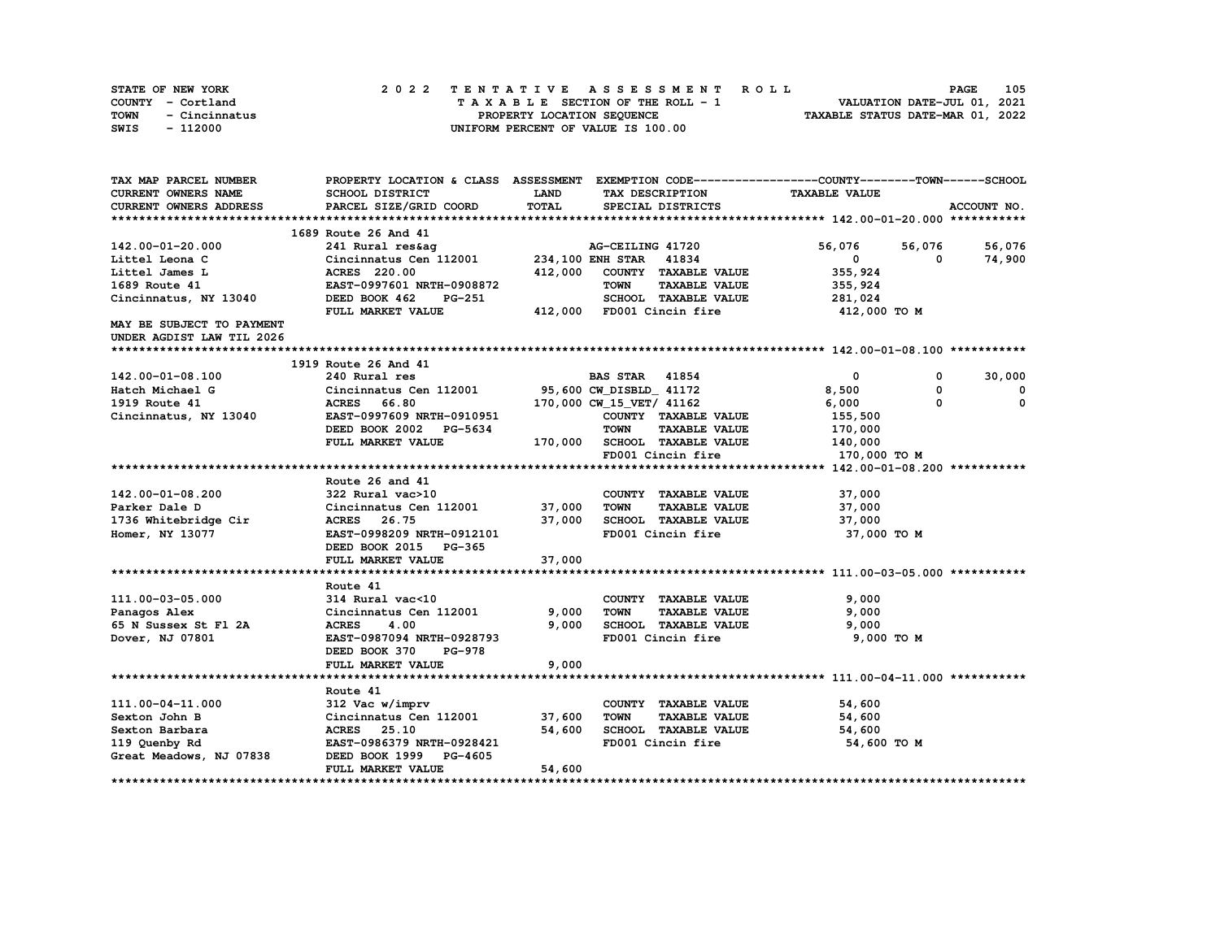STATE OF NEW YORK
COUNTY - Cortland
TOWN - Cincinnatus
SWIS - 112000

2 0 2 2 T E N T A T I V E A S S E S S M E N T R O L L
T A X A B L E SECTION OF THE ROLL - 1
PROPERTY LOCATION SEQUENCE
UNIFORM PERCENT OF VALUE IS 100.00

VALUATION DATE-JUL 01, 2021
TAXABLE STATUS DATE-MAR 01, 2022

| TAX MAP PARCEL NUMBER / CURRENT OWNERS NAME / CURRENT OWNERS ADDRESS | PROPERTY LOCATION & CLASS / SCHOOL DISTRICT / PARCEL SIZE/GRID COORD | ASSESSMENT LAND / TOTAL | EXEMPTION CODE / TAX DESCRIPTION / SPECIAL DISTRICTS | COUNTY | TOWN | SCHOOL / TAXABLE VALUE / ACCOUNT NO. |
|---|---|---|---|---|---|---|
| **142.00-01-20.000** | 1689 Route 26 And 41 | | | | | |
| 142.00-01-20.000 | 241 Rural res&ag | | AG-CEILING 41720 | 56,076 | 56,076 | 56,076 |
| Littel Leona C | Cincinnatus Cen 112001 | 234,100 | ENH STAR 41834 | 0 | 0 | 74,900 |
| Littel James L | ACRES 220.00 | 412,000 | COUNTY TAXABLE VALUE | 355,924 | | |
| 1689 Route 41 | EAST-0997601 NRTH-0908872 | | TOWN TAXABLE VALUE | | 355,924 | |
| Cincinnatus, NY 13040 | DEED BOOK 462 PG-251 | | SCHOOL TAXABLE VALUE | | | 281,024 |
| | FULL MARKET VALUE | 412,000 | FD001 Cincin fire | 412,000 TO M | | |
| MAY BE SUBJECT TO PAYMENT UNDER AGDIST LAW TIL 2026 | | | | | | |
| **142.00-01-08.100** | 1919 Route 26 And 41 | | | | | |
| 142.00-01-08.100 | 240 Rural res | | BAS STAR 41854 | 0 | 0 | 30,000 |
| Hatch Michael G | Cincinnatus Cen 112001 | 95,600 | CW_DISBLD_ 41172 | 8,500 | 0 | 0 |
| 1919 Route 41 | ACRES 66.80 | 170,000 | CW_15_VET/ 41162 | 6,000 | 0 | 0 |
| Cincinnatus, NY 13040 | EAST-0997609 NRTH-0910951 | | COUNTY TAXABLE VALUE | 155,500 | | |
| | DEED BOOK 2002 PG-5634 | | TOWN TAXABLE VALUE | | 170,000 | |
| | FULL MARKET VALUE | 170,000 | SCHOOL TAXABLE VALUE | | | 140,000 |
| | | | FD001 Cincin fire | 170,000 TO M | | |
| **142.00-01-08.200** | Route 26 and 41 | | | | | |
| 142.00-01-08.200 | 322 Rural vac>10 | | COUNTY TAXABLE VALUE | 37,000 | | |
| Parker Dale D | Cincinnatus Cen 112001 | 37,000 | TOWN TAXABLE VALUE | | 37,000 | |
| 1736 Whitebridge Cir | ACRES 26.75 | 37,000 | SCHOOL TAXABLE VALUE | | | 37,000 |
| Homer, NY 13077 | EAST-0998209 NRTH-0912101 | | FD001 Cincin fire | 37,000 TO M | | |
| | DEED BOOK 2015 PG-365 | | | | | |
| | FULL MARKET VALUE | 37,000 | | | | |
| **111.00-03-05.000** | Route 41 | | | | | |
| 111.00-03-05.000 | 314 Rural vac<10 | | COUNTY TAXABLE VALUE | 9,000 | | |
| Panagos Alex | Cincinnatus Cen 112001 | 9,000 | TOWN TAXABLE VALUE | | 9,000 | |
| 65 N Sussex St Fl 2A | ACRES 4.00 | 9,000 | SCHOOL TAXABLE VALUE | | | 9,000 |
| Dover, NJ 07801 | EAST-0987094 NRTH-0928793 | | FD001 Cincin fire | 9,000 TO M | | |
| | DEED BOOK 370 PG-978 | | | | | |
| | FULL MARKET VALUE | 9,000 | | | | |
| **111.00-04-11.000** | Route 41 | | | | | |
| 111.00-04-11.000 | 312 Vac w/imprv | | COUNTY TAXABLE VALUE | 54,600 | | |
| Sexton John B | Cincinnatus Cen 112001 | 37,600 | TOWN TAXABLE VALUE | | 54,600 | |
| Sexton Barbara | ACRES 25.10 | 54,600 | SCHOOL TAXABLE VALUE | | | 54,600 |
| 119 Quenby Rd | EAST-0986379 NRTH-0928421 | | FD001 Cincin fire | 54,600 TO M | | |
| Great Meadows, NJ 07838 | DEED BOOK 1999 PG-4605 | | | | | |
| | FULL MARKET VALUE | 54,600 | | | | |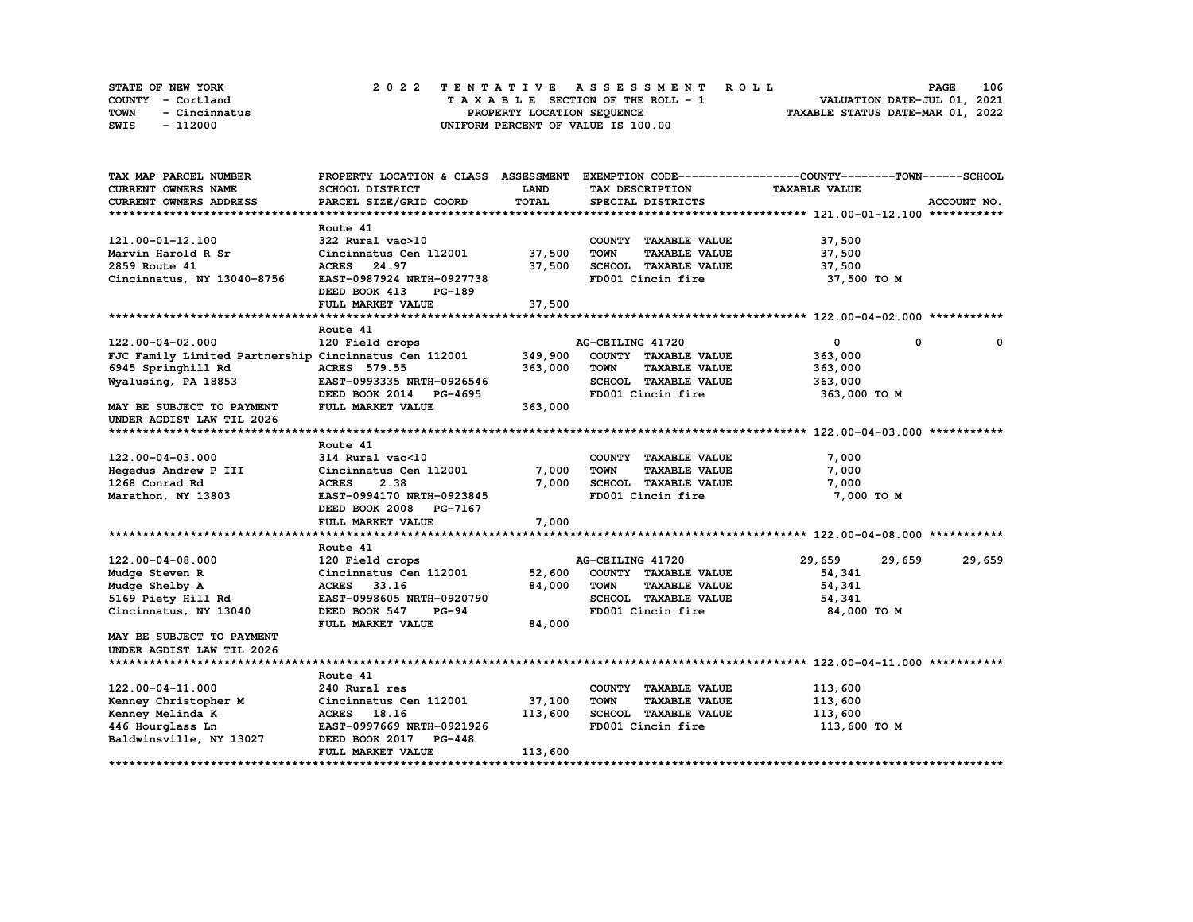STATE OF NEW YORK — 2022 TENTATIVE ASSESSMENT ROLL

COUNTY - Cortland — TAXABLE SECTION OF THE ROLL - 1 — VALUATION DATE-JUL 01, 2021

TOWN - Cincinnatus — PROPERTY LOCATION SEQUENCE — TAXABLE STATUS DATE-MAR 01, 2022

SWIS - 112000 — UNIFORM PERCENT OF VALUE IS 100.00

| TAX MAP PARCEL NUMBER / CURRENT OWNERS NAME / CURRENT OWNERS ADDRESS | PROPERTY LOCATION & CLASS / SCHOOL DISTRICT / PARCEL SIZE/GRID COORD | ASSESSMENT LAND / TOTAL | EXEMPTION CODE / TAX DESCRIPTION / SPECIAL DISTRICTS | COUNTY | TOWN | SCHOOL |
|---|---|---|---|---|---|---|
| **121.00-01-12.100** | Route 41 | | | | | |
| 121.00-01-12.100 | 322 Rural vac>10 | | COUNTY TAXABLE VALUE | 37,500 | | |
| Marvin Harold R Sr | Cincinnatus Cen 112001 | 37,500 | TOWN TAXABLE VALUE | 37,500 | | |
| 2859 Route 41 | ACRES 24.97 | 37,500 | SCHOOL TAXABLE VALUE | 37,500 | | |
| Cincinnatus, NY 13040-8756 | EAST-0987924 NRTH-0927738 | | FD001 Cincin fire | 37,500 TO M | | |
| | DEED BOOK 413 PG-189 | | | | | |
| | FULL MARKET VALUE | 37,500 | | | | |
| **122.00-04-02.000** | Route 41 | | | | | |
| 122.00-04-02.000 | 120 Field crops | | AG-CEILING 41720 | 0 | 0 | 0 |
| FJC Family Limited Partnership | Cincinnatus Cen 112001 | 349,900 | COUNTY TAXABLE VALUE | 363,000 | | |
| 6945 Springhill Rd | ACRES 579.55 | 363,000 | TOWN TAXABLE VALUE | 363,000 | | |
| Wyalusing, PA 18853 | EAST-0993335 NRTH-0926546 | | SCHOOL TAXABLE VALUE | 363,000 | | |
| | DEED BOOK 2014 PG-4695 | | FD001 Cincin fire | 363,000 TO M | | |
| MAY BE SUBJECT TO PAYMENT | FULL MARKET VALUE | 363,000 | | | | |
| UNDER AGDIST LAW TIL 2026 | | | | | | |
| **122.00-04-03.000** | Route 41 | | | | | |
| 122.00-04-03.000 | 314 Rural vac<10 | | COUNTY TAXABLE VALUE | 7,000 | | |
| Hegedus Andrew P III | Cincinnatus Cen 112001 | 7,000 | TOWN TAXABLE VALUE | 7,000 | | |
| 1268 Conrad Rd | ACRES 2.38 | 7,000 | SCHOOL TAXABLE VALUE | 7,000 | | |
| Marathon, NY 13803 | EAST-0994170 NRTH-0923845 | | FD001 Cincin fire | 7,000 TO M | | |
| | DEED BOOK 2008 PG-7167 | | | | | |
| | FULL MARKET VALUE | 7,000 | | | | |
| **122.00-04-08.000** | Route 41 | | | | | |
| 122.00-04-08.000 | 120 Field crops | | AG-CEILING 41720 | 29,659 | 29,659 | 29,659 |
| Mudge Steven R | Cincinnatus Cen 112001 | 52,600 | COUNTY TAXABLE VALUE | 54,341 | | |
| Mudge Shelby A | ACRES 33.16 | 84,000 | TOWN TAXABLE VALUE | 54,341 | | |
| 5169 Piety Hill Rd | EAST-0998605 NRTH-0920790 | | SCHOOL TAXABLE VALUE | 54,341 | | |
| Cincinnatus, NY 13040 | DEED BOOK 547 PG-94 | | FD001 Cincin fire | 84,000 TO M | | |
| | FULL MARKET VALUE | 84,000 | | | | |
| MAY BE SUBJECT TO PAYMENT | | | | | | |
| UNDER AGDIST LAW TIL 2026 | | | | | | |
| **122.00-04-11.000** | Route 41 | | | | | |
| 122.00-04-11.000 | 240 Rural res | | COUNTY TAXABLE VALUE | 113,600 | | |
| Kenney Christopher M | Cincinnatus Cen 112001 | 37,100 | TOWN TAXABLE VALUE | 113,600 | | |
| Kenney Melinda K | ACRES 18.16 | 113,600 | SCHOOL TAXABLE VALUE | 113,600 | | |
| 446 Hourglass Ln | EAST-0997669 NRTH-0921926 | | FD001 Cincin fire | 113,600 TO M | | |
| Baldwinsville, NY 13027 | DEED BOOK 2017 PG-448 | | | | | |
| | FULL MARKET VALUE | 113,600 | | | | |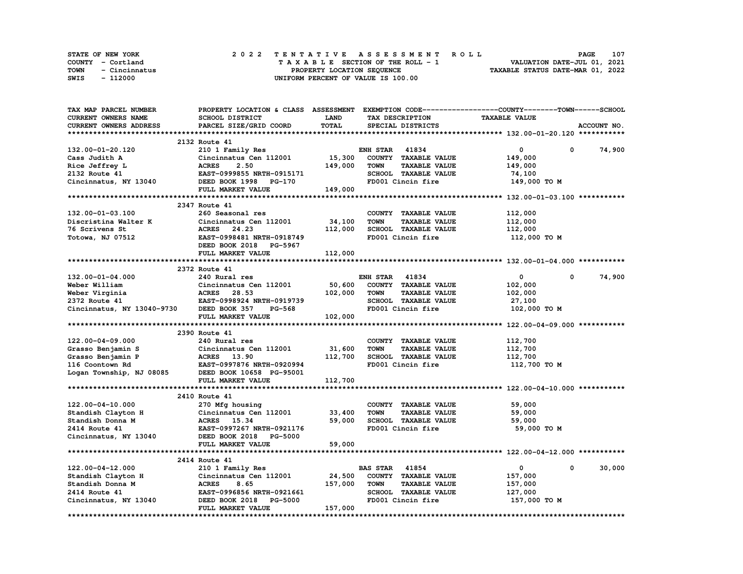STATE OF NEW YORK
COUNTY - Cortland
TOWN - Cincinnatus
SWIS - 112000

2022 TENTATIVE ASSESSMENT ROLL
TAXABLE SECTION OF THE ROLL - 1
PROPERTY LOCATION SEQUENCE
UNIFORM PERCENT OF VALUE IS 100.00

VALUATION DATE-JUL 01, 2021
TAXABLE STATUS DATE-MAR 01, 2022

| TAX MAP PARCEL NUMBER / CURRENT OWNERS NAME / CURRENT OWNERS ADDRESS | PROPERTY LOCATION & CLASS / SCHOOL DISTRICT / PARCEL SIZE/GRID COORD | ASSESSMENT LAND | TOTAL | EXEMPTION CODE / TAX DESCRIPTION / SPECIAL DISTRICTS | COUNTY | TOWN | SCHOOL / TAXABLE VALUE |
|---|---|---|---|---|---|---|---|
| **132.00-01-20.120** | 2132 Route 41 | | | | | | |
| 132.00-01-20.120 | 210 1 Family Res | | | ENH STAR 41834 | 0 | 0 | 74,900 |
| Cass Judith A | Cincinnatus Cen 112001 | 15,300 | | COUNTY TAXABLE VALUE | 149,000 | | |
| Rice Jeffrey L | ACRES 2.50 | | 149,000 | TOWN TAXABLE VALUE | | 149,000 | |
| 2132 Route 41 | EAST-0999855 NRTH-0915171 | | | SCHOOL TAXABLE VALUE | | | 74,100 |
| Cincinnatus, NY 13040 | DEED BOOK 1998 PG-170 | | | FD001 Cincin fire | 149,000 TO M | | |
| | FULL MARKET VALUE | | 149,000 | | | | |
| **132.00-01-03.100** | 2347 Route 41 | | | | | | |
| 132.00-01-03.100 | 260 Seasonal res | | | COUNTY TAXABLE VALUE | 112,000 | | |
| Discristina Walter K | Cincinnatus Cen 112001 | 34,100 | | TOWN TAXABLE VALUE | | 112,000 | |
| 76 Scrivens St | ACRES 24.23 | | 112,000 | SCHOOL TAXABLE VALUE | | | 112,000 |
| Totowa, NJ 07512 | EAST-0998481 NRTH-0918749 | | | FD001 Cincin fire | 112,000 TO M | | |
| | DEED BOOK 2018 PG-5967 | | | | | | |
| | FULL MARKET VALUE | | 112,000 | | | | |
| **132.00-01-04.000** | 2372 Route 41 | | | | | | |
| 132.00-01-04.000 | 240 Rural res | | | ENH STAR 41834 | 0 | 0 | 74,900 |
| Weber William | Cincinnatus Cen 112001 | 50,600 | | COUNTY TAXABLE VALUE | 102,000 | | |
| Weber Virginia | ACRES 28.53 | | 102,000 | TOWN TAXABLE VALUE | | 102,000 | |
| 2372 Route 41 | EAST-0998924 NRTH-0919739 | | | SCHOOL TAXABLE VALUE | | | 27,100 |
| Cincinnatus, NY 13040-9730 | DEED BOOK 357 PG-568 | | | FD001 Cincin fire | 102,000 TO M | | |
| | FULL MARKET VALUE | | 102,000 | | | | |
| **122.00-04-09.000** | 2390 Route 41 | | | | | | |
| 122.00-04-09.000 | 240 Rural res | | | COUNTY TAXABLE VALUE | 112,700 | | |
| Grasso Benjamin S | Cincinnatus Cen 112001 | 31,600 | | TOWN TAXABLE VALUE | | 112,700 | |
| Grasso Benjamin P | ACRES 13.90 | | 112,700 | SCHOOL TAXABLE VALUE | | | 112,700 |
| 116 Coontown Rd | EAST-0997876 NRTH-0920994 | | | FD001 Cincin fire | 112,700 TO M | | |
| Logan Township, NJ 08085 | DEED BOOK 10658 PG-95001 | | | | | | |
| | FULL MARKET VALUE | | 112,700 | | | | |
| **122.00-04-10.000** | 2410 Route 41 | | | | | | |
| 122.00-04-10.000 | 270 Mfg housing | | | COUNTY TAXABLE VALUE | 59,000 | | |
| Standish Clayton H | Cincinnatus Cen 112001 | 33,400 | | TOWN TAXABLE VALUE | | 59,000 | |
| Standish Donna M | ACRES 15.34 | | 59,000 | SCHOOL TAXABLE VALUE | | | 59,000 |
| 2414 Route 41 | EAST-0997267 NRTH-0921176 | | | FD001 Cincin fire | 59,000 TO M | | |
| Cincinnatus, NY 13040 | DEED BOOK 2018 PG-5000 | | | | | | |
| | FULL MARKET VALUE | | 59,000 | | | | |
| **122.00-04-12.000** | 2414 Route 41 | | | | | | |
| 122.00-04-12.000 | 210 1 Family Res | | | BAS STAR 41854 | 0 | 0 | 30,000 |
| Standish Clayton H | Cincinnatus Cen 112001 | 24,500 | | COUNTY TAXABLE VALUE | 157,000 | | |
| Standish Donna M | ACRES 8.65 | | 157,000 | TOWN TAXABLE VALUE | | 157,000 | |
| 2414 Route 41 | EAST-0996856 NRTH-0921661 | | | SCHOOL TAXABLE VALUE | | | 127,000 |
| Cincinnatus, NY 13040 | DEED BOOK 2018 PG-5000 | | | FD001 Cincin fire | 157,000 TO M | | |
| | FULL MARKET VALUE | | 157,000 | | | | |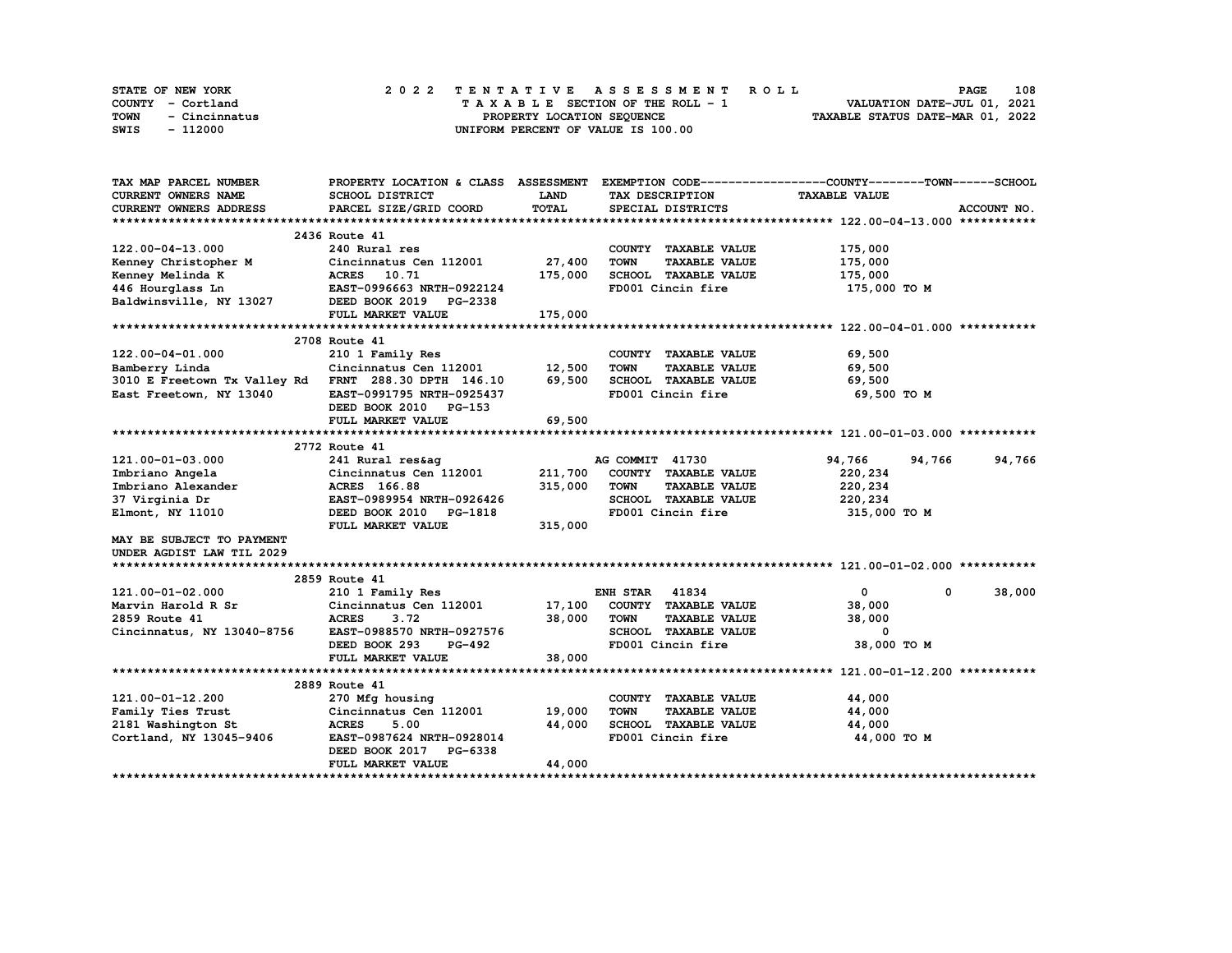STATE OF NEW YORK
COUNTY - Cortland
TOWN - Cincinnatus
SWIS - 112000

# 2022 TENTATIVE ASSESSMENT ROLL

TAXABLE SECTION OF THE ROLL - 1
PROPERTY LOCATION SEQUENCE
UNIFORM PERCENT OF VALUE IS 100.00

VALUATION DATE-JUL 01, 2021
TAXABLE STATUS DATE-MAR 01, 2022

| TAX MAP PARCEL NUMBER / CURRENT OWNERS NAME / CURRENT OWNERS ADDRESS | PROPERTY LOCATION & CLASS / SCHOOL DISTRICT / PARCEL SIZE/GRID COORD | ASSESSMENT LAND | TOTAL | EXEMPTION CODE / TAX DESCRIPTION / SPECIAL DISTRICTS | COUNTY TAXABLE VALUE | TOWN | SCHOOL | ACCOUNT NO. |
|---|---|---|---|---|---|---|---|---|
| **122.00-04-13.000** | 2436 Route 41 | | | | | | | |
| 122.00-04-13.000 | 240 Rural res | | | COUNTY TAXABLE VALUE | 175,000 | | | |
| Kenney Christopher M | Cincinnatus Cen 112001 | 27,400 | | TOWN TAXABLE VALUE | 175,000 | | | |
| Kenney Melinda K | ACRES 10.71 | | 175,000 | SCHOOL TAXABLE VALUE | 175,000 | | | |
| 446 Hourglass Ln | EAST-0996663 NRTH-0922124 | | | FD001 Cincin fire | 175,000 TO M | | | |
| Baldwinsville, NY 13027 | DEED BOOK 2019 PG-2338 | | | | | | | |
| | FULL MARKET VALUE | | 175,000 | | | | | |
| **122.00-04-01.000** | 2708 Route 41 | | | | | | | |
| 122.00-04-01.000 | 210 1 Family Res | | | COUNTY TAXABLE VALUE | 69,500 | | | |
| Bamberry Linda | Cincinnatus Cen 112001 | 12,500 | | TOWN TAXABLE VALUE | 69,500 | | | |
| 3010 E Freetown Tx Valley Rd | FRNT 288.30 DPTH 146.10 | | 69,500 | SCHOOL TAXABLE VALUE | 69,500 | | | |
| East Freetown, NY 13040 | EAST-0991795 NRTH-0925437 | | | FD001 Cincin fire | 69,500 TO M | | | |
| | DEED BOOK 2010 PG-153 | | | | | | | |
| | FULL MARKET VALUE | | 69,500 | | | | | |
| **121.00-01-03.000** | 2772 Route 41 | | | | | | | |
| 121.00-01-03.000 | 241 Rural res&ag | | | AG COMMIT 41730 | 94,766 | 94,766 | 94,766 | |
| Imbriano Angela | Cincinnatus Cen 112001 | 211,700 | | COUNTY TAXABLE VALUE | 220,234 | | | |
| Imbriano Alexander | ACRES 166.88 | | 315,000 | TOWN TAXABLE VALUE | 220,234 | | | |
| 37 Virginia Dr | EAST-0989954 NRTH-0926426 | | | SCHOOL TAXABLE VALUE | 220,234 | | | |
| Elmont, NY 11010 | DEED BOOK 2010 PG-1818 | | | FD001 Cincin fire | 315,000 TO M | | | |
| | FULL MARKET VALUE | | 315,000 | | | | | |
| MAY BE SUBJECT TO PAYMENT UNDER AGDIST LAW TIL 2029 | | | | | | | | |
| **121.00-01-02.000** | 2859 Route 41 | | | | | | | |
| 121.00-01-02.000 | 210 1 Family Res | | | ENH STAR 41834 | 0 | 0 | 38,000 | |
| Marvin Harold R Sr | Cincinnatus Cen 112001 | 17,100 | | COUNTY TAXABLE VALUE | 38,000 | | | |
| 2859 Route 41 | ACRES 3.72 | | 38,000 | TOWN TAXABLE VALUE | 38,000 | | | |
| Cincinnatus, NY 13040-8756 | EAST-0988570 NRTH-0927576 | | | SCHOOL TAXABLE VALUE | 0 | | | |
| | DEED BOOK 293 PG-492 | | | FD001 Cincin fire | 38,000 TO M | | | |
| | FULL MARKET VALUE | | 38,000 | | | | | |
| **121.00-01-12.200** | 2889 Route 41 | | | | | | | |
| 121.00-01-12.200 | 270 Mfg housing | | | COUNTY TAXABLE VALUE | 44,000 | | | |
| Family Ties Trust | Cincinnatus Cen 112001 | 19,000 | | TOWN TAXABLE VALUE | 44,000 | | | |
| 2181 Washington St | ACRES 5.00 | | 44,000 | SCHOOL TAXABLE VALUE | 44,000 | | | |
| Cortland, NY 13045-9406 | EAST-0987624 NRTH-0928014 | | | FD001 Cincin fire | 44,000 TO M | | | |
| | DEED BOOK 2017 PG-6338 | | | | | | | |
| | FULL MARKET VALUE | | 44,000 | | | | | |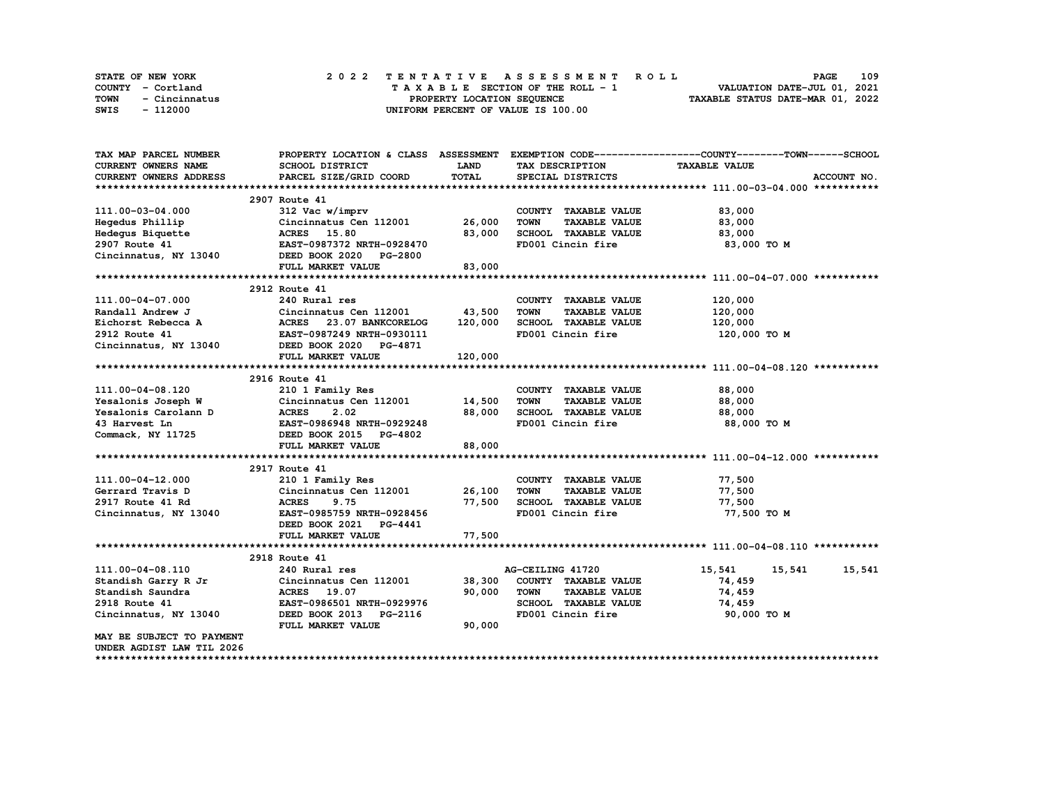STATE OF NEW YORK
COUNTY - Cortland
TOWN - Cincinnatus
SWIS - 112000

2 0 2 2 TENTATIVE ASSESSMENT ROLL
TAXABLE SECTION OF THE ROLL - 1
PROPERTY LOCATION SEQUENCE
UNIFORM PERCENT OF VALUE IS 100.00

VALUATION DATE-JUL 01, 2021
TAXABLE STATUS DATE-MAR 01, 2022

| TAX MAP PARCEL NUMBER / CURRENT OWNERS NAME / CURRENT OWNERS ADDRESS | PROPERTY LOCATION & CLASS / SCHOOL DISTRICT / PARCEL SIZE/GRID COORD | ASSESSMENT LAND / TOTAL | EXEMPTION CODE / TAX DESCRIPTION / SPECIAL DISTRICTS | COUNTY | TOWN | SCHOOL / ACCOUNT NO. |
|---|---|---|---|---|---|---|
| **111.00-03-04.000** | 2907 Route 41 | | | | | |
| 111.00-03-04.000 | 312 Vac w/imprv | | COUNTY TAXABLE VALUE | 83,000 | | |
| Hegedus Phillip | Cincinnatus Cen 112001 | 26,000 | TOWN TAXABLE VALUE | 83,000 | | |
| Hedegus Biquette | ACRES 15.80 | 83,000 | SCHOOL TAXABLE VALUE | 83,000 | | |
| 2907 Route 41 | EAST-0987372 NRTH-0928470 | | FD001 Cincin fire | 83,000 TO M | | |
| Cincinnatus, NY 13040 | DEED BOOK 2020 PG-2800 | | | | | |
| | FULL MARKET VALUE | 83,000 | | | | |
| **111.00-04-07.000** | 2912 Route 41 | | | | | |
| 111.00-04-07.000 | 240 Rural res | | COUNTY TAXABLE VALUE | 120,000 | | |
| Randall Andrew J | Cincinnatus Cen 112001 | 43,500 | TOWN TAXABLE VALUE | 120,000 | | |
| Eichorst Rebecca A | ACRES 23.07 BANKCORELOG | 120,000 | SCHOOL TAXABLE VALUE | 120,000 | | |
| 2912 Route 41 | EAST-0987249 NRTH-0930111 | | FD001 Cincin fire | 120,000 TO M | | |
| Cincinnatus, NY 13040 | DEED BOOK 2020 PG-4871 | | | | | |
| | FULL MARKET VALUE | 120,000 | | | | |
| **111.00-04-08.120** | 2916 Route 41 | | | | | |
| 111.00-04-08.120 | 210 1 Family Res | | COUNTY TAXABLE VALUE | 88,000 | | |
| Yesalonis Joseph W | Cincinnatus Cen 112001 | 14,500 | TOWN TAXABLE VALUE | 88,000 | | |
| Yesalonis Carolann D | ACRES 2.02 | 88,000 | SCHOOL TAXABLE VALUE | 88,000 | | |
| 43 Harvest Ln | EAST-0986948 NRTH-0929248 | | FD001 Cincin fire | 88,000 TO M | | |
| Commack, NY 11725 | DEED BOOK 2015 PG-4802 | | | | | |
| | FULL MARKET VALUE | 88,000 | | | | |
| **111.00-04-12.000** | 2917 Route 41 | | | | | |
| 111.00-04-12.000 | 210 1 Family Res | | COUNTY TAXABLE VALUE | 77,500 | | |
| Gerrard Travis D | Cincinnatus Cen 112001 | 26,100 | TOWN TAXABLE VALUE | 77,500 | | |
| 2917 Route 41 Rd | ACRES 9.75 | 77,500 | SCHOOL TAXABLE VALUE | 77,500 | | |
| Cincinnatus, NY 13040 | EAST-0985759 NRTH-0928456 | | FD001 Cincin fire | 77,500 TO M | | |
| | DEED BOOK 2021 PG-4441 | | | | | |
| | FULL MARKET VALUE | 77,500 | | | | |
| **111.00-04-08.110** | 2918 Route 41 | | | | | |
| 111.00-04-08.110 | 240 Rural res | | AG-CEILING 41720 | 15,541 | 15,541 | 15,541 |
| Standish Garry R Jr | Cincinnatus Cen 112001 | 38,300 | COUNTY TAXABLE VALUE | 74,459 | | |
| Standish Saundra | ACRES 19.07 | 90,000 | TOWN TAXABLE VALUE | 74,459 | | |
| 2918 Route 41 | EAST-0986501 NRTH-0929976 | | SCHOOL TAXABLE VALUE | 74,459 | | |
| Cincinnatus, NY 13040 | DEED BOOK 2013 PG-2116 | | FD001 Cincin fire | 90,000 TO M | | |
| | FULL MARKET VALUE | 90,000 | | | | |
| MAY BE SUBJECT TO PAYMENT UNDER AGDIST LAW TIL 2026 | | | | | | |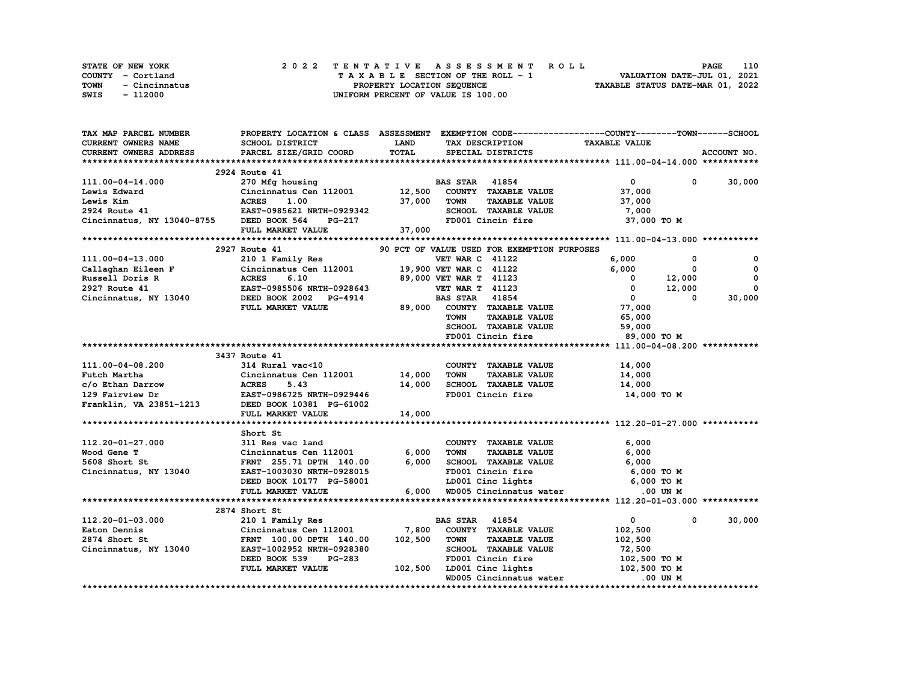STATE OF NEW YORK
COUNTY - Cortland
TOWN - Cincinnatus
SWIS - 112000

# 2022 TENTATIVE ASSESSMENT ROLL

TAXABLE SECTION OF THE ROLL - 1
PROPERTY LOCATION SEQUENCE
UNIFORM PERCENT OF VALUE IS 100.00

VALUATION DATE-JUL 01, 2021
TAXABLE STATUS DATE-MAR 01, 2022

```
TAX MAP PARCEL NUMBER          PROPERTY LOCATION & CLASS  ASSESSMENT  EXEMPTION CODE------------------COUNTY--------TOWN------SCHOOL
CURRENT OWNERS NAME            SCHOOL DISTRICT             LAND       TAX DESCRIPTION                 TAXABLE VALUE
CURRENT OWNERS ADDRESS         PARCEL SIZE/GRID COORD      TOTAL      SPECIAL DISTRICTS                                        ACCOUNT NO.
******************************************************************************************************* 111.00-04-14.000 ***********
                               2924 Route 41
111.00-04-14.000               270 Mfg housing                         BAS STAR   41854                     0            0       30,000
Lewis Edward                   Cincinnatus Cen 112001      12,500      COUNTY  TAXABLE VALUE            37,000
Lewis Kim                      ACRES      1.00             37,000      TOWN    TAXABLE VALUE            37,000
2924 Route 41                  EAST-0985621 NRTH-0929342               SCHOOL  TAXABLE VALUE             7,000
Cincinnatus, NY 13040-8755     DEED BOOK 564    PG-217                 FD001 Cincin fire                37,000 TO M
                               FULL MARKET VALUE           37,000
******************************************************************************************************* 111.00-04-13.000 ***********
                               2927 Route 41                          90 PCT OF VALUE USED FOR EXEMPTION PURPOSES
111.00-04-13.000               210 1 Family Res                        VET WAR C  41122                 6,000            0            0
Callaghan Eileen F             Cincinnatus Cen 112001      19,900 VET WAR C  41122                 6,000            0            0
Russell Doris R                ACRES      6.10             89,000 VET WAR T  41123                     0       12,000            0
2927 Route 41                  EAST-0985506 NRTH-0928643               VET WAR T  41123                     0       12,000            0
Cincinnatus, NY 13040          DEED BOOK 2002   PG-4914                BAS STAR   41854                     0            0       30,000
                               FULL MARKET VALUE           89,000      COUNTY  TAXABLE VALUE            77,000
                                                                       TOWN    TAXABLE VALUE            65,000
                                                                       SCHOOL  TAXABLE VALUE            59,000
                                                                       FD001 Cincin fire                89,000 TO M
******************************************************************************************************* 111.00-04-08.200 ***********
                               3437 Route 41
111.00-04-08.200               314 Rural vac<10                        COUNTY  TAXABLE VALUE            14,000
Futch Martha                   Cincinnatus Cen 112001      14,000      TOWN    TAXABLE VALUE            14,000
c/o Ethan Darrow               ACRES      5.43             14,000      SCHOOL  TAXABLE VALUE            14,000
129 Fairview Dr                EAST-0986725 NRTH-0929446               FD001 Cincin fire                14,000 TO M
Franklin, VA 23851-1213        DEED BOOK 10381 PG-61002
                               FULL MARKET VALUE           14,000
******************************************************************************************************* 112.20-01-27.000 ***********
                               Short St
112.20-01-27.000               311 Res vac land                        COUNTY  TAXABLE VALUE             6,000
Wood Gene T                    Cincinnatus Cen 112001       6,000      TOWN    TAXABLE VALUE             6,000
5608 Short St                  FRNT 255.71 DPTH 140.00      6,000      SCHOOL  TAXABLE VALUE             6,000
Cincinnatus, NY 13040          EAST-1003030 NRTH-0928015               FD001 Cincin fire                 6,000 TO M
                               DEED BOOK 10177 PG-58001                LD001 Cinc lights                 6,000 TO M
                               FULL MARKET VALUE            6,000      WD005 Cincinnatus water             .00 UN M
******************************************************************************************************* 112.20-01-03.000 ***********
                               2874 Short St
112.20-01-03.000               210 1 Family Res                        BAS STAR   41854                     0            0       30,000
Eaton Dennis                   Cincinnatus Cen 112001       7,800      COUNTY  TAXABLE VALUE           102,500
2874 Short St                  FRNT 100.00 DPTH 140.00    102,500      TOWN    TAXABLE VALUE           102,500
Cincinnatus, NY 13040          EAST-1002952 NRTH-0928380               SCHOOL  TAXABLE VALUE            72,500
                               DEED BOOK 539    PG-283                 FD001 Cincin fire               102,500 TO M
                               FULL MARKET VALUE          102,500      LD001 Cinc lights               102,500 TO M
                                                                       WD005 Cincinnatus water             .00 UN M
************************************************************************************************************************************
```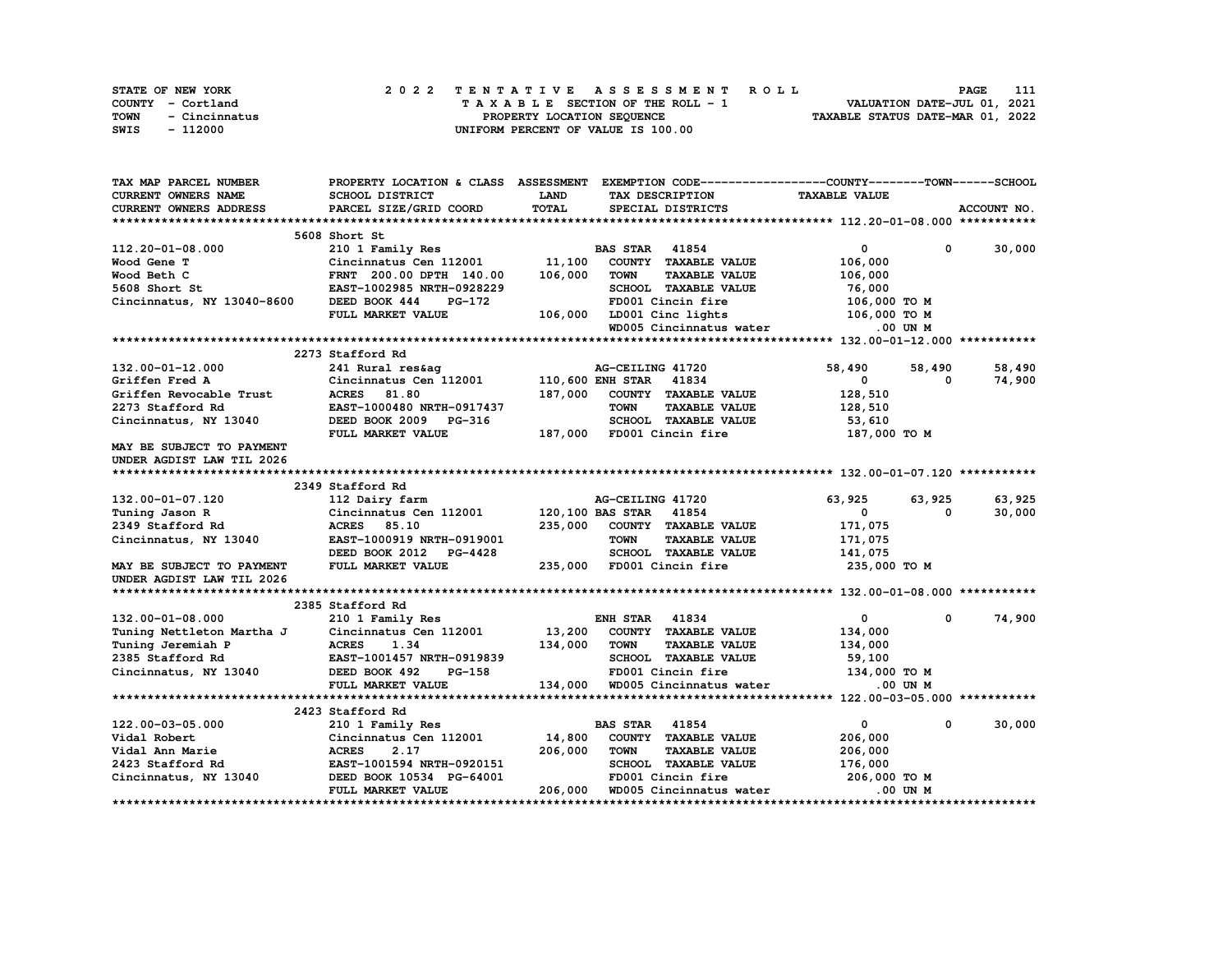STATE OF NEW YORK — 2022 TENTATIVE ASSESSMENT ROLL
COUNTY - Cortland — TAXABLE SECTION OF THE ROLL - 1 — VALUATION DATE-JUL 01, 2021
TOWN - Cincinnatus — PROPERTY LOCATION SEQUENCE — TAXABLE STATUS DATE-MAR 01, 2022
SWIS - 112000 — UNIFORM PERCENT OF VALUE IS 100.00

| TAX MAP PARCEL NUMBER / CURRENT OWNERS NAME / CURRENT OWNERS ADDRESS | PROPERTY LOCATION & CLASS / SCHOOL DISTRICT / PARCEL SIZE/GRID COORD | ASSESSMENT LAND | TOTAL | EXEMPTION CODE / TAX DESCRIPTION / SPECIAL DISTRICTS | COUNTY TAXABLE VALUE | TOWN | SCHOOL |
|---|---|---|---|---|---|---|---|
| **112.20-01-08.000** | 5608 Short St | | | | | | |
| 112.20-01-08.000 | 210 1 Family Res | | | BAS STAR 41854 | 0 | 0 | 30,000 |
| Wood Gene T | Cincinnatus Cen 112001 | 11,100 | | COUNTY TAXABLE VALUE | 106,000 | | |
| Wood Beth C | FRNT 200.00 DPTH 140.00 | | 106,000 | TOWN TAXABLE VALUE | 106,000 | | |
| 5608 Short St | EAST-1002985 NRTH-0928229 | | | SCHOOL TAXABLE VALUE | 76,000 | | |
| Cincinnatus, NY 13040-8600 | DEED BOOK 444 PG-172 | | | FD001 Cincin fire | 106,000 TO M | | |
| | FULL MARKET VALUE | | 106,000 | LD001 Cinc lights | 106,000 TO M | | |
| | | | | WD005 Cincinnatus water | .00 UN M | | |
| **132.00-01-12.000** | 2273 Stafford Rd | | | | | | |
| 132.00-01-12.000 | 241 Rural res&ag | | | AG-CEILING 41720 | 58,490 | 58,490 | 58,490 |
| Griffen Fred A | Cincinnatus Cen 112001 | 110,600 | | ENH STAR 41834 | 0 | 0 | 74,900 |
| Griffen Revocable Trust | ACRES 81.80 | | 187,000 | COUNTY TAXABLE VALUE | 128,510 | | |
| 2273 Stafford Rd | EAST-1000480 NRTH-0917437 | | | TOWN TAXABLE VALUE | 128,510 | | |
| Cincinnatus, NY 13040 | DEED BOOK 2009 PG-316 | | | SCHOOL TAXABLE VALUE | 53,610 | | |
| | FULL MARKET VALUE | | 187,000 | FD001 Cincin fire | 187,000 TO M | | |
| MAY BE SUBJECT TO PAYMENT UNDER AGDIST LAW TIL 2026 | | | | | | | |
| **132.00-01-07.120** | 2349 Stafford Rd | | | | | | |
| 132.00-01-07.120 | 112 Dairy farm | | | AG-CEILING 41720 | 63,925 | 63,925 | 63,925 |
| Tuning Jason R | Cincinnatus Cen 112001 | 120,100 | | BAS STAR 41854 | 0 | 0 | 30,000 |
| 2349 Stafford Rd | ACRES 85.10 | | 235,000 | COUNTY TAXABLE VALUE | 171,075 | | |
| Cincinnatus, NY 13040 | EAST-1000919 NRTH-0919001 | | | TOWN TAXABLE VALUE | 171,075 | | |
| | DEED BOOK 2012 PG-4428 | | | SCHOOL TAXABLE VALUE | 141,075 | | |
| MAY BE SUBJECT TO PAYMENT UNDER AGDIST LAW TIL 2026 | FULL MARKET VALUE | | 235,000 | FD001 Cincin fire | 235,000 TO M | | |
| **132.00-01-08.000** | 2385 Stafford Rd | | | | | | |
| 132.00-01-08.000 | 210 1 Family Res | | | ENH STAR 41834 | 0 | 0 | 74,900 |
| Tuning Nettleton Martha J | Cincinnatus Cen 112001 | 13,200 | | COUNTY TAXABLE VALUE | 134,000 | | |
| Tuning Jeremiah P | ACRES 1.34 | | 134,000 | TOWN TAXABLE VALUE | 134,000 | | |
| 2385 Stafford Rd | EAST-1001457 NRTH-0919839 | | | SCHOOL TAXABLE VALUE | 59,100 | | |
| Cincinnatus, NY 13040 | DEED BOOK 492 PG-158 | | | FD001 Cincin fire | 134,000 TO M | | |
| | FULL MARKET VALUE | | 134,000 | WD005 Cincinnatus water | .00 UN M | | |
| **122.00-03-05.000** | 2423 Stafford Rd | | | | | | |
| 122.00-03-05.000 | 210 1 Family Res | | | BAS STAR 41854 | 0 | 0 | 30,000 |
| Vidal Robert | Cincinnatus Cen 112001 | 14,800 | | COUNTY TAXABLE VALUE | 206,000 | | |
| Vidal Ann Marie | ACRES 2.17 | | 206,000 | TOWN TAXABLE VALUE | 206,000 | | |
| 2423 Stafford Rd | EAST-1001594 NRTH-0920151 | | | SCHOOL TAXABLE VALUE | 176,000 | | |
| Cincinnatus, NY 13040 | DEED BOOK 10534 PG-64001 | | | FD001 Cincin fire | 206,000 TO M | | |
| | FULL MARKET VALUE | | 206,000 | WD005 Cincinnatus water | .00 UN M | | |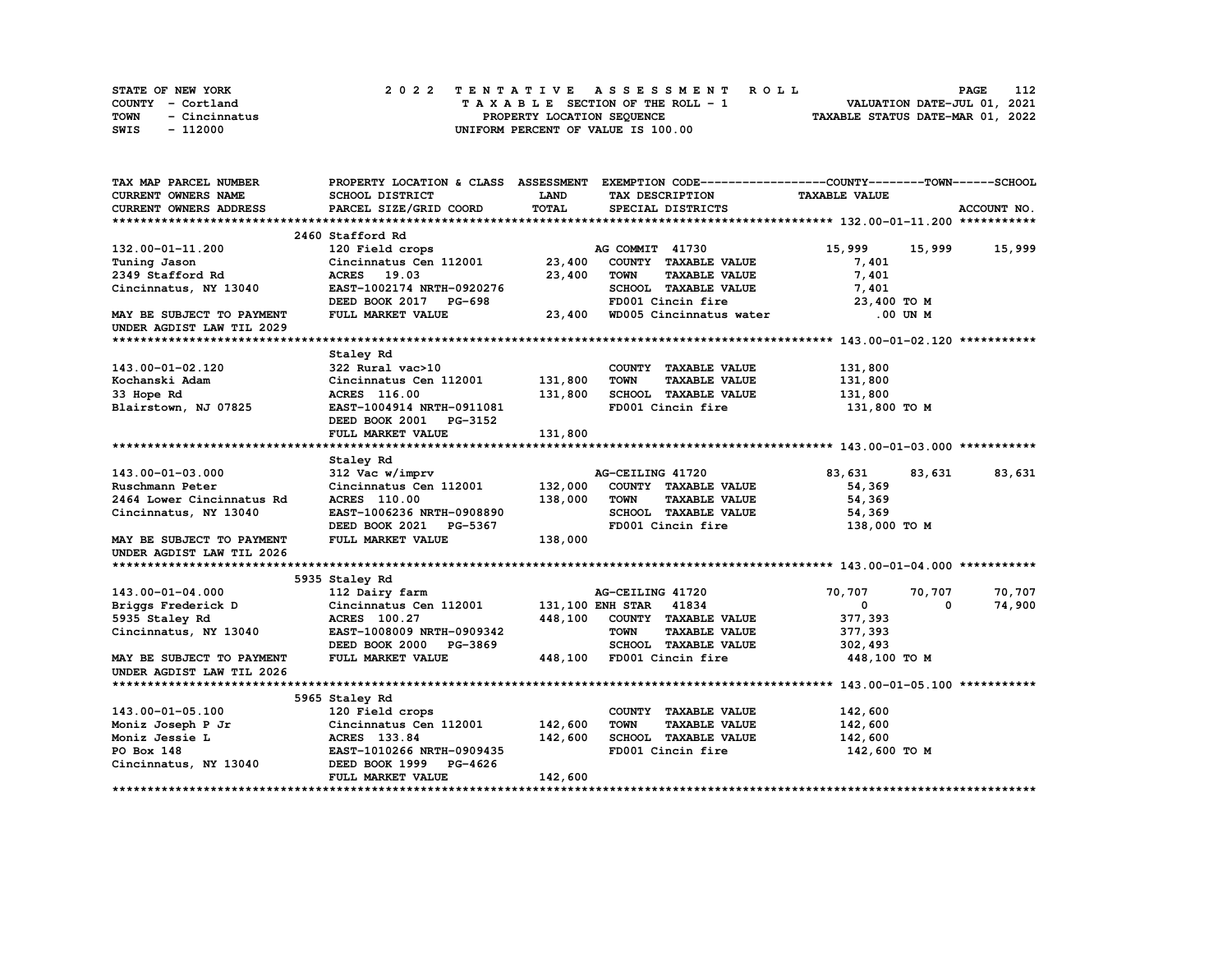STATE OF NEW YORK
COUNTY - Cortland
TOWN - Cincinnatus
SWIS - 112000

# 2022 TENTATIVE ASSESSMENT ROLL

TAXABLE SECTION OF THE ROLL - 1
PROPERTY LOCATION SEQUENCE
UNIFORM PERCENT OF VALUE IS 100.00

VALUATION DATE-JUL 01, 2021
TAXABLE STATUS DATE-MAR 01, 2022

| TAX MAP PARCEL NUMBER<br>CURRENT OWNERS NAME<br>CURRENT OWNERS ADDRESS | PROPERTY LOCATION & CLASS<br>SCHOOL DISTRICT<br>PARCEL SIZE/GRID COORD | ASSESSMENT<br>LAND<br>TOTAL | EXEMPTION CODE<br>TAX DESCRIPTION<br>SPECIAL DISTRICTS | COUNTY<br>TAXABLE VALUE | TOWN | SCHOOL<br>ACCOUNT NO. |
|---|---|---|---|---|---|---|
| **132.00-01-11.200** | 2460 Stafford Rd | | | | | |
| 132.00-01-11.200 | 120 Field crops | | AG COMMIT 41730 | 15,999 | 15,999 | 15,999 |
| Tuning Jason | Cincinnatus Cen 112001 | 23,400 | COUNTY TAXABLE VALUE | 7,401 | | |
| 2349 Stafford Rd | ACRES 19.03 | 23,400 | TOWN TAXABLE VALUE | 7,401 | | |
| Cincinnatus, NY 13040 | EAST-1002174 NRTH-0920276 | | SCHOOL TAXABLE VALUE | 7,401 | | |
| | DEED BOOK 2017 PG-698 | | FD001 Cincin fire | 23,400 TO M | | |
| MAY BE SUBJECT TO PAYMENT | FULL MARKET VALUE | 23,400 | WD005 Cincinnatus water | .00 UN M | | |
| UNDER AGDIST LAW TIL 2029 | | | | | | |
| **143.00-01-02.120** | Staley Rd | | | | | |
| 143.00-01-02.120 | 322 Rural vac>10 | | COUNTY TAXABLE VALUE | 131,800 | | |
| Kochanski Adam | Cincinnatus Cen 112001 | 131,800 | TOWN TAXABLE VALUE | 131,800 | | |
| 33 Hope Rd | ACRES 116.00 | 131,800 | SCHOOL TAXABLE VALUE | 131,800 | | |
| Blairstown, NJ 07825 | EAST-1004914 NRTH-0911081 | | FD001 Cincin fire | 131,800 TO M | | |
| | DEED BOOK 2001 PG-3152 | | | | | |
| | FULL MARKET VALUE | 131,800 | | | | |
| **143.00-01-03.000** | Staley Rd | | | | | |
| 143.00-01-03.000 | 312 Vac w/imprv | | AG-CEILING 41720 | 83,631 | 83,631 | 83,631 |
| Ruschmann Peter | Cincinnatus Cen 112001 | 132,000 | COUNTY TAXABLE VALUE | 54,369 | | |
| 2464 Lower Cincinnatus Rd | ACRES 110.00 | 138,000 | TOWN TAXABLE VALUE | 54,369 | | |
| Cincinnatus, NY 13040 | EAST-1006236 NRTH-0908890 | | SCHOOL TAXABLE VALUE | 54,369 | | |
| | DEED BOOK 2021 PG-5367 | | FD001 Cincin fire | 138,000 TO M | | |
| MAY BE SUBJECT TO PAYMENT | FULL MARKET VALUE | 138,000 | | | | |
| UNDER AGDIST LAW TIL 2026 | | | | | | |
| **143.00-01-04.000** | 5935 Staley Rd | | | | | |
| 143.00-01-04.000 | 112 Dairy farm | | AG-CEILING 41720 | 70,707 | 70,707 | 70,707 |
| Briggs Frederick D | Cincinnatus Cen 112001 | 131,100 | ENH STAR 41834 | 0 | 0 | 74,900 |
| 5935 Staley Rd | ACRES 100.27 | 448,100 | COUNTY TAXABLE VALUE | 377,393 | | |
| Cincinnatus, NY 13040 | EAST-1008009 NRTH-0909342 | | TOWN TAXABLE VALUE | 377,393 | | |
| | DEED BOOK 2000 PG-3869 | | SCHOOL TAXABLE VALUE | 302,493 | | |
| MAY BE SUBJECT TO PAYMENT | FULL MARKET VALUE | 448,100 | FD001 Cincin fire | 448,100 TO M | | |
| UNDER AGDIST LAW TIL 2026 | | | | | | |
| **143.00-01-05.100** | 5965 Staley Rd | | | | | |
| 143.00-01-05.100 | 120 Field crops | | COUNTY TAXABLE VALUE | 142,600 | | |
| Moniz Joseph P Jr | Cincinnatus Cen 112001 | 142,600 | TOWN TAXABLE VALUE | 142,600 | | |
| Moniz Jessie L | ACRES 133.84 | 142,600 | SCHOOL TAXABLE VALUE | 142,600 | | |
| PO Box 148 | EAST-1010266 NRTH-0909435 | | FD001 Cincin fire | 142,600 TO M | | |
| Cincinnatus, NY 13040 | DEED BOOK 1999 PG-4626 | | | | | |
| | FULL MARKET VALUE | 142,600 | | | | |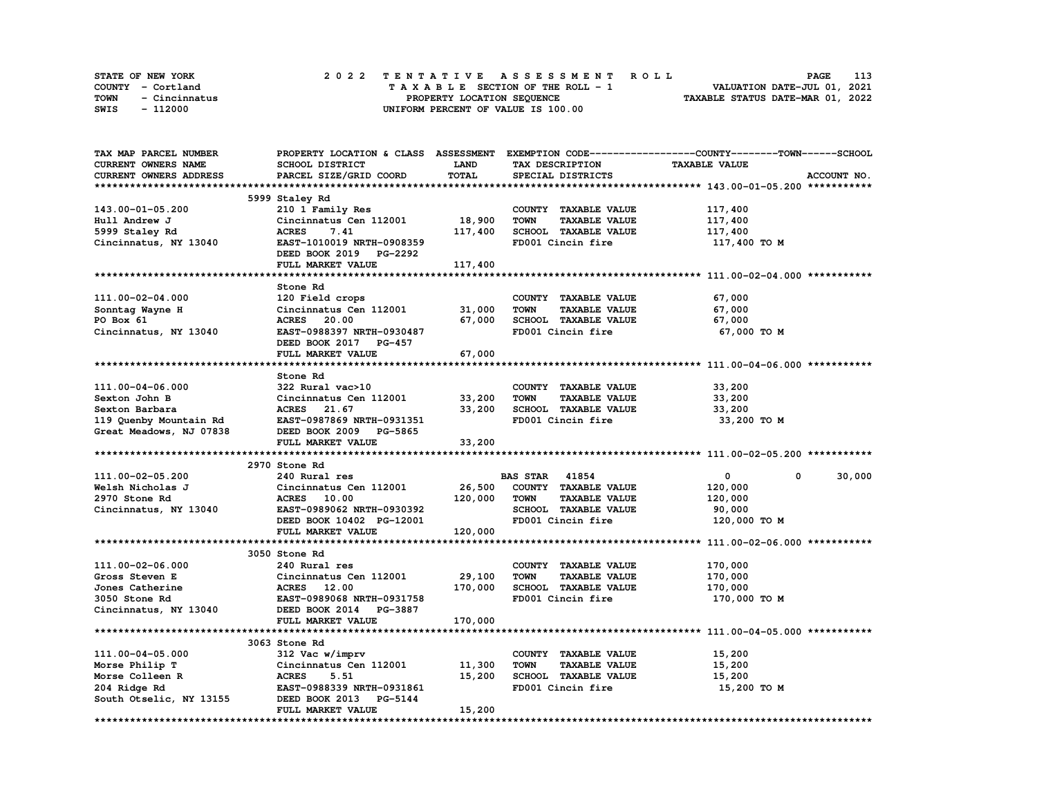STATE OF NEW YORK — 2022 TENTATIVE ASSESSMENT ROLL
COUNTY - Cortland — TAXABLE SECTION OF THE ROLL - 1 — VALUATION DATE-JUL 01, 2021
TOWN - Cincinnatus — PROPERTY LOCATION SEQUENCE — TAXABLE STATUS DATE-MAR 01, 2022
SWIS - 112000 — UNIFORM PERCENT OF VALUE IS 100.00

| TAX MAP PARCEL NUMBER / CURRENT OWNERS NAME / CURRENT OWNERS ADDRESS | PROPERTY LOCATION & CLASS / SCHOOL DISTRICT / PARCEL SIZE/GRID COORD | ASSESSMENT LAND / TOTAL | EXEMPTION CODE / TAX DESCRIPTION / SPECIAL DISTRICTS | COUNTY / TOWN / SCHOOL TAXABLE VALUE | ACCOUNT NO. |
|---|---|---|---|---|---|
| **143.00-01-05.200** | 5999 Staley Rd | | | | |
| 143.00-01-05.200 | 210 1 Family Res | | COUNTY TAXABLE VALUE | 117,400 | |
| Hull Andrew J | Cincinnatus Cen 112001 | 18,900 | TOWN TAXABLE VALUE | 117,400 | |
| 5999 Staley Rd | ACRES 7.41 | 117,400 | SCHOOL TAXABLE VALUE | 117,400 | |
| Cincinnatus, NY 13040 | EAST-1010019 NRTH-0908359 | | FD001 Cincin fire | 117,400 TO M | |
| | DEED BOOK 2019 PG-2292 | | | | |
| | FULL MARKET VALUE | 117,400 | | | |
| **111.00-02-04.000** | Stone Rd | | | | |
| 111.00-02-04.000 | 120 Field crops | | COUNTY TAXABLE VALUE | 67,000 | |
| Sonntag Wayne H | Cincinnatus Cen 112001 | 31,000 | TOWN TAXABLE VALUE | 67,000 | |
| PO Box 61 | ACRES 20.00 | 67,000 | SCHOOL TAXABLE VALUE | 67,000 | |
| Cincinnatus, NY 13040 | EAST-0988397 NRTH-0930487 | | FD001 Cincin fire | 67,000 TO M | |
| | DEED BOOK 2017 PG-457 | | | | |
| | FULL MARKET VALUE | 67,000 | | | |
| **111.00-04-06.000** | Stone Rd | | | | |
| 111.00-04-06.000 | 322 Rural vac>10 | | COUNTY TAXABLE VALUE | 33,200 | |
| Sexton John B | Cincinnatus Cen 112001 | 33,200 | TOWN TAXABLE VALUE | 33,200 | |
| Sexton Barbara | ACRES 21.67 | 33,200 | SCHOOL TAXABLE VALUE | 33,200 | |
| 119 Quenby Mountain Rd | EAST-0987869 NRTH-0931351 | | FD001 Cincin fire | 33,200 TO M | |
| Great Meadows, NJ 07838 | DEED BOOK 2009 PG-5865 | | | | |
| | FULL MARKET VALUE | 33,200 | | | |
| **111.00-02-05.200** | 2970 Stone Rd | | | | |
| 111.00-02-05.200 | 240 Rural res | | BAS STAR 41854 | 0 / 0 / 30,000 | |
| Welsh Nicholas J | Cincinnatus Cen 112001 | 26,500 | COUNTY TAXABLE VALUE | 120,000 | |
| 2970 Stone Rd | ACRES 10.00 | 120,000 | TOWN TAXABLE VALUE | 120,000 | |
| Cincinnatus, NY 13040 | EAST-0989062 NRTH-0930392 | | SCHOOL TAXABLE VALUE | 90,000 | |
| | DEED BOOK 10402 PG-12001 | | FD001 Cincin fire | 120,000 TO M | |
| | FULL MARKET VALUE | 120,000 | | | |
| **111.00-02-06.000** | 3050 Stone Rd | | | | |
| 111.00-02-06.000 | 240 Rural res | | COUNTY TAXABLE VALUE | 170,000 | |
| Gross Steven E | Cincinnatus Cen 112001 | 29,100 | TOWN TAXABLE VALUE | 170,000 | |
| Jones Catherine | ACRES 12.00 | 170,000 | SCHOOL TAXABLE VALUE | 170,000 | |
| 3050 Stone Rd | EAST-0989068 NRTH-0931758 | | FD001 Cincin fire | 170,000 TO M | |
| Cincinnatus, NY 13040 | DEED BOOK 2014 PG-3887 | | | | |
| | FULL MARKET VALUE | 170,000 | | | |
| **111.00-04-05.000** | 3063 Stone Rd | | | | |
| 111.00-04-05.000 | 312 Vac w/imprv | | COUNTY TAXABLE VALUE | 15,200 | |
| Morse Philip T | Cincinnatus Cen 112001 | 11,300 | TOWN TAXABLE VALUE | 15,200 | |
| Morse Colleen R | ACRES 5.51 | 15,200 | SCHOOL TAXABLE VALUE | 15,200 | |
| 204 Ridge Rd | EAST-0988339 NRTH-0931861 | | FD001 Cincin fire | 15,200 TO M | |
| South Otselic, NY 13155 | DEED BOOK 2013 PG-5144 | | | | |
| | FULL MARKET VALUE | 15,200 | | | |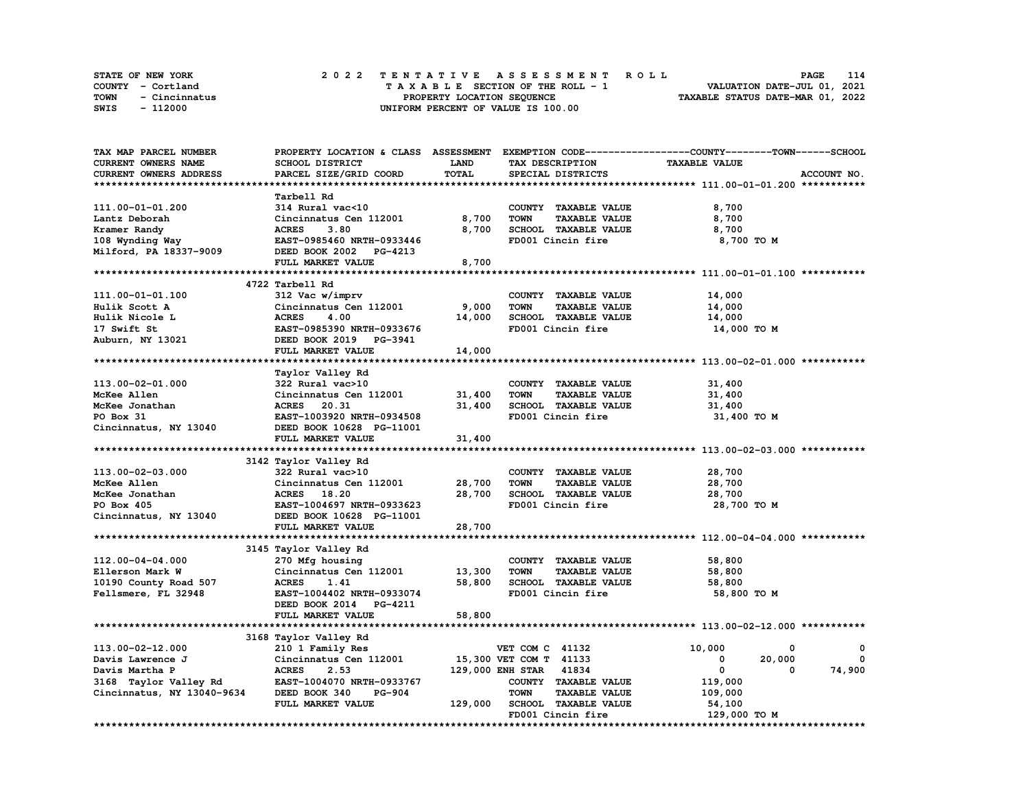STATE OF NEW YORK
COUNTY - Cortland
TOWN - Cincinnatus
SWIS - 112000

# 2022 TENTATIVE ASSESSMENT ROLL

TAXABLE SECTION OF THE ROLL - 1
PROPERTY LOCATION SEQUENCE
UNIFORM PERCENT OF VALUE IS 100.00

VALUATION DATE-JUL 01, 2021
TAXABLE STATUS DATE-MAR 01, 2022

| TAX MAP PARCEL NUMBER / CURRENT OWNERS NAME / CURRENT OWNERS ADDRESS | PROPERTY LOCATION & CLASS / SCHOOL DISTRICT / PARCEL SIZE/GRID COORD | ASSESSMENT LAND | TOTAL | EXEMPTION CODE / TAX DESCRIPTION / SPECIAL DISTRICTS | COUNTY | TOWN | SCHOOL |
|---|---|---|---|---|---|---|---|
| **111.00-01-01.200** | Tarbell Rd | | | | | | |
| 111.00-01-01.200 | 314 Rural vac<10 | | | COUNTY TAXABLE VALUE | 8,700 | | |
| Lantz Deborah | Cincinnatus Cen 112001 | 8,700 | | TOWN TAXABLE VALUE | | 8,700 | |
| Kramer Randy | ACRES 3.80 | | 8,700 | SCHOOL TAXABLE VALUE | | | 8,700 |
| 108 Wynding Way | EAST-0985460 NRTH-0933446 | | | FD001 Cincin fire | 8,700 TO M | | |
| Milford, PA 18337-9009 | DEED BOOK 2002 PG-4213 | | | | | | |
| | FULL MARKET VALUE | | 8,700 | | | | |
| **111.00-01-01.100** | 4722 Tarbell Rd | | | | | | |
| 111.00-01-01.100 | 312 Vac w/imprv | | | COUNTY TAXABLE VALUE | 14,000 | | |
| Hulik Scott A | Cincinnatus Cen 112001 | 9,000 | | TOWN TAXABLE VALUE | | 14,000 | |
| Hulik Nicole L | ACRES 4.00 | | 14,000 | SCHOOL TAXABLE VALUE | | | 14,000 |
| 17 Swift St | EAST-0985390 NRTH-0933676 | | | FD001 Cincin fire | 14,000 TO M | | |
| Auburn, NY 13021 | DEED BOOK 2019 PG-3941 | | | | | | |
| | FULL MARKET VALUE | | 14,000 | | | | |
| **113.00-02-01.000** | Taylor Valley Rd | | | | | | |
| 113.00-02-01.000 | 322 Rural vac>10 | | | COUNTY TAXABLE VALUE | 31,400 | | |
| McKee Allen | Cincinnatus Cen 112001 | 31,400 | | TOWN TAXABLE VALUE | | 31,400 | |
| McKee Jonathan | ACRES 20.31 | | 31,400 | SCHOOL TAXABLE VALUE | | | 31,400 |
| PO Box 31 | EAST-1003920 NRTH-0934508 | | | FD001 Cincin fire | 31,400 TO M | | |
| Cincinnatus, NY 13040 | DEED BOOK 10628 PG-11001 | | | | | | |
| | FULL MARKET VALUE | | 31,400 | | | | |
| **113.00-02-03.000** | 3142 Taylor Valley Rd | | | | | | |
| 113.00-02-03.000 | 322 Rural vac>10 | | | COUNTY TAXABLE VALUE | 28,700 | | |
| McKee Allen | Cincinnatus Cen 112001 | 28,700 | | TOWN TAXABLE VALUE | | 28,700 | |
| McKee Jonathan | ACRES 18.20 | | 28,700 | SCHOOL TAXABLE VALUE | | | 28,700 |
| PO Box 405 | EAST-1004697 NRTH-0933623 | | | FD001 Cincin fire | 28,700 TO M | | |
| Cincinnatus, NY 13040 | DEED BOOK 10628 PG-11001 | | | | | | |
| | FULL MARKET VALUE | | 28,700 | | | | |
| **112.00-04-04.000** | 3145 Taylor Valley Rd | | | | | | |
| 112.00-04-04.000 | 270 Mfg housing | | | COUNTY TAXABLE VALUE | 58,800 | | |
| Ellerson Mark W | Cincinnatus Cen 112001 | 13,300 | | TOWN TAXABLE VALUE | | 58,800 | |
| 10190 County Road 507 | ACRES 1.41 | | 58,800 | SCHOOL TAXABLE VALUE | | | 58,800 |
| Fellsmere, FL 32948 | EAST-1004402 NRTH-0933074 | | | FD001 Cincin fire | 58,800 TO M | | |
| | DEED BOOK 2014 PG-4211 | | | | | | |
| | FULL MARKET VALUE | | 58,800 | | | | |
| **113.00-02-12.000** | 3168 Taylor Valley Rd | | | | | | |
| 113.00-02-12.000 | 210 1 Family Res | | | VET COM C 41132 | 10,000 | 0 | 0 |
| Davis Lawrence J | Cincinnatus Cen 112001 | 15,300 | | VET COM T 41133 | 0 | 20,000 | 0 |
| Davis Martha P | ACRES 2.53 | | 129,000 | ENH STAR 41834 | 0 | 0 | 74,900 |
| 3168 Taylor Valley Rd | EAST-1004070 NRTH-0933767 | | | COUNTY TAXABLE VALUE | 119,000 | | |
| Cincinnatus, NY 13040-9634 | DEED BOOK 340 PG-904 | | | TOWN TAXABLE VALUE | | 109,000 | |
| | FULL MARKET VALUE | | 129,000 | SCHOOL TAXABLE VALUE | | | 54,100 |
| | | | | FD001 Cincin fire | 129,000 TO M | | |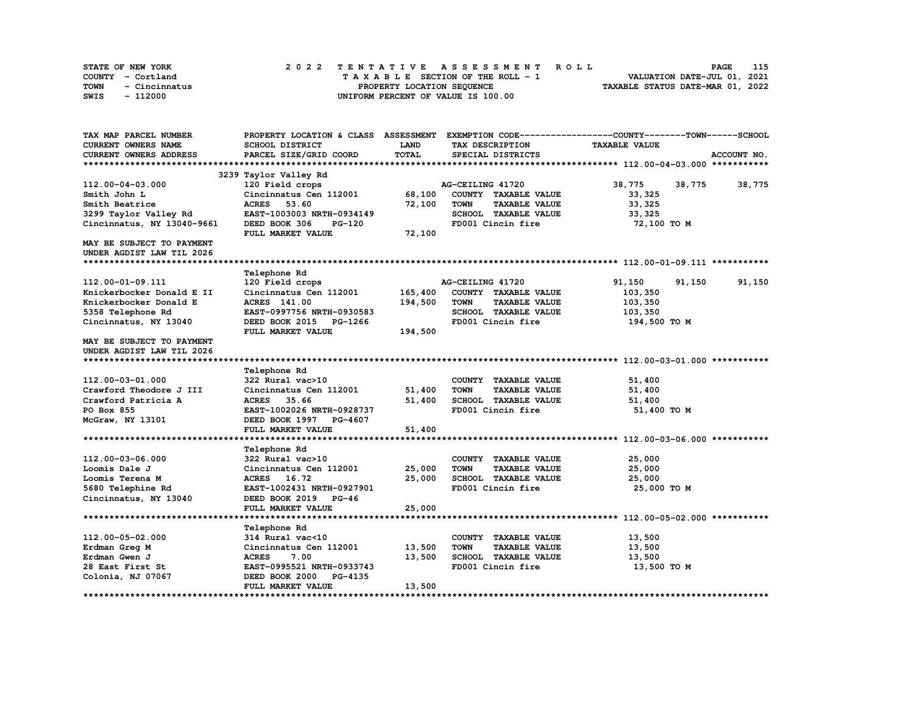STATE OF NEW YORK  
COUNTY - Cortland  
TOWN - Cincinnatus  
SWIS - 112000

2 0 2 2 TENTATIVE ASSESSMENT ROLL  
TAXABLE SECTION OF THE ROLL - 1  
PROPERTY LOCATION SEQUENCE  
UNIFORM PERCENT OF VALUE IS 100.00

VALUATION DATE-JUL 01, 2021  
TAXABLE STATUS DATE-MAR 01, 2022

| TAX MAP PARCEL NUMBER / CURRENT OWNERS NAME / CURRENT OWNERS ADDRESS | PROPERTY LOCATION & CLASS / SCHOOL DISTRICT / PARCEL SIZE/GRID COORD | ASSESSMENT LAND / TOTAL | EXEMPTION CODE / TAX DESCRIPTION / SPECIAL DISTRICTS | COUNTY | TOWN | SCHOOL |
|---|---|---|---|---|---|---|
| **112.00-04-03.000** | 3239 Taylor Valley Rd | | | | | |
| 112.00-04-03.000 | 120 Field crops | | AG-CEILING 41720 | 38,775 | 38,775 | 38,775 |
| Smith John L | Cincinnatus Cen 112001 | 68,100 | COUNTY TAXABLE VALUE | 33,325 | | |
| Smith Beatrice | ACRES 53.60 | 72,100 | TOWN TAXABLE VALUE | 33,325 | | |
| 3299 Taylor Valley Rd | EAST-1003003 NRTH-0934149 | | SCHOOL TAXABLE VALUE | 33,325 | | |
| Cincinnatus, NY 13040-9661 | DEED BOOK 306 PG-120 | | FD001 Cincin fire | 72,100 TO M | | |
| | FULL MARKET VALUE | 72,100 | | | | |
| MAY BE SUBJECT TO PAYMENT UNDER AGDIST LAW TIL 2026 | | | | | | |
| **112.00-01-09.111** | Telephone Rd | | | | | |
| 112.00-01-09.111 | 120 Field crops | | AG-CEILING 41720 | 91,150 | 91,150 | 91,150 |
| Knickerbocker Donald E II | Cincinnatus Cen 112001 | 165,400 | COUNTY TAXABLE VALUE | 103,350 | | |
| Knickerbocker Donald E | ACRES 141.00 | 194,500 | TOWN TAXABLE VALUE | 103,350 | | |
| 5358 Telephone Rd | EAST-0997756 NRTH-0930583 | | SCHOOL TAXABLE VALUE | 103,350 | | |
| Cincinnatus, NY 13040 | DEED BOOK 2015 PG-1266 | | FD001 Cincin fire | 194,500 TO M | | |
| | FULL MARKET VALUE | 194,500 | | | | |
| MAY BE SUBJECT TO PAYMENT UNDER AGDIST LAW TIL 2026 | | | | | | |
| **112.00-03-01.000** | Telephone Rd | | | | | |
| 112.00-03-01.000 | 322 Rural vac>10 | | COUNTY TAXABLE VALUE | 51,400 | | |
| Crawford Theodore J III | Cincinnatus Cen 112001 | 51,400 | TOWN TAXABLE VALUE | 51,400 | | |
| Crawford Patricia A | ACRES 35.66 | 51,400 | SCHOOL TAXABLE VALUE | 51,400 | | |
| PO Box 855 | EAST-1002026 NRTH-0928737 | | FD001 Cincin fire | 51,400 TO M | | |
| McGraw, NY 13101 | DEED BOOK 1997 PG-4607 | | | | | |
| | FULL MARKET VALUE | 51,400 | | | | |
| **112.00-03-06.000** | Telephone Rd | | | | | |
| 112.00-03-06.000 | 322 Rural vac>10 | | COUNTY TAXABLE VALUE | 25,000 | | |
| Loomis Dale J | Cincinnatus Cen 112001 | 25,000 | TOWN TAXABLE VALUE | 25,000 | | |
| Loomis Terena M | ACRES 16.72 | 25,000 | SCHOOL TAXABLE VALUE | 25,000 | | |
| 5680 Telephine Rd | EAST-1002431 NRTH-0927901 | | FD001 Cincin fire | 25,000 TO M | | |
| Cincinnatus, NY 13040 | DEED BOOK 2019 PG-46 | | | | | |
| | FULL MARKET VALUE | 25,000 | | | | |
| **112.00-05-02.000** | Telephone Rd | | | | | |
| 112.00-05-02.000 | 314 Rural vac<10 | | COUNTY TAXABLE VALUE | 13,500 | | |
| Erdman Greg M | Cincinnatus Cen 112001 | 13,500 | TOWN TAXABLE VALUE | 13,500 | | |
| Erdman Gwen J | ACRES 7.00 | 13,500 | SCHOOL TAXABLE VALUE | 13,500 | | |
| 28 East First St | EAST-0995521 NRTH-0933743 | | FD001 Cincin fire | 13,500 TO M | | |
| Colonia, NJ 07067 | DEED BOOK 2000 PG-4135 | | | | | |
| | FULL MARKET VALUE | 13,500 | | | | |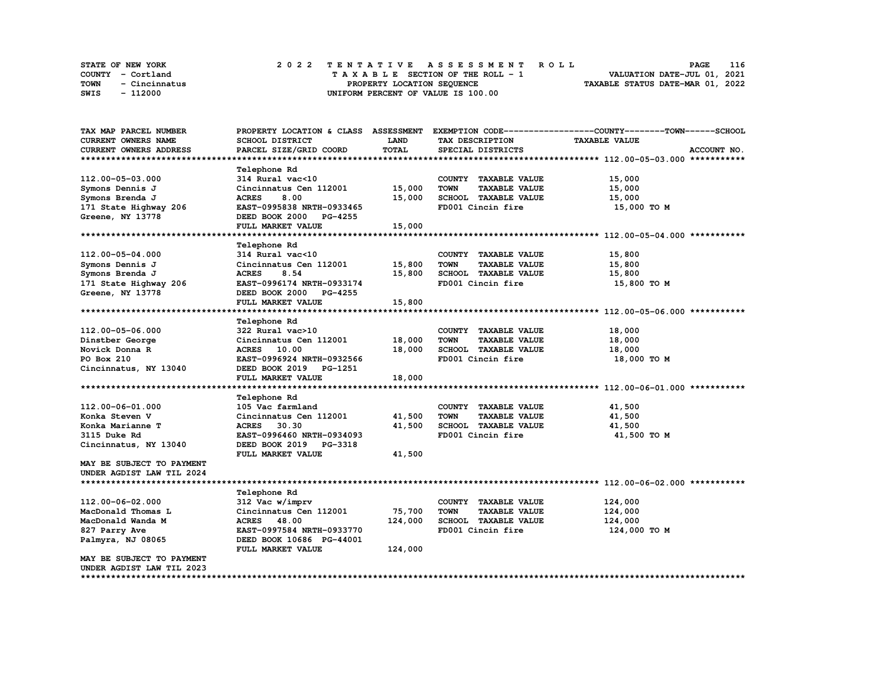STATE OF NEW YORK | 2022 TENTATIVE ASSESSMENT ROLL | VALUATION DATE-JUL 01, 2021
COUNTY - Cortland | TAXABLE SECTION OF THE ROLL - 1 | TAXABLE STATUS DATE-MAR 01, 2022
TOWN - Cincinnatus | PROPERTY LOCATION SEQUENCE
SWIS - 112000 | UNIFORM PERCENT OF VALUE IS 100.00

| TAX MAP PARCEL NUMBER / CURRENT OWNERS NAME / CURRENT OWNERS ADDRESS | PROPERTY LOCATION & CLASS / SCHOOL DISTRICT / PARCEL SIZE/GRID COORD | ASSESSMENT LAND / TOTAL | EXEMPTION CODE / TAX DESCRIPTION / SPECIAL DISTRICTS | TAXABLE VALUE (COUNTY--TOWN--SCHOOL) | ACCOUNT NO. |
|---|---|---|---|---|---|
| **112.00-05-03.000** | Telephone Rd | | | | |
| 112.00-05-03.000 | 314 Rural vac<10 | | COUNTY TAXABLE VALUE | 15,000 | |
| Symons Dennis J | Cincinnatus Cen 112001 | 15,000 | TOWN TAXABLE VALUE | 15,000 | |
| Symons Brenda J | ACRES 8.00 | 15,000 | SCHOOL TAXABLE VALUE | 15,000 | |
| 171 State Highway 206 | EAST-0995838 NRTH-0933465 | | FD001 Cincin fire | 15,000 TO M | |
| Greene, NY 13778 | DEED BOOK 2000 PG-4255 | | | | |
| | FULL MARKET VALUE | 15,000 | | | |
| **112.00-05-04.000** | Telephone Rd | | | | |
| 112.00-05-04.000 | 314 Rural vac<10 | | COUNTY TAXABLE VALUE | 15,800 | |
| Symons Dennis J | Cincinnatus Cen 112001 | 15,800 | TOWN TAXABLE VALUE | 15,800 | |
| Symons Brenda J | ACRES 8.54 | 15,800 | SCHOOL TAXABLE VALUE | 15,800 | |
| 171 State Highway 206 | EAST-0996174 NRTH-0933174 | | FD001 Cincin fire | 15,800 TO M | |
| Greene, NY 13778 | DEED BOOK 2000 PG-4255 | | | | |
| | FULL MARKET VALUE | 15,800 | | | |
| **112.00-05-06.000** | Telephone Rd | | | | |
| 112.00-05-06.000 | 322 Rural vac>10 | | COUNTY TAXABLE VALUE | 18,000 | |
| Dinstber George | Cincinnatus Cen 112001 | 18,000 | TOWN TAXABLE VALUE | 18,000 | |
| Novick Donna R | ACRES 10.00 | 18,000 | SCHOOL TAXABLE VALUE | 18,000 | |
| PO Box 210 | EAST-0996924 NRTH-0932566 | | FD001 Cincin fire | 18,000 TO M | |
| Cincinnatus, NY 13040 | DEED BOOK 2019 PG-1251 | | | | |
| | FULL MARKET VALUE | 18,000 | | | |
| **112.00-06-01.000** | Telephone Rd | | | | |
| 112.00-06-01.000 | 105 Vac farmland | | COUNTY TAXABLE VALUE | 41,500 | |
| Konka Steven V | Cincinnatus Cen 112001 | 41,500 | TOWN TAXABLE VALUE | 41,500 | |
| Konka Marianne T | ACRES 30.30 | 41,500 | SCHOOL TAXABLE VALUE | 41,500 | |
| 3115 Duke Rd | EAST-0996460 NRTH-0934093 | | FD001 Cincin fire | 41,500 TO M | |
| Cincinnatus, NY 13040 | DEED BOOK 2019 PG-3318 | | | | |
| | FULL MARKET VALUE | 41,500 | | | |
| MAY BE SUBJECT TO PAYMENT UNDER AGDIST LAW TIL 2024 | | | | | |
| **112.00-06-02.000** | Telephone Rd | | | | |
| 112.00-06-02.000 | 312 Vac w/imprv | | COUNTY TAXABLE VALUE | 124,000 | |
| MacDonald Thomas L | Cincinnatus Cen 112001 | 75,700 | TOWN TAXABLE VALUE | 124,000 | |
| MacDonald Wanda M | ACRES 48.00 | 124,000 | SCHOOL TAXABLE VALUE | 124,000 | |
| 827 Parry Ave | EAST-0997584 NRTH-0933770 | | FD001 Cincin fire | 124,000 TO M | |
| Palmyra, NJ 08065 | DEED BOOK 10686 PG-44001 | | | | |
| | FULL MARKET VALUE | 124,000 | | | |
| MAY BE SUBJECT TO PAYMENT UNDER AGDIST LAW TIL 2023 | | | | | |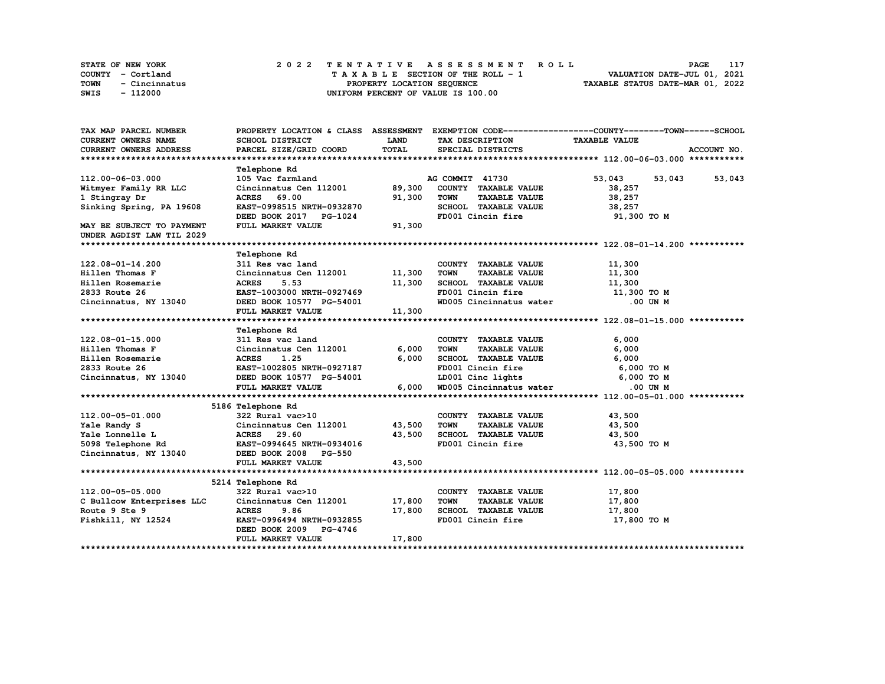STATE OF NEW YORK
COUNTY - Cortland
TOWN - Cincinnatus
SWIS - 112000

# 2022 TENTATIVE ASSESSMENT ROLL

TAXABLE SECTION OF THE ROLL - 1
PROPERTY LOCATION SEQUENCE
UNIFORM PERCENT OF VALUE IS 100.00

VALUATION DATE-JUL 01, 2021
TAXABLE STATUS DATE-MAR 01, 2022

| TAX MAP PARCEL NUMBER / CURRENT OWNERS NAME / CURRENT OWNERS ADDRESS | PROPERTY LOCATION & CLASS / SCHOOL DISTRICT / PARCEL SIZE/GRID COORD | ASSESSMENT LAND | TOTAL | EXEMPTION CODE / TAX DESCRIPTION / SPECIAL DISTRICTS | COUNTY TAXABLE VALUE | TOWN | SCHOOL / ACCOUNT NO. |
|---|---|---|---|---|---|---|---|
| **112.00-06-03.000** | Telephone Rd | | | | | | |
| 112.00-06-03.000 | 105 Vac farmland | | | AG COMMIT 41730 | 53,043 | 53,043 | 53,043 |
| Witmyer Family RR LLC | Cincinnatus Cen 112001 | 89,300 | | COUNTY TAXABLE VALUE | 38,257 | | |
| 1 Stingray Dr | ACRES 69.00 | | 91,300 | TOWN TAXABLE VALUE | 38,257 | | |
| Sinking Spring, PA 19608 | EAST-0998515 NRTH-0932870 | | | SCHOOL TAXABLE VALUE | 38,257 | | |
| | DEED BOOK 2017 PG-1024 | | | FD001 Cincin fire | 91,300 TO M | | |
| MAY BE SUBJECT TO PAYMENT UNDER AGDIST LAW TIL 2029 | FULL MARKET VALUE | | 91,300 | | | | |
| **122.08-01-14.200** | Telephone Rd | | | | | | |
| 122.08-01-14.200 | 311 Res vac land | | | COUNTY TAXABLE VALUE | 11,300 | | |
| Hillen Thomas F | Cincinnatus Cen 112001 | 11,300 | | TOWN TAXABLE VALUE | 11,300 | | |
| Hillen Rosemarie | ACRES 5.53 | | 11,300 | SCHOOL TAXABLE VALUE | 11,300 | | |
| 2833 Route 26 | EAST-1003000 NRTH-0927469 | | | FD001 Cincin fire | 11,300 TO M | | |
| Cincinnatus, NY 13040 | DEED BOOK 10577 PG-54001 | | | WD005 Cincinnatus water | .00 UN M | | |
| | FULL MARKET VALUE | | 11,300 | | | | |
| **122.08-01-15.000** | Telephone Rd | | | | | | |
| 122.08-01-15.000 | 311 Res vac land | | | COUNTY TAXABLE VALUE | 6,000 | | |
| Hillen Thomas F | Cincinnatus Cen 112001 | 6,000 | | TOWN TAXABLE VALUE | 6,000 | | |
| Hillen Rosemarie | ACRES 1.25 | | 6,000 | SCHOOL TAXABLE VALUE | 6,000 | | |
| 2833 Route 26 | EAST-1002805 NRTH-0927187 | | | FD001 Cincin fire | 6,000 TO M | | |
| Cincinnatus, NY 13040 | DEED BOOK 10577 PG-54001 | | | LD001 Cinc lights | 6,000 TO M | | |
| | FULL MARKET VALUE | | 6,000 | WD005 Cincinnatus water | .00 UN M | | |
| **112.00-05-01.000** | 5186 Telephone Rd | | | | | | |
| 112.00-05-01.000 | 322 Rural vac>10 | | | COUNTY TAXABLE VALUE | 43,500 | | |
| Yale Randy S | Cincinnatus Cen 112001 | 43,500 | | TOWN TAXABLE VALUE | 43,500 | | |
| Yale Lonnelle L | ACRES 29.60 | | 43,500 | SCHOOL TAXABLE VALUE | 43,500 | | |
| 5098 Telephone Rd | EAST-0994645 NRTH-0934016 | | | FD001 Cincin fire | 43,500 TO M | | |
| Cincinnatus, NY 13040 | DEED BOOK 2008 PG-550 | | | | | | |
| | FULL MARKET VALUE | | 43,500 | | | | |
| **112.00-05-05.000** | 5214 Telephone Rd | | | | | | |
| 112.00-05-05.000 | 322 Rural vac>10 | | | COUNTY TAXABLE VALUE | 17,800 | | |
| C Bullcow Enterprises LLC | Cincinnatus Cen 112001 | 17,800 | | TOWN TAXABLE VALUE | 17,800 | | |
| Route 9 Ste 9 | ACRES 9.86 | | 17,800 | SCHOOL TAXABLE VALUE | 17,800 | | |
| Fishkill, NY 12524 | EAST-0996494 NRTH-0932855 | | | FD001 Cincin fire | 17,800 TO M | | |
| | DEED BOOK 2009 PG-4746 | | | | | | |
| | FULL MARKET VALUE | | 17,800 | | | | |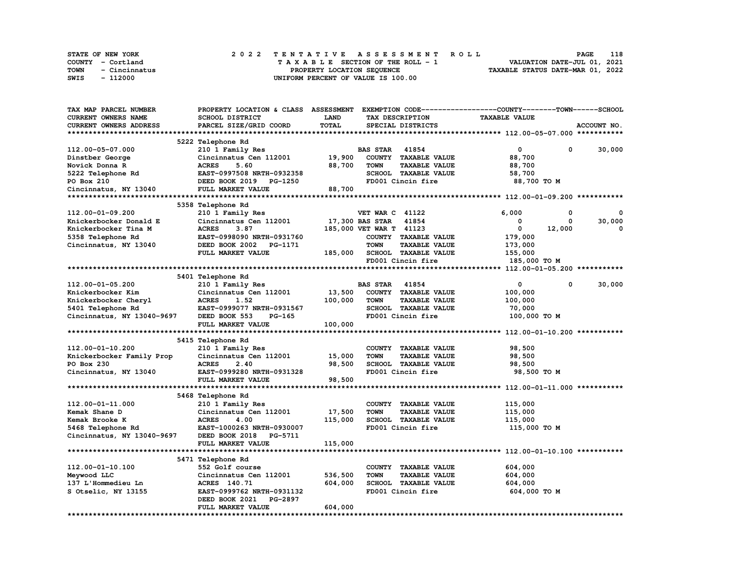STATE OF NEW YORK
COUNTY - Cortland
TOWN - Cincinnatus
SWIS - 112000

# 2022 TENTATIVE ASSESSMENT ROLL

TAXABLE SECTION OF THE ROLL - 1
PROPERTY LOCATION SEQUENCE
UNIFORM PERCENT OF VALUE IS 100.00

VALUATION DATE-JUL 01, 2021
TAXABLE STATUS DATE-MAR 01, 2022

| TAX MAP PARCEL NUMBER / CURRENT OWNERS NAME / CURRENT OWNERS ADDRESS | PROPERTY LOCATION & CLASS / SCHOOL DISTRICT / PARCEL SIZE/GRID COORD | ASSESSMENT LAND | TOTAL | EXEMPTION CODE / TAX DESCRIPTION / SPECIAL DISTRICTS | COUNTY TAXABLE VALUE | TOWN | SCHOOL |
|---|---|---|---|---|---|---|---|
| **112.00-05-07.000** | 5222 Telephone Rd | | | | | | |
| 112.00-05-07.000 | 210 1 Family Res | | | BAS STAR 41854 | 0 | 0 | 30,000 |
| Dinstber George | Cincinnatus Cen 112001 | 19,900 | | COUNTY TAXABLE VALUE | 88,700 | | |
| Novick Donna R | ACRES 5.60 | | 88,700 | TOWN TAXABLE VALUE | 88,700 | | |
| 5222 Telephone Rd | EAST-0997508 NRTH-0932358 | | | SCHOOL TAXABLE VALUE | 58,700 | | |
| PO Box 210 | DEED BOOK 2019 PG-1250 | | | FD001 Cincin fire | 88,700 TO M | | |
| Cincinnatus, NY 13040 | FULL MARKET VALUE | | 88,700 | | | | |
| **112.00-01-09.200** | 5358 Telephone Rd | | | | | | |
| 112.00-01-09.200 | 210 1 Family Res | | | VET WAR C 41122 | 6,000 | 0 | 0 |
| Knickerbocker Donald E | Cincinnatus Cen 112001 | 17,300 | | BAS STAR 41854 | 0 | 0 | 30,000 |
| Knickerbocker Tina M | ACRES 3.87 | | 185,000 | VET WAR T 41123 | 0 | 12,000 | 0 |
| 5358 Telephone Rd | EAST-0998090 NRTH-0931760 | | | COUNTY TAXABLE VALUE | 179,000 | | |
| Cincinnatus, NY 13040 | DEED BOOK 2002 PG-1171 | | | TOWN TAXABLE VALUE | 173,000 | | |
| | FULL MARKET VALUE | | 185,000 | SCHOOL TAXABLE VALUE | 155,000 | | |
| | | | | FD001 Cincin fire | 185,000 TO M | | |
| **112.00-01-05.200** | 5401 Telephone Rd | | | | | | |
| 112.00-01-05.200 | 210 1 Family Res | | | BAS STAR 41854 | 0 | 0 | 30,000 |
| Knickerbocker Kim | Cincinnatus Cen 112001 | 13,500 | | COUNTY TAXABLE VALUE | 100,000 | | |
| Knickerbocker Cheryl | ACRES 1.52 | | 100,000 | TOWN TAXABLE VALUE | 100,000 | | |
| 5401 Telephone Rd | EAST-0999077 NRTH-0931567 | | | SCHOOL TAXABLE VALUE | 70,000 | | |
| Cincinnatus, NY 13040-9697 | DEED BOOK 553 PG-165 | | | FD001 Cincin fire | 100,000 TO M | | |
| | FULL MARKET VALUE | | 100,000 | | | | |
| **112.00-01-10.200** | 5415 Telephone Rd | | | | | | |
| 112.00-01-10.200 | 210 1 Family Res | | | COUNTY TAXABLE VALUE | 98,500 | | |
| Knickerbocker Family Prop | Cincinnatus Cen 112001 | 15,000 | | TOWN TAXABLE VALUE | 98,500 | | |
| PO Box 230 | ACRES 2.40 | | 98,500 | SCHOOL TAXABLE VALUE | 98,500 | | |
| Cincinnatus, NY 13040 | EAST-0999280 NRTH-0931328 | | | FD001 Cincin fire | 98,500 TO M | | |
| | FULL MARKET VALUE | | 98,500 | | | | |
| **112.00-01-11.000** | 5468 Telephone Rd | | | | | | |
| 112.00-01-11.000 | 210 1 Family Res | | | COUNTY TAXABLE VALUE | 115,000 | | |
| Kemak Shane D | Cincinnatus Cen 112001 | 17,500 | | TOWN TAXABLE VALUE | 115,000 | | |
| Kemak Brooke K | ACRES 4.00 | | 115,000 | SCHOOL TAXABLE VALUE | 115,000 | | |
| 5468 Telephone Rd | EAST-1000263 NRTH-0930007 | | | FD001 Cincin fire | 115,000 TO M | | |
| Cincinnatus, NY 13040-9697 | DEED BOOK 2018 PG-5711 | | | | | | |
| | FULL MARKET VALUE | | 115,000 | | | | |
| **112.00-01-10.100** | 5471 Telephone Rd | | | | | | |
| 112.00-01-10.100 | 552 Golf course | | | COUNTY TAXABLE VALUE | 604,000 | | |
| Meywood LLC | Cincinnatus Cen 112001 | 536,500 | | TOWN TAXABLE VALUE | 604,000 | | |
| 137 L'Hommedieu Ln | ACRES 140.71 | | 604,000 | SCHOOL TAXABLE VALUE | 604,000 | | |
| S Otselic, NY 13155 | EAST-0999762 NRTH-0931132 | | | FD001 Cincin fire | 604,000 TO M | | |
| | DEED BOOK 2021 PG-2897 | | | | | | |
| | FULL MARKET VALUE | | 604,000 | | | | |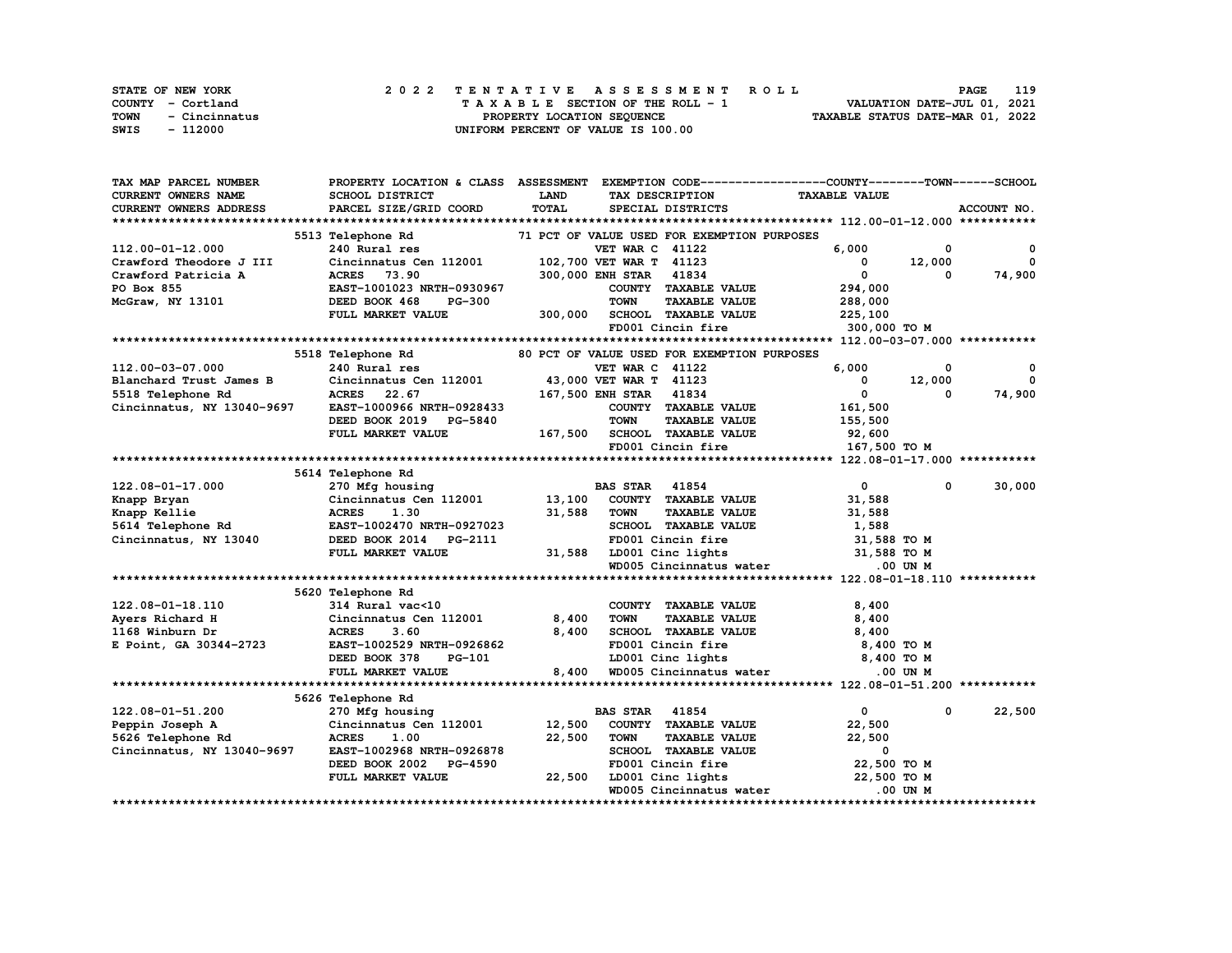STATE OF NEW YORK — 2022 TENTATIVE ASSESSMENT ROLL — PAGE 119
COUNTY - Cortland — TAXABLE SECTION OF THE ROLL - 1 — VALUATION DATE-JUL 01, 2021
TOWN - Cincinnatus — PROPERTY LOCATION SEQUENCE — TAXABLE STATUS DATE-MAR 01, 2022
SWIS - 112000 — UNIFORM PERCENT OF VALUE IS 100.00

| TAX MAP PARCEL NUMBER / CURRENT OWNERS NAME / CURRENT OWNERS ADDRESS | PROPERTY LOCATION & CLASS / SCHOOL DISTRICT / PARCEL SIZE/GRID COORD | ASSESSMENT LAND / TOTAL | EXEMPTION CODE / TAX DESCRIPTION / SPECIAL DISTRICTS | COUNTY TAXABLE VALUE | TOWN | SCHOOL |
|---|---|---|---|---|---|---|
| **112.00-01-12.000** | 5513 Telephone Rd | | 71 PCT OF VALUE USED FOR EXEMPTION PURPOSES | | | |
| 112.00-01-12.000 | 240 Rural res | | VET WAR C 41122 | 6,000 | 0 | 0 |
| Crawford Theodore J III | Cincinnatus Cen 112001 | 102,700 | VET WAR T 41123 | 0 | 12,000 | 0 |
| Crawford Patricia A | ACRES 73.90 | 300,000 | ENH STAR 41834 | 0 | 0 | 74,900 |
| PO Box 855 | EAST-1001023 NRTH-0930967 | | COUNTY TAXABLE VALUE | 294,000 | | |
| McGraw, NY 13101 | DEED BOOK 468 PG-300 | | TOWN TAXABLE VALUE | 288,000 | | |
| | FULL MARKET VALUE | 300,000 | SCHOOL TAXABLE VALUE | 225,100 | | |
| | | | FD001 Cincin fire | 300,000 TO M | | |
| **112.00-03-07.000** | 5518 Telephone Rd | | 80 PCT OF VALUE USED FOR EXEMPTION PURPOSES | | | |
| 112.00-03-07.000 | 240 Rural res | | VET WAR C 41122 | 6,000 | 0 | 0 |
| Blanchard Trust James B | Cincinnatus Cen 112001 | 43,000 | VET WAR T 41123 | 0 | 12,000 | 0 |
| 5518 Telephone Rd | ACRES 22.67 | 167,500 | ENH STAR 41834 | 0 | 0 | 74,900 |
| Cincinnatus, NY 13040-9697 | EAST-1000966 NRTH-0928433 | | COUNTY TAXABLE VALUE | 161,500 | | |
| | DEED BOOK 2019 PG-5840 | | TOWN TAXABLE VALUE | 155,500 | | |
| | FULL MARKET VALUE | 167,500 | SCHOOL TAXABLE VALUE | 92,600 | | |
| | | | FD001 Cincin fire | 167,500 TO M | | |
| **122.08-01-17.000** | 5614 Telephone Rd | | | | | |
| 122.08-01-17.000 | 270 Mfg housing | | BAS STAR 41854 | 0 | 0 | 30,000 |
| Knapp Bryan | Cincinnatus Cen 112001 | 13,100 | COUNTY TAXABLE VALUE | 31,588 | | |
| Knapp Kellie | ACRES 1.30 | 31,588 | TOWN TAXABLE VALUE | 31,588 | | |
| 5614 Telephone Rd | EAST-1002470 NRTH-0927023 | | SCHOOL TAXABLE VALUE | 1,588 | | |
| Cincinnatus, NY 13040 | DEED BOOK 2014 PG-2111 | | FD001 Cincin fire | 31,588 TO M | | |
| | FULL MARKET VALUE | 31,588 | LD001 Cinc lights | 31,588 TO M | | |
| | | | WD005 Cincinnatus water | .00 UN M | | |
| **122.08-01-18.110** | 5620 Telephone Rd | | | | | |
| 122.08-01-18.110 | 314 Rural vac<10 | | COUNTY TAXABLE VALUE | 8,400 | | |
| Ayers Richard H | Cincinnatus Cen 112001 | 8,400 | TOWN TAXABLE VALUE | 8,400 | | |
| 1168 Winburn Dr | ACRES 3.60 | 8,400 | SCHOOL TAXABLE VALUE | 8,400 | | |
| E Point, GA 30344-2723 | EAST-1002529 NRTH-0926862 | | FD001 Cincin fire | 8,400 TO M | | |
| | DEED BOOK 378 PG-101 | | LD001 Cinc lights | 8,400 TO M | | |
| | FULL MARKET VALUE | 8,400 | WD005 Cincinnatus water | .00 UN M | | |
| **122.08-01-51.200** | 5626 Telephone Rd | | | | | |
| 122.08-01-51.200 | 270 Mfg housing | | BAS STAR 41854 | 0 | 0 | 22,500 |
| Peppin Joseph A | Cincinnatus Cen 112001 | 12,500 | COUNTY TAXABLE VALUE | 22,500 | | |
| 5626 Telephone Rd | ACRES 1.00 | 22,500 | TOWN TAXABLE VALUE | 22,500 | | |
| Cincinnatus, NY 13040-9697 | EAST-1002968 NRTH-0926878 | | SCHOOL TAXABLE VALUE | 0 | | |
| | DEED BOOK 2002 PG-4590 | | FD001 Cincin fire | 22,500 TO M | | |
| | FULL MARKET VALUE | 22,500 | LD001 Cinc lights | 22,500 TO M | | |
| | | | WD005 Cincinnatus water | .00 UN M | | |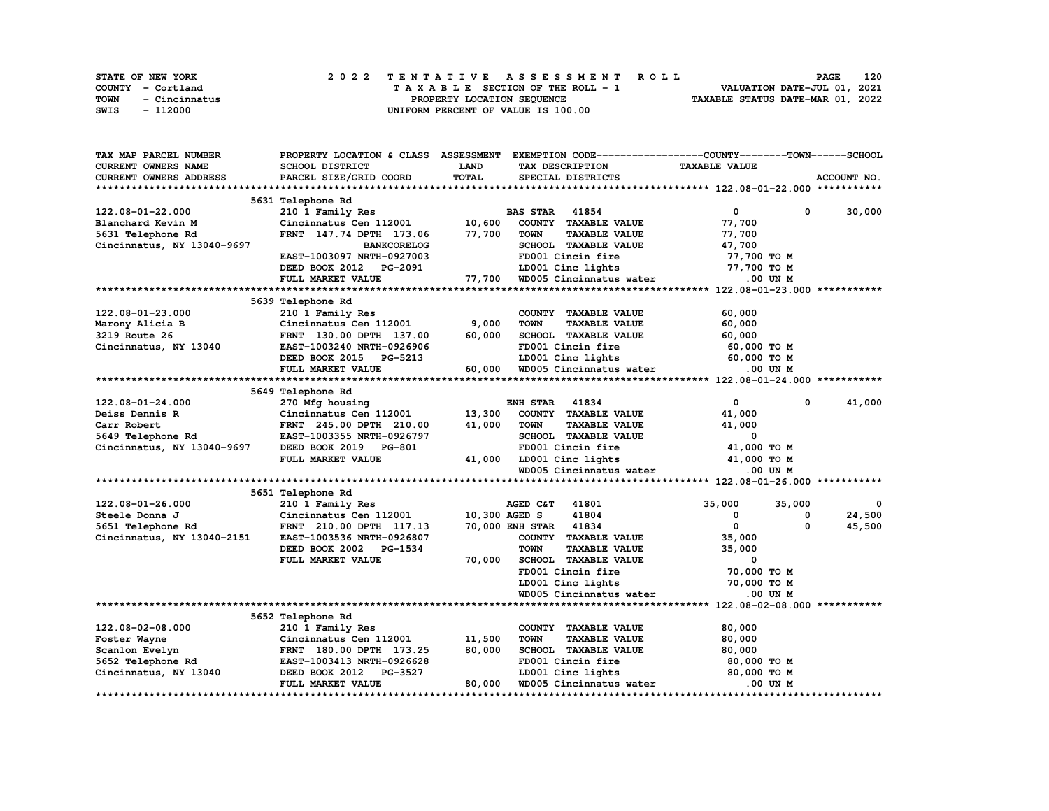STATE OF NEW YORK — COUNTY - Cortland — TOWN - Cincinnatus — SWIS - 112000

**2022 TENTATIVE ASSESSMENT ROLL**
TAXABLE SECTION OF THE ROLL - 1
PROPERTY LOCATION SEQUENCE
UNIFORM PERCENT OF VALUE IS 100.00

VALUATION DATE-JUL 01, 2021
TAXABLE STATUS DATE-MAR 01, 2022

| TAX MAP PARCEL NUMBER / CURRENT OWNERS NAME / CURRENT OWNERS ADDRESS | PROPERTY LOCATION & CLASS / SCHOOL DISTRICT / PARCEL SIZE/GRID COORD | ASSESSMENT LAND | TOTAL | EXEMPTION CODE / TAX DESCRIPTION / SPECIAL DISTRICTS | COUNTY TAXABLE VALUE | TOWN | SCHOOL |
|---|---|---|---|---|---|---|---|
| **122.08-01-22.000** | 5631 Telephone Rd | | | | | | |
| 122.08-01-22.000 | 210 1 Family Res | | | BAS STAR 41854 | 0 | 0 | 30,000 |
| Blanchard Kevin M | Cincinnatus Cen 112001 | 10,600 | | COUNTY TAXABLE VALUE | 77,700 | | |
| 5631 Telephone Rd | FRNT 147.74 DPTH 173.06 | | 77,700 | TOWN TAXABLE VALUE | 77,700 | | |
| Cincinnatus, NY 13040-9697 | BANKCORELOG | | | SCHOOL TAXABLE VALUE | 47,700 | | |
| | EAST-1003097 NRTH-0927003 | | | FD001 Cincin fire | 77,700 TO M | | |
| | DEED BOOK 2012 PG-2091 | | | LD001 Cinc lights | 77,700 TO M | | |
| | FULL MARKET VALUE | | 77,700 | WD005 Cincinnatus water | .00 UN M | | |
| **122.08-01-23.000** | 5639 Telephone Rd | | | | | | |
| 122.08-01-23.000 | 210 1 Family Res | | | COUNTY TAXABLE VALUE | 60,000 | | |
| Marony Alicia B | Cincinnatus Cen 112001 | 9,000 | | TOWN TAXABLE VALUE | 60,000 | | |
| 3219 Route 26 | FRNT 130.00 DPTH 137.00 | | 60,000 | SCHOOL TAXABLE VALUE | 60,000 | | |
| Cincinnatus, NY 13040 | EAST-1003240 NRTH-0926906 | | | FD001 Cincin fire | 60,000 TO M | | |
| | DEED BOOK 2015 PG-5213 | | | LD001 Cinc lights | 60,000 TO M | | |
| | FULL MARKET VALUE | | 60,000 | WD005 Cincinnatus water | .00 UN M | | |
| **122.08-01-24.000** | 5649 Telephone Rd | | | | | | |
| 122.08-01-24.000 | 270 Mfg housing | | | ENH STAR 41834 | 0 | 0 | 41,000 |
| Deiss Dennis R | Cincinnatus Cen 112001 | 13,300 | | COUNTY TAXABLE VALUE | 41,000 | | |
| Carr Robert | FRNT 245.00 DPTH 210.00 | | 41,000 | TOWN TAXABLE VALUE | 41,000 | | |
| 5649 Telephone Rd | EAST-1003355 NRTH-0926797 | | | SCHOOL TAXABLE VALUE | 0 | | |
| Cincinnatus, NY 13040-9697 | DEED BOOK 2019 PG-801 | | | FD001 Cincin fire | 41,000 TO M | | |
| | FULL MARKET VALUE | | 41,000 | LD001 Cinc lights | 41,000 TO M | | |
| | | | | WD005 Cincinnatus water | .00 UN M | | |
| **122.08-01-26.000** | 5651 Telephone Rd | | | | | | |
| 122.08-01-26.000 | 210 1 Family Res | | | AGED C&T 41801 | 35,000 | 35,000 | 0 |
| Steele Donna J | Cincinnatus Cen 112001 | 10,300 | | AGED S 41804 | 0 | 0 | 24,500 |
| 5651 Telephone Rd | FRNT 210.00 DPTH 117.13 | | 70,000 | ENH STAR 41834 | 0 | 0 | 45,500 |
| Cincinnatus, NY 13040-2151 | EAST-1003536 NRTH-0926807 | | | COUNTY TAXABLE VALUE | 35,000 | | |
| | DEED BOOK 2002 PG-1534 | | | TOWN TAXABLE VALUE | 35,000 | | |
| | FULL MARKET VALUE | | 70,000 | SCHOOL TAXABLE VALUE | 0 | | |
| | | | | FD001 Cincin fire | 70,000 TO M | | |
| | | | | LD001 Cinc lights | 70,000 TO M | | |
| | | | | WD005 Cincinnatus water | .00 UN M | | |
| **122.08-02-08.000** | 5652 Telephone Rd | | | | | | |
| 122.08-02-08.000 | 210 1 Family Res | | | COUNTY TAXABLE VALUE | 80,000 | | |
| Foster Wayne | Cincinnatus Cen 112001 | 11,500 | | TOWN TAXABLE VALUE | 80,000 | | |
| Scanlon Evelyn | FRNT 180.00 DPTH 173.25 | | 80,000 | SCHOOL TAXABLE VALUE | 80,000 | | |
| 5652 Telephone Rd | EAST-1003413 NRTH-0926628 | | | FD001 Cincin fire | 80,000 TO M | | |
| Cincinnatus, NY 13040 | DEED BOOK 2012 PG-3527 | | | LD001 Cinc lights | 80,000 TO M | | |
| | FULL MARKET VALUE | | 80,000 | WD005 Cincinnatus water | .00 UN M | | |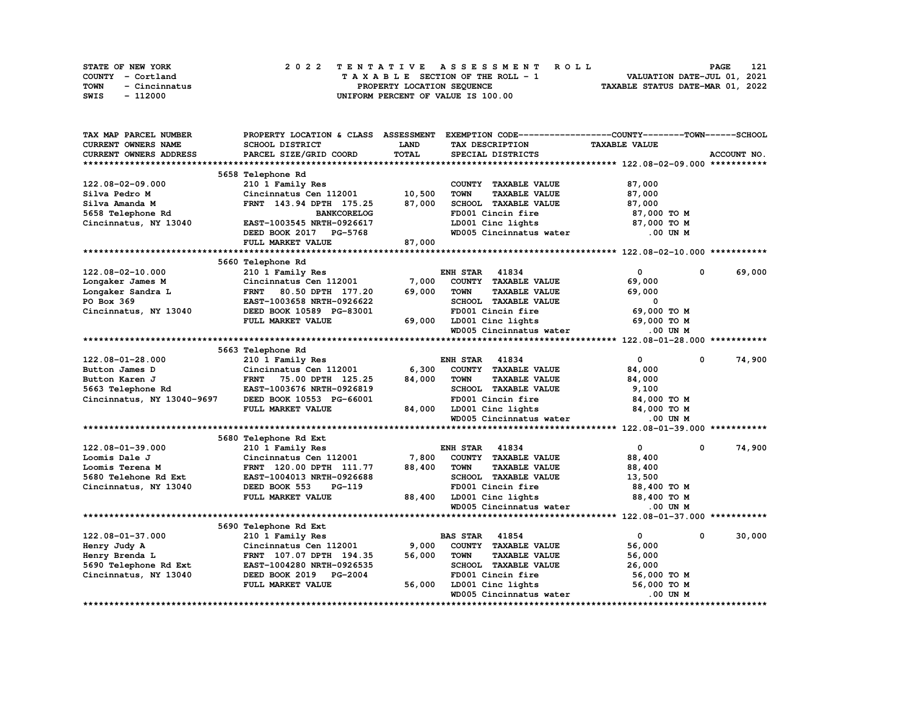STATE OF NEW YORK — COUNTY - Cortland — TOWN - Cincinnatus — SWIS - 112000

**2022 TENTATIVE ASSESSMENT ROLL**
TAXABLE SECTION OF THE ROLL - 1
PROPERTY LOCATION SEQUENCE
UNIFORM PERCENT OF VALUE IS 100.00

VALUATION DATE-JUL 01, 2021
TAXABLE STATUS DATE-MAR 01, 2022

| TAX MAP PARCEL NUMBER / CURRENT OWNERS NAME / CURRENT OWNERS ADDRESS | PROPERTY LOCATION & CLASS / SCHOOL DISTRICT / PARCEL SIZE/GRID COORD | ASSESSMENT LAND / TOTAL | EXEMPTION CODE / TAX DESCRIPTION / SPECIAL DISTRICTS | COUNTY | TOWN | SCHOOL | TAXABLE VALUE |
|---|---|---|---|---|---|---|---|
| **122.08-02-09.000** | 5658 Telephone Rd | | | | | | |
| 122.08-02-09.000 | 210 1 Family Res | | COUNTY TAXABLE VALUE | | | | 87,000 |
| Silva Pedro M | Cincinnatus Cen 112001 | 10,500 | TOWN TAXABLE VALUE | | | | 87,000 |
| Silva Amanda M | FRNT 143.94 DPTH 175.25 | 87,000 | SCHOOL TAXABLE VALUE | | | | 87,000 |
| 5658 Telephone Rd | BANKCORELOG | | FD001 Cincin fire | | | | 87,000 TO M |
| Cincinnatus, NY 13040 | EAST-1003545 NRTH-0926617 | | LD001 Cinc lights | | | | 87,000 TO M |
| | DEED BOOK 2017 PG-5768 | | WD005 Cincinnatus water | | | | .00 UN M |
| | FULL MARKET VALUE | 87,000 | | | | | |
| **122.08-02-10.000** | 5660 Telephone Rd | | | | | | |
| 122.08-02-10.000 | 210 1 Family Res | | ENH STAR 41834 | 0 | 0 | 69,000 | |
| Longaker James M | Cincinnatus Cen 112001 | 7,000 | COUNTY TAXABLE VALUE | | | | 69,000 |
| Longaker Sandra L | FRNT 80.50 DPTH 177.20 | 69,000 | TOWN TAXABLE VALUE | | | | 69,000 |
| PO Box 369 | EAST-1003658 NRTH-0926622 | | SCHOOL TAXABLE VALUE | | | | 0 |
| Cincinnatus, NY 13040 | DEED BOOK 10589 PG-83001 | | FD001 Cincin fire | | | | 69,000 TO M |
| | FULL MARKET VALUE | 69,000 | LD001 Cinc lights | | | | 69,000 TO M |
| | | | WD005 Cincinnatus water | | | | .00 UN M |
| **122.08-01-28.000** | 5663 Telephone Rd | | | | | | |
| 122.08-01-28.000 | 210 1 Family Res | | ENH STAR 41834 | 0 | 0 | 74,900 | |
| Button James D | Cincinnatus Cen 112001 | 6,300 | COUNTY TAXABLE VALUE | | | | 84,000 |
| Button Karen J | FRNT 75.00 DPTH 125.25 | 84,000 | TOWN TAXABLE VALUE | | | | 84,000 |
| 5663 Telephone Rd | EAST-1003676 NRTH-0926819 | | SCHOOL TAXABLE VALUE | | | | 9,100 |
| Cincinnatus, NY 13040-9697 | DEED BOOK 10553 PG-66001 | | FD001 Cincin fire | | | | 84,000 TO M |
| | FULL MARKET VALUE | 84,000 | LD001 Cinc lights | | | | 84,000 TO M |
| | | | WD005 Cincinnatus water | | | | .00 UN M |
| **122.08-01-39.000** | 5680 Telephone Rd Ext | | | | | | |
| 122.08-01-39.000 | 210 1 Family Res | | ENH STAR 41834 | 0 | 0 | 74,900 | |
| Loomis Dale J | Cincinnatus Cen 112001 | 7,800 | COUNTY TAXABLE VALUE | | | | 88,400 |
| Loomis Terena M | FRNT 120.00 DPTH 111.77 | 88,400 | TOWN TAXABLE VALUE | | | | 88,400 |
| 5680 Telehone Rd Ext | EAST-1004013 NRTH-0926688 | | SCHOOL TAXABLE VALUE | | | | 13,500 |
| Cincinnatus, NY 13040 | DEED BOOK 553 PG-119 | | FD001 Cincin fire | | | | 88,400 TO M |
| | FULL MARKET VALUE | 88,400 | LD001 Cinc lights | | | | 88,400 TO M |
| | | | WD005 Cincinnatus water | | | | .00 UN M |
| **122.08-01-37.000** | 5690 Telephone Rd Ext | | | | | | |
| 122.08-01-37.000 | 210 1 Family Res | | BAS STAR 41854 | 0 | 0 | 30,000 | |
| Henry Judy A | Cincinnatus Cen 112001 | 9,000 | COUNTY TAXABLE VALUE | | | | 56,000 |
| Henry Brenda L | FRNT 107.07 DPTH 194.35 | 56,000 | TOWN TAXABLE VALUE | | | | 56,000 |
| 5690 Telephone Rd Ext | EAST-1004280 NRTH-0926535 | | SCHOOL TAXABLE VALUE | | | | 26,000 |
| Cincinnatus, NY 13040 | DEED BOOK 2019 PG-2004 | | FD001 Cincin fire | | | | 56,000 TO M |
| | FULL MARKET VALUE | 56,000 | LD001 Cinc lights | | | | 56,000 TO M |
| | | | WD005 Cincinnatus water | | | | .00 UN M |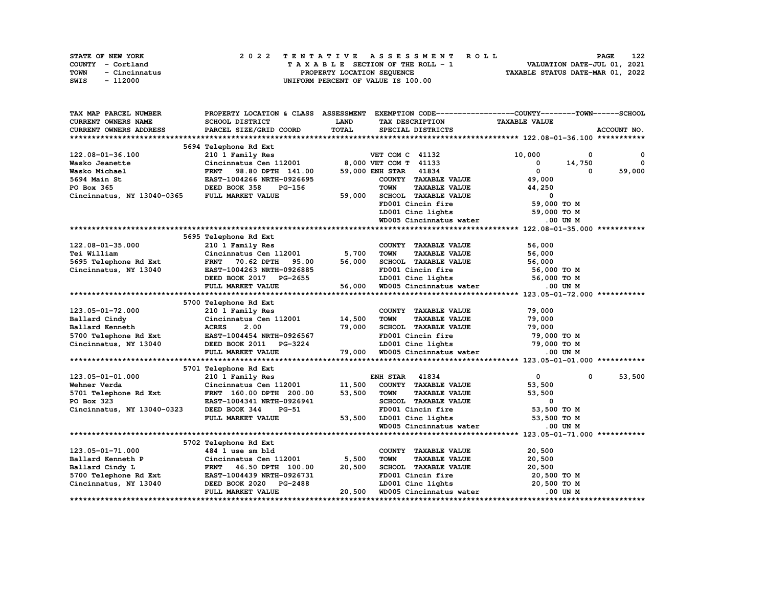STATE OF NEW YORK — 2022 TENTATIVE ASSESSMENT ROLL
COUNTY - Cortland — TAXABLE SECTION OF THE ROLL - 1 — VALUATION DATE-JUL 01, 2021
TOWN - Cincinnatus — PROPERTY LOCATION SEQUENCE — TAXABLE STATUS DATE-MAR 01, 2022
SWIS - 112000 — UNIFORM PERCENT OF VALUE IS 100.00

| TAX MAP PARCEL NUMBER / CURRENT OWNERS NAME / CURRENT OWNERS ADDRESS | PROPERTY LOCATION & CLASS / SCHOOL DISTRICT / PARCEL SIZE/GRID COORD | ASSESSMENT LAND / TOTAL | EXEMPTION CODE / TAX DESCRIPTION / SPECIAL DISTRICTS | COUNTY TAXABLE VALUE | TOWN | SCHOOL / ACCOUNT NO. |
|---|---|---|---|---|---|---|
| **122.08-01-36.100** | 5694 Telephone Rd Ext | | | | | |
| 122.08-01-36.100 | 210 1 Family Res | | VET COM C 41132 | 10,000 | 0 | 0 |
| Wasko Jeanette | Cincinnatus Cen 112001 | 8,000 | VET COM T 41133 | 0 | 14,750 | 0 |
| Wasko Michael | FRNT 98.80 DPTH 141.00 | 59,000 | ENH STAR 41834 | 0 | 0 | 59,000 |
| 5694 Main St | EAST-1004266 NRTH-0926695 | | COUNTY TAXABLE VALUE | 49,000 | | |
| PO Box 365 | DEED BOOK 358 PG-156 | | TOWN TAXABLE VALUE | 44,250 | | |
| Cincinnatus, NY 13040-0365 | FULL MARKET VALUE | 59,000 | SCHOOL TAXABLE VALUE | 0 | | |
| | | | FD001 Cincin fire | 59,000 TO M | | |
| | | | LD001 Cinc lights | 59,000 TO M | | |
| | | | WD005 Cincinnatus water | .00 UN M | | |
| **122.08-01-35.000** | 5695 Telephone Rd Ext | | | | | |
| 122.08-01-35.000 | 210 1 Family Res | | COUNTY TAXABLE VALUE | 56,000 | | |
| Tei William | Cincinnatus Cen 112001 | 5,700 | TOWN TAXABLE VALUE | 56,000 | | |
| 5695 Telephone Rd Ext | FRNT 70.62 DPTH 95.00 | 56,000 | SCHOOL TAXABLE VALUE | 56,000 | | |
| Cincinnatus, NY 13040 | EAST-1004263 NRTH-0926885 | | FD001 Cincin fire | 56,000 TO M | | |
| | DEED BOOK 2017 PG-2655 | | LD001 Cinc lights | 56,000 TO M | | |
| | FULL MARKET VALUE | 56,000 | WD005 Cincinnatus water | .00 UN M | | |
| **123.05-01-72.000** | 5700 Telephone Rd Ext | | | | | |
| 123.05-01-72.000 | 210 1 Family Res | | COUNTY TAXABLE VALUE | 79,000 | | |
| Ballard Cindy | Cincinnatus Cen 112001 | 14,500 | TOWN TAXABLE VALUE | 79,000 | | |
| Ballard Kenneth | ACRES 2.00 | 79,000 | SCHOOL TAXABLE VALUE | 79,000 | | |
| 5700 Telephone Rd Ext | EAST-1004454 NRTH-0926567 | | FD001 Cincin fire | 79,000 TO M | | |
| Cincinnatus, NY 13040 | DEED BOOK 2011 PG-3224 | | LD001 Cinc lights | 79,000 TO M | | |
| | FULL MARKET VALUE | 79,000 | WD005 Cincinnatus water | .00 UN M | | |
| **123.05-01-01.000** | 5701 Telephone Rd Ext | | | | | |
| 123.05-01-01.000 | 210 1 Family Res | | ENH STAR 41834 | 0 | 0 | 53,500 |
| Wehner Verda | Cincinnatus Cen 112001 | 11,500 | COUNTY TAXABLE VALUE | 53,500 | | |
| 5701 Telephone Rd Ext | FRNT 160.00 DPTH 200.00 | 53,500 | TOWN TAXABLE VALUE | 53,500 | | |
| PO Box 323 | EAST-1004341 NRTH-0926941 | | SCHOOL TAXABLE VALUE | 0 | | |
| Cincinnatus, NY 13040-0323 | DEED BOOK 344 PG-51 | | FD001 Cincin fire | 53,500 TO M | | |
| | FULL MARKET VALUE | 53,500 | LD001 Cinc lights | 53,500 TO M | | |
| | | | WD005 Cincinnatus water | .00 UN M | | |
| **123.05-01-71.000** | 5702 Telephone Rd Ext | | | | | |
| 123.05-01-71.000 | 484 1 use sm bld | | COUNTY TAXABLE VALUE | 20,500 | | |
| Ballard Kenneth P | Cincinnatus Cen 112001 | 5,500 | TOWN TAXABLE VALUE | 20,500 | | |
| Ballard Cindy L | FRNT 46.50 DPTH 100.00 | 20,500 | SCHOOL TAXABLE VALUE | 20,500 | | |
| 5700 Telephone Rd Ext | EAST-1004439 NRTH-0926731 | | FD001 Cincin fire | 20,500 TO M | | |
| Cincinnatus, NY 13040 | DEED BOOK 2020 PG-2488 | | LD001 Cinc lights | 20,500 TO M | | |
| | FULL MARKET VALUE | 20,500 | WD005 Cincinnatus water | .00 UN M | | |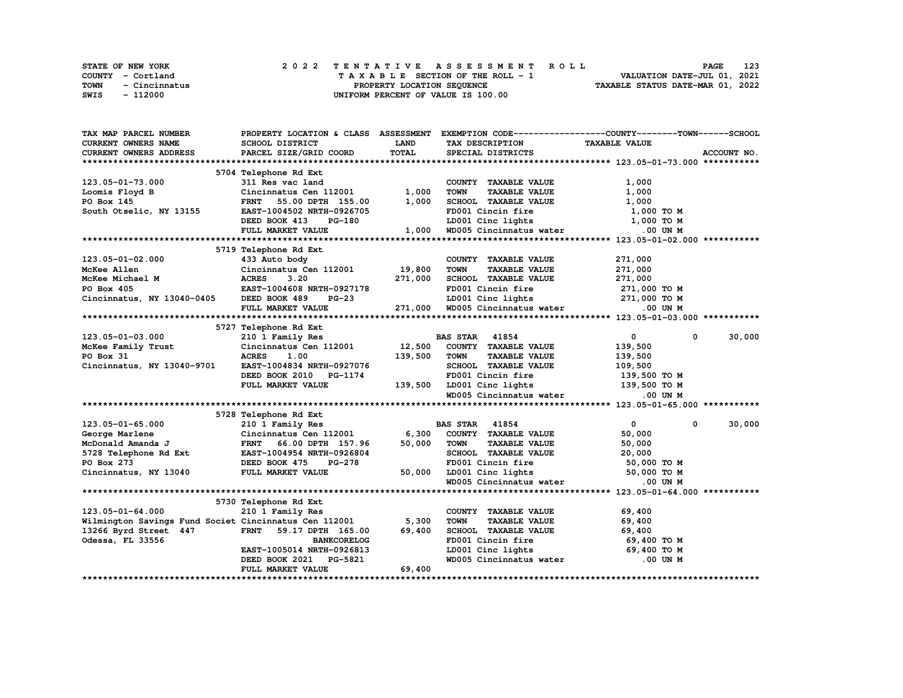STATE OF NEW YORK
COUNTY - Cortland
TOWN - Cincinnatus
SWIS - 112000

# 2022 TENTATIVE ASSESSMENT ROLL

TAXABLE SECTION OF THE ROLL - 1
PROPERTY LOCATION SEQUENCE
UNIFORM PERCENT OF VALUE IS 100.00

VALUATION DATE-JUL 01, 2021
TAXABLE STATUS DATE-MAR 01, 2022

| TAX MAP PARCEL NUMBER / CURRENT OWNERS NAME / CURRENT OWNERS ADDRESS | PROPERTY LOCATION & CLASS / SCHOOL DISTRICT / PARCEL SIZE/GRID COORD | ASSESSMENT LAND | TOTAL | EXEMPTION CODE / TAX DESCRIPTION / SPECIAL DISTRICTS | COUNTY | TOWN | SCHOOL / TAXABLE VALUE | ACCOUNT NO. |
|---|---|---|---|---|---|---|---|---|
| **123.05-01-73.000** | 5704 Telephone Rd Ext | | | | | | | |
| 123.05-01-73.000 | 311 Res vac land | | | COUNTY TAXABLE VALUE | 1,000 | | | |
| Loomis Floyd B | Cincinnatus Cen 112001 | 1,000 | | TOWN TAXABLE VALUE | 1,000 | | | |
| PO Box 145 | FRNT 55.00 DPTH 155.00 | | 1,000 | SCHOOL TAXABLE VALUE | 1,000 | | | |
| South Otselic, NY 13155 | EAST-1004502 NRTH-0926705 | | | FD001 Cincin fire | 1,000 TO M | | | |
| | DEED BOOK 413 PG-180 | | | LD001 Cinc lights | 1,000 TO M | | | |
| | FULL MARKET VALUE | | 1,000 | WD005 Cincinnatus water | .00 UN M | | | |
| **123.05-01-02.000** | 5719 Telephone Rd Ext | | | | | | | |
| 123.05-01-02.000 | 433 Auto body | | | COUNTY TAXABLE VALUE | 271,000 | | | |
| McKee Allen | Cincinnatus Cen 112001 | 19,800 | | TOWN TAXABLE VALUE | 271,000 | | | |
| McKee Michael M | ACRES 3.20 | | 271,000 | SCHOOL TAXABLE VALUE | 271,000 | | | |
| PO Box 405 | EAST-1004608 NRTH-0927178 | | | FD001 Cincin fire | 271,000 TO M | | | |
| Cincinnatus, NY 13040-0405 | DEED BOOK 489 PG-23 | | | LD001 Cinc lights | 271,000 TO M | | | |
| | FULL MARKET VALUE | | 271,000 | WD005 Cincinnatus water | .00 UN M | | | |
| **123.05-01-03.000** | 5727 Telephone Rd Ext | | | | | | | |
| 123.05-01-03.000 | 210 1 Family Res | | | BAS STAR 41854 | 0 | 0 | 30,000 | |
| McKee Family Trust | Cincinnatus Cen 112001 | 12,500 | | COUNTY TAXABLE VALUE | 139,500 | | | |
| PO Box 31 | ACRES 1.00 | | 139,500 | TOWN TAXABLE VALUE | 139,500 | | | |
| Cincinnatus, NY 13040-9701 | EAST-1004834 NRTH-0927076 | | | SCHOOL TAXABLE VALUE | 109,500 | | | |
| | DEED BOOK 2010 PG-1174 | | | FD001 Cincin fire | 139,500 TO M | | | |
| | FULL MARKET VALUE | | 139,500 | LD001 Cinc lights | 139,500 TO M | | | |
| | | | | WD005 Cincinnatus water | .00 UN M | | | |
| **123.05-01-65.000** | 5728 Telephone Rd Ext | | | | | | | |
| 123.05-01-65.000 | 210 1 Family Res | | | BAS STAR 41854 | 0 | 0 | 30,000 | |
| George Marlene | Cincinnatus Cen 112001 | 6,300 | | COUNTY TAXABLE VALUE | 50,000 | | | |
| McDonald Amanda J | FRNT 66.00 DPTH 157.96 | | 50,000 | TOWN TAXABLE VALUE | 50,000 | | | |
| 5728 Telephone Rd Ext | EAST-1004954 NRTH-0926804 | | | SCHOOL TAXABLE VALUE | 20,000 | | | |
| PO Box 273 | DEED BOOK 475 PG-278 | | | FD001 Cincin fire | 50,000 TO M | | | |
| Cincinnatus, NY 13040 | FULL MARKET VALUE | | 50,000 | LD001 Cinc lights | 50,000 TO M | | | |
| | | | | WD005 Cincinnatus water | .00 UN M | | | |
| **123.05-01-64.000** | 5730 Telephone Rd Ext | | | | | | | |
| 123.05-01-64.000 | 210 1 Family Res | | | COUNTY TAXABLE VALUE | 69,400 | | | |
| Wilmington Savings Fund Societ | Cincinnatus Cen 112001 | 5,300 | | TOWN TAXABLE VALUE | 69,400 | | | |
| 13266 Byrd Street 447 | FRNT 59.17 DPTH 165.00 | | 69,400 | SCHOOL TAXABLE VALUE | 69,400 | | | |
| Odessa, FL 33556 | BANKCORELOG | | | FD001 Cincin fire | 69,400 TO M | | | |
| | EAST-1005014 NRTH-0926813 | | | LD001 Cinc lights | 69,400 TO M | | | |
| | DEED BOOK 2021 PG-5821 | | | WD005 Cincinnatus water | .00 UN M | | | |
| | FULL MARKET VALUE | | 69,400 | | | | | |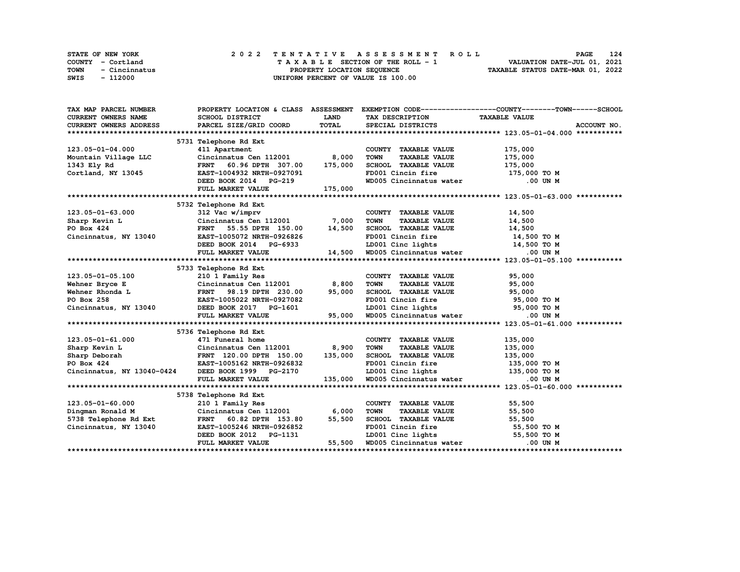STATE OF NEW YORK
COUNTY - Cortland
TOWN - Cincinnatus
SWIS - 112000

# 2022 TENTATIVE ASSESSMENT ROLL

TAXABLE SECTION OF THE ROLL - 1
PROPERTY LOCATION SEQUENCE
UNIFORM PERCENT OF VALUE IS 100.00

VALUATION DATE-JUL 01, 2021
TAXABLE STATUS DATE-MAR 01, 2022

| TAX MAP PARCEL NUMBER / CURRENT OWNERS NAME / CURRENT OWNERS ADDRESS | PROPERTY LOCATION & CLASS / SCHOOL DISTRICT / PARCEL SIZE/GRID COORD | ASSESSMENT LAND / TOTAL | EXEMPTION CODE / TAX DESCRIPTION / SPECIAL DISTRICTS | TAXABLE VALUE (COUNTY / TOWN / SCHOOL) | ACCOUNT NO. |
|---|---|---|---|---|---|
| **123.05-01-04.000** | 5731 Telephone Rd Ext | | | | |
| 123.05-01-04.000 | 411 Apartment | | COUNTY TAXABLE VALUE | 175,000 | |
| Mountain Village LLC | Cincinnatus Cen 112001 | 8,000 | TOWN TAXABLE VALUE | 175,000 | |
| 1343 Ely Rd | FRNT 60.96 DPTH 307.00 | 175,000 | SCHOOL TAXABLE VALUE | 175,000 | |
| Cortland, NY 13045 | EAST-1004932 NRTH-0927091 | | FD001 Cincin fire | 175,000 TO M | |
| | DEED BOOK 2014 PG-219 | | WD005 Cincinnatus water | .00 UN M | |
| | FULL MARKET VALUE | 175,000 | | | |
| **123.05-01-63.000** | 5732 Telephone Rd Ext | | | | |
| 123.05-01-63.000 | 312 Vac w/imprv | | COUNTY TAXABLE VALUE | 14,500 | |
| Sharp Kevin L | Cincinnatus Cen 112001 | 7,000 | TOWN TAXABLE VALUE | 14,500 | |
| PO Box 424 | FRNT 55.55 DPTH 150.00 | 14,500 | SCHOOL TAXABLE VALUE | 14,500 | |
| Cincinnatus, NY 13040 | EAST-1005072 NRTH-0926826 | | FD001 Cincin fire | 14,500 TO M | |
| | DEED BOOK 2014 PG-6933 | | LD001 Cinc lights | 14,500 TO M | |
| | FULL MARKET VALUE | 14,500 | WD005 Cincinnatus water | .00 UN M | |
| **123.05-01-05.100** | 5733 Telephone Rd Ext | | | | |
| 123.05-01-05.100 | 210 1 Family Res | | COUNTY TAXABLE VALUE | 95,000 | |
| Wehner Bryce E | Cincinnatus Cen 112001 | 8,800 | TOWN TAXABLE VALUE | 95,000 | |
| Wehner Rhonda L | FRNT 98.19 DPTH 230.00 | 95,000 | SCHOOL TAXABLE VALUE | 95,000 | |
| PO Box 258 | EAST-1005022 NRTH-0927082 | | FD001 Cincin fire | 95,000 TO M | |
| Cincinnatus, NY 13040 | DEED BOOK 2017 PG-1601 | | LD001 Cinc lights | 95,000 TO M | |
| | FULL MARKET VALUE | 95,000 | WD005 Cincinnatus water | .00 UN M | |
| **123.05-01-61.000** | 5736 Telephone Rd Ext | | | | |
| 123.05-01-61.000 | 471 Funeral home | | COUNTY TAXABLE VALUE | 135,000 | |
| Sharp Kevin L | Cincinnatus Cen 112001 | 8,900 | TOWN TAXABLE VALUE | 135,000 | |
| Sharp Deborah | FRNT 120.00 DPTH 150.00 | 135,000 | SCHOOL TAXABLE VALUE | 135,000 | |
| PO Box 424 | EAST-1005162 NRTH-0926832 | | FD001 Cincin fire | 135,000 TO M | |
| Cincinnatus, NY 13040-0424 | DEED BOOK 1999 PG-2170 | | LD001 Cinc lights | 135,000 TO M | |
| | FULL MARKET VALUE | 135,000 | WD005 Cincinnatus water | .00 UN M | |
| **123.05-01-60.000** | 5738 Telephone Rd Ext | | | | |
| 123.05-01-60.000 | 210 1 Family Res | | COUNTY TAXABLE VALUE | 55,500 | |
| Dingman Ronald M | Cincinnatus Cen 112001 | 6,000 | TOWN TAXABLE VALUE | 55,500 | |
| 5738 Telephone Rd Ext | FRNT 60.82 DPTH 153.80 | 55,500 | SCHOOL TAXABLE VALUE | 55,500 | |
| Cincinnatus, NY 13040 | EAST-1005246 NRTH-0926852 | | FD001 Cincin fire | 55,500 TO M | |
| | DEED BOOK 2012 PG-1131 | | LD001 Cinc lights | 55,500 TO M | |
| | FULL MARKET VALUE | 55,500 | WD005 Cincinnatus water | .00 UN M | |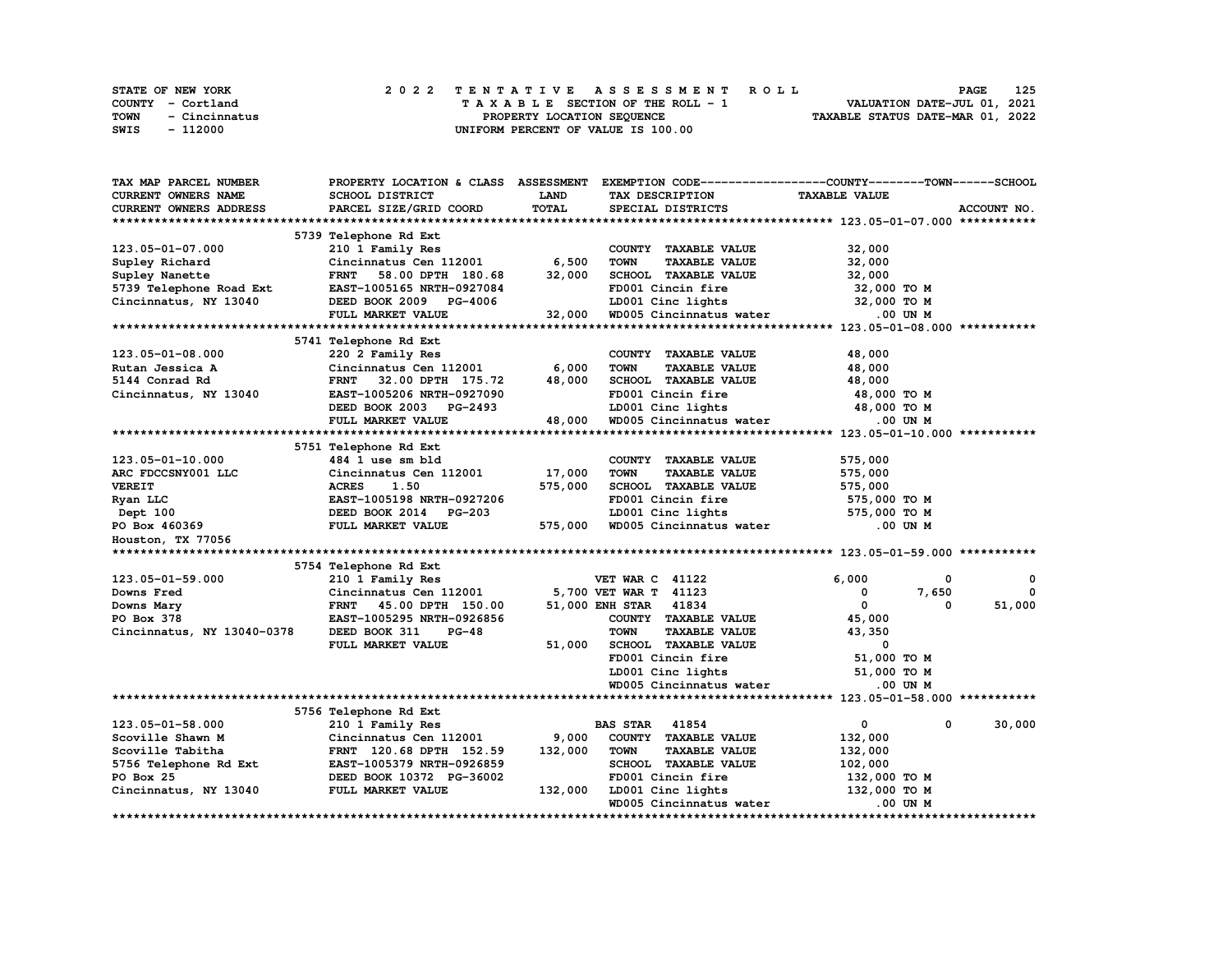STATE OF NEW YORK — 2022 TENTATIVE ASSESSMENT ROLL
COUNTY - Cortland — TAXABLE SECTION OF THE ROLL - 1 — VALUATION DATE-JUL 01, 2021
TOWN - Cincinnatus — PROPERTY LOCATION SEQUENCE — TAXABLE STATUS DATE-MAR 01, 2022
SWIS - 112000 — UNIFORM PERCENT OF VALUE IS 100.00

| TAX MAP PARCEL NUMBER / CURRENT OWNERS NAME / CURRENT OWNERS ADDRESS | PROPERTY LOCATION & CLASS / SCHOOL DISTRICT / PARCEL SIZE/GRID COORD | ASSESSMENT LAND / TOTAL | EXEMPTION CODE / TAX DESCRIPTION / SPECIAL DISTRICTS | COUNTY TAXABLE VALUE | TOWN | SCHOOL |
|---|---|---|---|---|---|---|
| **123.05-01-07.000** | 5739 Telephone Rd Ext | | | | | |
| 123.05-01-07.000 | 210 1 Family Res | | COUNTY TAXABLE VALUE | 32,000 | | |
| Supley Richard | Cincinnatus Cen 112001 | 6,500 | TOWN TAXABLE VALUE | 32,000 | | |
| Supley Nanette | FRNT 58.00 DPTH 180.68 | 32,000 | SCHOOL TAXABLE VALUE | 32,000 | | |
| 5739 Telephone Road Ext | EAST-1005165 NRTH-0927084 | | FD001 Cincin fire | 32,000 TO M | | |
| Cincinnatus, NY 13040 | DEED BOOK 2009 PG-4006 | | LD001 Cinc lights | 32,000 TO M | | |
| | FULL MARKET VALUE | 32,000 | WD005 Cincinnatus water | .00 UN M | | |
| **123.05-01-08.000** | 5741 Telephone Rd Ext | | | | | |
| 123.05-01-08.000 | 220 2 Family Res | | COUNTY TAXABLE VALUE | 48,000 | | |
| Rutan Jessica A | Cincinnatus Cen 112001 | 6,000 | TOWN TAXABLE VALUE | 48,000 | | |
| 5144 Conrad Rd | FRNT 32.00 DPTH 175.72 | 48,000 | SCHOOL TAXABLE VALUE | 48,000 | | |
| Cincinnatus, NY 13040 | EAST-1005206 NRTH-0927090 | | FD001 Cincin fire | 48,000 TO M | | |
| | DEED BOOK 2003 PG-2493 | | LD001 Cinc lights | 48,000 TO M | | |
| | FULL MARKET VALUE | 48,000 | WD005 Cincinnatus water | .00 UN M | | |
| **123.05-01-10.000** | 5751 Telephone Rd Ext | | | | | |
| 123.05-01-10.000 | 484 1 use sm bld | | COUNTY TAXABLE VALUE | 575,000 | | |
| ARC FDCCSNY001 LLC | Cincinnatus Cen 112001 | 17,000 | TOWN TAXABLE VALUE | 575,000 | | |
| VEREIT | ACRES 1.50 | 575,000 | SCHOOL TAXABLE VALUE | 575,000 | | |
| Ryan LLC | EAST-1005198 NRTH-0927206 | | FD001 Cincin fire | 575,000 TO M | | |
| Dept 100 | DEED BOOK 2014 PG-203 | | LD001 Cinc lights | 575,000 TO M | | |
| PO Box 460369 | FULL MARKET VALUE | 575,000 | WD005 Cincinnatus water | .00 UN M | | |
| Houston, TX 77056 | | | | | | |
| **123.05-01-59.000** | 5754 Telephone Rd Ext | | | | | |
| 123.05-01-59.000 | 210 1 Family Res | | VET WAR C 41122 | 6,000 | 0 | 0 |
| Downs Fred | Cincinnatus Cen 112001 | 5,700 | VET WAR T 41123 | 0 | 7,650 | 0 |
| Downs Mary | FRNT 45.00 DPTH 150.00 | 51,000 | ENH STAR 41834 | 0 | 0 | 51,000 |
| PO Box 378 | EAST-1005295 NRTH-0926856 | | COUNTY TAXABLE VALUE | 45,000 | | |
| Cincinnatus, NY 13040-0378 | DEED BOOK 311 PG-48 | | TOWN TAXABLE VALUE | 43,350 | | |
| | FULL MARKET VALUE | 51,000 | SCHOOL TAXABLE VALUE | 0 | | |
| | | | FD001 Cincin fire | 51,000 TO M | | |
| | | | LD001 Cinc lights | 51,000 TO M | | |
| | | | WD005 Cincinnatus water | .00 UN M | | |
| **123.05-01-58.000** | 5756 Telephone Rd Ext | | | | | |
| 123.05-01-58.000 | 210 1 Family Res | | BAS STAR 41854 | 0 | 0 | 30,000 |
| Scoville Shawn M | Cincinnatus Cen 112001 | 9,000 | COUNTY TAXABLE VALUE | 132,000 | | |
| Scoville Tabitha | FRNT 120.68 DPTH 152.59 | 132,000 | TOWN TAXABLE VALUE | 132,000 | | |
| 5756 Telephone Rd Ext | EAST-1005379 NRTH-0926859 | | SCHOOL TAXABLE VALUE | 102,000 | | |
| PO Box 25 | DEED BOOK 10372 PG-36002 | | FD001 Cincin fire | 132,000 TO M | | |
| Cincinnatus, NY 13040 | FULL MARKET VALUE | 132,000 | LD001 Cinc lights | 132,000 TO M | | |
| | | | WD005 Cincinnatus water | .00 UN M | | |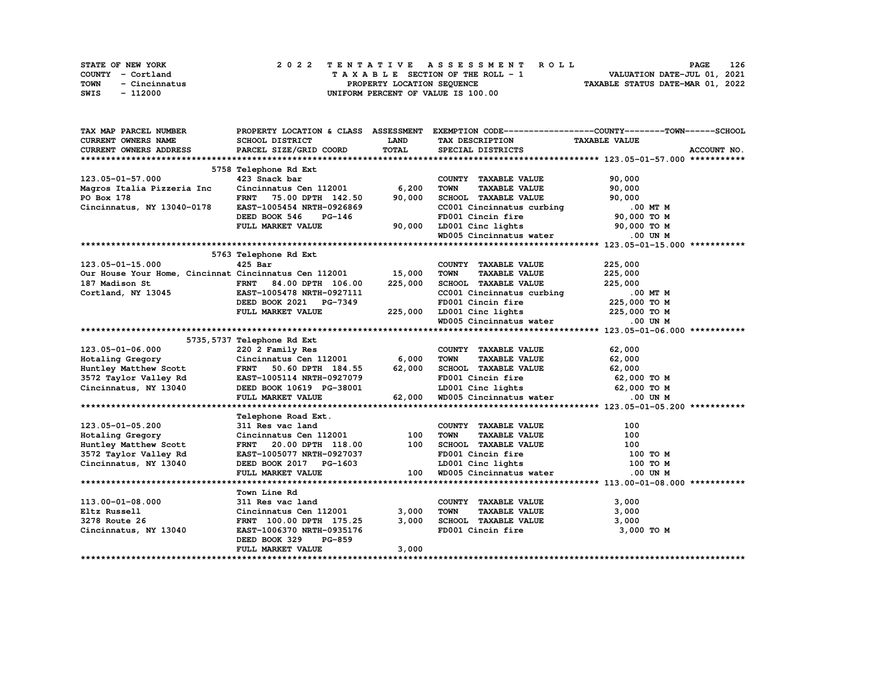STATE OF NEW YORK
COUNTY - Cortland
TOWN - Cincinnatus
SWIS - 112000

**2022 TENTATIVE ASSESSMENT ROLL**
TAXABLE SECTION OF THE ROLL - 1
PROPERTY LOCATION SEQUENCE
UNIFORM PERCENT OF VALUE IS 100.00

VALUATION DATE-JUL 01, 2021
TAXABLE STATUS DATE-MAR 01, 2022

| TAX MAP PARCEL NUMBER / CURRENT OWNERS NAME / CURRENT OWNERS ADDRESS | PROPERTY LOCATION & CLASS / SCHOOL DISTRICT / PARCEL SIZE/GRID COORD | ASSESSMENT LAND | TOTAL | EXEMPTION CODE / TAX DESCRIPTION / SPECIAL DISTRICTS | TAXABLE VALUE (COUNTY / TOWN / SCHOOL) | ACCOUNT NO. |
|---|---|---|---|---|---|---|
| **123.05-01-57.000** | 5758 Telephone Rd Ext | | | | | |
| 123.05-01-57.000 | 423 Snack bar | | | COUNTY TAXABLE VALUE | 90,000 | |
| Magros Italia Pizzeria Inc | Cincinnatus Cen 112001 | 6,200 | | TOWN TAXABLE VALUE | 90,000 | |
| PO Box 178 | FRNT 75.00 DPTH 142.50 | | 90,000 | SCHOOL TAXABLE VALUE | 90,000 | |
| Cincinnatus, NY 13040-0178 | EAST-1005454 NRTH-0926869 | | | CC001 Cincinnatus curbing | .00 MT M | |
| | DEED BOOK 546 PG-146 | | | FD001 Cincin fire | 90,000 TO M | |
| | FULL MARKET VALUE | | 90,000 | LD001 Cinc lights | 90,000 TO M | |
| | | | | WD005 Cincinnatus water | .00 UN M | |
| **123.05-01-15.000** | 5763 Telephone Rd Ext | | | | | |
| 123.05-01-15.000 | 425 Bar | | | COUNTY TAXABLE VALUE | 225,000 | |
| Our House Your Home, Cincinnat | Cincinnatus Cen 112001 | 15,000 | | TOWN TAXABLE VALUE | 225,000 | |
| 187 Madison St | FRNT 84.00 DPTH 106.00 | | 225,000 | SCHOOL TAXABLE VALUE | 225,000 | |
| Cortland, NY 13045 | EAST-1005478 NRTH-0927111 | | | CC001 Cincinnatus curbing | .00 MT M | |
| | DEED BOOK 2021 PG-7349 | | | FD001 Cincin fire | 225,000 TO M | |
| | FULL MARKET VALUE | | 225,000 | LD001 Cinc lights | 225,000 TO M | |
| | | | | WD005 Cincinnatus water | .00 UN M | |
| **123.05-01-06.000** | 5735,5737 Telephone Rd Ext | | | | | |
| 123.05-01-06.000 | 220 2 Family Res | | | COUNTY TAXABLE VALUE | 62,000 | |
| Hotaling Gregory | Cincinnatus Cen 112001 | 6,000 | | TOWN TAXABLE VALUE | 62,000 | |
| Huntley Matthew Scott | FRNT 50.60 DPTH 184.55 | | 62,000 | SCHOOL TAXABLE VALUE | 62,000 | |
| 3572 Taylor Valley Rd | EAST-1005114 NRTH-0927079 | | | FD001 Cincin fire | 62,000 TO M | |
| Cincinnatus, NY 13040 | DEED BOOK 10619 PG-38001 | | | LD001 Cinc lights | 62,000 TO M | |
| | FULL MARKET VALUE | | 62,000 | WD005 Cincinnatus water | .00 UN M | |
| **123.05-01-05.200** | Telephone Road Ext. | | | | | |
| 123.05-01-05.200 | 311 Res vac land | | | COUNTY TAXABLE VALUE | 100 | |
| Hotaling Gregory | Cincinnatus Cen 112001 | 100 | | TOWN TAXABLE VALUE | 100 | |
| Huntley Matthew Scott | FRNT 20.00 DPTH 118.00 | | 100 | SCHOOL TAXABLE VALUE | 100 | |
| 3572 Taylor Valley Rd | EAST-1005077 NRTH-0927037 | | | FD001 Cincin fire | 100 TO M | |
| Cincinnatus, NY 13040 | DEED BOOK 2017 PG-1603 | | | LD001 Cinc lights | 100 TO M | |
| | FULL MARKET VALUE | | 100 | WD005 Cincinnatus water | .00 UN M | |
| **113.00-01-08.000** | Town Line Rd | | | | | |
| 113.00-01-08.000 | 311 Res vac land | | | COUNTY TAXABLE VALUE | 3,000 | |
| Eltz Russell | Cincinnatus Cen 112001 | 3,000 | | TOWN TAXABLE VALUE | 3,000 | |
| 3278 Route 26 | FRNT 100.00 DPTH 175.25 | | 3,000 | SCHOOL TAXABLE VALUE | 3,000 | |
| Cincinnatus, NY 13040 | EAST-1006370 NRTH-0935176 | | | FD001 Cincin fire | 3,000 TO M | |
| | DEED BOOK 329 PG-859 | | | | | |
| | FULL MARKET VALUE | | 3,000 | | | |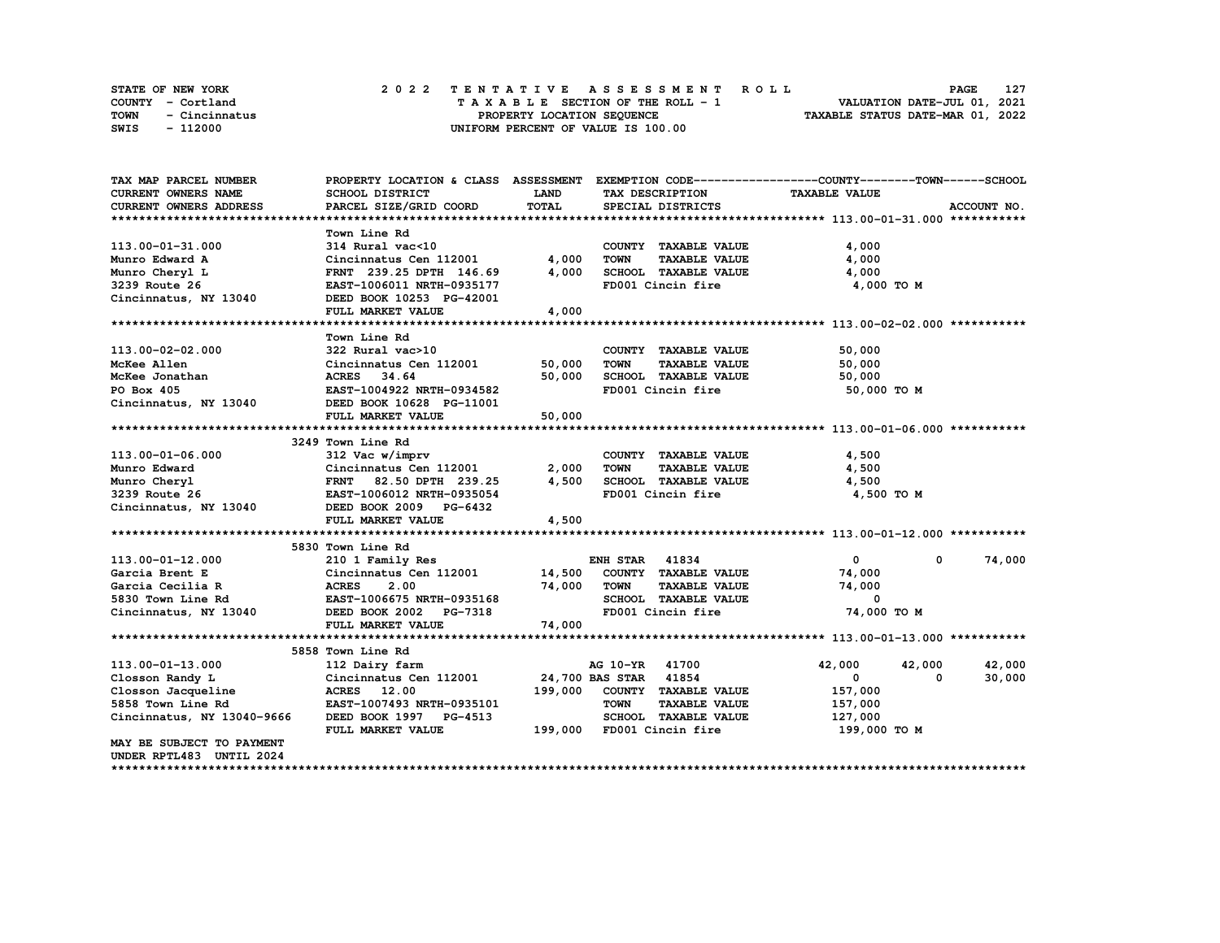STATE OF NEW YORK — 2022 TENTATIVE ASSESSMENT ROLL
COUNTY - Cortland — TAXABLE SECTION OF THE ROLL - 1 — VALUATION DATE-JUL 01, 2021
TOWN - Cincinnatus — PROPERTY LOCATION SEQUENCE — TAXABLE STATUS DATE-MAR 01, 2022
SWIS - 112000 — UNIFORM PERCENT OF VALUE IS 100.00

| TAX MAP PARCEL NUMBER / CURRENT OWNERS NAME / CURRENT OWNERS ADDRESS | PROPERTY LOCATION & CLASS / SCHOOL DISTRICT / PARCEL SIZE/GRID COORD | ASSESSMENT LAND | TOTAL | EXEMPTION CODE / TAX DESCRIPTION / SPECIAL DISTRICTS | COUNTY TAXABLE VALUE | TOWN | SCHOOL |
|---|---|---|---|---|---|---|---|
| **113.00-01-31.000** | Town Line Rd | | | | | | |
| 113.00-01-31.000 | 314 Rural vac<10 | | | COUNTY TAXABLE VALUE | 4,000 | | |
| Munro Edward A | Cincinnatus Cen 112001 | 4,000 | | TOWN TAXABLE VALUE | 4,000 | | |
| Munro Cheryl L | FRNT 239.25 DPTH 146.69 | | 4,000 | SCHOOL TAXABLE VALUE | 4,000 | | |
| 3239 Route 26 | EAST-1006011 NRTH-0935177 | | | FD001 Cincin fire | 4,000 TO M | | |
| Cincinnatus, NY 13040 | DEED BOOK 10253 PG-42001 | | | | | | |
| | FULL MARKET VALUE | | 4,000 | | | | |
| **113.00-02-02.000** | Town Line Rd | | | | | | |
| 113.00-02-02.000 | 322 Rural vac>10 | | | COUNTY TAXABLE VALUE | 50,000 | | |
| McKee Allen | Cincinnatus Cen 112001 | 50,000 | | TOWN TAXABLE VALUE | 50,000 | | |
| McKee Jonathan | ACRES 34.64 | | 50,000 | SCHOOL TAXABLE VALUE | 50,000 | | |
| PO Box 405 | EAST-1004922 NRTH-0934582 | | | FD001 Cincin fire | 50,000 TO M | | |
| Cincinnatus, NY 13040 | DEED BOOK 10628 PG-11001 | | | | | | |
| | FULL MARKET VALUE | | 50,000 | | | | |
| **113.00-01-06.000** | 3249 Town Line Rd | | | | | | |
| 113.00-01-06.000 | 312 Vac w/imprv | | | COUNTY TAXABLE VALUE | 4,500 | | |
| Munro Edward | Cincinnatus Cen 112001 | 2,000 | | TOWN TAXABLE VALUE | 4,500 | | |
| Munro Cheryl | FRNT 82.50 DPTH 239.25 | | 4,500 | SCHOOL TAXABLE VALUE | 4,500 | | |
| 3239 Route 26 | EAST-1006012 NRTH-0935054 | | | FD001 Cincin fire | 4,500 TO M | | |
| Cincinnatus, NY 13040 | DEED BOOK 2009 PG-6432 | | | | | | |
| | FULL MARKET VALUE | | 4,500 | | | | |
| **113.00-01-12.000** | 5830 Town Line Rd | | | | | | |
| 113.00-01-12.000 | 210 1 Family Res | | | ENH STAR 41834 | 0 | 0 | 74,000 |
| Garcia Brent E | Cincinnatus Cen 112001 | 14,500 | | COUNTY TAXABLE VALUE | 74,000 | | |
| Garcia Cecilia R | ACRES 2.00 | | 74,000 | TOWN TAXABLE VALUE | 74,000 | | |
| 5830 Town Line Rd | EAST-1006675 NRTH-0935168 | | | SCHOOL TAXABLE VALUE | 0 | | |
| Cincinnatus, NY 13040 | DEED BOOK 2002 PG-7318 | | | FD001 Cincin fire | 74,000 TO M | | |
| | FULL MARKET VALUE | | 74,000 | | | | |
| **113.00-01-13.000** | 5858 Town Line Rd | | | | | | |
| 113.00-01-13.000 | 112 Dairy farm | | | AG 10-YR 41700 | 42,000 | 42,000 | 42,000 |
| Closson Randy L | Cincinnatus Cen 112001 | 24,700 | | BAS STAR 41854 | 0 | 0 | 30,000 |
| Closson Jacqueline | ACRES 12.00 | | 199,000 | COUNTY TAXABLE VALUE | 157,000 | | |
| 5858 Town Line Rd | EAST-1007493 NRTH-0935101 | | | TOWN TAXABLE VALUE | 157,000 | | |
| Cincinnatus, NY 13040-9666 | DEED BOOK 1997 PG-4513 | | | SCHOOL TAXABLE VALUE | 127,000 | | |
| | FULL MARKET VALUE | | 199,000 | FD001 Cincin fire | 199,000 TO M | | |
| MAY BE SUBJECT TO PAYMENT UNDER RPTL483 UNTIL 2024 | | | | | | | |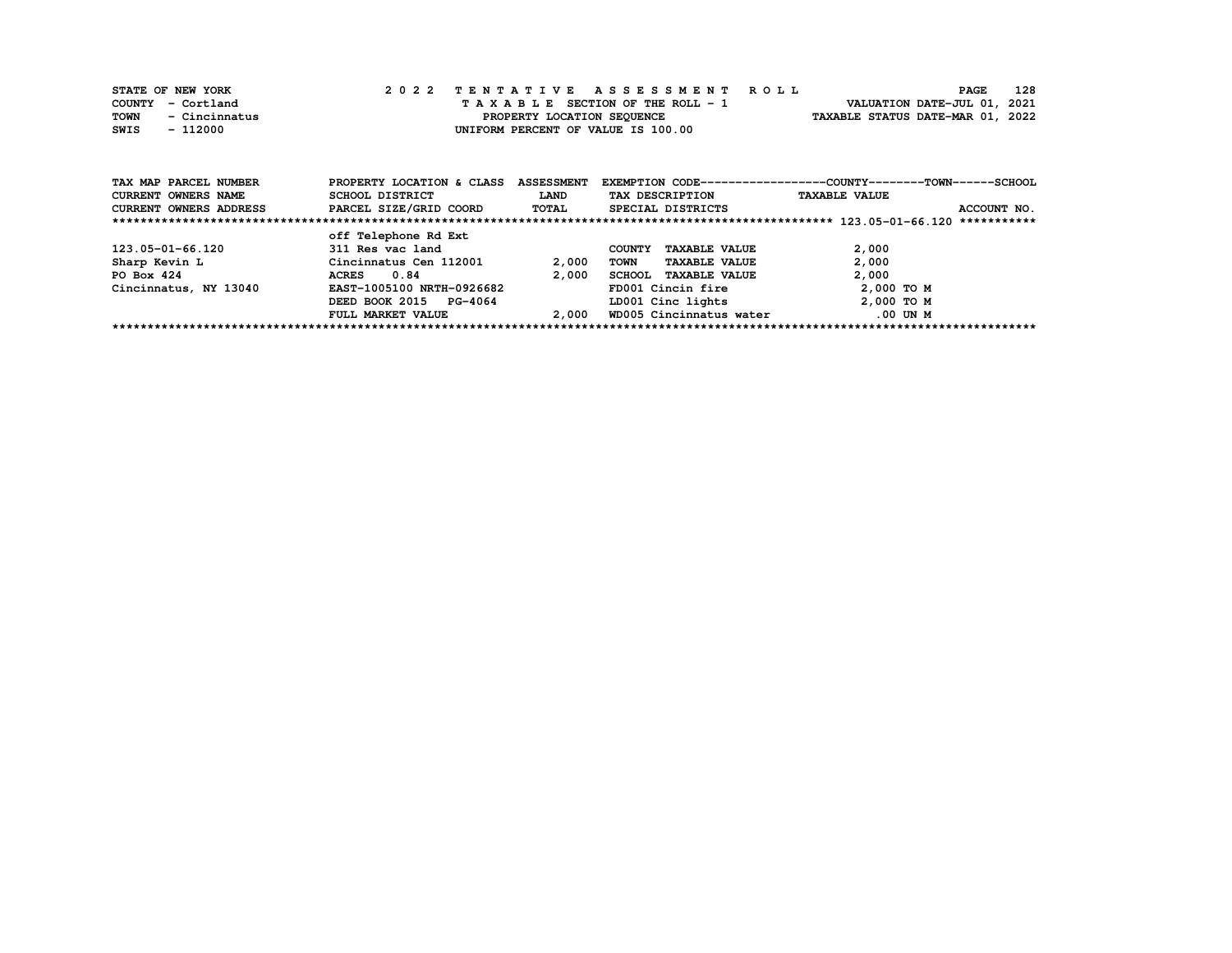STATE OF NEW YORK — 2022 TENTATIVE ASSESSMENT ROLL
COUNTY - Cortland — TAXABLE SECTION OF THE ROLL - 1 — VALUATION DATE-JUL 01, 2021
TOWN - Cincinnatus — PROPERTY LOCATION SEQUENCE — TAXABLE STATUS DATE-MAR 01, 2022
SWIS - 112000 — UNIFORM PERCENT OF VALUE IS 100.00

| TAX MAP PARCEL NUMBER / CURRENT OWNERS NAME / CURRENT OWNERS ADDRESS | PROPERTY LOCATION & CLASS / SCHOOL DISTRICT / PARCEL SIZE/GRID COORD | ASSESSMENT LAND / TOTAL | EXEMPTION CODE / TAX DESCRIPTION / SPECIAL DISTRICTS | TAXABLE VALUE (COUNTY / TOWN / SCHOOL) | ACCOUNT NO. |
|---|---|---|---|---|---|
| 123.05-01-66.120 | off Telephone Rd Ext | | | | |
| 123.05-01-66.120 | 311 Res vac land | | COUNTY TAXABLE VALUE | 2,000 | |
| Sharp Kevin L | Cincinnatus Cen 112001 | 2,000 | TOWN TAXABLE VALUE | 2,000 | |
| PO Box 424 | ACRES 0.84 | 2,000 | SCHOOL TAXABLE VALUE | 2,000 | |
| Cincinnatus, NY 13040 | EAST-1005100 NRTH-0926682 | | FD001 Cincin fire | 2,000 TO M | |
| | DEED BOOK 2015 PG-4064 | | LD001 Cinc lights | 2,000 TO M | |
| | FULL MARKET VALUE | 2,000 | WD005 Cincinnatus water | .00 UN M | |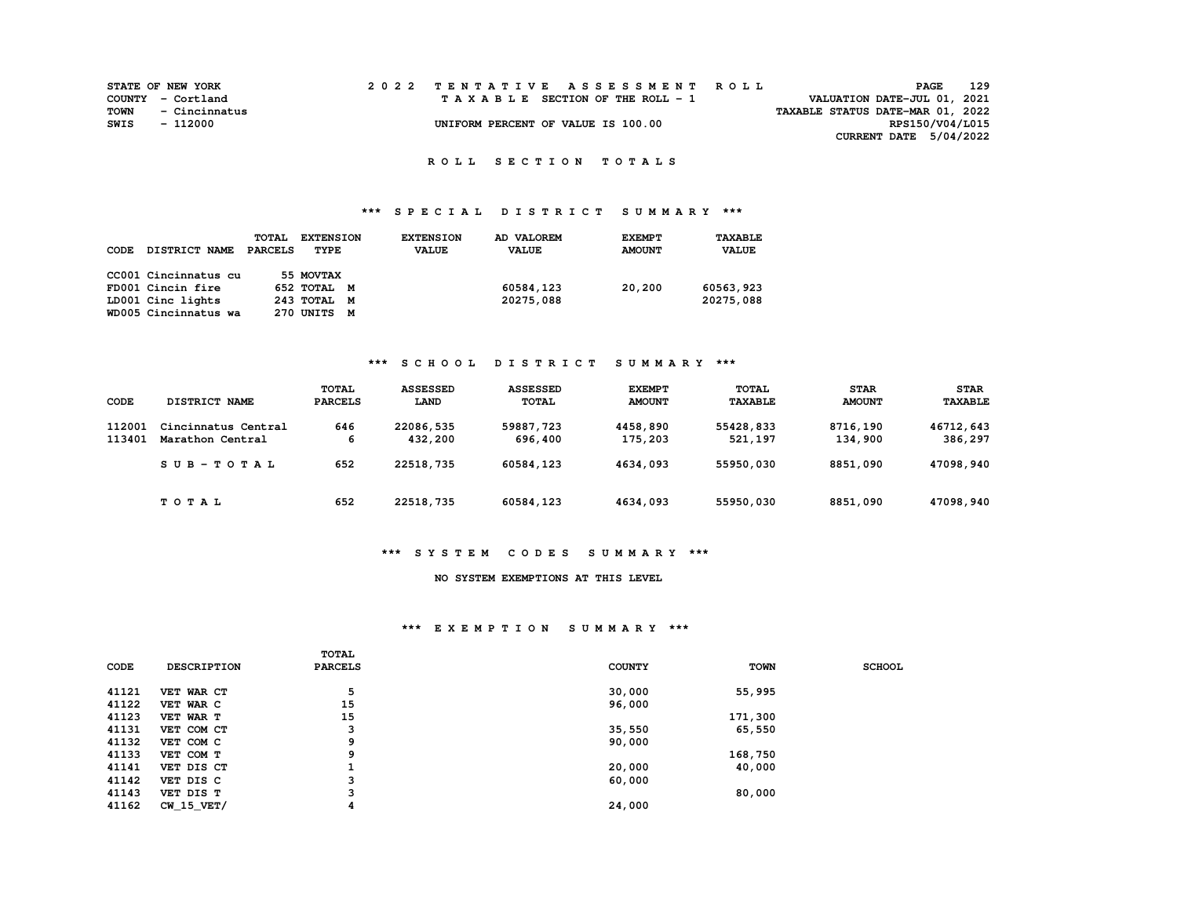STATE OF NEW YORK
COUNTY - Cortland
TOWN - Cincinnatus
SWIS - 112000

2022 TENTATIVE ASSESSMENT ROLL
TAXABLE SECTION OF THE ROLL - 1
UNIFORM PERCENT OF VALUE IS 100.00

VALUATION DATE-JUL 01, 2021
TAXABLE STATUS DATE-MAR 01, 2022
RPS150/V04/L015
CURRENT DATE 5/04/2022

## ROLL SECTION TOTALS

### *** SPECIAL DISTRICT SUMMARY ***

| CODE | DISTRICT NAME | TOTAL PARCELS | EXTENSION TYPE | EXTENSION VALUE | AD VALOREM VALUE | EXEMPT AMOUNT | TAXABLE VALUE |
|---|---|---|---|---|---|---|---|
| CC001 | Cincinnatus cu | 55 | MOVTAX | | | | |
| FD001 | Cincin fire | 652 | TOTAL M | | 60584,123 | 20,200 | 60563,923 |
| LD001 | Cinc lights | 243 | TOTAL M | | 20275,088 | | 20275,088 |
| WD005 | Cincinnatus wa | 270 | UNITS M | | | | |

### *** SCHOOL DISTRICT SUMMARY ***

| CODE | DISTRICT NAME | TOTAL PARCELS | ASSESSED LAND | ASSESSED TOTAL | EXEMPT AMOUNT | TOTAL TAXABLE | STAR AMOUNT | STAR TAXABLE |
|---|---|---|---|---|---|---|---|---|
| 112001 | Cincinnatus Central | 646 | 22086,535 | 59887,723 | 4458,890 | 55428,833 | 8716,190 | 46712,643 |
| 113401 | Marathon Central | 6 | 432,200 | 696,400 | 175,203 | 521,197 | 134,900 | 386,297 |
| | SUB-TOTAL | 652 | 22518,735 | 60584,123 | 4634,093 | 55950,030 | 8851,090 | 47098,940 |
| | TOTAL | 652 | 22518,735 | 60584,123 | 4634,093 | 55950,030 | 8851,090 | 47098,940 |

### *** SYSTEM CODES SUMMARY ***

NO SYSTEM EXEMPTIONS AT THIS LEVEL

### *** EXEMPTION SUMMARY ***

| CODE | DESCRIPTION | TOTAL PARCELS | COUNTY | TOWN | SCHOOL |
|---|---|---|---|---|---|
| 41121 | VET WAR CT | 5 | 30,000 | 55,995 | |
| 41122 | VET WAR C | 15 | 96,000 | | |
| 41123 | VET WAR T | 15 | | 171,300 | |
| 41131 | VET COM CT | 3 | 35,550 | 65,550 | |
| 41132 | VET COM C | 9 | 90,000 | | |
| 41133 | VET COM T | 9 | | 168,750 | |
| 41141 | VET DIS CT | 1 | 20,000 | 40,000 | |
| 41142 | VET DIS C | 3 | 60,000 | | |
| 41143 | VET DIS T | 3 | | 80,000 | |
| 41162 | CW_15_VET/ | 4 | 24,000 | | |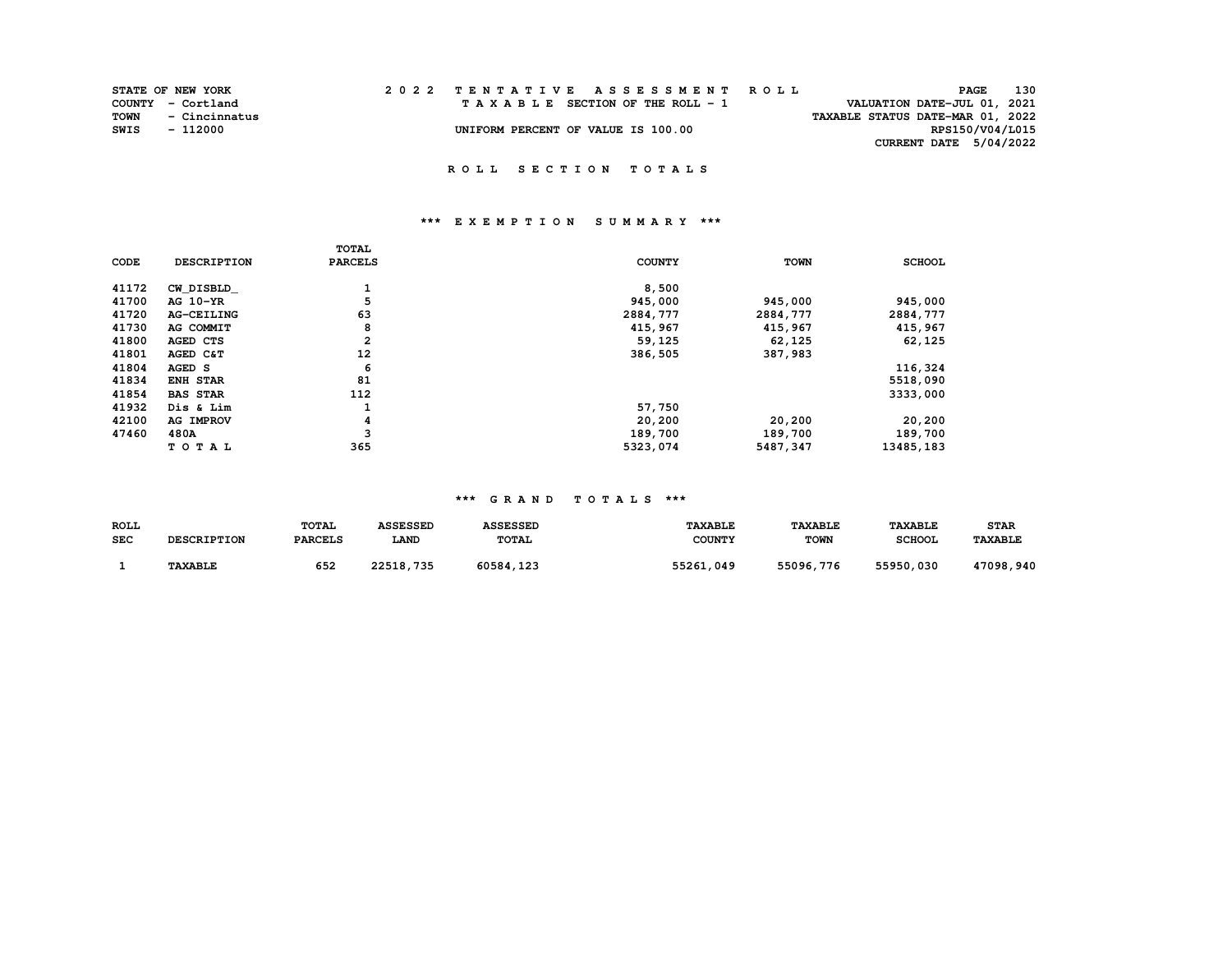STATE OF NEW YORK
COUNTY - Cortland
TOWN - Cincinnatus
SWIS - 112000

# 2022 TENTATIVE ASSESSMENT ROLL

TAXABLE SECTION OF THE ROLL - 1

UNIFORM PERCENT OF VALUE IS 100.00

VALUATION DATE-JUL 01, 2021
TAXABLE STATUS DATE-MAR 01, 2022
RPS150/V04/L015
CURRENT DATE 5/04/2022

## ROLL SECTION TOTALS

### *** EXEMPTION SUMMARY ***

| CODE | DESCRIPTION | TOTAL PARCELS | COUNTY | TOWN | SCHOOL |
|---|---|---|---|---|---|
| 41172 | CW_DISBLD_ | 1 | 8,500 | | |
| 41700 | AG 10-YR | 5 | 945,000 | 945,000 | 945,000 |
| 41720 | AG-CEILING | 63 | 2884,777 | 2884,777 | 2884,777 |
| 41730 | AG COMMIT | 8 | 415,967 | 415,967 | 415,967 |
| 41800 | AGED CTS | 2 | 59,125 | 62,125 | 62,125 |
| 41801 | AGED C&T | 12 | 386,505 | 387,983 | |
| 41804 | AGED S | 6 | | | 116,324 |
| 41834 | ENH STAR | 81 | | | 5518,090 |
| 41854 | BAS STAR | 112 | | | 3333,000 |
| 41932 | Dis & Lim | 1 | 57,750 | | |
| 42100 | AG IMPROV | 4 | 20,200 | 20,200 | 20,200 |
| 47460 | 480A | 3 | 189,700 | 189,700 | 189,700 |
| | T O T A L | 365 | 5323,074 | 5487,347 | 13485,183 |

### *** GRAND TOTALS ***

| ROLL SEC | DESCRIPTION | TOTAL PARCELS | ASSESSED LAND | ASSESSED TOTAL | TAXABLE COUNTY | TAXABLE TOWN | TAXABLE SCHOOL | STAR TAXABLE |
|---|---|---|---|---|---|---|---|---|
| 1 | TAXABLE | 652 | 22518,735 | 60584,123 | 55261,049 | 55096,776 | 55950,030 | 47098,940 |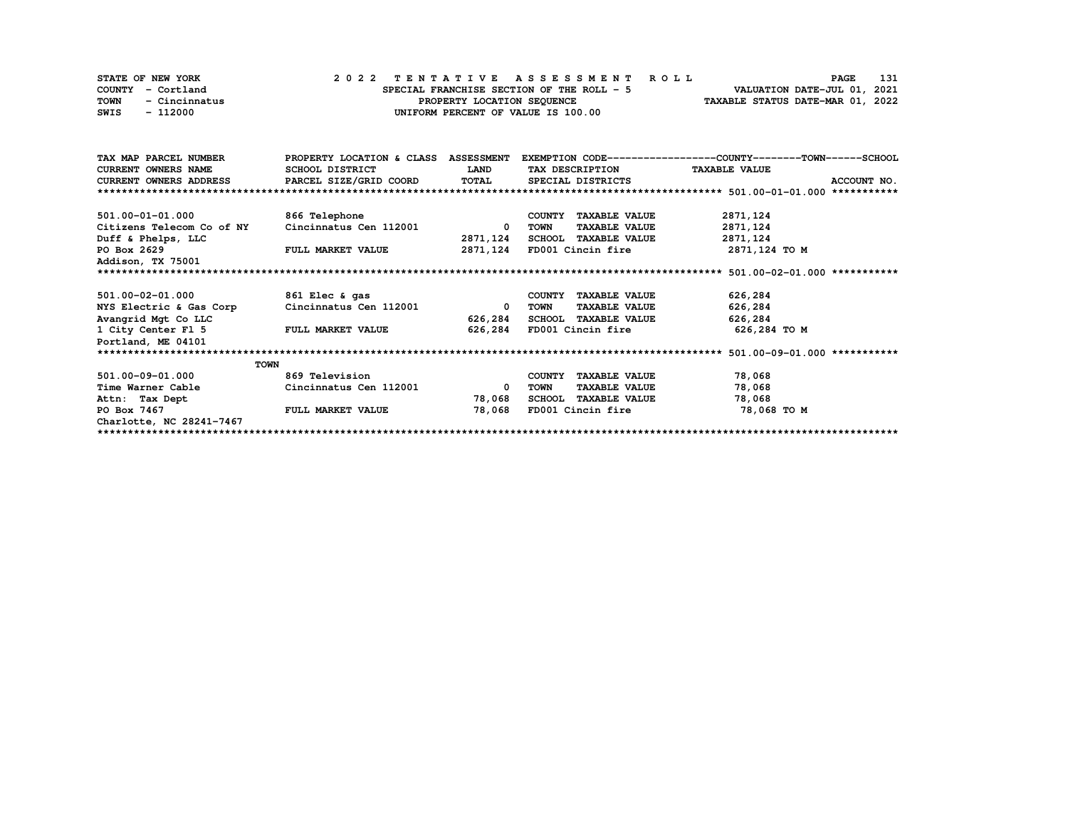STATE OF NEW YORK
COUNTY - Cortland
TOWN - Cincinnatus
SWIS - 112000

2 0 2 2 TENTATIVE ASSESSMENT ROLL
SPECIAL FRANCHISE SECTION OF THE ROLL - 5
PROPERTY LOCATION SEQUENCE
UNIFORM PERCENT OF VALUE IS 100.00

VALUATION DATE-JUL 01, 2021
TAXABLE STATUS DATE-MAR 01, 2022

| TAX MAP PARCEL NUMBER / CURRENT OWNERS NAME / CURRENT OWNERS ADDRESS | PROPERTY LOCATION & CLASS / SCHOOL DISTRICT / PARCEL SIZE/GRID COORD | ASSESSMENT LAND / TOTAL | EXEMPTION CODE / TAX DESCRIPTION / SPECIAL DISTRICTS | TAXABLE VALUE (COUNTY--TOWN--SCHOOL) | ACCOUNT NO. |
|---|---|---|---|---|---|
| **501.00-01-01.000** | | | | | |
| 501.00-01-01.000 | 866 Telephone | | COUNTY TAXABLE VALUE | 2871,124 | |
| Citizens Telecom Co of NY | Cincinnatus Cen 112001 | 0 | TOWN TAXABLE VALUE | 2871,124 | |
| Duff & Phelps, LLC | | 2871,124 | SCHOOL TAXABLE VALUE | 2871,124 | |
| PO Box 2629 | FULL MARKET VALUE | 2871,124 | FD001 Cincin fire | 2871,124 TO M | |
| Addison, TX 75001 | | | | | |
| **501.00-02-01.000** | | | | | |
| 501.00-02-01.000 | 861 Elec & gas | | COUNTY TAXABLE VALUE | 626,284 | |
| NYS Electric & Gas Corp | Cincinnatus Cen 112001 | 0 | TOWN TAXABLE VALUE | 626,284 | |
| Avangrid Mgt Co LLC | | 626,284 | SCHOOL TAXABLE VALUE | 626,284 | |
| 1 City Center Fl 5 | FULL MARKET VALUE | 626,284 | FD001 Cincin fire | 626,284 TO M | |
| Portland, ME 04101 | | | | | |
| **501.00-09-01.000** | | | | | |
| | TOWN | | | | |
| 501.00-09-01.000 | 869 Television | | COUNTY TAXABLE VALUE | 78,068 | |
| Time Warner Cable | Cincinnatus Cen 112001 | 0 | TOWN TAXABLE VALUE | 78,068 | |
| Attn: Tax Dept | | 78,068 | SCHOOL TAXABLE VALUE | 78,068 | |
| PO Box 7467 | FULL MARKET VALUE | 78,068 | FD001 Cincin fire | 78,068 TO M | |
| Charlotte, NC 28241-7467 | | | | | |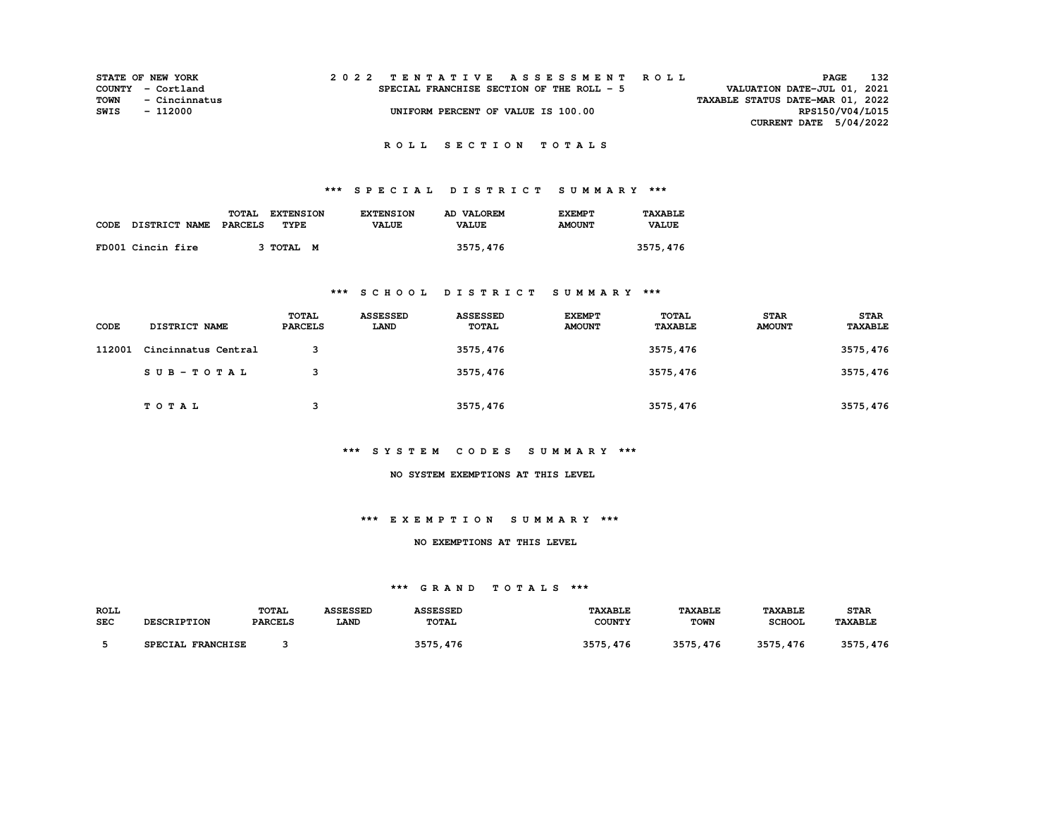STATE OF NEW YORK
COUNTY - Cortland
TOWN - Cincinnatus
SWIS - 112000

**2022 TENTATIVE ASSESSMENT ROLL**
SPECIAL FRANCHISE SECTION OF THE ROLL - 5
UNIFORM PERCENT OF VALUE IS 100.00

VALUATION DATE-JUL 01, 2021
TAXABLE STATUS DATE-MAR 01, 2022
RPS150/V04/L015
CURRENT DATE 5/04/2022

## ROLL SECTION TOTALS

### *** SPECIAL DISTRICT SUMMARY ***

| CODE | DISTRICT NAME | TOTAL PARCELS | EXTENSION TYPE | EXTENSION VALUE | AD VALOREM VALUE | EXEMPT AMOUNT | TAXABLE VALUE |
|---|---|---|---|---|---|---|---|
| FD001 | Cincin fire | 3 | TOTAL M | | 3575,476 | | 3575,476 |

### *** SCHOOL DISTRICT SUMMARY ***

| CODE | DISTRICT NAME | TOTAL PARCELS | ASSESSED LAND | ASSESSED TOTAL | EXEMPT AMOUNT | TOTAL TAXABLE | STAR AMOUNT | STAR TAXABLE |
|---|---|---|---|---|---|---|---|---|
| 112001 | Cincinnatus Central | 3 | | 3575,476 | | 3575,476 | | 3575,476 |
| | SUB-TOTAL | 3 | | 3575,476 | | 3575,476 | | 3575,476 |
| | TOTAL | 3 | | 3575,476 | | 3575,476 | | 3575,476 |

### *** SYSTEM CODES SUMMARY ***

NO SYSTEM EXEMPTIONS AT THIS LEVEL

### *** EXEMPTION SUMMARY ***

NO EXEMPTIONS AT THIS LEVEL

### *** GRAND TOTALS ***

| ROLL SEC | DESCRIPTION | TOTAL PARCELS | ASSESSED LAND | ASSESSED TOTAL | TAXABLE COUNTY | TAXABLE TOWN | TAXABLE SCHOOL | STAR TAXABLE |
|---|---|---|---|---|---|---|---|---|
| 5 | SPECIAL FRANCHISE | 3 | | 3575,476 | 3575,476 | 3575,476 | 3575,476 | 3575,476 |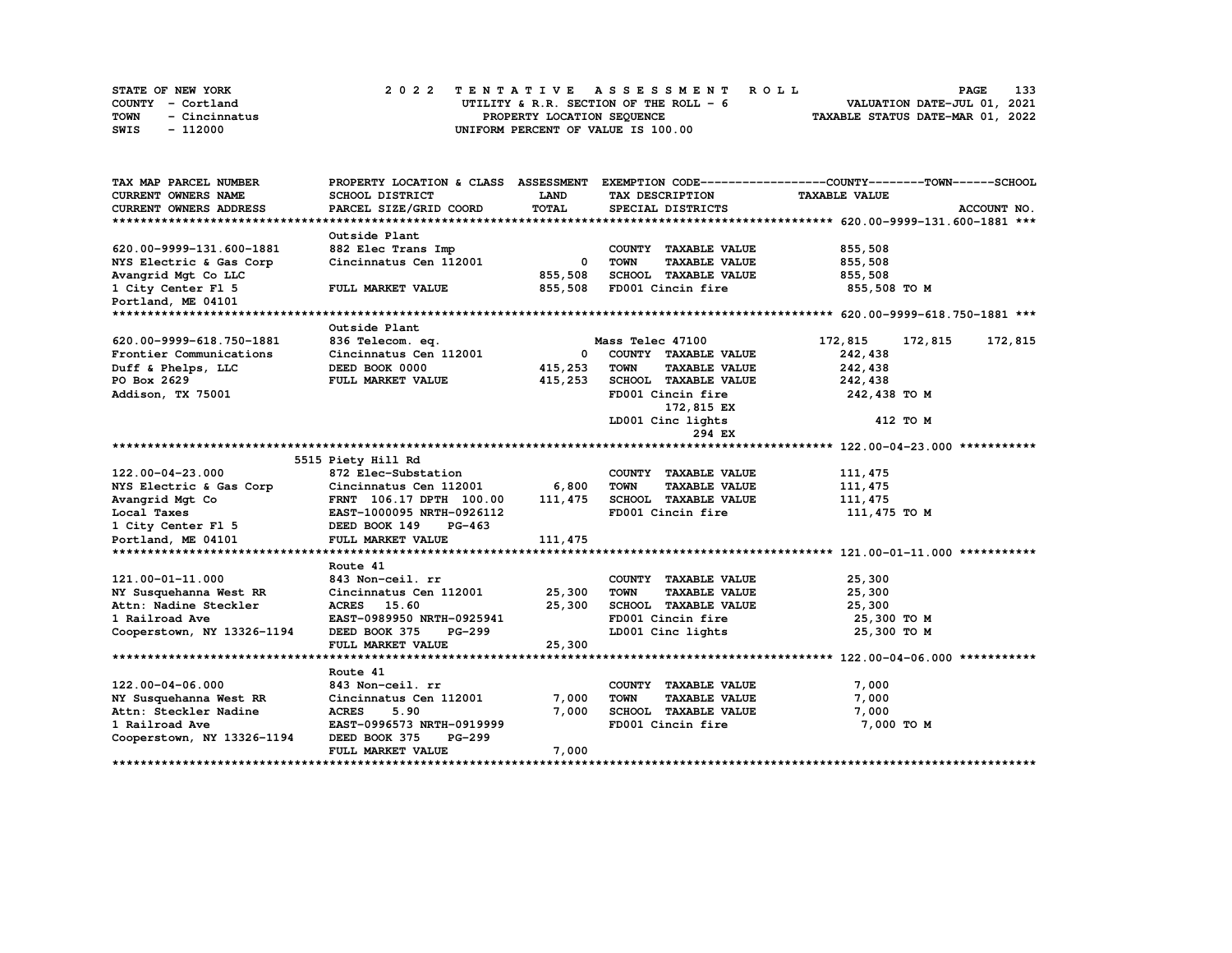STATE OF NEW YORK — COUNTY - Cortland — TOWN - Cincinnatus — SWIS - 112000

**2022 TENTATIVE ASSESSMENT ROLL**
UTILITY & R.R. SECTION OF THE ROLL - 6
PROPERTY LOCATION SEQUENCE
UNIFORM PERCENT OF VALUE IS 100.00

VALUATION DATE-JUL 01, 2021
TAXABLE STATUS DATE-MAR 01, 2022

| TAX MAP PARCEL NUMBER / CURRENT OWNERS NAME / CURRENT OWNERS ADDRESS | PROPERTY LOCATION & CLASS / SCHOOL DISTRICT / PARCEL SIZE/GRID COORD | ASSESSMENT LAND | TOTAL | EXEMPTION CODE / TAX DESCRIPTION / SPECIAL DISTRICTS | COUNTY TAXABLE VALUE | TOWN | SCHOOL |
|---|---|---|---|---|---|---|---|
| **620.00-9999-131.600-1881** | Outside Plant | | | | | | |
| 620.00-9999-131.600-1881 | 882 Elec Trans Imp | | | COUNTY TAXABLE VALUE | 855,508 | | |
| NYS Electric & Gas Corp | Cincinnatus Cen 112001 | 0 | | TOWN TAXABLE VALUE | 855,508 | | |
| Avangrid Mgt Co LLC | | | 855,508 | SCHOOL TAXABLE VALUE | 855,508 | | |
| 1 City Center Fl 5 | FULL MARKET VALUE | | 855,508 | FD001 Cincin fire | 855,508 TO M | | |
| Portland, ME 04101 | | | | | | | |
| **620.00-9999-618.750-1881** | Outside Plant | | | | | | |
| 620.00-9999-618.750-1881 | 836 Telecom. eq. | | | Mass Telec 47100 | 172,815 | 172,815 | 172,815 |
| Frontier Communications | Cincinnatus Cen 112001 | 0 | | COUNTY TAXABLE VALUE | 242,438 | | |
| Duff & Phelps, LLC | DEED BOOK 0000 | | 415,253 | TOWN TAXABLE VALUE | 242,438 | | |
| PO Box 2629 | FULL MARKET VALUE | | 415,253 | SCHOOL TAXABLE VALUE | 242,438 | | |
| Addison, TX 75001 | | | | FD001 Cincin fire | 242,438 TO M | | |
| | | | | 172,815 EX | | | |
| | | | | LD001 Cinc lights | 412 TO M | | |
| | | | | 294 EX | | | |
| **122.00-04-23.000** | 5515 Piety Hill Rd | | | | | | |
| 122.00-04-23.000 | 872 Elec-Substation | | | COUNTY TAXABLE VALUE | 111,475 | | |
| NYS Electric & Gas Corp | Cincinnatus Cen 112001 | 6,800 | | TOWN TAXABLE VALUE | 111,475 | | |
| Avangrid Mgt Co | FRNT 106.17 DPTH 100.00 | | 111,475 | SCHOOL TAXABLE VALUE | 111,475 | | |
| Local Taxes | EAST-1000095 NRTH-0926112 | | | FD001 Cincin fire | 111,475 TO M | | |
| 1 City Center Fl 5 | DEED BOOK 149 PG-463 | | | | | | |
| Portland, ME 04101 | FULL MARKET VALUE | | 111,475 | | | | |
| **121.00-01-11.000** | Route 41 | | | | | | |
| 121.00-01-11.000 | 843 Non-ceil. rr | | | COUNTY TAXABLE VALUE | 25,300 | | |
| NY Susquehanna West RR | Cincinnatus Cen 112001 | 25,300 | | TOWN TAXABLE VALUE | 25,300 | | |
| Attn: Nadine Steckler | ACRES 15.60 | | 25,300 | SCHOOL TAXABLE VALUE | 25,300 | | |
| 1 Railroad Ave | EAST-0989950 NRTH-0925941 | | | FD001 Cincin fire | 25,300 TO M | | |
| Cooperstown, NY 13326-1194 | DEED BOOK 375 PG-299 | | | LD001 Cinc lights | 25,300 TO M | | |
| | FULL MARKET VALUE | | 25,300 | | | | |
| **122.00-04-06.000** | Route 41 | | | | | | |
| 122.00-04-06.000 | 843 Non-ceil. rr | | | COUNTY TAXABLE VALUE | 7,000 | | |
| NY Susquehanna West RR | Cincinnatus Cen 112001 | 7,000 | | TOWN TAXABLE VALUE | 7,000 | | |
| Attn: Steckler Nadine | ACRES 5.90 | | 7,000 | SCHOOL TAXABLE VALUE | 7,000 | | |
| 1 Railroad Ave | EAST-0996573 NRTH-0919999 | | | FD001 Cincin fire | 7,000 TO M | | |
| Cooperstown, NY 13326-1194 | DEED BOOK 375 PG-299 | | | | | | |
| | FULL MARKET VALUE | | 7,000 | | | | |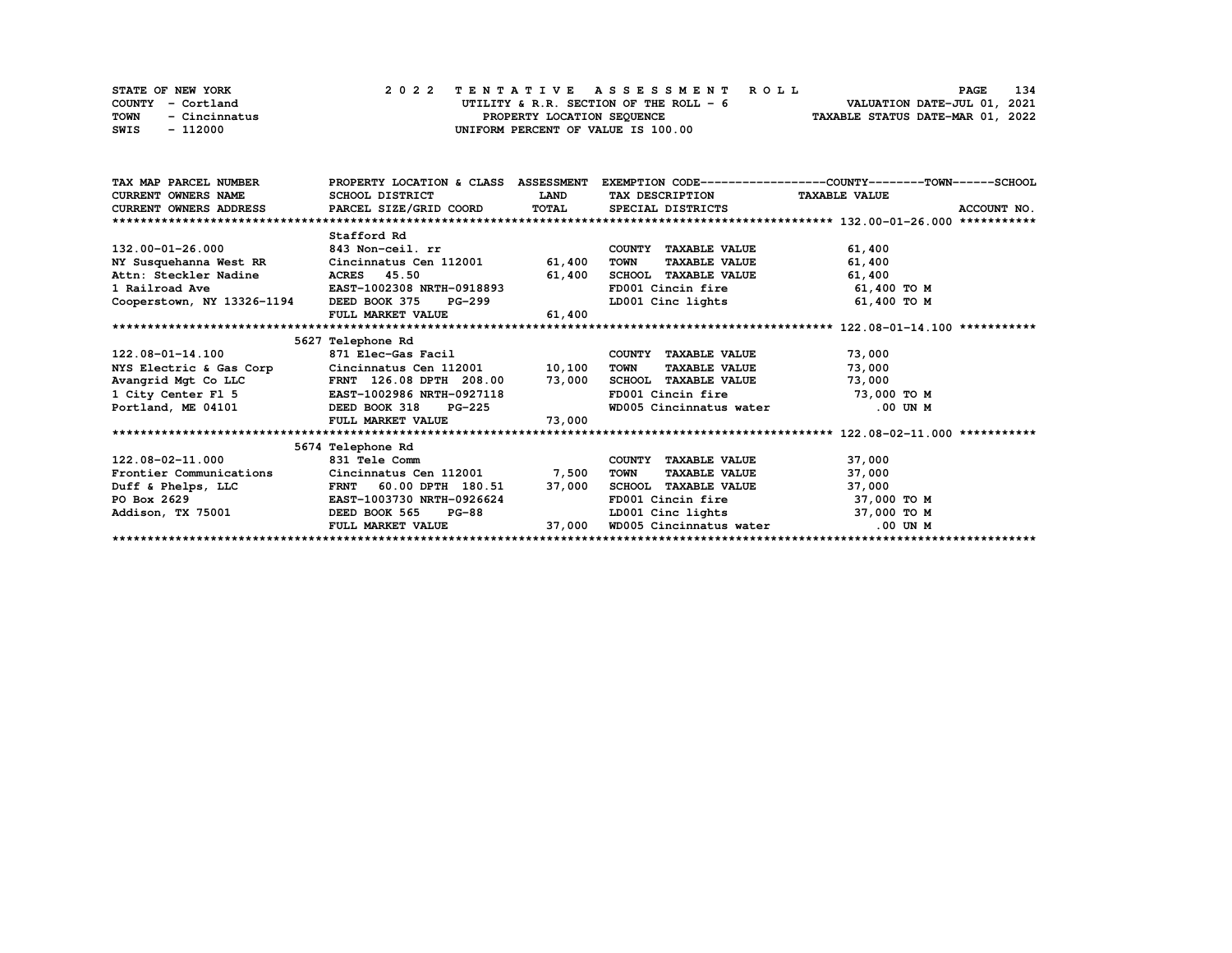STATE OF NEW YORK  
COUNTY - Cortland  
TOWN - Cincinnatus  
SWIS - 112000

2022 TENTATIVE ASSESSMENT ROLL  
UTILITY & R.R. SECTION OF THE ROLL - 6  
PROPERTY LOCATION SEQUENCE  
UNIFORM PERCENT OF VALUE IS 100.00

VALUATION DATE-JUL 01, 2021  
TAXABLE STATUS DATE-MAR 01, 2022

| TAX MAP PARCEL NUMBER<br>CURRENT OWNERS NAME<br>CURRENT OWNERS ADDRESS | PROPERTY LOCATION & CLASS<br>SCHOOL DISTRICT<br>PARCEL SIZE/GRID COORD | ASSESSMENT<br>LAND<br>TOTAL | EXEMPTION CODE------COUNTY------TOWN------SCHOOL<br>TAX DESCRIPTION<br>SPECIAL DISTRICTS | TAXABLE VALUE | ACCOUNT NO. |
|---|---|---|---|---|---|
| **132.00-01-26.000** | Stafford Rd | | | | |
| 132.00-01-26.000 | 843 Non-ceil. rr | | COUNTY TAXABLE VALUE | 61,400 | |
| NY Susquehanna West RR | Cincinnatus Cen 112001 | 61,400 | TOWN TAXABLE VALUE | 61,400 | |
| Attn: Steckler Nadine | ACRES 45.50 | 61,400 | SCHOOL TAXABLE VALUE | 61,400 | |
| 1 Railroad Ave | EAST-1002308 NRTH-0918893 | | FD001 Cincin fire | 61,400 TO M | |
| Cooperstown, NY 13326-1194 | DEED BOOK 375 PG-299 | | LD001 Cinc lights | 61,400 TO M | |
| | FULL MARKET VALUE | 61,400 | | | |
| **122.08-01-14.100** | 5627 Telephone Rd | | | | |
| 122.08-01-14.100 | 871 Elec-Gas Facil | | COUNTY TAXABLE VALUE | 73,000 | |
| NYS Electric & Gas Corp | Cincinnatus Cen 112001 | 10,100 | TOWN TAXABLE VALUE | 73,000 | |
| Avangrid Mgt Co LLC | FRNT 126.08 DPTH 208.00 | 73,000 | SCHOOL TAXABLE VALUE | 73,000 | |
| 1 City Center Fl 5 | EAST-1002986 NRTH-0927118 | | FD001 Cincin fire | 73,000 TO M | |
| Portland, ME 04101 | DEED BOOK 318 PG-225 | | WD005 Cincinnatus water | .00 UN M | |
| | FULL MARKET VALUE | 73,000 | | | |
| **122.08-02-11.000** | 5674 Telephone Rd | | | | |
| 122.08-02-11.000 | 831 Tele Comm | | COUNTY TAXABLE VALUE | 37,000 | |
| Frontier Communications | Cincinnatus Cen 112001 | 7,500 | TOWN TAXABLE VALUE | 37,000 | |
| Duff & Phelps, LLC | FRNT 60.00 DPTH 180.51 | 37,000 | SCHOOL TAXABLE VALUE | 37,000 | |
| PO Box 2629 | EAST-1003730 NRTH-0926624 | | FD001 Cincin fire | 37,000 TO M | |
| Addison, TX 75001 | DEED BOOK 565 PG-88 | | LD001 Cinc lights | 37,000 TO M | |
| | FULL MARKET VALUE | 37,000 | WD005 Cincinnatus water | .00 UN M | |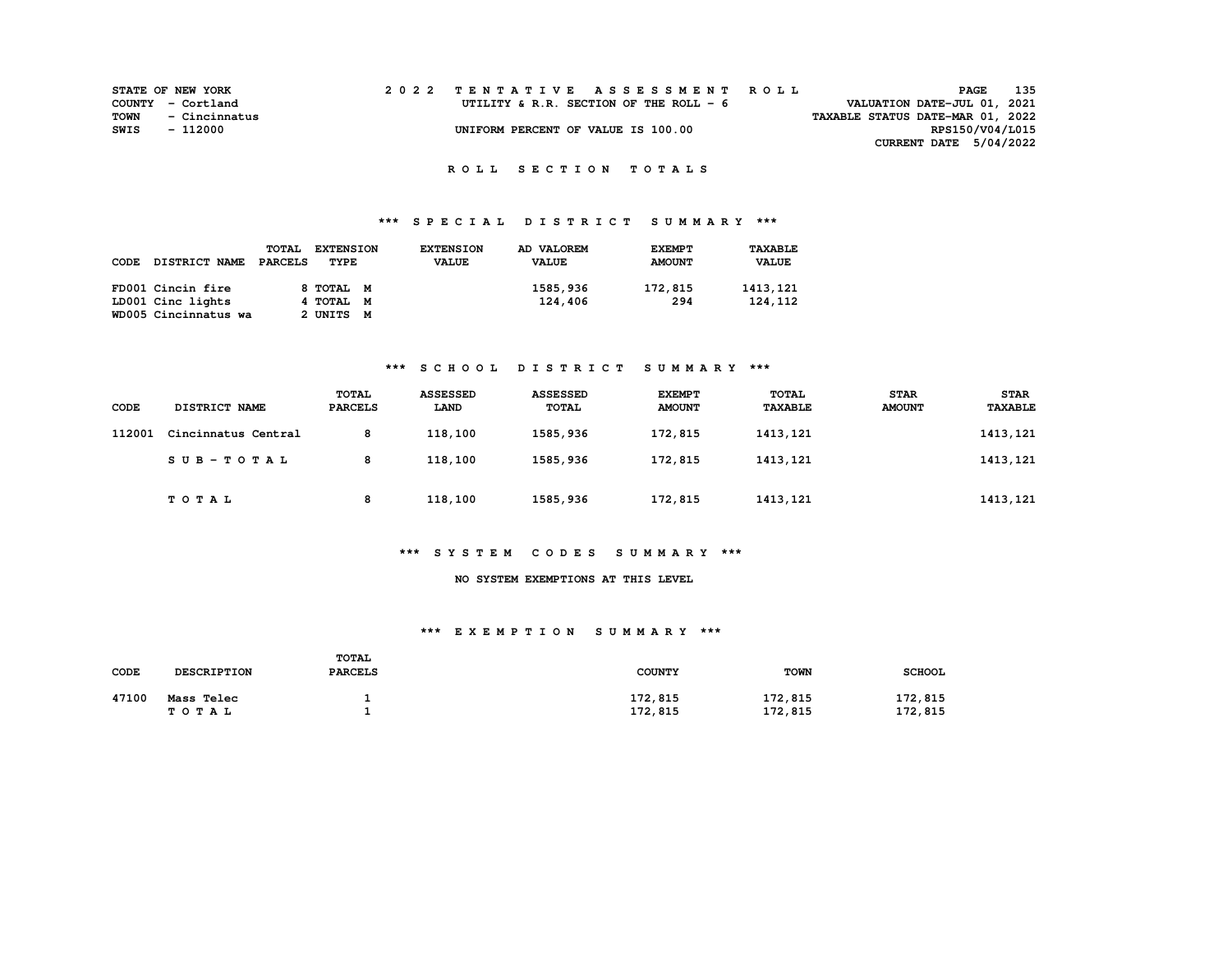STATE OF NEW YORK
COUNTY - Cortland
TOWN - Cincinnatus
SWIS - 112000

2022 TENTATIVE ASSESSMENT ROLL
UTILITY & R.R. SECTION OF THE ROLL - 6
UNIFORM PERCENT OF VALUE IS 100.00

VALUATION DATE-JUL 01, 2021
TAXABLE STATUS DATE-MAR 01, 2022
RPS150/V04/L015
CURRENT DATE 5/04/2022

## ROLL SECTION TOTALS

### *** SPECIAL DISTRICT SUMMARY ***

| CODE | DISTRICT NAME | TOTAL PARCELS | EXTENSION TYPE | EXTENSION VALUE | AD VALOREM VALUE | EXEMPT AMOUNT | TAXABLE VALUE |
|---|---|---|---|---|---|---|---|
| FD001 | Cincin fire | 8 | TOTAL M | | 1585,936 | 172,815 | 1413,121 |
| LD001 | Cinc lights | 4 | TOTAL M | | 124,406 | 294 | 124,112 |
| WD005 | Cincinnatus wa | 2 | UNITS M | | | | |

### *** SCHOOL DISTRICT SUMMARY ***

| CODE | DISTRICT NAME | TOTAL PARCELS | ASSESSED LAND | ASSESSED TOTAL | EXEMPT AMOUNT | TOTAL TAXABLE | STAR AMOUNT | STAR TAXABLE |
|---|---|---|---|---|---|---|---|---|
| 112001 | Cincinnatus Central | 8 | 118,100 | 1585,936 | 172,815 | 1413,121 | | 1413,121 |
| | SUB-TOTAL | 8 | 118,100 | 1585,936 | 172,815 | 1413,121 | | 1413,121 |
| | TOTAL | 8 | 118,100 | 1585,936 | 172,815 | 1413,121 | | 1413,121 |

### *** SYSTEM CODES SUMMARY ***

NO SYSTEM EXEMPTIONS AT THIS LEVEL

### *** EXEMPTION SUMMARY ***

| CODE | DESCRIPTION | TOTAL PARCELS | COUNTY | TOWN | SCHOOL |
|---|---|---|---|---|---|
| 47100 | Mass Telec | 1 | 172,815 | 172,815 | 172,815 |
| | TOTAL | 1 | 172,815 | 172,815 | 172,815 |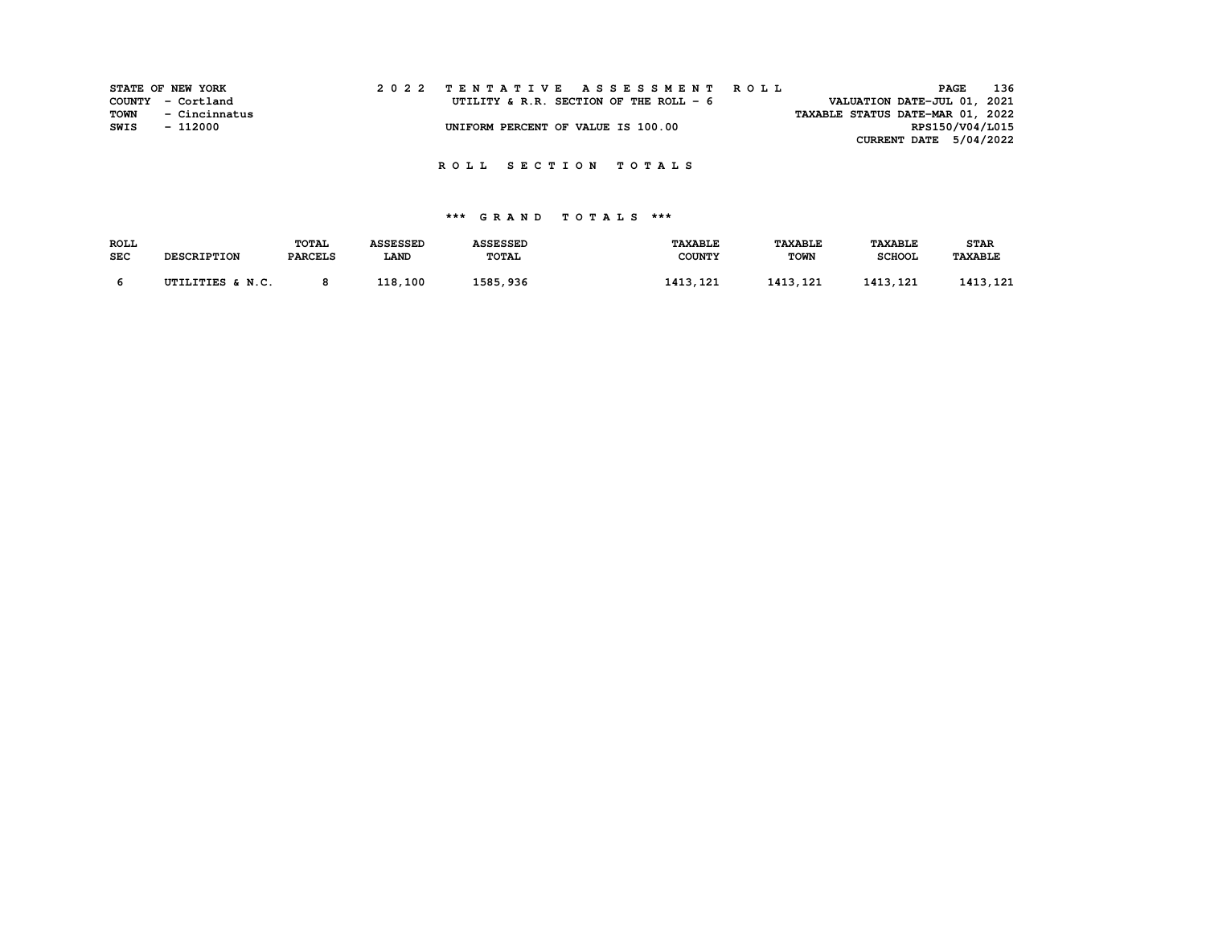STATE OF NEW YORK
COUNTY - Cortland
TOWN - Cincinnatus
SWIS - 112000

2 0 2 2 T E N T A T I V E A S S E S S M E N T R O L L
UTILITY & R.R. SECTION OF THE ROLL - 6
UNIFORM PERCENT OF VALUE IS 100.00

VALUATION DATE-JUL 01, 2021
TAXABLE STATUS DATE-MAR 01, 2022
RPS150/V04/L015
CURRENT DATE 5/04/2022

## R O L L S E C T I O N T O T A L S

### *** G R A N D T O T A L S ***

| ROLL SEC | DESCRIPTION | TOTAL PARCELS | ASSESSED LAND | ASSESSED TOTAL | TAXABLE COUNTY | TAXABLE TOWN | TAXABLE SCHOOL | STAR TAXABLE |
|---|---|---|---|---|---|---|---|---|
| 6 | UTILITIES & N.C. | 8 | 118,100 | 1585,936 | 1413,121 | 1413,121 | 1413,121 | 1413,121 |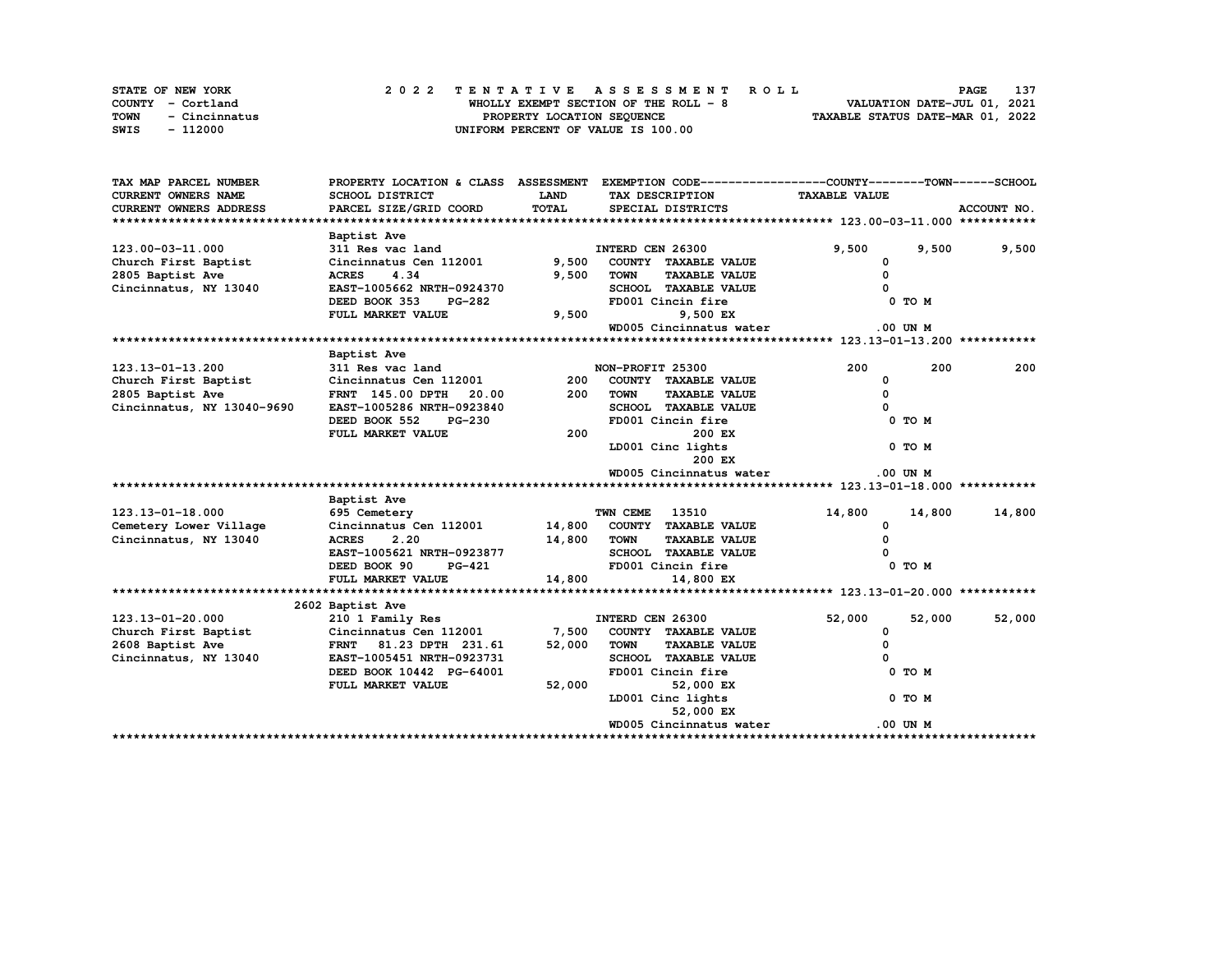STATE OF NEW YORK — 2022 TENTATIVE ASSESSMENT ROLL
COUNTY - Cortland — WHOLLY EXEMPT SECTION OF THE ROLL - 8 — VALUATION DATE-JUL 01, 2021
TOWN - Cincinnatus — PROPERTY LOCATION SEQUENCE — TAXABLE STATUS DATE-MAR 01, 2022
SWIS - 112000 — UNIFORM PERCENT OF VALUE IS 100.00

| TAX MAP PARCEL NUMBER / CURRENT OWNERS NAME / CURRENT OWNERS ADDRESS | PROPERTY LOCATION & CLASS / SCHOOL DISTRICT / PARCEL SIZE/GRID COORD | ASSESSMENT LAND | TOTAL | EXEMPTION CODE / TAX DESCRIPTION / SPECIAL DISTRICTS | COUNTY TAXABLE VALUE | TOWN | SCHOOL |
|---|---|---|---|---|---|---|---|
| **123.00-03-11.000** | Baptist Ave | | | | | | |
| 123.00-03-11.000 | 311 Res vac land | | | INTERD CEN 26300 | 9,500 | 9,500 | 9,500 |
| Church First Baptist | Cincinnatus Cen 112001 | 9,500 | | COUNTY TAXABLE VALUE | 0 | | |
| 2805 Baptist Ave | ACRES 4.34 | | 9,500 | TOWN TAXABLE VALUE | 0 | | |
| Cincinnatus, NY 13040 | EAST-1005662 NRTH-0924370 | | | SCHOOL TAXABLE VALUE | 0 | | |
| | DEED BOOK 353 PG-282 | | | FD001 Cincin fire | 0 TO M | | |
| | FULL MARKET VALUE | | 9,500 | 9,500 EX | | | |
| | | | | WD005 Cincinnatus water | .00 UN M | | |
| **123.13-01-13.200** | Baptist Ave | | | | | | |
| 123.13-01-13.200 | 311 Res vac land | | | NON-PROFIT 25300 | 200 | 200 | 200 |
| Church First Baptist | Cincinnatus Cen 112001 | 200 | | COUNTY TAXABLE VALUE | 0 | | |
| 2805 Baptist Ave | FRNT 145.00 DPTH 20.00 | | 200 | TOWN TAXABLE VALUE | 0 | | |
| Cincinnatus, NY 13040-9690 | EAST-1005286 NRTH-0923840 | | | SCHOOL TAXABLE VALUE | 0 | | |
| | DEED BOOK 552 PG-230 | | | FD001 Cincin fire | 0 TO M | | |
| | FULL MARKET VALUE | | 200 | 200 EX | | | |
| | | | | LD001 Cinc lights | 0 TO M | | |
| | | | | 200 EX | | | |
| | | | | WD005 Cincinnatus water | .00 UN M | | |
| **123.13-01-18.000** | Baptist Ave | | | | | | |
| 123.13-01-18.000 | 695 Cemetery | | | TWN CEME 13510 | 14,800 | 14,800 | 14,800 |
| Cemetery Lower Village | Cincinnatus Cen 112001 | 14,800 | | COUNTY TAXABLE VALUE | 0 | | |
| Cincinnatus, NY 13040 | ACRES 2.20 | | 14,800 | TOWN TAXABLE VALUE | 0 | | |
| | EAST-1005621 NRTH-0923877 | | | SCHOOL TAXABLE VALUE | 0 | | |
| | DEED BOOK 90 PG-421 | | | FD001 Cincin fire | 0 TO M | | |
| | FULL MARKET VALUE | | 14,800 | 14,800 EX | | | |
| **123.13-01-20.000** | 2602 Baptist Ave | | | | | | |
| 123.13-01-20.000 | 210 1 Family Res | | | INTERD CEN 26300 | 52,000 | 52,000 | 52,000 |
| Church First Baptist | Cincinnatus Cen 112001 | 7,500 | | COUNTY TAXABLE VALUE | 0 | | |
| 2608 Baptist Ave | FRNT 81.23 DPTH 231.61 | | 52,000 | TOWN TAXABLE VALUE | 0 | | |
| Cincinnatus, NY 13040 | EAST-1005451 NRTH-0923731 | | | SCHOOL TAXABLE VALUE | 0 | | |
| | DEED BOOK 10442 PG-64001 | | | FD001 Cincin fire | 0 TO M | | |
| | FULL MARKET VALUE | | 52,000 | 52,000 EX | | | |
| | | | | LD001 Cinc lights | 0 TO M | | |
| | | | | 52,000 EX | | | |
| | | | | WD005 Cincinnatus water | .00 UN M | | |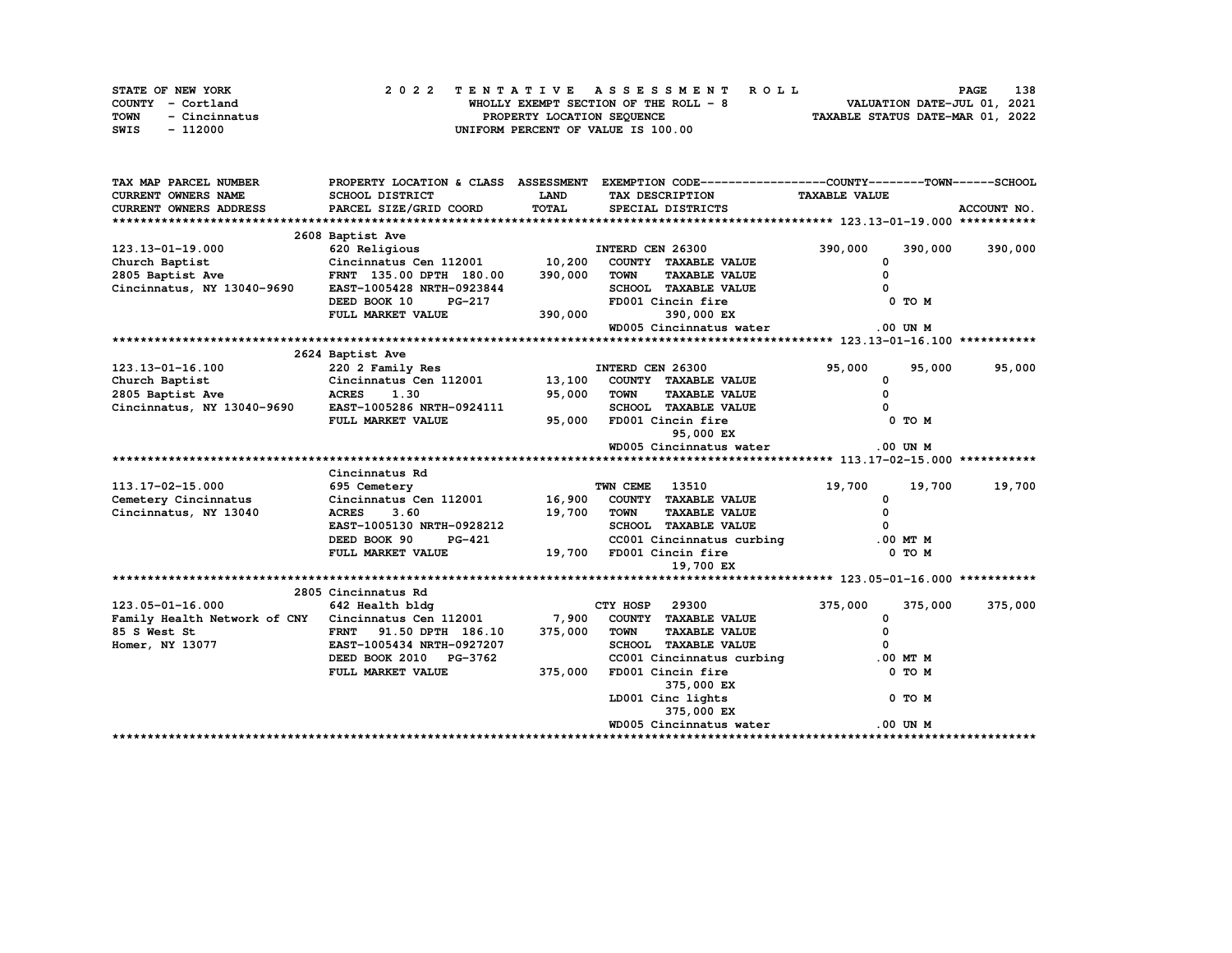STATE OF NEW YORK
COUNTY - Cortland
TOWN - Cincinnatus
SWIS - 112000

2 0 2 2 T E N T A T I V E A S S E S S M E N T R O L L
WHOLLY EXEMPT SECTION OF THE ROLL - 8
PROPERTY LOCATION SEQUENCE
UNIFORM PERCENT OF VALUE IS 100.00

VALUATION DATE-JUL 01, 2021
TAXABLE STATUS DATE-MAR 01, 2022

```
TAX MAP PARCEL NUMBER          PROPERTY LOCATION & CLASS  ASSESSMENT  EXEMPTION CODE------------------COUNTY--------TOWN------SCHOOL
CURRENT OWNERS NAME            SCHOOL DISTRICT              LAND       TAX DESCRIPTION               TAXABLE VALUE
CURRENT OWNERS ADDRESS         PARCEL SIZE/GRID COORD       TOTAL      SPECIAL DISTRICTS                                          ACCOUNT NO.
******************************************************************************************************* 123.13-01-19.000 ***********
                      2608 Baptist Ave
123.13-01-19.000               620 Religious                           INTERD CEN 26300              390,000     390,000     390,000
Church Baptist                 Cincinnatus Cen 112001      10,200      COUNTY  TAXABLE VALUE               0
2805 Baptist Ave               FRNT 135.00 DPTH 180.00    390,000      TOWN    TAXABLE VALUE               0
Cincinnatus, NY 13040-9690     EAST-1005428 NRTH-0923844               SCHOOL  TAXABLE VALUE               0
                               DEED BOOK 10      PG-217                FD001 Cincin fire                    0 TO M
                               FULL MARKET VALUE          390,000           390,000 EX
                                                                       WD005 Cincinnatus water            .00 UN M
******************************************************************************************************* 123.13-01-16.100 ***********
                      2624 Baptist Ave
123.13-01-16.100               220 2 Family Res                        INTERD CEN 26300               95,000      95,000      95,000
Church Baptist                 Cincinnatus Cen 112001      13,100      COUNTY  TAXABLE VALUE               0
2805 Baptist Ave               ACRES      1.30              95,000      TOWN    TAXABLE VALUE               0
Cincinnatus, NY 13040-9690     EAST-1005286 NRTH-0924111               SCHOOL  TAXABLE VALUE               0
                               FULL MARKET VALUE           95,000      FD001 Cincin fire                    0 TO M
                                                                            95,000 EX
                                                                       WD005 Cincinnatus water            .00 UN M
******************************************************************************************************* 113.17-02-15.000 ***********
                          Cincinnatus Rd
113.17-02-15.000               695 Cemetery                            TWN CEME   13510               19,700      19,700      19,700
Cemetery Cincinnatus           Cincinnatus Cen 112001      16,900      COUNTY  TAXABLE VALUE               0
Cincinnatus, NY 13040          ACRES      3.60              19,700      TOWN    TAXABLE VALUE               0
                               EAST-1005130 NRTH-0928212               SCHOOL  TAXABLE VALUE               0
                               DEED BOOK 90      PG-421                CC001 Cincinnatus curbing          .00 MT M
                               FULL MARKET VALUE           19,700      FD001 Cincin fire                    0 TO M
                                                                            19,700 EX
******************************************************************************************************* 123.05-01-16.000 ***********
                      2805 Cincinnatus Rd
123.05-01-16.000               642 Health bldg                         CTY HOSP   29300              375,000     375,000     375,000
Family Health Network of CNY   Cincinnatus Cen 112001       7,900      COUNTY  TAXABLE VALUE               0
85 S West St                   FRNT  91.50 DPTH 186.10    375,000      TOWN    TAXABLE VALUE               0
Homer, NY 13077                EAST-1005434 NRTH-0927207               SCHOOL  TAXABLE VALUE               0
                               DEED BOOK 2010    PG-3762               CC001 Cincinnatus curbing          .00 MT M
                               FULL MARKET VALUE          375,000      FD001 Cincin fire                    0 TO M
                                                                            375,000 EX
                                                                       LD001 Cinc lights                    0 TO M
                                                                            375,000 EX
                                                                       WD005 Cincinnatus water            .00 UN M
************************************************************************************************************************************
```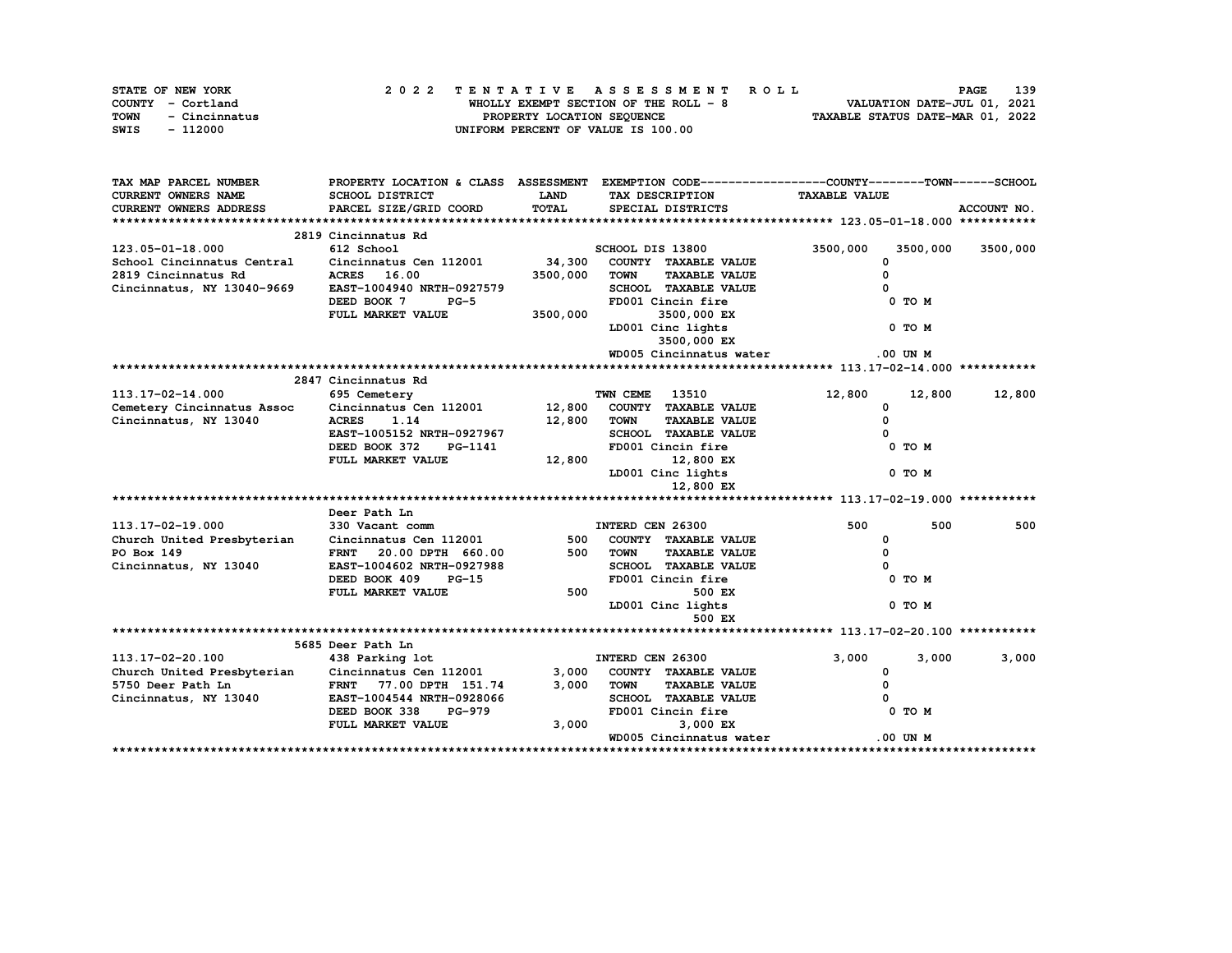STATE OF NEW YORK
COUNTY - Cortland
TOWN - Cincinnatus
SWIS - 112000

**2022 TENTATIVE ASSESSMENT ROLL**
WHOLLY EXEMPT SECTION OF THE ROLL - 8
PROPERTY LOCATION SEQUENCE
UNIFORM PERCENT OF VALUE IS 100.00

VALUATION DATE-JUL 01, 2021
TAXABLE STATUS DATE-MAR 01, 2022

| TAX MAP PARCEL NUMBER / CURRENT OWNERS NAME / CURRENT OWNERS ADDRESS | PROPERTY LOCATION & CLASS / SCHOOL DISTRICT / PARCEL SIZE/GRID COORD | ASSESSMENT LAND / TOTAL | EXEMPTION CODE / TAX DESCRIPTION / SPECIAL DISTRICTS | COUNTY TAXABLE VALUE | TOWN | SCHOOL |
|---|---|---|---|---|---|---|
| **123.05-01-18.000** | 2819 Cincinnatus Rd | | | | | |
| 123.05-01-18.000 | 612 School | | SCHOOL DIS 13800 | 3500,000 | 3500,000 | 3500,000 |
| School Cincinnatus Central | Cincinnatus Cen 112001 | 34,300 | COUNTY TAXABLE VALUE | 0 | | |
| 2819 Cincinnatus Rd | ACRES 16.00 | 3500,000 | TOWN TAXABLE VALUE | 0 | | |
| Cincinnatus, NY 13040-9669 | EAST-1004940 NRTH-0927579 | | SCHOOL TAXABLE VALUE | 0 | | |
| | DEED BOOK 7 PG-5 | | FD001 Cincin fire | 0 TO M | | |
| | FULL MARKET VALUE | 3500,000 | 3500,000 EX | | | |
| | | | LD001 Cinc lights | 0 TO M | | |
| | | | 3500,000 EX | | | |
| | | | WD005 Cincinnatus water | .00 UN M | | |
| **113.17-02-14.000** | 2847 Cincinnatus Rd | | | | | |
| 113.17-02-14.000 | 695 Cemetery | | TWN CEME 13510 | 12,800 | 12,800 | 12,800 |
| Cemetery Cincinnatus Assoc | Cincinnatus Cen 112001 | 12,800 | COUNTY TAXABLE VALUE | 0 | | |
| Cincinnatus, NY 13040 | ACRES 1.14 | 12,800 | TOWN TAXABLE VALUE | 0 | | |
| | EAST-1005152 NRTH-0927967 | | SCHOOL TAXABLE VALUE | 0 | | |
| | DEED BOOK 372 PG-1141 | | FD001 Cincin fire | 0 TO M | | |
| | FULL MARKET VALUE | 12,800 | 12,800 EX | | | |
| | | | LD001 Cinc lights | 0 TO M | | |
| | | | 12,800 EX | | | |
| **113.17-02-19.000** | Deer Path Ln | | | | | |
| 113.17-02-19.000 | 330 Vacant comm | | INTERD CEN 26300 | 500 | 500 | 500 |
| Church United Presbyterian | Cincinnatus Cen 112001 | 500 | COUNTY TAXABLE VALUE | 0 | | |
| PO Box 149 | FRNT 20.00 DPTH 660.00 | 500 | TOWN TAXABLE VALUE | 0 | | |
| Cincinnatus, NY 13040 | EAST-1004602 NRTH-0927988 | | SCHOOL TAXABLE VALUE | 0 | | |
| | DEED BOOK 409 PG-15 | | FD001 Cincin fire | 0 TO M | | |
| | FULL MARKET VALUE | 500 | 500 EX | | | |
| | | | LD001 Cinc lights | 0 TO M | | |
| | | | 500 EX | | | |
| **113.17-02-20.100** | 5685 Deer Path Ln | | | | | |
| 113.17-02-20.100 | 438 Parking lot | | INTERD CEN 26300 | 3,000 | 3,000 | 3,000 |
| Church United Presbyterian | Cincinnatus Cen 112001 | 3,000 | COUNTY TAXABLE VALUE | 0 | | |
| 5750 Deer Path Ln | FRNT 77.00 DPTH 151.74 | 3,000 | TOWN TAXABLE VALUE | 0 | | |
| Cincinnatus, NY 13040 | EAST-1004544 NRTH-0928066 | | SCHOOL TAXABLE VALUE | 0 | | |
| | DEED BOOK 338 PG-979 | | FD001 Cincin fire | 0 TO M | | |
| | FULL MARKET VALUE | 3,000 | 3,000 EX | | | |
| | | | WD005 Cincinnatus water | .00 UN M | | |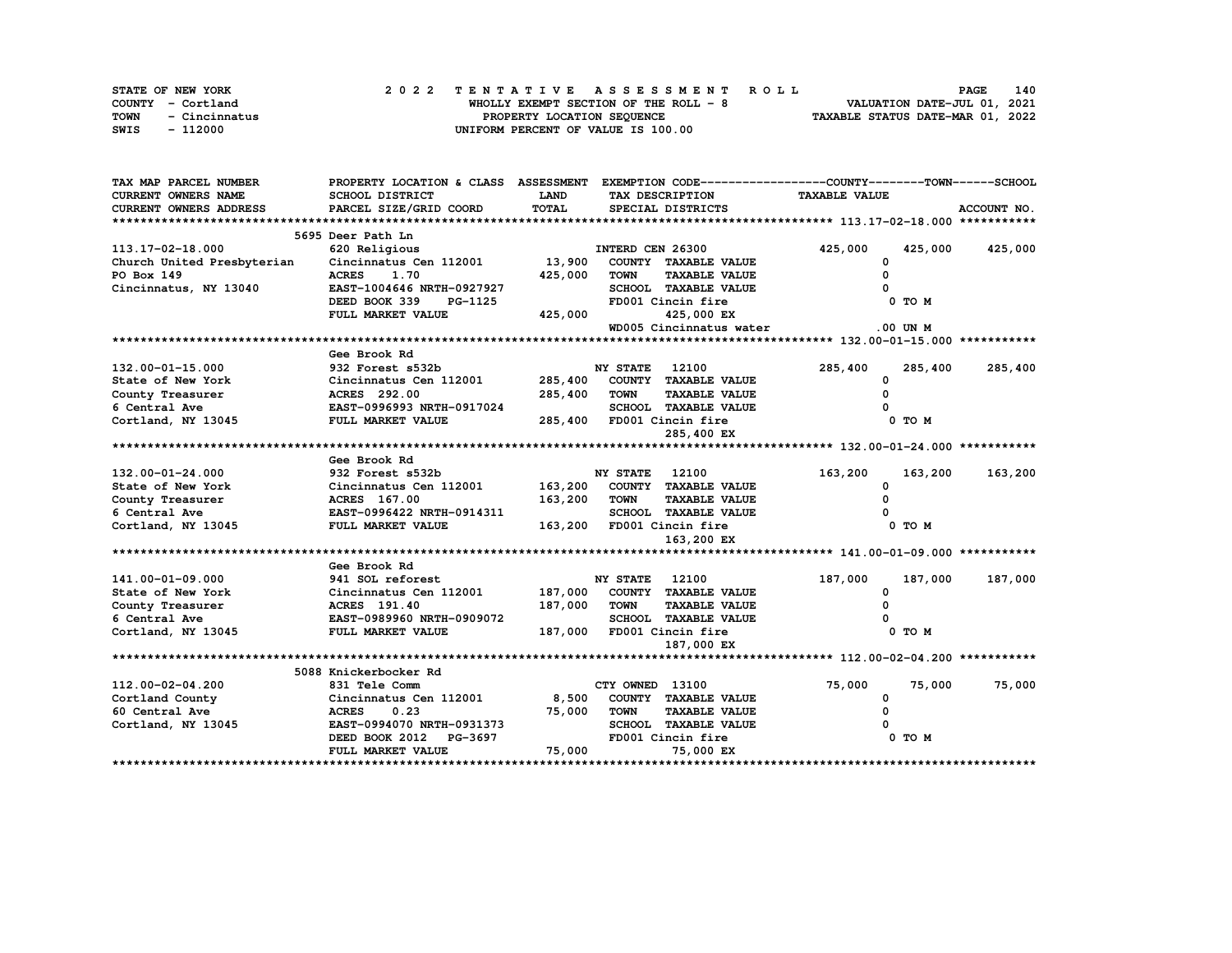STATE OF NEW YORK
COUNTY - Cortland
TOWN - Cincinnatus
SWIS - 112000

2 0 2 2 T E N T A T I V E A S S E S S M E N T R O L L
WHOLLY EXEMPT SECTION OF THE ROLL - 8
PROPERTY LOCATION SEQUENCE
UNIFORM PERCENT OF VALUE IS 100.00

VALUATION DATE-JUL 01, 2021
TAXABLE STATUS DATE-MAR 01, 2022

| TAX MAP PARCEL NUMBER / CURRENT OWNERS NAME / CURRENT OWNERS ADDRESS | PROPERTY LOCATION & CLASS / SCHOOL DISTRICT / PARCEL SIZE/GRID COORD | ASSESSMENT LAND / TOTAL | EXEMPTION CODE / TAX DESCRIPTION / SPECIAL DISTRICTS | COUNTY TAXABLE VALUE | TOWN | SCHOOL / ACCOUNT NO. |
|---|---|---|---|---|---|---|
| **113.17-02-18.000** | 5695 Deer Path Ln | | | | | |
| 113.17-02-18.000 | 620 Religious | | INTERD CEN 26300 | 425,000 | 425,000 | 425,000 |
| Church United Presbyterian | Cincinnatus Cen 112001 | 13,900 | COUNTY TAXABLE VALUE | 0 | | |
| PO Box 149 | ACRES 1.70 | 425,000 | TOWN TAXABLE VALUE | 0 | | |
| Cincinnatus, NY 13040 | EAST-1004646 NRTH-0927927 | | SCHOOL TAXABLE VALUE | 0 | | |
| | DEED BOOK 339 PG-1125 | | FD001 Cincin fire | 0 TO M | | |
| | FULL MARKET VALUE | 425,000 | 425,000 EX | | | |
| | | | WD005 Cincinnatus water | .00 UN M | | |
| **132.00-01-15.000** | Gee Brook Rd | | | | | |
| 132.00-01-15.000 | 932 Forest s532b | | NY STATE 12100 | 285,400 | 285,400 | 285,400 |
| State of New York | Cincinnatus Cen 112001 | 285,400 | COUNTY TAXABLE VALUE | 0 | | |
| County Treasurer | ACRES 292.00 | 285,400 | TOWN TAXABLE VALUE | 0 | | |
| 6 Central Ave | EAST-0996993 NRTH-0917024 | | SCHOOL TAXABLE VALUE | 0 | | |
| Cortland, NY 13045 | FULL MARKET VALUE | 285,400 | FD001 Cincin fire | 0 TO M | | |
| | | | 285,400 EX | | | |
| **132.00-01-24.000** | Gee Brook Rd | | | | | |
| 132.00-01-24.000 | 932 Forest s532b | | NY STATE 12100 | 163,200 | 163,200 | 163,200 |
| State of New York | Cincinnatus Cen 112001 | 163,200 | COUNTY TAXABLE VALUE | 0 | | |
| County Treasurer | ACRES 167.00 | 163,200 | TOWN TAXABLE VALUE | 0 | | |
| 6 Central Ave | EAST-0996422 NRTH-0914311 | | SCHOOL TAXABLE VALUE | 0 | | |
| Cortland, NY 13045 | FULL MARKET VALUE | 163,200 | FD001 Cincin fire | 0 TO M | | |
| | | | 163,200 EX | | | |
| **141.00-01-09.000** | Gee Brook Rd | | | | | |
| 141.00-01-09.000 | 941 SOL reforest | | NY STATE 12100 | 187,000 | 187,000 | 187,000 |
| State of New York | Cincinnatus Cen 112001 | 187,000 | COUNTY TAXABLE VALUE | 0 | | |
| County Treasurer | ACRES 191.40 | 187,000 | TOWN TAXABLE VALUE | 0 | | |
| 6 Central Ave | EAST-0989960 NRTH-0909072 | | SCHOOL TAXABLE VALUE | 0 | | |
| Cortland, NY 13045 | FULL MARKET VALUE | 187,000 | FD001 Cincin fire | 0 TO M | | |
| | | | 187,000 EX | | | |
| **112.00-02-04.200** | 5088 Knickerbocker Rd | | | | | |
| 112.00-02-04.200 | 831 Tele Comm | | CTY OWNED 13100 | 75,000 | 75,000 | 75,000 |
| Cortland County | Cincinnatus Cen 112001 | 8,500 | COUNTY TAXABLE VALUE | 0 | | |
| 60 Central Ave | ACRES 0.23 | 75,000 | TOWN TAXABLE VALUE | 0 | | |
| Cortland, NY 13045 | EAST-0994070 NRTH-0931373 | | SCHOOL TAXABLE VALUE | 0 | | |
| | DEED BOOK 2012 PG-3697 | | FD001 Cincin fire | 0 TO M | | |
| | FULL MARKET VALUE | 75,000 | 75,000 EX | | | |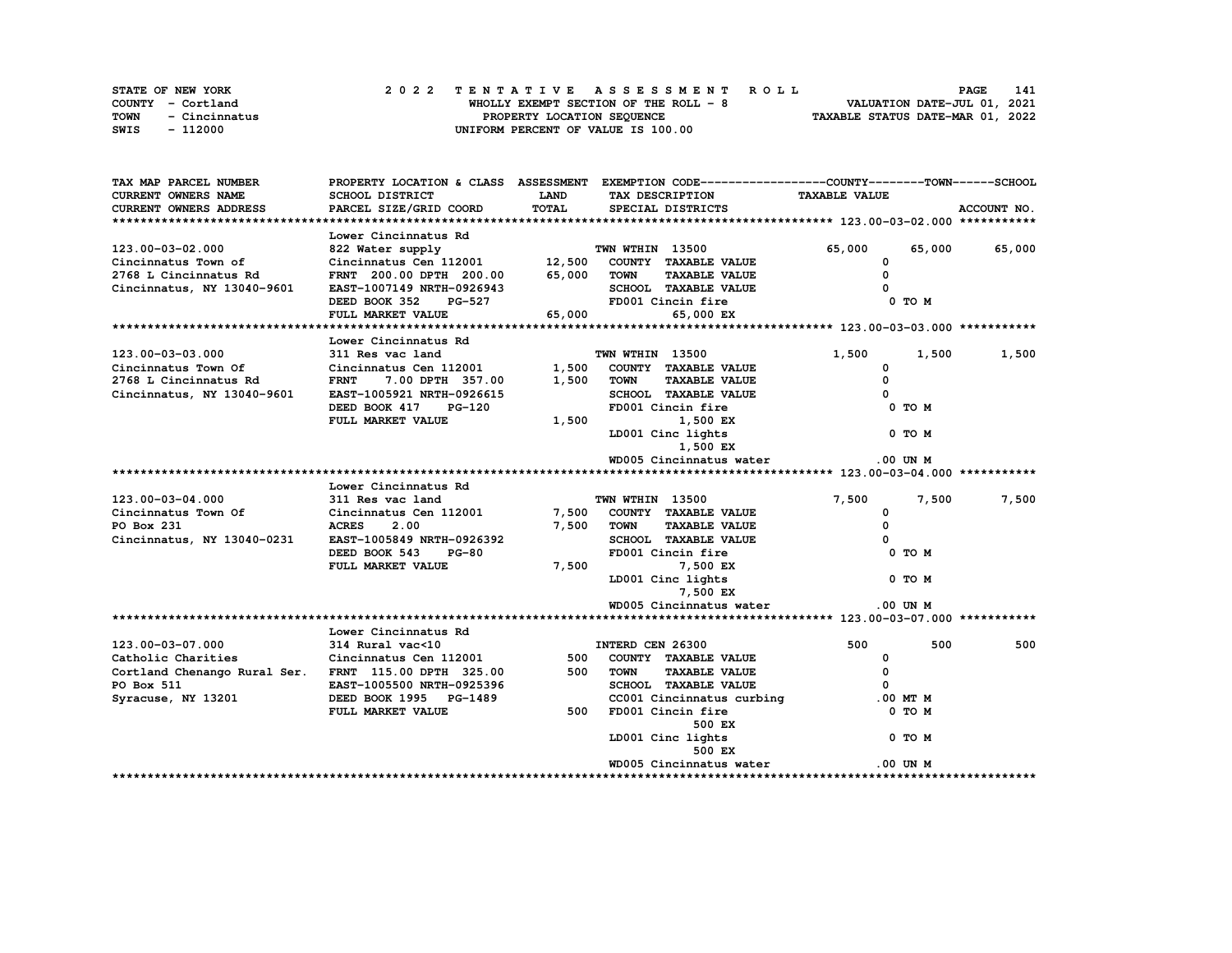STATE OF NEW YORK
COUNTY - Cortland
TOWN - Cincinnatus
SWIS - 112000

2022 TENTATIVE ASSESSMENT ROLL
WHOLLY EXEMPT SECTION OF THE ROLL - 8
PROPERTY LOCATION SEQUENCE
UNIFORM PERCENT OF VALUE IS 100.00

VALUATION DATE-JUL 01, 2021
TAXABLE STATUS DATE-MAR 01, 2022

| TAX MAP PARCEL NUMBER / CURRENT OWNERS NAME / CURRENT OWNERS ADDRESS | PROPERTY LOCATION & CLASS / SCHOOL DISTRICT / PARCEL SIZE/GRID COORD | ASSESSMENT LAND / TOTAL | EXEMPTION CODE / TAX DESCRIPTION / SPECIAL DISTRICTS | COUNTY TAXABLE VALUE | TOWN | SCHOOL / ACCOUNT NO. |
|---|---|---|---|---|---|---|
| **123.00-03-02.000** | Lower Cincinnatus Rd | | | | | |
| 123.00-03-02.000 | 822 Water supply | | TWN WTHIN 13500 | 65,000 | 65,000 | 65,000 |
| Cincinnatus Town of | Cincinnatus Cen 112001 | 12,500 | COUNTY TAXABLE VALUE | 0 | | |
| 2768 L Cincinnatus Rd | FRNT 200.00 DPTH 200.00 | 65,000 | TOWN TAXABLE VALUE | 0 | | |
| Cincinnatus, NY 13040-9601 | EAST-1007149 NRTH-0926943 | | SCHOOL TAXABLE VALUE | 0 | | |
| | DEED BOOK 352 PG-527 | | FD001 Cincin fire | 0 TO M | | |
| | FULL MARKET VALUE | 65,000 | 65,000 EX | | | |
| **123.00-03-03.000** | Lower Cincinnatus Rd | | | | | |
| 123.00-03-03.000 | 311 Res vac land | | TWN WTHIN 13500 | 1,500 | 1,500 | 1,500 |
| Cincinnatus Town Of | Cincinnatus Cen 112001 | 1,500 | COUNTY TAXABLE VALUE | 0 | | |
| 2768 L Cincinnatus Rd | FRNT 7.00 DPTH 357.00 | 1,500 | TOWN TAXABLE VALUE | 0 | | |
| Cincinnatus, NY 13040-9601 | EAST-1005921 NRTH-0926615 | | SCHOOL TAXABLE VALUE | 0 | | |
| | DEED BOOK 417 PG-120 | | FD001 Cincin fire | 0 TO M | | |
| | FULL MARKET VALUE | 1,500 | 1,500 EX | | | |
| | | | LD001 Cinc lights | 0 TO M | | |
| | | | 1,500 EX | | | |
| | | | WD005 Cincinnatus water | .00 UN M | | |
| **123.00-03-04.000** | Lower Cincinnatus Rd | | | | | |
| 123.00-03-04.000 | 311 Res vac land | | TWN WTHIN 13500 | 7,500 | 7,500 | 7,500 |
| Cincinnatus Town Of | Cincinnatus Cen 112001 | 7,500 | COUNTY TAXABLE VALUE | 0 | | |
| PO Box 231 | ACRES 2.00 | 7,500 | TOWN TAXABLE VALUE | 0 | | |
| Cincinnatus, NY 13040-0231 | EAST-1005849 NRTH-0926392 | | SCHOOL TAXABLE VALUE | 0 | | |
| | DEED BOOK 543 PG-80 | | FD001 Cincin fire | 0 TO M | | |
| | FULL MARKET VALUE | 7,500 | 7,500 EX | | | |
| | | | LD001 Cinc lights | 0 TO M | | |
| | | | 7,500 EX | | | |
| | | | WD005 Cincinnatus water | .00 UN M | | |
| **123.00-03-07.000** | Lower Cincinnatus Rd | | | | | |
| 123.00-03-07.000 | 314 Rural vac<10 | | INTERD CEN 26300 | 500 | 500 | 500 |
| Catholic Charities | Cincinnatus Cen 112001 | 500 | COUNTY TAXABLE VALUE | 0 | | |
| Cortland Chenango Rural Ser. | FRNT 115.00 DPTH 325.00 | 500 | TOWN TAXABLE VALUE | 0 | | |
| PO Box 511 | EAST-1005500 NRTH-0925396 | | SCHOOL TAXABLE VALUE | 0 | | |
| Syracuse, NY 13201 | DEED BOOK 1995 PG-1489 | | CC001 Cincinnatus curbing | .00 MT M | | |
| | FULL MARKET VALUE | 500 | FD001 Cincin fire | 0 TO M | | |
| | | | 500 EX | | | |
| | | | LD001 Cinc lights | 0 TO M | | |
| | | | 500 EX | | | |
| | | | WD005 Cincinnatus water | .00 UN M | | |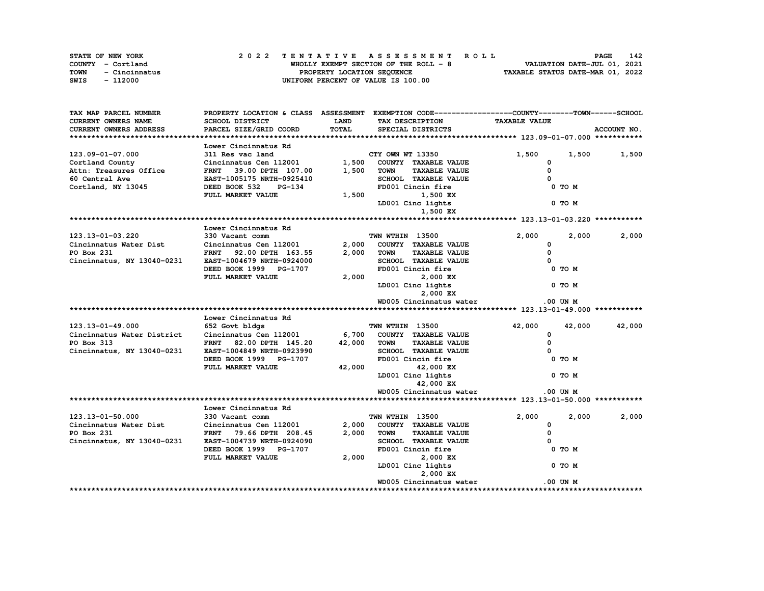STATE OF NEW YORK
COUNTY - Cortland
TOWN - Cincinnatus
SWIS - 112000

**2022 TENTATIVE ASSESSMENT ROLL**
WHOLLY EXEMPT SECTION OF THE ROLL - 8
PROPERTY LOCATION SEQUENCE
UNIFORM PERCENT OF VALUE IS 100.00

VALUATION DATE-JUL 01, 2021
TAXABLE STATUS DATE-MAR 01, 2022

| TAX MAP PARCEL NUMBER / CURRENT OWNERS NAME / CURRENT OWNERS ADDRESS | PROPERTY LOCATION & CLASS / SCHOOL DISTRICT / PARCEL SIZE/GRID COORD | ASSESSMENT LAND / TOTAL | EXEMPTION CODE / TAX DESCRIPTION / SPECIAL DISTRICTS | COUNTY TAXABLE VALUE | TOWN | SCHOOL | ACCOUNT NO. |
|---|---|---|---|---|---|---|---|
| **123.09-01-07.000** | Lower Cincinnatus Rd | | | | | | |
| 123.09-01-07.000 | 311 Res vac land | | CTY OWN WT 13350 | 1,500 | 1,500 | 1,500 | |
| Cortland County | Cincinnatus Cen 112001 | 1,500 | COUNTY TAXABLE VALUE | 0 | | | |
| Attn: Treasures Office | FRNT 39.00 DPTH 107.00 | 1,500 | TOWN TAXABLE VALUE | 0 | | | |
| 60 Central Ave | EAST-1005175 NRTH-0925410 | | SCHOOL TAXABLE VALUE | 0 | | | |
| Cortland, NY 13045 | DEED BOOK 532 PG-134 | | FD001 Cincin fire | 0 TO M | | | |
| | FULL MARKET VALUE | 1,500 | 1,500 EX | | | | |
| | | | LD001 Cinc lights | 0 TO M | | | |
| | | | 1,500 EX | | | | |
| **123.13-01-03.220** | Lower Cincinnatus Rd | | | | | | |
| 123.13-01-03.220 | 330 Vacant comm | | TWN WTHIN 13500 | 2,000 | 2,000 | 2,000 | |
| Cincinnatus Water Dist | Cincinnatus Cen 112001 | 2,000 | COUNTY TAXABLE VALUE | 0 | | | |
| PO Box 231 | FRNT 92.00 DPTH 163.55 | 2,000 | TOWN TAXABLE VALUE | 0 | | | |
| Cincinnatus, NY 13040-0231 | EAST-1004679 NRTH-0924000 | | SCHOOL TAXABLE VALUE | 0 | | | |
| | DEED BOOK 1999 PG-1707 | | FD001 Cincin fire | 0 TO M | | | |
| | FULL MARKET VALUE | 2,000 | 2,000 EX | | | | |
| | | | LD001 Cinc lights | 0 TO M | | | |
| | | | 2,000 EX | | | | |
| | | | WD005 Cincinnatus water | .00 UN M | | | |
| **123.13-01-49.000** | Lower Cincinnatus Rd | | | | | | |
| 123.13-01-49.000 | 652 Govt bldgs | | TWN WTHIN 13500 | 42,000 | 42,000 | 42,000 | |
| Cincinnatus Water District | Cincinnatus Cen 112001 | 6,700 | COUNTY TAXABLE VALUE | 0 | | | |
| PO Box 313 | FRNT 82.00 DPTH 145.20 | 42,000 | TOWN TAXABLE VALUE | 0 | | | |
| Cincinnatus, NY 13040-0231 | EAST-1004849 NRTH-0923990 | | SCHOOL TAXABLE VALUE | 0 | | | |
| | DEED BOOK 1999 PG-1707 | | FD001 Cincin fire | 0 TO M | | | |
| | FULL MARKET VALUE | 42,000 | 42,000 EX | | | | |
| | | | LD001 Cinc lights | 0 TO M | | | |
| | | | 42,000 EX | | | | |
| | | | WD005 Cincinnatus water | .00 UN M | | | |
| **123.13-01-50.000** | Lower Cincinnatus Rd | | | | | | |
| 123.13-01-50.000 | 330 Vacant comm | | TWN WTHIN 13500 | 2,000 | 2,000 | 2,000 | |
| Cincinnatus Water Dist | Cincinnatus Cen 112001 | 2,000 | COUNTY TAXABLE VALUE | 0 | | | |
| PO Box 231 | FRNT 79.66 DPTH 208.45 | 2,000 | TOWN TAXABLE VALUE | 0 | | | |
| Cincinnatus, NY 13040-0231 | EAST-1004739 NRTH-0924090 | | SCHOOL TAXABLE VALUE | 0 | | | |
| | DEED BOOK 1999 PG-1707 | | FD001 Cincin fire | 0 TO M | | | |
| | FULL MARKET VALUE | 2,000 | 2,000 EX | | | | |
| | | | LD001 Cinc lights | 0 TO M | | | |
| | | | 2,000 EX | | | | |
| | | | WD005 Cincinnatus water | .00 UN M | | | |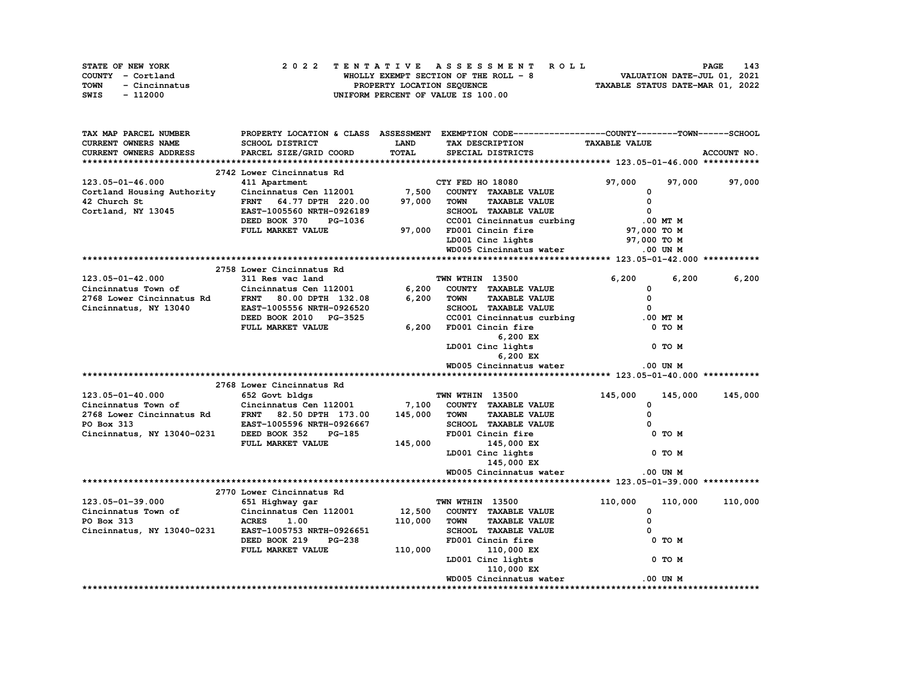STATE OF NEW YORK — 2022 TENTATIVE ASSESSMENT ROLL
COUNTY - Cortland — WHOLLY EXEMPT SECTION OF THE ROLL - 8 — VALUATION DATE-JUL 01, 2021
TOWN - Cincinnatus — PROPERTY LOCATION SEQUENCE — TAXABLE STATUS DATE-MAR 01, 2022
SWIS - 112000 — UNIFORM PERCENT OF VALUE IS 100.00

| TAX MAP PARCEL NUMBER / CURRENT OWNERS NAME / CURRENT OWNERS ADDRESS | PROPERTY LOCATION & CLASS / SCHOOL DISTRICT / PARCEL SIZE/GRID COORD | ASSESSMENT LAND | TOTAL | EXEMPTION CODE / TAX DESCRIPTION / SPECIAL DISTRICTS | COUNTY / TAXABLE VALUE | TOWN | SCHOOL |
|---|---|---|---|---|---|---|---|
| **123.05-01-46.000** | 2742 Lower Cincinnatus Rd | | | | | | |
| 123.05-01-46.000 | 411 Apartment | | | CTY FED HO 18080 | 97,000 | 97,000 | 97,000 |
| Cortland Housing Authority | Cincinnatus Cen 112001 | 7,500 | | COUNTY TAXABLE VALUE | 0 | | |
| 42 Church St | FRNT 64.77 DPTH 220.00 | | 97,000 | TOWN TAXABLE VALUE | 0 | | |
| Cortland, NY 13045 | EAST-1005560 NRTH-0926189 | | | SCHOOL TAXABLE VALUE | 0 | | |
| | DEED BOOK 370 PG-1036 | | | CC001 Cincinnatus curbing | .00 MT M | | |
| | FULL MARKET VALUE | | 97,000 | FD001 Cincin fire | 97,000 TO M | | |
| | | | | LD001 Cinc lights | 97,000 TO M | | |
| | | | | WD005 Cincinnatus water | .00 UN M | | |
| **123.05-01-42.000** | 2758 Lower Cincinnatus Rd | | | | | | |
| 123.05-01-42.000 | 311 Res vac land | | | TWN WTHIN 13500 | 6,200 | 6,200 | 6,200 |
| Cincinnatus Town of | Cincinnatus Cen 112001 | 6,200 | | COUNTY TAXABLE VALUE | 0 | | |
| 2768 Lower Cincinnatus Rd | FRNT 80.00 DPTH 132.08 | | 6,200 | TOWN TAXABLE VALUE | 0 | | |
| Cincinnatus, NY 13040 | EAST-1005556 NRTH-0926520 | | | SCHOOL TAXABLE VALUE | 0 | | |
| | DEED BOOK 2010 PG-3525 | | | CC001 Cincinnatus curbing | .00 MT M | | |
| | FULL MARKET VALUE | | 6,200 | FD001 Cincin fire | 0 TO M | | |
| | | | | 6,200 EX | | | |
| | | | | LD001 Cinc lights | 0 TO M | | |
| | | | | 6,200 EX | | | |
| | | | | WD005 Cincinnatus water | .00 UN M | | |
| **123.05-01-40.000** | 2768 Lower Cincinnatus Rd | | | | | | |
| 123.05-01-40.000 | 652 Govt bldgs | | | TWN WTHIN 13500 | 145,000 | 145,000 | 145,000 |
| Cincinnatus Town of | Cincinnatus Cen 112001 | 7,100 | | COUNTY TAXABLE VALUE | 0 | | |
| 2768 Lower Cincinnatus Rd | FRNT 82.50 DPTH 173.00 | | 145,000 | TOWN TAXABLE VALUE | 0 | | |
| PO Box 313 | EAST-1005596 NRTH-0926667 | | | SCHOOL TAXABLE VALUE | 0 | | |
| Cincinnatus, NY 13040-0231 | DEED BOOK 352 PG-185 | | | FD001 Cincin fire | 0 TO M | | |
| | FULL MARKET VALUE | | 145,000 | 145,000 EX | | | |
| | | | | LD001 Cinc lights | 0 TO M | | |
| | | | | 145,000 EX | | | |
| | | | | WD005 Cincinnatus water | .00 UN M | | |
| **123.05-01-39.000** | 2770 Lower Cincinnatus Rd | | | | | | |
| 123.05-01-39.000 | 651 Highway gar | | | TWN WTHIN 13500 | 110,000 | 110,000 | 110,000 |
| Cincinnatus Town of | Cincinnatus Cen 112001 | 12,500 | | COUNTY TAXABLE VALUE | 0 | | |
| PO Box 313 | ACRES 1.00 | | 110,000 | TOWN TAXABLE VALUE | 0 | | |
| Cincinnatus, NY 13040-0231 | EAST-1005753 NRTH-0926651 | | | SCHOOL TAXABLE VALUE | 0 | | |
| | DEED BOOK 219 PG-238 | | | FD001 Cincin fire | 0 TO M | | |
| | FULL MARKET VALUE | | 110,000 | 110,000 EX | | | |
| | | | | LD001 Cinc lights | 0 TO M | | |
| | | | | 110,000 EX | | | |
| | | | | WD005 Cincinnatus water | .00 UN M | | |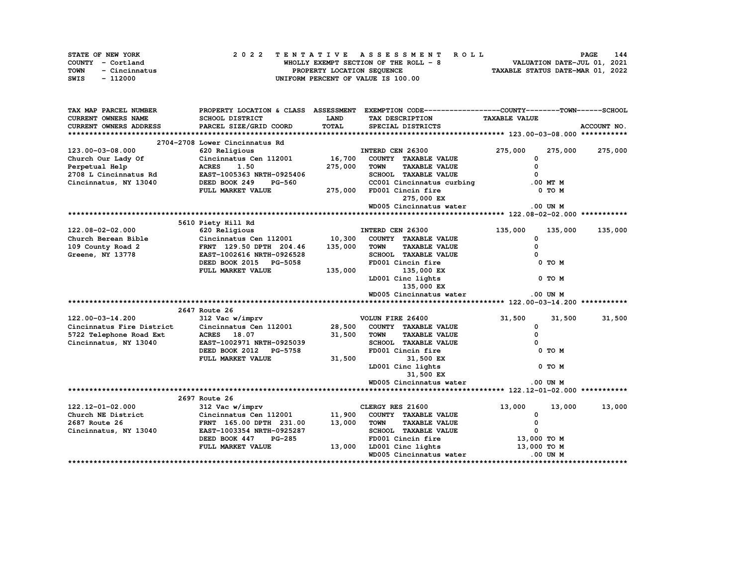STATE OF NEW YORK
COUNTY - Cortland
TOWN - Cincinnatus
SWIS - 112000

**2022 TENTATIVE ASSESSMENT ROLL**
WHOLLY EXEMPT SECTION OF THE ROLL - 8
PROPERTY LOCATION SEQUENCE
UNIFORM PERCENT OF VALUE IS 100.00

VALUATION DATE-JUL 01, 2021
TAXABLE STATUS DATE-MAR 01, 2022

| TAX MAP PARCEL NUMBER / CURRENT OWNERS NAME / CURRENT OWNERS ADDRESS | PROPERTY LOCATION & CLASS / SCHOOL DISTRICT / PARCEL SIZE/GRID COORD | ASSESSMENT LAND / TOTAL | EXEMPTION CODE / TAX DESCRIPTION / SPECIAL DISTRICTS | COUNTY TAXABLE VALUE | TOWN | SCHOOL |
|---|---|---|---|---|---|---|
| **123.00-03-08.000** | 2704-2708 Lower Cincinnatus Rd | | | | | |
| 123.00-03-08.000 | 620 Religious | | INTERD CEN 26300 | 275,000 | 275,000 | 275,000 |
| Church Our Lady Of | Cincinnatus Cen 112001 | 16,700 | COUNTY TAXABLE VALUE | 0 | | |
| Perpetual Help | ACRES 1.50 | 275,000 | TOWN TAXABLE VALUE | 0 | | |
| 2708 L Cincinnatus Rd | EAST-1005363 NRTH-0925406 | | SCHOOL TAXABLE VALUE | 0 | | |
| Cincinnatus, NY 13040 | DEED BOOK 249 PG-560 | | CC001 Cincinnatus curbing | .00 MT M | | |
| | FULL MARKET VALUE | 275,000 | FD001 Cincin fire | 0 TO M | | |
| | | | 275,000 EX | | | |
| | | | WD005 Cincinnatus water | .00 UN M | | |
| **122.08-02-02.000** | 5610 Piety Hill Rd | | | | | |
| 122.08-02-02.000 | 620 Religious | | INTERD CEN 26300 | 135,000 | 135,000 | 135,000 |
| Church Berean Bible | Cincinnatus Cen 112001 | 10,300 | COUNTY TAXABLE VALUE | 0 | | |
| 109 County Road 2 | FRNT 129.50 DPTH 204.46 | 135,000 | TOWN TAXABLE VALUE | 0 | | |
| Greene, NY 13778 | EAST-1002616 NRTH-0926528 | | SCHOOL TAXABLE VALUE | 0 | | |
| | DEED BOOK 2015 PG-5058 | | FD001 Cincin fire | 0 TO M | | |
| | FULL MARKET VALUE | 135,000 | 135,000 EX | | | |
| | | | LD001 Cinc lights | 0 TO M | | |
| | | | 135,000 EX | | | |
| | | | WD005 Cincinnatus water | .00 UN M | | |
| **122.00-03-14.200** | 2647 Route 26 | | | | | |
| 122.00-03-14.200 | 312 Vac w/imprv | | VOLUN FIRE 26400 | 31,500 | 31,500 | 31,500 |
| Cincinnatus Fire District | Cincinnatus Cen 112001 | 28,500 | COUNTY TAXABLE VALUE | 0 | | |
| 5722 Telephone Road Ext | ACRES 18.07 | 31,500 | TOWN TAXABLE VALUE | 0 | | |
| Cincinnatus, NY 13040 | EAST-1002971 NRTH-0925039 | | SCHOOL TAXABLE VALUE | 0 | | |
| | DEED BOOK 2012 PG-5758 | | FD001 Cincin fire | 0 TO M | | |
| | FULL MARKET VALUE | 31,500 | 31,500 EX | | | |
| | | | LD001 Cinc lights | 0 TO M | | |
| | | | 31,500 EX | | | |
| | | | WD005 Cincinnatus water | .00 UN M | | |
| **122.12-01-02.000** | 2697 Route 26 | | | | | |
| 122.12-01-02.000 | 312 Vac w/imprv | | CLERGY RES 21600 | 13,000 | 13,000 | 13,000 |
| Church NE District | Cincinnatus Cen 112001 | 11,900 | COUNTY TAXABLE VALUE | 0 | | |
| 2687 Route 26 | FRNT 165.00 DPTH 231.00 | 13,000 | TOWN TAXABLE VALUE | 0 | | |
| Cincinnatus, NY 13040 | EAST-1003354 NRTH-0925287 | | SCHOOL TAXABLE VALUE | 0 | | |
| | DEED BOOK 447 PG-285 | | FD001 Cincin fire | 13,000 TO M | | |
| | FULL MARKET VALUE | 13,000 | LD001 Cinc lights | 13,000 TO M | | |
| | | | WD005 Cincinnatus water | .00 UN M | | |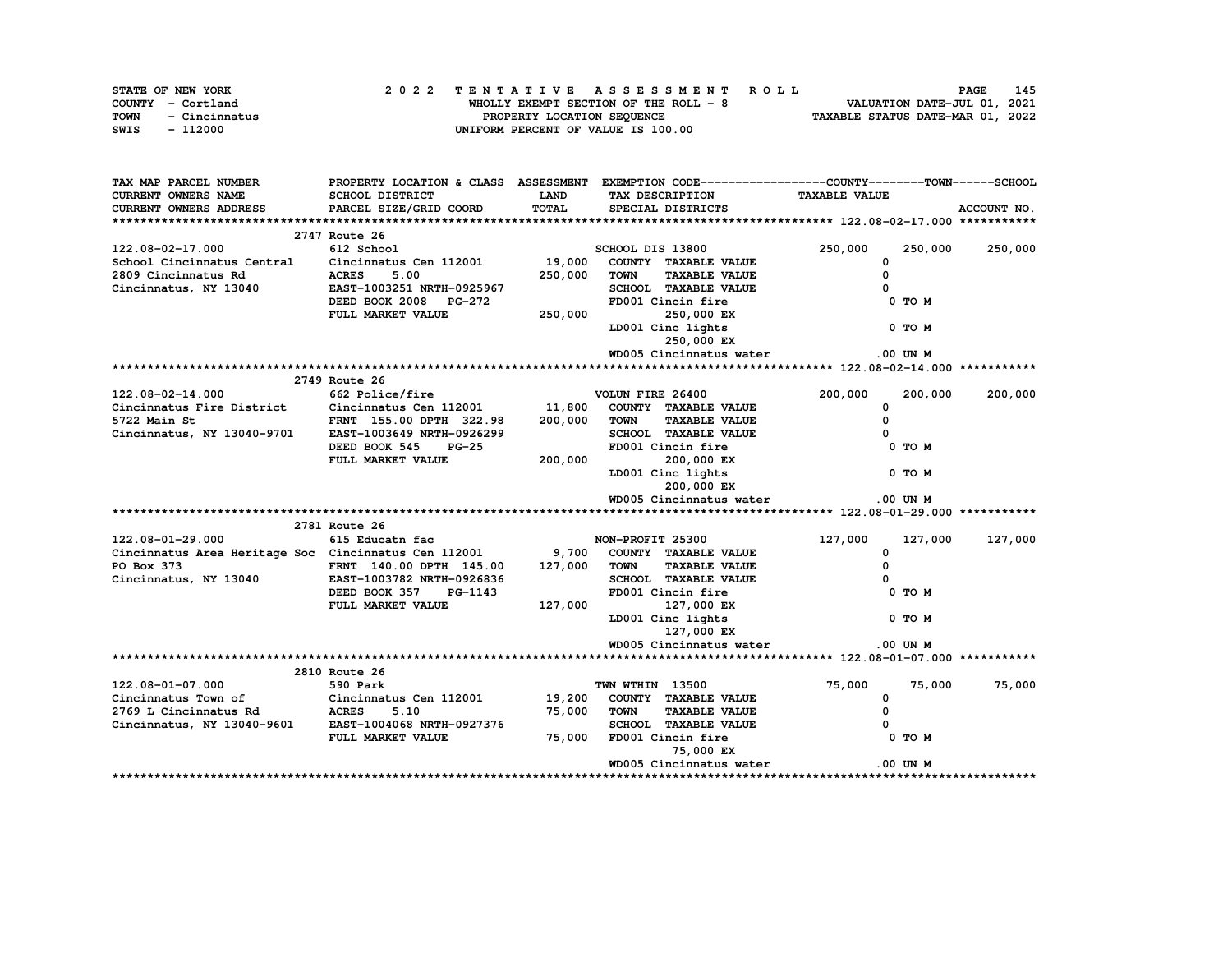STATE OF NEW YORK — 2022 TENTATIVE ASSESSMENT ROLL
COUNTY - Cortland — WHOLLY EXEMPT SECTION OF THE ROLL - 8 — VALUATION DATE-JUL 01, 2021
TOWN - Cincinnatus — PROPERTY LOCATION SEQUENCE — TAXABLE STATUS DATE-MAR 01, 2022
SWIS - 112000 — UNIFORM PERCENT OF VALUE IS 100.00

```
TAX MAP PARCEL NUMBER          PROPERTY LOCATION & CLASS  ASSESSMENT  EXEMPTION CODE------------------COUNTY--------TOWN------SCHOOL
CURRENT OWNERS NAME            SCHOOL DISTRICT              LAND      TAX DESCRIPTION              TAXABLE VALUE
CURRENT OWNERS ADDRESS         PARCEL SIZE/GRID COORD       TOTAL     SPECIAL DISTRICTS                                      ACCOUNT NO.
*********************************************************************************************** 122.08-02-17.000 ***********
                               2747 Route 26
122.08-02-17.000               612 School                             SCHOOL DIS 13800              250,000    250,000    250,000
School Cincinnatus Central     Cincinnatus Cen 112001       19,000    COUNTY  TAXABLE VALUE               0
2809 Cincinnatus Rd            ACRES    5.00               250,000    TOWN    TAXABLE VALUE               0
Cincinnatus, NY 13040          EAST-1003251 NRTH-0925967              SCHOOL  TAXABLE VALUE               0
                               DEED BOOK 2008   PG-272                FD001 Cincin fire                   0 TO M
                               FULL MARKET VALUE           250,000          250,000 EX
                                                                      LD001 Cinc lights                   0 TO M
                                                                            250,000 EX
                                                                      WD005 Cincinnatus water           .00 UN M
*********************************************************************************************** 122.08-02-14.000 ***********
                               2749 Route 26
122.08-02-14.000               662 Police/fire                        VOLUN FIRE 26400              200,000    200,000    200,000
Cincinnatus Fire District      Cincinnatus Cen 112001       11,800    COUNTY  TAXABLE VALUE               0
5722 Main St                   FRNT 155.00 DPTH 322.98     200,000    TOWN    TAXABLE VALUE               0
Cincinnatus, NY 13040-9701     EAST-1003649 NRTH-0926299              SCHOOL  TAXABLE VALUE               0
                               DEED BOOK 545    PG-25                 FD001 Cincin fire                   0 TO M
                               FULL MARKET VALUE           200,000          200,000 EX
                                                                      LD001 Cinc lights                   0 TO M
                                                                            200,000 EX
                                                                      WD005 Cincinnatus water           .00 UN M
*********************************************************************************************** 122.08-01-29.000 ***********
                               2781 Route 26
122.08-01-29.000               615 Educatn fac                        NON-PROFIT 25300              127,000    127,000    127,000
Cincinnatus Area Heritage Soc  Cincinnatus Cen 112001        9,700    COUNTY  TAXABLE VALUE               0
PO Box 373                     FRNT 140.00 DPTH 145.00     127,000    TOWN    TAXABLE VALUE               0
Cincinnatus, NY 13040          EAST-1003782 NRTH-0926836              SCHOOL  TAXABLE VALUE               0
                               DEED BOOK 357    PG-1143               FD001 Cincin fire                   0 TO M
                               FULL MARKET VALUE           127,000          127,000 EX
                                                                      LD001 Cinc lights                   0 TO M
                                                                            127,000 EX
                                                                      WD005 Cincinnatus water           .00 UN M
*********************************************************************************************** 122.08-01-07.000 ***********
                               2810 Route 26
122.08-01-07.000               590 Park                               TWN WTHIN 13500                75,000     75,000     75,000
Cincinnatus Town of            Cincinnatus Cen 112001       19,200    COUNTY  TAXABLE VALUE               0
2769 L Cincinnatus Rd          ACRES    5.10                75,000    TOWN    TAXABLE VALUE               0
Cincinnatus, NY 13040-9601     EAST-1004068 NRTH-0927376              SCHOOL  TAXABLE VALUE               0
                               FULL MARKET VALUE            75,000    FD001 Cincin fire                   0 TO M
                                                                             75,000 EX
                                                                      WD005 Cincinnatus water           .00 UN M
******************************************************************************************************************************
```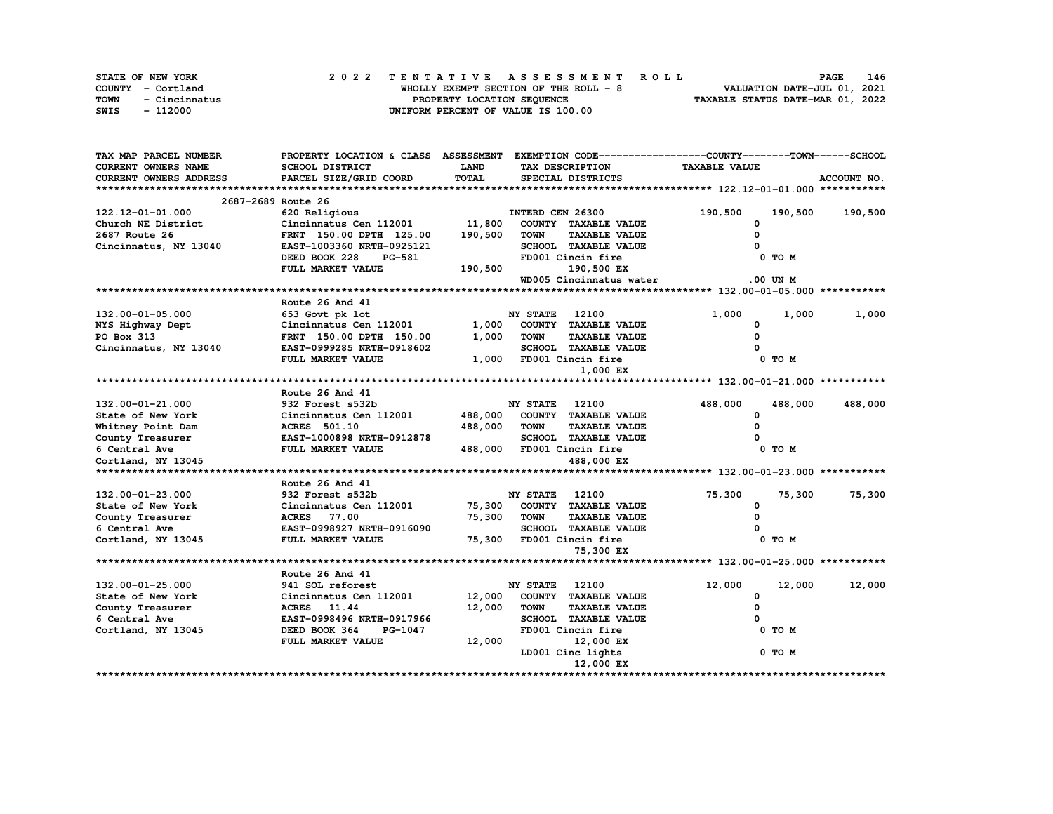STATE OF NEW YORK
COUNTY - Cortland
TOWN - Cincinnatus
SWIS - 112000

2 0 2 2 TENTATIVE ASSESSMENT ROLL
WHOLLY EXEMPT SECTION OF THE ROLL - 8
PROPERTY LOCATION SEQUENCE
UNIFORM PERCENT OF VALUE IS 100.00

VALUATION DATE-JUL 01, 2021
TAXABLE STATUS DATE-MAR 01, 2022

| TAX MAP PARCEL NUMBER / CURRENT OWNERS NAME / CURRENT OWNERS ADDRESS | PROPERTY LOCATION & CLASS / SCHOOL DISTRICT / PARCEL SIZE/GRID COORD | ASSESSMENT LAND / TOTAL | EXEMPTION CODE / TAX DESCRIPTION / SPECIAL DISTRICTS | COUNTY | TOWN | SCHOOL |
|---|---|---|---|---|---|---|
| | 2687-2689 Route 26 | | | | | |
| 122.12-01-01.000 | 620 Religious | | INTERD CEN 26300 | 190,500 | 190,500 | 190,500 |
| Church NE District | Cincinnatus Cen 112001 | 11,800 | COUNTY TAXABLE VALUE | 0 | | |
| 2687 Route 26 | FRNT 150.00 DPTH 125.00 | 190,500 | TOWN TAXABLE VALUE | 0 | | |
| Cincinnatus, NY 13040 | EAST-1003360 NRTH-0925121 | | SCHOOL TAXABLE VALUE | 0 | | |
| | DEED BOOK 228 PG-581 | | FD001 Cincin fire | 0 TO M | | |
| | FULL MARKET VALUE | 190,500 | 190,500 EX | | | |
| | | | WD005 Cincinnatus water | .00 UN M | | |
| | Route 26 And 41 | | | | | |
| 132.00-01-05.000 | 653 Govt pk lot | | NY STATE 12100 | 1,000 | 1,000 | 1,000 |
| NYS Highway Dept | Cincinnatus Cen 112001 | 1,000 | COUNTY TAXABLE VALUE | 0 | | |
| PO Box 313 | FRNT 150.00 DPTH 150.00 | 1,000 | TOWN TAXABLE VALUE | 0 | | |
| Cincinnatus, NY 13040 | EAST-0999285 NRTH-0918602 | | SCHOOL TAXABLE VALUE | 0 | | |
| | FULL MARKET VALUE | 1,000 | FD001 Cincin fire | 0 TO M | | |
| | | | 1,000 EX | | | |
| | Route 26 And 41 | | | | | |
| 132.00-01-21.000 | 932 Forest s532b | | NY STATE 12100 | 488,000 | 488,000 | 488,000 |
| State of New York | Cincinnatus Cen 112001 | 488,000 | COUNTY TAXABLE VALUE | 0 | | |
| Whitney Point Dam | ACRES 501.10 | 488,000 | TOWN TAXABLE VALUE | 0 | | |
| County Treasurer | EAST-1000898 NRTH-0912878 | | SCHOOL TAXABLE VALUE | 0 | | |
| 6 Central Ave | FULL MARKET VALUE | 488,000 | FD001 Cincin fire | 0 TO M | | |
| Cortland, NY 13045 | | | 488,000 EX | | | |
| | Route 26 And 41 | | | | | |
| 132.00-01-23.000 | 932 Forest s532b | | NY STATE 12100 | 75,300 | 75,300 | 75,300 |
| State of New York | Cincinnatus Cen 112001 | 75,300 | COUNTY TAXABLE VALUE | 0 | | |
| County Treasurer | ACRES 77.00 | 75,300 | TOWN TAXABLE VALUE | 0 | | |
| 6 Central Ave | EAST-0998927 NRTH-0916090 | | SCHOOL TAXABLE VALUE | 0 | | |
| Cortland, NY 13045 | FULL MARKET VALUE | 75,300 | FD001 Cincin fire | 0 TO M | | |
| | | | 75,300 EX | | | |
| | Route 26 And 41 | | | | | |
| 132.00-01-25.000 | 941 SOL reforest | | NY STATE 12100 | 12,000 | 12,000 | 12,000 |
| State of New York | Cincinnatus Cen 112001 | 12,000 | COUNTY TAXABLE VALUE | 0 | | |
| County Treasurer | ACRES 11.44 | 12,000 | TOWN TAXABLE VALUE | 0 | | |
| 6 Central Ave | EAST-0998496 NRTH-0917966 | | SCHOOL TAXABLE VALUE | 0 | | |
| Cortland, NY 13045 | DEED BOOK 364 PG-1047 | | FD001 Cincin fire | 0 TO M | | |
| | FULL MARKET VALUE | 12,000 | 12,000 EX | | | |
| | | | LD001 Cinc lights | 0 TO M | | |
| | | | 12,000 EX | | | |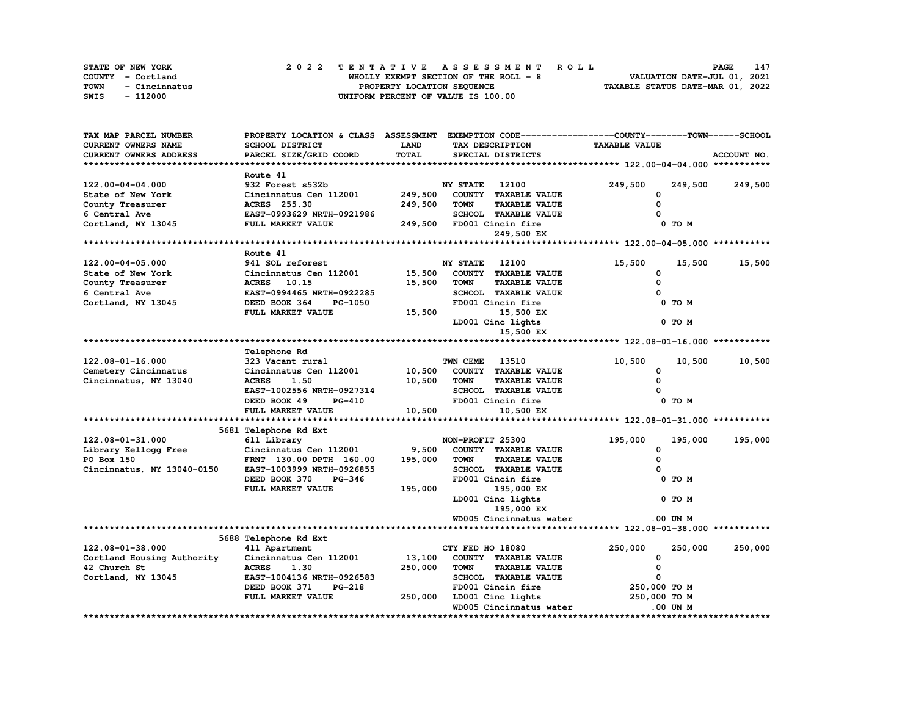STATE OF NEW YORK — COUNTY - Cortland — TOWN - Cincinnatus — SWIS - 112000

**2022 TENTATIVE ASSESSMENT ROLL**
WHOLLY EXEMPT SECTION OF THE ROLL - 8
PROPERTY LOCATION SEQUENCE
UNIFORM PERCENT OF VALUE IS 100.00

VALUATION DATE-JUL 01, 2021
TAXABLE STATUS DATE-MAR 01, 2022

| TAX MAP PARCEL NUMBER / CURRENT OWNERS NAME / CURRENT OWNERS ADDRESS | PROPERTY LOCATION & CLASS / SCHOOL DISTRICT / PARCEL SIZE/GRID COORD | ASSESSMENT LAND | TOTAL | EXEMPTION CODE / TAX DESCRIPTION / SPECIAL DISTRICTS | COUNTY TAXABLE VALUE | TOWN | SCHOOL |
|---|---|---|---|---|---|---|---|
| **122.00-04-04.000** | Route 41 | | | | | | |
| 122.00-04-04.000 | 932 Forest s532b | | | NY STATE 12100 | 249,500 | 249,500 | 249,500 |
| State of New York | Cincinnatus Cen 112001 | 249,500 | | COUNTY TAXABLE VALUE | 0 | | |
| County Treasurer | ACRES 255.30 | | 249,500 | TOWN TAXABLE VALUE | 0 | | |
| 6 Central Ave | EAST-0993629 NRTH-0921986 | | | SCHOOL TAXABLE VALUE | 0 | | |
| Cortland, NY 13045 | FULL MARKET VALUE | | 249,500 | FD001 Cincin fire 249,500 EX | 0 TO M | | |
| **122.00-04-05.000** | Route 41 | | | | | | |
| 122.00-04-05.000 | 941 SOL reforest | | | NY STATE 12100 | 15,500 | 15,500 | 15,500 |
| State of New York | Cincinnatus Cen 112001 | 15,500 | | COUNTY TAXABLE VALUE | 0 | | |
| County Treasurer | ACRES 10.15 | | 15,500 | TOWN TAXABLE VALUE | 0 | | |
| 6 Central Ave | EAST-0994465 NRTH-0922285 | | | SCHOOL TAXABLE VALUE | 0 | | |
| Cortland, NY 13045 | DEED BOOK 364 PG-1050 | | | FD001 Cincin fire 15,500 EX | 0 TO M | | |
| | FULL MARKET VALUE | | 15,500 | LD001 Cinc lights 15,500 EX | 0 TO M | | |
| **122.08-01-16.000** | Telephone Rd | | | | | | |
| 122.08-01-16.000 | 323 Vacant rural | | | TWN CEME 13510 | 10,500 | 10,500 | 10,500 |
| Cemetery Cincinnatus | Cincinnatus Cen 112001 | 10,500 | | COUNTY TAXABLE VALUE | 0 | | |
| Cincinnatus, NY 13040 | ACRES 1.50 | | 10,500 | TOWN TAXABLE VALUE | 0 | | |
| | EAST-1002556 NRTH-0927314 | | | SCHOOL TAXABLE VALUE | 0 | | |
| | DEED BOOK 49 PG-410 | | | FD001 Cincin fire 10,500 EX | 0 TO M | | |
| | FULL MARKET VALUE | | 10,500 | | | | |
| **122.08-01-31.000** | 5681 Telephone Rd Ext | | | | | | |
| 122.08-01-31.000 | 611 Library | | | NON-PROFIT 25300 | 195,000 | 195,000 | 195,000 |
| Library Kellogg Free | Cincinnatus Cen 112001 | 9,500 | | COUNTY TAXABLE VALUE | 0 | | |
| PO Box 150 | FRNT 130.00 DPTH 160.00 | | 195,000 | TOWN TAXABLE VALUE | 0 | | |
| Cincinnatus, NY 13040-0150 | EAST-1003999 NRTH-0926855 | | | SCHOOL TAXABLE VALUE | 0 | | |
| | DEED BOOK 370 PG-346 | | | FD001 Cincin fire 195,000 EX | 0 TO M | | |
| | FULL MARKET VALUE | | 195,000 | LD001 Cinc lights 195,000 EX | 0 TO M | | |
| | | | | WD005 Cincinnatus water | .00 UN M | | |
| **122.08-01-38.000** | 5688 Telephone Rd Ext | | | | | | |
| 122.08-01-38.000 | 411 Apartment | | | CTY FED HO 18080 | 250,000 | 250,000 | 250,000 |
| Cortland Housing Authority | Cincinnatus Cen 112001 | 13,100 | | COUNTY TAXABLE VALUE | 0 | | |
| 42 Church St | ACRES 1.30 | | 250,000 | TOWN TAXABLE VALUE | 0 | | |
| Cortland, NY 13045 | EAST-1004136 NRTH-0926583 | | | SCHOOL TAXABLE VALUE | 0 | | |
| | DEED BOOK 371 PG-218 | | | FD001 Cincin fire | 250,000 TO M | | |
| | FULL MARKET VALUE | | 250,000 | LD001 Cinc lights | 250,000 TO M | | |
| | | | | WD005 Cincinnatus water | .00 UN M | | |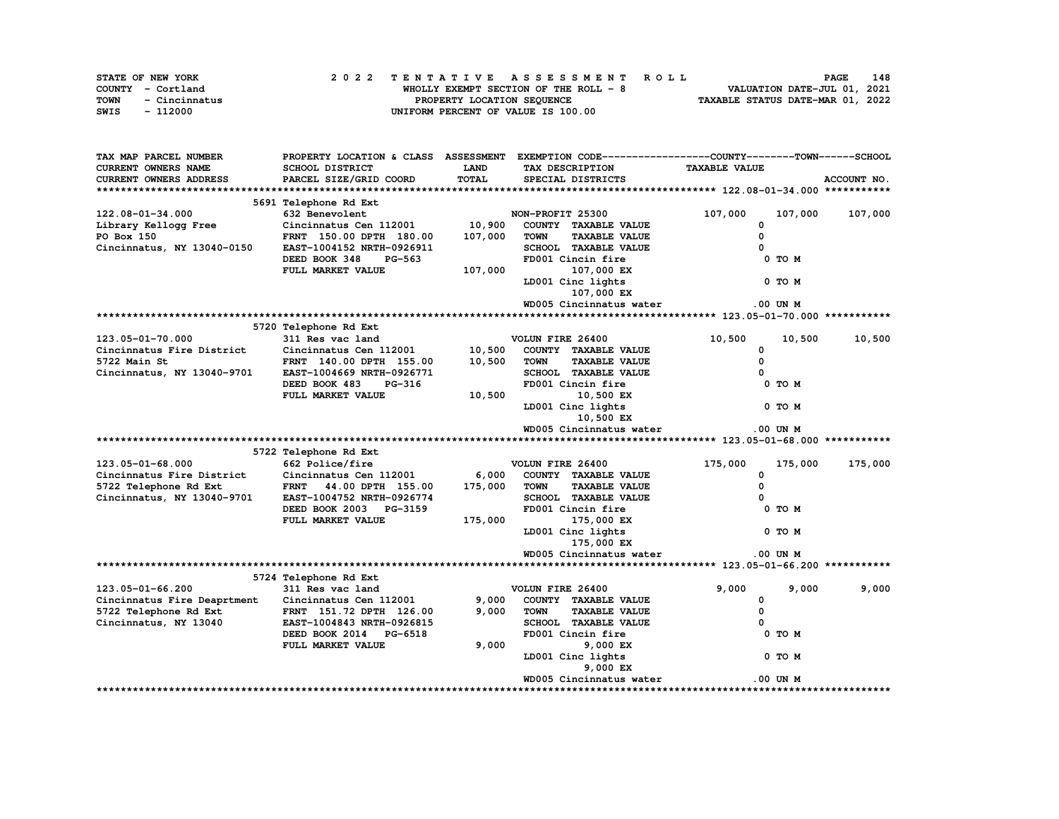STATE OF NEW YORK
COUNTY - Cortland
TOWN - Cincinnatus
SWIS - 112000

2022 TENTATIVE ASSESSMENT ROLL
WHOLLY EXEMPT SECTION OF THE ROLL - 8
PROPERTY LOCATION SEQUENCE
UNIFORM PERCENT OF VALUE IS 100.00

VALUATION DATE-JUL 01, 2021
TAXABLE STATUS DATE-MAR 01, 2022

| TAX MAP PARCEL NUMBER / CURRENT OWNERS NAME / CURRENT OWNERS ADDRESS | PROPERTY LOCATION & CLASS / SCHOOL DISTRICT / PARCEL SIZE/GRID COORD | ASSESSMENT LAND | TOTAL | EXEMPTION CODE / TAX DESCRIPTION / SPECIAL DISTRICTS | COUNTY TAXABLE VALUE | TOWN | SCHOOL | ACCOUNT NO. |
|---|---|---|---|---|---|---|---|---|
| | 5691 Telephone Rd Ext | | | | | | | |
| 122.08-01-34.000 | 632 Benevolent | | | NON-PROFIT 25300 | 107,000 | 107,000 | 107,000 | |
| Library Kellogg Free | Cincinnatus Cen 112001 | 10,900 | | COUNTY TAXABLE VALUE | 0 | | | |
| PO Box 150 | FRNT 150.00 DPTH 180.00 | | 107,000 | TOWN TAXABLE VALUE | 0 | | | |
| Cincinnatus, NY 13040-0150 | EAST-1004152 NRTH-0926911 | | | SCHOOL TAXABLE VALUE | 0 | | | |
| | DEED BOOK 348 PG-563 | | | FD001 Cincin fire | 0 TO M | | | |
| | FULL MARKET VALUE | | 107,000 | 107,000 EX | | | | |
| | | | | LD001 Cinc lights | 0 TO M | | | |
| | | | | 107,000 EX | | | | |
| | | | | WD005 Cincinnatus water | .00 UN M | | | |
| | 5720 Telephone Rd Ext | | | | | | | |
| 123.05-01-70.000 | 311 Res vac land | | | VOLUN FIRE 26400 | 10,500 | 10,500 | 10,500 | |
| Cincinnatus Fire District | Cincinnatus Cen 112001 | 10,500 | | COUNTY TAXABLE VALUE | 0 | | | |
| 5722 Main St | FRNT 140.00 DPTH 155.00 | | 10,500 | TOWN TAXABLE VALUE | 0 | | | |
| Cincinnatus, NY 13040-9701 | EAST-1004669 NRTH-0926771 | | | SCHOOL TAXABLE VALUE | 0 | | | |
| | DEED BOOK 483 PG-316 | | | FD001 Cincin fire | 0 TO M | | | |
| | FULL MARKET VALUE | | 10,500 | 10,500 EX | | | | |
| | | | | LD001 Cinc lights | 0 TO M | | | |
| | | | | 10,500 EX | | | | |
| | | | | WD005 Cincinnatus water | .00 UN M | | | |
| | 5722 Telephone Rd Ext | | | | | | | |
| 123.05-01-68.000 | 662 Police/fire | | | VOLUN FIRE 26400 | 175,000 | 175,000 | 175,000 | |
| Cincinnatus Fire District | Cincinnatus Cen 112001 | 6,000 | | COUNTY TAXABLE VALUE | 0 | | | |
| 5722 Telephone Rd Ext | FRNT 44.00 DPTH 155.00 | | 175,000 | TOWN TAXABLE VALUE | 0 | | | |
| Cincinnatus, NY 13040-9701 | EAST-1004752 NRTH-0926774 | | | SCHOOL TAXABLE VALUE | 0 | | | |
| | DEED BOOK 2003 PG-3159 | | | FD001 Cincin fire | 0 TO M | | | |
| | FULL MARKET VALUE | | 175,000 | 175,000 EX | | | | |
| | | | | LD001 Cinc lights | 0 TO M | | | |
| | | | | 175,000 EX | | | | |
| | | | | WD005 Cincinnatus water | .00 UN M | | | |
| | 5724 Telephone Rd Ext | | | | | | | |
| 123.05-01-66.200 | 311 Res vac land | | | VOLUN FIRE 26400 | 9,000 | 9,000 | 9,000 | |
| Cincinnatus Fire Deaprtment | Cincinnatus Cen 112001 | 9,000 | | COUNTY TAXABLE VALUE | 0 | | | |
| 5722 Telephone Rd Ext | FRNT 151.72 DPTH 126.00 | | 9,000 | TOWN TAXABLE VALUE | 0 | | | |
| Cincinnatus, NY 13040 | EAST-1004843 NRTH-0926815 | | | SCHOOL TAXABLE VALUE | 0 | | | |
| | DEED BOOK 2014 PG-6518 | | | FD001 Cincin fire | 0 TO M | | | |
| | FULL MARKET VALUE | | 9,000 | 9,000 EX | | | | |
| | | | | LD001 Cinc lights | 0 TO M | | | |
| | | | | 9,000 EX | | | | |
| | | | | WD005 Cincinnatus water | .00 UN M | | | |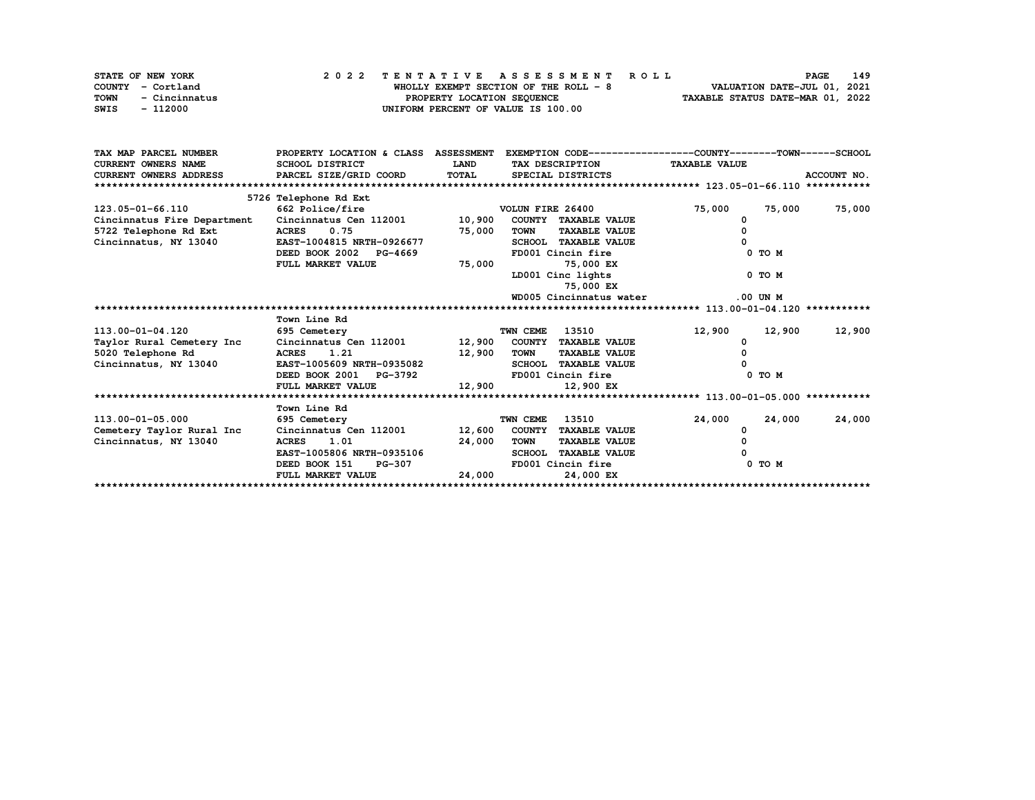STATE OF NEW YORK
COUNTY - Cortland
TOWN - Cincinnatus
SWIS - 112000

**2022 TENTATIVE ASSESSMENT ROLL**
WHOLLY EXEMPT SECTION OF THE ROLL - 8
PROPERTY LOCATION SEQUENCE
UNIFORM PERCENT OF VALUE IS 100.00

VALUATION DATE-JUL 01, 2021
TAXABLE STATUS DATE-MAR 01, 2022

| TAX MAP PARCEL NUMBER / CURRENT OWNERS NAME / CURRENT OWNERS ADDRESS | PROPERTY LOCATION & CLASS / SCHOOL DISTRICT / PARCEL SIZE/GRID COORD | ASSESSMENT LAND / TOTAL | EXEMPTION CODE / TAX DESCRIPTION / SPECIAL DISTRICTS | COUNTY TAXABLE VALUE | TOWN | SCHOOL | ACCOUNT NO. |
|---|---|---|---|---|---|---|---|
| **123.05-01-66.110** | 5726 Telephone Rd Ext | | | | | | |
| 123.05-01-66.110 | 662 Police/fire | | VOLUN FIRE 26400 | 75,000 | 75,000 | 75,000 | |
| Cincinnatus Fire Department | Cincinnatus Cen 112001 | 10,900 | COUNTY TAXABLE VALUE | 0 | | | |
| 5722 Telephone Rd Ext | ACRES 0.75 | 75,000 | TOWN TAXABLE VALUE | 0 | | | |
| Cincinnatus, NY 13040 | EAST-1004815 NRTH-0926677 | | SCHOOL TAXABLE VALUE | 0 | | | |
| | DEED BOOK 2002 PG-4669 | | FD001 Cincin fire | 0 TO M | | | |
| | FULL MARKET VALUE | 75,000 | 75,000 EX | | | | |
| | | | LD001 Cinc lights | 0 TO M | | | |
| | | | 75,000 EX | | | | |
| | | | WD005 Cincinnatus water | .00 UN M | | | |
| **113.00-01-04.120** | Town Line Rd | | | | | | |
| 113.00-01-04.120 | 695 Cemetery | | TWN CEME 13510 | 12,900 | 12,900 | 12,900 | |
| Taylor Rural Cemetery Inc | Cincinnatus Cen 112001 | 12,900 | COUNTY TAXABLE VALUE | 0 | | | |
| 5020 Telephone Rd | ACRES 1.21 | 12,900 | TOWN TAXABLE VALUE | 0 | | | |
| Cincinnatus, NY 13040 | EAST-1005609 NRTH-0935082 | | SCHOOL TAXABLE VALUE | 0 | | | |
| | DEED BOOK 2001 PG-3792 | | FD001 Cincin fire | 0 TO M | | | |
| | FULL MARKET VALUE | 12,900 | 12,900 EX | | | | |
| **113.00-01-05.000** | Town Line Rd | | | | | | |
| 113.00-01-05.000 | 695 Cemetery | | TWN CEME 13510 | 24,000 | 24,000 | 24,000 | |
| Cemetery Taylor Rural Inc | Cincinnatus Cen 112001 | 12,600 | COUNTY TAXABLE VALUE | 0 | | | |
| Cincinnatus, NY 13040 | ACRES 1.01 | 24,000 | TOWN TAXABLE VALUE | 0 | | | |
| | EAST-1005806 NRTH-0935106 | | SCHOOL TAXABLE VALUE | 0 | | | |
| | DEED BOOK 151 PG-307 | | FD001 Cincin fire | 0 TO M | | | |
| | FULL MARKET VALUE | 24,000 | 24,000 EX | | | | |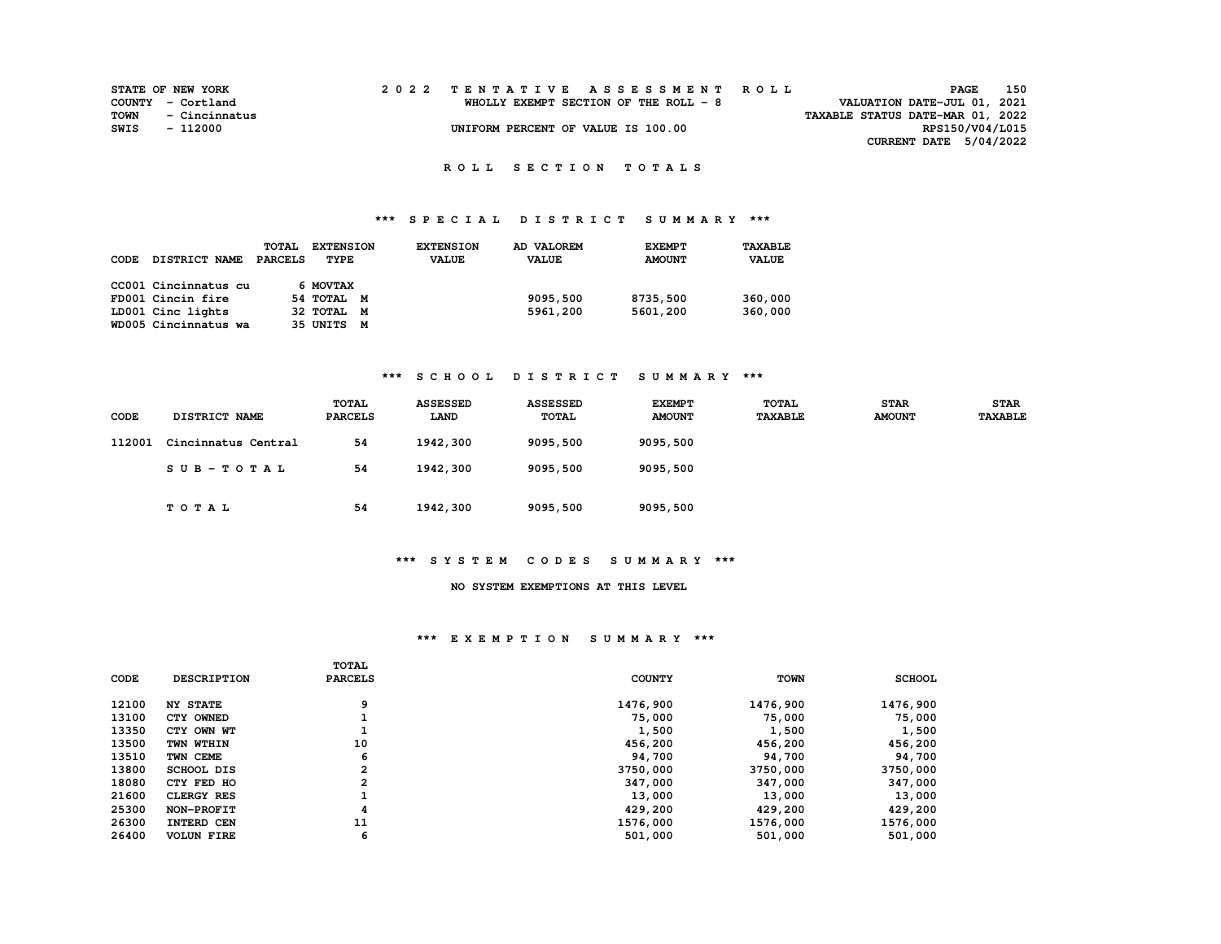STATE OF NEW YORK
COUNTY - Cortland
TOWN - Cincinnatus
SWIS - 112000

2 0 2 2 T E N T A T I V E A S S E S S M E N T R O L L
WHOLLY EXEMPT SECTION OF THE ROLL - 8
UNIFORM PERCENT OF VALUE IS 100.00

VALUATION DATE-JUL 01, 2021
TAXABLE STATUS DATE-MAR 01, 2022
RPS150/V04/L015
CURRENT DATE 5/04/2022

## R O L L S E C T I O N T O T A L S

### *** S P E C I A L D I S T R I C T S U M M A R Y ***

| CODE | DISTRICT NAME | TOTAL PARCELS | EXTENSION TYPE | EXTENSION VALUE | AD VALOREM VALUE | EXEMPT AMOUNT | TAXABLE VALUE |
|---|---|---|---|---|---|---|---|
| CC001 | Cincinnatus cu | 6 | MOVTAX | | | | |
| FD001 | Cincin fire | 54 | TOTAL M | | 9095,500 | 8735,500 | 360,000 |
| LD001 | Cinc lights | 32 | TOTAL M | | 5961,200 | 5601,200 | 360,000 |
| WD005 | Cincinnatus wa | 35 | UNITS M | | | | |

### *** S C H O O L D I S T R I C T S U M M A R Y ***

| CODE | DISTRICT NAME | TOTAL PARCELS | ASSESSED LAND | ASSESSED TOTAL | EXEMPT AMOUNT | TOTAL TAXABLE | STAR AMOUNT | STAR TAXABLE |
|---|---|---|---|---|---|---|---|---|
| 112001 | Cincinnatus Central | 54 | 1942,300 | 9095,500 | 9095,500 | | | |
| | S U B - T O T A L | 54 | 1942,300 | 9095,500 | 9095,500 | | | |
| | T O T A L | 54 | 1942,300 | 9095,500 | 9095,500 | | | |

### *** S Y S T E M C O D E S S U M M A R Y ***

NO SYSTEM EXEMPTIONS AT THIS LEVEL

### *** E X E M P T I O N S U M M A R Y ***

| CODE | DESCRIPTION | TOTAL PARCELS | COUNTY | TOWN | SCHOOL |
|---|---|---|---|---|---|
| 12100 | NY STATE | 9 | 1476,900 | 1476,900 | 1476,900 |
| 13100 | CTY OWNED | 1 | 75,000 | 75,000 | 75,000 |
| 13350 | CTY OWN WT | 1 | 1,500 | 1,500 | 1,500 |
| 13500 | TWN WTHIN | 10 | 456,200 | 456,200 | 456,200 |
| 13510 | TWN CEME | 6 | 94,700 | 94,700 | 94,700 |
| 13800 | SCHOOL DIS | 2 | 3750,000 | 3750,000 | 3750,000 |
| 18080 | CTY FED HO | 2 | 347,000 | 347,000 | 347,000 |
| 21600 | CLERGY RES | 1 | 13,000 | 13,000 | 13,000 |
| 25300 | NON-PROFIT | 4 | 429,200 | 429,200 | 429,200 |
| 26300 | INTERD CEN | 11 | 1576,000 | 1576,000 | 1576,000 |
| 26400 | VOLUN FIRE | 6 | 501,000 | 501,000 | 501,000 |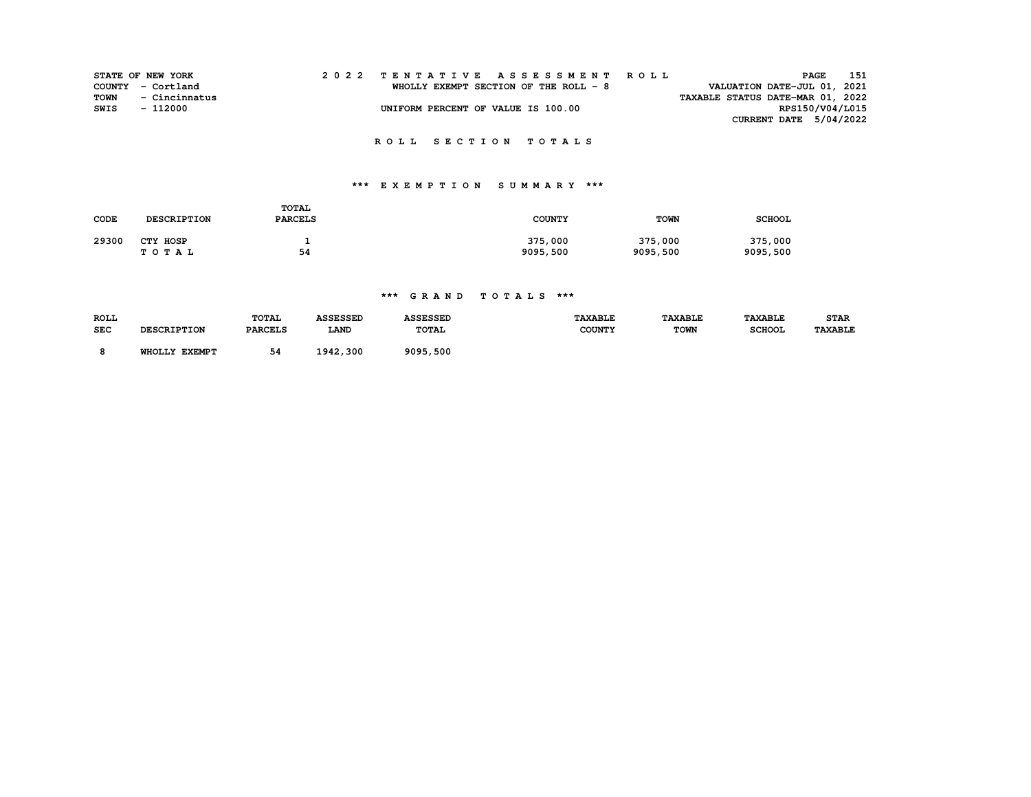STATE OF NEW YORK
COUNTY - Cortland
TOWN - Cincinnatus
SWIS - 112000

2 0 2 2 T E N T A T I V E A S S E S S M E N T R O L L
WHOLLY EXEMPT SECTION OF THE ROLL - 8
UNIFORM PERCENT OF VALUE IS 100.00

VALUATION DATE-JUL 01, 2021
TAXABLE STATUS DATE-MAR 01, 2022
RPS150/V04/L015
CURRENT DATE 5/04/2022

## R O L L S E C T I O N T O T A L S

### *** E X E M P T I O N S U M M A R Y ***

| CODE | DESCRIPTION | TOTAL PARCELS | COUNTY | TOWN | SCHOOL |
|---|---|---|---|---|---|
| 29300 | CTY HOSP | 1 | 375,000 | 375,000 | 375,000 |
| | T O T A L | 54 | 9095,500 | 9095,500 | 9095,500 |

### *** G R A N D T O T A L S ***

| ROLL SEC | DESCRIPTION | TOTAL PARCELS | ASSESSED LAND | ASSESSED TOTAL | TAXABLE COUNTY | TAXABLE TOWN | TAXABLE SCHOOL | STAR TAXABLE |
|---|---|---|---|---|---|---|---|---|
| 8 | WHOLLY EXEMPT | 54 | 1942,300 | 9095,500 | | | | |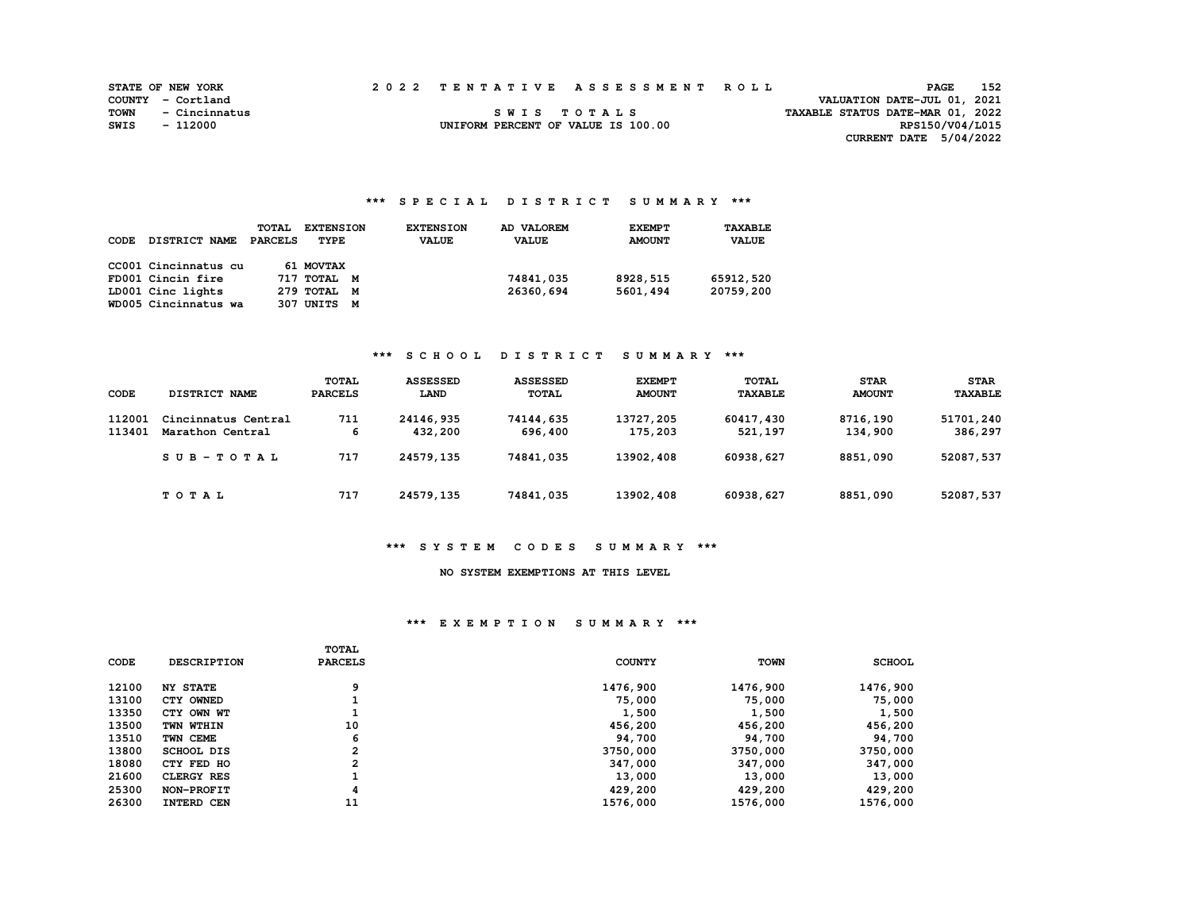STATE OF NEW YORK
COUNTY - Cortland
TOWN - Cincinnatus
SWIS - 112000

# 2022 TENTATIVE ASSESSMENT ROLL

SWIS TOTALS
UNIFORM PERCENT OF VALUE IS 100.00

VALUATION DATE-JUL 01, 2021
TAXABLE STATUS DATE-MAR 01, 2022
RPS150/V04/L015
CURRENT DATE 5/04/2022

## *** SPECIAL DISTRICT SUMMARY ***

| CODE | DISTRICT NAME | TOTAL PARCELS | EXTENSION TYPE | EXTENSION VALUE | AD VALOREM VALUE | EXEMPT AMOUNT | TAXABLE VALUE |
|---|---|---|---|---|---|---|---|
| CC001 | Cincinnatus cu | 61 | MOVTAX | | | | |
| FD001 | Cincin fire | 717 | TOTAL M | | 74841,035 | 8928,515 | 65912,520 |
| LD001 | Cinc lights | 279 | TOTAL M | | 26360,694 | 5601,494 | 20759,200 |
| WD005 | Cincinnatus wa | 307 | UNITS M | | | | |

## *** SCHOOL DISTRICT SUMMARY ***

| CODE | DISTRICT NAME | TOTAL PARCELS | ASSESSED LAND | ASSESSED TOTAL | EXEMPT AMOUNT | TOTAL TAXABLE | STAR AMOUNT | STAR TAXABLE |
|---|---|---|---|---|---|---|---|---|
| 112001 | Cincinnatus Central | 711 | 24146,935 | 74144,635 | 13727,205 | 60417,430 | 8716,190 | 51701,240 |
| 113401 | Marathon Central | 6 | 432,200 | 696,400 | 175,203 | 521,197 | 134,900 | 386,297 |
| | SUB-TOTAL | 717 | 24579,135 | 74841,035 | 13902,408 | 60938,627 | 8851,090 | 52087,537 |
| | TOTAL | 717 | 24579,135 | 74841,035 | 13902,408 | 60938,627 | 8851,090 | 52087,537 |

## *** SYSTEM CODES SUMMARY ***

NO SYSTEM EXEMPTIONS AT THIS LEVEL

## *** EXEMPTION SUMMARY ***

| CODE | DESCRIPTION | TOTAL PARCELS | COUNTY | TOWN | SCHOOL |
|---|---|---|---|---|---|
| 12100 | NY STATE | 9 | 1476,900 | 1476,900 | 1476,900 |
| 13100 | CTY OWNED | 1 | 75,000 | 75,000 | 75,000 |
| 13350 | CTY OWN WT | 1 | 1,500 | 1,500 | 1,500 |
| 13500 | TWN WTHIN | 10 | 456,200 | 456,200 | 456,200 |
| 13510 | TWN CEME | 6 | 94,700 | 94,700 | 94,700 |
| 13800 | SCHOOL DIS | 2 | 3750,000 | 3750,000 | 3750,000 |
| 18080 | CTY FED HO | 2 | 347,000 | 347,000 | 347,000 |
| 21600 | CLERGY RES | 1 | 13,000 | 13,000 | 13,000 |
| 25300 | NON-PROFIT | 4 | 429,200 | 429,200 | 429,200 |
| 26300 | INTERD CEN | 11 | 1576,000 | 1576,000 | 1576,000 |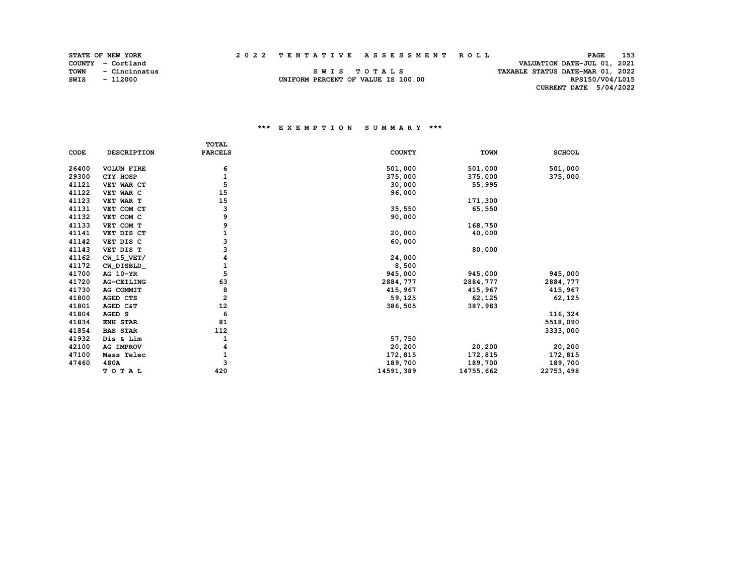STATE OF NEW YORK
COUNTY - Cortland
TOWN - Cincinnatus
SWIS - 112000

2022 TENTATIVE ASSESSMENT ROLL

SWIS TOTALS
UNIFORM PERCENT OF VALUE IS 100.00

VALUATION DATE-JUL 01, 2021
TAXABLE STATUS DATE-MAR 01, 2022
RPS150/V04/L015
CURRENT DATE 5/04/2022

### *** EXEMPTION SUMMARY ***

| CODE | DESCRIPTION | TOTAL PARCELS | COUNTY | TOWN | SCHOOL |
|---|---|---|---|---|---|
| 26400 | VOLUN FIRE | 6 | 501,000 | 501,000 | 501,000 |
| 29300 | CTY HOSP | 1 | 375,000 | 375,000 | 375,000 |
| 41121 | VET WAR CT | 5 | 30,000 | 55,995 | |
| 41122 | VET WAR C | 15 | 96,000 | | |
| 41123 | VET WAR T | 15 | | 171,300 | |
| 41131 | VET COM CT | 3 | 35,550 | 65,550 | |
| 41132 | VET COM C | 9 | 90,000 | | |
| 41133 | VET COM T | 9 | | 168,750 | |
| 41141 | VET DIS CT | 1 | 20,000 | 40,000 | |
| 41142 | VET DIS C | 3 | 60,000 | | |
| 41143 | VET DIS T | 3 | | 80,000 | |
| 41162 | CW_15_VET/ | 4 | 24,000 | | |
| 41172 | CW_DISBLD_ | 1 | 8,500 | | |
| 41700 | AG 10-YR | 5 | 945,000 | 945,000 | 945,000 |
| 41720 | AG-CEILING | 63 | 2884,777 | 2884,777 | 2884,777 |
| 41730 | AG COMMIT | 8 | 415,967 | 415,967 | 415,967 |
| 41800 | AGED CTS | 2 | 59,125 | 62,125 | 62,125 |
| 41801 | AGED C&T | 12 | 386,505 | 387,983 | |
| 41804 | AGED S | 6 | | | 116,324 |
| 41834 | ENH STAR | 81 | | | 5518,090 |
| 41854 | BAS STAR | 112 | | | 3333,000 |
| 41932 | Dis & Lim | 1 | 57,750 | | |
| 42100 | AG IMPROV | 4 | 20,200 | 20,200 | 20,200 |
| 47100 | Mass Telec | 1 | 172,815 | 172,815 | 172,815 |
| 47460 | 480A | 3 | 189,700 | 189,700 | 189,700 |
| | TOTAL | 420 | 14591,389 | 14755,662 | 22753,498 |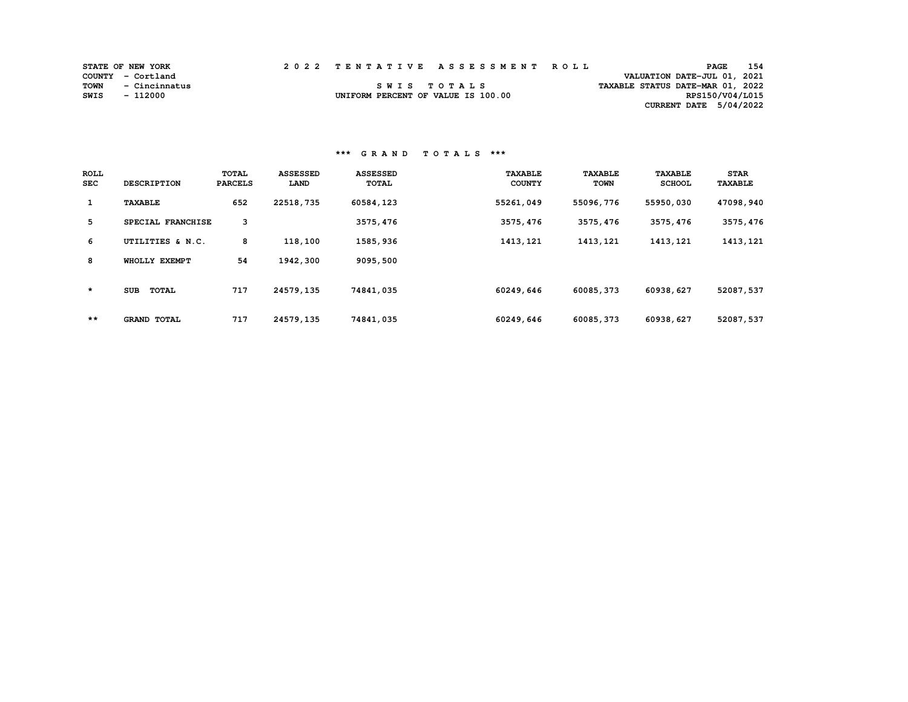STATE OF NEW YORK
COUNTY - Cortland
TOWN - Cincinnatus
SWIS - 112000

# 2022 TENTATIVE ASSESSMENT ROLL

SWIS TOTALS
UNIFORM PERCENT OF VALUE IS 100.00

VALUATION DATE-JUL 01, 2021
TAXABLE STATUS DATE-MAR 01, 2022
RPS150/V04/L015
CURRENT DATE 5/04/2022

## *** GRAND TOTALS ***

| ROLL SEC | DESCRIPTION | TOTAL PARCELS | ASSESSED LAND | ASSESSED TOTAL | TAXABLE COUNTY | TAXABLE TOWN | TAXABLE SCHOOL | STAR TAXABLE |
|---|---|---|---|---|---|---|---|---|
| 1 | TAXABLE | 652 | 22518,735 | 60584,123 | 55261,049 | 55096,776 | 55950,030 | 47098,940 |
| 5 | SPECIAL FRANCHISE | 3 | | 3575,476 | 3575,476 | 3575,476 | 3575,476 | 3575,476 |
| 6 | UTILITIES & N.C. | 8 | 118,100 | 1585,936 | 1413,121 | 1413,121 | 1413,121 | 1413,121 |
| 8 | WHOLLY EXEMPT | 54 | 1942,300 | 9095,500 | | | | |
| * | SUB TOTAL | 717 | 24579,135 | 74841,035 | 60249,646 | 60085,373 | 60938,627 | 52087,537 |
| ** | GRAND TOTAL | 717 | 24579,135 | 74841,035 | 60249,646 | 60085,373 | 60938,627 | 52087,537 |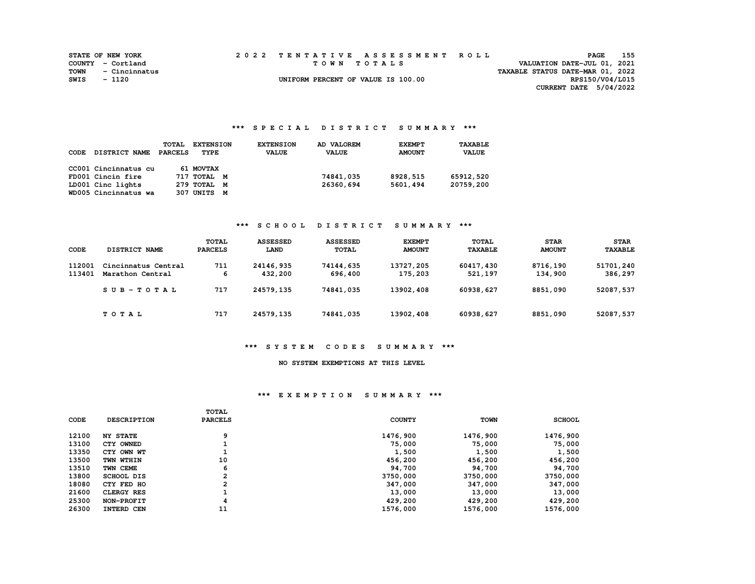STATE OF NEW YORK
COUNTY - Cortland
TOWN - Cincinnatus
SWIS - 1120

# 2022 TENTATIVE ASSESSMENT ROLL

TOWN TOTALS

UNIFORM PERCENT OF VALUE IS 100.00

VALUATION DATE-JUL 01, 2021
TAXABLE STATUS DATE-MAR 01, 2022
RPS150/V04/L015
CURRENT DATE 5/04/2022

## *** SPECIAL DISTRICT SUMMARY ***

| CODE | DISTRICT NAME | TOTAL PARCELS | EXTENSION TYPE | EXTENSION VALUE | AD VALOREM VALUE | EXEMPT AMOUNT | TAXABLE VALUE |
|---|---|---|---|---|---|---|---|
| CC001 | Cincinnatus cu | 61 | MOVTAX | | | | |
| FD001 | Cincin fire | 717 | TOTAL M | | 74841,035 | 8928,515 | 65912,520 |
| LD001 | Cinc lights | 279 | TOTAL M | | 26360,694 | 5601,494 | 20759,200 |
| WD005 | Cincinnatus wa | 307 | UNITS M | | | | |

## *** SCHOOL DISTRICT SUMMARY ***

| CODE | DISTRICT NAME | TOTAL PARCELS | ASSESSED LAND | ASSESSED TOTAL | EXEMPT AMOUNT | TOTAL TAXABLE | STAR AMOUNT | STAR TAXABLE |
|---|---|---|---|---|---|---|---|---|
| 112001 | Cincinnatus Central | 711 | 24146,935 | 74144,635 | 13727,205 | 60417,430 | 8716,190 | 51701,240 |
| 113401 | Marathon Central | 6 | 432,200 | 696,400 | 175,203 | 521,197 | 134,900 | 386,297 |
| | S U B - T O T A L | 717 | 24579,135 | 74841,035 | 13902,408 | 60938,627 | 8851,090 | 52087,537 |
| | T O T A L | 717 | 24579,135 | 74841,035 | 13902,408 | 60938,627 | 8851,090 | 52087,537 |

## *** SYSTEM CODES SUMMARY ***

NO SYSTEM EXEMPTIONS AT THIS LEVEL

## *** EXEMPTION SUMMARY ***

| CODE | DESCRIPTION | TOTAL PARCELS | COUNTY | TOWN | SCHOOL |
|---|---|---|---|---|---|
| 12100 | NY STATE | 9 | 1476,900 | 1476,900 | 1476,900 |
| 13100 | CTY OWNED | 1 | 75,000 | 75,000 | 75,000 |
| 13350 | CTY OWN WT | 1 | 1,500 | 1,500 | 1,500 |
| 13500 | TWN WTHIN | 10 | 456,200 | 456,200 | 456,200 |
| 13510 | TWN CEME | 6 | 94,700 | 94,700 | 94,700 |
| 13800 | SCHOOL DIS | 2 | 3750,000 | 3750,000 | 3750,000 |
| 18080 | CTY FED HO | 2 | 347,000 | 347,000 | 347,000 |
| 21600 | CLERGY RES | 1 | 13,000 | 13,000 | 13,000 |
| 25300 | NON-PROFIT | 4 | 429,200 | 429,200 | 429,200 |
| 26300 | INTERD CEN | 11 | 1576,000 | 1576,000 | 1576,000 |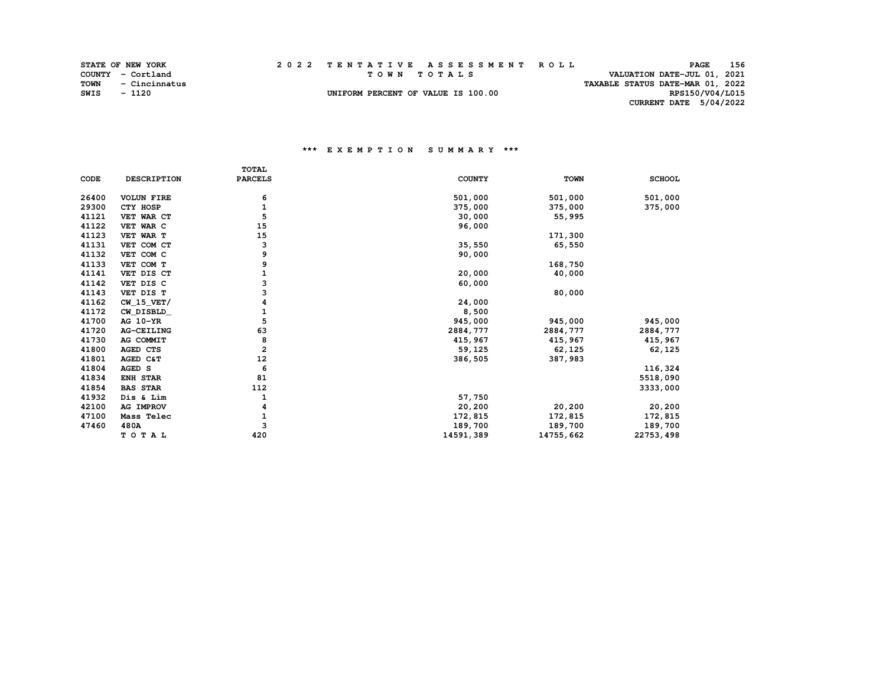STATE OF NEW YORK
COUNTY - Cortland
TOWN - Cincinnatus
SWIS - 1120

# 2022 TENTATIVE ASSESSMENT ROLL

TOWN TOTALS

UNIFORM PERCENT OF VALUE IS 100.00

VALUATION DATE-JUL 01, 2021
TAXABLE STATUS DATE-MAR 01, 2022
RPS150/V04/L015
CURRENT DATE 5/04/2022

## *** EXEMPTION SUMMARY ***

| CODE | DESCRIPTION | TOTAL PARCELS | COUNTY | TOWN | SCHOOL |
|---|---|---|---|---|---|
| 26400 | VOLUN FIRE | 6 | 501,000 | 501,000 | 501,000 |
| 29300 | CTY HOSP | 1 | 375,000 | 375,000 | 375,000 |
| 41121 | VET WAR CT | 5 | 30,000 | 55,995 | |
| 41122 | VET WAR C | 15 | 96,000 | | |
| 41123 | VET WAR T | 15 | | 171,300 | |
| 41131 | VET COM CT | 3 | 35,550 | 65,550 | |
| 41132 | VET COM C | 9 | 90,000 | | |
| 41133 | VET COM T | 9 | | 168,750 | |
| 41141 | VET DIS CT | 1 | 20,000 | 40,000 | |
| 41142 | VET DIS C | 3 | 60,000 | | |
| 41143 | VET DIS T | 3 | | 80,000 | |
| 41162 | CW_15_VET/ | 4 | 24,000 | | |
| 41172 | CW_DISBLD_ | 1 | 8,500 | | |
| 41700 | AG 10-YR | 5 | 945,000 | 945,000 | 945,000 |
| 41720 | AG-CEILING | 63 | 2884,777 | 2884,777 | 2884,777 |
| 41730 | AG COMMIT | 8 | 415,967 | 415,967 | 415,967 |
| 41800 | AGED CTS | 2 | 59,125 | 62,125 | 62,125 |
| 41801 | AGED C&T | 12 | 386,505 | 387,983 | |
| 41804 | AGED S | 6 | | | 116,324 |
| 41834 | ENH STAR | 81 | | | 5518,090 |
| 41854 | BAS STAR | 112 | | | 3333,000 |
| 41932 | Dis & Lim | 1 | 57,750 | | |
| 42100 | AG IMPROV | 4 | 20,200 | 20,200 | 20,200 |
| 47100 | Mass Telec | 1 | 172,815 | 172,815 | 172,815 |
| 47460 | 480A | 3 | 189,700 | 189,700 | 189,700 |
| | TOTAL | 420 | 14591,389 | 14755,662 | 22753,498 |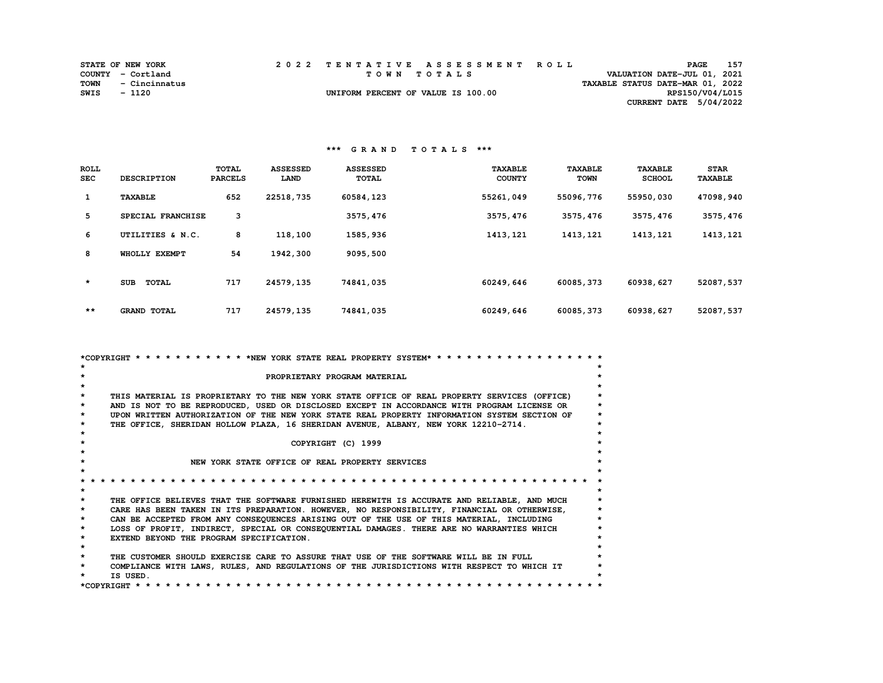STATE OF NEW YORK
COUNTY - Cortland
TOWN - Cincinnatus
SWIS - 1120

# 2 0 2 2 T E N T A T I V E A S S E S S M E N T R O L L

T O W N T O T A L S

UNIFORM PERCENT OF VALUE IS 100.00

VALUATION DATE-JUL 01, 2021
TAXABLE STATUS DATE-MAR 01, 2022
RPS150/V04/L015
CURRENT DATE 5/04/2022

## *** G R A N D T O T A L S ***

| ROLL SEC | DESCRIPTION | TOTAL PARCELS | ASSESSED LAND | ASSESSED TOTAL | TAXABLE COUNTY | TAXABLE TOWN | TAXABLE SCHOOL | STAR TAXABLE |
|---|---|---|---|---|---|---|---|---|
| 1 | TAXABLE | 652 | 22518,735 | 60584,123 | 55261,049 | 55096,776 | 55950,030 | 47098,940 |
| 5 | SPECIAL FRANCHISE | 3 | | 3575,476 | 3575,476 | 3575,476 | 3575,476 | 3575,476 |
| 6 | UTILITIES & N.C. | 8 | 118,100 | 1585,936 | 1413,121 | 1413,121 | 1413,121 | 1413,121 |
| 8 | WHOLLY EXEMPT | 54 | 1942,300 | 9095,500 | | | | |
| * | SUB TOTAL | 717 | 24579,135 | 74841,035 | 60249,646 | 60085,373 | 60938,627 | 52087,537 |
| ** | GRAND TOTAL | 717 | 24579,135 | 74841,035 | 60249,646 | 60085,373 | 60938,627 | 52087,537 |

*COPYRIGHT * * * * * * * * * * * *NEW YORK STATE REAL PROPERTY SYSTEM* * * * * * * * * * * * * * * * * *

PROPRIETARY PROGRAM MATERIAL

THIS MATERIAL IS PROPRIETARY TO THE NEW YORK STATE OFFICE OF REAL PROPERTY SERVICES (OFFICE) AND IS NOT TO BE REPRODUCED, USED OR DISCLOSED EXCEPT IN ACCORDANCE WITH PROGRAM LICENSE OR UPON WRITTEN AUTHORIZATION OF THE NEW YORK STATE REAL PROPERTY INFORMATION SYSTEM SECTION OF THE OFFICE, SHERIDAN HOLLOW PLAZA, 16 SHERIDAN AVENUE, ALBANY, NEW YORK 12210-2714.

COPYRIGHT (C) 1999

NEW YORK STATE OFFICE OF REAL PROPERTY SERVICES

THE OFFICE BELIEVES THAT THE SOFTWARE FURNISHED HEREWITH IS ACCURATE AND RELIABLE, AND MUCH CARE HAS BEEN TAKEN IN ITS PREPARATION. HOWEVER, NO RESPONSIBILITY, FINANCIAL OR OTHERWISE, CAN BE ACCEPTED FROM ANY CONSEQUENCES ARISING OUT OF THE USE OF THIS MATERIAL, INCLUDING LOSS OF PROFIT, INDIRECT, SPECIAL OR CONSEQUENTIAL DAMAGES. THERE ARE NO WARRANTIES WHICH EXTEND BEYOND THE PROGRAM SPECIFICATION.

THE CUSTOMER SHOULD EXERCISE CARE TO ASSURE THAT USE OF THE SOFTWARE WILL BE IN FULL COMPLIANCE WITH LAWS, RULES, AND REGULATIONS OF THE JURISDICTIONS WITH RESPECT TO WHICH IT IS USED.

*COPYRIGHT * * * * * * * * * * * * * * * * * * * * * * * * * * * * * * * * * * * * * * * * * * * * * *